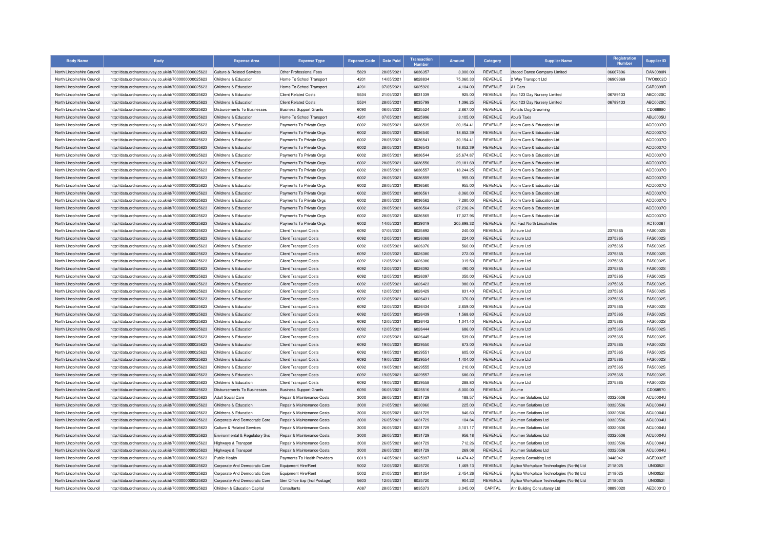| Body Name | Body | Expense Area | Expense Type | Expense Code | Date Paid | Transaction Number | Amount | Category | Supplier Name | Registration Number | Supplier ID |
|---|---|---|---|---|---|---|---|---|---|---|---|
| North Lincolnshire Council | http://data.ordnancesurvey.co.uk/id/7000000000025623 | Culture & Related Services | Other Professional Fees | 5829 | 28/05/2021 | 6036357 | 3,000.00 | REVENUE | 2faced Dance Company Limited | 06667896 | DAN0080N |
| North Lincolnshire Council | http://data.ordnancesurvey.co.uk/id/7000000000025623 | Childrens & Education | Home To School Transport | 4201 | 14/05/2021 | 6028834 | 75,060.33 | REVENUE | 2 Way Transport Ltd | 06909369 | TWO0002O |
| North Lincolnshire Council | http://data.ordnancesurvey.co.uk/id/7000000000025623 | Childrens & Education | Home To School Transport | 4201 | 07/05/2021 | 6025920 | 4,104.00 | REVENUE | A1 Cars | | CAR0399R |
| North Lincolnshire Council | http://data.ordnancesurvey.co.uk/id/7000000000025623 | Childrens & Education | Client Related Costs | 5534 | 21/05/2021 | 6031339 | 925.00 | REVENUE | Abc 123 Day Nursery Limited | 06789133 | ABC0020C |
| North Lincolnshire Council | http://data.ordnancesurvey.co.uk/id/7000000000025623 | Childrens & Education | Client Related Costs | 5534 | 28/05/2021 | 6035799 | 1,396.25 | REVENUE | Abc 123 Day Nursery Limited | 06789133 | ABC0020C |
| North Lincolnshire Council | http://data.ordnancesurvey.co.uk/id/7000000000025623 | Disbursements To Businesses | Business Support Grants | 6090 | 06/05/2021 | 6025524 | 2,667.00 | REVENUE | Abitails Dog Grooming | | CD068880 |
| North Lincolnshire Council | http://data.ordnancesurvey.co.uk/id/7000000000025623 | Childrens & Education | Home To School Transport | 4201 | 07/05/2021 | 6025996 | 3,105.00 | REVENUE | Abu'S Taxis | | ABU0005U |
| North Lincolnshire Council | http://data.ordnancesurvey.co.uk/id/7000000000025623 | Childrens & Education | Payments To Private Orgs | 6002 | 28/05/2021 | 6036539 | 30,154.41 | REVENUE | Acorn Care & Education Ltd | | ACO0037O |
| North Lincolnshire Council | http://data.ordnancesurvey.co.uk/id/7000000000025623 | Childrens & Education | Payments To Private Orgs | 6002 | 28/05/2021 | 6036540 | 18,852.39 | REVENUE | Acorn Care & Education Ltd | | ACO0037O |
| North Lincolnshire Council | http://data.ordnancesurvey.co.uk/id/7000000000025623 | Childrens & Education | Payments To Private Orgs | 6002 | 28/05/2021 | 6036541 | 30,154.41 | REVENUE | Acorn Care & Education Ltd | | ACO0037O |
| North Lincolnshire Council | http://data.ordnancesurvey.co.uk/id/7000000000025623 | Childrens & Education | Payments To Private Orgs | 6002 | 28/05/2021 | 6036543 | 18,852.39 | REVENUE | Acorn Care & Education Ltd | | ACO0037O |
| North Lincolnshire Council | http://data.ordnancesurvey.co.uk/id/7000000000025623 | Childrens & Education | Payments To Private Orgs | 6002 | 28/05/2021 | 6036544 | 25,674.87 | REVENUE | Acorn Care & Education Ltd | | ACO0037O |
| North Lincolnshire Council | http://data.ordnancesurvey.co.uk/id/7000000000025623 | Childrens & Education | Payments To Private Orgs | 6002 | 28/05/2021 | 6036556 | 29,181.69 | REVENUE | Acorn Care & Education Ltd | | ACO0037O |
| North Lincolnshire Council | http://data.ordnancesurvey.co.uk/id/7000000000025623 | Childrens & Education | Payments To Private Orgs | 6002 | 28/05/2021 | 6036557 | 18,244.25 | REVENUE | Acorn Care & Education Ltd | | ACO0037O |
| North Lincolnshire Council | http://data.ordnancesurvey.co.uk/id/7000000000025623 | Childrens & Education | Payments To Private Orgs | 6002 | 28/05/2021 | 6036559 | 955.00 | REVENUE | Acorn Care & Education Ltd | | ACO0037O |
| North Lincolnshire Council | http://data.ordnancesurvey.co.uk/id/7000000000025623 | Childrens & Education | Payments To Private Orgs | 6002 | 28/05/2021 | 6036560 | 955.00 | REVENUE | Acorn Care & Education Ltd | | ACO0037O |
| North Lincolnshire Council | http://data.ordnancesurvey.co.uk/id/7000000000025623 | Childrens & Education | Payments To Private Orgs | 6002 | 28/05/2021 | 6036561 | 8,060.00 | REVENUE | Acorn Care & Education Ltd | | ACO0037O |
| North Lincolnshire Council | http://data.ordnancesurvey.co.uk/id/7000000000025623 | Childrens & Education | Payments To Private Orgs | 6002 | 28/05/2021 | 6036562 | 7,280.00 | REVENUE | Acorn Care & Education Ltd | | ACO0037O |
| North Lincolnshire Council | http://data.ordnancesurvey.co.uk/id/7000000000025623 | Childrens & Education | Payments To Private Orgs | 6002 | 28/05/2021 | 6036564 | 27,236.24 | REVENUE | Acorn Care & Education Ltd | | ACO0037O |
| North Lincolnshire Council | http://data.ordnancesurvey.co.uk/id/7000000000025623 | Childrens & Education | Payments To Private Orgs | 6002 | 28/05/2021 | 6036565 | 17,027.96 | REVENUE | Acorn Care & Education Ltd | | ACO0037O |
| North Lincolnshire Council | http://data.ordnancesurvey.co.uk/id/7000000000025623 | Childrens & Education | Payments To Private Orgs | 6002 | 14/05/2021 | 6029019 | 205,698.32 | REVENUE | Act Fast North Lincolnshire | | ACT0036T |
| North Lincolnshire Council | http://data.ordnancesurvey.co.uk/id/7000000000025623 | Childrens & Education | Client Transport Costs | 6092 | 07/05/2021 | 6025892 | 240.00 | REVENUE | Actsure Ltd | 2375365 | FAS0002S |
| North Lincolnshire Council | http://data.ordnancesurvey.co.uk/id/7000000000025623 | Childrens & Education | Client Transport Costs | 6092 | 12/05/2021 | 6026368 | 224.00 | REVENUE | Actsure Ltd | 2375365 | FAS0002S |
| North Lincolnshire Council | http://data.ordnancesurvey.co.uk/id/7000000000025623 | Childrens & Education | Client Transport Costs | 6092 | 12/05/2021 | 6026376 | 560.00 | REVENUE | Actsure Ltd | 2375365 | FAS0002S |
| North Lincolnshire Council | http://data.ordnancesurvey.co.uk/id/7000000000025623 | Childrens & Education | Client Transport Costs | 6092 | 12/05/2021 | 6026380 | 272.00 | REVENUE | Actsure Ltd | 2375365 | FAS0002S |
| North Lincolnshire Council | http://data.ordnancesurvey.co.uk/id/7000000000025623 | Childrens & Education | Client Transport Costs | 6092 | 12/05/2021 | 6026386 | 319.50 | REVENUE | Actsure Ltd | 2375365 | FAS0002S |
| North Lincolnshire Council | http://data.ordnancesurvey.co.uk/id/7000000000025623 | Childrens & Education | Client Transport Costs | 6092 | 12/05/2021 | 6026392 | 490.00 | REVENUE | Actsure Ltd | 2375365 | FAS0002S |
| North Lincolnshire Council | http://data.ordnancesurvey.co.uk/id/7000000000025623 | Childrens & Education | Client Transport Costs | 6092 | 12/05/2021 | 6026397 | 350.00 | REVENUE | Actsure Ltd | 2375365 | FAS0002S |
| North Lincolnshire Council | http://data.ordnancesurvey.co.uk/id/7000000000025623 | Childrens & Education | Client Transport Costs | 6092 | 12/05/2021 | 6026423 | 980.00 | REVENUE | Actsure Ltd | 2375365 | FAS0002S |
| North Lincolnshire Council | http://data.ordnancesurvey.co.uk/id/7000000000025623 | Childrens & Education | Client Transport Costs | 6092 | 12/05/2021 | 6026429 | 831.40 | REVENUE | Actsure Ltd | 2375365 | FAS0002S |
| North Lincolnshire Council | http://data.ordnancesurvey.co.uk/id/7000000000025623 | Childrens & Education | Client Transport Costs | 6092 | 12/05/2021 | 6026431 | 376.00 | REVENUE | Actsure Ltd | 2375365 | FAS0002S |
| North Lincolnshire Council | http://data.ordnancesurvey.co.uk/id/7000000000025623 | Childrens & Education | Client Transport Costs | 6092 | 12/05/2021 | 6026434 | 2,659.00 | REVENUE | Actsure Ltd | 2375365 | FAS0002S |
| North Lincolnshire Council | http://data.ordnancesurvey.co.uk/id/7000000000025623 | Childrens & Education | Client Transport Costs | 6092 | 12/05/2021 | 6026439 | 1,568.60 | REVENUE | Actsure Ltd | 2375365 | FAS0002S |
| North Lincolnshire Council | http://data.ordnancesurvey.co.uk/id/7000000000025623 | Childrens & Education | Client Transport Costs | 6092 | 12/05/2021 | 6026442 | 1,041.40 | REVENUE | Actsure Ltd | 2375365 | FAS0002S |
| North Lincolnshire Council | http://data.ordnancesurvey.co.uk/id/7000000000025623 | Childrens & Education | Client Transport Costs | 6092 | 12/05/2021 | 6026444 | 686.00 | REVENUE | Actsure Ltd | 2375365 | FAS0002S |
| North Lincolnshire Council | http://data.ordnancesurvey.co.uk/id/7000000000025623 | Childrens & Education | Client Transport Costs | 6092 | 12/05/2021 | 6026445 | 539.00 | REVENUE | Actsure Ltd | 2375365 | FAS0002S |
| North Lincolnshire Council | http://data.ordnancesurvey.co.uk/id/7000000000025623 | Childrens & Education | Client Transport Costs | 6092 | 19/05/2021 | 6029550 | 873.00 | REVENUE | Actsure Ltd | 2375365 | FAS0002S |
| North Lincolnshire Council | http://data.ordnancesurvey.co.uk/id/7000000000025623 | Childrens & Education | Client Transport Costs | 6092 | 19/05/2021 | 6029551 | 605.00 | REVENUE | Actsure Ltd | 2375365 | FAS0002S |
| North Lincolnshire Council | http://data.ordnancesurvey.co.uk/id/7000000000025623 | Childrens & Education | Client Transport Costs | 6092 | 19/05/2021 | 6029554 | 1,404.00 | REVENUE | Actsure Ltd | 2375365 | FAS0002S |
| North Lincolnshire Council | http://data.ordnancesurvey.co.uk/id/7000000000025623 | Childrens & Education | Client Transport Costs | 6092 | 19/05/2021 | 6029555 | 210.00 | REVENUE | Actsure Ltd | 2375365 | FAS0002S |
| North Lincolnshire Council | http://data.ordnancesurvey.co.uk/id/7000000000025623 | Childrens & Education | Client Transport Costs | 6092 | 19/05/2021 | 6029557 | 686.00 | REVENUE | Actsure Ltd | 2375365 | FAS0002S |
| North Lincolnshire Council | http://data.ordnancesurvey.co.uk/id/7000000000025623 | Childrens & Education | Client Transport Costs | 6092 | 19/05/2021 | 6029558 | 288.80 | REVENUE | Actsure Ltd | 2375365 | FAS0002S |
| North Lincolnshire Council | http://data.ordnancesurvey.co.uk/id/7000000000025623 | Disbursements To Businesses | Business Support Grants | 6090 | 06/05/2021 | 6025516 | 8,000.00 | REVENUE | Acume | | CD068570 |
| North Lincolnshire Council | http://data.ordnancesurvey.co.uk/id/7000000000025623 | Adult Social Care | Repair & Maintenance Costs | 3000 | 26/05/2021 | 6031729 | 188.57 | REVENUE | Acumen Solutions Ltd | 03320506 | ACU0004U |
| North Lincolnshire Council | http://data.ordnancesurvey.co.uk/id/7000000000025623 | Childrens & Education | Repair & Maintenance Costs | 3000 | 21/05/2021 | 6030960 | 225.00 | REVENUE | Acumen Solutions Ltd | 03320506 | ACU0004U |
| North Lincolnshire Council | http://data.ordnancesurvey.co.uk/id/7000000000025623 | Childrens & Education | Repair & Maintenance Costs | 3000 | 26/05/2021 | 6031729 | 846.60 | REVENUE | Acumen Solutions Ltd | 03320506 | ACU0004U |
| North Lincolnshire Council | http://data.ordnancesurvey.co.uk/id/7000000000025623 | Corporate And Democratic Core | Repair & Maintenance Costs | 3000 | 26/05/2021 | 6031729 | 104.84 | REVENUE | Acumen Solutions Ltd | 03320506 | ACU0004U |
| North Lincolnshire Council | http://data.ordnancesurvey.co.uk/id/7000000000025623 | Culture & Related Services | Repair & Maintenance Costs | 3000 | 26/05/2021 | 6031729 | 3,101.17 | REVENUE | Acumen Solutions Ltd | 03320506 | ACU0004U |
| North Lincolnshire Council | http://data.ordnancesurvey.co.uk/id/7000000000025623 | Environmental & Regulatory Svs | Repair & Maintenance Costs | 3000 | 26/05/2021 | 6031729 | 956.18 | REVENUE | Acumen Solutions Ltd | 03320506 | ACU0004U |
| North Lincolnshire Council | http://data.ordnancesurvey.co.uk/id/7000000000025623 | Highways & Transport | Repair & Maintenance Costs | 3000 | 26/05/2021 | 6031729 | 712.26 | REVENUE | Acumen Solutions Ltd | 03320506 | ACU0004U |
| North Lincolnshire Council | http://data.ordnancesurvey.co.uk/id/7000000000025623 | Highways & Transport | Repair & Maintenance Costs | 3000 | 26/05/2021 | 6031729 | 269.08 | REVENUE | Acumen Solutions Ltd | 03320506 | ACU0004U |
| North Lincolnshire Council | http://data.ordnancesurvey.co.uk/id/7000000000025623 | Public Health | Payments To Health Providers | 6019 | 14/05/2021 | 6025997 | 14,474.42 | REVENUE | Agencia Consulting Ltd | 3448042 | AGE0032E |
| North Lincolnshire Council | http://data.ordnancesurvey.co.uk/id/7000000000025623 | Corporate And Democratic Core | Equipment Hire/Rent | 5002 | 12/05/2021 | 6025720 | 1,469.13 | REVENUE | Agilico Workplace Technologies (North) Ltd | 2118025 | UNI0052I |
| North Lincolnshire Council | http://data.ordnancesurvey.co.uk/id/7000000000025623 | Corporate And Democratic Core | Equipment Hire/Rent | 5002 | 21/05/2021 | 6031354 | 2,454.26 | REVENUE | Agilico Workplace Technologies (North) Ltd | 2118025 | UNI0052I |
| North Lincolnshire Council | http://data.ordnancesurvey.co.uk/id/7000000000025623 | Corporate And Democratic Core | Gen Office Exp (Incl Postage) | 5603 | 12/05/2021 | 6025720 | 904.22 | REVENUE | Agilico Workplace Technologies (North) Ltd | 2118025 | UNI0052I |
| North Lincolnshire Council | http://data.ordnancesurvey.co.uk/id/7000000000025623 | Children & Education Capital | Consultants | A087 | 28/05/2021 | 6035373 | 3,045.00 | CAPITAL | Ahr Building Consultancy Ltd | 08890020 | AED0001D |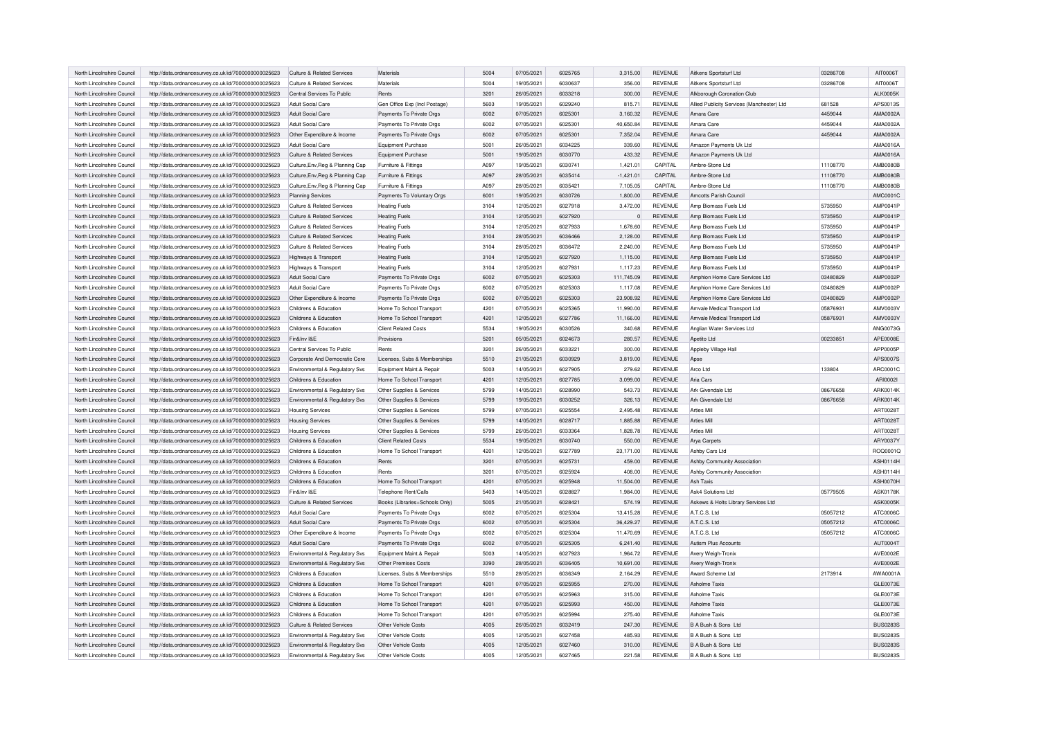| North Lincolnshire Council | http://data.ordnancesurvey.co.uk/id/7000000000025623 | Culture & Related Services | Materials | 5004 | 07/05/2021 | 6025765 | 3,315.00 | REVENUE | Aitkens Sportsturf Ltd | 03286708 | AIT0006T |
|---|---|---|---|---|---|---|---|---|---|---|---|
| North Lincolnshire Council | http://data.ordnancesurvey.co.uk/id/7000000000025623 | Culture & Related Services | Materials | 5004 | 19/05/2021 | 6030637 | 356.00 | REVENUE | Aitkens Sportsturf Ltd | 03286708 | AIT0006T |
| North Lincolnshire Council | http://data.ordnancesurvey.co.uk/id/7000000000025623 | Central Services To Public | Rents | 3201 | 26/05/2021 | 6033218 | 300.00 | REVENUE | Alkborough Coronation Club | | ALK0005K |
| North Lincolnshire Council | http://data.ordnancesurvey.co.uk/id/7000000000025623 | Adult Social Care | Gen Office Exp (Incl Postage) | 5603 | 19/05/2021 | 6029240 | 815.71 | REVENUE | Allied Publicity Services (Manchester) Ltd | 681528 | APS0013S |
| North Lincolnshire Council | http://data.ordnancesurvey.co.uk/id/7000000000025623 | Adult Social Care | Payments To Private Orgs | 6002 | 07/05/2021 | 6025301 | 3,160.32 | REVENUE | Amara Care | 4459044 | AMA0002A |
| North Lincolnshire Council | http://data.ordnancesurvey.co.uk/id/7000000000025623 | Adult Social Care | Payments To Private Orgs | 6002 | 07/05/2021 | 6025301 | 40,650.84 | REVENUE | Amara Care | 4459044 | AMA0002A |
| North Lincolnshire Council | http://data.ordnancesurvey.co.uk/id/7000000000025623 | Other Expenditure & Income | Payments To Private Orgs | 6002 | 07/05/2021 | 6025301 | 7,352.04 | REVENUE | Amara Care | 4459044 | AMA0002A |
| North Lincolnshire Council | http://data.ordnancesurvey.co.uk/id/7000000000025623 | Adult Social Care | Equipment Purchase | 5001 | 26/05/2021 | 6034225 | 339.60 | REVENUE | Amazon Payments Uk Ltd | | AMA0016A |
| North Lincolnshire Council | http://data.ordnancesurvey.co.uk/id/7000000000025623 | Culture & Related Services | Equipment Purchase | 5001 | 19/05/2021 | 6030770 | 433.32 | REVENUE | Amazon Payments Uk Ltd | | AMA0016A |
| North Lincolnshire Council | http://data.ordnancesurvey.co.uk/id/7000000000025623 | Culture,Env,Reg & Planning Cap | Furniture & Fittings | A097 | 19/05/2021 | 6030741 | 1,421.01 | CAPITAL | Ambre-Stone Ltd | 11108770 | AMB0080B |
| North Lincolnshire Council | http://data.ordnancesurvey.co.uk/id/7000000000025623 | Culture,Env,Reg & Planning Cap | Furniture & Fittings | A097 | 28/05/2021 | 6035414 | -1,421.01 | CAPITAL | Ambre-Stone Ltd | 11108770 | AMB0080B |
| North Lincolnshire Council | http://data.ordnancesurvey.co.uk/id/7000000000025623 | Culture,Env,Reg & Planning Cap | Furniture & Fittings | A097 | 28/05/2021 | 6035421 | 7,105.05 | CAPITAL | Ambre-Stone Ltd | 11108770 | AMB0080B |
| North Lincolnshire Council | http://data.ordnancesurvey.co.uk/id/7000000000025623 | Planning Services | Payments To Voluntary Orgs | 6001 | 19/05/2021 | 6030726 | 1,800.00 | REVENUE | Amcotts Parish Council | | AMC0001C |
| North Lincolnshire Council | http://data.ordnancesurvey.co.uk/id/7000000000025623 | Culture & Related Services | Heating Fuels | 3104 | 12/05/2021 | 6027918 | 3,472.00 | REVENUE | Amp Biomass Fuels Ltd | 5735950 | AMP0041P |
| North Lincolnshire Council | http://data.ordnancesurvey.co.uk/id/7000000000025623 | Culture & Related Services | Heating Fuels | 3104 | 12/05/2021 | 6027920 | 0 | REVENUE | Amp Biomass Fuels Ltd | 5735950 | AMP0041P |
| North Lincolnshire Council | http://data.ordnancesurvey.co.uk/id/7000000000025623 | Culture & Related Services | Heating Fuels | 3104 | 12/05/2021 | 6027933 | 1,678.60 | REVENUE | Amp Biomass Fuels Ltd | 5735950 | AMP0041P |
| North Lincolnshire Council | http://data.ordnancesurvey.co.uk/id/7000000000025623 | Culture & Related Services | Heating Fuels | 3104 | 28/05/2021 | 6036466 | 2,128.00 | REVENUE | Amp Biomass Fuels Ltd | 5735950 | AMP0041P |
| North Lincolnshire Council | http://data.ordnancesurvey.co.uk/id/7000000000025623 | Culture & Related Services | Heating Fuels | 3104 | 28/05/2021 | 6036472 | 2,240.00 | REVENUE | Amp Biomass Fuels Ltd | 5735950 | AMP0041P |
| North Lincolnshire Council | http://data.ordnancesurvey.co.uk/id/7000000000025623 | Highways & Transport | Heating Fuels | 3104 | 12/05/2021 | 6027920 | 1,115.00 | REVENUE | Amp Biomass Fuels Ltd | 5735950 | AMP0041P |
| North Lincolnshire Council | http://data.ordnancesurvey.co.uk/id/7000000000025623 | Highways & Transport | Heating Fuels | 3104 | 12/05/2021 | 6027931 | 1,117.23 | REVENUE | Amp Biomass Fuels Ltd | 5735950 | AMP0041P |
| North Lincolnshire Council | http://data.ordnancesurvey.co.uk/id/7000000000025623 | Adult Social Care | Payments To Private Orgs | 6002 | 07/05/2021 | 6025303 | 111,745.09 | REVENUE | Amphion Home Care Services Ltd | 03480829 | AMP0002P |
| North Lincolnshire Council | http://data.ordnancesurvey.co.uk/id/7000000000025623 | Adult Social Care | Payments To Private Orgs | 6002 | 07/05/2021 | 6025303 | 1,117.08 | REVENUE | Amphion Home Care Services Ltd | 03480829 | AMP0002P |
| North Lincolnshire Council | http://data.ordnancesurvey.co.uk/id/7000000000025623 | Other Expenditure & Income | Payments To Private Orgs | 6002 | 07/05/2021 | 6025303 | 23,908.92 | REVENUE | Amphion Home Care Services Ltd | 03480829 | AMP0002P |
| North Lincolnshire Council | http://data.ordnancesurvey.co.uk/id/7000000000025623 | Childrens & Education | Home To School Transport | 4201 | 07/05/2021 | 6025365 | 11,990.00 | REVENUE | Amvale Medical Transport Ltd | 05876931 | AMV0003V |
| North Lincolnshire Council | http://data.ordnancesurvey.co.uk/id/7000000000025623 | Childrens & Education | Home To School Transport | 4201 | 12/05/2021 | 6027786 | 11,166.00 | REVENUE | Amvale Medical Transport Ltd | 05876931 | AMV0003V |
| North Lincolnshire Council | http://data.ordnancesurvey.co.uk/id/7000000000025623 | Childrens & Education | Client Related Costs | 5534 | 19/05/2021 | 6030526 | 340.68 | REVENUE | Anglian Water Services Ltd | | ANG0073G |
| North Lincolnshire Council | http://data.ordnancesurvey.co.uk/id/7000000000025623 | Fin&Inv I&E | Provisions | 5201 | 05/05/2021 | 6024673 | 280.57 | REVENUE | Apetito Ltd | 00233851 | APE0008E |
| North Lincolnshire Council | http://data.ordnancesurvey.co.uk/id/7000000000025623 | Central Services To Public | Rents | 3201 | 26/05/2021 | 6033221 | 300.00 | REVENUE | Appleby Village Hall | | APP0005P |
| North Lincolnshire Council | http://data.ordnancesurvey.co.uk/id/7000000000000929 | Corporate And Democratic Core | Licenses, Subs & Memberships | 5510 | 21/05/2021 | 6030929 | 3,819.00 | REVENUE | Apse | | APS0007S |
| North Lincolnshire Council | http://data.ordnancesurvey.co.uk/id/7000000000025623 | Environmental & Regulatory Svs | Equipment Maint.& Repair | 5003 | 14/05/2021 | 6027905 | 279.62 | REVENUE | Arco Ltd | 133804 | ARC0001C |
| North Lincolnshire Council | http://data.ordnancesurvey.co.uk/id/7000000000025623 | Childrens & Education | Home To School Transport | 4201 | 12/05/2021 | 6027785 | 3,099.00 | REVENUE | Aria Cars | | ARI0002I |
| North Lincolnshire Council | http://data.ordnancesurvey.co.uk/id/7000000000025623 | Environmental & Regulatory Svs | Other Supplies & Services | 5799 | 14/05/2021 | 6028990 | 543.73 | REVENUE | Ark Givendale Ltd | 08676658 | ARK0014K |
| North Lincolnshire Council | http://data.ordnancesurvey.co.uk/id/7000000000025623 | Environmental & Regulatory Svs | Other Supplies & Services | 5799 | 19/05/2021 | 6030252 | 326.13 | REVENUE | Ark Givendale Ltd | 08676658 | ARK0014K |
| North Lincolnshire Council | http://data.ordnancesurvey.co.uk/id/7000000000025623 | Housing Services | Other Supplies & Services | 5799 | 07/05/2021 | 6025554 | 2,495.48 | REVENUE | Arties Mill | | ART0028T |
| North Lincolnshire Council | http://data.ordnancesurvey.co.uk/id/7000000000025623 | Housing Services | Other Supplies & Services | 5799 | 14/05/2021 | 6028717 | 1,885.88 | REVENUE | Arties Mill | | ART0028T |
| North Lincolnshire Council | http://data.ordnancesurvey.co.uk/id/7000000000025623 | Housing Services | Other Supplies & Services | 5799 | 26/05/2021 | 6033364 | 1,828.78 | REVENUE | Arties Mill | | ART0028T |
| North Lincolnshire Council | http://data.ordnancesurvey.co.uk/id/7000000000025623 | Childrens & Education | Client Related Costs | 5534 | 19/05/2021 | 6030740 | 550.00 | REVENUE | Arya Carpets | | ARY0037Y |
| North Lincolnshire Council | http://data.ordnancesurvey.co.uk/id/7000000000025623 | Childrens & Education | Home To School Transport | 4201 | 12/05/2021 | 6027789 | 23,171.00 | REVENUE | Ashby Cars Ltd | | ROQ0001Q |
| North Lincolnshire Council | http://data.ordnancesurvey.co.uk/id/7000000000025623 | Childrens & Education | Rents | 3201 | 07/05/2021 | 6025731 | 459.00 | REVENUE | Ashby Community Association | | ASH0114H |
| North Lincolnshire Council | http://data.ordnancesurvey.co.uk/id/7000000000025623 | Childrens & Education | Rents | 3201 | 07/05/2021 | 6025924 | 408.00 | REVENUE | Ashby Community Association | | ASH0114H |
| North Lincolnshire Council | http://data.ordnancesurvey.co.uk/id/7000000000025623 | Childrens & Education | Home To School Transport | 4201 | 07/05/2021 | 6025948 | 11,504.00 | REVENUE | Ash Taxis | | ASH0070H |
| North Lincolnshire Council | http://data.ordnancesurvey.co.uk/id/7000000000025623 | Fin&Inv I&E | Telephone Rent/Calls | 5403 | 14/05/2021 | 6028827 | 1,984.00 | REVENUE | Ask4 Solutions Ltd | 05779505 | ASK0178K |
| North Lincolnshire Council | http://data.ordnancesurvey.co.uk/id/7000000000025623 | Culture & Related Services | Books (Libraries+Schools Only) | 5005 | 21/05/2021 | 6028421 | 574.19 | REVENUE | Askews & Holts Library Services Ltd | | ASK0005K |
| North Lincolnshire Council | http://data.ordnancesurvey.co.uk/id/7000000000025623 | Adult Social Care | Payments To Private Orgs | 6002 | 07/05/2021 | 6025304 | 13,415.28 | REVENUE | A.T.C.S. Ltd | 05057212 | ATC0006C |
| North Lincolnshire Council | http://data.ordnancesurvey.co.uk/id/7000000000025623 | Adult Social Care | Payments To Private Orgs | 6002 | 07/05/2021 | 6025304 | 36,429.27 | REVENUE | A.T.C.S. Ltd | 05057212 | ATC0006C |
| North Lincolnshire Council | http://data.ordnancesurvey.co.uk/id/7000000000025623 | Other Expenditure & Income | Payments To Private Orgs | 6002 | 07/05/2021 | 6025304 | 11,470.69 | REVENUE | A.T.C.S. Ltd | 05057212 | ATC0006C |
| North Lincolnshire Council | http://data.ordnancesurvey.co.uk/id/7000000000025623 | Adult Social Care | Payments To Private Orgs | 6002 | 07/05/2021 | 6025305 | 6,241.40 | REVENUE | Autism Plus Accounts | | AUT0004T |
| North Lincolnshire Council | http://data.ordnancesurvey.co.uk/id/7000000000025623 | Environmental & Regulatory Svs | Equipment Maint.& Repair | 5003 | 14/05/2021 | 6027923 | 1,964.72 | REVENUE | Avery Weigh-Tronix | | AVE0002E |
| North Lincolnshire Council | http://data.ordnancesurvey.co.uk/id/7000000000025623 | Environmental & Regulatory Svs | Other Premises Costs | 3390 | 28/05/2021 | 6036405 | 10,691.00 | REVENUE | Avery Weigh-Tronix | | AVE0002E |
| North Lincolnshire Council | http://data.ordnancesurvey.co.uk/id/7000000000025623 | Childrens & Education | Licenses, Subs & Memberships | 5510 | 28/05/2021 | 6036349 | 2,164.29 | REVENUE | Award Scheme Ltd | 2173914 | AWA0001A |
| North Lincolnshire Council | http://data.ordnancesurvey.co.uk/id/7000000000025623 | Childrens & Education | Home To School Transport | 4201 | 07/05/2021 | 6025955 | 270.00 | REVENUE | Axholme Taxis | | GLE0073E |
| North Lincolnshire Council | http://data.ordnancesurvey.co.uk/id/7000000000025623 | Childrens & Education | Home To School Transport | 4201 | 07/05/2021 | 6025963 | 315.00 | REVENUE | Axholme Taxis | | GLE0073E |
| North Lincolnshire Council | http://data.ordnancesurvey.co.uk/id/7000000000025623 | Childrens & Education | Home To School Transport | 4201 | 07/05/2021 | 6025993 | 450.00 | REVENUE | Axholme Taxis | | GLE0073E |
| North Lincolnshire Council | http://data.ordnancesurvey.co.uk/id/7000000000025623 | Childrens & Education | Home To School Transport | 4201 | 07/05/2021 | 6025994 | 275.40 | REVENUE | Axholme Taxis | | GLE0073E |
| North Lincolnshire Council | http://data.ordnancesurvey.co.uk/id/7000000000025623 | Culture & Related Services | Other Vehicle Costs | 4005 | 26/05/2021 | 6032419 | 247.30 | REVENUE | B A Bush & Sons Ltd | | BUS0283S |
| North Lincolnshire Council | http://data.ordnancesurvey.co.uk/id/7000000000025623 | Environmental & Regulatory Svs | Other Vehicle Costs | 4005 | 12/05/2021 | 6027458 | 485.93 | REVENUE | B A Bush & Sons Ltd | | BUS0283S |
| North Lincolnshire Council | http://data.ordnancesurvey.co.uk/id/7000000000025623 | Environmental & Regulatory Svs | Other Vehicle Costs | 4005 | 12/05/2021 | 6027460 | 310.00 | REVENUE | B A Bush & Sons Ltd | | BUS0283S |
| North Lincolnshire Council | http://data.ordnancesurvey.co.uk/id/7000000000025623 | Environmental & Regulatory Svs | Other Vehicle Costs | 4005 | 12/05/2021 | 6027465 | 221.58 | REVENUE | B A Bush & Sons Ltd | | BUS0283S |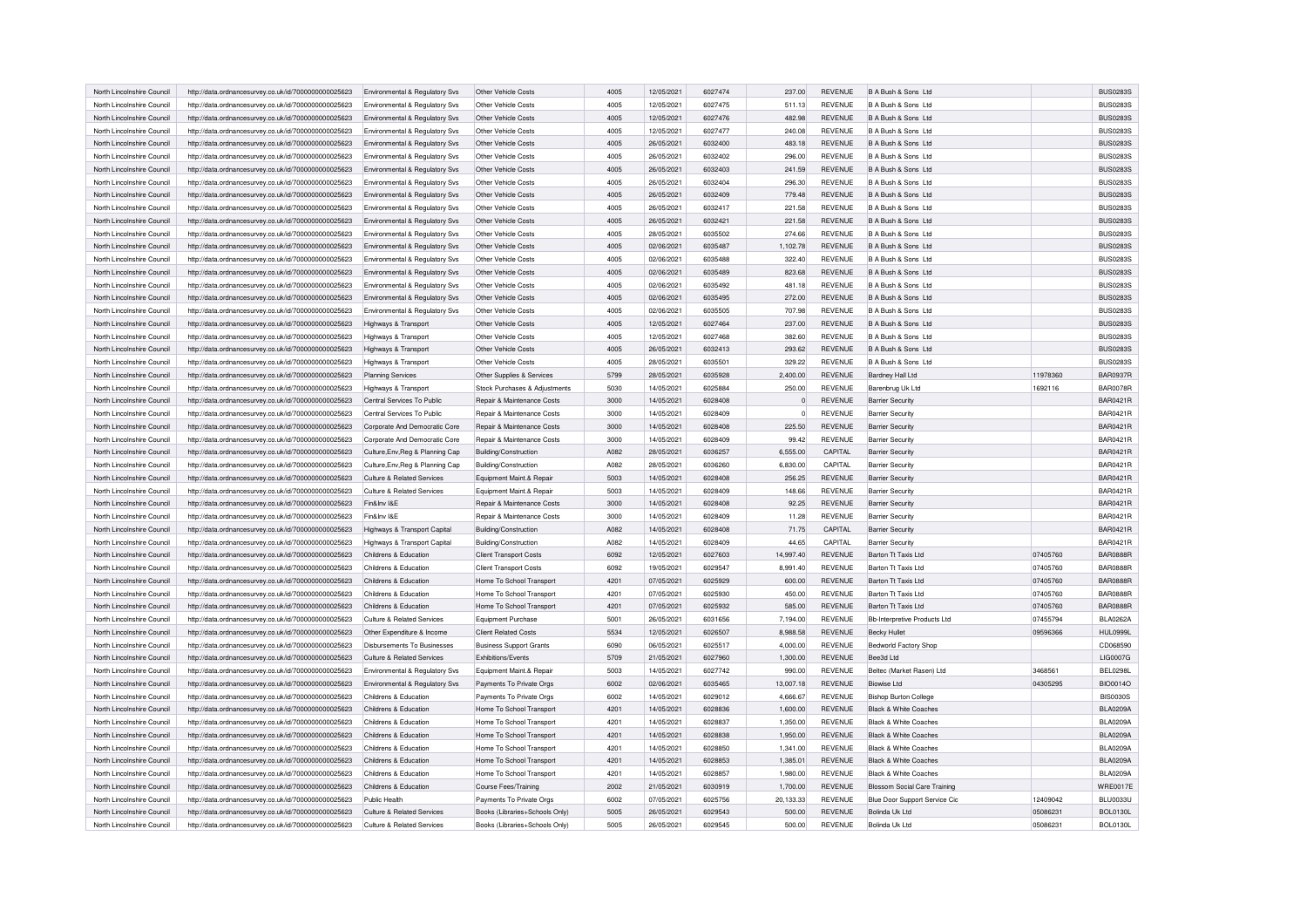| North Lincolnshire Council | http://data.ordnancesurvey.co.uk/id/7000000000025623 | Environmental & Regulatory Svs | Other Vehicle Costs | 4005 | 12/05/2021 | 6027474 | 237.00 | REVENUE | B A Bush & Sons Ltd | | BUS0283S |
|---|---|---|---|---|---|---|---|---|---|---|---|
| North Lincolnshire Council | http://data.ordnancesurvey.co.uk/id/7000000000025623 | Environmental & Regulatory Svs | Other Vehicle Costs | 4005 | 12/05/2021 | 6027475 | 511.13 | REVENUE | B A Bush & Sons Ltd | | BUS0283S |
| North Lincolnshire Council | http://data.ordnancesurvey.co.uk/id/7000000000025623 | Environmental & Regulatory Svs | Other Vehicle Costs | 4005 | 12/05/2021 | 6027476 | 482.98 | REVENUE | B A Bush & Sons Ltd | | BUS0283S |
| North Lincolnshire Council | http://data.ordnancesurvey.co.uk/id/7000000000025623 | Environmental & Regulatory Svs | Other Vehicle Costs | 4005 | 12/05/2021 | 6027477 | 240.08 | REVENUE | B A Bush & Sons Ltd | | BUS0283S |
| North Lincolnshire Council | http://data.ordnancesurvey.co.uk/id/7000000000025623 | Environmental & Regulatory Svs | Other Vehicle Costs | 4005 | 26/05/2021 | 6032400 | 483.18 | REVENUE | B A Bush & Sons Ltd | | BUS0283S |
| North Lincolnshire Council | http://data.ordnancesurvey.co.uk/id/7000000000025623 | Environmental & Regulatory Svs | Other Vehicle Costs | 4005 | 26/05/2021 | 6032402 | 296.00 | REVENUE | B A Bush & Sons Ltd | | BUS0283S |
| North Lincolnshire Council | http://data.ordnancesurvey.co.uk/id/7000000000025623 | Environmental & Regulatory Svs | Other Vehicle Costs | 4005 | 26/05/2021 | 6032403 | 241.59 | REVENUE | B A Bush & Sons Ltd | | BUS0283S |
| North Lincolnshire Council | http://data.ordnancesurvey.co.uk/id/7000000000025623 | Environmental & Regulatory Svs | Other Vehicle Costs | 4005 | 26/05/2021 | 6032404 | 296.30 | REVENUE | B A Bush & Sons Ltd | | BUS0283S |
| North Lincolnshire Council | http://data.ordnancesurvey.co.uk/id/7000000000025623 | Environmental & Regulatory Svs | Other Vehicle Costs | 4005 | 26/05/2021 | 6032409 | 779.48 | REVENUE | B A Bush & Sons Ltd | | BUS0283S |
| North Lincolnshire Council | http://data.ordnancesurvey.co.uk/id/7000000000025623 | Environmental & Regulatory Svs | Other Vehicle Costs | 4005 | 26/05/2021 | 6032417 | 221.58 | REVENUE | B A Bush & Sons Ltd | | BUS0283S |
| North Lincolnshire Council | http://data.ordnancesurvey.co.uk/id/7000000000025623 | Environmental & Regulatory Svs | Other Vehicle Costs | 4005 | 26/05/2021 | 6032421 | 221.58 | REVENUE | B A Bush & Sons Ltd | | BUS0283S |
| North Lincolnshire Council | http://data.ordnancesurvey.co.uk/id/7000000000025623 | Environmental & Regulatory Svs | Other Vehicle Costs | 4005 | 28/05/2021 | 6035502 | 274.66 | REVENUE | B A Bush & Sons Ltd | | BUS0283S |
| North Lincolnshire Council | http://data.ordnancesurvey.co.uk/id/7000000000025623 | Environmental & Regulatory Svs | Other Vehicle Costs | 4005 | 02/06/2021 | 6035487 | 1,102.78 | REVENUE | B A Bush & Sons Ltd | | BUS0283S |
| North Lincolnshire Council | http://data.ordnancesurvey.co.uk/id/7000000000025623 | Environmental & Regulatory Svs | Other Vehicle Costs | 4005 | 02/06/2021 | 6035488 | 322.40 | REVENUE | B A Bush & Sons Ltd | | BUS0283S |
| North Lincolnshire Council | http://data.ordnancesurvey.co.uk/id/7000000000025623 | Environmental & Regulatory Svs | Other Vehicle Costs | 4005 | 02/06/2021 | 6035489 | 823.68 | REVENUE | B A Bush & Sons Ltd | | BUS0283S |
| North Lincolnshire Council | http://data.ordnancesurvey.co.uk/id/7000000000025623 | Environmental & Regulatory Svs | Other Vehicle Costs | 4005 | 02/06/2021 | 6035492 | 481.18 | REVENUE | B A Bush & Sons Ltd | | BUS0283S |
| North Lincolnshire Council | http://data.ordnancesurvey.co.uk/id/7000000000025623 | Environmental & Regulatory Svs | Other Vehicle Costs | 4005 | 02/06/2021 | 6035495 | 272.00 | REVENUE | B A Bush & Sons Ltd | | BUS0283S |
| North Lincolnshire Council | http://data.ordnancesurvey.co.uk/id/7000000000025623 | Environmental & Regulatory Svs | Other Vehicle Costs | 4005 | 02/06/2021 | 6035505 | 707.98 | REVENUE | B A Bush & Sons Ltd | | BUS0283S |
| North Lincolnshire Council | http://data.ordnancesurvey.co.uk/id/7000000000025623 | Highways & Transport | Other Vehicle Costs | 4005 | 12/05/2021 | 6027464 | 237.00 | REVENUE | B A Bush & Sons Ltd | | BUS0283S |
| North Lincolnshire Council | http://data.ordnancesurvey.co.uk/id/7000000000025623 | Highways & Transport | Other Vehicle Costs | 4005 | 12/05/2021 | 6027468 | 382.60 | REVENUE | B A Bush & Sons Ltd | | BUS0283S |
| North Lincolnshire Council | http://data.ordnancesurvey.co.uk/id/7000000000025623 | Highways & Transport | Other Vehicle Costs | 4005 | 26/05/2021 | 6032413 | 293.62 | REVENUE | B A Bush & Sons Ltd | | BUS0283S |
| North Lincolnshire Council | http://data.ordnancesurvey.co.uk/id/7000000000025623 | Highways & Transport | Other Vehicle Costs | 4005 | 28/05/2021 | 6035501 | 329.22 | REVENUE | B A Bush & Sons Ltd | | BUS0283S |
| North Lincolnshire Council | http://data.ordnancesurvey.co.uk/id/7000000000025623 | Planning Services | Other Supplies & Services | 5799 | 28/05/2021 | 6035928 | 2,400.00 | REVENUE | Bardney Hall Ltd | 11978360 | BAR0937R |
| North Lincolnshire Council | http://data.ordnancesurvey.co.uk/id/7000000000025623 | Highways & Transport | Stock Purchases & Adjustments | 5030 | 14/05/2021 | 6025884 | 250.00 | REVENUE | Barenbrug Uk Ltd | 1692116 | BAR0078R |
| North Lincolnshire Council | http://data.ordnancesurvey.co.uk/id/7000000000025623 | Central Services To Public | Repair & Maintenance Costs | 3000 | 14/05/2021 | 6028408 | 0 | REVENUE | Barrier Security | | BAR0421R |
| North Lincolnshire Council | http://data.ordnancesurvey.co.uk/id/7000000000025623 | Central Services To Public | Repair & Maintenance Costs | 3000 | 14/05/2021 | 6028409 | 0 | REVENUE | Barrier Security | | BAR0421R |
| North Lincolnshire Council | http://data.ordnancesurvey.co.uk/id/7000000000025623 | Corporate And Democratic Core | Repair & Maintenance Costs | 3000 | 14/05/2021 | 6028408 | 225.50 | REVENUE | Barrier Security | | BAR0421R |
| North Lincolnshire Council | http://data.ordnancesurvey.co.uk/id/7000000000025623 | Corporate And Democratic Core | Repair & Maintenance Costs | 3000 | 14/05/2021 | 6028409 | 99.42 | REVENUE | Barrier Security | | BAR0421R |
| North Lincolnshire Council | http://data.ordnancesurvey.co.uk/id/7000000000025623 | Culture,Env,Reg & Planning Cap | Building/Construction | A082 | 28/05/2021 | 6036257 | 6,555.00 | CAPITAL | Barrier Security | | BAR0421R |
| North Lincolnshire Council | http://data.ordnancesurvey.co.uk/id/7000000000025623 | Culture,Env,Reg & Planning Cap | Building/Construction | A082 | 28/05/2021 | 6036260 | 6,830.00 | CAPITAL | Barrier Security | | BAR0421R |
| North Lincolnshire Council | http://data.ordnancesurvey.co.uk/id/7000000000025623 | Culture & Related Services | Equipment Maint.& Repair | 5003 | 14/05/2021 | 6028408 | 256.25 | REVENUE | Barrier Security | | BAR0421R |
| North Lincolnshire Council | http://data.ordnancesurvey.co.uk/id/7000000000025623 | Culture & Related Services | Equipment Maint.& Repair | 5003 | 14/05/2021 | 6028409 | 148.66 | REVENUE | Barrier Security | | BAR0421R |
| North Lincolnshire Council | http://data.ordnancesurvey.co.uk/id/7000000000025623 | Fin&Inv I&E | Repair & Maintenance Costs | 3000 | 14/05/2021 | 6028408 | 92.25 | REVENUE | Barrier Security | | BAR0421R |
| North Lincolnshire Council | http://data.ordnancesurvey.co.uk/id/7000000000025623 | Fin&Inv I&E | Repair & Maintenance Costs | 3000 | 14/05/2021 | 6028409 | 11.28 | REVENUE | Barrier Security | | BAR0421R |
| North Lincolnshire Council | http://data.ordnancesurvey.co.uk/id/7000000000025623 | Highways & Transport Capital | Building/Construction | A082 | 14/05/2021 | 6028408 | 71.75 | CAPITAL | Barrier Security | | BAR0421R |
| North Lincolnshire Council | http://data.ordnancesurvey.co.uk/id/7000000000025623 | Highways & Transport Capital | Building/Construction | A082 | 14/05/2021 | 6028409 | 44.65 | CAPITAL | Barrier Security | | BAR0421R |
| North Lincolnshire Council | http://data.ordnancesurvey.co.uk/id/7000000000025623 | Childrens & Education | Client Transport Costs | 6092 | 12/05/2021 | 6027603 | 14,997.40 | REVENUE | Barton Tt Taxis Ltd | 07405760 | BAR0888R |
| North Lincolnshire Council | http://data.ordnancesurvey.co.uk/id/7000000000025623 | Childrens & Education | Client Transport Costs | 6092 | 19/05/2021 | 6029547 | 8,991.40 | REVENUE | Barton Tt Taxis Ltd | 07405760 | BAR0888R |
| North Lincolnshire Council | http://data.ordnancesurvey.co.uk/id/7000000000025623 | Childrens & Education | Home To School Transport | 4201 | 07/05/2021 | 6025929 | 600.00 | REVENUE | Barton Tt Taxis Ltd | 07405760 | BAR0888R |
| North Lincolnshire Council | http://data.ordnancesurvey.co.uk/id/7000000000025623 | Childrens & Education | Home To School Transport | 4201 | 07/05/2021 | 6025930 | 450.00 | REVENUE | Barton Tt Taxis Ltd | 07405760 | BAR0888R |
| North Lincolnshire Council | http://data.ordnancesurvey.co.uk/id/7000000000025623 | Childrens & Education | Home To School Transport | 4201 | 07/05/2021 | 6025932 | 585.00 | REVENUE | Barton Tt Taxis Ltd | 07405760 | BAR0888R |
| North Lincolnshire Council | http://data.ordnancesurvey.co.uk/id/7000000000025623 | Culture & Related Services | Equipment Purchase | 5001 | 26/05/2021 | 6031656 | 7,194.00 | REVENUE | Bb-Interpretive Products Ltd | 07455794 | BLA0262A |
| North Lincolnshire Council | http://data.ordnancesurvey.co.uk/id/7000000000025623 | Other Expenditure & Income | Client Related Costs | 5534 | 12/05/2021 | 6026507 | 8,988.58 | REVENUE | Becky Hullet | 09596366 | HUL0999L |
| North Lincolnshire Council | http://data.ordnancesurvey.co.uk/id/7000000000025623 | Disbursements To Businesses | Business Support Grants | 6090 | 06/05/2021 | 6025517 | 4,000.00 | REVENUE | Bedworld Factory Shop | | CD068590 |
| North Lincolnshire Council | http://data.ordnancesurvey.co.uk/id/7000000000025623 | Culture & Related Services | Exhibitions/Events | 5709 | 21/05/2021 | 6027960 | 1,300.00 | REVENUE | Bee3d Ltd | | LIG0007G |
| North Lincolnshire Council | http://data.ordnancesurvey.co.uk/id/7000000000025623 | Environmental & Regulatory Svs | Equipment Maint.& Repair | 5003 | 14/05/2021 | 6027742 | 990.00 | REVENUE | Beltec (Market Rasen) Ltd | 3468561 | BEL0298L |
| North Lincolnshire Council | http://data.ordnancesurvey.co.uk/id/7000000000025623 | Environmental & Regulatory Svs | Payments To Private Orgs | 6002 | 02/06/2021 | 6035465 | 13,007.18 | REVENUE | Biowise Ltd | 04305295 | BIO0014O |
| North Lincolnshire Council | http://data.ordnancesurvey.co.uk/id/7000000000025623 | Childrens & Education | Payments To Private Orgs | 6002 | 14/05/2021 | 6029012 | 4,666.67 | REVENUE | Bishop Burton College | | BIS0030S |
| North Lincolnshire Council | http://data.ordnancesurvey.co.uk/id/7000000000025623 | Childrens & Education | Home To School Transport | 4201 | 14/05/2021 | 6028836 | 1,600.00 | REVENUE | Black & White Coaches | | BLA0209A |
| North Lincolnshire Council | http://data.ordnancesurvey.co.uk/id/7000000000025623 | Childrens & Education | Home To School Transport | 4201 | 14/05/2021 | 6028837 | 1,350.00 | REVENUE | Black & White Coaches | | BLA0209A |
| North Lincolnshire Council | http://data.ordnancesurvey.co.uk/id/7000000000025623 | Childrens & Education | Home To School Transport | 4201 | 14/05/2021 | 6028838 | 1,950.00 | REVENUE | Black & White Coaches | | BLA0209A |
| North Lincolnshire Council | http://data.ordnancesurvey.co.uk/id/7000000000025623 | Childrens & Education | Home To School Transport | 4201 | 14/05/2021 | 6028850 | 1,341.00 | REVENUE | Black & White Coaches | | BLA0209A |
| North Lincolnshire Council | http://data.ordnancesurvey.co.uk/id/7000000000025623 | Childrens & Education | Home To School Transport | 4201 | 14/05/2021 | 6028853 | 1,385.01 | REVENUE | Black & White Coaches | | BLA0209A |
| North Lincolnshire Council | http://data.ordnancesurvey.co.uk/id/7000000000025623 | Childrens & Education | Home To School Transport | 4201 | 14/05/2021 | 6028857 | 1,980.00 | REVENUE | Black & White Coaches | | BLA0209A |
| North Lincolnshire Council | http://data.ordnancesurvey.co.uk/id/7000000000025623 | Childrens & Education | Course Fees/Training | 2002 | 21/05/2021 | 6030919 | 1,700.00 | REVENUE | Blossom Social Care Training | | WRE0017E |
| North Lincolnshire Council | http://data.ordnancesurvey.co.uk/id/7000000000025623 | Public Health | Payments To Private Orgs | 6002 | 07/05/2021 | 6025756 | 20,133.33 | REVENUE | Blue Door Support Service Cic | 12409042 | BLU0033U |
| North Lincolnshire Council | http://data.ordnancesurvey.co.uk/id/7000000000025623 | Culture & Related Services | Books (Libraries+Schools Only) | 5005 | 26/05/2021 | 6029543 | 500.00 | REVENUE | Bolinda Uk Ltd | 05086231 | BOL0130L |
| North Lincolnshire Council | http://data.ordnancesurvey.co.uk/id/7000000000025623 | Culture & Related Services | Books (Libraries+Schools Only) | 5005 | 26/05/2021 | 6029545 | 500.00 | REVENUE | Bolinda Uk Ltd | 05086231 | BOL0130L |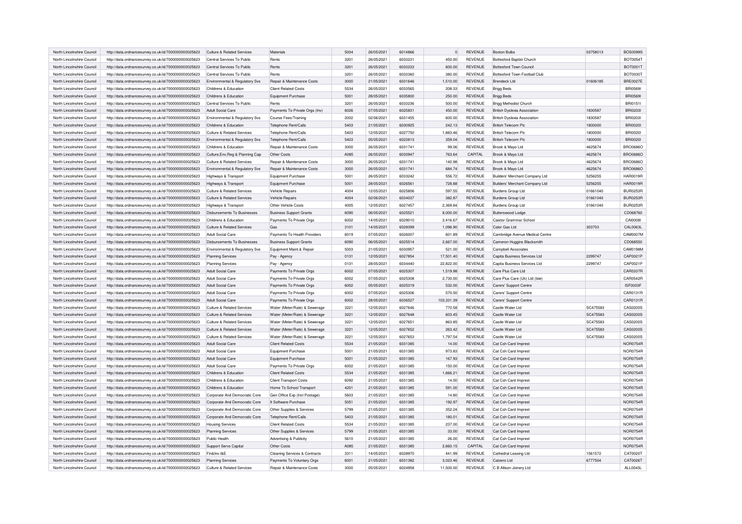| North Lincolnshire Council | http://data.ordnancesurvey.co.uk/id/7000000000025623 | Culture & Related Services | Materials | 5004 | 26/05/2021 | 6014866 | 0 | REVENUE | Boston Bulbs | 03758013 | BOS0099S |
|---|---|---|---|---|---|---|---|---|---|---|---|
| North Lincolnshire Council | http://data.ordnancesurvey.co.uk/id/7000000000025623 | Central Services To Public | Rents | 3201 | 26/05/2021 | 6033231 | 450.00 | REVENUE | Bottesford Baptist Church | | BOT0054T |
| North Lincolnshire Council | http://data.ordnancesurvey.co.uk/id/7000000000025623 | Central Services To Public | Rents | 3201 | 26/05/2021 | 6033233 | 600.00 | REVENUE | Bottesford Town Council | | BOT0001T |
| North Lincolnshire Council | http://data.ordnancesurvey.co.uk/id/7000000000025623 | Central Services To Public | Rents | 3201 | 26/05/2021 | 6033360 | 380.00 | REVENUE | Bottesford Town Football Club | | BOT0030T |
| North Lincolnshire Council | http://data.ordnancesurvey.co.uk/id/7000000000025623 | Environmental & Regulatory Svs | Repair & Maintenance Costs | 3000 | 21/05/2021 | 6031646 | 1,510.00 | REVENUE | Brendeck Ltd | 01606185 | BRE0027E |
| North Lincolnshire Council | http://data.ordnancesurvey.co.uk/id/7000000000025623 | Childrens & Education | Client Related Costs | 5534 | 26/05/2021 | 6033565 | 208.33 | REVENUE | Brigg Beds | | BRI0569I |
| North Lincolnshire Council | http://data.ordnancesurvey.co.uk/id/7000000000025623 | Childrens & Education | Equipment Purchase | 5001 | 28/05/2021 | 6035800 | 250.00 | REVENUE | Brigg Beds | | BRI0569I |
| North Lincolnshire Council | http://data.ordnancesurvey.co.uk/id/7000000000025623 | Central Services To Public | Rents | 3201 | 26/05/2021 | 6033236 | 500.00 | REVENUE | Brigg Methodist Church | | BRI0151I |
| North Lincolnshire Council | http://data.ordnancesurvey.co.uk/id/7000000000025623 | Adult Social Care | Payments To Private Orgs (Inv) | 6026 | 07/05/2021 | 6025831 | 450.00 | REVENUE | British Dyslexia Association | 1830587 | BRI0203I |
| North Lincolnshire Council | http://data.ordnancesurvey.co.uk/id/7000000000025623 | Environmental & Regulatory Svs | Course Fees/Training | 2002 | 02/06/2021 | 6031455 | 600.00 | REVENUE | British Dyslexia Association | 1830587 | BRI0203I |
| North Lincolnshire Council | http://data.ordnancesurvey.co.uk/id/7000000000025623 | Childrens & Education | Telephone Rent/Calls | 5403 | 21/05/2021 | 6030925 | 242.13 | REVENUE | British Telecom Plc | 1800000 | BRI0020I |
| North Lincolnshire Council | http://data.ordnancesurvey.co.uk/id/7000000000025623 | Culture & Related Services | Telephone Rent/Calls | 5403 | 12/05/2021 | 6027750 | 1,883.46 | REVENUE | British Telecom Plc | 1800000 | BRI0020I |
| North Lincolnshire Council | http://data.ordnancesurvey.co.uk/id/7000000000025623 | Environmental & Regulatory Svs | Telephone Rent/Calls | 5403 | 05/05/2021 | 6023813 | 359.04 | REVENUE | British Telecom Plc | 1800000 | BRI0020I |
| North Lincolnshire Council | http://data.ordnancesurvey.co.uk/id/7000000000025623 | Childrens & Education | Repair & Maintenance Costs | 3000 | 26/05/2021 | 6031741 | 99.06 | REVENUE | Brook & Mayo Ltd | 4625674 | BRO0686O |
| North Lincolnshire Council | http://data.ordnancesurvey.co.uk/id/7000000000025623 | Culture,Env,Reg & Planning Cap | Other Costs | A085 | 26/05/2021 | 6030947 | 763.64 | CAPITAL | Brook & Mayo Ltd | 4625674 | BRO0686O |
| North Lincolnshire Council | http://data.ordnancesurvey.co.uk/id/7000000000025623 | Culture & Related Services | Repair & Maintenance Costs | 3000 | 26/05/2021 | 6031741 | 140.98 | REVENUE | Brook & Mayo Ltd | 4625674 | BRO0686O |
| North Lincolnshire Council | http://data.ordnancesurvey.co.uk/id/7000000000025623 | Environmental & Regulatory Svs | Repair & Maintenance Costs | 3000 | 26/05/2021 | 6031741 | 684.74 | REVENUE | Brook & Mayo Ltd | 4625674 | BRO0686O |
| North Lincolnshire Council | http://data.ordnancesurvey.co.uk/id/7000000000025623 | Highways & Transport | Equipment Purchase | 5001 | 26/05/2021 | 6033242 | 556.72 | REVENUE | Builders' Merchant Company Ltd | 5256255 | HAR0019R |
| North Lincolnshire Council | http://data.ordnancesurvey.co.uk/id/7000000000025623 | Highways & Transport | Equipment Purchase | 5001 | 28/05/2021 | 6026561 | 728.88 | REVENUE | Builders' Merchant Company Ltd | 5256255 | HAR0019R |
| North Lincolnshire Council | http://data.ordnancesurvey.co.uk/id/7000000000025623 | Culture & Related Services | Vehicle Repairs | 4004 | 12/05/2021 | 6025806 | 597.55 | REVENUE | Burdens Group Ltd | 01661040 | BUR0253R |
| North Lincolnshire Council | http://data.ordnancesurvey.co.uk/id/7000000000025623 | Culture & Related Services | Vehicle Repairs | 4004 | 02/06/2021 | 6034037 | 382.87 | REVENUE | Burdens Group Ltd | 01661040 | BUR0253R |
| North Lincolnshire Council | http://data.ordnancesurvey.co.uk/id/7000000000025623 | Highways & Transport | Other Vehicle Costs | 4005 | 12/05/2021 | 6027457 | 2,369.84 | REVENUE | Burdens Group Ltd | 01661040 | BUR0253R |
| North Lincolnshire Council | http://data.ordnancesurvey.co.uk/id/7000000000025623 | Disbursements To Businesses | Business Support Grants | 6090 | 06/05/2021 | 6025521 | 8,000.00 | REVENUE | Butterswood Lodge | | CD068760 |
| North Lincolnshire Council | http://data.ordnancesurvey.co.uk/id/7000000000025623 | Childrens & Education | Payments To Private Orgs | 6002 | 14/05/2021 | 6029010 | 2,416.67 | REVENUE | Caistor Grammar School | | CAI0008I |
| North Lincolnshire Council | http://data.ordnancesurvey.co.uk/id/7000000000025623 | Culture & Related Services | Gas | 3101 | 14/05/2021 | 6028399 | 1,096.90 | REVENUE | Calor Gas Ltd | 303703 | CAL0063L |
| North Lincolnshire Council | http://data.ordnancesurvey.co.uk/id/7000000000025623 | Adult Social Care | Payments To Health Providers | 6019 | 07/05/2021 | 6026007 | 601.89 | REVENUE | Cambridge Avenue Medical Centre | | CAM0007M |
| North Lincolnshire Council | http://data.ordnancesurvey.co.uk/id/7000000000025623 | Disbursements To Businesses | Business Support Grants | 6090 | 06/05/2021 | 6025514 | 2,667.00 | REVENUE | Cameron Huggins Blacksmith | | CD068550 |
| North Lincolnshire Council | http://data.ordnancesurvey.co.uk/id/7000000000025623 | Environmental & Regulatory Svs | Equipment Maint.& Repair | 5003 | 21/05/2021 | 6030957 | 521.00 | REVENUE | Campbell Associates | | CAM0198M |
| North Lincolnshire Council | http://data.ordnancesurvey.co.uk/id/7000000000025623 | Planning Services | Pay - Agency | 0131 | 12/05/2021 | 6027854 | 17,501.40 | REVENUE | Capita Business Services Ltd | 2299747 | CAP0021P |
| North Lincolnshire Council | http://data.ordnancesurvey.co.uk/id/7000000000025623 | Planning Services | Pay - Agency | 0131 | 28/05/2021 | 6034440 | 22,822.00 | REVENUE | Capita Business Services Ltd | 2299747 | CAP0021P |
| North Lincolnshire Council | http://data.ordnancesurvey.co.uk/id/7000000000025623 | Adult Social Care | Payments To Private Orgs | 6002 | 07/05/2021 | 6025307 | 1,519.98 | REVENUE | Care Plus Care Ltd | | CAR0337R |
| North Lincolnshire Council | http://data.ordnancesurvey.co.uk/id/7000000000025623 | Adult Social Care | Payments To Private Orgs | 6002 | 07/05/2021 | 6025308 | 2,730.00 | REVENUE | Care Plus Care (Uk) Ltd (Isle) | | CAR0542R |
| North Lincolnshire Council | http://data.ordnancesurvey.co.uk/id/7000000000025623 | Adult Social Care | Payments To Private Orgs | 6002 | 05/05/2021 | 6025319 | 532.00 | REVENUE | Carers' Support Centre | | ISF0003F |
| North Lincolnshire Council | http://data.ordnancesurvey.co.uk/id/7000000000025623 | Adult Social Care | Payments To Private Orgs | 6002 | 07/05/2021 | 6025306 | 570.00 | REVENUE | Carers' Support Centre | | CAR0131R |
| North Lincolnshire Council | http://data.ordnancesurvey.co.uk/id/7000000000025623 | Adult Social Care | Payments To Private Orgs | 6002 | 28/05/2021 | 6036527 | 103,331.39 | REVENUE | Carers' Support Centre | | CAR0131R |
| North Lincolnshire Council | http://data.ordnancesurvey.co.uk/id/7000000000025623 | Culture & Related Services | Water (Meter/Rate) & Sewerage | 3221 | 12/05/2021 | 6027646 | 770.58 | REVENUE | Castle Water Ltd | SC475583 | CAS0200S |
| North Lincolnshire Council | http://data.ordnancesurvey.co.uk/id/7000000000025623 | Culture & Related Services | Water (Meter/Rate) & Sewerage | 3221 | 12/05/2021 | 6027648 | 603.45 | REVENUE | Castle Water Ltd | SC475583 | CAS0200S |
| North Lincolnshire Council | http://data.ordnancesurvey.co.uk/id/7000000000025623 | Culture & Related Services | Water (Meter/Rate) & Sewerage | 3221 | 12/05/2021 | 6027651 | 863.85 | REVENUE | Castle Water Ltd | SC475583 | CAS0200S |
| North Lincolnshire Council | http://data.ordnancesurvey.co.uk/id/7000000000025623 | Culture & Related Services | Water (Meter/Rate) & Sewerage | 3221 | 12/05/2021 | 6027652 | 263.42 | REVENUE | Castle Water Ltd | SC475583 | CAS0200S |
| North Lincolnshire Council | http://data.ordnancesurvey.co.uk/id/7000000000025623 | Culture & Related Services | Water (Meter/Rate) & Sewerage | 3221 | 12/05/2021 | 6027653 | 1,797.54 | REVENUE | Castle Water Ltd | SC475583 | CAS0200S |
| North Lincolnshire Council | http://data.ordnancesurvey.co.uk/id/7000000000025623 | Adult Social Care | Client Related Costs | 5534 | 21/05/2021 | 6031385 | 14.00 | REVENUE | Cat Csh Card Imprest | | NOR0754R |
| North Lincolnshire Council | http://data.ordnancesurvey.co.uk/id/7000000000025623 | Adult Social Care | Equipment Purchase | 5001 | 21/05/2021 | 6031385 | 973.83 | REVENUE | Cat Csh Card Imprest | | NOR0754R |
| North Lincolnshire Council | http://data.ordnancesurvey.co.uk/id/7000000000025623 | Adult Social Care | Equipment Purchase | 5001 | 21/05/2021 | 6031385 | 167.93 | REVENUE | Cat Csh Card Imprest | | NOR0754R |
| North Lincolnshire Council | http://data.ordnancesurvey.co.uk/id/7000000000025623 | Adult Social Care | Payments To Private Orgs | 6002 | 21/05/2021 | 6031385 | 150.00 | REVENUE | Cat Csh Card Imprest | | NOR0754R |
| North Lincolnshire Council | http://data.ordnancesurvey.co.uk/id/7000000000025623 | Childrens & Education | Client Related Costs | 5534 | 21/05/2021 | 6031385 | 1,666.21 | REVENUE | Cat Csh Card Imprest | | NOR0754R |
| North Lincolnshire Council | http://data.ordnancesurvey.co.uk/id/7000000000025623 | Childrens & Education | Client Transport Costs | 6092 | 21/05/2021 | 6031385 | 14.00 | REVENUE | Cat Csh Card Imprest | | NOR0754R |
| North Lincolnshire Council | http://data.ordnancesurvey.co.uk/id/7000000000025623 | Childrens & Education | Home To School Transport | 4201 | 21/05/2021 | 6031385 | 591.00 | REVENUE | Cat Csh Card Imprest | | NOR0754R |
| North Lincolnshire Council | http://data.ordnancesurvey.co.uk/id/7000000000025623 | Corporate And Democratic Core | Gen Office Exp (Incl Postage) | 5603 | 21/05/2021 | 6031385 | 14.80 | REVENUE | Cat Csh Card Imprest | | NOR0754R |
| North Lincolnshire Council | http://data.ordnancesurvey.co.uk/id/7000000000025623 | Corporate And Democratic Core | It Software-Purchase | 5051 | 21/05/2021 | 6031385 | 192.97 | REVENUE | Cat Csh Card Imprest | | NOR0754R |
| North Lincolnshire Council | http://data.ordnancesurvey.co.uk/id/7000000000025623 | Corporate And Democratic Core | Other Supplies & Services | 5799 | 21/05/2021 | 6031385 | 352.24 | REVENUE | Cat Csh Card Imprest | | NOR0754R |
| North Lincolnshire Council | http://data.ordnancesurvey.co.uk/id/7000000000025623 | Corporate And Democratic Core | Telephone Rent/Calls | 5403 | 21/05/2021 | 6031385 | 180.01 | REVENUE | Cat Csh Card Imprest | | NOR0754R |
| North Lincolnshire Council | http://data.ordnancesurvey.co.uk/id/7000000000025623 | Housing Services | Client Related Costs | 5534 | 21/05/2021 | 6031385 | 237.00 | REVENUE | Cat Csh Card Imprest | | NOR0754R |
| North Lincolnshire Council | http://data.ordnancesurvey.co.uk/id/7000000000025623 | Planning Services | Other Supplies & Services | 5799 | 21/05/2021 | 6031385 | 33.00 | REVENUE | Cat Csh Card Imprest | | NOR0754R |
| North Lincolnshire Council | http://data.ordnancesurvey.co.uk/id/7000000000025623 | Public Health | Advertising & Publicity | 5610 | 21/05/2021 | 6031385 | 26.00 | REVENUE | Cat Csh Card Imprest | | NOR0754R |
| North Lincolnshire Council | http://data.ordnancesurvey.co.uk/id/7000000000025623 | Support Servs Capital | Other Costs | A085 | 21/05/2021 | 6031385 | 2,660.15 | CAPITAL | Cat Csh Card Imprest | | NOR0754R |
| North Lincolnshire Council | http://data.ordnancesurvey.co.uk/id/7000000000025623 | Fin&Inv I&E | Cleaning Services & Contracts | 3311 | 14/05/2021 | 6028970 | 441.99 | REVENUE | Cathedral Leasing Ltd | 1561572 | CAT0020T |
| North Lincolnshire Council | http://data.ordnancesurvey.co.uk/id/7000000000025623 | Planning Services | Payments To Voluntary Orgs | 6001 | 21/05/2021 | 6031382 | 3,023.46 | REVENUE | Catzero Ltd | 6777504 | CAT0026T |
| North Lincolnshire Council | http://data.ordnancesurvey.co.uk/id/7000000000025623 | Culture & Related Services | Repair & Maintenance Costs | 3000 | 05/05/2021 | 6024958 | 11,500.00 | REVENUE | C B Allison Joinery Ltd | | ALL0043L |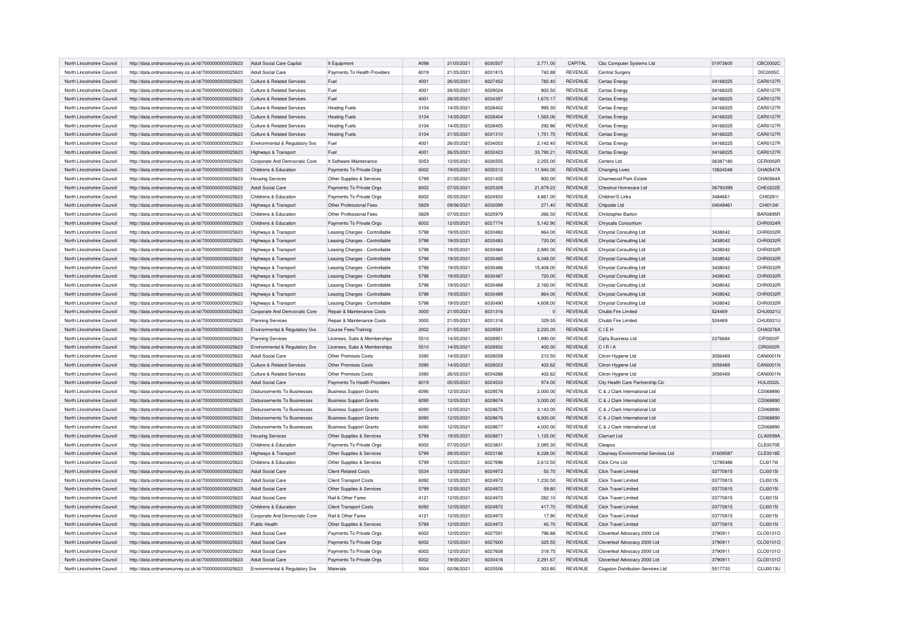| North Lincolnshire Council | http://data.ordnancesurvey.co.uk/id/7000000000025623 | Adult Social Care Capital | It Equipment | A098 | 21/05/2021 | 6030507 | 2,771.00 | CAPITAL | Cbc Computer Systems Ltd | 01973600 | CBC0002C |
|---|---|---|---|---|---|---|---|---|---|---|---|
| North Lincolnshire Council | http://data.ordnancesurvey.co.uk/id/7000000000025623 | Adult Social Care | Payments To Health Providers | 6019 | 21/05/2021 | 6031815 | 742.88 | REVENUE | Central Surgery | | DIC0005C |
| North Lincolnshire Council | http://data.ordnancesurvey.co.uk/id/7000000000025623 | Culture & Related Services | Fuel | 4001 | 26/05/2021 | 6027452 | 782.40 | REVENUE | Certas Energy | 04168225 | CAR0127R |
| North Lincolnshire Council | http://data.ordnancesurvey.co.uk/id/7000000000025623 | Culture & Related Services | Fuel | 4001 | 28/05/2021 | 6029024 | 800.50 | REVENUE | Certas Energy | 04168225 | CAR0127R |
| North Lincolnshire Council | http://data.ordnancesurvey.co.uk/id/7000000000025623 | Culture & Related Services | Fuel | 4001 | 28/05/2021 | 6034397 | 1,670.17 | REVENUE | Certas Energy | 04168225 | CAR0127R |
| North Lincolnshire Council | http://data.ordnancesurvey.co.uk/id/7000000000025623 | Culture & Related Services | Heating Fuels | 3104 | 14/05/2021 | 6028402 | 995.30 | REVENUE | Certas Energy | 04168225 | CAR0127R |
| North Lincolnshire Council | http://data.ordnancesurvey.co.uk/id/7000000000025623 | Culture & Related Services | Heating Fuels | 3104 | 14/05/2021 | 6028404 | 1,565.06 | REVENUE | Certas Energy | 04168225 | CAR0127R |
| North Lincolnshire Council | http://data.ordnancesurvey.co.uk/id/7000000000025623 | Culture & Related Services | Heating Fuels | 3104 | 14/05/2021 | 6028405 | 292.86 | REVENUE | Certas Energy | 04168225 | CAR0127R |
| North Lincolnshire Council | http://data.ordnancesurvey.co.uk/id/7000000000025623 | Culture & Related Services | Heating Fuels | 3104 | 21/05/2021 | 6031310 | 1,751.75 | REVENUE | Certas Energy | 04168225 | CAR0127R |
| North Lincolnshire Council | http://data.ordnancesurvey.co.uk/id/7000000000025623 | Environmental & Regulatory Svs | Fuel | 4001 | 26/05/2021 | 6034003 | 2,142.40 | REVENUE | Certas Energy | 04168225 | CAR0127R |
| North Lincolnshire Council | http://data.ordnancesurvey.co.uk/id/7000000000025623 | Highways & Transport | Fuel | 4001 | 26/05/2021 | 6032423 | 33,790.21 | REVENUE | Certas Energy | 04168225 | CAR0127R |
| North Lincolnshire Council | http://data.ordnancesurvey.co.uk/id/7000000000025623 | Corporate And Democratic Core | It Software-Maintenance | 5053 | 12/05/2021 | 6026555 | 2,255.00 | REVENUE | Certero Ltd | 06387180 | CER0002R |
| North Lincolnshire Council | http://data.ordnancesurvey.co.uk/id/7000000000025623 | Childrens & Education | Payments To Private Orgs | 6002 | 19/05/2021 | 6030312 | 11,940.00 | REVENUE | Changing Lives | 10624046 | CHA0547A |
| North Lincolnshire Council | http://data.ordnancesurvey.co.uk/id/7000000000025623 | Housing Services | Other Supplies & Services | 5799 | 21/05/2021 | 6031435 | 800.00 | REVENUE | Charnwood Park Estate | | CHA0564A |
| North Lincolnshire Council | http://data.ordnancesurvey.co.uk/id/7000000000025623 | Adult Social Care | Payments To Private Orgs | 6002 | 07/05/2021 | 6025309 | 21,879.23 | REVENUE | Chestnut Homecare Ltd | 06793399 | CHE0222E |
| North Lincolnshire Council | http://data.ordnancesurvey.co.uk/id/7000000000025623 | Childrens & Education | Payments To Private Orgs | 6002 | 05/05/2021 | 6024933 | 4,861.00 | REVENUE | Children'S Links | 3484661 | CHI0281I |
| North Lincolnshire Council | http://data.ordnancesurvey.co.uk/id/7000000000025623 | Highways & Transport | Other Professional Fees | 5829 | 09/06/2021 | 6032099 | 271.40 | REVENUE | Chipside Ltd | 04049461 | CHI0134I |
| North Lincolnshire Council | http://data.ordnancesurvey.co.uk/id/7000000000025623 | Childrens & Education | Other Professional Fees | 5829 | 07/05/2021 | 6025979 | 266.50 | REVENUE | Christopher Barton | | BAR0895R |
| North Lincolnshire Council | http://data.ordnancesurvey.co.uk/id/7000000000025623 | Childrens & Education | Payments To Private Orgs | 6002 | 12/05/2021 | 6027774 | 5,142.90 | REVENUE | Chrysalis Consortium | | CHR0024R |
| North Lincolnshire Council | http://data.ordnancesurvey.co.uk/id/7000000000025623 | Highways & Transport | Leasing Charges - Controllable | 5798 | 19/05/2021 | 6030482 | 864.00 | REVENUE | Chrystal Consulting Ltd | 3438042 | CHR0032R |
| North Lincolnshire Council | http://data.ordnancesurvey.co.uk/id/7000000000025623 | Highways & Transport | Leasing Charges - Controllable | 5798 | 19/05/2021 | 6030483 | 720.00 | REVENUE | Chrystal Consulting Ltd | 3438042 | CHR0032R |
| North Lincolnshire Council | http://data.ordnancesurvey.co.uk/id/7000000000025623 | Highways & Transport | Leasing Charges - Controllable | 5798 | 19/05/2021 | 6030484 | 2,880.00 | REVENUE | Chrystal Consulting Ltd | 3438042 | CHR0032R |
| North Lincolnshire Council | http://data.ordnancesurvey.co.uk/id/7000000000025623 | Highways & Transport | Leasing Charges - Controllable | 5798 | 19/05/2021 | 6030485 | 6,048.00 | REVENUE | Chrystal Consulting Ltd | 3438042 | CHR0032R |
| North Lincolnshire Council | http://data.ordnancesurvey.co.uk/id/7000000000025623 | Highways & Transport | Leasing Charges - Controllable | 5798 | 19/05/2021 | 6030486 | 15,408.00 | REVENUE | Chrystal Consulting Ltd | 3438042 | CHR0032R |
| North Lincolnshire Council | http://data.ordnancesurvey.co.uk/id/7000000000025623 | Highways & Transport | Leasing Charges - Controllable | 5798 | 19/05/2021 | 6030487 | 720.00 | REVENUE | Chrystal Consulting Ltd | 3438042 | CHR0032R |
| North Lincolnshire Council | http://data.ordnancesurvey.co.uk/id/7000000000025623 | Highways & Transport | Leasing Charges - Controllable | 5798 | 19/05/2021 | 6030488 | 2,160.00 | REVENUE | Chrystal Consulting Ltd | 3438042 | CHR0032R |
| North Lincolnshire Council | http://data.ordnancesurvey.co.uk/id/7000000000025623 | Highways & Transport | Leasing Charges - Controllable | 5798 | 19/05/2021 | 6030489 | 864.00 | REVENUE | Chrystal Consulting Ltd | 3438042 | CHR0032R |
| North Lincolnshire Council | http://data.ordnancesurvey.co.uk/id/7000000000025623 | Highways & Transport | Leasing Charges - Controllable | 5798 | 19/05/2021 | 6030490 | 4,608.00 | REVENUE | Chrystal Consulting Ltd | 3438042 | CHR0032R |
| North Lincolnshire Council | http://data.ordnancesurvey.co.uk/id/7000000000025623 | Corporate And Democratic Core | Repair & Maintenance Costs | 3000 | 21/05/2021 | 6031316 | 0 | REVENUE | Chubb Fire Limited | 524469 | CHU0021U |
| North Lincolnshire Council | http://data.ordnancesurvey.co.uk/id/7000000000025623 | Planning Services | Repair & Maintenance Costs | 3000 | 21/05/2021 | 6031316 | 329.55 | REVENUE | Chubb Fire Limited | 524469 | CHU0021U |
| North Lincolnshire Council | http://data.ordnancesurvey.co.uk/id/7000000000025623 | Environmental & Regulatory Svs | Course Fees/Training | 2002 | 21/05/2021 | 6029591 | 2,220.00 | REVENUE | C I E H | | CHA0276A |
| North Lincolnshire Council | http://data.ordnancesurvey.co.uk/id/7000000000025623 | Planning Services | Licenses, Subs & Memberships | 5510 | 14/05/2021 | 6028951 | 1,890.00 | REVENUE | Cipfa Business Ltd | 2376684 | CIP0003P |
| North Lincolnshire Council | http://data.ordnancesurvey.co.uk/id/7000000000025623 | Environmental & Regulatory Svs | Licenses, Subs & Memberships | 5510 | 14/05/2021 | 6028932 | 400.00 | REVENUE | C I R I A | | CIR0002R |
| North Lincolnshire Council | http://data.ordnancesurvey.co.uk/id/7000000000025623 | Adult Social Care | Other Premises Costs | 3390 | 14/05/2021 | 6028059 | 210.50 | REVENUE | Citron Hygiene Ltd | 3056469 | CAN0001N |
| North Lincolnshire Council | http://data.ordnancesurvey.co.uk/id/7000000000025623 | Culture & Related Services | Other Premises Costs | 3390 | 14/05/2021 | 6028023 | 402.62 | REVENUE | Citron Hygiene Ltd | 3056469 | CAN0001N |
| North Lincolnshire Council | http://data.ordnancesurvey.co.uk/id/7000000000025623 | Culture & Related Services | Other Premises Costs | 3390 | 26/05/2021 | 6034288 | 402.62 | REVENUE | Citron Hygiene Ltd | 3056469 | CAN0001N |
| North Lincolnshire Council | http://data.ordnancesurvey.co.uk/id/7000000000025623 | Adult Social Care | Payments To Health Providers | 6019 | 05/05/2021 | 6024533 | 974.00 | REVENUE | City Health Care Partnership Cic | | HUL0022L |
| North Lincolnshire Council | http://data.ordnancesurvey.co.uk/id/7000000000025623 | Disbursements To Businesses | Business Support Grants | 6090 | 12/05/2021 | 6028578 | 2,000.00 | REVENUE | C & J Clark International Ltd | | CD068890 |
| North Lincolnshire Council | http://data.ordnancesurvey.co.uk/id/7000000000025623 | Disbursements To Businesses | Business Support Grants | 6090 | 12/05/2021 | 6028674 | 3,000.00 | REVENUE | C & J Clark International Ltd | | CD068890 |
| North Lincolnshire Council | http://data.ordnancesurvey.co.uk/id/7000000000025623 | Disbursements To Businesses | Business Support Grants | 6090 | 12/05/2021 | 6028675 | 3,143.00 | REVENUE | C & J Clark International Ltd | | CD068890 |
| North Lincolnshire Council | http://data.ordnancesurvey.co.uk/id/7000000000025623 | Disbursements To Businesses | Business Support Grants | 6090 | 12/05/2021 | 6028676 | 6,000.00 | REVENUE | C & J Clark International Ltd | | CD068890 |
| North Lincolnshire Council | http://data.ordnancesurvey.co.uk/id/7000000000025623 | Disbursements To Businesses | Business Support Grants | 6090 | 12/05/2021 | 6028677 | 4,000.00 | REVENUE | C & J Clark International Ltd | | CD068890 |
| North Lincolnshire Council | http://data.ordnancesurvey.co.uk/id/7000000000025623 | Housing Services | Other Supplies & Services | 5799 | 19/05/2021 | 6028871 | 1,125.00 | REVENUE | Clamart Ltd | | CLA0599A |
| North Lincolnshire Council | http://data.ordnancesurvey.co.uk/id/7000000000025623 | Childrens & Education | Payments To Private Orgs | 6002 | 07/05/2021 | 6023831 | 2,085.30 | REVENUE | Cleapss | | CLE0070E |
| North Lincolnshire Council | http://data.ordnancesurvey.co.uk/id/7000000000025623 | Highways & Transport | Other Supplies & Services | 5799 | 28/05/2021 | 6023186 | 8,228.00 | REVENUE | Clearway Environmental Services Ltd | 01609587 | CLE0018E |
| North Lincolnshire Council | http://data.ordnancesurvey.co.uk/id/7000000000025623 | Childrens & Education | Other Supplies & Services | 5799 | 12/05/2021 | 6027696 | 2,612.50 | REVENUE | Click Cms Ltd | 12785486 | CLI0174I |
| North Lincolnshire Council | http://data.ordnancesurvey.co.uk/id/7000000000025623 | Adult Social Care | Client Related Costs | 5534 | 12/05/2021 | 6024972 | 50.70 | REVENUE | Click Travel Limited | 03770815 | CLI0015I |
| North Lincolnshire Council | http://data.ordnancesurvey.co.uk/id/7000000000025623 | Adult Social Care | Client Transport Costs | 6092 | 12/05/2021 | 6024972 | 1,230.50 | REVENUE | Click Travel Limited | 03770815 | CLI0015I |
| North Lincolnshire Council | http://data.ordnancesurvey.co.uk/id/7000000000025623 | Adult Social Care | Other Supplies & Services | 5799 | 12/05/2021 | 6024972 | 59.80 | REVENUE | Click Travel Limited | 03770815 | CLI0015I |
| North Lincolnshire Council | http://data.ordnancesurvey.co.uk/id/7000000000025623 | Adult Social Care | Rail & Other Fares | 4121 | 12/05/2021 | 6024972 | 282.10 | REVENUE | Click Travel Limited | 03770815 | CLI0015I |
| North Lincolnshire Council | http://data.ordnancesurvey.co.uk/id/7000000000025623 | Childrens & Education | Client Transport Costs | 6092 | 12/05/2021 | 6024972 | 417.70 | REVENUE | Click Travel Limited | 03770815 | CLI0015I |
| North Lincolnshire Council | http://data.ordnancesurvey.co.uk/id/7000000000025623 | Corporate And Democratic Core | Rail & Other Fares | 4121 | 12/05/2021 | 6024972 | 17.90 | REVENUE | Click Travel Limited | 03770815 | CLI0015I |
| North Lincolnshire Council | http://data.ordnancesurvey.co.uk/id/7000000000025623 | Public Health | Other Supplies & Services | 5799 | 12/05/2021 | 6024972 | 40.70 | REVENUE | Click Travel Limited | 03770815 | CLI0015I |
| North Lincolnshire Council | http://data.ordnancesurvey.co.uk/id/7000000000025623 | Adult Social Care | Payments To Private Orgs | 6002 | 12/05/2021 | 6027591 | 796.88 | REVENUE | Cloverleaf Advocacy 2000 Ltd | 3790911 | CLO0101O |
| North Lincolnshire Council | http://data.ordnancesurvey.co.uk/id/7000000000025623 | Adult Social Care | Payments To Private Orgs | 6002 | 12/05/2021 | 6027600 | 325.55 | REVENUE | Cloverleaf Advocacy 2000 Ltd | 3790911 | CLO0101O |
| North Lincolnshire Council | http://data.ordnancesurvey.co.uk/id/7000000000025623 | Adult Social Care | Payments To Private Orgs | 6002 | 12/05/2021 | 6027608 | 318.75 | REVENUE | Cloverleaf Advocacy 2000 Ltd | 3790911 | CLO0101O |
| North Lincolnshire Council | http://data.ordnancesurvey.co.uk/id/7000000000025623 | Adult Social Care | Payments To Private Orgs | 6002 | 19/05/2021 | 6030416 | 2,291.67 | REVENUE | Cloverleaf Advocacy 2000 Ltd | 3790911 | CLO0101O |
| North Lincolnshire Council | http://data.ordnancesurvey.co.uk/id/7000000000025623 | Environmental & Regulatory Svs | Materials | 5004 | 02/06/2021 | 6035506 | 303.80 | REVENUE | Clugston Distribution Services Ltd | 5517733 | CLU0013U |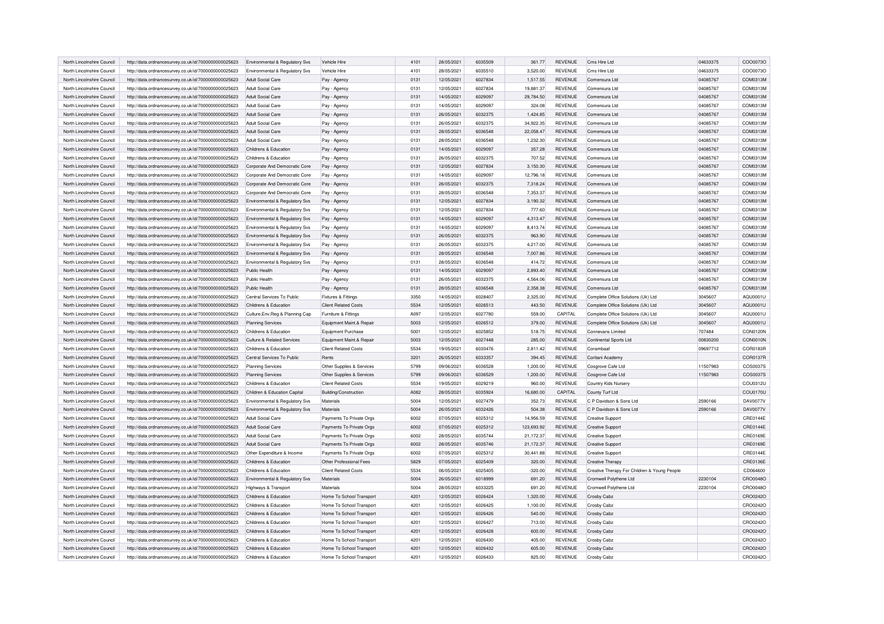| North Lincolnshire Council | http://data.ordnancesurvey.co.uk/id/7000000000025623 | Environmental & Regulatory Svs | Vehicle Hire | 4101 | 28/05/2021 | 6035509 | 361.77 | REVENUE | Cms Hire Ltd | 04633375 | COO0073O |
|---|---|---|---|---|---|---|---|---|---|---|---|
| North Lincolnshire Council | http://data.ordnancesurvey.co.uk/id/7000000000025623 | Environmental & Regulatory Svs | Vehicle Hire | 4101 | 28/05/2021 | 6035510 | 3,520.00 | REVENUE | Cms Hire Ltd | 04633375 | COO0073O |
| North Lincolnshire Council | http://data.ordnancesurvey.co.uk/id/7000000000025623 | Adult Social Care | Pay - Agency | 0131 | 12/05/2021 | 6027834 | 1,517.55 | REVENUE | Comensura Ltd | 04085767 | COM0313M |
| North Lincolnshire Council | http://data.ordnancesurvey.co.uk/id/7000000000025623 | Adult Social Care | Pay - Agency | 0131 | 12/05/2021 | 6027834 | 19,681.37 | REVENUE | Comensura Ltd | 04085767 | COM0313M |
| North Lincolnshire Council | http://data.ordnancesurvey.co.uk/id/7000000000025623 | Adult Social Care | Pay - Agency | 0131 | 14/05/2021 | 6029097 | 29,784.50 | REVENUE | Comensura Ltd | 04085767 | COM0313M |
| North Lincolnshire Council | http://data.ordnancesurvey.co.uk/id/7000000000025623 | Adult Social Care | Pay - Agency | 0131 | 14/05/2021 | 6029097 | 324.08 | REVENUE | Comensura Ltd | 04085767 | COM0313M |
| North Lincolnshire Council | http://data.ordnancesurvey.co.uk/id/7000000000025623 | Adult Social Care | Pay - Agency | 0131 | 26/05/2021 | 6032375 | 1,424.85 | REVENUE | Comensura Ltd | 04085767 | COM0313M |
| North Lincolnshire Council | http://data.ordnancesurvey.co.uk/id/7000000000025623 | Adult Social Care | Pay - Agency | 0131 | 26/05/2021 | 6032375 | 34,922.35 | REVENUE | Comensura Ltd | 04085767 | COM0313M |
| North Lincolnshire Council | http://data.ordnancesurvey.co.uk/id/7000000000025623 | Adult Social Care | Pay - Agency | 0131 | 28/05/2021 | 6036548 | 22,058.47 | REVENUE | Comensura Ltd | 04085767 | COM0313M |
| North Lincolnshire Council | http://data.ordnancesurvey.co.uk/id/7000000000025623 | Adult Social Care | Pay - Agency | 0131 | 28/05/2021 | 6036548 | 1,232.30 | REVENUE | Comensura Ltd | 04085767 | COM0313M |
| North Lincolnshire Council | http://data.ordnancesurvey.co.uk/id/7000000000025623 | Childrens & Education | Pay - Agency | 0131 | 14/05/2021 | 6029097 | 357.28 | REVENUE | Comensura Ltd | 04085767 | COM0313M |
| North Lincolnshire Council | http://data.ordnancesurvey.co.uk/id/7000000000025623 | Childrens & Education | Pay - Agency | 0131 | 26/05/2021 | 6032375 | 707.52 | REVENUE | Comensura Ltd | 04085767 | COM0313M |
| North Lincolnshire Council | http://data.ordnancesurvey.co.uk/id/7000000000025623 | Corporate And Democratic Core | Pay - Agency | 0131 | 12/05/2021 | 6027834 | 3,150.30 | REVENUE | Comensura Ltd | 04085767 | COM0313M |
| North Lincolnshire Council | http://data.ordnancesurvey.co.uk/id/7000000000025623 | Corporate And Democratic Core | Pay - Agency | 0131 | 14/05/2021 | 6029097 | 12,796.18 | REVENUE | Comensura Ltd | 04085767 | COM0313M |
| North Lincolnshire Council | http://data.ordnancesurvey.co.uk/id/7000000000025623 | Corporate And Democratic Core | Pay - Agency | 0131 | 26/05/2021 | 6032375 | 7,318.24 | REVENUE | Comensura Ltd | 04085767 | COM0313M |
| North Lincolnshire Council | http://data.ordnancesurvey.co.uk/id/7000000000025623 | Corporate And Democratic Core | Pay - Agency | 0131 | 28/05/2021 | 6036548 | 7,353.37 | REVENUE | Comensura Ltd | 04085767 | COM0313M |
| North Lincolnshire Council | http://data.ordnancesurvey.co.uk/id/7000000000025623 | Environmental & Regulatory Svs | Pay - Agency | 0131 | 12/05/2021 | 6027834 | 3,190.32 | REVENUE | Comensura Ltd | 04085767 | COM0313M |
| North Lincolnshire Council | http://data.ordnancesurvey.co.uk/id/7000000000025623 | Environmental & Regulatory Svs | Pay - Agency | 0131 | 12/05/2021 | 6027834 | 777.60 | REVENUE | Comensura Ltd | 04085767 | COM0313M |
| North Lincolnshire Council | http://data.ordnancesurvey.co.uk/id/7000000000025623 | Environmental & Regulatory Svs | Pay - Agency | 0131 | 14/05/2021 | 6029097 | 4,313.47 | REVENUE | Comensura Ltd | 04085767 | COM0313M |
| North Lincolnshire Council | http://data.ordnancesurvey.co.uk/id/7000000000025623 | Environmental & Regulatory Svs | Pay - Agency | 0131 | 14/05/2021 | 6029097 | 8,413.74 | REVENUE | Comensura Ltd | 04085767 | COM0313M |
| North Lincolnshire Council | http://data.ordnancesurvey.co.uk/id/7000000000025623 | Environmental & Regulatory Svs | Pay - Agency | 0131 | 26/05/2021 | 6032375 | 963.90 | REVENUE | Comensura Ltd | 04085767 | COM0313M |
| North Lincolnshire Council | http://data.ordnancesurvey.co.uk/id/7000000000025623 | Environmental & Regulatory Svs | Pay - Agency | 0131 | 26/05/2021 | 6032375 | 4,217.00 | REVENUE | Comensura Ltd | 04085767 | COM0313M |
| North Lincolnshire Council | http://data.ordnancesurvey.co.uk/id/7000000000025623 | Environmental & Regulatory Svs | Pay - Agency | 0131 | 28/05/2021 | 6036548 | 7,007.86 | REVENUE | Comensura Ltd | 04085767 | COM0313M |
| North Lincolnshire Council | http://data.ordnancesurvey.co.uk/id/7000000000025623 | Environmental & Regulatory Svs | Pay - Agency | 0131 | 28/05/2021 | 6036548 | 414.72 | REVENUE | Comensura Ltd | 04085767 | COM0313M |
| North Lincolnshire Council | http://data.ordnancesurvey.co.uk/id/7000000000025623 | Public Health | Pay - Agency | 0131 | 14/05/2021 | 6029097 | 2,893.40 | REVENUE | Comensura Ltd | 04085767 | COM0313M |
| North Lincolnshire Council | http://data.ordnancesurvey.co.uk/id/7000000000025623 | Public Health | Pay - Agency | 0131 | 26/05/2021 | 6032375 | 4,564.06 | REVENUE | Comensura Ltd | 04085767 | COM0313M |
| North Lincolnshire Council | http://data.ordnancesurvey.co.uk/id/7000000000025623 | Public Health | Pay - Agency | 0131 | 28/05/2021 | 6036548 | 2,358.38 | REVENUE | Comensura Ltd | 04085767 | COM0313M |
| North Lincolnshire Council | http://data.ordnancesurvey.co.uk/id/7000000000025623 | Central Services To Public | Fixtures & Fittings | 3350 | 14/05/2021 | 6028407 | 2,325.00 | REVENUE | Complete Office Solutions (Uk) Ltd | 3045607 | AQU0001U |
| North Lincolnshire Council | http://data.ordnancesurvey.co.uk/id/7000000000025623 | Childrens & Education | Client Related Costs | 5534 | 12/05/2021 | 6026513 | 443.50 | REVENUE | Complete Office Solutions (Uk) Ltd | 3045607 | AQU0001U |
| North Lincolnshire Council | http://data.ordnancesurvey.co.uk/id/7000000000025623 | Culture,Env,Reg & Planning Cap | Furniture & Fittings | A097 | 12/05/2021 | 6027780 | 559.00 | CAPITAL | Complete Office Solutions (Uk) Ltd | 3045607 | AQU0001U |
| North Lincolnshire Council | http://data.ordnancesurvey.co.uk/id/7000000000025623 | Planning Services | Equipment Maint.& Repair | 5003 | 12/05/2021 | 6026512 | 379.00 | REVENUE | Complete Office Solutions (Uk) Ltd | 3045607 | AQU0001U |
| North Lincolnshire Council | http://data.ordnancesurvey.co.uk/id/7000000000025623 | Childrens & Education | Equipment Purchase | 5001 | 12/05/2021 | 6025852 | 518.75 | REVENUE | Connevans Limited | 707484 | CON0120N |
| North Lincolnshire Council | http://data.ordnancesurvey.co.uk/id/7000000000025623 | Culture & Related Services | Equipment Maint.& Repair | 5003 | 12/05/2021 | 6027448 | 285.00 | REVENUE | Continental Sports Ltd | 00830200 | CON0010N |
| North Lincolnshire Council | http://data.ordnancesurvey.co.uk/id/7000000000025623 | Childrens & Education | Client Related Costs | 5534 | 19/05/2021 | 6030476 | 2,811.42 | REVENUE | Corambaaf | 09697712 | COR0183R |
| North Lincolnshire Council | http://data.ordnancesurvey.co.uk/id/7000000000025623 | Central Services To Public | Rents | 3201 | 26/05/2021 | 6033357 | 394.45 | REVENUE | Coritani Academy | | COR0137R |
| North Lincolnshire Council | http://data.ordnancesurvey.co.uk/id/7000000000025623 | Planning Services | Other Supplies & Services | 5799 | 09/06/2021 | 6036528 | 1,200.00 | REVENUE | Cosgrove Cafe Ltd | 11507983 | COS0037S |
| North Lincolnshire Council | http://data.ordnancesurvey.co.uk/id/7000000000025623 | Planning Services | Other Supplies & Services | 5799 | 09/06/2021 | 6036529 | 1,200.00 | REVENUE | Cosgrove Cafe Ltd | 11507983 | COS0037S |
| North Lincolnshire Council | http://data.ordnancesurvey.co.uk/id/7000000000025623 | Childrens & Education | Client Related Costs | 5534 | 19/05/2021 | 6029219 | 960.00 | REVENUE | Country Kids Nursery | | COU0312U |
| North Lincolnshire Council | http://data.ordnancesurvey.co.uk/id/7000000000025623 | Children & Education Capital | Building/Construction | A082 | 28/05/2021 | 6035924 | 16,680.00 | CAPITAL | County Turf Ltd | | COU0170U |
| North Lincolnshire Council | http://data.ordnancesurvey.co.uk/id/7000000000025623 | Environmental & Regulatory Svs | Materials | 5004 | 12/05/2021 | 6027479 | 352.73 | REVENUE | C P Davidson & Sons Ltd | 2590166 | DAV0077V |
| North Lincolnshire Council | http://data.ordnancesurvey.co.uk/id/7000000000025623 | Environmental & Regulatory Svs | Materials | 5004 | 26/05/2021 | 6032426 | 504.38 | REVENUE | C P Davidson & Sons Ltd | 2590166 | DAV0077V |
| North Lincolnshire Council | http://data.ordnancesurvey.co.uk/id/7000000000025623 | Adult Social Care | Payments To Private Orgs | 6002 | 07/05/2021 | 6025312 | 14,956.59 | REVENUE | Creative Support | | CRE0144E |
| North Lincolnshire Council | http://data.ordnancesurvey.co.uk/id/7000000000025623 | Adult Social Care | Payments To Private Orgs | 6002 | 07/05/2021 | 6025312 | 123,693.92 | REVENUE | Creative Support | | CRE0144E |
| North Lincolnshire Council | http://data.ordnancesurvey.co.uk/id/7000000000025623 | Adult Social Care | Payments To Private Orgs | 6002 | 28/05/2021 | 6035744 | 21,172.37 | REVENUE | Creative Support | | CRE0169E |
| North Lincolnshire Council | http://data.ordnancesurvey.co.uk/id/7000000000025623 | Adult Social Care | Payments To Private Orgs | 6002 | 28/05/2021 | 6035746 | 21,172.37 | REVENUE | Creative Support | | CRE0169E |
| North Lincolnshire Council | http://data.ordnancesurvey.co.uk/id/7000000000025623 | Other Expenditure & Income | Payments To Private Orgs | 6002 | 07/05/2021 | 6025312 | 30,441.88 | REVENUE | Creative Support | | CRE0144E |
| North Lincolnshire Council | http://data.ordnancesurvey.co.uk/id/7000000000025623 | Childrens & Education | Other Professional Fees | 5829 | 07/05/2021 | 6025409 | 320.00 | REVENUE | Creative Therapy | | CRE0136E |
| North Lincolnshire Council | http://data.ordnancesurvey.co.uk/id/7000000000025623 | Childrens & Education | Client Related Costs | 5534 | 06/05/2021 | 6025405 | -320.00 | REVENUE | Creative Therapy For Children & Young People | | CD064600 |
| North Lincolnshire Council | http://data.ordnancesurvey.co.uk/id/7000000000025623 | Environmental & Regulatory Svs | Materials | 5004 | 26/05/2021 | 6018999 | 691.20 | REVENUE | Cromwell Polythene Ltd | 2230104 | CRO0048O |
| North Lincolnshire Council | http://data.ordnancesurvey.co.uk/id/7000000000025623 | Highways & Transport | Materials | 5004 | 28/05/2021 | 6033225 | 691.20 | REVENUE | Cromwell Polythene Ltd | 2230104 | CRO0048O |
| North Lincolnshire Council | http://data.ordnancesurvey.co.uk/id/7000000000025623 | Childrens & Education | Home To School Transport | 4201 | 12/05/2021 | 6026424 | 1,320.00 | REVENUE | Crosby Cabz | | CRO0242O |
| North Lincolnshire Council | http://data.ordnancesurvey.co.uk/id/7000000000025623 | Childrens & Education | Home To School Transport | 4201 | 12/05/2021 | 6026425 | 1,100.00 | REVENUE | Crosby Cabz | | CRO0242O |
| North Lincolnshire Council | http://data.ordnancesurvey.co.uk/id/7000000000025623 | Childrens & Education | Home To School Transport | 4201 | 12/05/2021 | 6026426 | 540.00 | REVENUE | Crosby Cabz | | CRO0242O |
| North Lincolnshire Council | http://data.ordnancesurvey.co.uk/id/7000000000025623 | Childrens & Education | Home To School Transport | 4201 | 12/05/2021 | 6026427 | 713.00 | REVENUE | Crosby Cabz | | CRO0242O |
| North Lincolnshire Council | http://data.ordnancesurvey.co.uk/id/7000000000025623 | Childrens & Education | Home To School Transport | 4201 | 12/05/2021 | 6026428 | 600.00 | REVENUE | Crosby Cabz | | CRO0242O |
| North Lincolnshire Council | http://data.ordnancesurvey.co.uk/id/7000000000025623 | Childrens & Education | Home To School Transport | 4201 | 12/05/2021 | 6026430 | 405.00 | REVENUE | Crosby Cabz | | CRO0242O |
| North Lincolnshire Council | http://data.ordnancesurvey.co.uk/id/7000000000025623 | Childrens & Education | Home To School Transport | 4201 | 12/05/2021 | 6026432 | 605.00 | REVENUE | Crosby Cabz | | CRO0242O |
| North Lincolnshire Council | http://data.ordnancesurvey.co.uk/id/7000000000025623 | Childrens & Education | Home To School Transport | 4201 | 12/05/2021 | 6026433 | 825.00 | REVENUE | Crosby Cabz | | CRO0242O |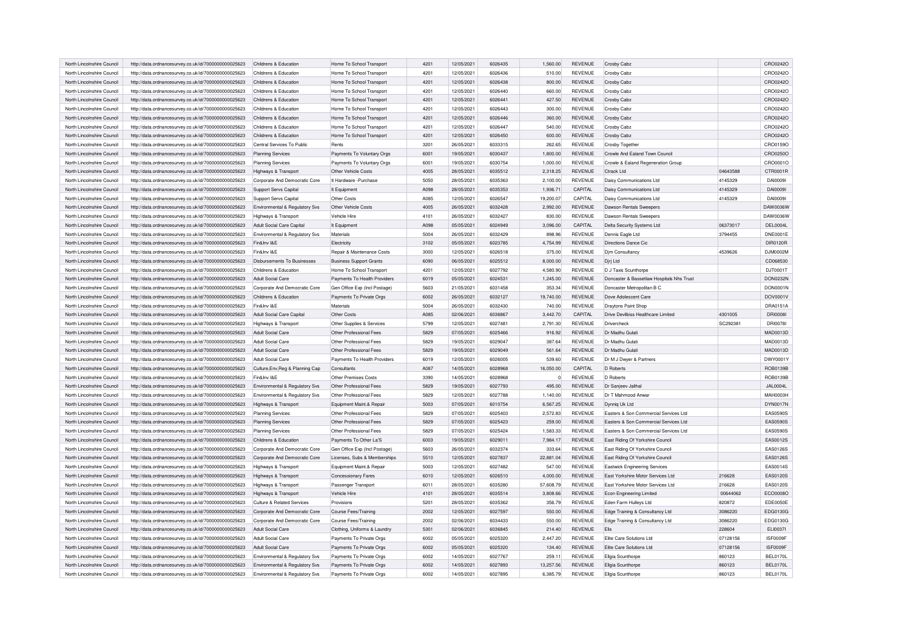| North Lincolnshire Council | http://data.ordnancesurvey.co.uk/id/7000000000025623 | Childrens & Education | Home To School Transport | 4201 | 12/05/2021 | 6026435 | 1,560.00 | REVENUE | Crosby Cabz | | CRO0242O |
|---|---|---|---|---|---|---|---|---|---|---|---|
| North Lincolnshire Council | http://data.ordnancesurvey.co.uk/id/7000000000025623 | Childrens & Education | Home To School Transport | 4201 | 12/05/2021 | 6026436 | 510.00 | REVENUE | Crosby Cabz | | CRO0242O |
| North Lincolnshire Council | http://data.ordnancesurvey.co.uk/id/7000000000025623 | Childrens & Education | Home To School Transport | 4201 | 12/05/2021 | 6026438 | 800.00 | REVENUE | Crosby Cabz | | CRO0242O |
| North Lincolnshire Council | http://data.ordnancesurvey.co.uk/id/7000000000025623 | Childrens & Education | Home To School Transport | 4201 | 12/05/2021 | 6026440 | 660.00 | REVENUE | Crosby Cabz | | CRO0242O |
| North Lincolnshire Council | http://data.ordnancesurvey.co.uk/id/7000000000025623 | Childrens & Education | Home To School Transport | 4201 | 12/05/2021 | 6026441 | 427.50 | REVENUE | Crosby Cabz | | CRO0242O |
| North Lincolnshire Council | http://data.ordnancesurvey.co.uk/id/7000000000025623 | Childrens & Education | Home To School Transport | 4201 | 12/05/2021 | 6026443 | 300.00 | REVENUE | Crosby Cabz | | CRO0242O |
| North Lincolnshire Council | http://data.ordnancesurvey.co.uk/id/7000000000025623 | Childrens & Education | Home To School Transport | 4201 | 12/05/2021 | 6026446 | 360.00 | REVENUE | Crosby Cabz | | CRO0242O |
| North Lincolnshire Council | http://data.ordnancesurvey.co.uk/id/7000000000025623 | Childrens & Education | Home To School Transport | 4201 | 12/05/2021 | 6026447 | 540.00 | REVENUE | Crosby Cabz | | CRO0242O |
| North Lincolnshire Council | http://data.ordnancesurvey.co.uk/id/7000000000025623 | Childrens & Education | Home To School Transport | 4201 | 12/05/2021 | 6026450 | 600.00 | REVENUE | Crosby Cabz | | CRO0242O |
| North Lincolnshire Council | http://data.ordnancesurvey.co.uk/id/7000000000025623 | Central Services To Public | Rents | 3201 | 26/05/2021 | 6033315 | 262.65 | REVENUE | Crosby Together | | CRO0159O |
| North Lincolnshire Council | http://data.ordnancesurvey.co.uk/id/7000000000025623 | Planning Services | Payments To Voluntary Orgs | 6001 | 19/05/2021 | 6030437 | 1,800.00 | REVENUE | Crowle And Ealand Town Council | | CRO0250O |
| North Lincolnshire Council | http://data.ordnancesurvey.co.uk/id/7000000000025623 | Planning Services | Payments To Voluntary Orgs | 6001 | 19/05/2021 | 6030754 | 1,000.00 | REVENUE | Crowle & Ealand Regeneration Group | | CRO0001O |
| North Lincolnshire Council | http://data.ordnancesurvey.co.uk/id/7000000000025623 | Highways & Transport | Other Vehicle Costs | 4005 | 28/05/2021 | 6035512 | 2,318.25 | REVENUE | Ctrack Ltd | 04643588 | CTR0001R |
| North Lincolnshire Council | http://data.ordnancesurvey.co.uk/id/7000000000025623 | Corporate And Democratic Core | It Hardware -Purchase | 5050 | 28/05/2021 | 6035363 | 2,100.00 | REVENUE | Daisy Communications Ltd | 4145329 | DAI0009I |
| North Lincolnshire Council | http://data.ordnancesurvey.co.uk/id/7000000000025623 | Support Servs Capital | It Equipment | A098 | 28/05/2021 | 6035353 | 1,936.71 | CAPITAL | Daisy Communications Ltd | 4145329 | DAI0009I |
| North Lincolnshire Council | http://data.ordnancesurvey.co.uk/id/7000000000025623 | Support Servs Capital | Other Costs | A085 | 12/05/2021 | 6026547 | 19,200.07 | CAPITAL | Daisy Communications Ltd | 4145329 | DAI0009I |
| North Lincolnshire Council | http://data.ordnancesurvey.co.uk/id/7000000000025623 | Environmental & Regulatory Svs | Other Vehicle Costs | 4005 | 26/05/2021 | 6032428 | 2,992.00 | REVENUE | Dawson Rentals Sweepers | | DAW0036W |
| North Lincolnshire Council | http://data.ordnancesurvey.co.uk/id/7000000000025623 | Highways & Transport | Vehicle Hire | 4101 | 26/05/2021 | 6032427 | 830.00 | REVENUE | Dawson Rentals Sweepers | | DAW0036W |
| North Lincolnshire Council | http://data.ordnancesurvey.co.uk/id/7000000000025623 | Adult Social Care Capital | It Equipment | A098 | 05/05/2021 | 6024949 | 3,096.00 | CAPITAL | Delta Security Systems Ltd | 06373017 | DEL0004L |
| North Lincolnshire Council | http://data.ordnancesurvey.co.uk/id/7000000000025623 | Environmental & Regulatory Svs | Materials | 5004 | 26/05/2021 | 6032429 | 898.96 | REVENUE | Dennis Eagle Ltd | 3794455 | DNE0001E |
| North Lincolnshire Council | http://data.ordnancesurvey.co.uk/id/7000000000025623 | Fin&Inv I&E | Electricity | 3102 | 05/05/2021 | 6023785 | 4,754.99 | REVENUE | Directions Dance Cic | | DIR0120R |
| North Lincolnshire Council | http://data.ordnancesurvey.co.uk/id/7000000000025623 | Fin&Inv I&E | Repair & Maintenance Costs | 3000 | 12/05/2021 | 6026518 | 375.00 | REVENUE | Djm Consultancy | 4539626 | DJM0002M |
| North Lincolnshire Council | http://data.ordnancesurvey.co.uk/id/7000000000025623 | Disbursements To Businesses | Business Support Grants | 6090 | 06/05/2021 | 6025512 | 8,000.00 | REVENUE | Djrj Ltd | | CD068530 |
| North Lincolnshire Council | http://data.ordnancesurvey.co.uk/id/7000000000025623 | Childrens & Education | Home To School Transport | 4201 | 12/05/2021 | 6027792 | 4,580.90 | REVENUE | D J Taxis Scunthorpe | | DJT0001T |
| North Lincolnshire Council | http://data.ordnancesurvey.co.uk/id/7000000000025623 | Adult Social Care | Payments To Health Providers | 6019 | 05/05/2021 | 6024531 | 1,245.00 | REVENUE | Doncaster & Bassetlaw Hospitals Nhs Trust | | DON0232N |
| North Lincolnshire Council | http://data.ordnancesurvey.co.uk/id/7000000000025623 | Corporate And Democratic Core | Gen Office Exp (Incl Postage) | 5603 | 21/05/2021 | 6031458 | 353.34 | REVENUE | Doncaster Metropolitan B C | | DON0001N |
| North Lincolnshire Council | http://data.ordnancesurvey.co.uk/id/7000000000025623 | Childrens & Education | Payments To Private Orgs | 6002 | 26/05/2021 | 6032127 | 19,740.00 | REVENUE | Dove Adolescent Care | | DOV0001V |
| North Lincolnshire Council | http://data.ordnancesurvey.co.uk/id/7000000000025623 | Fin&Inv I&E | Materials | 5004 | 26/05/2021 | 6032430 | 740.00 | REVENUE | Draytons Paint Shop | | DRA0151A |
| North Lincolnshire Council | http://data.ordnancesurvey.co.uk/id/7000000000025623 | Adult Social Care Capital | Other Costs | A085 | 02/06/2021 | 6036867 | 3,442.70 | CAPITAL | Drive Devilbiss Healthcare Limited | 4301005 | DRI0008I |
| North Lincolnshire Council | http://data.ordnancesurvey.co.uk/id/7000000000025623 | Highways & Transport | Other Supplies & Services | 5799 | 12/05/2021 | 6027481 | 2,791.30 | REVENUE | Drivercheck | SC292381 | DRI0078I |
| North Lincolnshire Council | http://data.ordnancesurvey.co.uk/id/7000000000025623 | Adult Social Care | Other Professional Fees | 5829 | 07/05/2021 | 6025466 | 916.92 | REVENUE | Dr Madhu Gulati | | MAD0013D |
| North Lincolnshire Council | http://data.ordnancesurvey.co.uk/id/7000000000025623 | Adult Social Care | Other Professional Fees | 5829 | 19/05/2021 | 6029047 | 387.64 | REVENUE | Dr Madhu Gulati | | MAD0013D |
| North Lincolnshire Council | http://data.ordnancesurvey.co.uk/id/7000000000025623 | Adult Social Care | Other Professional Fees | 5829 | 19/05/2021 | 6029049 | 561.64 | REVENUE | Dr Madhu Gulati | | MAD0013D |
| North Lincolnshire Council | http://data.ordnancesurvey.co.uk/id/7000000000025623 | Adult Social Care | Payments To Health Providers | 6019 | 12/05/2021 | 6026005 | 539.60 | REVENUE | Dr M J Dwyer & Partners | | DWY0001Y |
| North Lincolnshire Council | http://data.ordnancesurvey.co.uk/id/7000000000025623 | Culture,Env,Reg & Planning Cap | Consultants | A087 | 14/05/2021 | 6028968 | 16,050.00 | CAPITAL | D Roberts | | ROB0139B |
| North Lincolnshire Council | http://data.ordnancesurvey.co.uk/id/7000000000025623 | Fin&Inv I&E | Other Premises Costs | 3390 | 14/05/2021 | 6028968 | 0 | REVENUE | D Roberts | | ROB0139B |
| North Lincolnshire Council | http://data.ordnancesurvey.co.uk/id/7000000000025623 | Environmental & Regulatory Svs | Other Professional Fees | 5829 | 19/05/2021 | 6027793 | 495.00 | REVENUE | Dr Sanjeev Jalihal | | JAL0004L |
| North Lincolnshire Council | http://data.ordnancesurvey.co.uk/id/7000000000025623 | Environmental & Regulatory Svs | Other Professional Fees | 5829 | 12/05/2021 | 6027788 | 1,140.00 | REVENUE | Dr T Mahmood Anwar | | MAH0003H |
| North Lincolnshire Council | http://data.ordnancesurvey.co.uk/id/7000000000025623 | Highways & Transport | Equipment Maint.& Repair | 5003 | 07/05/2021 | 6010754 | 6,567.25 | REVENUE | Dynniq Uk Ltd | | DYN0017N |
| North Lincolnshire Council | http://data.ordnancesurvey.co.uk/id/7000000000025623 | Planning Services | Other Professional Fees | 5829 | 07/05/2021 | 6025403 | 2,572.83 | REVENUE | Easters & Son Commercial Services Ltd | | EAS0590S |
| North Lincolnshire Council | http://data.ordnancesurvey.co.uk/id/7000000000025623 | Planning Services | Other Professional Fees | 5829 | 07/05/2021 | 6025423 | 259.00 | REVENUE | Easters & Son Commercial Services Ltd | | EAS0590S |
| North Lincolnshire Council | http://data.ordnancesurvey.co.uk/id/7000000000025623 | Planning Services | Other Professional Fees | 5829 | 07/05/2021 | 6025424 | 1,583.33 | REVENUE | Easters & Son Commercial Services Ltd | | EAS0590S |
| North Lincolnshire Council | http://data.ordnancesurvey.co.uk/id/7000000000025623 | Childrens & Education | Payments To Other La'S | 6003 | 19/05/2021 | 6029011 | 7,984.17 | REVENUE | East Riding Of Yorkshire Council | | EAS0012S |
| North Lincolnshire Council | http://data.ordnancesurvey.co.uk/id/7000000000025623 | Corporate And Democratic Core | Gen Office Exp (Incl Postage) | 5603 | 26/05/2021 | 6032374 | 333.64 | REVENUE | East Riding Of Yorkshire Council | | EAS0126S |
| North Lincolnshire Council | http://data.ordnancesurvey.co.uk/id/7000000000025623 | Corporate And Democratic Core | Licenses, Subs & Memberships | 5510 | 12/05/2021 | 6027837 | 22,881.04 | REVENUE | East Riding Of Yorkshire Council | | EAS0126S |
| North Lincolnshire Council | http://data.ordnancesurvey.co.uk/id/7000000000025623 | Highways & Transport | Equipment Maint.& Repair | 5003 | 12/05/2021 | 6027482 | 547.00 | REVENUE | Eastwick Engineering Services | | EAS0014S |
| North Lincolnshire Council | http://data.ordnancesurvey.co.uk/id/7000000000025623 | Highways & Transport | Concessionary Fares | 6010 | 12/05/2021 | 6026510 | 4,000.00 | REVENUE | East Yorkshire Motor Services Ltd | 216628 | EAS0120S |
| North Lincolnshire Council | http://data.ordnancesurvey.co.uk/id/7000000000025623 | Highways & Transport | Passenger Transport | 6011 | 28/05/2021 | 6035280 | 57,608.79 | REVENUE | East Yorkshire Motor Services Ltd | 216628 | EAS0120S |
| North Lincolnshire Council | http://data.ordnancesurvey.co.uk/id/7000000000025623 | Highways & Transport | Vehicle Hire | 4101 | 28/05/2021 | 6035514 | 3,808.66 | REVENUE | Econ Engineering Limited | 00644062 | ECO0008O |
| North Lincolnshire Council | http://data.ordnancesurvey.co.uk/id/7000000000025623 | Culture & Related Services | Provisions | 5201 | 28/05/2021 | 6035362 | 356.79 | REVENUE | Eden Farm Hulleys Ltd | 820872 | EDE0050E |
| North Lincolnshire Council | http://data.ordnancesurvey.co.uk/id/7000000000025623 | Corporate And Democratic Core | Course Fees/Training | 2002 | 12/05/2021 | 6027597 | 550.00 | REVENUE | Edge Training & Consultancy Ltd | 3086220 | EDG0130G |
| North Lincolnshire Council | http://data.ordnancesurvey.co.uk/id/7000000000025623 | Corporate And Democratic Core | Course Fees/Training | 2002 | 02/06/2021 | 6034433 | 550.00 | REVENUE | Edge Training & Consultancy Ltd | 3086220 | EDG0130G |
| North Lincolnshire Council | http://data.ordnancesurvey.co.uk/id/7000000000025623 | Adult Social Care | Clothing, Uniforms & Laundry | 5301 | 02/06/2021 | 6036845 | 214.40 | REVENUE | Elis | 228604 | ELI0037I |
| North Lincolnshire Council | http://data.ordnancesurvey.co.uk/id/7000000000025623 | Adult Social Care | Payments To Private Orgs | 6002 | 05/05/2021 | 6025320 | 2,447.20 | REVENUE | Elite Care Solutions Ltd | 07128156 | ISF0009F |
| North Lincolnshire Council | http://data.ordnancesurvey.co.uk/id/7000000000025623 | Adult Social Care | Payments To Private Orgs | 6002 | 05/05/2021 | 6025320 | 134.40 | REVENUE | Elite Care Solutions Ltd | 07128156 | ISF0009F |
| North Lincolnshire Council | http://data.ordnancesurvey.co.uk/id/7000000000025623 | Environmental & Regulatory Svs | Payments To Private Orgs | 6002 | 14/05/2021 | 6027767 | 259.11 | REVENUE | Ellgia Scunthorpe | 860123 | BEL0170L |
| North Lincolnshire Council | http://data.ordnancesurvey.co.uk/id/7000000000025623 | Environmental & Regulatory Svs | Payments To Private Orgs | 6002 | 14/05/2021 | 6027893 | 13,257.56 | REVENUE | Ellgia Scunthorpe | 860123 | BEL0170L |
| North Lincolnshire Council | http://data.ordnancesurvey.co.uk/id/7000000000025623 | Environmental & Regulatory Svs | Payments To Private Orgs | 6002 | 14/05/2021 | 6027895 | 6,385.79 | REVENUE | Ellgia Scunthorpe | 860123 | BEL0170L |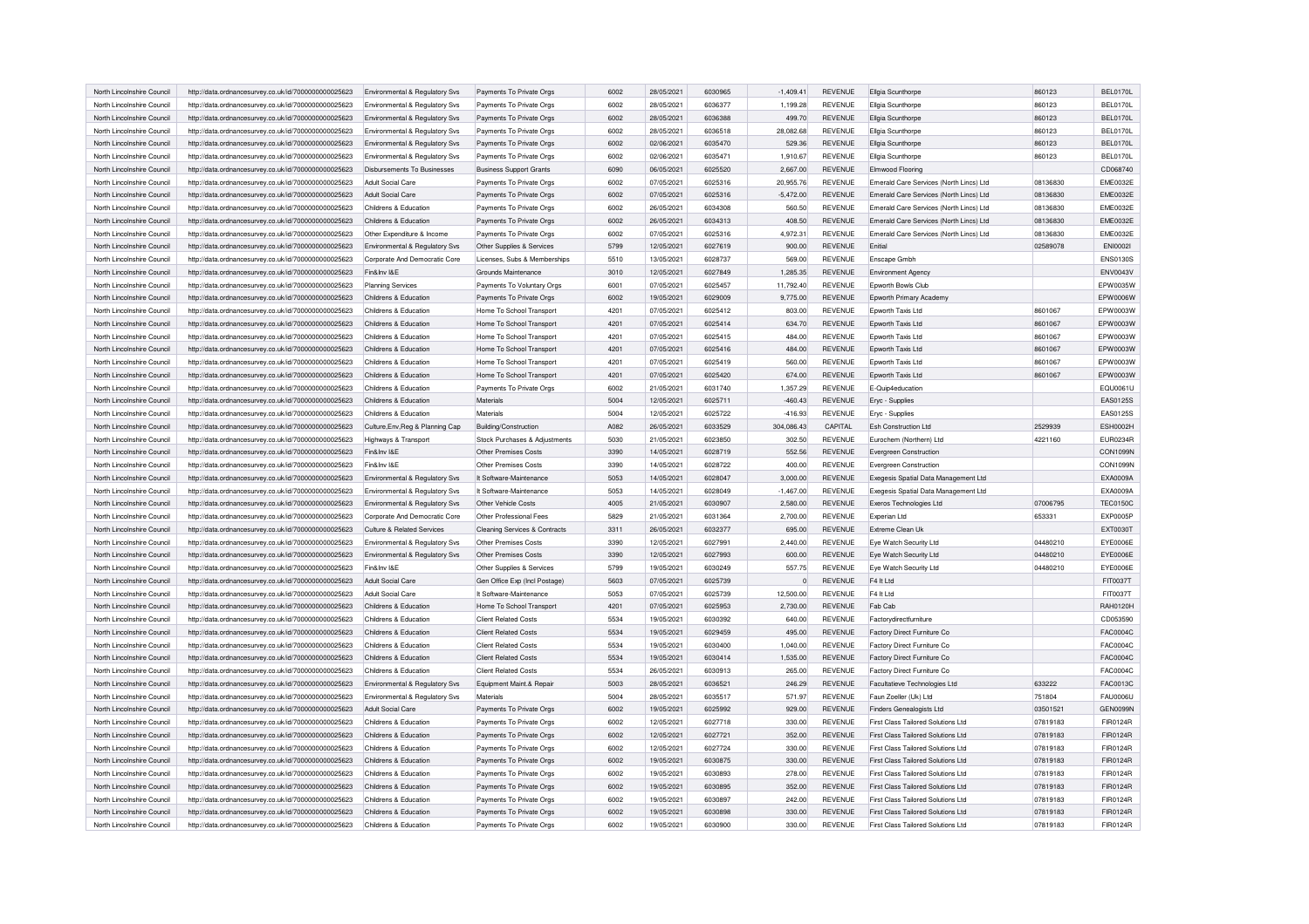| North Lincolnshire Council | http://data.ordnancesurvey.co.uk/id/7000000000025623 | Environmental & Regulatory Svs | Payments To Private Orgs | 6002 | 28/05/2021 | 6030965 | -1,409.41 | REVENUE | Ellgia Scunthorpe | 860123 | BEL0170L |
|---|---|---|---|---|---|---|---|---|---|---|---|
| North Lincolnshire Council | http://data.ordnancesurvey.co.uk/id/7000000000025623 | Environmental & Regulatory Svs | Payments To Private Orgs | 6002 | 28/05/2021 | 6036377 | 1,199.28 | REVENUE | Ellgia Scunthorpe | 860123 | BEL0170L |
| North Lincolnshire Council | http://data.ordnancesurvey.co.uk/id/7000000000025623 | Environmental & Regulatory Svs | Payments To Private Orgs | 6002 | 28/05/2021 | 6036388 | 499.70 | REVENUE | Ellgia Scunthorpe | 860123 | BEL0170L |
| North Lincolnshire Council | http://data.ordnancesurvey.co.uk/id/7000000000025623 | Environmental & Regulatory Svs | Payments To Private Orgs | 6002 | 28/05/2021 | 6036518 | 28,082.68 | REVENUE | Ellgia Scunthorpe | 860123 | BEL0170L |
| North Lincolnshire Council | http://data.ordnancesurvey.co.uk/id/7000000000025623 | Environmental & Regulatory Svs | Payments To Private Orgs | 6002 | 02/06/2021 | 6035470 | 529.36 | REVENUE | Ellgia Scunthorpe | 860123 | BEL0170L |
| North Lincolnshire Council | http://data.ordnancesurvey.co.uk/id/7000000000025623 | Environmental & Regulatory Svs | Payments To Private Orgs | 6002 | 02/06/2021 | 6035471 | 1,910.67 | REVENUE | Ellgia Scunthorpe | 860123 | BEL0170L |
| North Lincolnshire Council | http://data.ordnancesurvey.co.uk/id/7000000000025623 | Disbursements To Businesses | Business Support Grants | 6090 | 06/05/2021 | 6025520 | 2,667.00 | REVENUE | Elmwood Flooring | | CD068740 |
| North Lincolnshire Council | http://data.ordnancesurvey.co.uk/id/7000000000025623 | Adult Social Care | Payments To Private Orgs | 6002 | 07/05/2021 | 6025316 | 20,955.76 | REVENUE | Emerald Care Services (North Lincs) Ltd | 08136830 | EME0032E |
| North Lincolnshire Council | http://data.ordnancesurvey.co.uk/id/7000000000025623 | Adult Social Care | Payments To Private Orgs | 6002 | 07/05/2021 | 6025316 | -5,472.00 | REVENUE | Emerald Care Services (North Lincs) Ltd | 08136830 | EME0032E |
| North Lincolnshire Council | http://data.ordnancesurvey.co.uk/id/7000000000025623 | Childrens & Education | Payments To Private Orgs | 6002 | 26/05/2021 | 6034308 | 560.50 | REVENUE | Emerald Care Services (North Lincs) Ltd | 08136830 | EME0032E |
| North Lincolnshire Council | http://data.ordnancesurvey.co.uk/id/7000000000025623 | Childrens & Education | Payments To Private Orgs | 6002 | 26/05/2021 | 6034313 | 408.50 | REVENUE | Emerald Care Services (North Lincs) Ltd | 08136830 | EME0032E |
| North Lincolnshire Council | http://data.ordnancesurvey.co.uk/id/7000000000025623 | Other Expenditure & Income | Payments To Private Orgs | 6002 | 07/05/2021 | 6025316 | 4,972.31 | REVENUE | Emerald Care Services (North Lincs) Ltd | 08136830 | EME0032E |
| North Lincolnshire Council | http://data.ordnancesurvey.co.uk/id/7000000000025623 | Environmental & Regulatory Svs | Other Supplies & Services | 5799 | 12/05/2021 | 6027619 | 900.00 | REVENUE | Enitial | 02589078 | ENI0002I |
| North Lincolnshire Council | http://data.ordnancesurvey.co.uk/id/7000000000025623 | Corporate And Democratic Core | Licenses, Subs & Memberships | 5510 | 13/05/2021 | 6028737 | 569.00 | REVENUE | Enscape Gmbh | | ENS0130S |
| North Lincolnshire Council | http://data.ordnancesurvey.co.uk/id/7000000000025623 | Fin&Inv I&E | Grounds Maintenance | 3010 | 12/05/2021 | 6027849 | 1,285.35 | REVENUE | Environment Agency | | ENV0043V |
| North Lincolnshire Council | http://data.ordnancesurvey.co.uk/id/7000000000025623 | Planning Services | Payments To Voluntary Orgs | 6001 | 07/05/2021 | 6025457 | 11,792.40 | REVENUE | Epworth Bowls Club | | EPW0035W |
| North Lincolnshire Council | http://data.ordnancesurvey.co.uk/id/7000000000025623 | Childrens & Education | Payments To Private Orgs | 6002 | 19/05/2021 | 6029009 | 9,775.00 | REVENUE | Epworth Primary Academy | | EPW0006W |
| North Lincolnshire Council | http://data.ordnancesurvey.co.uk/id/7000000000025623 | Childrens & Education | Home To School Transport | 4201 | 07/05/2021 | 6025412 | 803.00 | REVENUE | Epworth Taxis Ltd | 8601067 | EPW0003W |
| North Lincolnshire Council | http://data.ordnancesurvey.co.uk/id/7000000000025623 | Childrens & Education | Home To School Transport | 4201 | 07/05/2021 | 6025414 | 634.70 | REVENUE | Epworth Taxis Ltd | 8601067 | EPW0003W |
| North Lincolnshire Council | http://data.ordnancesurvey.co.uk/id/7000000000025623 | Childrens & Education | Home To School Transport | 4201 | 07/05/2021 | 6025415 | 484.00 | REVENUE | Epworth Taxis Ltd | 8601067 | EPW0003W |
| North Lincolnshire Council | http://data.ordnancesurvey.co.uk/id/7000000000025623 | Childrens & Education | Home To School Transport | 4201 | 07/05/2021 | 6025416 | 484.00 | REVENUE | Epworth Taxis Ltd | 8601067 | EPW0003W |
| North Lincolnshire Council | http://data.ordnancesurvey.co.uk/id/7000000000025623 | Childrens & Education | Home To School Transport | 4201 | 07/05/2021 | 6025419 | 560.00 | REVENUE | Epworth Taxis Ltd | 8601067 | EPW0003W |
| North Lincolnshire Council | http://data.ordnancesurvey.co.uk/id/7000000000025623 | Childrens & Education | Home To School Transport | 4201 | 07/05/2021 | 6025420 | 674.00 | REVENUE | Epworth Taxis Ltd | 8601067 | EPW0003W |
| North Lincolnshire Council | http://data.ordnancesurvey.co.uk/id/7000000000025623 | Childrens & Education | Payments To Private Orgs | 6002 | 21/05/2021 | 6031740 | 1,357.29 | REVENUE | E-Quip4education | | EQU0061U |
| North Lincolnshire Council | http://data.ordnancesurvey.co.uk/id/7000000000025623 | Childrens & Education | Materials | 5004 | 12/05/2021 | 6025711 | -460.43 | REVENUE | Eryc - Supplies | | EAS0125S |
| North Lincolnshire Council | http://data.ordnancesurvey.co.uk/id/7000000000025623 | Childrens & Education | Materials | 5004 | 12/05/2021 | 6025722 | -416.93 | REVENUE | Eryc - Supplies | | EAS0125S |
| North Lincolnshire Council | http://data.ordnancesurvey.co.uk/id/7000000000025623 | Culture,Env,Reg & Planning Cap | Building/Construction | A082 | 26/05/2021 | 6033529 | 304,086.43 | CAPITAL | Esh Construction Ltd | 2529939 | ESH0002H |
| North Lincolnshire Council | http://data.ordnancesurvey.co.uk/id/7000000000025623 | Highways & Transport | Stock Purchases & Adjustments | 5030 | 21/05/2021 | 6023850 | 302.50 | REVENUE | Eurochem (Northern) Ltd | 4221160 | EUR0234R |
| North Lincolnshire Council | http://data.ordnancesurvey.co.uk/id/7000000000025623 | Fin&Inv I&E | Other Premises Costs | 3390 | 14/05/2021 | 6028719 | 552.56 | REVENUE | Evergreen Construction | | CON1099N |
| North Lincolnshire Council | http://data.ordnancesurvey.co.uk/id/7000000000025623 | Fin&Inv I&E | Other Premises Costs | 3390 | 14/05/2021 | 6028722 | 400.00 | REVENUE | Evergreen Construction | | CON1099N |
| North Lincolnshire Council | http://data.ordnancesurvey.co.uk/id/7000000000025623 | Environmental & Regulatory Svs | It Software-Maintenance | 5053 | 14/05/2021 | 6028047 | 3,000.00 | REVENUE | Exegesis Spatial Data Management Ltd | | EXA0009A |
| North Lincolnshire Council | http://data.ordnancesurvey.co.uk/id/7000000000025623 | Environmental & Regulatory Svs | It Software-Maintenance | 5053 | 14/05/2021 | 6028049 | -1,467.00 | REVENUE | Exegesis Spatial Data Management Ltd | | EXA0009A |
| North Lincolnshire Council | http://data.ordnancesurvey.co.uk/id/7000000000025623 | Environmental & Regulatory Svs | Other Vehicle Costs | 4005 | 21/05/2021 | 6030907 | 2,580.00 | REVENUE | Exeros Technologies Ltd | 07006795 | TEC0150C |
| North Lincolnshire Council | http://data.ordnancesurvey.co.uk/id/7000000000025623 | Corporate And Democratic Core | Other Professional Fees | 5829 | 21/05/2021 | 6031364 | 2,700.00 | REVENUE | Experian Ltd | 653331 | EXP0005P |
| North Lincolnshire Council | http://data.ordnancesurvey.co.uk/id/7000000000025623 | Culture & Related Services | Cleaning Services & Contracts | 3311 | 26/05/2021 | 6032377 | 695.00 | REVENUE | Extreme Clean Uk | | EXT0030T |
| North Lincolnshire Council | http://data.ordnancesurvey.co.uk/id/7000000000025623 | Environmental & Regulatory Svs | Other Premises Costs | 3390 | 12/05/2021 | 6027991 | 2,440.00 | REVENUE | Eye Watch Security Ltd | 04480210 | EYE0006E |
| North Lincolnshire Council | http://data.ordnancesurvey.co.uk/id/7000000000025623 | Environmental & Regulatory Svs | Other Premises Costs | 3390 | 12/05/2021 | 6027993 | 600.00 | REVENUE | Eye Watch Security Ltd | 04480210 | EYE0006E |
| North Lincolnshire Council | http://data.ordnancesurvey.co.uk/id/7000000000025623 | Fin&Inv I&E | Other Supplies & Services | 5799 | 19/05/2021 | 6030249 | 557.75 | REVENUE | Eye Watch Security Ltd | 04480210 | EYE0006E |
| North Lincolnshire Council | http://data.ordnancesurvey.co.uk/id/7000000000025623 | Adult Social Care | Gen Office Exp (Incl Postage) | 5603 | 07/05/2021 | 6025739 | 0 | REVENUE | F4 It Ltd | | FIT0037T |
| North Lincolnshire Council | http://data.ordnancesurvey.co.uk/id/7000000000025623 | Adult Social Care | It Software-Maintenance | 5053 | 07/05/2021 | 6025739 | 12,500.00 | REVENUE | F4 It Ltd | | FIT0037T |
| North Lincolnshire Council | http://data.ordnancesurvey.co.uk/id/7000000000025623 | Childrens & Education | Home To School Transport | 4201 | 07/05/2021 | 6025953 | 2,730.00 | REVENUE | Fab Cab | | RAH0120H |
| North Lincolnshire Council | http://data.ordnancesurvey.co.uk/id/7000000000025623 | Childrens & Education | Client Related Costs | 5534 | 19/05/2021 | 6030392 | 640.00 | REVENUE | Factorydirectfurniture | | CD053590 |
| North Lincolnshire Council | http://data.ordnancesurvey.co.uk/id/7000000000025623 | Childrens & Education | Client Related Costs | 5534 | 19/05/2021 | 6029459 | 495.00 | REVENUE | Factory Direct Furniture Co | | FAC0004C |
| North Lincolnshire Council | http://data.ordnancesurvey.co.uk/id/7000000000025623 | Childrens & Education | Client Related Costs | 5534 | 19/05/2021 | 6030400 | 1,040.00 | REVENUE | Factory Direct Furniture Co | | FAC0004C |
| North Lincolnshire Council | http://data.ordnancesurvey.co.uk/id/7000000000025623 | Childrens & Education | Client Related Costs | 5534 | 19/05/2021 | 6030414 | 1,535.00 | REVENUE | Factory Direct Furniture Co | | FAC0004C |
| North Lincolnshire Council | http://data.ordnancesurvey.co.uk/id/7000000000025623 | Childrens & Education | Client Related Costs | 5534 | 26/05/2021 | 6030913 | 265.00 | REVENUE | Factory Direct Furniture Co | | FAC0004C |
| North Lincolnshire Council | http://data.ordnancesurvey.co.uk/id/7000000000025623 | Environmental & Regulatory Svs | Equipment Maint.& Repair | 5003 | 28/05/2021 | 6036521 | 246.29 | REVENUE | Facultatieve Technologies Ltd | 633222 | FAC0013C |
| North Lincolnshire Council | http://data.ordnancesurvey.co.uk/id/7000000000025623 | Environmental & Regulatory Svs | Materials | 5004 | 28/05/2021 | 6035517 | 571.97 | REVENUE | Faun Zoeller (Uk) Ltd | 751804 | FAU0006U |
| North Lincolnshire Council | http://data.ordnancesurvey.co.uk/id/7000000000025623 | Adult Social Care | Payments To Private Orgs | 6002 | 19/05/2021 | 6025992 | 929.00 | REVENUE | Finders Genealogists Ltd | 03501521 | GEN0099N |
| North Lincolnshire Council | http://data.ordnancesurvey.co.uk/id/7000000000025623 | Childrens & Education | Payments To Private Orgs | 6002 | 12/05/2021 | 6027718 | 330.00 | REVENUE | First Class Tailored Solutions Ltd | 07819183 | FIR0124R |
| North Lincolnshire Council | http://data.ordnancesurvey.co.uk/id/7000000000025623 | Childrens & Education | Payments To Private Orgs | 6002 | 12/05/2021 | 6027721 | 352.00 | REVENUE | First Class Tailored Solutions Ltd | 07819183 | FIR0124R |
| North Lincolnshire Council | http://data.ordnancesurvey.co.uk/id/7000000000025623 | Childrens & Education | Payments To Private Orgs | 6002 | 12/05/2021 | 6027724 | 330.00 | REVENUE | First Class Tailored Solutions Ltd | 07819183 | FIR0124R |
| North Lincolnshire Council | http://data.ordnancesurvey.co.uk/id/7000000000025623 | Childrens & Education | Payments To Private Orgs | 6002 | 19/05/2021 | 6030875 | 330.00 | REVENUE | First Class Tailored Solutions Ltd | 07819183 | FIR0124R |
| North Lincolnshire Council | http://data.ordnancesurvey.co.uk/id/7000000000025623 | Childrens & Education | Payments To Private Orgs | 6002 | 19/05/2021 | 6030893 | 278.00 | REVENUE | First Class Tailored Solutions Ltd | 07819183 | FIR0124R |
| North Lincolnshire Council | http://data.ordnancesurvey.co.uk/id/7000000000025623 | Childrens & Education | Payments To Private Orgs | 6002 | 19/05/2021 | 6030895 | 352.00 | REVENUE | First Class Tailored Solutions Ltd | 07819183 | FIR0124R |
| North Lincolnshire Council | http://data.ordnancesurvey.co.uk/id/7000000000025623 | Childrens & Education | Payments To Private Orgs | 6002 | 19/05/2021 | 6030897 | 242.00 | REVENUE | First Class Tailored Solutions Ltd | 07819183 | FIR0124R |
| North Lincolnshire Council | http://data.ordnancesurvey.co.uk/id/7000000000025623 | Childrens & Education | Payments To Private Orgs | 6002 | 19/05/2021 | 6030898 | 330.00 | REVENUE | First Class Tailored Solutions Ltd | 07819183 | FIR0124R |
| North Lincolnshire Council | http://data.ordnancesurvey.co.uk/id/7000000000025623 | Childrens & Education | Payments To Private Orgs | 6002 | 19/05/2021 | 6030900 | 330.00 | REVENUE | First Class Tailored Solutions Ltd | 07819183 | FIR0124R |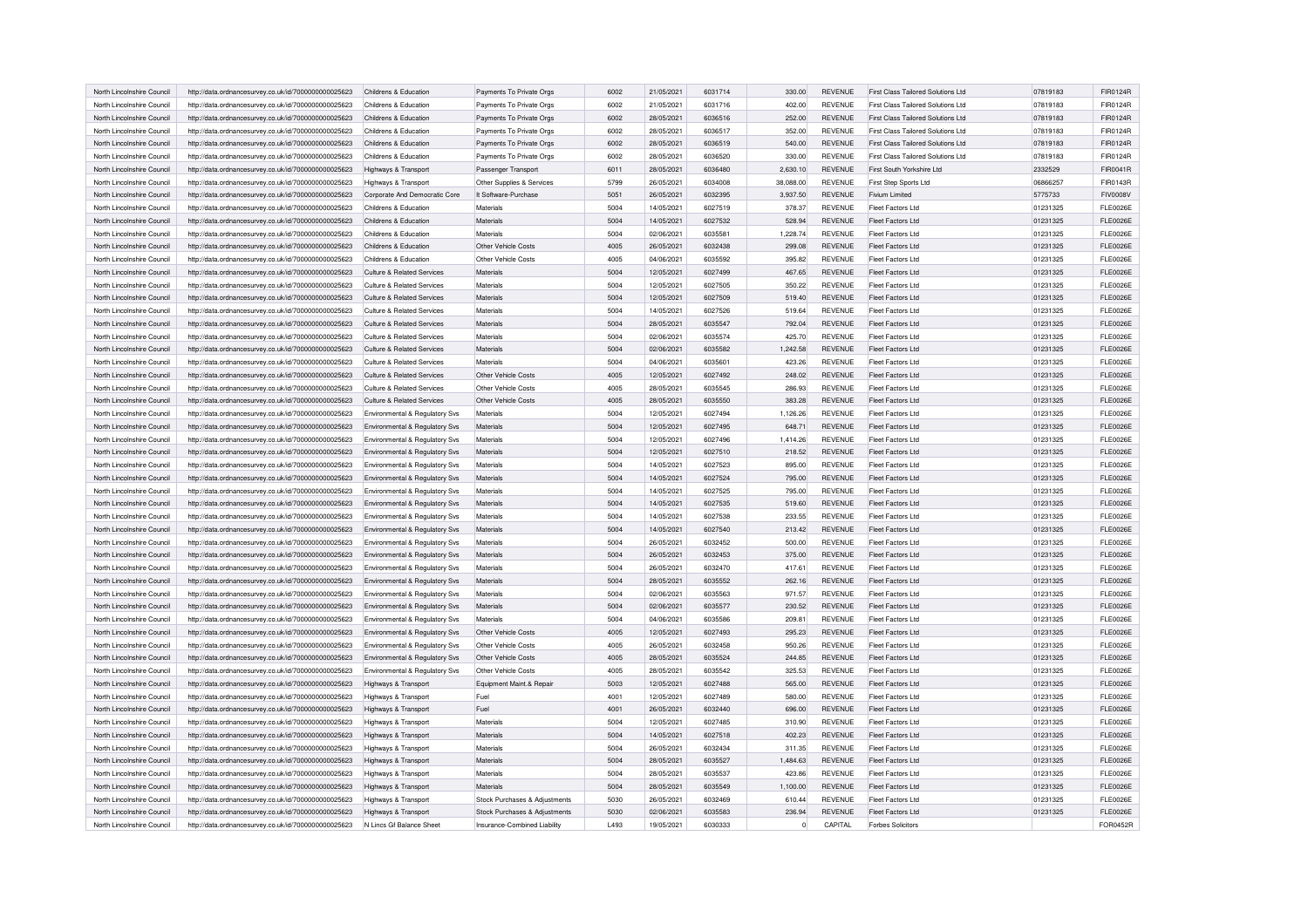| North Lincolnshire Council | http://data.ordnancesurvey.co.uk/id/7000000000025623 | Childrens & Education | Payments To Private Orgs | 6002 | 21/05/2021 | 6031714 | 330.00 | REVENUE | First Class Tailored Solutions Ltd | 07819183 | FIR0124R |
|---|---|---|---|---|---|---|---|---|---|---|---|
| North Lincolnshire Council | http://data.ordnancesurvey.co.uk/id/7000000000025623 | Childrens & Education | Payments To Private Orgs | 6002 | 21/05/2021 | 6031716 | 402.00 | REVENUE | First Class Tailored Solutions Ltd | 07819183 | FIR0124R |
| North Lincolnshire Council | http://data.ordnancesurvey.co.uk/id/7000000000025623 | Childrens & Education | Payments To Private Orgs | 6002 | 28/05/2021 | 6036516 | 252.00 | REVENUE | First Class Tailored Solutions Ltd | 07819183 | FIR0124R |
| North Lincolnshire Council | http://data.ordnancesurvey.co.uk/id/7000000000025623 | Childrens & Education | Payments To Private Orgs | 6002 | 28/05/2021 | 6036517 | 352.00 | REVENUE | First Class Tailored Solutions Ltd | 07819183 | FIR0124R |
| North Lincolnshire Council | http://data.ordnancesurvey.co.uk/id/7000000000025623 | Childrens & Education | Payments To Private Orgs | 6002 | 28/05/2021 | 6036519 | 540.00 | REVENUE | First Class Tailored Solutions Ltd | 07819183 | FIR0124R |
| North Lincolnshire Council | http://data.ordnancesurvey.co.uk/id/7000000000025623 | Childrens & Education | Payments To Private Orgs | 6002 | 28/05/2021 | 6036520 | 330.00 | REVENUE | First Class Tailored Solutions Ltd | 07819183 | FIR0124R |
| North Lincolnshire Council | http://data.ordnancesurvey.co.uk/id/7000000000025623 | Highways & Transport | Passenger Transport | 6011 | 28/05/2021 | 6036480 | 2,630.10 | REVENUE | First South Yorkshire Ltd | 2332529 | FIR0041R |
| North Lincolnshire Council | http://data.ordnancesurvey.co.uk/id/7000000000025623 | Highways & Transport | Other Supplies & Services | 5799 | 26/05/2021 | 6034008 | 38,088.00 | REVENUE | First Step Sports Ltd | 06866257 | FIR0143R |
| North Lincolnshire Council | http://data.ordnancesurvey.co.uk/id/7000000000025623 | Corporate And Democratic Core | It Software-Purchase | 5051 | 26/05/2021 | 6032395 | 3,937.50 | REVENUE | Fivium Limited | 5775733 | FIV0008V |
| North Lincolnshire Council | http://data.ordnancesurvey.co.uk/id/7000000000025623 | Childrens & Education | Materials | 5004 | 14/05/2021 | 6027519 | 378.37 | REVENUE | Fleet Factors Ltd | 01231325 | FLE0026E |
| North Lincolnshire Council | http://data.ordnancesurvey.co.uk/id/7000000000025623 | Childrens & Education | Materials | 5004 | 14/05/2021 | 6027532 | 528.94 | REVENUE | Fleet Factors Ltd | 01231325 | FLE0026E |
| North Lincolnshire Council | http://data.ordnancesurvey.co.uk/id/7000000000025623 | Childrens & Education | Materials | 5004 | 02/06/2021 | 6035581 | 1,228.74 | REVENUE | Fleet Factors Ltd | 01231325 | FLE0026E |
| North Lincolnshire Council | http://data.ordnancesurvey.co.uk/id/7000000000025623 | Childrens & Education | Other Vehicle Costs | 4005 | 26/05/2021 | 6032438 | 299.08 | REVENUE | Fleet Factors Ltd | 01231325 | FLE0026E |
| North Lincolnshire Council | http://data.ordnancesurvey.co.uk/id/7000000000025623 | Childrens & Education | Other Vehicle Costs | 4005 | 04/06/2021 | 6035592 | 395.82 | REVENUE | Fleet Factors Ltd | 01231325 | FLE0026E |
| North Lincolnshire Council | http://data.ordnancesurvey.co.uk/id/7000000000025623 | Culture & Related Services | Materials | 5004 | 12/05/2021 | 6027499 | 467.65 | REVENUE | Fleet Factors Ltd | 01231325 | FLE0026E |
| North Lincolnshire Council | http://data.ordnancesurvey.co.uk/id/7000000000025623 | Culture & Related Services | Materials | 5004 | 12/05/2021 | 6027505 | 350.22 | REVENUE | Fleet Factors Ltd | 01231325 | FLE0026E |
| North Lincolnshire Council | http://data.ordnancesurvey.co.uk/id/7000000000025623 | Culture & Related Services | Materials | 5004 | 12/05/2021 | 6027509 | 519.40 | REVENUE | Fleet Factors Ltd | 01231325 | FLE0026E |
| North Lincolnshire Council | http://data.ordnancesurvey.co.uk/id/7000000000025623 | Culture & Related Services | Materials | 5004 | 14/05/2021 | 6027526 | 519.64 | REVENUE | Fleet Factors Ltd | 01231325 | FLE0026E |
| North Lincolnshire Council | http://data.ordnancesurvey.co.uk/id/7000000000025623 | Culture & Related Services | Materials | 5004 | 28/05/2021 | 6035547 | 792.04 | REVENUE | Fleet Factors Ltd | 01231325 | FLE0026E |
| North Lincolnshire Council | http://data.ordnancesurvey.co.uk/id/7000000000025623 | Culture & Related Services | Materials | 5004 | 02/06/2021 | 6035574 | 425.70 | REVENUE | Fleet Factors Ltd | 01231325 | FLE0026E |
| North Lincolnshire Council | http://data.ordnancesurvey.co.uk/id/7000000000025623 | Culture & Related Services | Materials | 5004 | 02/06/2021 | 6035582 | 1,242.58 | REVENUE | Fleet Factors Ltd | 01231325 | FLE0026E |
| North Lincolnshire Council | http://data.ordnancesurvey.co.uk/id/7000000000025623 | Culture & Related Services | Materials | 5004 | 04/06/2021 | 6035601 | 423.26 | REVENUE | Fleet Factors Ltd | 01231325 | FLE0026E |
| North Lincolnshire Council | http://data.ordnancesurvey.co.uk/id/7000000000025623 | Culture & Related Services | Other Vehicle Costs | 4005 | 12/05/2021 | 6027492 | 248.02 | REVENUE | Fleet Factors Ltd | 01231325 | FLE0026E |
| North Lincolnshire Council | http://data.ordnancesurvey.co.uk/id/7000000000025623 | Culture & Related Services | Other Vehicle Costs | 4005 | 28/05/2021 | 6035545 | 286.93 | REVENUE | Fleet Factors Ltd | 01231325 | FLE0026E |
| North Lincolnshire Council | http://data.ordnancesurvey.co.uk/id/7000000000025623 | Culture & Related Services | Other Vehicle Costs | 4005 | 28/05/2021 | 6035550 | 383.28 | REVENUE | Fleet Factors Ltd | 01231325 | FLE0026E |
| North Lincolnshire Council | http://data.ordnancesurvey.co.uk/id/7000000000025623 | Environmental & Regulatory Svs | Materials | 5004 | 12/05/2021 | 6027494 | 1,126.26 | REVENUE | Fleet Factors Ltd | 01231325 | FLE0026E |
| North Lincolnshire Council | http://data.ordnancesurvey.co.uk/id/7000000000025623 | Environmental & Regulatory Svs | Materials | 5004 | 12/05/2021 | 6027495 | 648.71 | REVENUE | Fleet Factors Ltd | 01231325 | FLE0026E |
| North Lincolnshire Council | http://data.ordnancesurvey.co.uk/id/7000000000025623 | Environmental & Regulatory Svs | Materials | 5004 | 12/05/2021 | 6027496 | 1,414.26 | REVENUE | Fleet Factors Ltd | 01231325 | FLE0026E |
| North Lincolnshire Council | http://data.ordnancesurvey.co.uk/id/7000000000025623 | Environmental & Regulatory Svs | Materials | 5004 | 12/05/2021 | 6027510 | 218.52 | REVENUE | Fleet Factors Ltd | 01231325 | FLE0026E |
| North Lincolnshire Council | http://data.ordnancesurvey.co.uk/id/7000000000025623 | Environmental & Regulatory Svs | Materials | 5004 | 14/05/2021 | 6027523 | 895.00 | REVENUE | Fleet Factors Ltd | 01231325 | FLE0026E |
| North Lincolnshire Council | http://data.ordnancesurvey.co.uk/id/7000000000025623 | Environmental & Regulatory Svs | Materials | 5004 | 14/05/2021 | 6027524 | 795.00 | REVENUE | Fleet Factors Ltd | 01231325 | FLE0026E |
| North Lincolnshire Council | http://data.ordnancesurvey.co.uk/id/7000000000025623 | Environmental & Regulatory Svs | Materials | 5004 | 14/05/2021 | 6027525 | 795.00 | REVENUE | Fleet Factors Ltd | 01231325 | FLE0026E |
| North Lincolnshire Council | http://data.ordnancesurvey.co.uk/id/7000000000025623 | Environmental & Regulatory Svs | Materials | 5004 | 14/05/2021 | 6027535 | 519.60 | REVENUE | Fleet Factors Ltd | 01231325 | FLE0026E |
| North Lincolnshire Council | http://data.ordnancesurvey.co.uk/id/7000000000025623 | Environmental & Regulatory Svs | Materials | 5004 | 14/05/2021 | 6027538 | 233.55 | REVENUE | Fleet Factors Ltd | 01231325 | FLE0026E |
| North Lincolnshire Council | http://data.ordnancesurvey.co.uk/id/7000000000025623 | Environmental & Regulatory Svs | Materials | 5004 | 14/05/2021 | 6027540 | 213.42 | REVENUE | Fleet Factors Ltd | 01231325 | FLE0026E |
| North Lincolnshire Council | http://data.ordnancesurvey.co.uk/id/7000000000025623 | Environmental & Regulatory Svs | Materials | 5004 | 26/05/2021 | 6032452 | 500.00 | REVENUE | Fleet Factors Ltd | 01231325 | FLE0026E |
| North Lincolnshire Council | http://data.ordnancesurvey.co.uk/id/7000000000025623 | Environmental & Regulatory Svs | Materials | 5004 | 26/05/2021 | 6032453 | 375.00 | REVENUE | Fleet Factors Ltd | 01231325 | FLE0026E |
| North Lincolnshire Council | http://data.ordnancesurvey.co.uk/id/7000000000025623 | Environmental & Regulatory Svs | Materials | 5004 | 26/05/2021 | 6032470 | 417.61 | REVENUE | Fleet Factors Ltd | 01231325 | FLE0026E |
| North Lincolnshire Council | http://data.ordnancesurvey.co.uk/id/7000000000025623 | Environmental & Regulatory Svs | Materials | 5004 | 28/05/2021 | 6035552 | 262.16 | REVENUE | Fleet Factors Ltd | 01231325 | FLE0026E |
| North Lincolnshire Council | http://data.ordnancesurvey.co.uk/id/7000000000025623 | Environmental & Regulatory Svs | Materials | 5004 | 02/06/2021 | 6035563 | 971.57 | REVENUE | Fleet Factors Ltd | 01231325 | FLE0026E |
| North Lincolnshire Council | http://data.ordnancesurvey.co.uk/id/7000000000025623 | Environmental & Regulatory Svs | Materials | 5004 | 02/06/2021 | 6035577 | 230.52 | REVENUE | Fleet Factors Ltd | 01231325 | FLE0026E |
| North Lincolnshire Council | http://data.ordnancesurvey.co.uk/id/7000000000025623 | Environmental & Regulatory Svs | Materials | 5004 | 04/06/2021 | 6035586 | 209.81 | REVENUE | Fleet Factors Ltd | 01231325 | FLE0026E |
| North Lincolnshire Council | http://data.ordnancesurvey.co.uk/id/7000000000025623 | Environmental & Regulatory Svs | Other Vehicle Costs | 4005 | 12/05/2021 | 6027493 | 295.23 | REVENUE | Fleet Factors Ltd | 01231325 | FLE0026E |
| North Lincolnshire Council | http://data.ordnancesurvey.co.uk/id/7000000000025623 | Environmental & Regulatory Svs | Other Vehicle Costs | 4005 | 26/05/2021 | 6032458 | 950.26 | REVENUE | Fleet Factors Ltd | 01231325 | FLE0026E |
| North Lincolnshire Council | http://data.ordnancesurvey.co.uk/id/7000000000025623 | Environmental & Regulatory Svs | Other Vehicle Costs | 4005 | 28/05/2021 | 6035524 | 244.85 | REVENUE | Fleet Factors Ltd | 01231325 | FLE0026E |
| North Lincolnshire Council | http://data.ordnancesurvey.co.uk/id/7000000000025623 | Environmental & Regulatory Svs | Other Vehicle Costs | 4005 | 28/05/2021 | 6035542 | 325.53 | REVENUE | Fleet Factors Ltd | 01231325 | FLE0026E |
| North Lincolnshire Council | http://data.ordnancesurvey.co.uk/id/7000000000025623 | Highways & Transport | Equipment Maint.& Repair | 5003 | 12/05/2021 | 6027488 | 565.00 | REVENUE | Fleet Factors Ltd | 01231325 | FLE0026E |
| North Lincolnshire Council | http://data.ordnancesurvey.co.uk/id/7000000000025623 | Highways & Transport | Fuel | 4001 | 12/05/2021 | 6027489 | 580.00 | REVENUE | Fleet Factors Ltd | 01231325 | FLE0026E |
| North Lincolnshire Council | http://data.ordnancesurvey.co.uk/id/7000000000025623 | Highways & Transport | Fuel | 4001 | 26/05/2021 | 6032440 | 696.00 | REVENUE | Fleet Factors Ltd | 01231325 | FLE0026E |
| North Lincolnshire Council | http://data.ordnancesurvey.co.uk/id/7000000000025623 | Highways & Transport | Materials | 5004 | 12/05/2021 | 6027485 | 310.90 | REVENUE | Fleet Factors Ltd | 01231325 | FLE0026E |
| North Lincolnshire Council | http://data.ordnancesurvey.co.uk/id/7000000000025623 | Highways & Transport | Materials | 5004 | 14/05/2021 | 6027518 | 402.23 | REVENUE | Fleet Factors Ltd | 01231325 | FLE0026E |
| North Lincolnshire Council | http://data.ordnancesurvey.co.uk/id/7000000000025623 | Highways & Transport | Materials | 5004 | 26/05/2021 | 6032434 | 311.35 | REVENUE | Fleet Factors Ltd | 01231325 | FLE0026E |
| North Lincolnshire Council | http://data.ordnancesurvey.co.uk/id/7000000000025623 | Highways & Transport | Materials | 5004 | 28/05/2021 | 6035527 | 1,484.63 | REVENUE | Fleet Factors Ltd | 01231325 | FLE0026E |
| North Lincolnshire Council | http://data.ordnancesurvey.co.uk/id/7000000000025623 | Highways & Transport | Materials | 5004 | 28/05/2021 | 6035537 | 423.86 | REVENUE | Fleet Factors Ltd | 01231325 | FLE0026E |
| North Lincolnshire Council | http://data.ordnancesurvey.co.uk/id/7000000000025623 | Highways & Transport | Materials | 5004 | 28/05/2021 | 6035549 | 1,100.00 | REVENUE | Fleet Factors Ltd | 01231325 | FLE0026E |
| North Lincolnshire Council | http://data.ordnancesurvey.co.uk/id/7000000000025623 | Highways & Transport | Stock Purchases & Adjustments | 5030 | 26/05/2021 | 6032469 | 610.44 | REVENUE | Fleet Factors Ltd | 01231325 | FLE0026E |
| North Lincolnshire Council | http://data.ordnancesurvey.co.uk/id/7000000000025623 | Highways & Transport | Stock Purchases & Adjustments | 5030 | 02/06/2021 | 6035583 | 236.94 | REVENUE | Fleet Factors Ltd | 01231325 | FLE0026E |
| North Lincolnshire Council | http://data.ordnancesurvey.co.uk/id/7000000000025623 | N Lincs Gf Balance Sheet | Insurance-Combined Liability | L493 | 19/05/2021 | 6030333 | 0 | CAPITAL | Forbes Solicitors | | FOR0452R |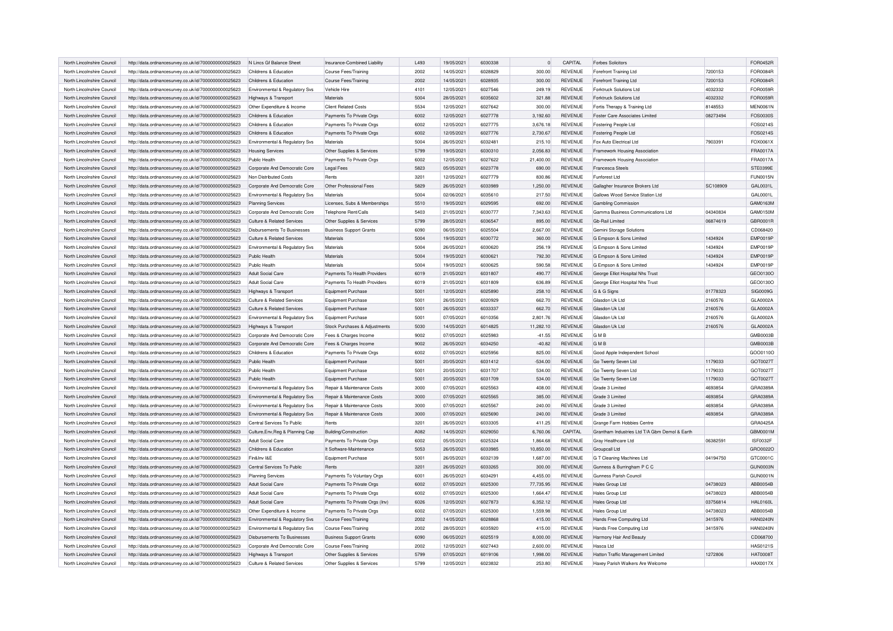| North Lincolnshire Council | http://data.ordnancesurvey.co.uk/id/7000000000025623 | N Lincs Gf Balance Sheet | Insurance-Combined Liability | L493 | 19/05/2021 | 6030338 | 0 | CAPITAL | Forbes Solicitors | | FOR0452R |
|---|---|---|---|---|---|---|---|---|---|---|---|
| North Lincolnshire Council | http://data.ordnancesurvey.co.uk/id/7000000000025623 | Childrens & Education | Course Fees/Training | 2002 | 14/05/2021 | 6028829 | 300.00 | REVENUE | Forefront Training Ltd | 7200153 | FOR0084R |
| North Lincolnshire Council | http://data.ordnancesurvey.co.uk/id/7000000000025623 | Childrens & Education | Course Fees/Training | 2002 | 14/05/2021 | 6028935 | 300.00 | REVENUE | Forefront Training Ltd | 7200153 | FOR0084R |
| North Lincolnshire Council | http://data.ordnancesurvey.co.uk/id/7000000000025623 | Environmental & Regulatory Svs | Vehicle Hire | 4101 | 12/05/2021 | 6027546 | 249.19 | REVENUE | Forktruck Solutions Ltd | 4032332 | FOR0059R |
| North Lincolnshire Council | http://data.ordnancesurvey.co.uk/id/7000000000025623 | Highways & Transport | Materials | 5004 | 28/05/2021 | 6035602 | 321.88 | REVENUE | Forktruck Solutions Ltd | 4032332 | FOR0059R |
| North Lincolnshire Council | http://data.ordnancesurvey.co.uk/id/7000000000025623 | Other Expenditure & Income | Client Related Costs | 5534 | 12/05/2021 | 6027642 | 300.00 | REVENUE | Fortis Therapy & Training Ltd | 8148553 | MEN0061N |
| North Lincolnshire Council | http://data.ordnancesurvey.co.uk/id/7000000000025623 | Childrens & Education | Payments To Private Orgs | 6002 | 12/05/2021 | 6027778 | 3,192.60 | REVENUE | Foster Care Associates Limited | 08273494 | FOS0030S |
| North Lincolnshire Council | http://data.ordnancesurvey.co.uk/id/7000000000025623 | Childrens & Education | Payments To Private Orgs | 6002 | 12/05/2021 | 6027775 | 3,676.18 | REVENUE | Fostering People Ltd | | FOS0214S |
| North Lincolnshire Council | http://data.ordnancesurvey.co.uk/id/7000000000025623 | Childrens & Education | Payments To Private Orgs | 6002 | 12/05/2021 | 6027776 | 2,730.67 | REVENUE | Fostering People Ltd | | FOS0214S |
| North Lincolnshire Council | http://data.ordnancesurvey.co.uk/id/7000000000025623 | Environmental & Regulatory Svs | Materials | 5004 | 26/05/2021 | 6032481 | 215.10 | REVENUE | Fox Auto Electrical Ltd | 7903391 | FOX0061X |
| North Lincolnshire Council | http://data.ordnancesurvey.co.uk/id/7000000000025623 | Housing Services | Other Supplies & Services | 5799 | 19/05/2021 | 6030310 | 2,056.83 | REVENUE | Framework Housing Association | | FRA0017A |
| North Lincolnshire Council | http://data.ordnancesurvey.co.uk/id/7000000000025623 | Public Health | Payments To Private Orgs | 6002 | 12/05/2021 | 6027622 | 21,400.00 | REVENUE | Framework Housing Association | | FRA0017A |
| North Lincolnshire Council | http://data.ordnancesurvey.co.uk/id/7000000000025623 | Corporate And Democratic Core | Legal Fees | 5823 | 05/05/2021 | 6023778 | 690.00 | REVENUE | Francesca Steels | | STE0399E |
| North Lincolnshire Council | http://data.ordnancesurvey.co.uk/id/7000000000025623 | Non Distributed Costs | Rents | 3201 | 12/05/2021 | 6027779 | 830.86 | REVENUE | Funforest Ltd | | FUN0015N |
| North Lincolnshire Council | http://data.ordnancesurvey.co.uk/id/7000000000025623 | Corporate And Democratic Core | Other Professional Fees | 5829 | 26/05/2021 | 6033989 | 1,250.00 | REVENUE | Gallagher Insurance Brokers Ltd | SC108909 | GAL0031L |
| North Lincolnshire Council | http://data.ordnancesurvey.co.uk/id/7000000000025623 | Environmental & Regulatory Svs | Materials | 5004 | 02/06/2021 | 6035610 | 217.50 | REVENUE | Gallows Wood Service Station Ltd | | GAL0001L |
| North Lincolnshire Council | http://data.ordnancesurvey.co.uk/id/7000000000025623 | Planning Services | Licenses, Subs & Memberships | 5510 | 19/05/2021 | 6029595 | 692.00 | REVENUE | Gambling Commission | | GAM0163M |
| North Lincolnshire Council | http://data.ordnancesurvey.co.uk/id/7000000000025623 | Corporate And Democratic Core | Telephone Rent/Calls | 5403 | 21/05/2021 | 6030777 | 7,343.63 | REVENUE | Gamma Business Communications Ltd | 04340834 | GAM0150M |
| North Lincolnshire Council | http://data.ordnancesurvey.co.uk/id/7000000000025623 | Culture & Related Services | Other Supplies & Services | 5799 | 28/05/2021 | 6036547 | 895.00 | REVENUE | Gb-Rail Limited | 06874619 | GBR0001R |
| North Lincolnshire Council | http://data.ordnancesurvey.co.uk/id/7000000000025623 | Disbursements To Businesses | Business Support Grants | 6090 | 06/05/2021 | 6025504 | 2,667.00 | REVENUE | Gemini Storage Solutions | | CD068420 |
| North Lincolnshire Council | http://data.ordnancesurvey.co.uk/id/7000000000025623 | Culture & Related Services | Materials | 5004 | 19/05/2021 | 6030772 | 360.00 | REVENUE | G Empson & Sons Limited | 1434924 | EMP0019P |
| North Lincolnshire Council | http://data.ordnancesurvey.co.uk/id/7000000000025623 | Environmental & Regulatory Svs | Materials | 5004 | 26/05/2021 | 6030620 | 256.19 | REVENUE | G Empson & Sons Limited | 1434924 | EMP0019P |
| North Lincolnshire Council | http://data.ordnancesurvey.co.uk/id/7000000000025623 | Public Health | Materials | 5004 | 19/05/2021 | 6030621 | 792.30 | REVENUE | G Empson & Sons Limited | 1434924 | EMP0019P |
| North Lincolnshire Council | http://data.ordnancesurvey.co.uk/id/7000000000025623 | Public Health | Materials | 5004 | 19/05/2021 | 6030625 | 590.58 | REVENUE | G Empson & Sons Limited | 1434924 | EMP0019P |
| North Lincolnshire Council | http://data.ordnancesurvey.co.uk/id/7000000000025623 | Adult Social Care | Payments To Health Providers | 6019 | 21/05/2021 | 6031807 | 490.77 | REVENUE | George Elliot Hospital Nhs Trust | | GEO0130O |
| North Lincolnshire Council | http://data.ordnancesurvey.co.uk/id/7000000000025623 | Adult Social Care | Payments To Health Providers | 6019 | 21/05/2021 | 6031809 | 636.89 | REVENUE | George Elliot Hospital Nhs Trust | | GEO0130O |
| North Lincolnshire Council | http://data.ordnancesurvey.co.uk/id/7000000000025623 | Highways & Transport | Equipment Purchase | 5001 | 12/05/2021 | 6025890 | 258.10 | REVENUE | G & G Signs | 01778323 | SIG0009G |
| North Lincolnshire Council | http://data.ordnancesurvey.co.uk/id/7000000000025623 | Culture & Related Services | Equipment Purchase | 5001 | 26/05/2021 | 6020929 | 662.70 | REVENUE | Glasdon Uk Ltd | 2160576 | GLA0002A |
| North Lincolnshire Council | http://data.ordnancesurvey.co.uk/id/7000000000025623 | Culture & Related Services | Equipment Purchase | 5001 | 26/05/2021 | 6033337 | 662.70 | REVENUE | Glasdon Uk Ltd | 2160576 | GLA0002A |
| North Lincolnshire Council | http://data.ordnancesurvey.co.uk/id/7000000000025623 | Environmental & Regulatory Svs | Equipment Purchase | 5001 | 07/05/2021 | 6010356 | 2,801.76 | REVENUE | Glasdon Uk Ltd | 2160576 | GLA0002A |
| North Lincolnshire Council | http://data.ordnancesurvey.co.uk/id/7000000000025623 | Highways & Transport | Stock Purchases & Adjustments | 5030 | 14/05/2021 | 6014825 | 11,282.10 | REVENUE | Glasdon Uk Ltd | 2160576 | GLA0002A |
| North Lincolnshire Council | http://data.ordnancesurvey.co.uk/id/7000000000025623 | Corporate And Democratic Core | Fees & Charges Income | 9002 | 07/05/2021 | 6025983 | -41.55 | REVENUE | G M B | | GMB0003B |
| North Lincolnshire Council | http://data.ordnancesurvey.co.uk/id/7000000000025623 | Corporate And Democratic Core | Fees & Charges Income | 9002 | 26/05/2021 | 6034250 | -40.82 | REVENUE | G M B | | GMB0003B |
| North Lincolnshire Council | http://data.ordnancesurvey.co.uk/id/7000000000025623 | Childrens & Education | Payments To Private Orgs | 6002 | 07/05/2021 | 6025956 | 825.00 | REVENUE | Good Apple Independent School | | GOO0110O |
| North Lincolnshire Council | http://data.ordnancesurvey.co.uk/id/7000000000025623 | Public Health | Equipment Purchase | 5001 | 20/05/2021 | 6031412 | -534.00 | REVENUE | Go Twenty Seven Ltd | 1179033 | GOT0027T |
| North Lincolnshire Council | http://data.ordnancesurvey.co.uk/id/7000000000025623 | Public Health | Equipment Purchase | 5001 | 20/05/2021 | 6031707 | 534.00 | REVENUE | Go Twenty Seven Ltd | 1179033 | GOT0027T |
| North Lincolnshire Council | http://data.ordnancesurvey.co.uk/id/7000000000025623 | Public Health | Equipment Purchase | 5001 | 20/05/2021 | 6031709 | 534.00 | REVENUE | Go Twenty Seven Ltd | 1179033 | GOT0027T |
| North Lincolnshire Council | http://data.ordnancesurvey.co.uk/id/7000000000025623 | Environmental & Regulatory Svs | Repair & Maintenance Costs | 3000 | 07/05/2021 | 6025563 | 408.00 | REVENUE | Grade 3 Limited | 4693854 | GRA0389A |
| North Lincolnshire Council | http://data.ordnancesurvey.co.uk/id/7000000000025623 | Environmental & Regulatory Svs | Repair & Maintenance Costs | 3000 | 07/05/2021 | 6025565 | 385.00 | REVENUE | Grade 3 Limited | 4693854 | GRA0389A |
| North Lincolnshire Council | http://data.ordnancesurvey.co.uk/id/7000000000025623 | Environmental & Regulatory Svs | Repair & Maintenance Costs | 3000 | 07/05/2021 | 6025567 | 240.00 | REVENUE | Grade 3 Limited | 4693854 | GRA0389A |
| North Lincolnshire Council | http://data.ordnancesurvey.co.uk/id/7000000000025623 | Environmental & Regulatory Svs | Repair & Maintenance Costs | 3000 | 07/05/2021 | 6025690 | 240.00 | REVENUE | Grade 3 Limited | 4693854 | GRA0389A |
| North Lincolnshire Council | http://data.ordnancesurvey.co.uk/id/7000000000025623 | Central Services To Public | Rents | 3201 | 26/05/2021 | 6033305 | 411.25 | REVENUE | Grange Farm Hobbies Centre | | GRA0425A |
| North Lincolnshire Council | http://data.ordnancesurvey.co.uk/id/7000000000025623 | Culture,Env,Reg & Planning Cap | Building/Construction | A082 | 14/05/2021 | 6029050 | 6,760.06 | CAPITAL | Grantham Industries Ltd T/A Gbm Demol & Earth | | GBM0001M |
| North Lincolnshire Council | http://data.ordnancesurvey.co.uk/id/7000000000025623 | Adult Social Care | Payments To Private Orgs | 6002 | 05/05/2021 | 6025324 | 1,864.68 | REVENUE | Gray Healthcare Ltd | 06382591 | ISF0032F |
| North Lincolnshire Council | http://data.ordnancesurvey.co.uk/id/7000000000025623 | Childrens & Education | It Software-Maintenance | 5053 | 26/05/2021 | 6033985 | 10,850.00 | REVENUE | Groupcall Ltd | | GRO0022O |
| North Lincolnshire Council | http://data.ordnancesurvey.co.uk/id/7000000000025623 | Fin&Inv I&E | Equipment Purchase | 5001 | 26/05/2021 | 6032139 | 1,687.00 | REVENUE | G T Cleaning Machines Ltd | 04194750 | GTC0001C |
| North Lincolnshire Council | http://data.ordnancesurvey.co.uk/id/7000000000025623 | Central Services To Public | Rents | 3201 | 26/05/2021 | 6033265 | 300.00 | REVENUE | Gunness & Burringham P C C | | GUN0003N |
| North Lincolnshire Council | http://data.ordnancesurvey.co.uk/id/7000000000025623 | Planning Services | Payments To Voluntary Orgs | 6001 | 26/05/2021 | 6034291 | 4,455.00 | REVENUE | Gunness Parish Council | | GUN0001N |
| North Lincolnshire Council | http://data.ordnancesurvey.co.uk/id/7000000000025623 | Adult Social Care | Payments To Private Orgs | 6002 | 07/05/2021 | 6025300 | 77,735.95 | REVENUE | Hales Group Ltd | 04738023 | ABB0054B |
| North Lincolnshire Council | http://data.ordnancesurvey.co.uk/id/7000000000025623 | Adult Social Care | Payments To Private Orgs | 6002 | 07/05/2021 | 6025300 | 1,664.47 | REVENUE | Hales Group Ltd | 04738023 | ABB0054B |
| North Lincolnshire Council | http://data.ordnancesurvey.co.uk/id/7000000000025623 | Adult Social Care | Payments To Private Orgs (Inv) | 6026 | 12/05/2021 | 6027873 | 6,352.12 | REVENUE | Hales Group Ltd | 03756814 | HAL0160L |
| North Lincolnshire Council | http://data.ordnancesurvey.co.uk/id/7000000000025623 | Other Expenditure & Income | Payments To Private Orgs | 6002 | 07/05/2021 | 6025300 | 1,559.98 | REVENUE | Hales Group Ltd | 04738023 | ABB0054B |
| North Lincolnshire Council | http://data.ordnancesurvey.co.uk/id/7000000000025623 | Environmental & Regulatory Svs | Course Fees/Training | 2002 | 14/05/2021 | 6028868 | 415.00 | REVENUE | Hands Free Computing Ltd | 3415976 | HAN0240N |
| North Lincolnshire Council | http://data.ordnancesurvey.co.uk/id/7000000000025623 | Environmental & Regulatory Svs | Course Fees/Training | 2002 | 28/05/2021 | 6035920 | 415.00 | REVENUE | Hands Free Computing Ltd | 3415976 | HAN0240N |
| North Lincolnshire Council | http://data.ordnancesurvey.co.uk/id/7000000000025623 | Disbursements To Businesses | Business Support Grants | 6090 | 06/05/2021 | 6025519 | 8,000.00 | REVENUE | Harmony Hair And Beauty | | CD068700 |
| North Lincolnshire Council | http://data.ordnancesurvey.co.uk/id/7000000000025623 | Corporate And Democratic Core | Course Fees/Training | 2002 | 12/05/2021 | 6027443 | 2,600.00 | REVENUE | Hasca Ltd | | HAS0121S |
| North Lincolnshire Council | http://data.ordnancesurvey.co.uk/id/7000000000025623 | Highways & Transport | Other Supplies & Services | 5799 | 07/05/2021 | 6019106 | 1,998.00 | REVENUE | Hatton Traffic Management Limited | 1272806 | HAT0008T |
| North Lincolnshire Council | http://data.ordnancesurvey.co.uk/id/7000000000025623 | Culture & Related Services | Other Supplies & Services | 5799 | 12/05/2021 | 6023832 | 253.80 | REVENUE | Haxey Parish Walkers Are Welcome | | HAX0017X |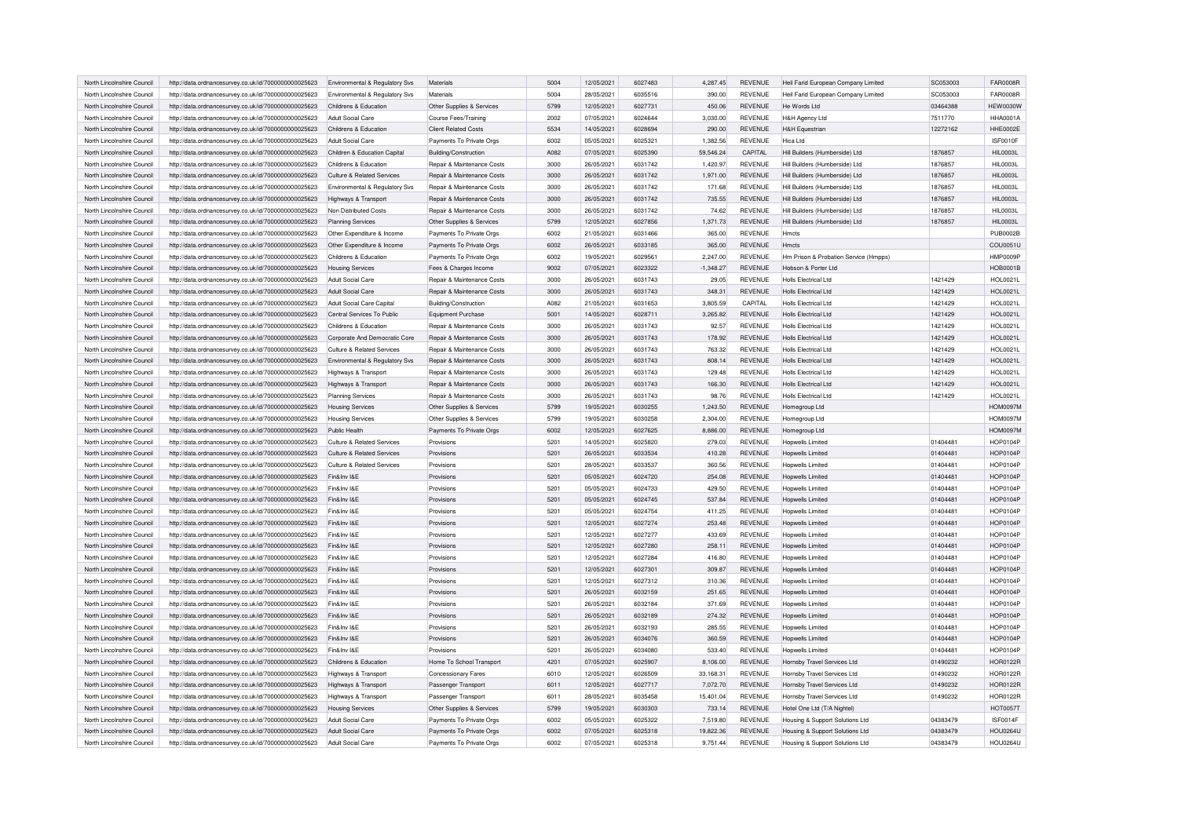| North Lincolnshire Council | http://data.ordnancesurvey.co.uk/id/7000000000025623 | Environmental & Regulatory Svs | Materials | 5004 | 12/05/2021 | 6027483 | 4,287.45 | REVENUE | Heil Farid European Company Limited | SC053003 | FAR0008R |
|---|---|---|---|---|---|---|---|---|---|---|---|
| North Lincolnshire Council | http://data.ordnancesurvey.co.uk/id/7000000000025623 | Environmental & Regulatory Svs | Materials | 5004 | 28/05/2021 | 6035516 | 390.00 | REVENUE | Heil Farid European Company Limited | SC053003 | FAR0008R |
| North Lincolnshire Council | http://data.ordnancesurvey.co.uk/id/7000000000025623 | Childrens & Education | Other Supplies & Services | 5799 | 12/05/2021 | 6027731 | 450.06 | REVENUE | He Words Ltd | 03464388 | HEW0030W |
| North Lincolnshire Council | http://data.ordnancesurvey.co.uk/id/7000000000025623 | Adult Social Care | Course Fees/Training | 2002 | 07/05/2021 | 6024644 | 3,030.00 | REVENUE | H&H Agency Ltd | 7511770 | HHA0001A |
| North Lincolnshire Council | http://data.ordnancesurvey.co.uk/id/7000000000025623 | Childrens & Education | Client Related Costs | 5534 | 14/05/2021 | 6028694 | 290.00 | REVENUE | H&H Equestrian | 12272162 | HHE0002E |
| North Lincolnshire Council | http://data.ordnancesurvey.co.uk/id/7000000000025623 | Adult Social Care | Payments To Private Orgs | 6002 | 05/05/2021 | 6025321 | 1,382.56 | REVENUE | Hica Ltd | | ISF0010F |
| North Lincolnshire Council | http://data.ordnancesurvey.co.uk/id/7000000000025623 | Children & Education Capital | Building/Construction | A082 | 07/05/2021 | 6025390 | 59,546.24 | CAPITAL | Hill Builders (Humberside) Ltd | 1876857 | HIL0003L |
| North Lincolnshire Council | http://data.ordnancesurvey.co.uk/id/7000000000025623 | Childrens & Education | Repair & Maintenance Costs | 3000 | 26/05/2021 | 6031742 | 1,420.97 | REVENUE | Hill Builders (Humberside) Ltd | 1876857 | HIL0003L |
| North Lincolnshire Council | http://data.ordnancesurvey.co.uk/id/7000000000025623 | Culture & Related Services | Repair & Maintenance Costs | 3000 | 26/05/2021 | 6031742 | 1,971.00 | REVENUE | Hill Builders (Humberside) Ltd | 1876857 | HIL0003L |
| North Lincolnshire Council | http://data.ordnancesurvey.co.uk/id/7000000000025623 | Environmental & Regulatory Svs | Repair & Maintenance Costs | 3000 | 26/05/2021 | 6031742 | 171.68 | REVENUE | Hill Builders (Humberside) Ltd | 1876857 | HIL0003L |
| North Lincolnshire Council | http://data.ordnancesurvey.co.uk/id/7000000000025623 | Highways & Transport | Repair & Maintenance Costs | 3000 | 26/05/2021 | 6031742 | 735.55 | REVENUE | Hill Builders (Humberside) Ltd | 1876857 | HIL0003L |
| North Lincolnshire Council | http://data.ordnancesurvey.co.uk/id/7000000000025623 | Non Distributed Costs | Repair & Maintenance Costs | 3000 | 26/05/2021 | 6031742 | 74.62 | REVENUE | Hill Builders (Humberside) Ltd | 1876857 | HIL0003L |
| North Lincolnshire Council | http://data.ordnancesurvey.co.uk/id/7000000000025623 | Planning Services | Other Supplies & Services | 5799 | 12/05/2021 | 6027856 | 1,371.73 | REVENUE | Hill Builders (Humberside) Ltd | 1876857 | HIL0003L |
| North Lincolnshire Council | http://data.ordnancesurvey.co.uk/id/7000000000025623 | Other Expenditure & Income | Payments To Private Orgs | 6002 | 21/05/2021 | 6031466 | 365.00 | REVENUE | Hmcts | | PUB0002B |
| North Lincolnshire Council | http://data.ordnancesurvey.co.uk/id/7000000000025623 | Other Expenditure & Income | Payments To Private Orgs | 6002 | 26/05/2021 | 6033185 | 365.00 | REVENUE | Hmcts | | COU0051U |
| North Lincolnshire Council | http://data.ordnancesurvey.co.uk/id/7000000000025623 | Childrens & Education | Payments To Private Orgs | 6002 | 19/05/2021 | 6029561 | 2,247.00 | REVENUE | Hm Prison & Probation Service (Hmpps) | | HMP0009P |
| North Lincolnshire Council | http://data.ordnancesurvey.co.uk/id/7000000000025623 | Housing Services | Fees & Charges Income | 9002 | 07/05/2021 | 6023322 | -1,348.27 | REVENUE | Hobson & Porter Ltd | | HOB0001B |
| North Lincolnshire Council | http://data.ordnancesurvey.co.uk/id/7000000000025623 | Adult Social Care | Repair & Maintenance Costs | 3000 | 26/05/2021 | 6031743 | 29.05 | REVENUE | Holls Electrical Ltd | 1421429 | HOL0021L |
| North Lincolnshire Council | http://data.ordnancesurvey.co.uk/id/7000000000025623 | Adult Social Care | Repair & Maintenance Costs | 3000 | 26/05/2021 | 6031743 | 348.31 | REVENUE | Holls Electrical Ltd | 1421429 | HOL0021L |
| North Lincolnshire Council | http://data.ordnancesurvey.co.uk/id/7000000000025623 | Adult Social Care Capital | Building/Construction | A082 | 21/05/2021 | 6031653 | 3,805.59 | CAPITAL | Holls Electrical Ltd | 1421429 | HOL0021L |
| North Lincolnshire Council | http://data.ordnancesurvey.co.uk/id/7000000000025623 | Central Services To Public | Equipment Purchase | 5001 | 14/05/2021 | 6028711 | 3,265.82 | REVENUE | Holls Electrical Ltd | 1421429 | HOL0021L |
| North Lincolnshire Council | http://data.ordnancesurvey.co.uk/id/7000000000025623 | Childrens & Education | Repair & Maintenance Costs | 3000 | 26/05/2021 | 6031743 | 92.57 | REVENUE | Holls Electrical Ltd | 1421429 | HOL0021L |
| North Lincolnshire Council | http://data.ordnancesurvey.co.uk/id/7000000000025623 | Corporate And Democratic Core | Repair & Maintenance Costs | 3000 | 26/05/2021 | 6031743 | 178.92 | REVENUE | Holls Electrical Ltd | 1421429 | HOL0021L |
| North Lincolnshire Council | http://data.ordnancesurvey.co.uk/id/7000000000025623 | Culture & Related Services | Repair & Maintenance Costs | 3000 | 26/05/2021 | 6031743 | 763.32 | REVENUE | Holls Electrical Ltd | 1421429 | HOL0021L |
| North Lincolnshire Council | http://data.ordnancesurvey.co.uk/id/7000000000025623 | Environmental & Regulatory Svs | Repair & Maintenance Costs | 3000 | 26/05/2021 | 6031743 | 808.14 | REVENUE | Holls Electrical Ltd | 1421429 | HOL0021L |
| North Lincolnshire Council | http://data.ordnancesurvey.co.uk/id/7000000000025623 | Highways & Transport | Repair & Maintenance Costs | 3000 | 26/05/2021 | 6031743 | 129.48 | REVENUE | Holls Electrical Ltd | 1421429 | HOL0021L |
| North Lincolnshire Council | http://data.ordnancesurvey.co.uk/id/7000000000025623 | Highways & Transport | Repair & Maintenance Costs | 3000 | 26/05/2021 | 6031743 | 166.30 | REVENUE | Holls Electrical Ltd | 1421429 | HOL0021L |
| North Lincolnshire Council | http://data.ordnancesurvey.co.uk/id/7000000000025623 | Planning Services | Repair & Maintenance Costs | 3000 | 26/05/2021 | 6031743 | 98.76 | REVENUE | Holls Electrical Ltd | 1421429 | HOL0021L |
| North Lincolnshire Council | http://data.ordnancesurvey.co.uk/id/7000000000025623 | Housing Services | Other Supplies & Services | 5799 | 19/05/2021 | 6030255 | 1,243.50 | REVENUE | Homegroup Ltd | | HOM0097M |
| North Lincolnshire Council | http://data.ordnancesurvey.co.uk/id/7000000000025623 | Housing Services | Other Supplies & Services | 5799 | 19/05/2021 | 6030258 | 2,304.00 | REVENUE | Homegroup Ltd | | HOM0097M |
| North Lincolnshire Council | http://data.ordnancesurvey.co.uk/id/7000000000025623 | Public Health | Payments To Private Orgs | 6002 | 12/05/2021 | 6027625 | 8,886.00 | REVENUE | Homegroup Ltd | | HOM0097M |
| North Lincolnshire Council | http://data.ordnancesurvey.co.uk/id/7000000000025623 | Culture & Related Services | Provisions | 5201 | 14/05/2021 | 6025820 | 279.03 | REVENUE | Hopwells Limited | 01404481 | HOP0104P |
| North Lincolnshire Council | http://data.ordnancesurvey.co.uk/id/7000000000025623 | Culture & Related Services | Provisions | 5201 | 26/05/2021 | 6033534 | 410.28 | REVENUE | Hopwells Limited | 01404481 | HOP0104P |
| North Lincolnshire Council | http://data.ordnancesurvey.co.uk/id/7000000000025623 | Culture & Related Services | Provisions | 5201 | 28/05/2021 | 6033537 | 360.56 | REVENUE | Hopwells Limited | 01404481 | HOP0104P |
| North Lincolnshire Council | http://data.ordnancesurvey.co.uk/id/7000000000025623 | Fin&Inv I&E | Provisions | 5201 | 05/05/2021 | 6024720 | 254.08 | REVENUE | Hopwells Limited | 01404481 | HOP0104P |
| North Lincolnshire Council | http://data.ordnancesurvey.co.uk/id/7000000000025623 | Fin&Inv I&E | Provisions | 5201 | 05/05/2021 | 6024733 | 429.50 | REVENUE | Hopwells Limited | 01404481 | HOP0104P |
| North Lincolnshire Council | http://data.ordnancesurvey.co.uk/id/7000000000025623 | Fin&Inv I&E | Provisions | 5201 | 05/05/2021 | 6024745 | 537.84 | REVENUE | Hopwells Limited | 01404481 | HOP0104P |
| North Lincolnshire Council | http://data.ordnancesurvey.co.uk/id/7000000000025623 | Fin&Inv I&E | Provisions | 5201 | 05/05/2021 | 6024754 | 411.25 | REVENUE | Hopwells Limited | 01404481 | HOP0104P |
| North Lincolnshire Council | http://data.ordnancesurvey.co.uk/id/7000000000025623 | Fin&Inv I&E | Provisions | 5201 | 12/05/2021 | 6027274 | 253.48 | REVENUE | Hopwells Limited | 01404481 | HOP0104P |
| North Lincolnshire Council | http://data.ordnancesurvey.co.uk/id/7000000000025623 | Fin&Inv I&E | Provisions | 5201 | 12/05/2021 | 6027277 | 433.69 | REVENUE | Hopwells Limited | 01404481 | HOP0104P |
| North Lincolnshire Council | http://data.ordnancesurvey.co.uk/id/7000000000025623 | Fin&Inv I&E | Provisions | 5201 | 12/05/2021 | 6027280 | 258.11 | REVENUE | Hopwells Limited | 01404481 | HOP0104P |
| North Lincolnshire Council | http://data.ordnancesurvey.co.uk/id/7000000000025623 | Fin&Inv I&E | Provisions | 5201 | 12/05/2021 | 6027284 | 416.80 | REVENUE | Hopwells Limited | 01404481 | HOP0104P |
| North Lincolnshire Council | http://data.ordnancesurvey.co.uk/id/7000000000025623 | Fin&Inv I&E | Provisions | 5201 | 12/05/2021 | 6027301 | 309.87 | REVENUE | Hopwells Limited | 01404481 | HOP0104P |
| North Lincolnshire Council | http://data.ordnancesurvey.co.uk/id/7000000000025623 | Fin&Inv I&E | Provisions | 5201 | 12/05/2021 | 6027312 | 310.36 | REVENUE | Hopwells Limited | 01404481 | HOP0104P |
| North Lincolnshire Council | http://data.ordnancesurvey.co.uk/id/7000000000025623 | Fin&Inv I&E | Provisions | 5201 | 26/05/2021 | 6032159 | 251.65 | REVENUE | Hopwells Limited | 01404481 | HOP0104P |
| North Lincolnshire Council | http://data.ordnancesurvey.co.uk/id/7000000000025623 | Fin&Inv I&E | Provisions | 5201 | 26/05/2021 | 6032184 | 371.69 | REVENUE | Hopwells Limited | 01404481 | HOP0104P |
| North Lincolnshire Council | http://data.ordnancesurvey.co.uk/id/7000000000025623 | Fin&Inv I&E | Provisions | 5201 | 26/05/2021 | 6032189 | 274.32 | REVENUE | Hopwells Limited | 01404481 | HOP0104P |
| North Lincolnshire Council | http://data.ordnancesurvey.co.uk/id/7000000000025623 | Fin&Inv I&E | Provisions | 5201 | 26/05/2021 | 6032193 | 285.55 | REVENUE | Hopwells Limited | 01404481 | HOP0104P |
| North Lincolnshire Council | http://data.ordnancesurvey.co.uk/id/7000000000025623 | Fin&Inv I&E | Provisions | 5201 | 26/05/2021 | 6034076 | 360.59 | REVENUE | Hopwells Limited | 01404481 | HOP0104P |
| North Lincolnshire Council | http://data.ordnancesurvey.co.uk/id/7000000000025623 | Fin&Inv I&E | Provisions | 5201 | 26/05/2021 | 6034080 | 533.40 | REVENUE | Hopwells Limited | 01404481 | HOP0104P |
| North Lincolnshire Council | http://data.ordnancesurvey.co.uk/id/7000000000025623 | Childrens & Education | Home To School Transport | 4201 | 07/05/2021 | 6025907 | 8,106.00 | REVENUE | Hornsby Travel Services Ltd | 01490232 | HOR0122R |
| North Lincolnshire Council | http://data.ordnancesurvey.co.uk/id/7000000000025623 | Highways & Transport | Concessionary Fares | 6010 | 12/05/2021 | 6026509 | 33,168.31 | REVENUE | Hornsby Travel Services Ltd | 01490232 | HOR0122R |
| North Lincolnshire Council | http://data.ordnancesurvey.co.uk/id/7000000000025623 | Highways & Transport | Passenger Transport | 6011 | 12/05/2021 | 6027717 | 7,072.70 | REVENUE | Hornsby Travel Services Ltd | 01490232 | HOR0122R |
| North Lincolnshire Council | http://data.ordnancesurvey.co.uk/id/7000000000025623 | Highways & Transport | Passenger Transport | 6011 | 28/05/2021 | 6035458 | 15,401.04 | REVENUE | Hornsby Travel Services Ltd | 01490232 | HOR0122R |
| North Lincolnshire Council | http://data.ordnancesurvey.co.uk/id/7000000000025623 | Housing Services | Other Supplies & Services | 5799 | 19/05/2021 | 6030303 | 733.14 | REVENUE | Hotel One Ltd (T/A Nightel) | | HOT0057T |
| North Lincolnshire Council | http://data.ordnancesurvey.co.uk/id/7000000000025623 | Adult Social Care | Payments To Private Orgs | 6002 | 05/05/2021 | 6025322 | 7,519.80 | REVENUE | Housing & Support Solutions Ltd | 04383479 | ISF0014F |
| North Lincolnshire Council | http://data.ordnancesurvey.co.uk/id/7000000000025623 | Adult Social Care | Payments To Private Orgs | 6002 | 07/05/2021 | 6025318 | 19,822.36 | REVENUE | Housing & Support Solutions Ltd | 04383479 | HOU0264U |
| North Lincolnshire Council | http://data.ordnancesurvey.co.uk/id/7000000000025623 | Adult Social Care | Payments To Private Orgs | 6002 | 07/05/2021 | 6025318 | 9,751.44 | REVENUE | Housing & Support Solutions Ltd | 04383479 | HOU0264U |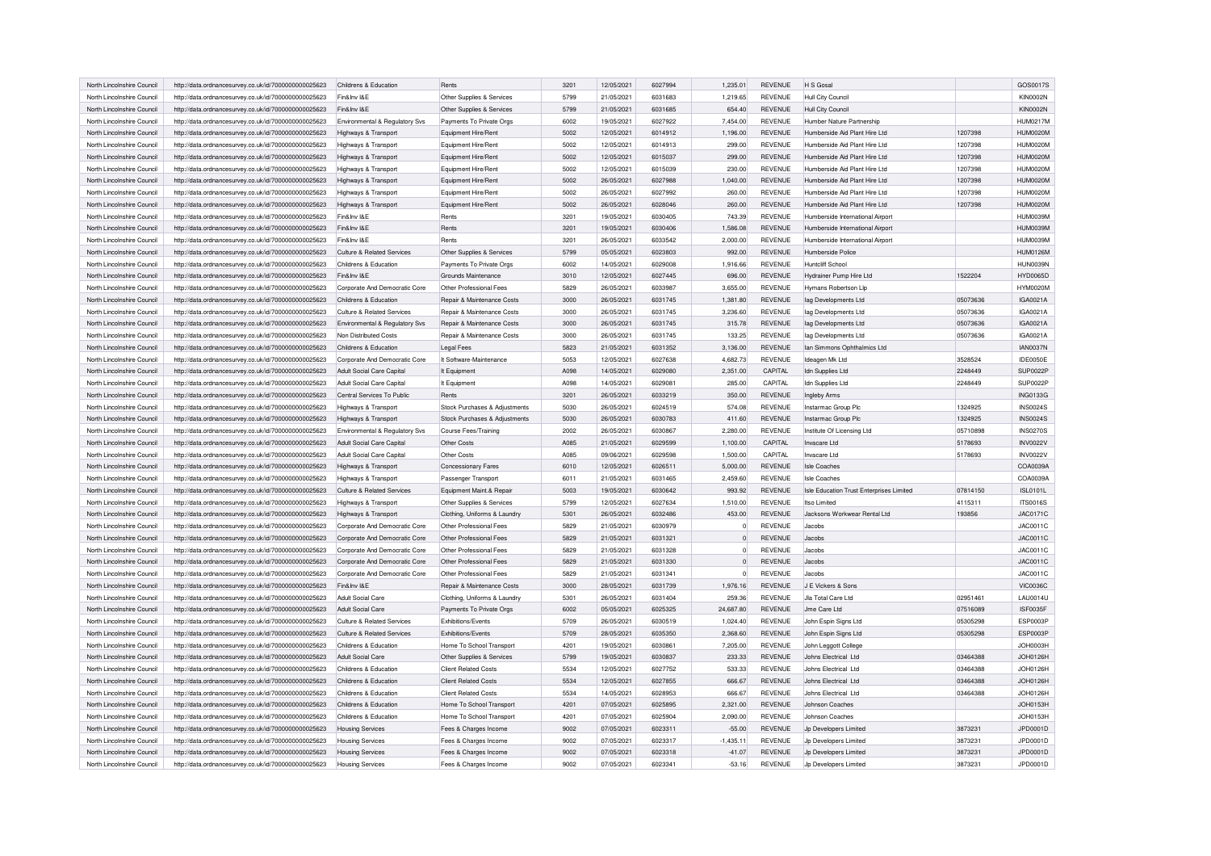| North Lincolnshire Council | http://data.ordnancesurvey.co.uk/id/7000000000025623 | Childrens & Education | Rents | 3201 | 12/05/2021 | 6027994 | 1,235.01 | REVENUE | H S Gosal | | GOS0017S |
|---|---|---|---|---|---|---|---|---|---|---|---|
| North Lincolnshire Council | http://data.ordnancesurvey.co.uk/id/7000000000025623 | Fin&Inv I&E | Other Supplies & Services | 5799 | 21/05/2021 | 6031683 | 1,219.65 | REVENUE | Hull City Council | | KIN0002N |
| North Lincolnshire Council | http://data.ordnancesurvey.co.uk/id/7000000000025623 | Fin&Inv I&E | Other Supplies & Services | 5799 | 21/05/2021 | 6031685 | 654.40 | REVENUE | Hull City Council | | KIN0002N |
| North Lincolnshire Council | http://data.ordnancesurvey.co.uk/id/7000000000025623 | Environmental & Regulatory Svs | Payments To Private Orgs | 6002 | 19/05/2021 | 6027922 | 7,454.00 | REVENUE | Humber Nature Partnership | | HUM0217M |
| North Lincolnshire Council | http://data.ordnancesurvey.co.uk/id/7000000000025623 | Highways & Transport | Equipment Hire/Rent | 5002 | 12/05/2021 | 6014912 | 1,196.00 | REVENUE | Humberside Aid Plant Hire Ltd | 1207398 | HUM0020M |
| North Lincolnshire Council | http://data.ordnancesurvey.co.uk/id/7000000000025623 | Highways & Transport | Equipment Hire/Rent | 5002 | 12/05/2021 | 6014913 | 299.00 | REVENUE | Humberside Aid Plant Hire Ltd | 1207398 | HUM0020M |
| North Lincolnshire Council | http://data.ordnancesurvey.co.uk/id/7000000000025623 | Highways & Transport | Equipment Hire/Rent | 5002 | 12/05/2021 | 6015037 | 299.00 | REVENUE | Humberside Aid Plant Hire Ltd | 1207398 | HUM0020M |
| North Lincolnshire Council | http://data.ordnancesurvey.co.uk/id/7000000000025623 | Highways & Transport | Equipment Hire/Rent | 5002 | 12/05/2021 | 6015039 | 230.00 | REVENUE | Humberside Aid Plant Hire Ltd | 1207398 | HUM0020M |
| North Lincolnshire Council | http://data.ordnancesurvey.co.uk/id/7000000000025623 | Highways & Transport | Equipment Hire/Rent | 5002 | 26/05/2021 | 6027988 | 1,040.00 | REVENUE | Humberside Aid Plant Hire Ltd | 1207398 | HUM0020M |
| North Lincolnshire Council | http://data.ordnancesurvey.co.uk/id/7000000000025623 | Highways & Transport | Equipment Hire/Rent | 5002 | 26/05/2021 | 6027992 | 260.00 | REVENUE | Humberside Aid Plant Hire Ltd | 1207398 | HUM0020M |
| North Lincolnshire Council | http://data.ordnancesurvey.co.uk/id/7000000000025623 | Highways & Transport | Equipment Hire/Rent | 5002 | 26/05/2021 | 6028046 | 260.00 | REVENUE | Humberside Aid Plant Hire Ltd | 1207398 | HUM0020M |
| North Lincolnshire Council | http://data.ordnancesurvey.co.uk/id/7000000000025623 | Fin&Inv I&E | Rents | 3201 | 19/05/2021 | 6030405 | 743.39 | REVENUE | Humberside International Airport | | HUM0039M |
| North Lincolnshire Council | http://data.ordnancesurvey.co.uk/id/7000000000025623 | Fin&Inv I&E | Rents | 3201 | 19/05/2021 | 6030406 | 1,586.08 | REVENUE | Humberside International Airport | | HUM0039M |
| North Lincolnshire Council | http://data.ordnancesurvey.co.uk/id/7000000000025623 | Fin&Inv I&E | Rents | 3201 | 26/05/2021 | 6033542 | 2,000.00 | REVENUE | Humberside International Airport | | HUM0039M |
| North Lincolnshire Council | http://data.ordnancesurvey.co.uk/id/7000000000025623 | Culture & Related Services | Other Supplies & Services | 5799 | 05/05/2021 | 6023803 | 992.00 | REVENUE | Humberside Police | | HUM0126M |
| North Lincolnshire Council | http://data.ordnancesurvey.co.uk/id/7000000000025623 | Childrens & Education | Payments To Private Orgs | 6002 | 14/05/2021 | 6029008 | 1,916.66 | REVENUE | Huntcliff School | | HUN0039N |
| North Lincolnshire Council | http://data.ordnancesurvey.co.uk/id/7000000000025623 | Fin&Inv I&E | Grounds Maintenance | 3010 | 12/05/2021 | 6027445 | 696.00 | REVENUE | Hydrainer Pump Hire Ltd | 1522204 | HYD0065D |
| North Lincolnshire Council | http://data.ordnancesurvey.co.uk/id/7000000000025623 | Corporate And Democratic Core | Other Professional Fees | 5829 | 26/05/2021 | 6033987 | 3,655.00 | REVENUE | Hymans Robertson Llp | | HYM0020M |
| North Lincolnshire Council | http://data.ordnancesurvey.co.uk/id/7000000000025623 | Childrens & Education | Repair & Maintenance Costs | 3000 | 26/05/2021 | 6031745 | 1,381.80 | REVENUE | Iag Developments Ltd | 05073636 | IGA0021A |
| North Lincolnshire Council | http://data.ordnancesurvey.co.uk/id/7000000000025623 | Culture & Related Services | Repair & Maintenance Costs | 3000 | 26/05/2021 | 6031745 | 3,236.60 | REVENUE | Iag Developments Ltd | 05073636 | IGA0021A |
| North Lincolnshire Council | http://data.ordnancesurvey.co.uk/id/7000000000025623 | Environmental & Regulatory Svs | Repair & Maintenance Costs | 3000 | 26/05/2021 | 6031745 | 315.78 | REVENUE | Iag Developments Ltd | 05073636 | IGA0021A |
| North Lincolnshire Council | http://data.ordnancesurvey.co.uk/id/7000000000025623 | Non Distributed Costs | Repair & Maintenance Costs | 3000 | 26/05/2021 | 6031745 | 133.25 | REVENUE | Iag Developments Ltd | 05073636 | IGA0021A |
| North Lincolnshire Council | http://data.ordnancesurvey.co.uk/id/7000000000025623 | Childrens & Education | Legal Fees | 5823 | 21/05/2021 | 6031352 | 3,136.00 | REVENUE | Ian Simmons Ophthalmics Ltd | | IAN0037N |
| North Lincolnshire Council | http://data.ordnancesurvey.co.uk/id/7000000000025623 | Corporate And Democratic Core | It Software-Maintenance | 5053 | 12/05/2021 | 6027638 | 4,682.73 | REVENUE | Ideagen Mk Ltd | 3528524 | IDE0050E |
| North Lincolnshire Council | http://data.ordnancesurvey.co.uk/id/7000000000025623 | Adult Social Care Capital | It Equipment | A098 | 14/05/2021 | 6029080 | 2,351.00 | CAPITAL | Idn Supplies Ltd | 2248449 | SUP0022P |
| North Lincolnshire Council | http://data.ordnancesurvey.co.uk/id/7000000000025623 | Adult Social Care Capital | It Equipment | A098 | 14/05/2021 | 6029081 | 285.00 | CAPITAL | Idn Supplies Ltd | 2248449 | SUP0022P |
| North Lincolnshire Council | http://data.ordnancesurvey.co.uk/id/7000000000025623 | Central Services To Public | Rents | 3201 | 26/05/2021 | 6033219 | 350.00 | REVENUE | Ingleby Arms | | ING0133G |
| North Lincolnshire Council | http://data.ordnancesurvey.co.uk/id/7000000000025623 | Highways & Transport | Stock Purchases & Adjustments | 5030 | 26/05/2021 | 6024519 | 574.08 | REVENUE | Instarmac Group Plc | 1324925 | INS0024S |
| North Lincolnshire Council | http://data.ordnancesurvey.co.uk/id/7000000000025623 | Highways & Transport | Stock Purchases & Adjustments | 5030 | 26/05/2021 | 6030783 | 411.60 | REVENUE | Instarmac Group Plc | 1324925 | INS0024S |
| North Lincolnshire Council | http://data.ordnancesurvey.co.uk/id/7000000000025623 | Environmental & Regulatory Svs | Course Fees/Training | 2002 | 26/05/2021 | 6030867 | 2,280.00 | REVENUE | Institute Of Licensing Ltd | 05710898 | INS0270S |
| North Lincolnshire Council | http://data.ordnancesurvey.co.uk/id/7000000000025623 | Adult Social Care Capital | Other Costs | A085 | 21/05/2021 | 6029599 | 1,100.00 | CAPITAL | Invacare Ltd | 5178693 | INV0022V |
| North Lincolnshire Council | http://data.ordnancesurvey.co.uk/id/7000000000025623 | Adult Social Care Capital | Other Costs | A085 | 09/06/2021 | 6029598 | 1,500.00 | CAPITAL | Invacare Ltd | 5178693 | INV0022V |
| North Lincolnshire Council | http://data.ordnancesurvey.co.uk/id/7000000000025623 | Highways & Transport | Concessionary Fares | 6010 | 12/05/2021 | 6026511 | 5,000.00 | REVENUE | Isle Coaches | | COA0039A |
| North Lincolnshire Council | http://data.ordnancesurvey.co.uk/id/7000000000025623 | Highways & Transport | Passenger Transport | 6011 | 21/05/2021 | 6031465 | 2,459.60 | REVENUE | Isle Coaches | | COA0039A |
| North Lincolnshire Council | http://data.ordnancesurvey.co.uk/id/7000000000025623 | Culture & Related Services | Equipment Maint.& Repair | 5003 | 19/05/2021 | 6030642 | 993.92 | REVENUE | Isle Education Trust Enterprises Limited | 07814150 | ISL0101L |
| North Lincolnshire Council | http://data.ordnancesurvey.co.uk/id/7000000000025623 | Highways & Transport | Other Supplies & Services | 5799 | 12/05/2021 | 6027634 | 1,510.00 | REVENUE | Itso Limited | 4115311 | ITS0016S |
| North Lincolnshire Council | http://data.ordnancesurvey.co.uk/id/7000000000025623 | Highways & Transport | Clothing, Uniforms & Laundry | 5301 | 26/05/2021 | 6032486 | 453.00 | REVENUE | Jacksons Workwear Rental Ltd | 193856 | JAC0171C |
| North Lincolnshire Council | http://data.ordnancesurvey.co.uk/id/7000000000025623 | Corporate And Democratic Core | Other Professional Fees | 5829 | 21/05/2021 | 6030979 | 0 | REVENUE | Jacobs | | JAC0011C |
| North Lincolnshire Council | http://data.ordnancesurvey.co.uk/id/7000000000025623 | Corporate And Democratic Core | Other Professional Fees | 5829 | 21/05/2021 | 6031321 | 0 | REVENUE | Jacobs | | JAC0011C |
| North Lincolnshire Council | http://data.ordnancesurvey.co.uk/id/7000000000025623 | Corporate And Democratic Core | Other Professional Fees | 5829 | 21/05/2021 | 6031328 | 0 | REVENUE | Jacobs | | JAC0011C |
| North Lincolnshire Council | http://data.ordnancesurvey.co.uk/id/7000000000025623 | Corporate And Democratic Core | Other Professional Fees | 5829 | 21/05/2021 | 6031330 | 0 | REVENUE | Jacobs | | JAC0011C |
| North Lincolnshire Council | http://data.ordnancesurvey.co.uk/id/7000000000025623 | Corporate And Democratic Core | Other Professional Fees | 5829 | 21/05/2021 | 6031341 | 0 | REVENUE | Jacobs | | JAC0011C |
| North Lincolnshire Council | http://data.ordnancesurvey.co.uk/id/7000000000025623 | Fin&Inv I&E | Repair & Maintenance Costs | 3000 | 28/05/2021 | 6031739 | 1,976.16 | REVENUE | J E Vickers & Sons | | VIC0036C |
| North Lincolnshire Council | http://data.ordnancesurvey.co.uk/id/7000000000025623 | Adult Social Care | Clothing, Uniforms & Laundry | 5301 | 26/05/2021 | 6031404 | 259.36 | REVENUE | Jla Total Care Ltd | 02951461 | LAU0014U |
| North Lincolnshire Council | http://data.ordnancesurvey.co.uk/id/7000000000025623 | Adult Social Care | Payments To Private Orgs | 6002 | 05/05/2021 | 6025325 | 24,687.80 | REVENUE | Jme Care Ltd | 07516089 | ISF0035F |
| North Lincolnshire Council | http://data.ordnancesurvey.co.uk/id/7000000000025623 | Culture & Related Services | Exhibitions/Events | 5709 | 26/05/2021 | 6030519 | 1,024.40 | REVENUE | John Espin Signs Ltd | 05305298 | ESP0003P |
| North Lincolnshire Council | http://data.ordnancesurvey.co.uk/id/7000000000025623 | Culture & Related Services | Exhibitions/Events | 5709 | 28/05/2021 | 6035350 | 2,368.60 | REVENUE | John Espin Signs Ltd | 05305298 | ESP0003P |
| North Lincolnshire Council | http://data.ordnancesurvey.co.uk/id/7000000000025623 | Childrens & Education | Home To School Transport | 4201 | 19/05/2021 | 6030861 | 7,205.00 | REVENUE | John Leggott College | | JOH0003H |
| North Lincolnshire Council | http://data.ordnancesurvey.co.uk/id/7000000000025623 | Adult Social Care | Other Supplies & Services | 5799 | 19/05/2021 | 6030837 | 233.33 | REVENUE | Johns Electrical Ltd | 03464388 | JOH0126H |
| North Lincolnshire Council | http://data.ordnancesurvey.co.uk/id/7000000000025623 | Childrens & Education | Client Related Costs | 5534 | 12/05/2021 | 6027752 | 533.33 | REVENUE | Johns Electrical Ltd | 03464388 | JOH0126H |
| North Lincolnshire Council | http://data.ordnancesurvey.co.uk/id/7000000000025623 | Childrens & Education | Client Related Costs | 5534 | 12/05/2021 | 6027855 | 666.67 | REVENUE | Johns Electrical Ltd | 03464388 | JOH0126H |
| North Lincolnshire Council | http://data.ordnancesurvey.co.uk/id/7000000000025623 | Childrens & Education | Client Related Costs | 5534 | 14/05/2021 | 6028953 | 666.67 | REVENUE | Johns Electrical Ltd | 03464388 | JOH0126H |
| North Lincolnshire Council | http://data.ordnancesurvey.co.uk/id/7000000000025623 | Childrens & Education | Home To School Transport | 4201 | 07/05/2021 | 6025895 | 2,321.00 | REVENUE | Johnson Coaches | | JOH0153H |
| North Lincolnshire Council | http://data.ordnancesurvey.co.uk/id/7000000000025623 | Childrens & Education | Home To School Transport | 4201 | 07/05/2021 | 6025904 | 2,090.00 | REVENUE | Johnson Coaches | | JOH0153H |
| North Lincolnshire Council | http://data.ordnancesurvey.co.uk/id/7000000000025623 | Housing Services | Fees & Charges Income | 9002 | 07/05/2021 | 6023311 | -55.00 | REVENUE | Jp Developers Limited | 3873231 | JPD0001D |
| North Lincolnshire Council | http://data.ordnancesurvey.co.uk/id/7000000000025623 | Housing Services | Fees & Charges Income | 9002 | 07/05/2021 | 6023317 | -1,435.11 | REVENUE | Jp Developers Limited | 3873231 | JPD0001D |
| North Lincolnshire Council | http://data.ordnancesurvey.co.uk/id/7000000000025623 | Housing Services | Fees & Charges Income | 9002 | 07/05/2021 | 6023318 | -41.07 | REVENUE | Jp Developers Limited | 3873231 | JPD0001D |
| North Lincolnshire Council | http://data.ordnancesurvey.co.uk/id/7000000000025623 | Housing Services | Fees & Charges Income | 9002 | 07/05/2021 | 6023341 | -53.16 | REVENUE | Jp Developers Limited | 3873231 | JPD0001D |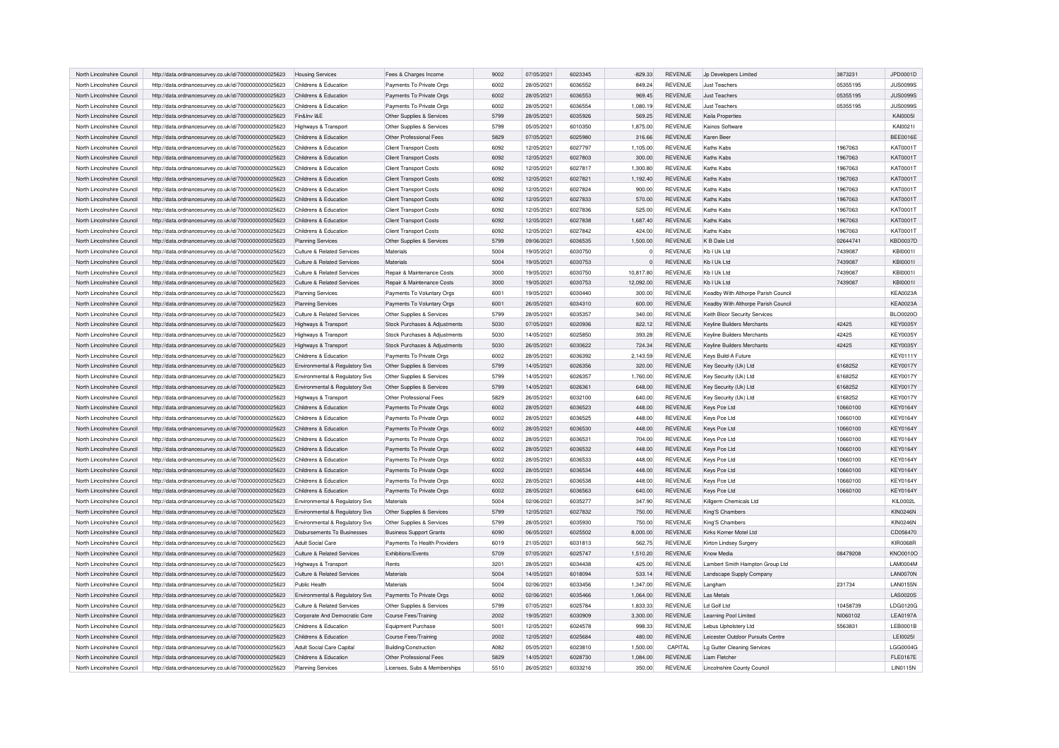| North Lincolnshire Council | http://data.ordnancesurvey.co.uk/id/7000000000025623 | Housing Services | Fees & Charges Income | 9002 | 07/05/2021 | 6023345 | -829.33 | REVENUE | Jp Developers Limited | 3873231 | JPD0001D |
|---|---|---|---|---|---|---|---|---|---|---|---|
| North Lincolnshire Council | http://data.ordnancesurvey.co.uk/id/7000000000025623 | Childrens & Education | Payments To Private Orgs | 6002 | 28/05/2021 | 6036552 | 849.24 | REVENUE | Just Teachers | 05355195 | JUS0099S |
| North Lincolnshire Council | http://data.ordnancesurvey.co.uk/id/7000000000025623 | Childrens & Education | Payments To Private Orgs | 6002 | 28/05/2021 | 6036553 | 969.45 | REVENUE | Just Teachers | 05355195 | JUS0099S |
| North Lincolnshire Council | http://data.ordnancesurvey.co.uk/id/7000000000025623 | Childrens & Education | Payments To Private Orgs | 6002 | 28/05/2021 | 6036554 | 1,080.19 | REVENUE | Just Teachers | 05355195 | JUS0099S |
| North Lincolnshire Council | http://data.ordnancesurvey.co.uk/id/7000000000025623 | Fin&Inv I&E | Other Supplies & Services | 5799 | 28/05/2021 | 6035926 | 569.25 | REVENUE | Kaila Properties | | KAI0005I |
| North Lincolnshire Council | http://data.ordnancesurvey.co.uk/id/7000000000025623 | Highways & Transport | Other Supplies & Services | 5799 | 05/05/2021 | 6010350 | 1,875.00 | REVENUE | Kainos Software | | KAI0021I |
| North Lincolnshire Council | http://data.ordnancesurvey.co.uk/id/7000000000025623 | Childrens & Education | Other Professional Fees | 5829 | 07/05/2021 | 6025980 | 316.66 | REVENUE | Karen Beer | | BEE0016E |
| North Lincolnshire Council | http://data.ordnancesurvey.co.uk/id/7000000000025623 | Childrens & Education | Client Transport Costs | 6092 | 12/05/2021 | 6027797 | 1,105.00 | REVENUE | Kaths Kabs | 1967063 | KAT0001T |
| North Lincolnshire Council | http://data.ordnancesurvey.co.uk/id/7000000000025623 | Childrens & Education | Client Transport Costs | 6092 | 12/05/2021 | 6027803 | 300.00 | REVENUE | Kaths Kabs | 1967063 | KAT0001T |
| North Lincolnshire Council | http://data.ordnancesurvey.co.uk/id/7000000000025623 | Childrens & Education | Client Transport Costs | 6092 | 12/05/2021 | 6027817 | 1,300.80 | REVENUE | Kaths Kabs | 1967063 | KAT0001T |
| North Lincolnshire Council | http://data.ordnancesurvey.co.uk/id/7000000000025623 | Childrens & Education | Client Transport Costs | 6092 | 12/05/2021 | 6027821 | 1,192.40 | REVENUE | Kaths Kabs | 1967063 | KAT0001T |
| North Lincolnshire Council | http://data.ordnancesurvey.co.uk/id/7000000000025623 | Childrens & Education | Client Transport Costs | 6092 | 12/05/2021 | 6027824 | 900.00 | REVENUE | Kaths Kabs | 1967063 | KAT0001T |
| North Lincolnshire Council | http://data.ordnancesurvey.co.uk/id/7000000000025623 | Childrens & Education | Client Transport Costs | 6092 | 12/05/2021 | 6027833 | 570.00 | REVENUE | Kaths Kabs | 1967063 | KAT0001T |
| North Lincolnshire Council | http://data.ordnancesurvey.co.uk/id/7000000000025623 | Childrens & Education | Client Transport Costs | 6092 | 12/05/2021 | 6027836 | 525.00 | REVENUE | Kaths Kabs | 1967063 | KAT0001T |
| North Lincolnshire Council | http://data.ordnancesurvey.co.uk/id/7000000000025623 | Childrens & Education | Client Transport Costs | 6092 | 12/05/2021 | 6027838 | 1,687.40 | REVENUE | Kaths Kabs | 1967063 | KAT0001T |
| North Lincolnshire Council | http://data.ordnancesurvey.co.uk/id/7000000000025623 | Childrens & Education | Client Transport Costs | 6092 | 12/05/2021 | 6027842 | 424.00 | REVENUE | Kaths Kabs | 1967063 | KAT0001T |
| North Lincolnshire Council | http://data.ordnancesurvey.co.uk/id/7000000000025623 | Planning Services | Other Supplies & Services | 5799 | 09/06/2021 | 6036535 | 1,500.00 | REVENUE | K B Dale Ltd | 02644741 | KBD0037D |
| North Lincolnshire Council | http://data.ordnancesurvey.co.uk/id/7000000000025623 | Culture & Related Services | Materials | 5004 | 19/05/2021 | 6030750 | 0 | REVENUE | Kb I Uk Ltd | 7439087 | KBI0001I |
| North Lincolnshire Council | http://data.ordnancesurvey.co.uk/id/7000000000025623 | Culture & Related Services | Materials | 5004 | 19/05/2021 | 6030753 | 0 | REVENUE | Kb I Uk Ltd | 7439087 | KBI0001I |
| North Lincolnshire Council | http://data.ordnancesurvey.co.uk/id/7000000000025623 | Culture & Related Services | Repair & Maintenance Costs | 3000 | 19/05/2021 | 6030750 | 10,817.80 | REVENUE | Kb I Uk Ltd | 7439087 | KBI0001I |
| North Lincolnshire Council | http://data.ordnancesurvey.co.uk/id/7000000000025623 | Culture & Related Services | Repair & Maintenance Costs | 3000 | 19/05/2021 | 6030753 | 12,092.00 | REVENUE | Kb I Uk Ltd | 7439087 | KBI0001I |
| North Lincolnshire Council | http://data.ordnancesurvey.co.uk/id/7000000000025623 | Planning Services | Payments To Voluntary Orgs | 6001 | 19/05/2021 | 6030440 | 300.00 | REVENUE | Keadby With Althorpe Parish Council | | KEA0023A |
| North Lincolnshire Council | http://data.ordnancesurvey.co.uk/id/7000000000025623 | Planning Services | Payments To Voluntary Orgs | 6001 | 26/05/2021 | 6034310 | 600.00 | REVENUE | Keadby With Althorpe Parish Council | | KEA0023A |
| North Lincolnshire Council | http://data.ordnancesurvey.co.uk/id/7000000000025623 | Culture & Related Services | Other Supplies & Services | 5799 | 28/05/2021 | 6035357 | 340.00 | REVENUE | Keith Bloor Security Services | | BLO0020O |
| North Lincolnshire Council | http://data.ordnancesurvey.co.uk/id/7000000000025623 | Highways & Transport | Stock Purchases & Adjustments | 5030 | 07/05/2021 | 6020936 | 822.12 | REVENUE | Keyline Builders Merchants | 42425 | KEY0035Y |
| North Lincolnshire Council | http://data.ordnancesurvey.co.uk/id/7000000000025623 | Highways & Transport | Stock Purchases & Adjustments | 5030 | 14/05/2021 | 6025850 | 393.28 | REVENUE | Keyline Builders Merchants | 42425 | KEY0035Y |
| North Lincolnshire Council | http://data.ordnancesurvey.co.uk/id/7000000000025623 | Highways & Transport | Stock Purchases & Adjustments | 5030 | 26/05/2021 | 6030622 | 724.34 | REVENUE | Keyline Builders Merchants | 42425 | KEY0035Y |
| North Lincolnshire Council | http://data.ordnancesurvey.co.uk/id/7000000000025623 | Childrens & Education | Payments To Private Orgs | 6002 | 28/05/2021 | 6036392 | 2,143.59 | REVENUE | Keys Build-A Future | | KEY0111Y |
| North Lincolnshire Council | http://data.ordnancesurvey.co.uk/id/7000000000025623 | Environmental & Regulatory Svs | Other Supplies & Services | 5799 | 14/05/2021 | 6026356 | 320.00 | REVENUE | Key Security (Uk) Ltd | 6168252 | KEY0017Y |
| North Lincolnshire Council | http://data.ordnancesurvey.co.uk/id/7000000000025623 | Environmental & Regulatory Svs | Other Supplies & Services | 5799 | 14/05/2021 | 6026357 | 1,760.00 | REVENUE | Key Security (Uk) Ltd | 6168252 | KEY0017Y |
| North Lincolnshire Council | http://data.ordnancesurvey.co.uk/id/7000000000025623 | Environmental & Regulatory Svs | Other Supplies & Services | 5799 | 14/05/2021 | 6026361 | 648.00 | REVENUE | Key Security (Uk) Ltd | 6168252 | KEY0017Y |
| North Lincolnshire Council | http://data.ordnancesurvey.co.uk/id/7000000000025623 | Highways & Transport | Other Professional Fees | 5829 | 26/05/2021 | 6032100 | 640.00 | REVENUE | Key Security (Uk) Ltd | 6168252 | KEY0017Y |
| North Lincolnshire Council | http://data.ordnancesurvey.co.uk/id/7000000000025623 | Childrens & Education | Payments To Private Orgs | 6002 | 28/05/2021 | 6036523 | 448.00 | REVENUE | Keys Pce Ltd | 10660100 | KEY0164Y |
| North Lincolnshire Council | http://data.ordnancesurvey.co.uk/id/7000000000025623 | Childrens & Education | Payments To Private Orgs | 6002 | 28/05/2021 | 6036525 | 448.00 | REVENUE | Keys Pce Ltd | 10660100 | KEY0164Y |
| North Lincolnshire Council | http://data.ordnancesurvey.co.uk/id/7000000000025623 | Childrens & Education | Payments To Private Orgs | 6002 | 28/05/2021 | 6036530 | 448.00 | REVENUE | Keys Pce Ltd | 10660100 | KEY0164Y |
| North Lincolnshire Council | http://data.ordnancesurvey.co.uk/id/7000000000025623 | Childrens & Education | Payments To Private Orgs | 6002 | 28/05/2021 | 6036531 | 704.00 | REVENUE | Keys Pce Ltd | 10660100 | KEY0164Y |
| North Lincolnshire Council | http://data.ordnancesurvey.co.uk/id/7000000000025623 | Childrens & Education | Payments To Private Orgs | 6002 | 28/05/2021 | 6036532 | 448.00 | REVENUE | Keys Pce Ltd | 10660100 | KEY0164Y |
| North Lincolnshire Council | http://data.ordnancesurvey.co.uk/id/7000000000025623 | Childrens & Education | Payments To Private Orgs | 6002 | 28/05/2021 | 6036533 | 448.00 | REVENUE | Keys Pce Ltd | 10660100 | KEY0164Y |
| North Lincolnshire Council | http://data.ordnancesurvey.co.uk/id/7000000000025623 | Childrens & Education | Payments To Private Orgs | 6002 | 28/05/2021 | 6036534 | 448.00 | REVENUE | Keys Pce Ltd | 10660100 | KEY0164Y |
| North Lincolnshire Council | http://data.ordnancesurvey.co.uk/id/7000000000025623 | Childrens & Education | Payments To Private Orgs | 6002 | 28/05/2021 | 6036538 | 448.00 | REVENUE | Keys Pce Ltd | 10660100 | KEY0164Y |
| North Lincolnshire Council | http://data.ordnancesurvey.co.uk/id/7000000000025623 | Childrens & Education | Payments To Private Orgs | 6002 | 28/05/2021 | 6036563 | 640.00 | REVENUE | Keys Pce Ltd | 10660100 | KEY0164Y |
| North Lincolnshire Council | http://data.ordnancesurvey.co.uk/id/7000000000025623 | Environmental & Regulatory Svs | Materials | 5004 | 02/06/2021 | 6035277 | 347.90 | REVENUE | Killgerm Chemicals Ltd | | KIL0002L |
| North Lincolnshire Council | http://data.ordnancesurvey.co.uk/id/7000000000025623 | Environmental & Regulatory Svs | Other Supplies & Services | 5799 | 12/05/2021 | 6027832 | 750.00 | REVENUE | King'S Chambers | | KIN0246N |
| North Lincolnshire Council | http://data.ordnancesurvey.co.uk/id/7000000000025623 | Environmental & Regulatory Svs | Other Supplies & Services | 5799 | 28/05/2021 | 6035930 | 750.00 | REVENUE | King'S Chambers | | KIN0246N |
| North Lincolnshire Council | http://data.ordnancesurvey.co.uk/id/7000000000025623 | Disbursements To Businesses | Business Support Grants | 6090 | 06/05/2021 | 6025502 | 8,000.00 | REVENUE | Kirks Korner Motel Ltd | | CD056470 |
| North Lincolnshire Council | http://data.ordnancesurvey.co.uk/id/7000000000025623 | Adult Social Care | Payments To Health Providers | 6019 | 21/05/2021 | 6031813 | 562.75 | REVENUE | Kirton Lindsey Surgery | | KIR0068R |
| North Lincolnshire Council | http://data.ordnancesurvey.co.uk/id/7000000000025623 | Culture & Related Services | Exhibitions/Events | 5709 | 07/05/2021 | 6025747 | 1,510.20 | REVENUE | Know Media | 08479208 | KNO0010O |
| North Lincolnshire Council | http://data.ordnancesurvey.co.uk/id/7000000000025623 | Highways & Transport | Rents | 3201 | 28/05/2021 | 6034438 | 425.00 | REVENUE | Lambert Smith Hampton Group Ltd | | LAM0004M |
| North Lincolnshire Council | http://data.ordnancesurvey.co.uk/id/7000000000025623 | Culture & Related Services | Materials | 5004 | 14/05/2021 | 6018094 | 533.14 | REVENUE | Landscape Supply Company | | LAN0070N |
| North Lincolnshire Council | http://data.ordnancesurvey.co.uk/id/7000000000025623 | Public Health | Materials | 5004 | 02/06/2021 | 6033456 | 1,347.00 | REVENUE | Langham | 231734 | LAN0155N |
| North Lincolnshire Council | http://data.ordnancesurvey.co.uk/id/7000000000025623 | Environmental & Regulatory Svs | Payments To Private Orgs | 6002 | 02/06/2021 | 6035466 | 1,064.00 | REVENUE | Las Metals | | LAS0020S |
| North Lincolnshire Council | http://data.ordnancesurvey.co.uk/id/7000000000025623 | Culture & Related Services | Other Supplies & Services | 5799 | 07/05/2021 | 6025784 | 1,833.33 | REVENUE | Ld Golf Ltd | 10458739 | LDG0120G |
| North Lincolnshire Council | http://data.ordnancesurvey.co.uk/id/7000000000025623 | Corporate And Democratic Core | Course Fees/Training | 2002 | 19/05/2021 | 6030909 | 3,300.00 | REVENUE | Learning Pool Limited | NI060102 | LEA0197A |
| North Lincolnshire Council | http://data.ordnancesurvey.co.uk/id/7000000000025623 | Childrens & Education | Equipment Purchase | 5001 | 12/05/2021 | 6024578 | 998.33 | REVENUE | Lebus Upholstery Ltd | 5563831 | LEB0001B |
| North Lincolnshire Council | http://data.ordnancesurvey.co.uk/id/7000000000025623 | Childrens & Education | Course Fees/Training | 2002 | 12/05/2021 | 6025684 | 480.00 | REVENUE | Leicester Outdoor Pursuits Centre | | LEI0025I |
| North Lincolnshire Council | http://data.ordnancesurvey.co.uk/id/7000000000025623 | Adult Social Care Capital | Building/Construction | A082 | 05/05/2021 | 6023810 | 1,500.00 | CAPITAL | Lg Gutter Cleaning Services | | LGG0004G |
| North Lincolnshire Council | http://data.ordnancesurvey.co.uk/id/7000000000025623 | Childrens & Education | Other Professional Fees | 5829 | 14/05/2021 | 6028730 | 1,084.00 | REVENUE | Liam Fletcher | | FLE0167E |
| North Lincolnshire Council | http://data.ordnancesurvey.co.uk/id/7000000000025623 | Planning Services | Licenses, Subs & Memberships | 5510 | 26/05/2021 | 6033216 | 350.00 | REVENUE | Lincolnshire County Council | | LIN0115N |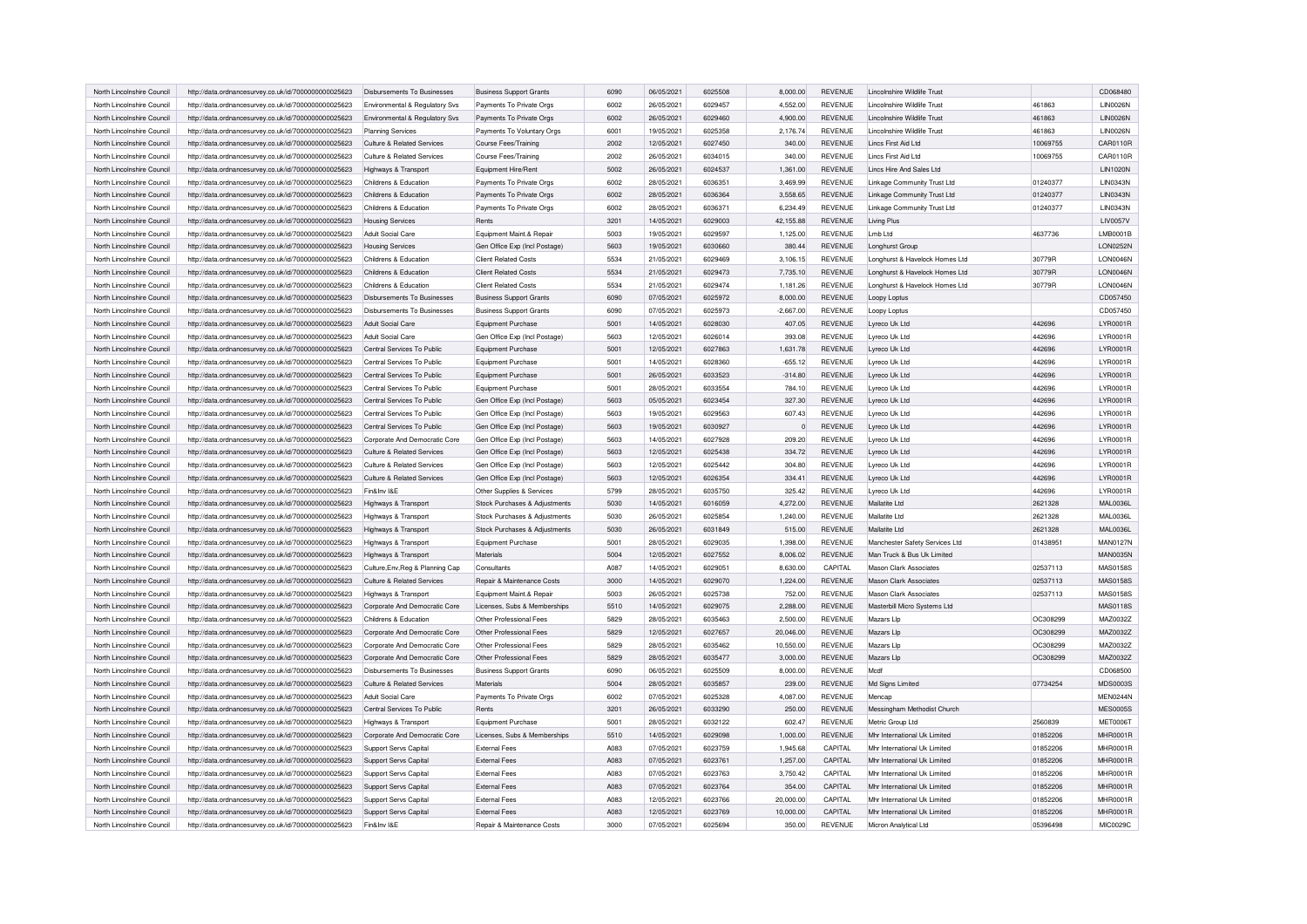| North Lincolnshire Council | http://data.ordnancesurvey.co.uk/id/7000000000025623 | Disbursements To Businesses | Business Support Grants | 6090 | 06/05/2021 | 6025508 | 8,000.00 | REVENUE | Lincolnshire Wildlife Trust | | CD068480 |
|---|---|---|---|---|---|---|---|---|---|---|---|
| North Lincolnshire Council | http://data.ordnancesurvey.co.uk/id/7000000000025623 | Environmental & Regulatory Svs | Payments To Private Orgs | 6002 | 26/05/2021 | 6029457 | 4,552.00 | REVENUE | Lincolnshire Wildlife Trust | 461863 | LIN0026N |
| North Lincolnshire Council | http://data.ordnancesurvey.co.uk/id/7000000000025623 | Environmental & Regulatory Svs | Payments To Private Orgs | 6002 | 26/05/2021 | 6029460 | 4,900.00 | REVENUE | Lincolnshire Wildlife Trust | 461863 | LIN0026N |
| North Lincolnshire Council | http://data.ordnancesurvey.co.uk/id/7000000000025623 | Planning Services | Payments To Voluntary Orgs | 6001 | 19/05/2021 | 6025358 | 2,176.74 | REVENUE | Lincolnshire Wildlife Trust | 461863 | LIN0026N |
| North Lincolnshire Council | http://data.ordnancesurvey.co.uk/id/7000000000025623 | Culture & Related Services | Course Fees/Training | 2002 | 12/05/2021 | 6027450 | 340.00 | REVENUE | Lincs First Aid Ltd | 10069755 | CAR0110R |
| North Lincolnshire Council | http://data.ordnancesurvey.co.uk/id/7000000000025623 | Culture & Related Services | Course Fees/Training | 2002 | 26/05/2021 | 6034015 | 340.00 | REVENUE | Lincs First Aid Ltd | 10069755 | CAR0110R |
| North Lincolnshire Council | http://data.ordnancesurvey.co.uk/id/7000000000025623 | Highways & Transport | Equipment Hire/Rent | 5002 | 26/05/2021 | 6024537 | 1,361.00 | REVENUE | Lincs Hire And Sales Ltd | | LIN1020N |
| North Lincolnshire Council | http://data.ordnancesurvey.co.uk/id/7000000000025623 | Childrens & Education | Payments To Private Orgs | 6002 | 28/05/2021 | 6036351 | 3,469.99 | REVENUE | Linkage Community Trust Ltd | 01240377 | LIN0343N |
| North Lincolnshire Council | http://data.ordnancesurvey.co.uk/id/7000000000025623 | Childrens & Education | Payments To Private Orgs | 6002 | 28/05/2021 | 6036364 | 3,558.65 | REVENUE | Linkage Community Trust Ltd | 01240377 | LIN0343N |
| North Lincolnshire Council | http://data.ordnancesurvey.co.uk/id/7000000000025623 | Childrens & Education | Payments To Private Orgs | 6002 | 28/05/2021 | 6036371 | 6,234.49 | REVENUE | Linkage Community Trust Ltd | 01240377 | LIN0343N |
| North Lincolnshire Council | http://data.ordnancesurvey.co.uk/id/7000000000025623 | Housing Services | Rents | 3201 | 14/05/2021 | 6029003 | 42,155.88 | REVENUE | Living Plus | | LIV0057V |
| North Lincolnshire Council | http://data.ordnancesurvey.co.uk/id/7000000000025623 | Adult Social Care | Equipment Maint.& Repair | 5003 | 19/05/2021 | 6029597 | 1,125.00 | REVENUE | Lmb Ltd | 4637736 | LMB0001B |
| North Lincolnshire Council | http://data.ordnancesurvey.co.uk/id/7000000000025623 | Housing Services | Gen Office Exp (Incl Postage) | 5603 | 19/05/2021 | 6030660 | 380.44 | REVENUE | Longhurst Group | | LON0252N |
| North Lincolnshire Council | http://data.ordnancesurvey.co.uk/id/7000000000025623 | Childrens & Education | Client Related Costs | 5534 | 21/05/2021 | 6029469 | 3,106.15 | REVENUE | Longhurst & Havelock Homes Ltd | 30779R | LON0046N |
| North Lincolnshire Council | http://data.ordnancesurvey.co.uk/id/7000000000025623 | Childrens & Education | Client Related Costs | 5534 | 21/05/2021 | 6029473 | 7,735.10 | REVENUE | Longhurst & Havelock Homes Ltd | 30779R | LON0046N |
| North Lincolnshire Council | http://data.ordnancesurvey.co.uk/id/7000000000025623 | Childrens & Education | Client Related Costs | 5534 | 21/05/2021 | 6029474 | 1,181.26 | REVENUE | Longhurst & Havelock Homes Ltd | 30779R | LON0046N |
| North Lincolnshire Council | http://data.ordnancesurvey.co.uk/id/7000000000025623 | Disbursements To Businesses | Business Support Grants | 6090 | 07/05/2021 | 6025972 | 8,000.00 | REVENUE | Loopy Loptus | | CD057450 |
| North Lincolnshire Council | http://data.ordnancesurvey.co.uk/id/7000000000025623 | Disbursements To Businesses | Business Support Grants | 6090 | 07/05/2021 | 6025973 | -2,667.00 | REVENUE | Loopy Loptus | | CD057450 |
| North Lincolnshire Council | http://data.ordnancesurvey.co.uk/id/7000000000025623 | Adult Social Care | Equipment Purchase | 5001 | 14/05/2021 | 6028030 | 407.05 | REVENUE | Lyreco Uk Ltd | 442696 | LYR0001R |
| North Lincolnshire Council | http://data.ordnancesurvey.co.uk/id/7000000000025623 | Adult Social Care | Gen Office Exp (Incl Postage) | 5603 | 12/05/2021 | 6026014 | 393.08 | REVENUE | Lyreco Uk Ltd | 442696 | LYR0001R |
| North Lincolnshire Council | http://data.ordnancesurvey.co.uk/id/7000000000025623 | Central Services To Public | Equipment Purchase | 5001 | 12/05/2021 | 6027863 | 1,631.78 | REVENUE | Lyreco Uk Ltd | 442696 | LYR0001R |
| North Lincolnshire Council | http://data.ordnancesurvey.co.uk/id/7000000000025623 | Central Services To Public | Equipment Purchase | 5001 | 14/05/2021 | 6028360 | -655.12 | REVENUE | Lyreco Uk Ltd | 442696 | LYR0001R |
| North Lincolnshire Council | http://data.ordnancesurvey.co.uk/id/7000000000025623 | Central Services To Public | Equipment Purchase | 5001 | 26/05/2021 | 6033523 | -314.80 | REVENUE | Lyreco Uk Ltd | 442696 | LYR0001R |
| North Lincolnshire Council | http://data.ordnancesurvey.co.uk/id/7000000000025623 | Central Services To Public | Equipment Purchase | 5001 | 28/05/2021 | 6033554 | 784.10 | REVENUE | Lyreco Uk Ltd | 442696 | LYR0001R |
| North Lincolnshire Council | http://data.ordnancesurvey.co.uk/id/7000000000025623 | Central Services To Public | Gen Office Exp (Incl Postage) | 5603 | 05/05/2021 | 6023454 | 327.30 | REVENUE | Lyreco Uk Ltd | 442696 | LYR0001R |
| North Lincolnshire Council | http://data.ordnancesurvey.co.uk/id/7000000000025623 | Central Services To Public | Gen Office Exp (Incl Postage) | 5603 | 19/05/2021 | 6029563 | 607.43 | REVENUE | Lyreco Uk Ltd | 442696 | LYR0001R |
| North Lincolnshire Council | http://data.ordnancesurvey.co.uk/id/7000000000025623 | Central Services To Public | Gen Office Exp (Incl Postage) | 5603 | 19/05/2021 | 6030927 | 0 | REVENUE | Lyreco Uk Ltd | 442696 | LYR0001R |
| North Lincolnshire Council | http://data.ordnancesurvey.co.uk/id/7000000000025623 | Corporate And Democratic Core | Gen Office Exp (Incl Postage) | 5603 | 14/05/2021 | 6027928 | 209.20 | REVENUE | Lyreco Uk Ltd | 442696 | LYR0001R |
| North Lincolnshire Council | http://data.ordnancesurvey.co.uk/id/7000000000025623 | Culture & Related Services | Gen Office Exp (Incl Postage) | 5603 | 12/05/2021 | 6025438 | 334.72 | REVENUE | Lyreco Uk Ltd | 442696 | LYR0001R |
| North Lincolnshire Council | http://data.ordnancesurvey.co.uk/id/7000000000025623 | Culture & Related Services | Gen Office Exp (Incl Postage) | 5603 | 12/05/2021 | 6025442 | 304.80 | REVENUE | Lyreco Uk Ltd | 442696 | LYR0001R |
| North Lincolnshire Council | http://data.ordnancesurvey.co.uk/id/7000000000025623 | Culture & Related Services | Gen Office Exp (Incl Postage) | 5603 | 12/05/2021 | 6026354 | 334.41 | REVENUE | Lyreco Uk Ltd | 442696 | LYR0001R |
| North Lincolnshire Council | http://data.ordnancesurvey.co.uk/id/7000000000025623 | Fin&Inv I&E | Other Supplies & Services | 5799 | 28/05/2021 | 6035750 | 325.42 | REVENUE | Lyreco Uk Ltd | 442696 | LYR0001R |
| North Lincolnshire Council | http://data.ordnancesurvey.co.uk/id/7000000000025623 | Highways & Transport | Stock Purchases & Adjustments | 5030 | 14/05/2021 | 6016059 | 4,272.00 | REVENUE | Mallatite Ltd | 2621328 | MAL0036L |
| North Lincolnshire Council | http://data.ordnancesurvey.co.uk/id/7000000000025623 | Highways & Transport | Stock Purchases & Adjustments | 5030 | 26/05/2021 | 6025854 | 1,240.00 | REVENUE | Mallatite Ltd | 2621328 | MAL0036L |
| North Lincolnshire Council | http://data.ordnancesurvey.co.uk/id/7000000000025623 | Highways & Transport | Stock Purchases & Adjustments | 5030 | 26/05/2021 | 6031849 | 515.00 | REVENUE | Mallatite Ltd | 2621328 | MAL0036L |
| North Lincolnshire Council | http://data.ordnancesurvey.co.uk/id/7000000000025623 | Highways & Transport | Equipment Purchase | 5001 | 28/05/2021 | 6029035 | 1,398.00 | REVENUE | Manchester Safety Services Ltd | 01438951 | MAN0127N |
| North Lincolnshire Council | http://data.ordnancesurvey.co.uk/id/7000000000025623 | Highways & Transport | Materials | 5004 | 12/05/2021 | 6027552 | 8,006.02 | REVENUE | Man Truck & Bus Uk Limited | | MAN0035N |
| North Lincolnshire Council | http://data.ordnancesurvey.co.uk/id/7000000000025623 | Culture,Env,Reg & Planning Cap | Consultants | A087 | 14/05/2021 | 6029051 | 8,630.00 | CAPITAL | Mason Clark Associates | 02537113 | MAS0158S |
| North Lincolnshire Council | http://data.ordnancesurvey.co.uk/id/7000000000025623 | Culture & Related Services | Repair & Maintenance Costs | 3000 | 14/05/2021 | 6029070 | 1,224.00 | REVENUE | Mason Clark Associates | 02537113 | MAS0158S |
| North Lincolnshire Council | http://data.ordnancesurvey.co.uk/id/7000000000025623 | Highways & Transport | Equipment Maint.& Repair | 5003 | 26/05/2021 | 6025738 | 752.00 | REVENUE | Mason Clark Associates | 02537113 | MAS0158S |
| North Lincolnshire Council | http://data.ordnancesurvey.co.uk/id/7000000000025623 | Corporate And Democratic Core | Licenses, Subs & Memberships | 5510 | 14/05/2021 | 6029075 | 2,288.00 | REVENUE | Masterbill Micro Systems Ltd | | MAS0118S |
| North Lincolnshire Council | http://data.ordnancesurvey.co.uk/id/7000000000025623 | Childrens & Education | Other Professional Fees | 5829 | 28/05/2021 | 6035463 | 2,500.00 | REVENUE | Mazars Llp | OC308299 | MAZ0032Z |
| North Lincolnshire Council | http://data.ordnancesurvey.co.uk/id/7000000000025623 | Corporate And Democratic Core | Other Professional Fees | 5829 | 12/05/2021 | 6027657 | 20,046.00 | REVENUE | Mazars Llp | OC308299 | MAZ0032Z |
| North Lincolnshire Council | http://data.ordnancesurvey.co.uk/id/7000000000025623 | Corporate And Democratic Core | Other Professional Fees | 5829 | 28/05/2021 | 6035462 | 10,550.00 | REVENUE | Mazars Llp | OC308299 | MAZ0032Z |
| North Lincolnshire Council | http://data.ordnancesurvey.co.uk/id/7000000000025623 | Corporate And Democratic Core | Other Professional Fees | 5829 | 28/05/2021 | 6035477 | 3,000.00 | REVENUE | Mazars Llp | OC308299 | MAZ0032Z |
| North Lincolnshire Council | http://data.ordnancesurvey.co.uk/id/7000000000025623 | Disbursements To Businesses | Business Support Grants | 6090 | 06/05/2021 | 6025509 | 8,000.00 | REVENUE | Mcdf | | CD068500 |
| North Lincolnshire Council | http://data.ordnancesurvey.co.uk/id/7000000000025623 | Culture & Related Services | Materials | 5004 | 28/05/2021 | 6035857 | 239.00 | REVENUE | Md Signs Limited | 07734254 | MDS0003S |
| North Lincolnshire Council | http://data.ordnancesurvey.co.uk/id/7000000000025623 | Adult Social Care | Payments To Private Orgs | 6002 | 07/05/2021 | 6025328 | 4,087.00 | REVENUE | Mencap | | MEN0244N |
| North Lincolnshire Council | http://data.ordnancesurvey.co.uk/id/7000000000025623 | Central Services To Public | Rents | 3201 | 26/05/2021 | 6033290 | 250.00 | REVENUE | Messingham Methodist Church | | MES0005S |
| North Lincolnshire Council | http://data.ordnancesurvey.co.uk/id/7000000000025623 | Highways & Transport | Equipment Purchase | 5001 | 28/05/2021 | 6032122 | 602.47 | REVENUE | Metric Group Ltd | 2560839 | MET0006T |
| North Lincolnshire Council | http://data.ordnancesurvey.co.uk/id/7000000000025623 | Corporate And Democratic Core | Licenses, Subs & Memberships | 5510 | 14/05/2021 | 6029098 | 1,000.00 | REVENUE | Mhr International Uk Limited | 01852206 | MHR0001R |
| North Lincolnshire Council | http://data.ordnancesurvey.co.uk/id/7000000000025623 | Support Servs Capital | External Fees | A083 | 07/05/2021 | 6023759 | 1,945.68 | CAPITAL | Mhr International Uk Limited | 01852206 | MHR0001R |
| North Lincolnshire Council | http://data.ordnancesurvey.co.uk/id/7000000000025623 | Support Servs Capital | External Fees | A083 | 07/05/2021 | 6023761 | 1,257.00 | CAPITAL | Mhr International Uk Limited | 01852206 | MHR0001R |
| North Lincolnshire Council | http://data.ordnancesurvey.co.uk/id/7000000000025623 | Support Servs Capital | External Fees | A083 | 07/05/2021 | 6023763 | 3,750.42 | CAPITAL | Mhr International Uk Limited | 01852206 | MHR0001R |
| North Lincolnshire Council | http://data.ordnancesurvey.co.uk/id/7000000000025623 | Support Servs Capital | External Fees | A083 | 07/05/2021 | 6023764 | 354.00 | CAPITAL | Mhr International Uk Limited | 01852206 | MHR0001R |
| North Lincolnshire Council | http://data.ordnancesurvey.co.uk/id/7000000000025623 | Support Servs Capital | External Fees | A083 | 12/05/2021 | 6023766 | 20,000.00 | CAPITAL | Mhr International Uk Limited | 01852206 | MHR0001R |
| North Lincolnshire Council | http://data.ordnancesurvey.co.uk/id/7000000000025623 | Support Servs Capital | External Fees | A083 | 12/05/2021 | 6023769 | 10,000.00 | CAPITAL | Mhr International Uk Limited | 01852206 | MHR0001R |
| North Lincolnshire Council | http://data.ordnancesurvey.co.uk/id/7000000000025623 | Fin&Inv I&E | Repair & Maintenance Costs | 3000 | 07/05/2021 | 6025694 | 350.00 | REVENUE | Micron Analytical Ltd | 05396498 | MIC0029C |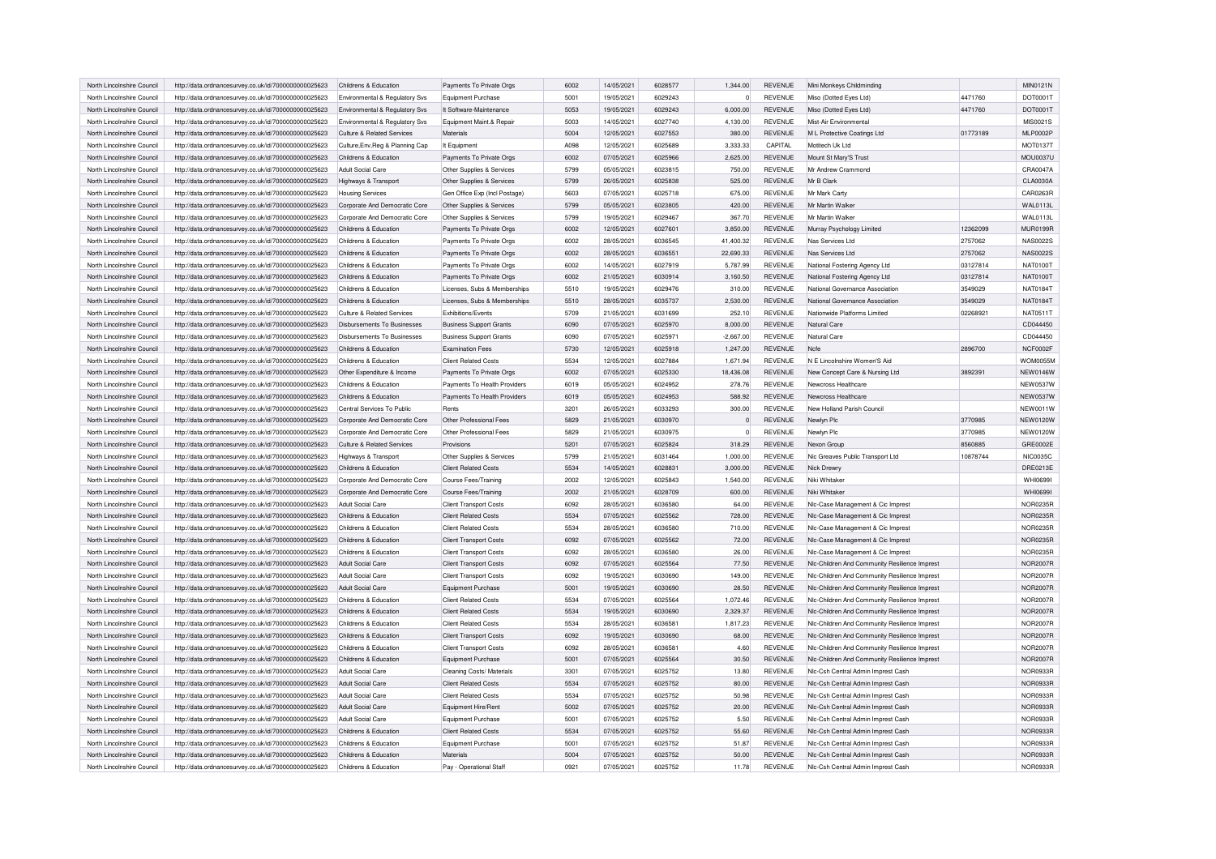| North Lincolnshire Council | http://data.ordnancesurvey.co.uk/id/7000000000025623 | Childrens & Education | Payments To Private Orgs | 6002 | 14/05/2021 | 6028577 | 1,344.00 | REVENUE | Mini Monkeys Childminding | | MIN0121N |
|---|---|---|---|---|---|---|---|---|---|---|---|
| North Lincolnshire Council | http://data.ordnancesurvey.co.uk/id/7000000000025623 | Environmental & Regulatory Svs | Equipment Purchase | 5001 | 19/05/2021 | 6029243 | 0 | REVENUE | Miso (Dotted Eyes Ltd) | 4471760 | DOT0001T |
| North Lincolnshire Council | http://data.ordnancesurvey.co.uk/id/7000000000025623 | Environmental & Regulatory Svs | It Software-Maintenance | 5053 | 19/05/2021 | 6029243 | 6,000.00 | REVENUE | Miso (Dotted Eyes Ltd) | 4471760 | DOT0001T |
| North Lincolnshire Council | http://data.ordnancesurvey.co.uk/id/7000000000025623 | Environmental & Regulatory Svs | Equipment Maint.& Repair | 5003 | 14/05/2021 | 6027740 | 4,130.00 | REVENUE | Mist-Air Environmental | | MIS0021S |
| North Lincolnshire Council | http://data.ordnancesurvey.co.uk/id/7000000000025623 | Culture & Related Services | Materials | 5004 | 12/05/2021 | 6027553 | 380.00 | REVENUE | M L Protective Coatings Ltd | 01773189 | MLP0002P |
| North Lincolnshire Council | http://data.ordnancesurvey.co.uk/id/7000000000025623 | Culture,Env,Reg & Planning Cap | It Equipment | A098 | 12/05/2021 | 6025689 | 3,333.33 | CAPITAL | Motitech Uk Ltd | | MOT0137T |
| North Lincolnshire Council | http://data.ordnancesurvey.co.uk/id/7000000000025623 | Childrens & Education | Payments To Private Orgs | 6002 | 07/05/2021 | 6025966 | 2,625.00 | REVENUE | Mount St Mary'S Trust | | MOU0037U |
| North Lincolnshire Council | http://data.ordnancesurvey.co.uk/id/7000000000025623 | Adult Social Care | Other Supplies & Services | 5799 | 05/05/2021 | 6023815 | 750.00 | REVENUE | Mr Andrew Crammond | | CRA0047A |
| North Lincolnshire Council | http://data.ordnancesurvey.co.uk/id/7000000000025623 | Highways & Transport | Other Supplies & Services | 5799 | 26/05/2021 | 6025838 | 525.00 | REVENUE | Mr B Clark | | CLA0030A |
| North Lincolnshire Council | http://data.ordnancesurvey.co.uk/id/7000000000025623 | Housing Services | Gen Office Exp (Incl Postage) | 5603 | 07/05/2021 | 6025718 | 675.00 | REVENUE | Mr Mark Carty | | CAR0263R |
| North Lincolnshire Council | http://data.ordnancesurvey.co.uk/id/7000000000025623 | Corporate And Democratic Core | Other Supplies & Services | 5799 | 05/05/2021 | 6023805 | 420.00 | REVENUE | Mr Martin Walker | | WAL0113L |
| North Lincolnshire Council | http://data.ordnancesurvey.co.uk/id/7000000000025623 | Corporate And Democratic Core | Other Supplies & Services | 5799 | 19/05/2021 | 6029467 | 367.70 | REVENUE | Mr Martin Walker | | WAL0113L |
| North Lincolnshire Council | http://data.ordnancesurvey.co.uk/id/7000000000025623 | Childrens & Education | Payments To Private Orgs | 6002 | 12/05/2021 | 6027601 | 3,850.00 | REVENUE | Murray Psychology Limited | 12362099 | MUR0199R |
| North Lincolnshire Council | http://data.ordnancesurvey.co.uk/id/7000000000025623 | Childrens & Education | Payments To Private Orgs | 6002 | 28/05/2021 | 6036545 | 41,400.32 | REVENUE | Nas Services Ltd | 2757062 | NAS0022S |
| North Lincolnshire Council | http://data.ordnancesurvey.co.uk/id/7000000000025623 | Childrens & Education | Payments To Private Orgs | 6002 | 28/05/2021 | 6036551 | 22,690.33 | REVENUE | Nas Services Ltd | 2757062 | NAS0022S |
| North Lincolnshire Council | http://data.ordnancesurvey.co.uk/id/7000000000025623 | Childrens & Education | Payments To Private Orgs | 6002 | 14/05/2021 | 6027919 | 5,787.99 | REVENUE | National Fostering Agency Ltd | 03127814 | NAT0100T |
| North Lincolnshire Council | http://data.ordnancesurvey.co.uk/id/7000000000025623 | Childrens & Education | Payments To Private Orgs | 6002 | 21/05/2021 | 6030914 | 3,160.50 | REVENUE | National Fostering Agency Ltd | 03127814 | NAT0100T |
| North Lincolnshire Council | http://data.ordnancesurvey.co.uk/id/7000000000025623 | Childrens & Education | Licenses, Subs & Memberships | 5510 | 19/05/2021 | 6029476 | 310.00 | REVENUE | National Governance Association | 3549029 | NAT0184T |
| North Lincolnshire Council | http://data.ordnancesurvey.co.uk/id/7000000000025623 | Childrens & Education | Licenses, Subs & Memberships | 5510 | 28/05/2021 | 6035737 | 2,530.00 | REVENUE | National Governance Association | 3549029 | NAT0184T |
| North Lincolnshire Council | http://data.ordnancesurvey.co.uk/id/7000000000025623 | Culture & Related Services | Exhibitions/Events | 5709 | 21/05/2021 | 6031699 | 252.10 | REVENUE | Nationwide Platforms Limited | 02268921 | NAT0511T |
| North Lincolnshire Council | http://data.ordnancesurvey.co.uk/id/7000000000025623 | Disbursements To Businesses | Business Support Grants | 6090 | 07/05/2021 | 6025970 | 8,000.00 | REVENUE | Natural Care | | CD044450 |
| North Lincolnshire Council | http://data.ordnancesurvey.co.uk/id/7000000000025623 | Disbursements To Businesses | Business Support Grants | 6090 | 07/05/2021 | 6025971 | -2,667.00 | REVENUE | Natural Care | | CD044450 |
| North Lincolnshire Council | http://data.ordnancesurvey.co.uk/id/7000000000025623 | Childrens & Education | Examination Fees | 5730 | 12/05/2021 | 6025918 | 1,247.00 | REVENUE | Ncfe | 2896700 | NCF0002F |
| North Lincolnshire Council | http://data.ordnancesurvey.co.uk/id/7000000000025623 | Childrens & Education | Client Related Costs | 5534 | 12/05/2021 | 6027884 | 1,671.94 | REVENUE | N E Lincolnshire Women'S Aid | | WOM0055M |
| North Lincolnshire Council | http://data.ordnancesurvey.co.uk/id/7000000000025623 | Other Expenditure & Income | Payments To Private Orgs | 6002 | 07/05/2021 | 6025330 | 18,436.08 | REVENUE | New Concept Care & Nursing Ltd | 3892391 | NEW0146W |
| North Lincolnshire Council | http://data.ordnancesurvey.co.uk/id/7000000000025623 | Childrens & Education | Payments To Health Providers | 6019 | 05/05/2021 | 6024952 | 278.76 | REVENUE | Newcross Healthcare | | NEW0537W |
| North Lincolnshire Council | http://data.ordnancesurvey.co.uk/id/7000000000025623 | Childrens & Education | Payments To Health Providers | 6019 | 05/05/2021 | 6024953 | 588.92 | REVENUE | Newcross Healthcare | | NEW0537W |
| North Lincolnshire Council | http://data.ordnancesurvey.co.uk/id/7000000000025623 | Central Services To Public | Rents | 3201 | 26/05/2021 | 6033293 | 300.00 | REVENUE | New Holland Parish Council | | NEW0011W |
| North Lincolnshire Council | http://data.ordnancesurvey.co.uk/id/7000000000025623 | Corporate And Democratic Core | Other Professional Fees | 5829 | 21/05/2021 | 6030970 | 0 | REVENUE | Newlyn Plc | 3770985 | NEW0120W |
| North Lincolnshire Council | http://data.ordnancesurvey.co.uk/id/7000000000025623 | Corporate And Democratic Core | Other Professional Fees | 5829 | 21/05/2021 | 6030975 | 0 | REVENUE | Newlyn Plc | 3770985 | NEW0120W |
| North Lincolnshire Council | http://data.ordnancesurvey.co.uk/id/7000000000025623 | Culture & Related Services | Provisions | 5201 | 07/05/2021 | 6025824 | 318.29 | REVENUE | Nexon Group | 8560885 | GRE0002E |
| North Lincolnshire Council | http://data.ordnancesurvey.co.uk/id/7000000000025623 | Highways & Transport | Other Supplies & Services | 5799 | 21/05/2021 | 6031464 | 1,000.00 | REVENUE | Nic Greaves Public Transport Ltd | 10878744 | NIC0035C |
| North Lincolnshire Council | http://data.ordnancesurvey.co.uk/id/7000000000025623 | Childrens & Education | Client Related Costs | 5534 | 14/05/2021 | 6028831 | 3,000.00 | REVENUE | Nick Drewry | | DRE0213E |
| North Lincolnshire Council | http://data.ordnancesurvey.co.uk/id/7000000000025623 | Corporate And Democratic Core | Course Fees/Training | 2002 | 12/05/2021 | 6025843 | 1,540.00 | REVENUE | Niki Whitaker | | WHI0699I |
| North Lincolnshire Council | http://data.ordnancesurvey.co.uk/id/7000000000025623 | Corporate And Democratic Core | Course Fees/Training | 2002 | 21/05/2021 | 6028709 | 600.00 | REVENUE | Niki Whitaker | | WHI0699I |
| North Lincolnshire Council | http://data.ordnancesurvey.co.uk/id/7000000000025623 | Adult Social Care | Client Transport Costs | 6092 | 28/05/2021 | 6036580 | 64.00 | REVENUE | Nlc-Case Management & Cic Imprest | | NOR0235R |
| North Lincolnshire Council | http://data.ordnancesurvey.co.uk/id/7000000000025623 | Childrens & Education | Client Related Costs | 5534 | 07/05/2021 | 6025562 | 728.00 | REVENUE | Nlc-Case Management & Cic Imprest | | NOR0235R |
| North Lincolnshire Council | http://data.ordnancesurvey.co.uk/id/7000000000025623 | Childrens & Education | Client Related Costs | 5534 | 28/05/2021 | 6036580 | 710.00 | REVENUE | Nlc-Case Management & Cic Imprest | | NOR0235R |
| North Lincolnshire Council | http://data.ordnancesurvey.co.uk/id/7000000000025623 | Childrens & Education | Client Transport Costs | 6092 | 07/05/2021 | 6025562 | 72.00 | REVENUE | Nlc-Case Management & Cic Imprest | | NOR0235R |
| North Lincolnshire Council | http://data.ordnancesurvey.co.uk/id/7000000000025623 | Childrens & Education | Client Transport Costs | 6092 | 28/05/2021 | 6036580 | 26.00 | REVENUE | Nlc-Case Management & Cic Imprest | | NOR0235R |
| North Lincolnshire Council | http://data.ordnancesurvey.co.uk/id/7000000000025623 | Adult Social Care | Client Transport Costs | 6092 | 07/05/2021 | 6025564 | 77.50 | REVENUE | Nlc-Children And Community Resilience Imprest | | NOR2007R |
| North Lincolnshire Council | http://data.ordnancesurvey.co.uk/id/7000000000025623 | Adult Social Care | Client Transport Costs | 6092 | 19/05/2021 | 6030690 | 149.00 | REVENUE | Nlc-Children And Community Resilience Imprest | | NOR2007R |
| North Lincolnshire Council | http://data.ordnancesurvey.co.uk/id/7000000000025623 | Adult Social Care | Equipment Purchase | 5001 | 19/05/2021 | 6030690 | 28.50 | REVENUE | Nlc-Children And Community Resilience Imprest | | NOR2007R |
| North Lincolnshire Council | http://data.ordnancesurvey.co.uk/id/7000000000025623 | Childrens & Education | Client Related Costs | 5534 | 07/05/2021 | 6025564 | 1,072.46 | REVENUE | Nlc-Children And Community Resilience Imprest | | NOR2007R |
| North Lincolnshire Council | http://data.ordnancesurvey.co.uk/id/7000000000025623 | Childrens & Education | Client Related Costs | 5534 | 19/05/2021 | 6030690 | 2,329.37 | REVENUE | Nlc-Children And Community Resilience Imprest | | NOR2007R |
| North Lincolnshire Council | http://data.ordnancesurvey.co.uk/id/7000000000025623 | Childrens & Education | Client Related Costs | 5534 | 28/05/2021 | 6036581 | 1,817.23 | REVENUE | Nlc-Children And Community Resilience Imprest | | NOR2007R |
| North Lincolnshire Council | http://data.ordnancesurvey.co.uk/id/7000000000025623 | Childrens & Education | Client Transport Costs | 6092 | 19/05/2021 | 6030690 | 68.00 | REVENUE | Nlc-Children And Community Resilience Imprest | | NOR2007R |
| North Lincolnshire Council | http://data.ordnancesurvey.co.uk/id/7000000000025623 | Childrens & Education | Client Transport Costs | 6092 | 28/05/2021 | 6036581 | 4.60 | REVENUE | Nlc-Children And Community Resilience Imprest | | NOR2007R |
| North Lincolnshire Council | http://data.ordnancesurvey.co.uk/id/7000000000025623 | Childrens & Education | Equipment Purchase | 5001 | 07/05/2021 | 6025564 | 30.50 | REVENUE | Nlc-Children And Community Resilience Imprest | | NOR2007R |
| North Lincolnshire Council | http://data.ordnancesurvey.co.uk/id/7000000000025623 | Adult Social Care | Cleaning Costs/ Materials | 3301 | 07/05/2021 | 6025752 | 13.80 | REVENUE | Nlc-Csh Central Admin Imprest Cash | | NOR0933R |
| North Lincolnshire Council | http://data.ordnancesurvey.co.uk/id/7000000000025623 | Adult Social Care | Client Related Costs | 5534 | 07/05/2021 | 6025752 | 80.00 | REVENUE | Nlc-Csh Central Admin Imprest Cash | | NOR0933R |
| North Lincolnshire Council | http://data.ordnancesurvey.co.uk/id/7000000000025623 | Adult Social Care | Client Related Costs | 5534 | 07/05/2021 | 6025752 | 50.98 | REVENUE | Nlc-Csh Central Admin Imprest Cash | | NOR0933R |
| North Lincolnshire Council | http://data.ordnancesurvey.co.uk/id/7000000000025623 | Adult Social Care | Equipment Hire/Rent | 5002 | 07/05/2021 | 6025752 | 20.00 | REVENUE | Nlc-Csh Central Admin Imprest Cash | | NOR0933R |
| North Lincolnshire Council | http://data.ordnancesurvey.co.uk/id/7000000000025623 | Adult Social Care | Equipment Purchase | 5001 | 07/05/2021 | 6025752 | 5.50 | REVENUE | Nlc-Csh Central Admin Imprest Cash | | NOR0933R |
| North Lincolnshire Council | http://data.ordnancesurvey.co.uk/id/7000000000025623 | Childrens & Education | Client Related Costs | 5534 | 07/05/2021 | 6025752 | 55.60 | REVENUE | Nlc-Csh Central Admin Imprest Cash | | NOR0933R |
| North Lincolnshire Council | http://data.ordnancesurvey.co.uk/id/7000000000025623 | Childrens & Education | Equipment Purchase | 5001 | 07/05/2021 | 6025752 | 51.87 | REVENUE | Nlc-Csh Central Admin Imprest Cash | | NOR0933R |
| North Lincolnshire Council | http://data.ordnancesurvey.co.uk/id/7000000000025623 | Childrens & Education | Materials | 5004 | 07/05/2021 | 6025752 | 50.00 | REVENUE | Nlc-Csh Central Admin Imprest Cash | | NOR0933R |
| North Lincolnshire Council | http://data.ordnancesurvey.co.uk/id/7000000000025623 | Childrens & Education | Pay - Operational Staff | 0921 | 07/05/2021 | 6025752 | 11.78 | REVENUE | Nlc-Csh Central Admin Imprest Cash | | NOR0933R |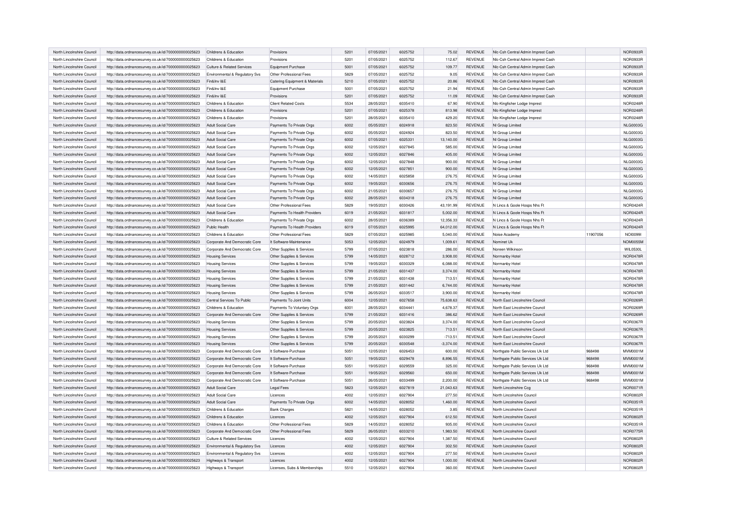| North Lincolnshire Council | http://data.ordnancesurvey.co.uk/id/7000000000025623 | Childrens & Education | Provisions | 5201 | 07/05/2021 | 6025752 | 75.02 | REVENUE | Nlc-Csh Central Admin Imprest Cash | | NOR0933R |
|---|---|---|---|---|---|---|---|---|---|---|---|
| North Lincolnshire Council | http://data.ordnancesurvey.co.uk/id/7000000000025623 | Childrens & Education | Provisions | 5201 | 07/05/2021 | 6025752 | 112.67 | REVENUE | Nlc-Csh Central Admin Imprest Cash | | NOR0933R |
| North Lincolnshire Council | http://data.ordnancesurvey.co.uk/id/7000000000025623 | Culture & Related Services | Equipment Purchase | 5001 | 07/05/2021 | 6025752 | 109.77 | REVENUE | Nlc-Csh Central Admin Imprest Cash | | NOR0933R |
| North Lincolnshire Council | http://data.ordnancesurvey.co.uk/id/7000000000025623 | Environmental & Regulatory Svs | Other Professional Fees | 5829 | 07/05/2021 | 6025752 | 9.05 | REVENUE | Nlc-Csh Central Admin Imprest Cash | | NOR0933R |
| North Lincolnshire Council | http://data.ordnancesurvey.co.uk/id/7000000000025623 | Fin&Inv I&E | Catering Equipment & Materials | 5210 | 07/05/2021 | 6025752 | 20.86 | REVENUE | Nlc-Csh Central Admin Imprest Cash | | NOR0933R |
| North Lincolnshire Council | http://data.ordnancesurvey.co.uk/id/7000000000025623 | Fin&Inv I&E | Equipment Purchase | 5001 | 07/05/2021 | 6025752 | 21.94 | REVENUE | Nlc-Csh Central Admin Imprest Cash | | NOR0933R |
| North Lincolnshire Council | http://data.ordnancesurvey.co.uk/id/7000000000025623 | Fin&Inv I&E | Provisions | 5201 | 07/05/2021 | 6025752 | 11.09 | REVENUE | Nlc-Csh Central Admin Imprest Cash | | NOR0933R |
| North Lincolnshire Council | http://data.ordnancesurvey.co.uk/id/7000000000025623 | Childrens & Education | Client Related Costs | 5534 | 28/05/2021 | 6035410 | 67.90 | REVENUE | Nlc-Kingfisher Lodge Imprest | | NOR0248R |
| North Lincolnshire Council | http://data.ordnancesurvey.co.uk/id/7000000000025623 | Childrens & Education | Provisions | 5201 | 07/05/2021 | 6025378 | 813.98 | REVENUE | Nlc-Kingfisher Lodge Imprest | | NOR0248R |
| North Lincolnshire Council | http://data.ordnancesurvey.co.uk/id/7000000000025623 | Childrens & Education | Provisions | 5201 | 28/05/2021 | 6035410 | 429.20 | REVENUE | Nlc-Kingfisher Lodge Imprest | | NOR0248R |
| North Lincolnshire Council | http://data.ordnancesurvey.co.uk/id/7000000000025623 | Adult Social Care | Payments To Private Orgs | 6002 | 05/05/2021 | 6024918 | 823.50 | REVENUE | Nl Group Limited | | NLG0003G |
| North Lincolnshire Council | http://data.ordnancesurvey.co.uk/id/7000000000025623 | Adult Social Care | Payments To Private Orgs | 6002 | 05/05/2021 | 6024924 | 823.50 | REVENUE | Nl Group Limited | | NLG0003G |
| North Lincolnshire Council | http://data.ordnancesurvey.co.uk/id/7000000000025623 | Adult Social Care | Payments To Private Orgs | 6002 | 07/05/2021 | 6025331 | 13,140.00 | REVENUE | Nl Group Limited | | NLG0003G |
| North Lincolnshire Council | http://data.ordnancesurvey.co.uk/id/7000000000025623 | Adult Social Care | Payments To Private Orgs | 6002 | 12/05/2021 | 6027845 | 585.00 | REVENUE | Nl Group Limited | | NLG0003G |
| North Lincolnshire Council | http://data.ordnancesurvey.co.uk/id/7000000000025623 | Adult Social Care | Payments To Private Orgs | 6002 | 12/05/2021 | 6027846 | 405.00 | REVENUE | Nl Group Limited | | NLG0003G |
| North Lincolnshire Council | http://data.ordnancesurvey.co.uk/id/7000000000025623 | Adult Social Care | Payments To Private Orgs | 6002 | 12/05/2021 | 6027848 | 900.00 | REVENUE | Nl Group Limited | | NLG0003G |
| North Lincolnshire Council | http://data.ordnancesurvey.co.uk/id/7000000000025623 | Adult Social Care | Payments To Private Orgs | 6002 | 12/05/2021 | 6027851 | 900.00 | REVENUE | Nl Group Limited | | NLG0003G |
| North Lincolnshire Council | http://data.ordnancesurvey.co.uk/id/7000000000025623 | Adult Social Care | Payments To Private Orgs | 6002 | 14/05/2021 | 6025858 | 276.75 | REVENUE | Nl Group Limited | | NLG0003G |
| North Lincolnshire Council | http://data.ordnancesurvey.co.uk/id/7000000000025623 | Adult Social Care | Payments To Private Orgs | 6002 | 19/05/2021 | 6030656 | 276.75 | REVENUE | Nl Group Limited | | NLG0003G |
| North Lincolnshire Council | http://data.ordnancesurvey.co.uk/id/7000000000025623 | Adult Social Care | Payments To Private Orgs | 6002 | 21/05/2021 | 6030657 | 276.75 | REVENUE | Nl Group Limited | | NLG0003G |
| North Lincolnshire Council | http://data.ordnancesurvey.co.uk/id/7000000000025623 | Adult Social Care | Payments To Private Orgs | 6002 | 28/05/2021 | 6034318 | 276.75 | REVENUE | Nl Group Limited | | NLG0003G |
| North Lincolnshire Council | http://data.ordnancesurvey.co.uk/id/7000000000025623 | Adult Social Care | Other Professional Fees | 5829 | 19/05/2021 | 6030426 | 43,191.99 | REVENUE | N Lincs & Goole Hosps Nhs Ft | | NOR0424R |
| North Lincolnshire Council | http://data.ordnancesurvey.co.uk/id/7000000000025623 | Adult Social Care | Payments To Health Providers | 6019 | 21/05/2021 | 6031817 | 5,002.00 | REVENUE | N Lincs & Goole Hosps Nhs Ft | | NOR0424R |
| North Lincolnshire Council | http://data.ordnancesurvey.co.uk/id/7000000000025623 | Childrens & Education | Payments To Private Orgs | 6002 | 28/05/2021 | 6036389 | 12,356.33 | REVENUE | N Lincs & Goole Hosps Nhs Ft | | NOR0424R |
| North Lincolnshire Council | http://data.ordnancesurvey.co.uk/id/7000000000025623 | Public Health | Payments To Health Providers | 6019 | 07/05/2021 | 6025995 | 64,012.00 | REVENUE | N Lincs & Goole Hosps Nhs Ft | | NOR0424R |
| North Lincolnshire Council | http://data.ordnancesurvey.co.uk/id/7000000000025623 | Childrens & Education | Other Professional Fees | 5829 | 07/05/2021 | 6025985 | 5,040.00 | REVENUE | Noise Academy | 11907056 | NOI0099I |
| North Lincolnshire Council | http://data.ordnancesurvey.co.uk/id/7000000000025623 | Corporate And Democratic Core | It Software-Maintenance | 5053 | 12/05/2021 | 6024979 | 1,009.61 | REVENUE | Nominet Uk | | NOM0055M |
| North Lincolnshire Council | http://data.ordnancesurvey.co.uk/id/7000000000025623 | Corporate And Democratic Core | Other Supplies & Services | 5799 | 07/05/2021 | 6023818 | 286.00 | REVENUE | Noreen Wilkinson | | WIL0530L |
| North Lincolnshire Council | http://data.ordnancesurvey.co.uk/id/7000000000025623 | Housing Services | Other Supplies & Services | 5799 | 14/05/2021 | 6028712 | 3,908.00 | REVENUE | Normanby Hotel | | NOR0478R |
| North Lincolnshire Council | http://data.ordnancesurvey.co.uk/id/7000000000025623 | Housing Services | Other Supplies & Services | 5799 | 19/05/2021 | 6030329 | 6,088.00 | REVENUE | Normanby Hotel | | NOR0478R |
| North Lincolnshire Council | http://data.ordnancesurvey.co.uk/id/7000000000025623 | Housing Services | Other Supplies & Services | 5799 | 21/05/2021 | 6031437 | 3,374.00 | REVENUE | Normanby Hotel | | NOR0478R |
| North Lincolnshire Council | http://data.ordnancesurvey.co.uk/id/7000000000025623 | Housing Services | Other Supplies & Services | 5799 | 21/05/2021 | 6031438 | 713.51 | REVENUE | Normanby Hotel | | NOR0478R |
| North Lincolnshire Council | http://data.ordnancesurvey.co.uk/id/7000000000025623 | Housing Services | Other Supplies & Services | 5799 | 21/05/2021 | 6031442 | 6,744.00 | REVENUE | Normanby Hotel | | NOR0478R |
| North Lincolnshire Council | http://data.ordnancesurvey.co.uk/id/7000000000025623 | Housing Services | Other Supplies & Services | 5799 | 26/05/2021 | 6033517 | 3,900.00 | REVENUE | Normanby Hotel | | NOR0478R |
| North Lincolnshire Council | http://data.ordnancesurvey.co.uk/id/7000000000025623 | Central Services To Public | Payments To Joint Units | 6004 | 12/05/2021 | 6027658 | 75,638.63 | REVENUE | North East Lincolnshire Council | | NOR0269R |
| North Lincolnshire Council | http://data.ordnancesurvey.co.uk/id/7000000000025623 | Childrens & Education | Payments To Voluntary Orgs | 6001 | 28/05/2021 | 6034441 | 4,678.37 | REVENUE | North East Lincolnshire Council | | NOR0269R |
| North Lincolnshire Council | http://data.ordnancesurvey.co.uk/id/7000000000025623 | Corporate And Democratic Core | Other Supplies & Services | 5799 | 21/05/2021 | 6031416 | 386.62 | REVENUE | North East Lincolnshire Council | | NOR0269R |
| North Lincolnshire Council | http://data.ordnancesurvey.co.uk/id/7000000000025623 | Housing Services | Other Supplies & Services | 5799 | 20/05/2021 | 6023824 | 3,374.00 | REVENUE | North East Lincolnshire Council | | NOR0367R |
| North Lincolnshire Council | http://data.ordnancesurvey.co.uk/id/7000000000025623 | Housing Services | Other Supplies & Services | 5799 | 20/05/2021 | 6023825 | 713.51 | REVENUE | North East Lincolnshire Council | | NOR0367R |
| North Lincolnshire Council | http://data.ordnancesurvey.co.uk/id/7000000000025623 | Housing Services | Other Supplies & Services | 5799 | 20/05/2021 | 6030299 | -713.51 | REVENUE | North East Lincolnshire Council | | NOR0367R |
| North Lincolnshire Council | http://data.ordnancesurvey.co.uk/id/7000000000025623 | Housing Services | Other Supplies & Services | 5799 | 20/05/2021 | 6030548 | -3,374.00 | REVENUE | North East Lincolnshire Council | | NOR0367R |
| North Lincolnshire Council | http://data.ordnancesurvey.co.uk/id/7000000000025623 | Corporate And Democratic Core | It Software-Purchase | 5051 | 12/05/2021 | 6026453 | 600.00 | REVENUE | Northgate Public Services Uk Ltd | 968498 | MVM0001M |
| North Lincolnshire Council | http://data.ordnancesurvey.co.uk/id/7000000000025623 | Corporate And Democratic Core | It Software-Purchase | 5051 | 19/05/2021 | 6029478 | 8,896.55 | REVENUE | Northgate Public Services Uk Ltd | 968498 | MVM0001M |
| North Lincolnshire Council | http://data.ordnancesurvey.co.uk/id/7000000000025623 | Corporate And Democratic Core | It Software-Purchase | 5051 | 19/05/2021 | 6029559 | 325.00 | REVENUE | Northgate Public Services Uk Ltd | 968498 | MVM0001M |
| North Lincolnshire Council | http://data.ordnancesurvey.co.uk/id/7000000000025623 | Corporate And Democratic Core | It Software-Purchase | 5051 | 19/05/2021 | 6029560 | 650.00 | REVENUE | Northgate Public Services Uk Ltd | 968498 | MVM0001M |
| North Lincolnshire Council | http://data.ordnancesurvey.co.uk/id/7000000000025623 | Corporate And Democratic Core | It Software-Purchase | 5051 | 26/05/2021 | 6033499 | 2,200.00 | REVENUE | Northgate Public Services Uk Ltd | 968498 | MVM0001M |
| North Lincolnshire Council | http://data.ordnancesurvey.co.uk/id/7000000000025623 | Adult Social Care | Legal Fees | 5823 | 12/05/2021 | 6027819 | 21,043.63 | REVENUE | North Lincolnshire Ccg | | NOR0071R |
| North Lincolnshire Council | http://data.ordnancesurvey.co.uk/id/7000000000025623 | Adult Social Care | Licences | 4002 | 12/05/2021 | 6027904 | 277.50 | REVENUE | North Lincolnshire Council | | NOR0802R |
| North Lincolnshire Council | http://data.ordnancesurvey.co.uk/id/7000000000025623 | Adult Social Care | Payments To Private Orgs | 6002 | 14/05/2021 | 6028052 | 1,460.00 | REVENUE | North Lincolnshire Council | | NOR0351R |
| North Lincolnshire Council | http://data.ordnancesurvey.co.uk/id/7000000000025623 | Childrens & Education | Bank Charges | 5821 | 14/05/2021 | 6028052 | 3.85 | REVENUE | North Lincolnshire Council | | NOR0351R |
| North Lincolnshire Council | http://data.ordnancesurvey.co.uk/id/7000000000025623 | Childrens & Education | Licences | 4002 | 12/05/2021 | 6027904 | 612.50 | REVENUE | North Lincolnshire Council | | NOR0802R |
| North Lincolnshire Council | http://data.ordnancesurvey.co.uk/id/7000000000025623 | Childrens & Education | Other Professional Fees | 5829 | 14/05/2021 | 6028052 | 935.00 | REVENUE | North Lincolnshire Council | | NOR0351R |
| North Lincolnshire Council | http://data.ordnancesurvey.co.uk/id/7000000000025623 | Corporate And Democratic Core | Other Professional Fees | 5829 | 26/05/2021 | 6033210 | 1,983.50 | REVENUE | North Lincolnshire Council | | NOR0775R |
| North Lincolnshire Council | http://data.ordnancesurvey.co.uk/id/7000000000025623 | Culture & Related Services | Licences | 4002 | 12/05/2021 | 6027904 | 1,387.50 | REVENUE | North Lincolnshire Council | | NOR0802R |
| North Lincolnshire Council | http://data.ordnancesurvey.co.uk/id/7000000000025623 | Environmental & Regulatory Svs | Licences | 4002 | 12/05/2021 | 6027904 | 302.50 | REVENUE | North Lincolnshire Council | | NOR0802R |
| North Lincolnshire Council | http://data.ordnancesurvey.co.uk/id/7000000000025623 | Environmental & Regulatory Svs | Licences | 4002 | 12/05/2021 | 6027904 | 277.50 | REVENUE | North Lincolnshire Council | | NOR0802R |
| North Lincolnshire Council | http://data.ordnancesurvey.co.uk/id/7000000000025623 | Highways & Transport | Licences | 4002 | 12/05/2021 | 6027904 | 1,000.00 | REVENUE | North Lincolnshire Council | | NOR0802R |
| North Lincolnshire Council | http://data.ordnancesurvey.co.uk/id/7000000000025623 | Highways & Transport | Licenses, Subs & Memberships | 5510 | 12/05/2021 | 6027904 | 360.00 | REVENUE | North Lincolnshire Council | | NOR0802R |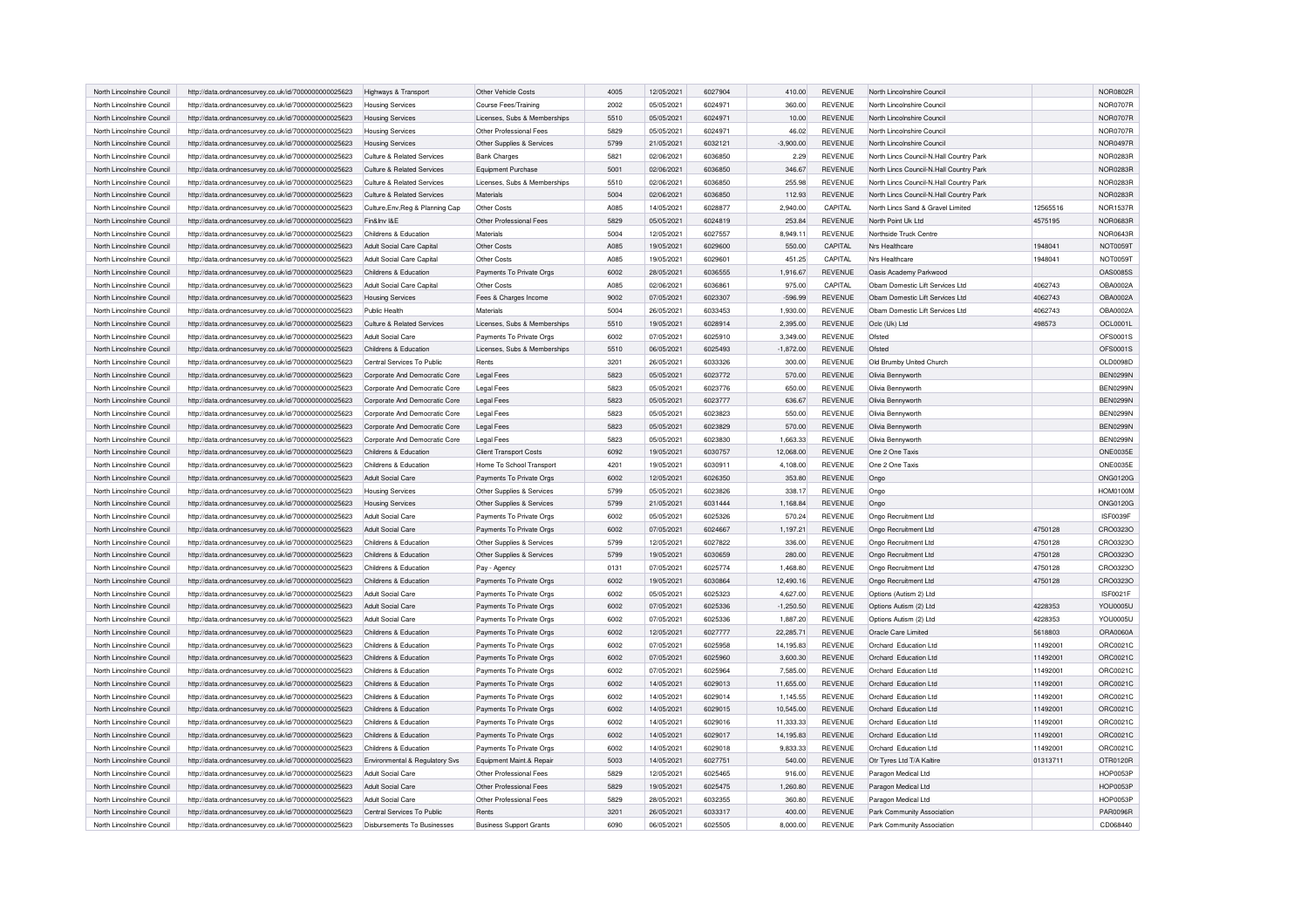| North Lincolnshire Council | http://data.ordnancesurvey.co.uk/id/7000000000025623 | Highways & Transport | Other Vehicle Costs | 4005 | 12/05/2021 | 6027904 | 410.00 | REVENUE | North Lincolnshire Council | | NOR0802R |
|---|---|---|---|---|---|---|---|---|---|---|---|
| North Lincolnshire Council | http://data.ordnancesurvey.co.uk/id/7000000000025623 | Housing Services | Course Fees/Training | 2002 | 05/05/2021 | 6024971 | 360.00 | REVENUE | North Lincolnshire Council | | NOR0707R |
| North Lincolnshire Council | http://data.ordnancesurvey.co.uk/id/7000000000025623 | Housing Services | Licenses, Subs & Memberships | 5510 | 05/05/2021 | 6024971 | 10.00 | REVENUE | North Lincolnshire Council | | NOR0707R |
| North Lincolnshire Council | http://data.ordnancesurvey.co.uk/id/7000000000025623 | Housing Services | Other Professional Fees | 5829 | 05/05/2021 | 6024971 | 46.02 | REVENUE | North Lincolnshire Council | | NOR0707R |
| North Lincolnshire Council | http://data.ordnancesurvey.co.uk/id/7000000000025623 | Housing Services | Other Supplies & Services | 5799 | 21/05/2021 | 6032121 | -3,900.00 | REVENUE | North Lincolnshire Council | | NOR0497R |
| North Lincolnshire Council | http://data.ordnancesurvey.co.uk/id/7000000000025623 | Culture & Related Services | Bank Charges | 5821 | 02/06/2021 | 6036850 | 2.29 | REVENUE | North Lincs Council-N.Hall Country Park | | NOR0283R |
| North Lincolnshire Council | http://data.ordnancesurvey.co.uk/id/7000000000025623 | Culture & Related Services | Equipment Purchase | 5001 | 02/06/2021 | 6036850 | 346.67 | REVENUE | North Lincs Council-N.Hall Country Park | | NOR0283R |
| North Lincolnshire Council | http://data.ordnancesurvey.co.uk/id/7000000000025623 | Culture & Related Services | Licenses, Subs & Memberships | 5510 | 02/06/2021 | 6036850 | 255.98 | REVENUE | North Lincs Council-N.Hall Country Park | | NOR0283R |
| North Lincolnshire Council | http://data.ordnancesurvey.co.uk/id/7000000000025623 | Culture & Related Services | Materials | 5004 | 02/06/2021 | 6036850 | 112.93 | REVENUE | North Lincs Council-N.Hall Country Park | | NOR0283R |
| North Lincolnshire Council | http://data.ordnancesurvey.co.uk/id/7000000000025623 | Culture,Env,Reg & Planning Cap | Other Costs | A085 | 14/05/2021 | 6028877 | 2,940.00 | CAPITAL | North Lincs Sand & Gravel Limited | 12565516 | NOR1537R |
| North Lincolnshire Council | http://data.ordnancesurvey.co.uk/id/7000000000025623 | Fin&Inv I&E | Other Professional Fees | 5829 | 05/05/2021 | 6024819 | 253.84 | REVENUE | North Point Uk Ltd | 4575195 | NOR0683R |
| North Lincolnshire Council | http://data.ordnancesurvey.co.uk/id/7000000000025623 | Childrens & Education | Materials | 5004 | 12/05/2021 | 6027557 | 8,949.11 | REVENUE | Northside Truck Centre | | NOR0643R |
| North Lincolnshire Council | http://data.ordnancesurvey.co.uk/id/7000000000025623 | Adult Social Care Capital | Other Costs | A085 | 19/05/2021 | 6029600 | 550.00 | CAPITAL | Nrs Healthcare | 1948041 | NOT0059T |
| North Lincolnshire Council | http://data.ordnancesurvey.co.uk/id/7000000000025623 | Adult Social Care Capital | Other Costs | A085 | 19/05/2021 | 6029601 | 451.25 | CAPITAL | Nrs Healthcare | 1948041 | NOT0059T |
| North Lincolnshire Council | http://data.ordnancesurvey.co.uk/id/7000000000025623 | Childrens & Education | Payments To Private Orgs | 6002 | 28/05/2021 | 6036555 | 1,916.67 | REVENUE | Oasis Academy Parkwood | | OAS0085S |
| North Lincolnshire Council | http://data.ordnancesurvey.co.uk/id/7000000000025623 | Adult Social Care Capital | Other Costs | A085 | 02/06/2021 | 6036861 | 975.00 | CAPITAL | Obam Domestic Lift Services Ltd | 4062743 | OBA0002A |
| North Lincolnshire Council | http://data.ordnancesurvey.co.uk/id/7000000000025623 | Housing Services | Fees & Charges Income | 9002 | 07/05/2021 | 6023307 | -596.99 | REVENUE | Obam Domestic Lift Services Ltd | 4062743 | OBA0002A |
| North Lincolnshire Council | http://data.ordnancesurvey.co.uk/id/7000000000025623 | Public Health | Materials | 5004 | 26/05/2021 | 6033453 | 1,930.00 | REVENUE | Obam Domestic Lift Services Ltd | 4062743 | OBA0002A |
| North Lincolnshire Council | http://data.ordnancesurvey.co.uk/id/7000000000025623 | Culture & Related Services | Licenses, Subs & Memberships | 5510 | 19/05/2021 | 6028914 | 2,395.00 | REVENUE | Oclc (Uk) Ltd | 498573 | OCL0001L |
| North Lincolnshire Council | http://data.ordnancesurvey.co.uk/id/7000000000025623 | Adult Social Care | Payments To Private Orgs | 6002 | 07/05/2021 | 6025910 | 3,349.00 | REVENUE | Ofsted | | OFS0001S |
| North Lincolnshire Council | http://data.ordnancesurvey.co.uk/id/7000000000025623 | Childrens & Education | Licenses, Subs & Memberships | 5510 | 06/05/2021 | 6025493 | -1,872.00 | REVENUE | Ofsted | | OFS0001S |
| North Lincolnshire Council | http://data.ordnancesurvey.co.uk/id/7000000000025623 | Central Services To Public | Rents | 3201 | 26/05/2021 | 6033326 | 300.00 | REVENUE | Old Brumby United Church | | OLD0098D |
| North Lincolnshire Council | http://data.ordnancesurvey.co.uk/id/7000000000025623 | Corporate And Democratic Core | Legal Fees | 5823 | 05/05/2021 | 6023772 | 570.00 | REVENUE | Olivia Bennyworth | | BEN0299N |
| North Lincolnshire Council | http://data.ordnancesurvey.co.uk/id/7000000000025623 | Corporate And Democratic Core | Legal Fees | 5823 | 05/05/2021 | 6023776 | 650.00 | REVENUE | Olivia Bennyworth | | BEN0299N |
| North Lincolnshire Council | http://data.ordnancesurvey.co.uk/id/7000000000025623 | Corporate And Democratic Core | Legal Fees | 5823 | 05/05/2021 | 6023777 | 636.67 | REVENUE | Olivia Bennyworth | | BEN0299N |
| North Lincolnshire Council | http://data.ordnancesurvey.co.uk/id/7000000000025623 | Corporate And Democratic Core | Legal Fees | 5823 | 05/05/2021 | 6023823 | 550.00 | REVENUE | Olivia Bennyworth | | BEN0299N |
| North Lincolnshire Council | http://data.ordnancesurvey.co.uk/id/7000000000025623 | Corporate And Democratic Core | Legal Fees | 5823 | 05/05/2021 | 6023829 | 570.00 | REVENUE | Olivia Bennyworth | | BEN0299N |
| North Lincolnshire Council | http://data.ordnancesurvey.co.uk/id/7000000000025623 | Corporate And Democratic Core | Legal Fees | 5823 | 05/05/2021 | 6023830 | 1,663.33 | REVENUE | Olivia Bennyworth | | BEN0299N |
| North Lincolnshire Council | http://data.ordnancesurvey.co.uk/id/7000000000025623 | Childrens & Education | Client Transport Costs | 6092 | 19/05/2021 | 6030757 | 12,068.00 | REVENUE | One 2 One Taxis | | ONE0035E |
| North Lincolnshire Council | http://data.ordnancesurvey.co.uk/id/7000000000025623 | Childrens & Education | Home To School Transport | 4201 | 19/05/2021 | 6030911 | 4,108.00 | REVENUE | One 2 One Taxis | | ONE0035E |
| North Lincolnshire Council | http://data.ordnancesurvey.co.uk/id/7000000000025623 | Adult Social Care | Payments To Private Orgs | 6002 | 12/05/2021 | 6026350 | 353.80 | REVENUE | Ongo | | ONG0120G |
| North Lincolnshire Council | http://data.ordnancesurvey.co.uk/id/7000000000025623 | Housing Services | Other Supplies & Services | 5799 | 05/05/2021 | 6023826 | 338.17 | REVENUE | Ongo | | HOM0100M |
| North Lincolnshire Council | http://data.ordnancesurvey.co.uk/id/7000000000025623 | Housing Services | Other Supplies & Services | 5799 | 21/05/2021 | 6031444 | 1,168.84 | REVENUE | Ongo | | ONG0120G |
| North Lincolnshire Council | http://data.ordnancesurvey.co.uk/id/7000000000025623 | Adult Social Care | Payments To Private Orgs | 6002 | 05/05/2021 | 6025326 | 570.24 | REVENUE | Ongo Recruitment Ltd | | ISF0039F |
| North Lincolnshire Council | http://data.ordnancesurvey.co.uk/id/7000000000025623 | Adult Social Care | Payments To Private Orgs | 6002 | 07/05/2021 | 6024667 | 1,197.21 | REVENUE | Ongo Recruitment Ltd | 4750128 | CRO0323O |
| North Lincolnshire Council | http://data.ordnancesurvey.co.uk/id/7000000000025623 | Childrens & Education | Other Supplies & Services | 5799 | 12/05/2021 | 6027822 | 336.00 | REVENUE | Ongo Recruitment Ltd | 4750128 | CRO0323O |
| North Lincolnshire Council | http://data.ordnancesurvey.co.uk/id/7000000000025623 | Childrens & Education | Other Supplies & Services | 5799 | 19/05/2021 | 6030659 | 280.00 | REVENUE | Ongo Recruitment Ltd | 4750128 | CRO0323O |
| North Lincolnshire Council | http://data.ordnancesurvey.co.uk/id/7000000000025623 | Childrens & Education | Pay - Agency | 0131 | 07/05/2021 | 6025774 | 1,468.80 | REVENUE | Ongo Recruitment Ltd | 4750128 | CRO0323O |
| North Lincolnshire Council | http://data.ordnancesurvey.co.uk/id/7000000000025623 | Childrens & Education | Payments To Private Orgs | 6002 | 19/05/2021 | 6030864 | 12,490.16 | REVENUE | Ongo Recruitment Ltd | 4750128 | CRO0323O |
| North Lincolnshire Council | http://data.ordnancesurvey.co.uk/id/7000000000025623 | Adult Social Care | Payments To Private Orgs | 6002 | 05/05/2021 | 6025323 | 4,627.00 | REVENUE | Options (Autism 2) Ltd | | ISF0021F |
| North Lincolnshire Council | http://data.ordnancesurvey.co.uk/id/7000000000025623 | Adult Social Care | Payments To Private Orgs | 6002 | 07/05/2021 | 6025336 | -1,250.50 | REVENUE | Options Autism (2) Ltd | 4228353 | YOU0005U |
| North Lincolnshire Council | http://data.ordnancesurvey.co.uk/id/7000000000025623 | Adult Social Care | Payments To Private Orgs | 6002 | 07/05/2021 | 6025336 | 1,887.20 | REVENUE | Options Autism (2) Ltd | 4228353 | YOU0005U |
| North Lincolnshire Council | http://data.ordnancesurvey.co.uk/id/7000000000025623 | Childrens & Education | Payments To Private Orgs | 6002 | 12/05/2021 | 6027777 | 22,285.71 | REVENUE | Oracle Care Limited | 5618803 | ORA0060A |
| North Lincolnshire Council | http://data.ordnancesurvey.co.uk/id/7000000000025623 | Childrens & Education | Payments To Private Orgs | 6002 | 07/05/2021 | 6025958 | 14,195.83 | REVENUE | Orchard Education Ltd | 11492001 | ORC0021C |
| North Lincolnshire Council | http://data.ordnancesurvey.co.uk/id/7000000000025623 | Childrens & Education | Payments To Private Orgs | 6002 | 07/05/2021 | 6025960 | 3,600.30 | REVENUE | Orchard Education Ltd | 11492001 | ORC0021C |
| North Lincolnshire Council | http://data.ordnancesurvey.co.uk/id/7000000000025623 | Childrens & Education | Payments To Private Orgs | 6002 | 07/05/2021 | 6025964 | 7,585.00 | REVENUE | Orchard Education Ltd | 11492001 | ORC0021C |
| North Lincolnshire Council | http://data.ordnancesurvey.co.uk/id/7000000000025623 | Childrens & Education | Payments To Private Orgs | 6002 | 14/05/2021 | 6029013 | 11,655.00 | REVENUE | Orchard Education Ltd | 11492001 | ORC0021C |
| North Lincolnshire Council | http://data.ordnancesurvey.co.uk/id/7000000000025623 | Childrens & Education | Payments To Private Orgs | 6002 | 14/05/2021 | 6029014 | 1,145.55 | REVENUE | Orchard Education Ltd | 11492001 | ORC0021C |
| North Lincolnshire Council | http://data.ordnancesurvey.co.uk/id/7000000000025623 | Childrens & Education | Payments To Private Orgs | 6002 | 14/05/2021 | 6029015 | 10,545.00 | REVENUE | Orchard Education Ltd | 11492001 | ORC0021C |
| North Lincolnshire Council | http://data.ordnancesurvey.co.uk/id/7000000000025623 | Childrens & Education | Payments To Private Orgs | 6002 | 14/05/2021 | 6029016 | 11,333.33 | REVENUE | Orchard Education Ltd | 11492001 | ORC0021C |
| North Lincolnshire Council | http://data.ordnancesurvey.co.uk/id/7000000000025623 | Childrens & Education | Payments To Private Orgs | 6002 | 14/05/2021 | 6029017 | 14,195.83 | REVENUE | Orchard Education Ltd | 11492001 | ORC0021C |
| North Lincolnshire Council | http://data.ordnancesurvey.co.uk/id/7000000000025623 | Childrens & Education | Payments To Private Orgs | 6002 | 14/05/2021 | 6029018 | 9,833.33 | REVENUE | Orchard Education Ltd | 11492001 | ORC0021C |
| North Lincolnshire Council | http://data.ordnancesurvey.co.uk/id/7000000000025623 | Environmental & Regulatory Svs | Equipment Maint.& Repair | 5003 | 14/05/2021 | 6027751 | 540.00 | REVENUE | Otr Tyres Ltd T/A Kaltire | 01313711 | OTR0120R |
| North Lincolnshire Council | http://data.ordnancesurvey.co.uk/id/7000000000025623 | Adult Social Care | Other Professional Fees | 5829 | 12/05/2021 | 6025465 | 916.00 | REVENUE | Paragon Medical Ltd | | HOP0053P |
| North Lincolnshire Council | http://data.ordnancesurvey.co.uk/id/7000000000025623 | Adult Social Care | Other Professional Fees | 5829 | 19/05/2021 | 6025475 | 1,260.80 | REVENUE | Paragon Medical Ltd | | HOP0053P |
| North Lincolnshire Council | http://data.ordnancesurvey.co.uk/id/7000000000025623 | Adult Social Care | Other Professional Fees | 5829 | 28/05/2021 | 6032355 | 360.80 | REVENUE | Paragon Medical Ltd | | HOP0053P |
| North Lincolnshire Council | http://data.ordnancesurvey.co.uk/id/7000000000025623 | Central Services To Public | Rents | 3201 | 26/05/2021 | 6033317 | 400.00 | REVENUE | Park Community Association | | PAR0096R |
| North Lincolnshire Council | http://data.ordnancesurvey.co.uk/id/7000000000025623 | Disbursements To Businesses | Business Support Grants | 6090 | 06/05/2021 | 6025505 | 8,000.00 | REVENUE | Park Community Association | | CD068440 |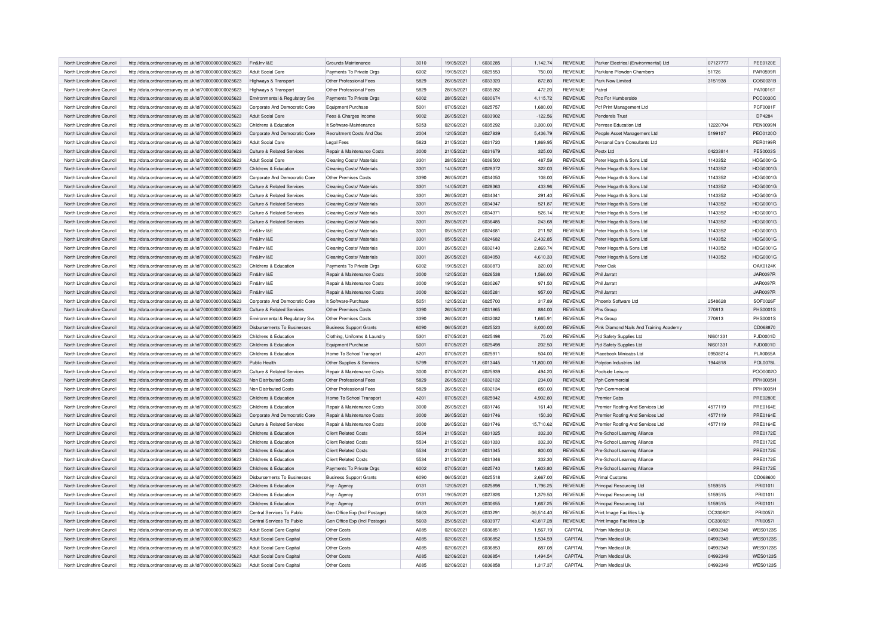| North Lincolnshire Council | http://data.ordnancesurvey.co.uk/id/7000000000025623 | Fin&Inv I&E | Grounds Maintenance | 3010 | 19/05/2021 | 6030285 | 1,142.74 | REVENUE | Parker Electrical (Environmental) Ltd | 07127777 | PEE0120E |
|---|---|---|---|---|---|---|---|---|---|---|---|
| North Lincolnshire Council | http://data.ordnancesurvey.co.uk/id/7000000000025623 | Adult Social Care | Payments To Private Orgs | 6002 | 19/05/2021 | 6029553 | 750.00 | REVENUE | Parklane Plowden Chambers | 51726 | PAR0599R |
| North Lincolnshire Council | http://data.ordnancesurvey.co.uk/id/7000000000025623 | Highways & Transport | Other Professional Fees | 5829 | 26/05/2021 | 6033320 | 872.80 | REVENUE | Park Now Limited | 3151938 | COB0031B |
| North Lincolnshire Council | http://data.ordnancesurvey.co.uk/id/7000000000025623 | Highways & Transport | Other Professional Fees | 5829 | 28/05/2021 | 6035282 | 472.20 | REVENUE | Patrol | | PAT0016T |
| North Lincolnshire Council | http://data.ordnancesurvey.co.uk/id/7000000000025623 | Environmental & Regulatory Svs | Payments To Private Orgs | 6002 | 28/05/2021 | 6030674 | 4,115.72 | REVENUE | Pcc For Humberside | | PCC0030C |
| North Lincolnshire Council | http://data.ordnancesurvey.co.uk/id/7000000000025623 | Corporate And Democratic Core | Equipment Purchase | 5001 | 07/05/2021 | 6025757 | 1,680.00 | REVENUE | Pcf Print Management Ltd | | PCF0001F |
| North Lincolnshire Council | http://data.ordnancesurvey.co.uk/id/7000000000025623 | Adult Social Care | Fees & Charges Income | 9002 | 26/05/2021 | 6033902 | -122.56 | REVENUE | Penderels Trust | | DP4284 |
| North Lincolnshire Council | http://data.ordnancesurvey.co.uk/id/7000000000025623 | Childrens & Education | It Software-Maintenance | 5053 | 02/06/2021 | 6035292 | 3,300.00 | REVENUE | Penrose Education Ltd | 12220704 | PEN0099N |
| North Lincolnshire Council | http://data.ordnancesurvey.co.uk/id/7000000000025623 | Corporate And Democratic Core | Recruitment Costs And Dbs | 2004 | 12/05/2021 | 6027839 | 5,436.79 | REVENUE | People Asset Management Ltd | 5199107 | PEO0120O |
| North Lincolnshire Council | http://data.ordnancesurvey.co.uk/id/7000000000025623 | Adult Social Care | Legal Fees | 5823 | 21/05/2021 | 6031720 | 1,869.95 | REVENUE | Personal Care Consultants Ltd | | PER0199R |
| North Lincolnshire Council | http://data.ordnancesurvey.co.uk/id/7000000000025623 | Culture & Related Services | Repair & Maintenance Costs | 3000 | 21/05/2021 | 6031679 | 325.00 | REVENUE | Pestx Ltd | 04233814 | PES0003S |
| North Lincolnshire Council | http://data.ordnancesurvey.co.uk/id/7000000000025623 | Adult Social Care | Cleaning Costs/ Materials | 3301 | 28/05/2021 | 6036500 | 487.59 | REVENUE | Peter Hogarth & Sons Ltd | 1143352 | HOG0001G |
| North Lincolnshire Council | http://data.ordnancesurvey.co.uk/id/7000000000025623 | Childrens & Education | Cleaning Costs/ Materials | 3301 | 14/05/2021 | 6028372 | 322.03 | REVENUE | Peter Hogarth & Sons Ltd | 1143352 | HOG0001G |
| North Lincolnshire Council | http://data.ordnancesurvey.co.uk/id/7000000000025623 | Corporate And Democratic Core | Other Premises Costs | 3390 | 26/05/2021 | 6034050 | 108.00 | REVENUE | Peter Hogarth & Sons Ltd | 1143352 | HOG0001G |
| North Lincolnshire Council | http://data.ordnancesurvey.co.uk/id/7000000000025623 | Culture & Related Services | Cleaning Costs/ Materials | 3301 | 14/05/2021 | 6028363 | 433.96 | REVENUE | Peter Hogarth & Sons Ltd | 1143352 | HOG0001G |
| North Lincolnshire Council | http://data.ordnancesurvey.co.uk/id/7000000000025623 | Culture & Related Services | Cleaning Costs/ Materials | 3301 | 26/05/2021 | 6034341 | 291.40 | REVENUE | Peter Hogarth & Sons Ltd | 1143352 | HOG0001G |
| North Lincolnshire Council | http://data.ordnancesurvey.co.uk/id/7000000000025623 | Culture & Related Services | Cleaning Costs/ Materials | 3301 | 26/05/2021 | 6034347 | 521.87 | REVENUE | Peter Hogarth & Sons Ltd | 1143352 | HOG0001G |
| North Lincolnshire Council | http://data.ordnancesurvey.co.uk/id/7000000000025623 | Culture & Related Services | Cleaning Costs/ Materials | 3301 | 28/05/2021 | 6034371 | 526.14 | REVENUE | Peter Hogarth & Sons Ltd | 1143352 | HOG0001G |
| North Lincolnshire Council | http://data.ordnancesurvey.co.uk/id/7000000000025623 | Culture & Related Services | Cleaning Costs/ Materials | 3301 | 28/05/2021 | 6036485 | 243.68 | REVENUE | Peter Hogarth & Sons Ltd | 1143352 | HOG0001G |
| North Lincolnshire Council | http://data.ordnancesurvey.co.uk/id/7000000000025623 | Fin&Inv I&E | Cleaning Costs/ Materials | 3301 | 05/05/2021 | 6024681 | 211.92 | REVENUE | Peter Hogarth & Sons Ltd | 1143352 | HOG0001G |
| North Lincolnshire Council | http://data.ordnancesurvey.co.uk/id/7000000000025623 | Fin&Inv I&E | Cleaning Costs/ Materials | 3301 | 05/05/2021 | 6024682 | 2,432.85 | REVENUE | Peter Hogarth & Sons Ltd | 1143352 | HOG0001G |
| North Lincolnshire Council | http://data.ordnancesurvey.co.uk/id/7000000000025623 | Fin&Inv I&E | Cleaning Costs/ Materials | 3301 | 26/05/2021 | 6032140 | 2,869.74 | REVENUE | Peter Hogarth & Sons Ltd | 1143352 | HOG0001G |
| North Lincolnshire Council | http://data.ordnancesurvey.co.uk/id/7000000000025623 | Fin&Inv I&E | Cleaning Costs/ Materials | 3301 | 26/05/2021 | 6034050 | 4,610.33 | REVENUE | Peter Hogarth & Sons Ltd | 1143352 | HOG0001G |
| North Lincolnshire Council | http://data.ordnancesurvey.co.uk/id/7000000000025623 | Childrens & Education | Payments To Private Orgs | 6002 | 19/05/2021 | 6030873 | 320.00 | REVENUE | Peter Oak | | OAK0124K |
| North Lincolnshire Council | http://data.ordnancesurvey.co.uk/id/7000000000025623 | Fin&Inv I&E | Repair & Maintenance Costs | 3000 | 12/05/2021 | 6026538 | 1,566.00 | REVENUE | Phil Jarratt | | JAR0097R |
| North Lincolnshire Council | http://data.ordnancesurvey.co.uk/id/7000000000025623 | Fin&Inv I&E | Repair & Maintenance Costs | 3000 | 19/05/2021 | 6030267 | 971.50 | REVENUE | Phil Jarratt | | JAR0097R |
| North Lincolnshire Council | http://data.ordnancesurvey.co.uk/id/7000000000025623 | Fin&Inv I&E | Repair & Maintenance Costs | 3000 | 02/06/2021 | 6035281 | 957.00 | REVENUE | Phil Jarratt | | JAR0097R |
| North Lincolnshire Council | http://data.ordnancesurvey.co.uk/id/7000000000025623 | Corporate And Democratic Core | It Software-Purchase | 5051 | 12/05/2021 | 6025700 | 317.89 | REVENUE | Phoenix Software Ltd | 2548628 | SOF0026F |
| North Lincolnshire Council | http://data.ordnancesurvey.co.uk/id/7000000000025623 | Culture & Related Services | Other Premises Costs | 3390 | 26/05/2021 | 6031865 | 884.00 | REVENUE | Phs Group | 770813 | PHS0001S |
| North Lincolnshire Council | http://data.ordnancesurvey.co.uk/id/7000000000025623 | Environmental & Regulatory Svs | Other Premises Costs | 3390 | 26/05/2021 | 6032082 | 1,665.91 | REVENUE | Phs Group | 770813 | PHS0001S |
| North Lincolnshire Council | http://data.ordnancesurvey.co.uk/id/7000000000025623 | Disbursements To Businesses | Business Support Grants | 6090 | 06/05/2021 | 6025523 | 8,000.00 | REVENUE | Pink Diamond Nails And Training Academy | | CD068870 |
| North Lincolnshire Council | http://data.ordnancesurvey.co.uk/id/7000000000025623 | Childrens & Education | Clothing, Uniforms & Laundry | 5301 | 07/05/2021 | 6025498 | 75.00 | REVENUE | Pjd Safety Supplies Ltd | NI601331 | PJD0001D |
| North Lincolnshire Council | http://data.ordnancesurvey.co.uk/id/7000000000025623 | Childrens & Education | Equipment Purchase | 5001 | 07/05/2021 | 6025498 | 202.50 | REVENUE | Pjd Safety Supplies Ltd | NI601331 | PJD0001D |
| North Lincolnshire Council | http://data.ordnancesurvey.co.uk/id/7000000000025623 | Childrens & Education | Home To School Transport | 4201 | 07/05/2021 | 6025911 | 504.00 | REVENUE | Placebook Minicabs Ltd | 09508214 | PLA0065A |
| North Lincolnshire Council | http://data.ordnancesurvey.co.uk/id/7000000000025623 | Public Health | Other Supplies & Services | 5799 | 07/05/2021 | 6013445 | 11,800.00 | REVENUE | Polydon Industries Ltd | 1944818 | POL0078L |
| North Lincolnshire Council | http://data.ordnancesurvey.co.uk/id/7000000000025623 | Culture & Related Services | Repair & Maintenance Costs | 3000 | 07/05/2021 | 6025939 | 494.20 | REVENUE | Poolside Leisure | | POO0002O |
| North Lincolnshire Council | http://data.ordnancesurvey.co.uk/id/7000000000025623 | Non Distributed Costs | Other Professional Fees | 5829 | 26/05/2021 | 6032132 | 234.00 | REVENUE | Pph Commercial | | PPH0005H |
| North Lincolnshire Council | http://data.ordnancesurvey.co.uk/id/7000000000025623 | Non Distributed Costs | Other Professional Fees | 5829 | 26/05/2021 | 6032134 | 850.00 | REVENUE | Pph Commercial | | PPH0005H |
| North Lincolnshire Council | http://data.ordnancesurvey.co.uk/id/7000000000025623 | Childrens & Education | Home To School Transport | 4201 | 07/05/2021 | 6025942 | 4,902.80 | REVENUE | Premier Cabs | | PRE0280E |
| North Lincolnshire Council | http://data.ordnancesurvey.co.uk/id/7000000000025623 | Childrens & Education | Repair & Maintenance Costs | 3000 | 26/05/2021 | 6031746 | 161.40 | REVENUE | Premier Roofing And Services Ltd | 4577119 | PRE0164E |
| North Lincolnshire Council | http://data.ordnancesurvey.co.uk/id/7000000000025623 | Corporate And Democratic Core | Repair & Maintenance Costs | 3000 | 26/05/2021 | 6031746 | 150.30 | REVENUE | Premier Roofing And Services Ltd | 4577119 | PRE0164E |
| North Lincolnshire Council | http://data.ordnancesurvey.co.uk/id/7000000000025623 | Culture & Related Services | Repair & Maintenance Costs | 3000 | 26/05/2021 | 6031746 | 15,710.62 | REVENUE | Premier Roofing And Services Ltd | 4577119 | PRE0164E |
| North Lincolnshire Council | http://data.ordnancesurvey.co.uk/id/7000000000025623 | Childrens & Education | Client Related Costs | 5534 | 21/05/2021 | 6031325 | 332.30 | REVENUE | Pre-School Learning Alliance | | PRE0172E |
| North Lincolnshire Council | http://data.ordnancesurvey.co.uk/id/7000000000025623 | Childrens & Education | Client Related Costs | 5534 | 21/05/2021 | 6031333 | 332.30 | REVENUE | Pre-School Learning Alliance | | PRE0172E |
| North Lincolnshire Council | http://data.ordnancesurvey.co.uk/id/7000000000025623 | Childrens & Education | Client Related Costs | 5534 | 21/05/2021 | 6031345 | 800.00 | REVENUE | Pre-School Learning Alliance | | PRE0172E |
| North Lincolnshire Council | http://data.ordnancesurvey.co.uk/id/7000000000025623 | Childrens & Education | Client Related Costs | 5534 | 21/05/2021 | 6031346 | 332.30 | REVENUE | Pre-School Learning Alliance | | PRE0172E |
| North Lincolnshire Council | http://data.ordnancesurvey.co.uk/id/7000000000025623 | Childrens & Education | Payments To Private Orgs | 6002 | 07/05/2021 | 6025740 | 1,603.80 | REVENUE | Pre-School Learning Alliance | | PRE0172E |
| North Lincolnshire Council | http://data.ordnancesurvey.co.uk/id/7000000000025623 | Disbursements To Businesses | Business Support Grants | 6090 | 06/05/2021 | 6025518 | 2,667.00 | REVENUE | Primal Customs | | CD068600 |
| North Lincolnshire Council | http://data.ordnancesurvey.co.uk/id/7000000000025623 | Childrens & Education | Pay - Agency | 0131 | 12/05/2021 | 6025898 | 1,796.25 | REVENUE | Principal Resourcing Ltd | 5159515 | PRI0101I |
| North Lincolnshire Council | http://data.ordnancesurvey.co.uk/id/7000000000025623 | Childrens & Education | Pay - Agency | 0131 | 19/05/2021 | 6027826 | 1,379.50 | REVENUE | Principal Resourcing Ltd | 5159515 | PRI0101I |
| North Lincolnshire Council | http://data.ordnancesurvey.co.uk/id/7000000000025623 | Childrens & Education | Pay - Agency | 0131 | 26/05/2021 | 6030655 | 1,667.25 | REVENUE | Principal Resourcing Ltd | 5159515 | PRI0101I |
| North Lincolnshire Council | http://data.ordnancesurvey.co.uk/id/7000000000025623 | Central Services To Public | Gen Office Exp (Incl Postage) | 5603 | 25/05/2021 | 6033291 | -36,514.40 | REVENUE | Print Image Facilities Llp | OC330921 | PRI0057I |
| North Lincolnshire Council | http://data.ordnancesurvey.co.uk/id/7000000000025623 | Central Services To Public | Gen Office Exp (Incl Postage) | 5603 | 25/05/2021 | 6033977 | 43,817.28 | REVENUE | Print Image Facilities Llp | OC330921 | PRI0057I |
| North Lincolnshire Council | http://data.ordnancesurvey.co.uk/id/7000000000025623 | Adult Social Care Capital | Other Costs | A085 | 02/06/2021 | 6036851 | 1,567.19 | CAPITAL | Prism Medical Uk | 04992349 | WES0123S |
| North Lincolnshire Council | http://data.ordnancesurvey.co.uk/id/7000000000025623 | Adult Social Care Capital | Other Costs | A085 | 02/06/2021 | 6036852 | 1,534.59 | CAPITAL | Prism Medical Uk | 04992349 | WES0123S |
| North Lincolnshire Council | http://data.ordnancesurvey.co.uk/id/7000000000025623 | Adult Social Care Capital | Other Costs | A085 | 02/06/2021 | 6036853 | 887.08 | CAPITAL | Prism Medical Uk | 04992349 | WES0123S |
| North Lincolnshire Council | http://data.ordnancesurvey.co.uk/id/7000000000025623 | Adult Social Care Capital | Other Costs | A085 | 02/06/2021 | 6036854 | 1,494.54 | CAPITAL | Prism Medical Uk | 04992349 | WES0123S |
| North Lincolnshire Council | http://data.ordnancesurvey.co.uk/id/7000000000025623 | Adult Social Care Capital | Other Costs | A085 | 02/06/2021 | 6036858 | 1,317.37 | CAPITAL | Prism Medical Uk | 04992349 | WES0123S |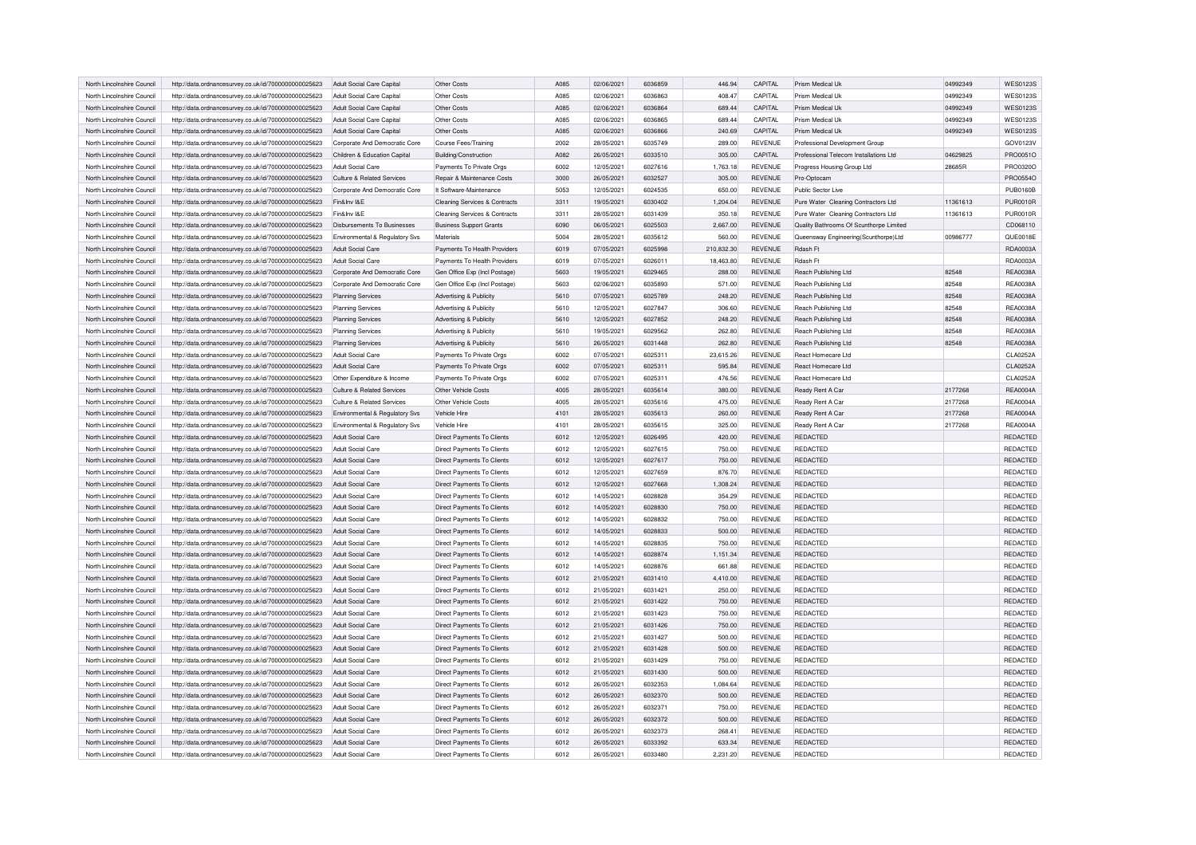| | | | | | | | | | | | |
|---|---|---|---|---|---|---|---|---|---|---|---|
| North Lincolnshire Council | http://data.ordnancesurvey.co.uk/id/7000000000025623 | Adult Social Care Capital | Other Costs | A085 | 02/06/2021 | 6036859 | 446.94 | CAPITAL | Prism Medical Uk | 04992349 | WES0123S |
| North Lincolnshire Council | http://data.ordnancesurvey.co.uk/id/7000000000025623 | Adult Social Care Capital | Other Costs | A085 | 02/06/2021 | 6036863 | 408.47 | CAPITAL | Prism Medical Uk | 04992349 | WES0123S |
| North Lincolnshire Council | http://data.ordnancesurvey.co.uk/id/7000000000025623 | Adult Social Care Capital | Other Costs | A085 | 02/06/2021 | 6036864 | 689.44 | CAPITAL | Prism Medical Uk | 04992349 | WES0123S |
| North Lincolnshire Council | http://data.ordnancesurvey.co.uk/id/7000000000025623 | Adult Social Care Capital | Other Costs | A085 | 02/06/2021 | 6036865 | 689.44 | CAPITAL | Prism Medical Uk | 04992349 | WES0123S |
| North Lincolnshire Council | http://data.ordnancesurvey.co.uk/id/7000000000025623 | Adult Social Care Capital | Other Costs | A085 | 02/06/2021 | 6036866 | 240.69 | CAPITAL | Prism Medical Uk | 04992349 | WES0123S |
| North Lincolnshire Council | http://data.ordnancesurvey.co.uk/id/7000000000025623 | Corporate And Democratic Core | Course Fees/Training | 2002 | 28/05/2021 | 6035749 | 289.00 | REVENUE | Professional Development Group | | GOV0123V |
| North Lincolnshire Council | http://data.ordnancesurvey.co.uk/id/7000000000025623 | Children & Education Capital | Building/Construction | A082 | 26/05/2021 | 6033510 | 305.00 | CAPITAL | Professional Telecom Installations Ltd | 04629825 | PRO0051O |
| North Lincolnshire Council | http://data.ordnancesurvey.co.uk/id/7000000000025623 | Adult Social Care | Payments To Private Orgs | 6002 | 12/05/2021 | 6027616 | 1,763.18 | REVENUE | Progress Housing Group Ltd | 28685R | PRO0320O |
| North Lincolnshire Council | http://data.ordnancesurvey.co.uk/id/7000000000025623 | Culture & Related Services | Repair & Maintenance Costs | 3000 | 26/05/2021 | 6032527 | 305.00 | REVENUE | Pro-Optocam | | PRO0554O |
| North Lincolnshire Council | http://data.ordnancesurvey.co.uk/id/7000000000025623 | Corporate And Democratic Core | It Software-Maintenance | 5053 | 12/05/2021 | 6024535 | 650.00 | REVENUE | Public Sector Live | | PUB0160B |
| North Lincolnshire Council | http://data.ordnancesurvey.co.uk/id/7000000000025623 | Fin&Inv I&E | Cleaning Services & Contracts | 3311 | 19/05/2021 | 6030402 | 1,204.04 | REVENUE | Pure Water Cleaning Contractors Ltd | 11361613 | PUR0010R |
| North Lincolnshire Council | http://data.ordnancesurvey.co.uk/id/7000000000025623 | Fin&Inv I&E | Cleaning Services & Contracts | 3311 | 28/05/2021 | 6031439 | 350.18 | REVENUE | Pure Water Cleaning Contractors Ltd | 11361613 | PUR0010R |
| North Lincolnshire Council | http://data.ordnancesurvey.co.uk/id/7000000000025623 | Disbursements To Businesses | Business Support Grants | 6090 | 06/05/2021 | 6025503 | 2,667.00 | REVENUE | Quality Bathrooms Of Scunthorpe Limited | | CD068110 |
| North Lincolnshire Council | http://data.ordnancesurvey.co.uk/id/7000000000025623 | Environmental & Regulatory Svs | Materials | 5004 | 28/05/2021 | 6035612 | 560.00 | REVENUE | Queensway Engineering(Scunthorpe)Ltd | 00986777 | QUE0018E |
| North Lincolnshire Council | http://data.ordnancesurvey.co.uk/id/7000000000025623 | Adult Social Care | Payments To Health Providers | 6019 | 07/05/2021 | 6025998 | 210,832.30 | REVENUE | Rdash Ft | | RDA0003A |
| North Lincolnshire Council | http://data.ordnancesurvey.co.uk/id/7000000000025623 | Adult Social Care | Payments To Health Providers | 6019 | 07/05/2021 | 6026011 | 18,463.80 | REVENUE | Rdash Ft | | RDA0003A |
| North Lincolnshire Council | http://data.ordnancesurvey.co.uk/id/7000000000025623 | Corporate And Democratic Core | Gen Office Exp (Incl Postage) | 5603 | 19/05/2021 | 6029465 | 288.00 | REVENUE | Reach Publishing Ltd | 82548 | REA0038A |
| North Lincolnshire Council | http://data.ordnancesurvey.co.uk/id/7000000000025623 | Corporate And Democratic Core | Gen Office Exp (Incl Postage) | 5603 | 02/06/2021 | 6035893 | 571.00 | REVENUE | Reach Publishing Ltd | 82548 | REA0038A |
| North Lincolnshire Council | http://data.ordnancesurvey.co.uk/id/7000000000025623 | Planning Services | Advertising & Publicity | 5610 | 07/05/2021 | 6025789 | 248.20 | REVENUE | Reach Publishing Ltd | 82548 | REA0038A |
| North Lincolnshire Council | http://data.ordnancesurvey.co.uk/id/7000000000025623 | Planning Services | Advertising & Publicity | 5610 | 12/05/2021 | 6027847 | 306.60 | REVENUE | Reach Publishing Ltd | 82548 | REA0038A |
| North Lincolnshire Council | http://data.ordnancesurvey.co.uk/id/7000000000025623 | Planning Services | Advertising & Publicity | 5610 | 12/05/2021 | 6027852 | 248.20 | REVENUE | Reach Publishing Ltd | 82548 | REA0038A |
| North Lincolnshire Council | http://data.ordnancesurvey.co.uk/id/7000000000025623 | Planning Services | Advertising & Publicity | 5610 | 19/05/2021 | 6029562 | 262.80 | REVENUE | Reach Publishing Ltd | 82548 | REA0038A |
| North Lincolnshire Council | http://data.ordnancesurvey.co.uk/id/7000000000025623 | Planning Services | Advertising & Publicity | 5610 | 26/05/2021 | 6031448 | 262.80 | REVENUE | Reach Publishing Ltd | 82548 | REA0038A |
| North Lincolnshire Council | http://data.ordnancesurvey.co.uk/id/7000000000025623 | Adult Social Care | Payments To Private Orgs | 6002 | 07/05/2021 | 6025311 | 23,615.26 | REVENUE | React Homecare Ltd | | CLA0252A |
| North Lincolnshire Council | http://data.ordnancesurvey.co.uk/id/7000000000025623 | Adult Social Care | Payments To Private Orgs | 6002 | 07/05/2021 | 6025311 | 595.84 | REVENUE | React Homecare Ltd | | CLA0252A |
| North Lincolnshire Council | http://data.ordnancesurvey.co.uk/id/7000000000025623 | Other Expenditure & Income | Payments To Private Orgs | 6002 | 07/05/2021 | 6025311 | 476.56 | REVENUE | React Homecare Ltd | | CLA0252A |
| North Lincolnshire Council | http://data.ordnancesurvey.co.uk/id/7000000000025623 | Culture & Related Services | Other Vehicle Costs | 4005 | 28/05/2021 | 6035614 | 380.00 | REVENUE | Ready Rent A Car | 2177268 | REA0004A |
| North Lincolnshire Council | http://data.ordnancesurvey.co.uk/id/7000000000025623 | Culture & Related Services | Other Vehicle Costs | 4005 | 28/05/2021 | 6035616 | 475.00 | REVENUE | Ready Rent A Car | 2177268 | REA0004A |
| North Lincolnshire Council | http://data.ordnancesurvey.co.uk/id/7000000000025623 | Environmental & Regulatory Svs | Vehicle Hire | 4101 | 28/05/2021 | 6035613 | 260.00 | REVENUE | Ready Rent A Car | 2177268 | REA0004A |
| North Lincolnshire Council | http://data.ordnancesurvey.co.uk/id/7000000000025623 | Environmental & Regulatory Svs | Vehicle Hire | 4101 | 28/05/2021 | 6035615 | 325.00 | REVENUE | Ready Rent A Car | 2177268 | REA0004A |
| North Lincolnshire Council | http://data.ordnancesurvey.co.uk/id/7000000000025623 | Adult Social Care | Direct Payments To Clients | 6012 | 12/05/2021 | 6026495 | 420.00 | REVENUE | REDACTED | | REDACTED |
| North Lincolnshire Council | http://data.ordnancesurvey.co.uk/id/7000000000025623 | Adult Social Care | Direct Payments To Clients | 6012 | 12/05/2021 | 6027615 | 750.00 | REVENUE | REDACTED | | REDACTED |
| North Lincolnshire Council | http://data.ordnancesurvey.co.uk/id/7000000000025623 | Adult Social Care | Direct Payments To Clients | 6012 | 12/05/2021 | 6027617 | 750.00 | REVENUE | REDACTED | | REDACTED |
| North Lincolnshire Council | http://data.ordnancesurvey.co.uk/id/7000000000025623 | Adult Social Care | Direct Payments To Clients | 6012 | 12/05/2021 | 6027659 | 876.70 | REVENUE | REDACTED | | REDACTED |
| North Lincolnshire Council | http://data.ordnancesurvey.co.uk/id/7000000000025623 | Adult Social Care | Direct Payments To Clients | 6012 | 12/05/2021 | 6027668 | 1,308.24 | REVENUE | REDACTED | | REDACTED |
| North Lincolnshire Council | http://data.ordnancesurvey.co.uk/id/7000000000025623 | Adult Social Care | Direct Payments To Clients | 6012 | 14/05/2021 | 6028828 | 354.29 | REVENUE | REDACTED | | REDACTED |
| North Lincolnshire Council | http://data.ordnancesurvey.co.uk/id/7000000000025623 | Adult Social Care | Direct Payments To Clients | 6012 | 14/05/2021 | 6028830 | 750.00 | REVENUE | REDACTED | | REDACTED |
| North Lincolnshire Council | http://data.ordnancesurvey.co.uk/id/7000000000025623 | Adult Social Care | Direct Payments To Clients | 6012 | 14/05/2021 | 6028832 | 750.00 | REVENUE | REDACTED | | REDACTED |
| North Lincolnshire Council | http://data.ordnancesurvey.co.uk/id/7000000000025623 | Adult Social Care | Direct Payments To Clients | 6012 | 14/05/2021 | 6028833 | 500.00 | REVENUE | REDACTED | | REDACTED |
| North Lincolnshire Council | http://data.ordnancesurvey.co.uk/id/7000000000025623 | Adult Social Care | Direct Payments To Clients | 6012 | 14/05/2021 | 6028835 | 750.00 | REVENUE | REDACTED | | REDACTED |
| North Lincolnshire Council | http://data.ordnancesurvey.co.uk/id/7000000000025623 | Adult Social Care | Direct Payments To Clients | 6012 | 14/05/2021 | 6028874 | 1,151.34 | REVENUE | REDACTED | | REDACTED |
| North Lincolnshire Council | http://data.ordnancesurvey.co.uk/id/7000000000025623 | Adult Social Care | Direct Payments To Clients | 6012 | 14/05/2021 | 6028876 | 661.88 | REVENUE | REDACTED | | REDACTED |
| North Lincolnshire Council | http://data.ordnancesurvey.co.uk/id/7000000000025623 | Adult Social Care | Direct Payments To Clients | 6012 | 21/05/2021 | 6031410 | 4,410.00 | REVENUE | REDACTED | | REDACTED |
| North Lincolnshire Council | http://data.ordnancesurvey.co.uk/id/7000000000025623 | Adult Social Care | Direct Payments To Clients | 6012 | 21/05/2021 | 6031421 | 250.00 | REVENUE | REDACTED | | REDACTED |
| North Lincolnshire Council | http://data.ordnancesurvey.co.uk/id/7000000000025623 | Adult Social Care | Direct Payments To Clients | 6012 | 21/05/2021 | 6031422 | 750.00 | REVENUE | REDACTED | | REDACTED |
| North Lincolnshire Council | http://data.ordnancesurvey.co.uk/id/7000000000025623 | Adult Social Care | Direct Payments To Clients | 6012 | 21/05/2021 | 6031423 | 750.00 | REVENUE | REDACTED | | REDACTED |
| North Lincolnshire Council | http://data.ordnancesurvey.co.uk/id/7000000000025623 | Adult Social Care | Direct Payments To Clients | 6012 | 21/05/2021 | 6031426 | 750.00 | REVENUE | REDACTED | | REDACTED |
| North Lincolnshire Council | http://data.ordnancesurvey.co.uk/id/7000000000025623 | Adult Social Care | Direct Payments To Clients | 6012 | 21/05/2021 | 6031427 | 500.00 | REVENUE | REDACTED | | REDACTED |
| North Lincolnshire Council | http://data.ordnancesurvey.co.uk/id/7000000000025623 | Adult Social Care | Direct Payments To Clients | 6012 | 21/05/2021 | 6031428 | 500.00 | REVENUE | REDACTED | | REDACTED |
| North Lincolnshire Council | http://data.ordnancesurvey.co.uk/id/7000000000025623 | Adult Social Care | Direct Payments To Clients | 6012 | 21/05/2021 | 6031429 | 750.00 | REVENUE | REDACTED | | REDACTED |
| North Lincolnshire Council | http://data.ordnancesurvey.co.uk/id/7000000000025623 | Adult Social Care | Direct Payments To Clients | 6012 | 21/05/2021 | 6031430 | 500.00 | REVENUE | REDACTED | | REDACTED |
| North Lincolnshire Council | http://data.ordnancesurvey.co.uk/id/7000000000025623 | Adult Social Care | Direct Payments To Clients | 6012 | 26/05/2021 | 6032353 | 1,084.64 | REVENUE | REDACTED | | REDACTED |
| North Lincolnshire Council | http://data.ordnancesurvey.co.uk/id/7000000000025623 | Adult Social Care | Direct Payments To Clients | 6012 | 26/05/2021 | 6032370 | 500.00 | REVENUE | REDACTED | | REDACTED |
| North Lincolnshire Council | http://data.ordnancesurvey.co.uk/id/7000000000025623 | Adult Social Care | Direct Payments To Clients | 6012 | 26/05/2021 | 6032371 | 750.00 | REVENUE | REDACTED | | REDACTED |
| North Lincolnshire Council | http://data.ordnancesurvey.co.uk/id/7000000000025623 | Adult Social Care | Direct Payments To Clients | 6012 | 26/05/2021 | 6032372 | 500.00 | REVENUE | REDACTED | | REDACTED |
| North Lincolnshire Council | http://data.ordnancesurvey.co.uk/id/7000000000025623 | Adult Social Care | Direct Payments To Clients | 6012 | 26/05/2021 | 6032373 | 268.41 | REVENUE | REDACTED | | REDACTED |
| North Lincolnshire Council | http://data.ordnancesurvey.co.uk/id/7000000000025623 | Adult Social Care | Direct Payments To Clients | 6012 | 26/05/2021 | 6033392 | 633.34 | REVENUE | REDACTED | | REDACTED |
| North Lincolnshire Council | http://data.ordnancesurvey.co.uk/id/7000000000025623 | Adult Social Care | Direct Payments To Clients | 6012 | 26/05/2021 | 6033480 | 2,231.20 | REVENUE | REDACTED | | REDACTED |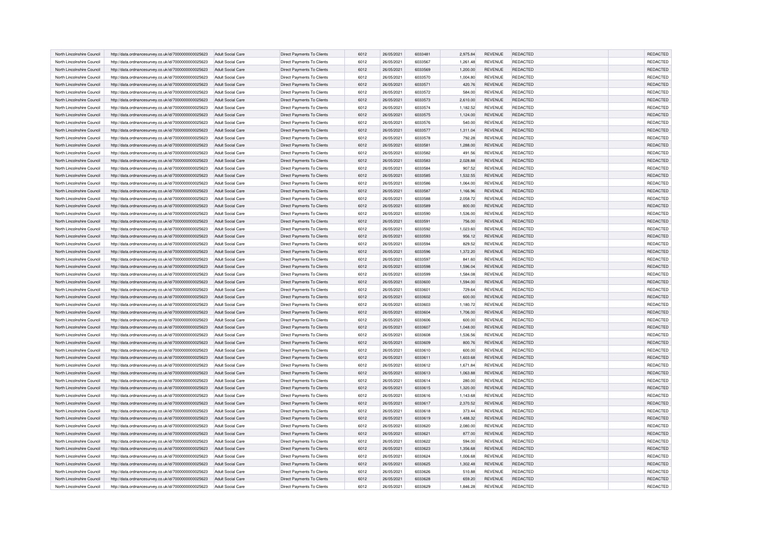| North Lincolnshire Council | http://data.ordnancesurvey.co.uk/id/7000000000025623 | Adult Social Care | Direct Payments To Clients | 6012 | 26/05/2021 | 6033481 | 2,975.84 | REVENUE | REDACTED | | REDACTED |
|---|---|---|---|---|---|---|---|---|---|---|---|
| North Lincolnshire Council | http://data.ordnancesurvey.co.uk/id/7000000000025623 | Adult Social Care | Direct Payments To Clients | 6012 | 26/05/2021 | 6033567 | 1,261.48 | REVENUE | REDACTED | | REDACTED |
| North Lincolnshire Council | http://data.ordnancesurvey.co.uk/id/7000000000025623 | Adult Social Care | Direct Payments To Clients | 6012 | 26/05/2021 | 6033569 | 1,200.00 | REVENUE | REDACTED | | REDACTED |
| North Lincolnshire Council | http://data.ordnancesurvey.co.uk/id/7000000000025623 | Adult Social Care | Direct Payments To Clients | 6012 | 26/05/2021 | 6033570 | 1,004.80 | REVENUE | REDACTED | | REDACTED |
| North Lincolnshire Council | http://data.ordnancesurvey.co.uk/id/7000000000025623 | Adult Social Care | Direct Payments To Clients | 6012 | 26/05/2021 | 6033571 | 420.76 | REVENUE | REDACTED | | REDACTED |
| North Lincolnshire Council | http://data.ordnancesurvey.co.uk/id/7000000000025623 | Adult Social Care | Direct Payments To Clients | 6012 | 26/05/2021 | 6033572 | 584.00 | REVENUE | REDACTED | | REDACTED |
| North Lincolnshire Council | http://data.ordnancesurvey.co.uk/id/7000000000025623 | Adult Social Care | Direct Payments To Clients | 6012 | 26/05/2021 | 6033573 | 2,610.00 | REVENUE | REDACTED | | REDACTED |
| North Lincolnshire Council | http://data.ordnancesurvey.co.uk/id/7000000000025623 | Adult Social Care | Direct Payments To Clients | 6012 | 26/05/2021 | 6033574 | 1,182.52 | REVENUE | REDACTED | | REDACTED |
| North Lincolnshire Council | http://data.ordnancesurvey.co.uk/id/7000000000025623 | Adult Social Care | Direct Payments To Clients | 6012 | 26/05/2021 | 6033575 | 1,124.00 | REVENUE | REDACTED | | REDACTED |
| North Lincolnshire Council | http://data.ordnancesurvey.co.uk/id/7000000000025623 | Adult Social Care | Direct Payments To Clients | 6012 | 26/05/2021 | 6033576 | 540.00 | REVENUE | REDACTED | | REDACTED |
| North Lincolnshire Council | http://data.ordnancesurvey.co.uk/id/7000000000025623 | Adult Social Care | Direct Payments To Clients | 6012 | 26/05/2021 | 6033577 | 1,311.04 | REVENUE | REDACTED | | REDACTED |
| North Lincolnshire Council | http://data.ordnancesurvey.co.uk/id/7000000000025623 | Adult Social Care | Direct Payments To Clients | 6012 | 26/05/2021 | 6033578 | 792.28 | REVENUE | REDACTED | | REDACTED |
| North Lincolnshire Council | http://data.ordnancesurvey.co.uk/id/7000000000025623 | Adult Social Care | Direct Payments To Clients | 6012 | 26/05/2021 | 6033581 | 1,288.00 | REVENUE | REDACTED | | REDACTED |
| North Lincolnshire Council | http://data.ordnancesurvey.co.uk/id/7000000000025623 | Adult Social Care | Direct Payments To Clients | 6012 | 26/05/2021 | 6033582 | 491.56 | REVENUE | REDACTED | | REDACTED |
| North Lincolnshire Council | http://data.ordnancesurvey.co.uk/id/7000000000025623 | Adult Social Care | Direct Payments To Clients | 6012 | 26/05/2021 | 6033583 | 2,028.88 | REVENUE | REDACTED | | REDACTED |
| North Lincolnshire Council | http://data.ordnancesurvey.co.uk/id/7000000000025623 | Adult Social Care | Direct Payments To Clients | 6012 | 26/05/2021 | 6033584 | 907.52 | REVENUE | REDACTED | | REDACTED |
| North Lincolnshire Council | http://data.ordnancesurvey.co.uk/id/7000000000025623 | Adult Social Care | Direct Payments To Clients | 6012 | 26/05/2021 | 6033585 | 1,532.55 | REVENUE | REDACTED | | REDACTED |
| North Lincolnshire Council | http://data.ordnancesurvey.co.uk/id/7000000000025623 | Adult Social Care | Direct Payments To Clients | 6012 | 26/05/2021 | 6033586 | 1,064.00 | REVENUE | REDACTED | | REDACTED |
| North Lincolnshire Council | http://data.ordnancesurvey.co.uk/id/7000000000025623 | Adult Social Care | Direct Payments To Clients | 6012 | 26/05/2021 | 6033587 | 1,166.96 | REVENUE | REDACTED | | REDACTED |
| North Lincolnshire Council | http://data.ordnancesurvey.co.uk/id/7000000000025623 | Adult Social Care | Direct Payments To Clients | 6012 | 26/05/2021 | 6033588 | 2,058.72 | REVENUE | REDACTED | | REDACTED |
| North Lincolnshire Council | http://data.ordnancesurvey.co.uk/id/7000000000025623 | Adult Social Care | Direct Payments To Clients | 6012 | 26/05/2021 | 6033589 | 800.00 | REVENUE | REDACTED | | REDACTED |
| North Lincolnshire Council | http://data.ordnancesurvey.co.uk/id/7000000000025623 | Adult Social Care | Direct Payments To Clients | 6012 | 26/05/2021 | 6033590 | 1,536.00 | REVENUE | REDACTED | | REDACTED |
| North Lincolnshire Council | http://data.ordnancesurvey.co.uk/id/7000000000025623 | Adult Social Care | Direct Payments To Clients | 6012 | 26/05/2021 | 6033591 | 756.00 | REVENUE | REDACTED | | REDACTED |
| North Lincolnshire Council | http://data.ordnancesurvey.co.uk/id/7000000000025623 | Adult Social Care | Direct Payments To Clients | 6012 | 26/05/2021 | 6033592 | 1,023.60 | REVENUE | REDACTED | | REDACTED |
| North Lincolnshire Council | http://data.ordnancesurvey.co.uk/id/7000000000025623 | Adult Social Care | Direct Payments To Clients | 6012 | 26/05/2021 | 6033593 | 956.12 | REVENUE | REDACTED | | REDACTED |
| North Lincolnshire Council | http://data.ordnancesurvey.co.uk/id/7000000000025623 | Adult Social Care | Direct Payments To Clients | 6012 | 26/05/2021 | 6033594 | 829.52 | REVENUE | REDACTED | | REDACTED |
| North Lincolnshire Council | http://data.ordnancesurvey.co.uk/id/7000000000025623 | Adult Social Care | Direct Payments To Clients | 6012 | 26/05/2021 | 6033596 | 1,372.20 | REVENUE | REDACTED | | REDACTED |
| North Lincolnshire Council | http://data.ordnancesurvey.co.uk/id/7000000000025623 | Adult Social Care | Direct Payments To Clients | 6012 | 26/05/2021 | 6033597 | 841.60 | REVENUE | REDACTED | | REDACTED |
| North Lincolnshire Council | http://data.ordnancesurvey.co.uk/id/7000000000025623 | Adult Social Care | Direct Payments To Clients | 6012 | 26/05/2021 | 6033598 | 1,596.04 | REVENUE | REDACTED | | REDACTED |
| North Lincolnshire Council | http://data.ordnancesurvey.co.uk/id/7000000000025623 | Adult Social Care | Direct Payments To Clients | 6012 | 26/05/2021 | 6033599 | 1,584.08 | REVENUE | REDACTED | | REDACTED |
| North Lincolnshire Council | http://data.ordnancesurvey.co.uk/id/7000000000025623 | Adult Social Care | Direct Payments To Clients | 6012 | 26/05/2021 | 6033600 | 1,594.00 | REVENUE | REDACTED | | REDACTED |
| North Lincolnshire Council | http://data.ordnancesurvey.co.uk/id/7000000000025623 | Adult Social Care | Direct Payments To Clients | 6012 | 26/05/2021 | 6033601 | 729.64 | REVENUE | REDACTED | | REDACTED |
| North Lincolnshire Council | http://data.ordnancesurvey.co.uk/id/7000000000025623 | Adult Social Care | Direct Payments To Clients | 6012 | 26/05/2021 | 6033602 | 600.00 | REVENUE | REDACTED | | REDACTED |
| North Lincolnshire Council | http://data.ordnancesurvey.co.uk/id/7000000000025623 | Adult Social Care | Direct Payments To Clients | 6012 | 26/05/2021 | 6033603 | 1,180.72 | REVENUE | REDACTED | | REDACTED |
| North Lincolnshire Council | http://data.ordnancesurvey.co.uk/id/7000000000025623 | Adult Social Care | Direct Payments To Clients | 6012 | 26/05/2021 | 6033604 | 1,706.00 | REVENUE | REDACTED | | REDACTED |
| North Lincolnshire Council | http://data.ordnancesurvey.co.uk/id/7000000000025623 | Adult Social Care | Direct Payments To Clients | 6012 | 26/05/2021 | 6033606 | 600.00 | REVENUE | REDACTED | | REDACTED |
| North Lincolnshire Council | http://data.ordnancesurvey.co.uk/id/7000000000025623 | Adult Social Care | Direct Payments To Clients | 6012 | 26/05/2021 | 6033607 | 1,048.00 | REVENUE | REDACTED | | REDACTED |
| North Lincolnshire Council | http://data.ordnancesurvey.co.uk/id/7000000000025623 | Adult Social Care | Direct Payments To Clients | 6012 | 26/05/2021 | 6033608 | 1,536.56 | REVENUE | REDACTED | | REDACTED |
| North Lincolnshire Council | http://data.ordnancesurvey.co.uk/id/7000000000025623 | Adult Social Care | Direct Payments To Clients | 6012 | 26/05/2021 | 6033609 | 800.76 | REVENUE | REDACTED | | REDACTED |
| North Lincolnshire Council | http://data.ordnancesurvey.co.uk/id/7000000000025623 | Adult Social Care | Direct Payments To Clients | 6012 | 26/05/2021 | 6033610 | 600.00 | REVENUE | REDACTED | | REDACTED |
| North Lincolnshire Council | http://data.ordnancesurvey.co.uk/id/7000000000025623 | Adult Social Care | Direct Payments To Clients | 6012 | 26/05/2021 | 6033611 | 1,603.68 | REVENUE | REDACTED | | REDACTED |
| North Lincolnshire Council | http://data.ordnancesurvey.co.uk/id/7000000000025623 | Adult Social Care | Direct Payments To Clients | 6012 | 26/05/2021 | 6033612 | 1,671.84 | REVENUE | REDACTED | | REDACTED |
| North Lincolnshire Council | http://data.ordnancesurvey.co.uk/id/7000000000025623 | Adult Social Care | Direct Payments To Clients | 6012 | 26/05/2021 | 6033613 | 1,063.88 | REVENUE | REDACTED | | REDACTED |
| North Lincolnshire Council | http://data.ordnancesurvey.co.uk/id/7000000000025623 | Adult Social Care | Direct Payments To Clients | 6012 | 26/05/2021 | 6033614 | 280.00 | REVENUE | REDACTED | | REDACTED |
| North Lincolnshire Council | http://data.ordnancesurvey.co.uk/id/7000000000025623 | Adult Social Care | Direct Payments To Clients | 6012 | 26/05/2021 | 6033615 | 1,320.00 | REVENUE | REDACTED | | REDACTED |
| North Lincolnshire Council | http://data.ordnancesurvey.co.uk/id/7000000000025623 | Adult Social Care | Direct Payments To Clients | 6012 | 26/05/2021 | 6033616 | 1,143.68 | REVENUE | REDACTED | | REDACTED |
| North Lincolnshire Council | http://data.ordnancesurvey.co.uk/id/7000000000025623 | Adult Social Care | Direct Payments To Clients | 6012 | 26/05/2021 | 6033617 | 2,370.52 | REVENUE | REDACTED | | REDACTED |
| North Lincolnshire Council | http://data.ordnancesurvey.co.uk/id/7000000000025623 | Adult Social Care | Direct Payments To Clients | 6012 | 26/05/2021 | 6033618 | 373.44 | REVENUE | REDACTED | | REDACTED |
| North Lincolnshire Council | http://data.ordnancesurvey.co.uk/id/7000000000025623 | Adult Social Care | Direct Payments To Clients | 6012 | 26/05/2021 | 6033619 | 1,488.32 | REVENUE | REDACTED | | REDACTED |
| North Lincolnshire Council | http://data.ordnancesurvey.co.uk/id/7000000000025623 | Adult Social Care | Direct Payments To Clients | 6012 | 26/05/2021 | 6033620 | 2,080.00 | REVENUE | REDACTED | | REDACTED |
| North Lincolnshire Council | http://data.ordnancesurvey.co.uk/id/7000000000025623 | Adult Social Care | Direct Payments To Clients | 6012 | 26/05/2021 | 6033621 | 877.00 | REVENUE | REDACTED | | REDACTED |
| North Lincolnshire Council | http://data.ordnancesurvey.co.uk/id/7000000000025623 | Adult Social Care | Direct Payments To Clients | 6012 | 26/05/2021 | 6033622 | 594.00 | REVENUE | REDACTED | | REDACTED |
| North Lincolnshire Council | http://data.ordnancesurvey.co.uk/id/7000000000025623 | Adult Social Care | Direct Payments To Clients | 6012 | 26/05/2021 | 6033623 | 1,356.68 | REVENUE | REDACTED | | REDACTED |
| North Lincolnshire Council | http://data.ordnancesurvey.co.uk/id/7000000000025623 | Adult Social Care | Direct Payments To Clients | 6012 | 26/05/2021 | 6033624 | 1,006.68 | REVENUE | REDACTED | | REDACTED |
| North Lincolnshire Council | http://data.ordnancesurvey.co.uk/id/7000000000025623 | Adult Social Care | Direct Payments To Clients | 6012 | 26/05/2021 | 6033625 | 1,302.48 | REVENUE | REDACTED | | REDACTED |
| North Lincolnshire Council | http://data.ordnancesurvey.co.uk/id/7000000000025623 | Adult Social Care | Direct Payments To Clients | 6012 | 26/05/2021 | 6033626 | 510.88 | REVENUE | REDACTED | | REDACTED |
| North Lincolnshire Council | http://data.ordnancesurvey.co.uk/id/7000000000025623 | Adult Social Care | Direct Payments To Clients | 6012 | 26/05/2021 | 6033628 | 659.20 | REVENUE | REDACTED | | REDACTED |
| North Lincolnshire Council | http://data.ordnancesurvey.co.uk/id/7000000000025623 | Adult Social Care | Direct Payments To Clients | 6012 | 26/05/2021 | 6033629 | 1,846.28 | REVENUE | REDACTED | | REDACTED |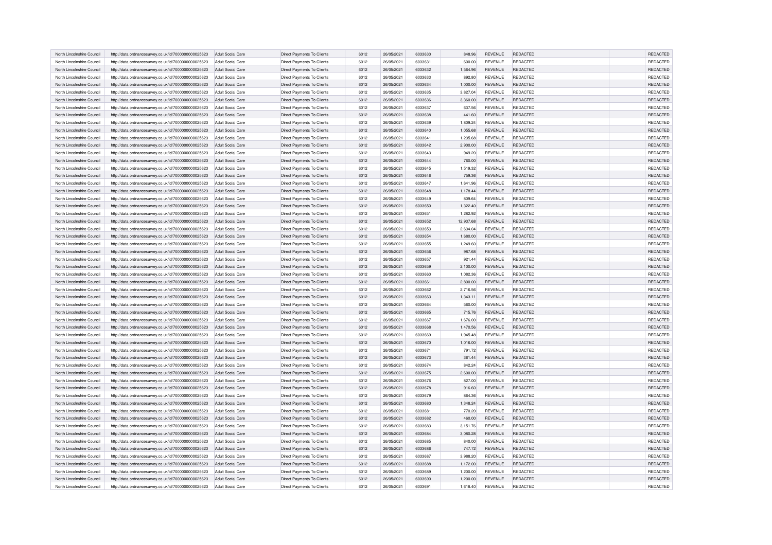| | | | | | | | | | | | |
|---|---|---|---|---|---|---|---|---|---|---|---|
| North Lincolnshire Council | http://data.ordnancesurvey.co.uk/id/7000000000025623 | Adult Social Care | Direct Payments To Clients | 6012 | 26/05/2021 | 6033630 | 848.96 | REVENUE | REDACTED | | REDACTED |
| North Lincolnshire Council | http://data.ordnancesurvey.co.uk/id/7000000000025623 | Adult Social Care | Direct Payments To Clients | 6012 | 26/05/2021 | 6033631 | 600.00 | REVENUE | REDACTED | | REDACTED |
| North Lincolnshire Council | http://data.ordnancesurvey.co.uk/id/7000000000025623 | Adult Social Care | Direct Payments To Clients | 6012 | 26/05/2021 | 6033632 | 1,564.96 | REVENUE | REDACTED | | REDACTED |
| North Lincolnshire Council | http://data.ordnancesurvey.co.uk/id/7000000000025623 | Adult Social Care | Direct Payments To Clients | 6012 | 26/05/2021 | 6033633 | 892.80 | REVENUE | REDACTED | | REDACTED |
| North Lincolnshire Council | http://data.ordnancesurvey.co.uk/id/7000000000025623 | Adult Social Care | Direct Payments To Clients | 6012 | 26/05/2021 | 6033634 | 1,000.00 | REVENUE | REDACTED | | REDACTED |
| North Lincolnshire Council | http://data.ordnancesurvey.co.uk/id/7000000000025623 | Adult Social Care | Direct Payments To Clients | 6012 | 26/05/2021 | 6033635 | 3,827.04 | REVENUE | REDACTED | | REDACTED |
| North Lincolnshire Council | http://data.ordnancesurvey.co.uk/id/7000000000025623 | Adult Social Care | Direct Payments To Clients | 6012 | 26/05/2021 | 6033636 | 3,360.00 | REVENUE | REDACTED | | REDACTED |
| North Lincolnshire Council | http://data.ordnancesurvey.co.uk/id/7000000000025623 | Adult Social Care | Direct Payments To Clients | 6012 | 26/05/2021 | 6033637 | 637.56 | REVENUE | REDACTED | | REDACTED |
| North Lincolnshire Council | http://data.ordnancesurvey.co.uk/id/7000000000025623 | Adult Social Care | Direct Payments To Clients | 6012 | 26/05/2021 | 6033638 | 441.60 | REVENUE | REDACTED | | REDACTED |
| North Lincolnshire Council | http://data.ordnancesurvey.co.uk/id/7000000000025623 | Adult Social Care | Direct Payments To Clients | 6012 | 26/05/2021 | 6033639 | 1,809.24 | REVENUE | REDACTED | | REDACTED |
| North Lincolnshire Council | http://data.ordnancesurvey.co.uk/id/7000000000025623 | Adult Social Care | Direct Payments To Clients | 6012 | 26/05/2021 | 6033640 | 1,055.68 | REVENUE | REDACTED | | REDACTED |
| North Lincolnshire Council | http://data.ordnancesurvey.co.uk/id/7000000000025623 | Adult Social Care | Direct Payments To Clients | 6012 | 26/05/2021 | 6033641 | 1,235.68 | REVENUE | REDACTED | | REDACTED |
| North Lincolnshire Council | http://data.ordnancesurvey.co.uk/id/7000000000025623 | Adult Social Care | Direct Payments To Clients | 6012 | 26/05/2021 | 6033642 | 2,900.00 | REVENUE | REDACTED | | REDACTED |
| North Lincolnshire Council | http://data.ordnancesurvey.co.uk/id/7000000000025623 | Adult Social Care | Direct Payments To Clients | 6012 | 26/05/2021 | 6033643 | 949.20 | REVENUE | REDACTED | | REDACTED |
| North Lincolnshire Council | http://data.ordnancesurvey.co.uk/id/7000000000025623 | Adult Social Care | Direct Payments To Clients | 6012 | 26/05/2021 | 6033644 | 760.00 | REVENUE | REDACTED | | REDACTED |
| North Lincolnshire Council | http://data.ordnancesurvey.co.uk/id/7000000000025623 | Adult Social Care | Direct Payments To Clients | 6012 | 26/05/2021 | 6033645 | 1,519.32 | REVENUE | REDACTED | | REDACTED |
| North Lincolnshire Council | http://data.ordnancesurvey.co.uk/id/7000000000025623 | Adult Social Care | Direct Payments To Clients | 6012 | 26/05/2021 | 6033646 | 759.36 | REVENUE | REDACTED | | REDACTED |
| North Lincolnshire Council | http://data.ordnancesurvey.co.uk/id/7000000000025623 | Adult Social Care | Direct Payments To Clients | 6012 | 26/05/2021 | 6033647 | 1,641.96 | REVENUE | REDACTED | | REDACTED |
| North Lincolnshire Council | http://data.ordnancesurvey.co.uk/id/7000000000025623 | Adult Social Care | Direct Payments To Clients | 6012 | 26/05/2021 | 6033648 | 1,178.44 | REVENUE | REDACTED | | REDACTED |
| North Lincolnshire Council | http://data.ordnancesurvey.co.uk/id/7000000000025623 | Adult Social Care | Direct Payments To Clients | 6012 | 26/05/2021 | 6033649 | 809.64 | REVENUE | REDACTED | | REDACTED |
| North Lincolnshire Council | http://data.ordnancesurvey.co.uk/id/7000000000025623 | Adult Social Care | Direct Payments To Clients | 6012 | 26/05/2021 | 6033650 | 1,322.40 | REVENUE | REDACTED | | REDACTED |
| North Lincolnshire Council | http://data.ordnancesurvey.co.uk/id/7000000000025623 | Adult Social Care | Direct Payments To Clients | 6012 | 26/05/2021 | 6033651 | 1,282.92 | REVENUE | REDACTED | | REDACTED |
| North Lincolnshire Council | http://data.ordnancesurvey.co.uk/id/7000000000025623 | Adult Social Care | Direct Payments To Clients | 6012 | 26/05/2021 | 6033652 | 12,937.68 | REVENUE | REDACTED | | REDACTED |
| North Lincolnshire Council | http://data.ordnancesurvey.co.uk/id/7000000000025623 | Adult Social Care | Direct Payments To Clients | 6012 | 26/05/2021 | 6033653 | 2,634.04 | REVENUE | REDACTED | | REDACTED |
| North Lincolnshire Council | http://data.ordnancesurvey.co.uk/id/7000000000025623 | Adult Social Care | Direct Payments To Clients | 6012 | 26/05/2021 | 6033654 | 1,680.00 | REVENUE | REDACTED | | REDACTED |
| North Lincolnshire Council | http://data.ordnancesurvey.co.uk/id/7000000000025623 | Adult Social Care | Direct Payments To Clients | 6012 | 26/05/2021 | 6033655 | 1,249.60 | REVENUE | REDACTED | | REDACTED |
| North Lincolnshire Council | http://data.ordnancesurvey.co.uk/id/7000000000025623 | Adult Social Care | Direct Payments To Clients | 6012 | 26/05/2021 | 6033656 | 987.68 | REVENUE | REDACTED | | REDACTED |
| North Lincolnshire Council | http://data.ordnancesurvey.co.uk/id/7000000000025623 | Adult Social Care | Direct Payments To Clients | 6012 | 26/05/2021 | 6033657 | 921.44 | REVENUE | REDACTED | | REDACTED |
| North Lincolnshire Council | http://data.ordnancesurvey.co.uk/id/7000000000025623 | Adult Social Care | Direct Payments To Clients | 6012 | 26/05/2021 | 6033659 | 2,100.00 | REVENUE | REDACTED | | REDACTED |
| North Lincolnshire Council | http://data.ordnancesurvey.co.uk/id/7000000000025623 | Adult Social Care | Direct Payments To Clients | 6012 | 26/05/2021 | 6033660 | 1,082.36 | REVENUE | REDACTED | | REDACTED |
| North Lincolnshire Council | http://data.ordnancesurvey.co.uk/id/7000000000025623 | Adult Social Care | Direct Payments To Clients | 6012 | 26/05/2021 | 6033661 | 2,800.00 | REVENUE | REDACTED | | REDACTED |
| North Lincolnshire Council | http://data.ordnancesurvey.co.uk/id/7000000000025623 | Adult Social Care | Direct Payments To Clients | 6012 | 26/05/2021 | 6033662 | 2,716.56 | REVENUE | REDACTED | | REDACTED |
| North Lincolnshire Council | http://data.ordnancesurvey.co.uk/id/7000000000025623 | Adult Social Care | Direct Payments To Clients | 6012 | 26/05/2021 | 6033663 | 1,343.11 | REVENUE | REDACTED | | REDACTED |
| North Lincolnshire Council | http://data.ordnancesurvey.co.uk/id/7000000000025623 | Adult Social Care | Direct Payments To Clients | 6012 | 26/05/2021 | 6033664 | 560.00 | REVENUE | REDACTED | | REDACTED |
| North Lincolnshire Council | http://data.ordnancesurvey.co.uk/id/7000000000025623 | Adult Social Care | Direct Payments To Clients | 6012 | 26/05/2021 | 6033665 | 715.76 | REVENUE | REDACTED | | REDACTED |
| North Lincolnshire Council | http://data.ordnancesurvey.co.uk/id/7000000000025623 | Adult Social Care | Direct Payments To Clients | 6012 | 26/05/2021 | 6033667 | 1,676.00 | REVENUE | REDACTED | | REDACTED |
| North Lincolnshire Council | http://data.ordnancesurvey.co.uk/id/7000000000025623 | Adult Social Care | Direct Payments To Clients | 6012 | 26/05/2021 | 6033668 | 1,470.56 | REVENUE | REDACTED | | REDACTED |
| North Lincolnshire Council | http://data.ordnancesurvey.co.uk/id/7000000000025623 | Adult Social Care | Direct Payments To Clients | 6012 | 26/05/2021 | 6033669 | 1,945.48 | REVENUE | REDACTED | | REDACTED |
| North Lincolnshire Council | http://data.ordnancesurvey.co.uk/id/7000000000025623 | Adult Social Care | Direct Payments To Clients | 6012 | 26/05/2021 | 6033670 | 1,016.00 | REVENUE | REDACTED | | REDACTED |
| North Lincolnshire Council | http://data.ordnancesurvey.co.uk/id/7000000000025623 | Adult Social Care | Direct Payments To Clients | 6012 | 26/05/2021 | 6033671 | 791.72 | REVENUE | REDACTED | | REDACTED |
| North Lincolnshire Council | http://data.ordnancesurvey.co.uk/id/7000000000025623 | Adult Social Care | Direct Payments To Clients | 6012 | 26/05/2021 | 6033673 | 361.44 | REVENUE | REDACTED | | REDACTED |
| North Lincolnshire Council | http://data.ordnancesurvey.co.uk/id/7000000000025623 | Adult Social Care | Direct Payments To Clients | 6012 | 26/05/2021 | 6033674 | 842.24 | REVENUE | REDACTED | | REDACTED |
| North Lincolnshire Council | http://data.ordnancesurvey.co.uk/id/7000000000025623 | Adult Social Care | Direct Payments To Clients | 6012 | 26/05/2021 | 6033675 | 2,600.00 | REVENUE | REDACTED | | REDACTED |
| North Lincolnshire Council | http://data.ordnancesurvey.co.uk/id/7000000000025623 | Adult Social Care | Direct Payments To Clients | 6012 | 26/05/2021 | 6033676 | 827.00 | REVENUE | REDACTED | | REDACTED |
| North Lincolnshire Council | http://data.ordnancesurvey.co.uk/id/7000000000025623 | Adult Social Care | Direct Payments To Clients | 6012 | 26/05/2021 | 6033678 | 916.60 | REVENUE | REDACTED | | REDACTED |
| North Lincolnshire Council | http://data.ordnancesurvey.co.uk/id/7000000000025623 | Adult Social Care | Direct Payments To Clients | 6012 | 26/05/2021 | 6033679 | 864.36 | REVENUE | REDACTED | | REDACTED |
| North Lincolnshire Council | http://data.ordnancesurvey.co.uk/id/7000000000025623 | Adult Social Care | Direct Payments To Clients | 6012 | 26/05/2021 | 6033680 | 1,348.24 | REVENUE | REDACTED | | REDACTED |
| North Lincolnshire Council | http://data.ordnancesurvey.co.uk/id/7000000000025623 | Adult Social Care | Direct Payments To Clients | 6012 | 26/05/2021 | 6033681 | 770.20 | REVENUE | REDACTED | | REDACTED |
| North Lincolnshire Council | http://data.ordnancesurvey.co.uk/id/7000000000025623 | Adult Social Care | Direct Payments To Clients | 6012 | 26/05/2021 | 6033682 | 460.00 | REVENUE | REDACTED | | REDACTED |
| North Lincolnshire Council | http://data.ordnancesurvey.co.uk/id/7000000000025623 | Adult Social Care | Direct Payments To Clients | 6012 | 26/05/2021 | 6033683 | 3,151.76 | REVENUE | REDACTED | | REDACTED |
| North Lincolnshire Council | http://data.ordnancesurvey.co.uk/id/7000000000025623 | Adult Social Care | Direct Payments To Clients | 6012 | 26/05/2021 | 6033684 | 3,080.28 | REVENUE | REDACTED | | REDACTED |
| North Lincolnshire Council | http://data.ordnancesurvey.co.uk/id/7000000000025623 | Adult Social Care | Direct Payments To Clients | 6012 | 26/05/2021 | 6033685 | 840.00 | REVENUE | REDACTED | | REDACTED |
| North Lincolnshire Council | http://data.ordnancesurvey.co.uk/id/7000000000025623 | Adult Social Care | Direct Payments To Clients | 6012 | 26/05/2021 | 6033686 | 747.72 | REVENUE | REDACTED | | REDACTED |
| North Lincolnshire Council | http://data.ordnancesurvey.co.uk/id/7000000000025623 | Adult Social Care | Direct Payments To Clients | 6012 | 26/05/2021 | 6033687 | 3,988.20 | REVENUE | REDACTED | | REDACTED |
| North Lincolnshire Council | http://data.ordnancesurvey.co.uk/id/7000000000025623 | Adult Social Care | Direct Payments To Clients | 6012 | 26/05/2021 | 6033688 | 1,172.00 | REVENUE | REDACTED | | REDACTED |
| North Lincolnshire Council | http://data.ordnancesurvey.co.uk/id/7000000000025623 | Adult Social Care | Direct Payments To Clients | 6012 | 26/05/2021 | 6033689 | 1,200.00 | REVENUE | REDACTED | | REDACTED |
| North Lincolnshire Council | http://data.ordnancesurvey.co.uk/id/7000000000025623 | Adult Social Care | Direct Payments To Clients | 6012 | 26/05/2021 | 6033690 | 1,200.00 | REVENUE | REDACTED | | REDACTED |
| North Lincolnshire Council | http://data.ordnancesurvey.co.uk/id/7000000000025623 | Adult Social Care | Direct Payments To Clients | 6012 | 26/05/2021 | 6033691 | 1,618.40 | REVENUE | REDACTED | | REDACTED |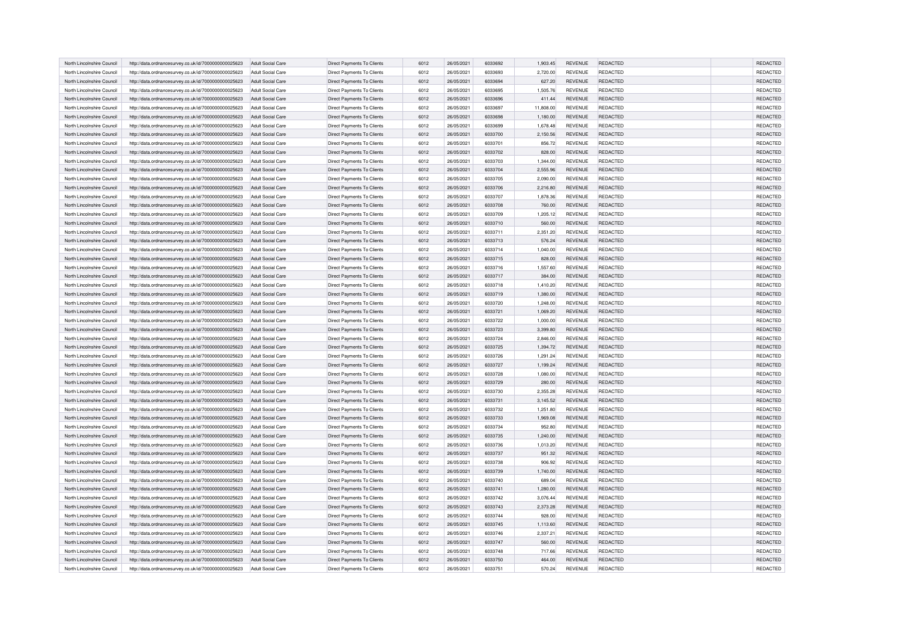| | | | | | | | | | | | |
|---|---|---|---|---|---|---|---|---|---|---|---|
| North Lincolnshire Council | http://data.ordnancesurvey.co.uk/id/7000000000025623 | Adult Social Care | Direct Payments To Clients | 6012 | 26/05/2021 | 6033692 | 1,903.45 | REVENUE | REDACTED | | REDACTED |
| North Lincolnshire Council | http://data.ordnancesurvey.co.uk/id/7000000000025623 | Adult Social Care | Direct Payments To Clients | 6012 | 26/05/2021 | 6033693 | 2,720.00 | REVENUE | REDACTED | | REDACTED |
| North Lincolnshire Council | http://data.ordnancesurvey.co.uk/id/7000000000025623 | Adult Social Care | Direct Payments To Clients | 6012 | 26/05/2021 | 6033694 | 627.20 | REVENUE | REDACTED | | REDACTED |
| North Lincolnshire Council | http://data.ordnancesurvey.co.uk/id/7000000000025623 | Adult Social Care | Direct Payments To Clients | 6012 | 26/05/2021 | 6033695 | 1,505.76 | REVENUE | REDACTED | | REDACTED |
| North Lincolnshire Council | http://data.ordnancesurvey.co.uk/id/7000000000025623 | Adult Social Care | Direct Payments To Clients | 6012 | 26/05/2021 | 6033696 | 411.44 | REVENUE | REDACTED | | REDACTED |
| North Lincolnshire Council | http://data.ordnancesurvey.co.uk/id/7000000000025623 | Adult Social Care | Direct Payments To Clients | 6012 | 26/05/2021 | 6033697 | 11,808.00 | REVENUE | REDACTED | | REDACTED |
| North Lincolnshire Council | http://data.ordnancesurvey.co.uk/id/7000000000025623 | Adult Social Care | Direct Payments To Clients | 6012 | 26/05/2021 | 6033698 | 1,180.00 | REVENUE | REDACTED | | REDACTED |
| North Lincolnshire Council | http://data.ordnancesurvey.co.uk/id/7000000000025623 | Adult Social Care | Direct Payments To Clients | 6012 | 26/05/2021 | 6033699 | 1,678.48 | REVENUE | REDACTED | | REDACTED |
| North Lincolnshire Council | http://data.ordnancesurvey.co.uk/id/7000000000025623 | Adult Social Care | Direct Payments To Clients | 6012 | 26/05/2021 | 6033700 | 2,150.56 | REVENUE | REDACTED | | REDACTED |
| North Lincolnshire Council | http://data.ordnancesurvey.co.uk/id/7000000000025623 | Adult Social Care | Direct Payments To Clients | 6012 | 26/05/2021 | 6033701 | 856.72 | REVENUE | REDACTED | | REDACTED |
| North Lincolnshire Council | http://data.ordnancesurvey.co.uk/id/7000000000025623 | Adult Social Care | Direct Payments To Clients | 6012 | 26/05/2021 | 6033702 | 828.00 | REVENUE | REDACTED | | REDACTED |
| North Lincolnshire Council | http://data.ordnancesurvey.co.uk/id/7000000000025623 | Adult Social Care | Direct Payments To Clients | 6012 | 26/05/2021 | 6033703 | 1,344.00 | REVENUE | REDACTED | | REDACTED |
| North Lincolnshire Council | http://data.ordnancesurvey.co.uk/id/7000000000025623 | Adult Social Care | Direct Payments To Clients | 6012 | 26/05/2021 | 6033704 | 2,555.96 | REVENUE | REDACTED | | REDACTED |
| North Lincolnshire Council | http://data.ordnancesurvey.co.uk/id/7000000000025623 | Adult Social Care | Direct Payments To Clients | 6012 | 26/05/2021 | 6033705 | 2,090.00 | REVENUE | REDACTED | | REDACTED |
| North Lincolnshire Council | http://data.ordnancesurvey.co.uk/id/7000000000025623 | Adult Social Care | Direct Payments To Clients | 6012 | 26/05/2021 | 6033706 | 2,216.80 | REVENUE | REDACTED | | REDACTED |
| North Lincolnshire Council | http://data.ordnancesurvey.co.uk/id/7000000000025623 | Adult Social Care | Direct Payments To Clients | 6012 | 26/05/2021 | 6033707 | 1,878.36 | REVENUE | REDACTED | | REDACTED |
| North Lincolnshire Council | http://data.ordnancesurvey.co.uk/id/7000000000025623 | Adult Social Care | Direct Payments To Clients | 6012 | 26/05/2021 | 6033708 | 760.00 | REVENUE | REDACTED | | REDACTED |
| North Lincolnshire Council | http://data.ordnancesurvey.co.uk/id/7000000000025623 | Adult Social Care | Direct Payments To Clients | 6012 | 26/05/2021 | 6033709 | 1,205.12 | REVENUE | REDACTED | | REDACTED |
| North Lincolnshire Council | http://data.ordnancesurvey.co.uk/id/7000000000025623 | Adult Social Care | Direct Payments To Clients | 6012 | 26/05/2021 | 6033710 | 560.00 | REVENUE | REDACTED | | REDACTED |
| North Lincolnshire Council | http://data.ordnancesurvey.co.uk/id/7000000000025623 | Adult Social Care | Direct Payments To Clients | 6012 | 26/05/2021 | 6033711 | 2,351.20 | REVENUE | REDACTED | | REDACTED |
| North Lincolnshire Council | http://data.ordnancesurvey.co.uk/id/7000000000025623 | Adult Social Care | Direct Payments To Clients | 6012 | 26/05/2021 | 6033713 | 576.24 | REVENUE | REDACTED | | REDACTED |
| North Lincolnshire Council | http://data.ordnancesurvey.co.uk/id/7000000000025623 | Adult Social Care | Direct Payments To Clients | 6012 | 26/05/2021 | 6033714 | 1,040.00 | REVENUE | REDACTED | | REDACTED |
| North Lincolnshire Council | http://data.ordnancesurvey.co.uk/id/7000000000025623 | Adult Social Care | Direct Payments To Clients | 6012 | 26/05/2021 | 6033715 | 828.00 | REVENUE | REDACTED | | REDACTED |
| North Lincolnshire Council | http://data.ordnancesurvey.co.uk/id/7000000000025623 | Adult Social Care | Direct Payments To Clients | 6012 | 26/05/2021 | 6033716 | 1,557.60 | REVENUE | REDACTED | | REDACTED |
| North Lincolnshire Council | http://data.ordnancesurvey.co.uk/id/7000000000025623 | Adult Social Care | Direct Payments To Clients | 6012 | 26/05/2021 | 6033717 | 384.00 | REVENUE | REDACTED | | REDACTED |
| North Lincolnshire Council | http://data.ordnancesurvey.co.uk/id/7000000000025623 | Adult Social Care | Direct Payments To Clients | 6012 | 26/05/2021 | 6033718 | 1,410.20 | REVENUE | REDACTED | | REDACTED |
| North Lincolnshire Council | http://data.ordnancesurvey.co.uk/id/7000000000025623 | Adult Social Care | Direct Payments To Clients | 6012 | 26/05/2021 | 6033719 | 1,380.00 | REVENUE | REDACTED | | REDACTED |
| North Lincolnshire Council | http://data.ordnancesurvey.co.uk/id/7000000000025623 | Adult Social Care | Direct Payments To Clients | 6012 | 26/05/2021 | 6033720 | 1,248.00 | REVENUE | REDACTED | | REDACTED |
| North Lincolnshire Council | http://data.ordnancesurvey.co.uk/id/7000000000025623 | Adult Social Care | Direct Payments To Clients | 6012 | 26/05/2021 | 6033721 | 1,069.20 | REVENUE | REDACTED | | REDACTED |
| North Lincolnshire Council | http://data.ordnancesurvey.co.uk/id/7000000000025623 | Adult Social Care | Direct Payments To Clients | 6012 | 26/05/2021 | 6033722 | 1,000.00 | REVENUE | REDACTED | | REDACTED |
| North Lincolnshire Council | http://data.ordnancesurvey.co.uk/id/7000000000025623 | Adult Social Care | Direct Payments To Clients | 6012 | 26/05/2021 | 6033723 | 3,399.80 | REVENUE | REDACTED | | REDACTED |
| North Lincolnshire Council | http://data.ordnancesurvey.co.uk/id/7000000000025623 | Adult Social Care | Direct Payments To Clients | 6012 | 26/05/2021 | 6033724 | 2,846.00 | REVENUE | REDACTED | | REDACTED |
| North Lincolnshire Council | http://data.ordnancesurvey.co.uk/id/7000000000025623 | Adult Social Care | Direct Payments To Clients | 6012 | 26/05/2021 | 6033725 | 1,394.72 | REVENUE | REDACTED | | REDACTED |
| North Lincolnshire Council | http://data.ordnancesurvey.co.uk/id/7000000000025623 | Adult Social Care | Direct Payments To Clients | 6012 | 26/05/2021 | 6033726 | 1,291.24 | REVENUE | REDACTED | | REDACTED |
| North Lincolnshire Council | http://data.ordnancesurvey.co.uk/id/7000000000025623 | Adult Social Care | Direct Payments To Clients | 6012 | 26/05/2021 | 6033727 | 1,199.24 | REVENUE | REDACTED | | REDACTED |
| North Lincolnshire Council | http://data.ordnancesurvey.co.uk/id/7000000000025623 | Adult Social Care | Direct Payments To Clients | 6012 | 26/05/2021 | 6033728 | 1,080.00 | REVENUE | REDACTED | | REDACTED |
| North Lincolnshire Council | http://data.ordnancesurvey.co.uk/id/7000000000025623 | Adult Social Care | Direct Payments To Clients | 6012 | 26/05/2021 | 6033729 | 280.00 | REVENUE | REDACTED | | REDACTED |
| North Lincolnshire Council | http://data.ordnancesurvey.co.uk/id/7000000000025623 | Adult Social Care | Direct Payments To Clients | 6012 | 26/05/2021 | 6033730 | 2,355.28 | REVENUE | REDACTED | | REDACTED |
| North Lincolnshire Council | http://data.ordnancesurvey.co.uk/id/7000000000025623 | Adult Social Care | Direct Payments To Clients | 6012 | 26/05/2021 | 6033731 | 3,145.52 | REVENUE | REDACTED | | REDACTED |
| North Lincolnshire Council | http://data.ordnancesurvey.co.uk/id/7000000000025623 | Adult Social Care | Direct Payments To Clients | 6012 | 26/05/2021 | 6033732 | 1,251.80 | REVENUE | REDACTED | | REDACTED |
| North Lincolnshire Council | http://data.ordnancesurvey.co.uk/id/7000000000025623 | Adult Social Care | Direct Payments To Clients | 6012 | 26/05/2021 | 6033733 | 1,969.08 | REVENUE | REDACTED | | REDACTED |
| North Lincolnshire Council | http://data.ordnancesurvey.co.uk/id/7000000000025623 | Adult Social Care | Direct Payments To Clients | 6012 | 26/05/2021 | 6033734 | 952.80 | REVENUE | REDACTED | | REDACTED |
| North Lincolnshire Council | http://data.ordnancesurvey.co.uk/id/7000000000025623 | Adult Social Care | Direct Payments To Clients | 6012 | 26/05/2021 | 6033735 | 1,240.00 | REVENUE | REDACTED | | REDACTED |
| North Lincolnshire Council | http://data.ordnancesurvey.co.uk/id/7000000000025623 | Adult Social Care | Direct Payments To Clients | 6012 | 26/05/2021 | 6033736 | 1,013.20 | REVENUE | REDACTED | | REDACTED |
| North Lincolnshire Council | http://data.ordnancesurvey.co.uk/id/7000000000025623 | Adult Social Care | Direct Payments To Clients | 6012 | 26/05/2021 | 6033737 | 951.32 | REVENUE | REDACTED | | REDACTED |
| North Lincolnshire Council | http://data.ordnancesurvey.co.uk/id/7000000000025623 | Adult Social Care | Direct Payments To Clients | 6012 | 26/05/2021 | 6033738 | 906.92 | REVENUE | REDACTED | | REDACTED |
| North Lincolnshire Council | http://data.ordnancesurvey.co.uk/id/7000000000025623 | Adult Social Care | Direct Payments To Clients | 6012 | 26/05/2021 | 6033739 | 1,740.00 | REVENUE | REDACTED | | REDACTED |
| North Lincolnshire Council | http://data.ordnancesurvey.co.uk/id/7000000000025623 | Adult Social Care | Direct Payments To Clients | 6012 | 26/05/2021 | 6033740 | 689.04 | REVENUE | REDACTED | | REDACTED |
| North Lincolnshire Council | http://data.ordnancesurvey.co.uk/id/7000000000025623 | Adult Social Care | Direct Payments To Clients | 6012 | 26/05/2021 | 6033741 | 1,280.00 | REVENUE | REDACTED | | REDACTED |
| North Lincolnshire Council | http://data.ordnancesurvey.co.uk/id/7000000000025623 | Adult Social Care | Direct Payments To Clients | 6012 | 26/05/2021 | 6033742 | 3,076.44 | REVENUE | REDACTED | | REDACTED |
| North Lincolnshire Council | http://data.ordnancesurvey.co.uk/id/7000000000025623 | Adult Social Care | Direct Payments To Clients | 6012 | 26/05/2021 | 6033743 | 2,373.28 | REVENUE | REDACTED | | REDACTED |
| North Lincolnshire Council | http://data.ordnancesurvey.co.uk/id/7000000000025623 | Adult Social Care | Direct Payments To Clients | 6012 | 26/05/2021 | 6033744 | 928.00 | REVENUE | REDACTED | | REDACTED |
| North Lincolnshire Council | http://data.ordnancesurvey.co.uk/id/7000000000025623 | Adult Social Care | Direct Payments To Clients | 6012 | 26/05/2021 | 6033745 | 1,113.60 | REVENUE | REDACTED | | REDACTED |
| North Lincolnshire Council | http://data.ordnancesurvey.co.uk/id/7000000000025623 | Adult Social Care | Direct Payments To Clients | 6012 | 26/05/2021 | 6033746 | 2,337.21 | REVENUE | REDACTED | | REDACTED |
| North Lincolnshire Council | http://data.ordnancesurvey.co.uk/id/7000000000025623 | Adult Social Care | Direct Payments To Clients | 6012 | 26/05/2021 | 6033747 | 560.00 | REVENUE | REDACTED | | REDACTED |
| North Lincolnshire Council | http://data.ordnancesurvey.co.uk/id/7000000000025623 | Adult Social Care | Direct Payments To Clients | 6012 | 26/05/2021 | 6033748 | 717.66 | REVENUE | REDACTED | | REDACTED |
| North Lincolnshire Council | http://data.ordnancesurvey.co.uk/id/7000000000025623 | Adult Social Care | Direct Payments To Clients | 6012 | 26/05/2021 | 6033750 | 464.00 | REVENUE | REDACTED | | REDACTED |
| North Lincolnshire Council | http://data.ordnancesurvey.co.uk/id/7000000000025623 | Adult Social Care | Direct Payments To Clients | 6012 | 26/05/2021 | 6033751 | 570.24 | REVENUE | REDACTED | | REDACTED |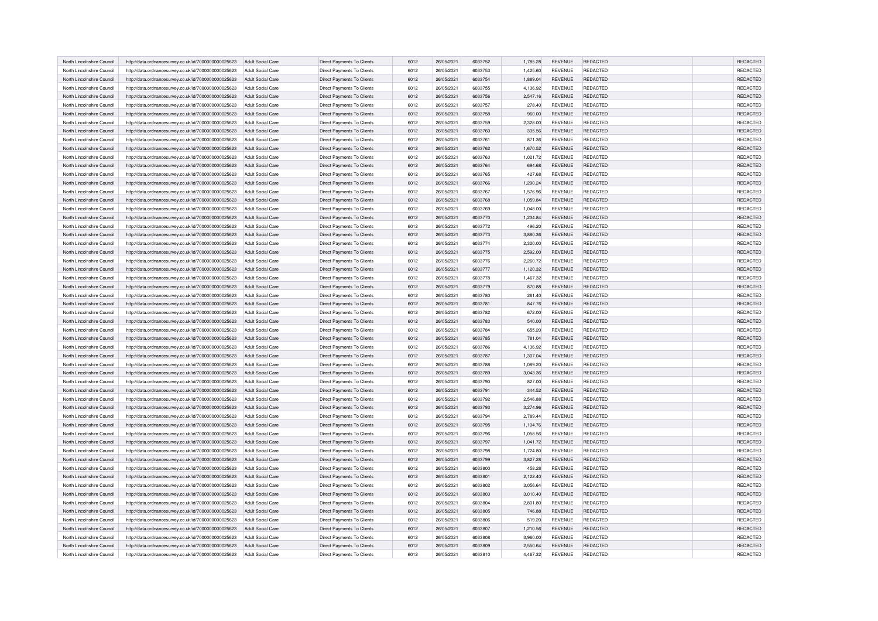| North Lincolnshire Council | http://data.ordnancesurvey.co.uk/id/7000000000025623 | Adult Social Care | Direct Payments To Clients | 6012 | 26/05/2021 | 6033752 | 1,785.28 | REVENUE | REDACTED | | REDACTED |
|---|---|---|---|---|---|---|---|---|---|---|---|
| North Lincolnshire Council | http://data.ordnancesurvey.co.uk/id/7000000000025623 | Adult Social Care | Direct Payments To Clients | 6012 | 26/05/2021 | 6033753 | 1,425.60 | REVENUE | REDACTED | | REDACTED |
| North Lincolnshire Council | http://data.ordnancesurvey.co.uk/id/7000000000025623 | Adult Social Care | Direct Payments To Clients | 6012 | 26/05/2021 | 6033754 | 1,889.04 | REVENUE | REDACTED | | REDACTED |
| North Lincolnshire Council | http://data.ordnancesurvey.co.uk/id/7000000000025623 | Adult Social Care | Direct Payments To Clients | 6012 | 26/05/2021 | 6033755 | 4,136.92 | REVENUE | REDACTED | | REDACTED |
| North Lincolnshire Council | http://data.ordnancesurvey.co.uk/id/7000000000025623 | Adult Social Care | Direct Payments To Clients | 6012 | 26/05/2021 | 6033756 | 2,547.16 | REVENUE | REDACTED | | REDACTED |
| North Lincolnshire Council | http://data.ordnancesurvey.co.uk/id/7000000000025623 | Adult Social Care | Direct Payments To Clients | 6012 | 26/05/2021 | 6033757 | 278.40 | REVENUE | REDACTED | | REDACTED |
| North Lincolnshire Council | http://data.ordnancesurvey.co.uk/id/7000000000025623 | Adult Social Care | Direct Payments To Clients | 6012 | 26/05/2021 | 6033758 | 960.00 | REVENUE | REDACTED | | REDACTED |
| North Lincolnshire Council | http://data.ordnancesurvey.co.uk/id/7000000000025623 | Adult Social Care | Direct Payments To Clients | 6012 | 26/05/2021 | 6033759 | 2,328.00 | REVENUE | REDACTED | | REDACTED |
| North Lincolnshire Council | http://data.ordnancesurvey.co.uk/id/7000000000025623 | Adult Social Care | Direct Payments To Clients | 6012 | 26/05/2021 | 6033760 | 335.56 | REVENUE | REDACTED | | REDACTED |
| North Lincolnshire Council | http://data.ordnancesurvey.co.uk/id/7000000000025623 | Adult Social Care | Direct Payments To Clients | 6012 | 26/05/2021 | 6033761 | 871.36 | REVENUE | REDACTED | | REDACTED |
| North Lincolnshire Council | http://data.ordnancesurvey.co.uk/id/7000000000025623 | Adult Social Care | Direct Payments To Clients | 6012 | 26/05/2021 | 6033762 | 1,670.52 | REVENUE | REDACTED | | REDACTED |
| North Lincolnshire Council | http://data.ordnancesurvey.co.uk/id/7000000000025623 | Adult Social Care | Direct Payments To Clients | 6012 | 26/05/2021 | 6033763 | 1,021.72 | REVENUE | REDACTED | | REDACTED |
| North Lincolnshire Council | http://data.ordnancesurvey.co.uk/id/7000000000025623 | Adult Social Care | Direct Payments To Clients | 6012 | 26/05/2021 | 6033764 | 694.68 | REVENUE | REDACTED | | REDACTED |
| North Lincolnshire Council | http://data.ordnancesurvey.co.uk/id/7000000000025623 | Adult Social Care | Direct Payments To Clients | 6012 | 26/05/2021 | 6033765 | 427.68 | REVENUE | REDACTED | | REDACTED |
| North Lincolnshire Council | http://data.ordnancesurvey.co.uk/id/7000000000025623 | Adult Social Care | Direct Payments To Clients | 6012 | 26/05/2021 | 6033766 | 1,290.24 | REVENUE | REDACTED | | REDACTED |
| North Lincolnshire Council | http://data.ordnancesurvey.co.uk/id/7000000000025623 | Adult Social Care | Direct Payments To Clients | 6012 | 26/05/2021 | 6033767 | 1,576.96 | REVENUE | REDACTED | | REDACTED |
| North Lincolnshire Council | http://data.ordnancesurvey.co.uk/id/7000000000025623 | Adult Social Care | Direct Payments To Clients | 6012 | 26/05/2021 | 6033768 | 1,059.84 | REVENUE | REDACTED | | REDACTED |
| North Lincolnshire Council | http://data.ordnancesurvey.co.uk/id/7000000000025623 | Adult Social Care | Direct Payments To Clients | 6012 | 26/05/2021 | 6033769 | 1,048.00 | REVENUE | REDACTED | | REDACTED |
| North Lincolnshire Council | http://data.ordnancesurvey.co.uk/id/7000000000025623 | Adult Social Care | Direct Payments To Clients | 6012 | 26/05/2021 | 6033770 | 1,234.84 | REVENUE | REDACTED | | REDACTED |
| North Lincolnshire Council | http://data.ordnancesurvey.co.uk/id/7000000000025623 | Adult Social Care | Direct Payments To Clients | 6012 | 26/05/2021 | 6033772 | 496.20 | REVENUE | REDACTED | | REDACTED |
| North Lincolnshire Council | http://data.ordnancesurvey.co.uk/id/7000000000025623 | Adult Social Care | Direct Payments To Clients | 6012 | 26/05/2021 | 6033773 | 3,880.36 | REVENUE | REDACTED | | REDACTED |
| North Lincolnshire Council | http://data.ordnancesurvey.co.uk/id/7000000000025623 | Adult Social Care | Direct Payments To Clients | 6012 | 26/05/2021 | 6033774 | 2,320.00 | REVENUE | REDACTED | | REDACTED |
| North Lincolnshire Council | http://data.ordnancesurvey.co.uk/id/7000000000025623 | Adult Social Care | Direct Payments To Clients | 6012 | 26/05/2021 | 6033775 | 2,592.00 | REVENUE | REDACTED | | REDACTED |
| North Lincolnshire Council | http://data.ordnancesurvey.co.uk/id/7000000000025623 | Adult Social Care | Direct Payments To Clients | 6012 | 26/05/2021 | 6033776 | 2,260.72 | REVENUE | REDACTED | | REDACTED |
| North Lincolnshire Council | http://data.ordnancesurvey.co.uk/id/7000000000025623 | Adult Social Care | Direct Payments To Clients | 6012 | 26/05/2021 | 6033777 | 1,120.32 | REVENUE | REDACTED | | REDACTED |
| North Lincolnshire Council | http://data.ordnancesurvey.co.uk/id/7000000000025623 | Adult Social Care | Direct Payments To Clients | 6012 | 26/05/2021 | 6033778 | 1,467.32 | REVENUE | REDACTED | | REDACTED |
| North Lincolnshire Council | http://data.ordnancesurvey.co.uk/id/7000000000025623 | Adult Social Care | Direct Payments To Clients | 6012 | 26/05/2021 | 6033779 | 870.88 | REVENUE | REDACTED | | REDACTED |
| North Lincolnshire Council | http://data.ordnancesurvey.co.uk/id/7000000000025623 | Adult Social Care | Direct Payments To Clients | 6012 | 26/05/2021 | 6033780 | 261.40 | REVENUE | REDACTED | | REDACTED |
| North Lincolnshire Council | http://data.ordnancesurvey.co.uk/id/7000000000025623 | Adult Social Care | Direct Payments To Clients | 6012 | 26/05/2021 | 6033781 | 847.76 | REVENUE | REDACTED | | REDACTED |
| North Lincolnshire Council | http://data.ordnancesurvey.co.uk/id/7000000000025623 | Adult Social Care | Direct Payments To Clients | 6012 | 26/05/2021 | 6033782 | 672.00 | REVENUE | REDACTED | | REDACTED |
| North Lincolnshire Council | http://data.ordnancesurvey.co.uk/id/7000000000025623 | Adult Social Care | Direct Payments To Clients | 6012 | 26/05/2021 | 6033783 | 540.00 | REVENUE | REDACTED | | REDACTED |
| North Lincolnshire Council | http://data.ordnancesurvey.co.uk/id/7000000000025623 | Adult Social Care | Direct Payments To Clients | 6012 | 26/05/2021 | 6033784 | 655.20 | REVENUE | REDACTED | | REDACTED |
| North Lincolnshire Council | http://data.ordnancesurvey.co.uk/id/7000000000025623 | Adult Social Care | Direct Payments To Clients | 6012 | 26/05/2021 | 6033785 | 781.04 | REVENUE | REDACTED | | REDACTED |
| North Lincolnshire Council | http://data.ordnancesurvey.co.uk/id/7000000000025623 | Adult Social Care | Direct Payments To Clients | 6012 | 26/05/2021 | 6033786 | 4,136.92 | REVENUE | REDACTED | | REDACTED |
| North Lincolnshire Council | http://data.ordnancesurvey.co.uk/id/7000000000025623 | Adult Social Care | Direct Payments To Clients | 6012 | 26/05/2021 | 6033787 | 1,307.04 | REVENUE | REDACTED | | REDACTED |
| North Lincolnshire Council | http://data.ordnancesurvey.co.uk/id/7000000000025623 | Adult Social Care | Direct Payments To Clients | 6012 | 26/05/2021 | 6033788 | 1,089.20 | REVENUE | REDACTED | | REDACTED |
| North Lincolnshire Council | http://data.ordnancesurvey.co.uk/id/7000000000025623 | Adult Social Care | Direct Payments To Clients | 6012 | 26/05/2021 | 6033789 | 3,043.36 | REVENUE | REDACTED | | REDACTED |
| North Lincolnshire Council | http://data.ordnancesurvey.co.uk/id/7000000000025623 | Adult Social Care | Direct Payments To Clients | 6012 | 26/05/2021 | 6033790 | 827.00 | REVENUE | REDACTED | | REDACTED |
| North Lincolnshire Council | http://data.ordnancesurvey.co.uk/id/7000000000025623 | Adult Social Care | Direct Payments To Clients | 6012 | 26/05/2021 | 6033791 | 344.52 | REVENUE | REDACTED | | REDACTED |
| North Lincolnshire Council | http://data.ordnancesurvey.co.uk/id/7000000000025623 | Adult Social Care | Direct Payments To Clients | 6012 | 26/05/2021 | 6033792 | 2,546.88 | REVENUE | REDACTED | | REDACTED |
| North Lincolnshire Council | http://data.ordnancesurvey.co.uk/id/7000000000025623 | Adult Social Care | Direct Payments To Clients | 6012 | 26/05/2021 | 6033793 | 3,274.96 | REVENUE | REDACTED | | REDACTED |
| North Lincolnshire Council | http://data.ordnancesurvey.co.uk/id/7000000000025623 | Adult Social Care | Direct Payments To Clients | 6012 | 26/05/2021 | 6033794 | 2,789.44 | REVENUE | REDACTED | | REDACTED |
| North Lincolnshire Council | http://data.ordnancesurvey.co.uk/id/7000000000025623 | Adult Social Care | Direct Payments To Clients | 6012 | 26/05/2021 | 6033795 | 1,104.76 | REVENUE | REDACTED | | REDACTED |
| North Lincolnshire Council | http://data.ordnancesurvey.co.uk/id/7000000000025623 | Adult Social Care | Direct Payments To Clients | 6012 | 26/05/2021 | 6033796 | 1,058.56 | REVENUE | REDACTED | | REDACTED |
| North Lincolnshire Council | http://data.ordnancesurvey.co.uk/id/7000000000025623 | Adult Social Care | Direct Payments To Clients | 6012 | 26/05/2021 | 6033797 | 1,041.72 | REVENUE | REDACTED | | REDACTED |
| North Lincolnshire Council | http://data.ordnancesurvey.co.uk/id/7000000000025623 | Adult Social Care | Direct Payments To Clients | 6012 | 26/05/2021 | 6033798 | 1,724.80 | REVENUE | REDACTED | | REDACTED |
| North Lincolnshire Council | http://data.ordnancesurvey.co.uk/id/7000000000025623 | Adult Social Care | Direct Payments To Clients | 6012 | 26/05/2021 | 6033799 | 3,827.28 | REVENUE | REDACTED | | REDACTED |
| North Lincolnshire Council | http://data.ordnancesurvey.co.uk/id/7000000000025623 | Adult Social Care | Direct Payments To Clients | 6012 | 26/05/2021 | 6033800 | 458.28 | REVENUE | REDACTED | | REDACTED |
| North Lincolnshire Council | http://data.ordnancesurvey.co.uk/id/7000000000025623 | Adult Social Care | Direct Payments To Clients | 6012 | 26/05/2021 | 6033801 | 2,122.40 | REVENUE | REDACTED | | REDACTED |
| North Lincolnshire Council | http://data.ordnancesurvey.co.uk/id/7000000000025623 | Adult Social Care | Direct Payments To Clients | 6012 | 26/05/2021 | 6033802 | 3,056.64 | REVENUE | REDACTED | | REDACTED |
| North Lincolnshire Council | http://data.ordnancesurvey.co.uk/id/7000000000025623 | Adult Social Care | Direct Payments To Clients | 6012 | 26/05/2021 | 6033803 | 3,010.40 | REVENUE | REDACTED | | REDACTED |
| North Lincolnshire Council | http://data.ordnancesurvey.co.uk/id/7000000000025623 | Adult Social Care | Direct Payments To Clients | 6012 | 26/05/2021 | 6033804 | 2,801.80 | REVENUE | REDACTED | | REDACTED |
| North Lincolnshire Council | http://data.ordnancesurvey.co.uk/id/7000000000025623 | Adult Social Care | Direct Payments To Clients | 6012 | 26/05/2021 | 6033805 | 746.88 | REVENUE | REDACTED | | REDACTED |
| North Lincolnshire Council | http://data.ordnancesurvey.co.uk/id/7000000000025623 | Adult Social Care | Direct Payments To Clients | 6012 | 26/05/2021 | 6033806 | 519.20 | REVENUE | REDACTED | | REDACTED |
| North Lincolnshire Council | http://data.ordnancesurvey.co.uk/id/7000000000025623 | Adult Social Care | Direct Payments To Clients | 6012 | 26/05/2021 | 6033807 | 1,210.56 | REVENUE | REDACTED | | REDACTED |
| North Lincolnshire Council | http://data.ordnancesurvey.co.uk/id/7000000000025623 | Adult Social Care | Direct Payments To Clients | 6012 | 26/05/2021 | 6033808 | 3,960.00 | REVENUE | REDACTED | | REDACTED |
| North Lincolnshire Council | http://data.ordnancesurvey.co.uk/id/7000000000025623 | Adult Social Care | Direct Payments To Clients | 6012 | 26/05/2021 | 6033809 | 2,550.64 | REVENUE | REDACTED | | REDACTED |
| North Lincolnshire Council | http://data.ordnancesurvey.co.uk/id/7000000000025623 | Adult Social Care | Direct Payments To Clients | 6012 | 26/05/2021 | 6033810 | 4,467.32 | REVENUE | REDACTED | | REDACTED |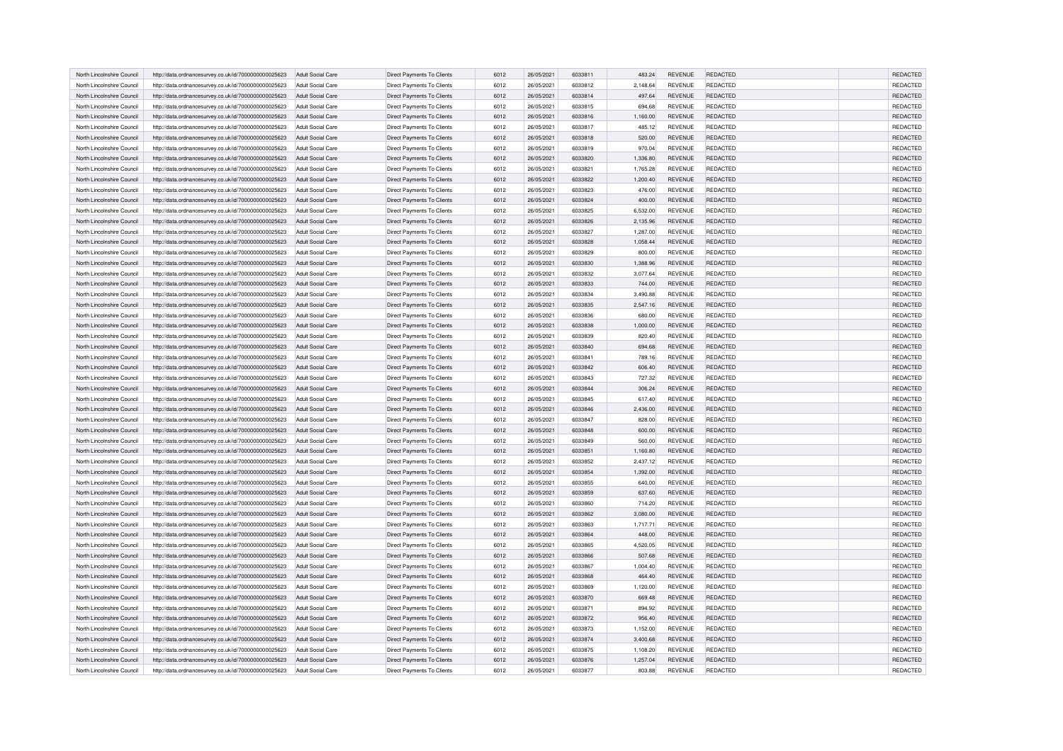| North Lincolnshire Council | http://data.ordnancesurvey.co.uk/id/7000000000025623 | Adult Social Care | Direct Payments To Clients | 6012 | 26/05/2021 | 6033811 | 483.24 | REVENUE | REDACTED | | REDACTED |
|---|---|---|---|---|---|---|---|---|---|---|---|
| North Lincolnshire Council | http://data.ordnancesurvey.co.uk/id/7000000000025623 | Adult Social Care | Direct Payments To Clients | 6012 | 26/05/2021 | 6033812 | 2,148.64 | REVENUE | REDACTED | | REDACTED |
| North Lincolnshire Council | http://data.ordnancesurvey.co.uk/id/7000000000025623 | Adult Social Care | Direct Payments To Clients | 6012 | 26/05/2021 | 6033814 | 497.64 | REVENUE | REDACTED | | REDACTED |
| North Lincolnshire Council | http://data.ordnancesurvey.co.uk/id/7000000000025623 | Adult Social Care | Direct Payments To Clients | 6012 | 26/05/2021 | 6033815 | 694.68 | REVENUE | REDACTED | | REDACTED |
| North Lincolnshire Council | http://data.ordnancesurvey.co.uk/id/7000000000025623 | Adult Social Care | Direct Payments To Clients | 6012 | 26/05/2021 | 6033816 | 1,160.00 | REVENUE | REDACTED | | REDACTED |
| North Lincolnshire Council | http://data.ordnancesurvey.co.uk/id/7000000000025623 | Adult Social Care | Direct Payments To Clients | 6012 | 26/05/2021 | 6033817 | 485.12 | REVENUE | REDACTED | | REDACTED |
| North Lincolnshire Council | http://data.ordnancesurvey.co.uk/id/7000000000025623 | Adult Social Care | Direct Payments To Clients | 6012 | 26/05/2021 | 6033818 | 520.00 | REVENUE | REDACTED | | REDACTED |
| North Lincolnshire Council | http://data.ordnancesurvey.co.uk/id/7000000000025623 | Adult Social Care | Direct Payments To Clients | 6012 | 26/05/2021 | 6033819 | 970.04 | REVENUE | REDACTED | | REDACTED |
| North Lincolnshire Council | http://data.ordnancesurvey.co.uk/id/7000000000025623 | Adult Social Care | Direct Payments To Clients | 6012 | 26/05/2021 | 6033820 | 1,336.80 | REVENUE | REDACTED | | REDACTED |
| North Lincolnshire Council | http://data.ordnancesurvey.co.uk/id/7000000000025623 | Adult Social Care | Direct Payments To Clients | 6012 | 26/05/2021 | 6033821 | 1,765.28 | REVENUE | REDACTED | | REDACTED |
| North Lincolnshire Council | http://data.ordnancesurvey.co.uk/id/7000000000025623 | Adult Social Care | Direct Payments To Clients | 6012 | 26/05/2021 | 6033822 | 1,200.40 | REVENUE | REDACTED | | REDACTED |
| North Lincolnshire Council | http://data.ordnancesurvey.co.uk/id/7000000000025623 | Adult Social Care | Direct Payments To Clients | 6012 | 26/05/2021 | 6033823 | 476.00 | REVENUE | REDACTED | | REDACTED |
| North Lincolnshire Council | http://data.ordnancesurvey.co.uk/id/7000000000025623 | Adult Social Care | Direct Payments To Clients | 6012 | 26/05/2021 | 6033824 | 400.00 | REVENUE | REDACTED | | REDACTED |
| North Lincolnshire Council | http://data.ordnancesurvey.co.uk/id/7000000000025623 | Adult Social Care | Direct Payments To Clients | 6012 | 26/05/2021 | 6033825 | 6,532.00 | REVENUE | REDACTED | | REDACTED |
| North Lincolnshire Council | http://data.ordnancesurvey.co.uk/id/7000000000025623 | Adult Social Care | Direct Payments To Clients | 6012 | 26/05/2021 | 6033826 | 2,135.96 | REVENUE | REDACTED | | REDACTED |
| North Lincolnshire Council | http://data.ordnancesurvey.co.uk/id/7000000000025623 | Adult Social Care | Direct Payments To Clients | 6012 | 26/05/2021 | 6033827 | 1,287.00 | REVENUE | REDACTED | | REDACTED |
| North Lincolnshire Council | http://data.ordnancesurvey.co.uk/id/7000000000025623 | Adult Social Care | Direct Payments To Clients | 6012 | 26/05/2021 | 6033828 | 1,058.44 | REVENUE | REDACTED | | REDACTED |
| North Lincolnshire Council | http://data.ordnancesurvey.co.uk/id/7000000000025623 | Adult Social Care | Direct Payments To Clients | 6012 | 26/05/2021 | 6033829 | 800.00 | REVENUE | REDACTED | | REDACTED |
| North Lincolnshire Council | http://data.ordnancesurvey.co.uk/id/7000000000025623 | Adult Social Care | Direct Payments To Clients | 6012 | 26/05/2021 | 6033830 | 1,388.96 | REVENUE | REDACTED | | REDACTED |
| North Lincolnshire Council | http://data.ordnancesurvey.co.uk/id/7000000000025623 | Adult Social Care | Direct Payments To Clients | 6012 | 26/05/2021 | 6033832 | 3,077.64 | REVENUE | REDACTED | | REDACTED |
| North Lincolnshire Council | http://data.ordnancesurvey.co.uk/id/7000000000025623 | Adult Social Care | Direct Payments To Clients | 6012 | 26/05/2021 | 6033833 | 744.00 | REVENUE | REDACTED | | REDACTED |
| North Lincolnshire Council | http://data.ordnancesurvey.co.uk/id/7000000000025623 | Adult Social Care | Direct Payments To Clients | 6012 | 26/05/2021 | 6033834 | 3,490.88 | REVENUE | REDACTED | | REDACTED |
| North Lincolnshire Council | http://data.ordnancesurvey.co.uk/id/7000000000025623 | Adult Social Care | Direct Payments To Clients | 6012 | 26/05/2021 | 6033835 | 2,547.16 | REVENUE | REDACTED | | REDACTED |
| North Lincolnshire Council | http://data.ordnancesurvey.co.uk/id/7000000000025623 | Adult Social Care | Direct Payments To Clients | 6012 | 26/05/2021 | 6033836 | 680.00 | REVENUE | REDACTED | | REDACTED |
| North Lincolnshire Council | http://data.ordnancesurvey.co.uk/id/7000000000025623 | Adult Social Care | Direct Payments To Clients | 6012 | 26/05/2021 | 6033838 | 1,000.00 | REVENUE | REDACTED | | REDACTED |
| North Lincolnshire Council | http://data.ordnancesurvey.co.uk/id/7000000000025623 | Adult Social Care | Direct Payments To Clients | 6012 | 26/05/2021 | 6033839 | 820.40 | REVENUE | REDACTED | | REDACTED |
| North Lincolnshire Council | http://data.ordnancesurvey.co.uk/id/7000000000025623 | Adult Social Care | Direct Payments To Clients | 6012 | 26/05/2021 | 6033840 | 694.68 | REVENUE | REDACTED | | REDACTED |
| North Lincolnshire Council | http://data.ordnancesurvey.co.uk/id/7000000000025623 | Adult Social Care | Direct Payments To Clients | 6012 | 26/05/2021 | 6033841 | 789.16 | REVENUE | REDACTED | | REDACTED |
| North Lincolnshire Council | http://data.ordnancesurvey.co.uk/id/7000000000025623 | Adult Social Care | Direct Payments To Clients | 6012 | 26/05/2021 | 6033842 | 606.40 | REVENUE | REDACTED | | REDACTED |
| North Lincolnshire Council | http://data.ordnancesurvey.co.uk/id/7000000000025623 | Adult Social Care | Direct Payments To Clients | 6012 | 26/05/2021 | 6033843 | 727.32 | REVENUE | REDACTED | | REDACTED |
| North Lincolnshire Council | http://data.ordnancesurvey.co.uk/id/7000000000025623 | Adult Social Care | Direct Payments To Clients | 6012 | 26/05/2021 | 6033844 | 306.24 | REVENUE | REDACTED | | REDACTED |
| North Lincolnshire Council | http://data.ordnancesurvey.co.uk/id/7000000000025623 | Adult Social Care | Direct Payments To Clients | 6012 | 26/05/2021 | 6033845 | 617.40 | REVENUE | REDACTED | | REDACTED |
| North Lincolnshire Council | http://data.ordnancesurvey.co.uk/id/7000000000025623 | Adult Social Care | Direct Payments To Clients | 6012 | 26/05/2021 | 6033846 | 2,436.00 | REVENUE | REDACTED | | REDACTED |
| North Lincolnshire Council | http://data.ordnancesurvey.co.uk/id/7000000000025623 | Adult Social Care | Direct Payments To Clients | 6012 | 26/05/2021 | 6033847 | 828.00 | REVENUE | REDACTED | | REDACTED |
| North Lincolnshire Council | http://data.ordnancesurvey.co.uk/id/7000000000025623 | Adult Social Care | Direct Payments To Clients | 6012 | 26/05/2021 | 6033848 | 600.00 | REVENUE | REDACTED | | REDACTED |
| North Lincolnshire Council | http://data.ordnancesurvey.co.uk/id/7000000000025623 | Adult Social Care | Direct Payments To Clients | 6012 | 26/05/2021 | 6033849 | 560.00 | REVENUE | REDACTED | | REDACTED |
| North Lincolnshire Council | http://data.ordnancesurvey.co.uk/id/7000000000025623 | Adult Social Care | Direct Payments To Clients | 6012 | 26/05/2021 | 6033851 | 1,160.80 | REVENUE | REDACTED | | REDACTED |
| North Lincolnshire Council | http://data.ordnancesurvey.co.uk/id/7000000000025623 | Adult Social Care | Direct Payments To Clients | 6012 | 26/05/2021 | 6033852 | 2,437.12 | REVENUE | REDACTED | | REDACTED |
| North Lincolnshire Council | http://data.ordnancesurvey.co.uk/id/7000000000025623 | Adult Social Care | Direct Payments To Clients | 6012 | 26/05/2021 | 6033854 | 1,392.00 | REVENUE | REDACTED | | REDACTED |
| North Lincolnshire Council | http://data.ordnancesurvey.co.uk/id/7000000000025623 | Adult Social Care | Direct Payments To Clients | 6012 | 26/05/2021 | 6033855 | 640.00 | REVENUE | REDACTED | | REDACTED |
| North Lincolnshire Council | http://data.ordnancesurvey.co.uk/id/7000000000025623 | Adult Social Care | Direct Payments To Clients | 6012 | 26/05/2021 | 6033859 | 637.60 | REVENUE | REDACTED | | REDACTED |
| North Lincolnshire Council | http://data.ordnancesurvey.co.uk/id/7000000000025623 | Adult Social Care | Direct Payments To Clients | 6012 | 26/05/2021 | 6033860 | 714.20 | REVENUE | REDACTED | | REDACTED |
| North Lincolnshire Council | http://data.ordnancesurvey.co.uk/id/7000000000025623 | Adult Social Care | Direct Payments To Clients | 6012 | 26/05/2021 | 6033862 | 3,080.00 | REVENUE | REDACTED | | REDACTED |
| North Lincolnshire Council | http://data.ordnancesurvey.co.uk/id/7000000000025623 | Adult Social Care | Direct Payments To Clients | 6012 | 26/05/2021 | 6033863 | 1,717.71 | REVENUE | REDACTED | | REDACTED |
| North Lincolnshire Council | http://data.ordnancesurvey.co.uk/id/7000000000025623 | Adult Social Care | Direct Payments To Clients | 6012 | 26/05/2021 | 6033864 | 448.00 | REVENUE | REDACTED | | REDACTED |
| North Lincolnshire Council | http://data.ordnancesurvey.co.uk/id/7000000000025623 | Adult Social Care | Direct Payments To Clients | 6012 | 26/05/2021 | 6033865 | 4,520.05 | REVENUE | REDACTED | | REDACTED |
| North Lincolnshire Council | http://data.ordnancesurvey.co.uk/id/7000000000025623 | Adult Social Care | Direct Payments To Clients | 6012 | 26/05/2021 | 6033866 | 507.68 | REVENUE | REDACTED | | REDACTED |
| North Lincolnshire Council | http://data.ordnancesurvey.co.uk/id/7000000000025623 | Adult Social Care | Direct Payments To Clients | 6012 | 26/05/2021 | 6033867 | 1,004.40 | REVENUE | REDACTED | | REDACTED |
| North Lincolnshire Council | http://data.ordnancesurvey.co.uk/id/7000000000025623 | Adult Social Care | Direct Payments To Clients | 6012 | 26/05/2021 | 6033868 | 464.40 | REVENUE | REDACTED | | REDACTED |
| North Lincolnshire Council | http://data.ordnancesurvey.co.uk/id/7000000000025623 | Adult Social Care | Direct Payments To Clients | 6012 | 26/05/2021 | 6033869 | 1,120.00 | REVENUE | REDACTED | | REDACTED |
| North Lincolnshire Council | http://data.ordnancesurvey.co.uk/id/7000000000025623 | Adult Social Care | Direct Payments To Clients | 6012 | 26/05/2021 | 6033870 | 669.48 | REVENUE | REDACTED | | REDACTED |
| North Lincolnshire Council | http://data.ordnancesurvey.co.uk/id/7000000000025623 | Adult Social Care | Direct Payments To Clients | 6012 | 26/05/2021 | 6033871 | 894.92 | REVENUE | REDACTED | | REDACTED |
| North Lincolnshire Council | http://data.ordnancesurvey.co.uk/id/7000000000025623 | Adult Social Care | Direct Payments To Clients | 6012 | 26/05/2021 | 6033872 | 956.40 | REVENUE | REDACTED | | REDACTED |
| North Lincolnshire Council | http://data.ordnancesurvey.co.uk/id/7000000000025623 | Adult Social Care | Direct Payments To Clients | 6012 | 26/05/2021 | 6033873 | 1,152.00 | REVENUE | REDACTED | | REDACTED |
| North Lincolnshire Council | http://data.ordnancesurvey.co.uk/id/7000000000025623 | Adult Social Care | Direct Payments To Clients | 6012 | 26/05/2021 | 6033874 | 3,400.68 | REVENUE | REDACTED | | REDACTED |
| North Lincolnshire Council | http://data.ordnancesurvey.co.uk/id/7000000000025623 | Adult Social Care | Direct Payments To Clients | 6012 | 26/05/2021 | 6033875 | 1,108.20 | REVENUE | REDACTED | | REDACTED |
| North Lincolnshire Council | http://data.ordnancesurvey.co.uk/id/7000000000025623 | Adult Social Care | Direct Payments To Clients | 6012 | 26/05/2021 | 6033876 | 1,257.04 | REVENUE | REDACTED | | REDACTED |
| North Lincolnshire Council | http://data.ordnancesurvey.co.uk/id/7000000000025623 | Adult Social Care | Direct Payments To Clients | 6012 | 26/05/2021 | 6033877 | 803.88 | REVENUE | REDACTED | | REDACTED |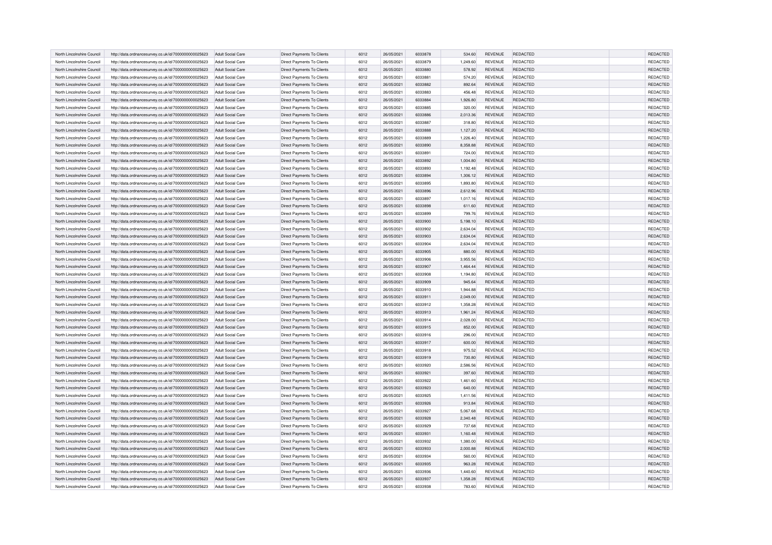| North Lincolnshire Council | http://data.ordnancesurvey.co.uk/id/7000000000025623 | Adult Social Care | Direct Payments To Clients | 6012 | 26/05/2021 | 6033878 | 534.60 | REVENUE | REDACTED | | REDACTED |
|---|---|---|---|---|---|---|---|---|---|---|---|
| North Lincolnshire Council | http://data.ordnancesurvey.co.uk/id/7000000000025623 | Adult Social Care | Direct Payments To Clients | 6012 | 26/05/2021 | 6033879 | 1,249.60 | REVENUE | REDACTED | | REDACTED |
| North Lincolnshire Council | http://data.ordnancesurvey.co.uk/id/7000000000025623 | Adult Social Care | Direct Payments To Clients | 6012 | 26/05/2021 | 6033880 | 578.92 | REVENUE | REDACTED | | REDACTED |
| North Lincolnshire Council | http://data.ordnancesurvey.co.uk/id/7000000000025623 | Adult Social Care | Direct Payments To Clients | 6012 | 26/05/2021 | 6033881 | 574.20 | REVENUE | REDACTED | | REDACTED |
| North Lincolnshire Council | http://data.ordnancesurvey.co.uk/id/7000000000025623 | Adult Social Care | Direct Payments To Clients | 6012 | 26/05/2021 | 6033882 | 892.64 | REVENUE | REDACTED | | REDACTED |
| North Lincolnshire Council | http://data.ordnancesurvey.co.uk/id/7000000000025623 | Adult Social Care | Direct Payments To Clients | 6012 | 26/05/2021 | 6033883 | 456.48 | REVENUE | REDACTED | | REDACTED |
| North Lincolnshire Council | http://data.ordnancesurvey.co.uk/id/7000000000025623 | Adult Social Care | Direct Payments To Clients | 6012 | 26/05/2021 | 6033884 | 1,926.80 | REVENUE | REDACTED | | REDACTED |
| North Lincolnshire Council | http://data.ordnancesurvey.co.uk/id/7000000000025623 | Adult Social Care | Direct Payments To Clients | 6012 | 26/05/2021 | 6033885 | 320.00 | REVENUE | REDACTED | | REDACTED |
| North Lincolnshire Council | http://data.ordnancesurvey.co.uk/id/7000000000025623 | Adult Social Care | Direct Payments To Clients | 6012 | 26/05/2021 | 6033886 | 2,013.36 | REVENUE | REDACTED | | REDACTED |
| North Lincolnshire Council | http://data.ordnancesurvey.co.uk/id/7000000000025623 | Adult Social Care | Direct Payments To Clients | 6012 | 26/05/2021 | 6033887 | 318.80 | REVENUE | REDACTED | | REDACTED |
| North Lincolnshire Council | http://data.ordnancesurvey.co.uk/id/7000000000025623 | Adult Social Care | Direct Payments To Clients | 6012 | 26/05/2021 | 6033888 | 1,127.20 | REVENUE | REDACTED | | REDACTED |
| North Lincolnshire Council | http://data.ordnancesurvey.co.uk/id/7000000000025623 | Adult Social Care | Direct Payments To Clients | 6012 | 26/05/2021 | 6033889 | 1,226.40 | REVENUE | REDACTED | | REDACTED |
| North Lincolnshire Council | http://data.ordnancesurvey.co.uk/id/7000000000025623 | Adult Social Care | Direct Payments To Clients | 6012 | 26/05/2021 | 6033890 | 8,358.88 | REVENUE | REDACTED | | REDACTED |
| North Lincolnshire Council | http://data.ordnancesurvey.co.uk/id/7000000000025623 | Adult Social Care | Direct Payments To Clients | 6012 | 26/05/2021 | 6033891 | 724.00 | REVENUE | REDACTED | | REDACTED |
| North Lincolnshire Council | http://data.ordnancesurvey.co.uk/id/7000000000025623 | Adult Social Care | Direct Payments To Clients | 6012 | 26/05/2021 | 6033892 | 1,004.80 | REVENUE | REDACTED | | REDACTED |
| North Lincolnshire Council | http://data.ordnancesurvey.co.uk/id/7000000000025623 | Adult Social Care | Direct Payments To Clients | 6012 | 26/05/2021 | 6033893 | 1,192.48 | REVENUE | REDACTED | | REDACTED |
| North Lincolnshire Council | http://data.ordnancesurvey.co.uk/id/7000000000025623 | Adult Social Care | Direct Payments To Clients | 6012 | 26/05/2021 | 6033894 | 1,306.12 | REVENUE | REDACTED | | REDACTED |
| North Lincolnshire Council | http://data.ordnancesurvey.co.uk/id/7000000000025623 | Adult Social Care | Direct Payments To Clients | 6012 | 26/05/2021 | 6033895 | 1,893.80 | REVENUE | REDACTED | | REDACTED |
| North Lincolnshire Council | http://data.ordnancesurvey.co.uk/id/7000000000025623 | Adult Social Care | Direct Payments To Clients | 6012 | 26/05/2021 | 6033896 | 2,612.96 | REVENUE | REDACTED | | REDACTED |
| North Lincolnshire Council | http://data.ordnancesurvey.co.uk/id/7000000000025623 | Adult Social Care | Direct Payments To Clients | 6012 | 26/05/2021 | 6033897 | 1,017.16 | REVENUE | REDACTED | | REDACTED |
| North Lincolnshire Council | http://data.ordnancesurvey.co.uk/id/7000000000025623 | Adult Social Care | Direct Payments To Clients | 6012 | 26/05/2021 | 6033898 | 611.60 | REVENUE | REDACTED | | REDACTED |
| North Lincolnshire Council | http://data.ordnancesurvey.co.uk/id/7000000000025623 | Adult Social Care | Direct Payments To Clients | 6012 | 26/05/2021 | 6033899 | 799.76 | REVENUE | REDACTED | | REDACTED |
| North Lincolnshire Council | http://data.ordnancesurvey.co.uk/id/7000000000025623 | Adult Social Care | Direct Payments To Clients | 6012 | 26/05/2021 | 6033900 | 5,198.10 | REVENUE | REDACTED | | REDACTED |
| North Lincolnshire Council | http://data.ordnancesurvey.co.uk/id/7000000000025623 | Adult Social Care | Direct Payments To Clients | 6012 | 26/05/2021 | 6033902 | 2,634.04 | REVENUE | REDACTED | | REDACTED |
| North Lincolnshire Council | http://data.ordnancesurvey.co.uk/id/7000000000025623 | Adult Social Care | Direct Payments To Clients | 6012 | 26/05/2021 | 6033903 | 2,634.04 | REVENUE | REDACTED | | REDACTED |
| North Lincolnshire Council | http://data.ordnancesurvey.co.uk/id/7000000000025623 | Adult Social Care | Direct Payments To Clients | 6012 | 26/05/2021 | 6033904 | 2,634.04 | REVENUE | REDACTED | | REDACTED |
| North Lincolnshire Council | http://data.ordnancesurvey.co.uk/id/7000000000025623 | Adult Social Care | Direct Payments To Clients | 6012 | 26/05/2021 | 6033905 | 880.00 | REVENUE | REDACTED | | REDACTED |
| North Lincolnshire Council | http://data.ordnancesurvey.co.uk/id/7000000000025623 | Adult Social Care | Direct Payments To Clients | 6012 | 26/05/2021 | 6033906 | 3,955.56 | REVENUE | REDACTED | | REDACTED |
| North Lincolnshire Council | http://data.ordnancesurvey.co.uk/id/7000000000025623 | Adult Social Care | Direct Payments To Clients | 6012 | 26/05/2021 | 6033907 | 1,464.44 | REVENUE | REDACTED | | REDACTED |
| North Lincolnshire Council | http://data.ordnancesurvey.co.uk/id/7000000000025623 | Adult Social Care | Direct Payments To Clients | 6012 | 26/05/2021 | 6033908 | 1,194.80 | REVENUE | REDACTED | | REDACTED |
| North Lincolnshire Council | http://data.ordnancesurvey.co.uk/id/7000000000025623 | Adult Social Care | Direct Payments To Clients | 6012 | 26/05/2021 | 6033909 | 945.64 | REVENUE | REDACTED | | REDACTED |
| North Lincolnshire Council | http://data.ordnancesurvey.co.uk/id/7000000000025623 | Adult Social Care | Direct Payments To Clients | 6012 | 26/05/2021 | 6033910 | 1,944.88 | REVENUE | REDACTED | | REDACTED |
| North Lincolnshire Council | http://data.ordnancesurvey.co.uk/id/7000000000025623 | Adult Social Care | Direct Payments To Clients | 6012 | 26/05/2021 | 6033911 | 2,049.00 | REVENUE | REDACTED | | REDACTED |
| North Lincolnshire Council | http://data.ordnancesurvey.co.uk/id/7000000000025623 | Adult Social Care | Direct Payments To Clients | 6012 | 26/05/2021 | 6033912 | 1,358.28 | REVENUE | REDACTED | | REDACTED |
| North Lincolnshire Council | http://data.ordnancesurvey.co.uk/id/7000000000025623 | Adult Social Care | Direct Payments To Clients | 6012 | 26/05/2021 | 6033913 | 1,961.24 | REVENUE | REDACTED | | REDACTED |
| North Lincolnshire Council | http://data.ordnancesurvey.co.uk/id/7000000000025623 | Adult Social Care | Direct Payments To Clients | 6012 | 26/05/2021 | 6033914 | 2,028.00 | REVENUE | REDACTED | | REDACTED |
| North Lincolnshire Council | http://data.ordnancesurvey.co.uk/id/7000000000025623 | Adult Social Care | Direct Payments To Clients | 6012 | 26/05/2021 | 6033915 | 852.00 | REVENUE | REDACTED | | REDACTED |
| North Lincolnshire Council | http://data.ordnancesurvey.co.uk/id/7000000000025623 | Adult Social Care | Direct Payments To Clients | 6012 | 26/05/2021 | 6033916 | 296.00 | REVENUE | REDACTED | | REDACTED |
| North Lincolnshire Council | http://data.ordnancesurvey.co.uk/id/7000000000025623 | Adult Social Care | Direct Payments To Clients | 6012 | 26/05/2021 | 6033917 | 600.00 | REVENUE | REDACTED | | REDACTED |
| North Lincolnshire Council | http://data.ordnancesurvey.co.uk/id/7000000000025623 | Adult Social Care | Direct Payments To Clients | 6012 | 26/05/2021 | 6033918 | 975.52 | REVENUE | REDACTED | | REDACTED |
| North Lincolnshire Council | http://data.ordnancesurvey.co.uk/id/7000000000025623 | Adult Social Care | Direct Payments To Clients | 6012 | 26/05/2021 | 6033919 | 730.80 | REVENUE | REDACTED | | REDACTED |
| North Lincolnshire Council | http://data.ordnancesurvey.co.uk/id/7000000000025623 | Adult Social Care | Direct Payments To Clients | 6012 | 26/05/2021 | 6033920 | 2,586.56 | REVENUE | REDACTED | | REDACTED |
| North Lincolnshire Council | http://data.ordnancesurvey.co.uk/id/7000000000025623 | Adult Social Care | Direct Payments To Clients | 6012 | 26/05/2021 | 6033921 | 397.60 | REVENUE | REDACTED | | REDACTED |
| North Lincolnshire Council | http://data.ordnancesurvey.co.uk/id/7000000000025623 | Adult Social Care | Direct Payments To Clients | 6012 | 26/05/2021 | 6033922 | 1,461.60 | REVENUE | REDACTED | | REDACTED |
| North Lincolnshire Council | http://data.ordnancesurvey.co.uk/id/7000000000025623 | Adult Social Care | Direct Payments To Clients | 6012 | 26/05/2021 | 6033923 | 640.00 | REVENUE | REDACTED | | REDACTED |
| North Lincolnshire Council | http://data.ordnancesurvey.co.uk/id/7000000000025623 | Adult Social Care | Direct Payments To Clients | 6012 | 26/05/2021 | 6033925 | 1,411.56 | REVENUE | REDACTED | | REDACTED |
| North Lincolnshire Council | http://data.ordnancesurvey.co.uk/id/7000000000025623 | Adult Social Care | Direct Payments To Clients | 6012 | 26/05/2021 | 6033926 | 913.84 | REVENUE | REDACTED | | REDACTED |
| North Lincolnshire Council | http://data.ordnancesurvey.co.uk/id/7000000000025623 | Adult Social Care | Direct Payments To Clients | 6012 | 26/05/2021 | 6033927 | 5,067.68 | REVENUE | REDACTED | | REDACTED |
| North Lincolnshire Council | http://data.ordnancesurvey.co.uk/id/7000000000025623 | Adult Social Care | Direct Payments To Clients | 6012 | 26/05/2021 | 6033928 | 2,340.48 | REVENUE | REDACTED | | REDACTED |
| North Lincolnshire Council | http://data.ordnancesurvey.co.uk/id/7000000000025623 | Adult Social Care | Direct Payments To Clients | 6012 | 26/05/2021 | 6033929 | 737.68 | REVENUE | REDACTED | | REDACTED |
| North Lincolnshire Council | http://data.ordnancesurvey.co.uk/id/7000000000025623 | Adult Social Care | Direct Payments To Clients | 6012 | 26/05/2021 | 6033931 | 1,160.48 | REVENUE | REDACTED | | REDACTED |
| North Lincolnshire Council | http://data.ordnancesurvey.co.uk/id/7000000000025623 | Adult Social Care | Direct Payments To Clients | 6012 | 26/05/2021 | 6033932 | 1,380.00 | REVENUE | REDACTED | | REDACTED |
| North Lincolnshire Council | http://data.ordnancesurvey.co.uk/id/7000000000025623 | Adult Social Care | Direct Payments To Clients | 6012 | 26/05/2021 | 6033933 | 2,000.88 | REVENUE | REDACTED | | REDACTED |
| North Lincolnshire Council | http://data.ordnancesurvey.co.uk/id/7000000000025623 | Adult Social Care | Direct Payments To Clients | 6012 | 26/05/2021 | 6033934 | 560.00 | REVENUE | REDACTED | | REDACTED |
| North Lincolnshire Council | http://data.ordnancesurvey.co.uk/id/7000000000025623 | Adult Social Care | Direct Payments To Clients | 6012 | 26/05/2021 | 6033935 | 963.28 | REVENUE | REDACTED | | REDACTED |
| North Lincolnshire Council | http://data.ordnancesurvey.co.uk/id/7000000000025623 | Adult Social Care | Direct Payments To Clients | 6012 | 26/05/2021 | 6033936 | 1,440.60 | REVENUE | REDACTED | | REDACTED |
| North Lincolnshire Council | http://data.ordnancesurvey.co.uk/id/7000000000025623 | Adult Social Care | Direct Payments To Clients | 6012 | 26/05/2021 | 6033937 | 1,358.28 | REVENUE | REDACTED | | REDACTED |
| North Lincolnshire Council | http://data.ordnancesurvey.co.uk/id/7000000000025623 | Adult Social Care | Direct Payments To Clients | 6012 | 26/05/2021 | 6033938 | 783.60 | REVENUE | REDACTED | | REDACTED |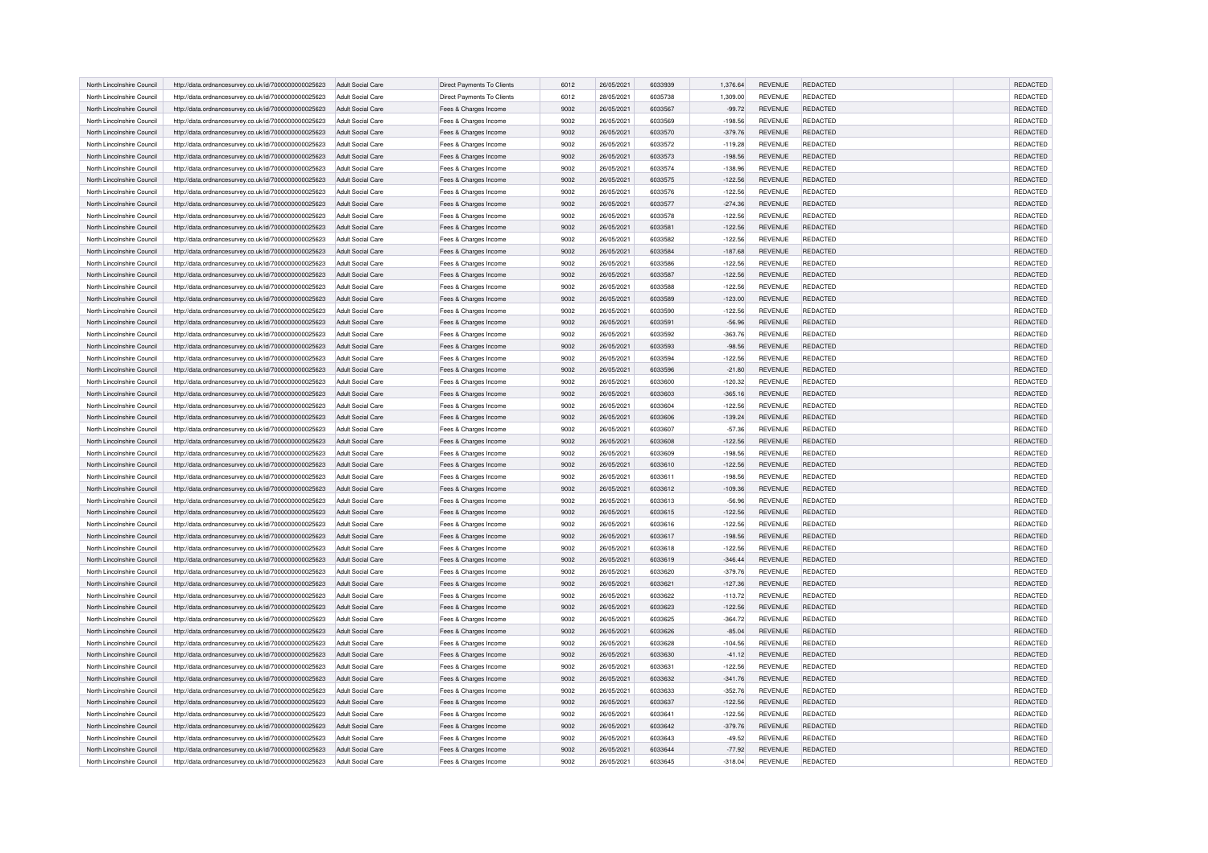| North Lincolnshire Council | http://data.ordnancesurvey.co.uk/id/7000000000025623 | Adult Social Care | Direct Payments To Clients | 6012 | 26/05/2021 | 6033939 | 1,376.64 | REVENUE | REDACTED | | REDACTED |
|---|---|---|---|---|---|---|---|---|---|---|---|
| North Lincolnshire Council | http://data.ordnancesurvey.co.uk/id/7000000000025623 | Adult Social Care | Direct Payments To Clients | 6012 | 28/05/2021 | 6035738 | 1,309.00 | REVENUE | REDACTED | | REDACTED |
| North Lincolnshire Council | http://data.ordnancesurvey.co.uk/id/7000000000025623 | Adult Social Care | Fees & Charges Income | 9002 | 26/05/2021 | 6033567 | -99.72 | REVENUE | REDACTED | | REDACTED |
| North Lincolnshire Council | http://data.ordnancesurvey.co.uk/id/7000000000025623 | Adult Social Care | Fees & Charges Income | 9002 | 26/05/2021 | 6033569 | -198.56 | REVENUE | REDACTED | | REDACTED |
| North Lincolnshire Council | http://data.ordnancesurvey.co.uk/id/7000000000025623 | Adult Social Care | Fees & Charges Income | 9002 | 26/05/2021 | 6033570 | -379.76 | REVENUE | REDACTED | | REDACTED |
| North Lincolnshire Council | http://data.ordnancesurvey.co.uk/id/7000000000025623 | Adult Social Care | Fees & Charges Income | 9002 | 26/05/2021 | 6033572 | -119.28 | REVENUE | REDACTED | | REDACTED |
| North Lincolnshire Council | http://data.ordnancesurvey.co.uk/id/7000000000025623 | Adult Social Care | Fees & Charges Income | 9002 | 26/05/2021 | 6033573 | -198.56 | REVENUE | REDACTED | | REDACTED |
| North Lincolnshire Council | http://data.ordnancesurvey.co.uk/id/7000000000025623 | Adult Social Care | Fees & Charges Income | 9002 | 26/05/2021 | 6033574 | -138.96 | REVENUE | REDACTED | | REDACTED |
| North Lincolnshire Council | http://data.ordnancesurvey.co.uk/id/7000000000025623 | Adult Social Care | Fees & Charges Income | 9002 | 26/05/2021 | 6033575 | -122.56 | REVENUE | REDACTED | | REDACTED |
| North Lincolnshire Council | http://data.ordnancesurvey.co.uk/id/7000000000025623 | Adult Social Care | Fees & Charges Income | 9002 | 26/05/2021 | 6033576 | -122.56 | REVENUE | REDACTED | | REDACTED |
| North Lincolnshire Council | http://data.ordnancesurvey.co.uk/id/7000000000025623 | Adult Social Care | Fees & Charges Income | 9002 | 26/05/2021 | 6033577 | -274.36 | REVENUE | REDACTED | | REDACTED |
| North Lincolnshire Council | http://data.ordnancesurvey.co.uk/id/7000000000025623 | Adult Social Care | Fees & Charges Income | 9002 | 26/05/2021 | 6033578 | -122.56 | REVENUE | REDACTED | | REDACTED |
| North Lincolnshire Council | http://data.ordnancesurvey.co.uk/id/7000000000025623 | Adult Social Care | Fees & Charges Income | 9002 | 26/05/2021 | 6033581 | -122.56 | REVENUE | REDACTED | | REDACTED |
| North Lincolnshire Council | http://data.ordnancesurvey.co.uk/id/7000000000025623 | Adult Social Care | Fees & Charges Income | 9002 | 26/05/2021 | 6033582 | -122.56 | REVENUE | REDACTED | | REDACTED |
| North Lincolnshire Council | http://data.ordnancesurvey.co.uk/id/7000000000025623 | Adult Social Care | Fees & Charges Income | 9002 | 26/05/2021 | 6033584 | -187.68 | REVENUE | REDACTED | | REDACTED |
| North Lincolnshire Council | http://data.ordnancesurvey.co.uk/id/7000000000025623 | Adult Social Care | Fees & Charges Income | 9002 | 26/05/2021 | 6033586 | -122.56 | REVENUE | REDACTED | | REDACTED |
| North Lincolnshire Council | http://data.ordnancesurvey.co.uk/id/7000000000025623 | Adult Social Care | Fees & Charges Income | 9002 | 26/05/2021 | 6033587 | -122.56 | REVENUE | REDACTED | | REDACTED |
| North Lincolnshire Council | http://data.ordnancesurvey.co.uk/id/7000000000025623 | Adult Social Care | Fees & Charges Income | 9002 | 26/05/2021 | 6033588 | -122.56 | REVENUE | REDACTED | | REDACTED |
| North Lincolnshire Council | http://data.ordnancesurvey.co.uk/id/7000000000025623 | Adult Social Care | Fees & Charges Income | 9002 | 26/05/2021 | 6033589 | -123.00 | REVENUE | REDACTED | | REDACTED |
| North Lincolnshire Council | http://data.ordnancesurvey.co.uk/id/7000000000025623 | Adult Social Care | Fees & Charges Income | 9002 | 26/05/2021 | 6033590 | -122.56 | REVENUE | REDACTED | | REDACTED |
| North Lincolnshire Council | http://data.ordnancesurvey.co.uk/id/7000000000025623 | Adult Social Care | Fees & Charges Income | 9002 | 26/05/2021 | 6033591 | -56.96 | REVENUE | REDACTED | | REDACTED |
| North Lincolnshire Council | http://data.ordnancesurvey.co.uk/id/7000000000025623 | Adult Social Care | Fees & Charges Income | 9002 | 26/05/2021 | 6033592 | -363.76 | REVENUE | REDACTED | | REDACTED |
| North Lincolnshire Council | http://data.ordnancesurvey.co.uk/id/7000000000025623 | Adult Social Care | Fees & Charges Income | 9002 | 26/05/2021 | 6033593 | -98.56 | REVENUE | REDACTED | | REDACTED |
| North Lincolnshire Council | http://data.ordnancesurvey.co.uk/id/7000000000025623 | Adult Social Care | Fees & Charges Income | 9002 | 26/05/2021 | 6033594 | -122.56 | REVENUE | REDACTED | | REDACTED |
| North Lincolnshire Council | http://data.ordnancesurvey.co.uk/id/7000000000025623 | Adult Social Care | Fees & Charges Income | 9002 | 26/05/2021 | 6033596 | -21.80 | REVENUE | REDACTED | | REDACTED |
| North Lincolnshire Council | http://data.ordnancesurvey.co.uk/id/7000000000025623 | Adult Social Care | Fees & Charges Income | 9002 | 26/05/2021 | 6033600 | -120.32 | REVENUE | REDACTED | | REDACTED |
| North Lincolnshire Council | http://data.ordnancesurvey.co.uk/id/7000000000025623 | Adult Social Care | Fees & Charges Income | 9002 | 26/05/2021 | 6033603 | -365.16 | REVENUE | REDACTED | | REDACTED |
| North Lincolnshire Council | http://data.ordnancesurvey.co.uk/id/7000000000025623 | Adult Social Care | Fees & Charges Income | 9002 | 26/05/2021 | 6033604 | -122.56 | REVENUE | REDACTED | | REDACTED |
| North Lincolnshire Council | http://data.ordnancesurvey.co.uk/id/7000000000025623 | Adult Social Care | Fees & Charges Income | 9002 | 26/05/2021 | 6033606 | -139.24 | REVENUE | REDACTED | | REDACTED |
| North Lincolnshire Council | http://data.ordnancesurvey.co.uk/id/7000000000025623 | Adult Social Care | Fees & Charges Income | 9002 | 26/05/2021 | 6033607 | -57.36 | REVENUE | REDACTED | | REDACTED |
| North Lincolnshire Council | http://data.ordnancesurvey.co.uk/id/7000000000025623 | Adult Social Care | Fees & Charges Income | 9002 | 26/05/2021 | 6033608 | -122.56 | REVENUE | REDACTED | | REDACTED |
| North Lincolnshire Council | http://data.ordnancesurvey.co.uk/id/7000000000025623 | Adult Social Care | Fees & Charges Income | 9002 | 26/05/2021 | 6033609 | -198.56 | REVENUE | REDACTED | | REDACTED |
| North Lincolnshire Council | http://data.ordnancesurvey.co.uk/id/7000000000025623 | Adult Social Care | Fees & Charges Income | 9002 | 26/05/2021 | 6033610 | -122.56 | REVENUE | REDACTED | | REDACTED |
| North Lincolnshire Council | http://data.ordnancesurvey.co.uk/id/7000000000025623 | Adult Social Care | Fees & Charges Income | 9002 | 26/05/2021 | 6033611 | -198.56 | REVENUE | REDACTED | | REDACTED |
| North Lincolnshire Council | http://data.ordnancesurvey.co.uk/id/7000000000025623 | Adult Social Care | Fees & Charges Income | 9002 | 26/05/2021 | 6033612 | -109.36 | REVENUE | REDACTED | | REDACTED |
| North Lincolnshire Council | http://data.ordnancesurvey.co.uk/id/7000000000025623 | Adult Social Care | Fees & Charges Income | 9002 | 26/05/2021 | 6033613 | -56.96 | REVENUE | REDACTED | | REDACTED |
| North Lincolnshire Council | http://data.ordnancesurvey.co.uk/id/7000000000025623 | Adult Social Care | Fees & Charges Income | 9002 | 26/05/2021 | 6033615 | -122.56 | REVENUE | REDACTED | | REDACTED |
| North Lincolnshire Council | http://data.ordnancesurvey.co.uk/id/7000000000025623 | Adult Social Care | Fees & Charges Income | 9002 | 26/05/2021 | 6033616 | -122.56 | REVENUE | REDACTED | | REDACTED |
| North Lincolnshire Council | http://data.ordnancesurvey.co.uk/id/7000000000025623 | Adult Social Care | Fees & Charges Income | 9002 | 26/05/2021 | 6033617 | -198.56 | REVENUE | REDACTED | | REDACTED |
| North Lincolnshire Council | http://data.ordnancesurvey.co.uk/id/7000000000025623 | Adult Social Care | Fees & Charges Income | 9002 | 26/05/2021 | 6033618 | -122.56 | REVENUE | REDACTED | | REDACTED |
| North Lincolnshire Council | http://data.ordnancesurvey.co.uk/id/7000000000025623 | Adult Social Care | Fees & Charges Income | 9002 | 26/05/2021 | 6033619 | -346.44 | REVENUE | REDACTED | | REDACTED |
| North Lincolnshire Council | http://data.ordnancesurvey.co.uk/id/7000000000025623 | Adult Social Care | Fees & Charges Income | 9002 | 26/05/2021 | 6033620 | -379.76 | REVENUE | REDACTED | | REDACTED |
| North Lincolnshire Council | http://data.ordnancesurvey.co.uk/id/7000000000025623 | Adult Social Care | Fees & Charges Income | 9002 | 26/05/2021 | 6033621 | -127.36 | REVENUE | REDACTED | | REDACTED |
| North Lincolnshire Council | http://data.ordnancesurvey.co.uk/id/7000000000025623 | Adult Social Care | Fees & Charges Income | 9002 | 26/05/2021 | 6033622 | -113.72 | REVENUE | REDACTED | | REDACTED |
| North Lincolnshire Council | http://data.ordnancesurvey.co.uk/id/7000000000025623 | Adult Social Care | Fees & Charges Income | 9002 | 26/05/2021 | 6033623 | -122.56 | REVENUE | REDACTED | | REDACTED |
| North Lincolnshire Council | http://data.ordnancesurvey.co.uk/id/7000000000025623 | Adult Social Care | Fees & Charges Income | 9002 | 26/05/2021 | 6033625 | -364.72 | REVENUE | REDACTED | | REDACTED |
| North Lincolnshire Council | http://data.ordnancesurvey.co.uk/id/7000000000025623 | Adult Social Care | Fees & Charges Income | 9002 | 26/05/2021 | 6033626 | -85.04 | REVENUE | REDACTED | | REDACTED |
| North Lincolnshire Council | http://data.ordnancesurvey.co.uk/id/7000000000025623 | Adult Social Care | Fees & Charges Income | 9002 | 26/05/2021 | 6033628 | -104.56 | REVENUE | REDACTED | | REDACTED |
| North Lincolnshire Council | http://data.ordnancesurvey.co.uk/id/7000000000025623 | Adult Social Care | Fees & Charges Income | 9002 | 26/05/2021 | 6033630 | -41.12 | REVENUE | REDACTED | | REDACTED |
| North Lincolnshire Council | http://data.ordnancesurvey.co.uk/id/7000000000025623 | Adult Social Care | Fees & Charges Income | 9002 | 26/05/2021 | 6033631 | -122.56 | REVENUE | REDACTED | | REDACTED |
| North Lincolnshire Council | http://data.ordnancesurvey.co.uk/id/7000000000025623 | Adult Social Care | Fees & Charges Income | 9002 | 26/05/2021 | 6033632 | -341.76 | REVENUE | REDACTED | | REDACTED |
| North Lincolnshire Council | http://data.ordnancesurvey.co.uk/id/7000000000025623 | Adult Social Care | Fees & Charges Income | 9002 | 26/05/2021 | 6033633 | -352.76 | REVENUE | REDACTED | | REDACTED |
| North Lincolnshire Council | http://data.ordnancesurvey.co.uk/id/7000000000025623 | Adult Social Care | Fees & Charges Income | 9002 | 26/05/2021 | 6033637 | -122.56 | REVENUE | REDACTED | | REDACTED |
| North Lincolnshire Council | http://data.ordnancesurvey.co.uk/id/7000000000025623 | Adult Social Care | Fees & Charges Income | 9002 | 26/05/2021 | 6033641 | -122.56 | REVENUE | REDACTED | | REDACTED |
| North Lincolnshire Council | http://data.ordnancesurvey.co.uk/id/7000000000025623 | Adult Social Care | Fees & Charges Income | 9002 | 26/05/2021 | 6033642 | -379.76 | REVENUE | REDACTED | | REDACTED |
| North Lincolnshire Council | http://data.ordnancesurvey.co.uk/id/7000000000025623 | Adult Social Care | Fees & Charges Income | 9002 | 26/05/2021 | 6033643 | -49.52 | REVENUE | REDACTED | | REDACTED |
| North Lincolnshire Council | http://data.ordnancesurvey.co.uk/id/7000000000025623 | Adult Social Care | Fees & Charges Income | 9002 | 26/05/2021 | 6033644 | -77.92 | REVENUE | REDACTED | | REDACTED |
| North Lincolnshire Council | http://data.ordnancesurvey.co.uk/id/7000000000025623 | Adult Social Care | Fees & Charges Income | 9002 | 26/05/2021 | 6033645 | -318.04 | REVENUE | REDACTED | | REDACTED |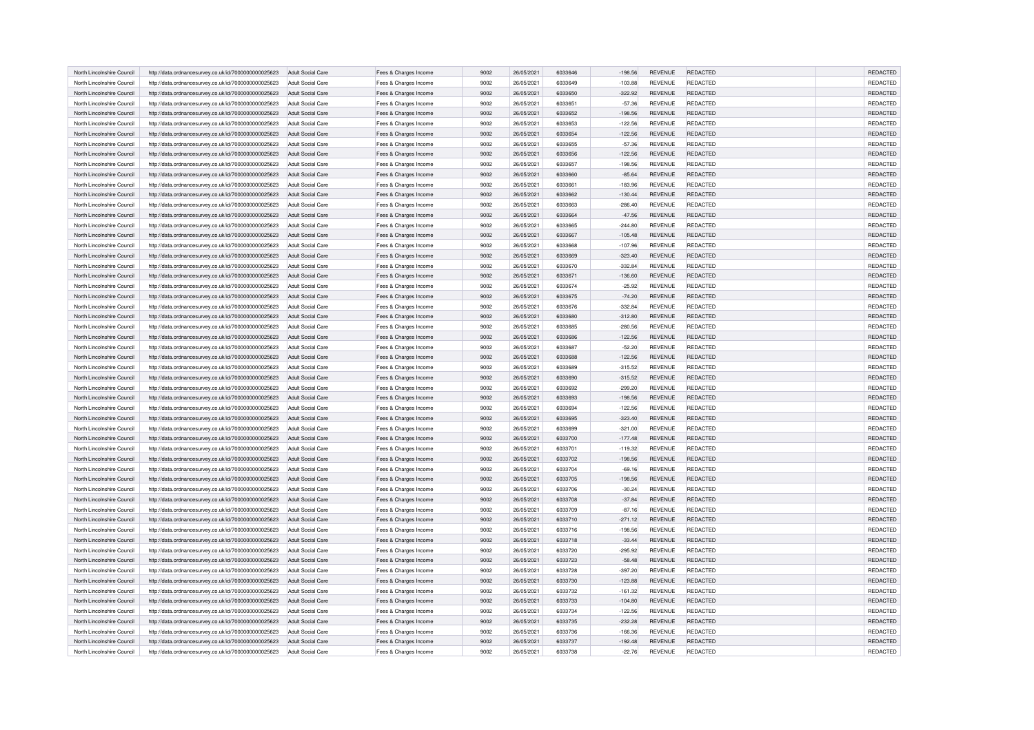| North Lincolnshire Council | http://data.ordnancesurvey.co.uk/id/7000000000025623 | Adult Social Care | Fees & Charges Income | 9002 | 26/05/2021 | 6033646 | -198.56 | REVENUE | REDACTED | | REDACTED |
|---|---|---|---|---|---|---|---|---|---|---|---|
| North Lincolnshire Council | http://data.ordnancesurvey.co.uk/id/7000000000025623 | Adult Social Care | Fees & Charges Income | 9002 | 26/05/2021 | 6033649 | -103.88 | REVENUE | REDACTED | | REDACTED |
| North Lincolnshire Council | http://data.ordnancesurvey.co.uk/id/7000000000025623 | Adult Social Care | Fees & Charges Income | 9002 | 26/05/2021 | 6033650 | -322.92 | REVENUE | REDACTED | | REDACTED |
| North Lincolnshire Council | http://data.ordnancesurvey.co.uk/id/7000000000025623 | Adult Social Care | Fees & Charges Income | 9002 | 26/05/2021 | 6033651 | -57.36 | REVENUE | REDACTED | | REDACTED |
| North Lincolnshire Council | http://data.ordnancesurvey.co.uk/id/7000000000025623 | Adult Social Care | Fees & Charges Income | 9002 | 26/05/2021 | 6033652 | -198.56 | REVENUE | REDACTED | | REDACTED |
| North Lincolnshire Council | http://data.ordnancesurvey.co.uk/id/7000000000025623 | Adult Social Care | Fees & Charges Income | 9002 | 26/05/2021 | 6033653 | -122.56 | REVENUE | REDACTED | | REDACTED |
| North Lincolnshire Council | http://data.ordnancesurvey.co.uk/id/7000000000025623 | Adult Social Care | Fees & Charges Income | 9002 | 26/05/2021 | 6033654 | -122.56 | REVENUE | REDACTED | | REDACTED |
| North Lincolnshire Council | http://data.ordnancesurvey.co.uk/id/7000000000025623 | Adult Social Care | Fees & Charges Income | 9002 | 26/05/2021 | 6033655 | -57.36 | REVENUE | REDACTED | | REDACTED |
| North Lincolnshire Council | http://data.ordnancesurvey.co.uk/id/7000000000025623 | Adult Social Care | Fees & Charges Income | 9002 | 26/05/2021 | 6033656 | -122.56 | REVENUE | REDACTED | | REDACTED |
| North Lincolnshire Council | http://data.ordnancesurvey.co.uk/id/7000000000025623 | Adult Social Care | Fees & Charges Income | 9002 | 26/05/2021 | 6033657 | -198.56 | REVENUE | REDACTED | | REDACTED |
| North Lincolnshire Council | http://data.ordnancesurvey.co.uk/id/7000000000025623 | Adult Social Care | Fees & Charges Income | 9002 | 26/05/2021 | 6033660 | -85.64 | REVENUE | REDACTED | | REDACTED |
| North Lincolnshire Council | http://data.ordnancesurvey.co.uk/id/7000000000025623 | Adult Social Care | Fees & Charges Income | 9002 | 26/05/2021 | 6033661 | -183.96 | REVENUE | REDACTED | | REDACTED |
| North Lincolnshire Council | http://data.ordnancesurvey.co.uk/id/7000000000025623 | Adult Social Care | Fees & Charges Income | 9002 | 26/05/2021 | 6033662 | -130.44 | REVENUE | REDACTED | | REDACTED |
| North Lincolnshire Council | http://data.ordnancesurvey.co.uk/id/7000000000025623 | Adult Social Care | Fees & Charges Income | 9002 | 26/05/2021 | 6033663 | -286.40 | REVENUE | REDACTED | | REDACTED |
| North Lincolnshire Council | http://data.ordnancesurvey.co.uk/id/7000000000025623 | Adult Social Care | Fees & Charges Income | 9002 | 26/05/2021 | 6033664 | -47.56 | REVENUE | REDACTED | | REDACTED |
| North Lincolnshire Council | http://data.ordnancesurvey.co.uk/id/7000000000025623 | Adult Social Care | Fees & Charges Income | 9002 | 26/05/2021 | 6033665 | -244.80 | REVENUE | REDACTED | | REDACTED |
| North Lincolnshire Council | http://data.ordnancesurvey.co.uk/id/7000000000025623 | Adult Social Care | Fees & Charges Income | 9002 | 26/05/2021 | 6033667 | -105.48 | REVENUE | REDACTED | | REDACTED |
| North Lincolnshire Council | http://data.ordnancesurvey.co.uk/id/7000000000025623 | Adult Social Care | Fees & Charges Income | 9002 | 26/05/2021 | 6033668 | -107.96 | REVENUE | REDACTED | | REDACTED |
| North Lincolnshire Council | http://data.ordnancesurvey.co.uk/id/7000000000025623 | Adult Social Care | Fees & Charges Income | 9002 | 26/05/2021 | 6033669 | -323.40 | REVENUE | REDACTED | | REDACTED |
| North Lincolnshire Council | http://data.ordnancesurvey.co.uk/id/7000000000025623 | Adult Social Care | Fees & Charges Income | 9002 | 26/05/2021 | 6033670 | -332.84 | REVENUE | REDACTED | | REDACTED |
| North Lincolnshire Council | http://data.ordnancesurvey.co.uk/id/7000000000025623 | Adult Social Care | Fees & Charges Income | 9002 | 26/05/2021 | 6033671 | -136.60 | REVENUE | REDACTED | | REDACTED |
| North Lincolnshire Council | http://data.ordnancesurvey.co.uk/id/7000000000025623 | Adult Social Care | Fees & Charges Income | 9002 | 26/05/2021 | 6033674 | -25.92 | REVENUE | REDACTED | | REDACTED |
| North Lincolnshire Council | http://data.ordnancesurvey.co.uk/id/7000000000025623 | Adult Social Care | Fees & Charges Income | 9002 | 26/05/2021 | 6033675 | -74.20 | REVENUE | REDACTED | | REDACTED |
| North Lincolnshire Council | http://data.ordnancesurvey.co.uk/id/7000000000025623 | Adult Social Care | Fees & Charges Income | 9002 | 26/05/2021 | 6033676 | -332.84 | REVENUE | REDACTED | | REDACTED |
| North Lincolnshire Council | http://data.ordnancesurvey.co.uk/id/7000000000025623 | Adult Social Care | Fees & Charges Income | 9002 | 26/05/2021 | 6033680 | -312.80 | REVENUE | REDACTED | | REDACTED |
| North Lincolnshire Council | http://data.ordnancesurvey.co.uk/id/7000000000025623 | Adult Social Care | Fees & Charges Income | 9002 | 26/05/2021 | 6033685 | -280.56 | REVENUE | REDACTED | | REDACTED |
| North Lincolnshire Council | http://data.ordnancesurvey.co.uk/id/7000000000025623 | Adult Social Care | Fees & Charges Income | 9002 | 26/05/2021 | 6033686 | -122.56 | REVENUE | REDACTED | | REDACTED |
| North Lincolnshire Council | http://data.ordnancesurvey.co.uk/id/7000000000025623 | Adult Social Care | Fees & Charges Income | 9002 | 26/05/2021 | 6033687 | -52.20 | REVENUE | REDACTED | | REDACTED |
| North Lincolnshire Council | http://data.ordnancesurvey.co.uk/id/7000000000025623 | Adult Social Care | Fees & Charges Income | 9002 | 26/05/2021 | 6033688 | -122.56 | REVENUE | REDACTED | | REDACTED |
| North Lincolnshire Council | http://data.ordnancesurvey.co.uk/id/7000000000025623 | Adult Social Care | Fees & Charges Income | 9002 | 26/05/2021 | 6033689 | -315.52 | REVENUE | REDACTED | | REDACTED |
| North Lincolnshire Council | http://data.ordnancesurvey.co.uk/id/7000000000025623 | Adult Social Care | Fees & Charges Income | 9002 | 26/05/2021 | 6033690 | -315.52 | REVENUE | REDACTED | | REDACTED |
| North Lincolnshire Council | http://data.ordnancesurvey.co.uk/id/7000000000025623 | Adult Social Care | Fees & Charges Income | 9002 | 26/05/2021 | 6033692 | -299.20 | REVENUE | REDACTED | | REDACTED |
| North Lincolnshire Council | http://data.ordnancesurvey.co.uk/id/7000000000025623 | Adult Social Care | Fees & Charges Income | 9002 | 26/05/2021 | 6033693 | -198.56 | REVENUE | REDACTED | | REDACTED |
| North Lincolnshire Council | http://data.ordnancesurvey.co.uk/id/7000000000025623 | Adult Social Care | Fees & Charges Income | 9002 | 26/05/2021 | 6033694 | -122.56 | REVENUE | REDACTED | | REDACTED |
| North Lincolnshire Council | http://data.ordnancesurvey.co.uk/id/7000000000025623 | Adult Social Care | Fees & Charges Income | 9002 | 26/05/2021 | 6033695 | -323.40 | REVENUE | REDACTED | | REDACTED |
| North Lincolnshire Council | http://data.ordnancesurvey.co.uk/id/7000000000025623 | Adult Social Care | Fees & Charges Income | 9002 | 26/05/2021 | 6033699 | -321.00 | REVENUE | REDACTED | | REDACTED |
| North Lincolnshire Council | http://data.ordnancesurvey.co.uk/id/7000000000025623 | Adult Social Care | Fees & Charges Income | 9002 | 26/05/2021 | 6033700 | -177.48 | REVENUE | REDACTED | | REDACTED |
| North Lincolnshire Council | http://data.ordnancesurvey.co.uk/id/7000000000025623 | Adult Social Care | Fees & Charges Income | 9002 | 26/05/2021 | 6033701 | -119.32 | REVENUE | REDACTED | | REDACTED |
| North Lincolnshire Council | http://data.ordnancesurvey.co.uk/id/7000000000025623 | Adult Social Care | Fees & Charges Income | 9002 | 26/05/2021 | 6033702 | -198.56 | REVENUE | REDACTED | | REDACTED |
| North Lincolnshire Council | http://data.ordnancesurvey.co.uk/id/7000000000025623 | Adult Social Care | Fees & Charges Income | 9002 | 26/05/2021 | 6033704 | -69.16 | REVENUE | REDACTED | | REDACTED |
| North Lincolnshire Council | http://data.ordnancesurvey.co.uk/id/7000000000025623 | Adult Social Care | Fees & Charges Income | 9002 | 26/05/2021 | 6033705 | -198.56 | REVENUE | REDACTED | | REDACTED |
| North Lincolnshire Council | http://data.ordnancesurvey.co.uk/id/7000000000025623 | Adult Social Care | Fees & Charges Income | 9002 | 26/05/2021 | 6033706 | -30.24 | REVENUE | REDACTED | | REDACTED |
| North Lincolnshire Council | http://data.ordnancesurvey.co.uk/id/7000000000025623 | Adult Social Care | Fees & Charges Income | 9002 | 26/05/2021 | 6033708 | -37.84 | REVENUE | REDACTED | | REDACTED |
| North Lincolnshire Council | http://data.ordnancesurvey.co.uk/id/7000000000025623 | Adult Social Care | Fees & Charges Income | 9002 | 26/05/2021 | 6033709 | -87.16 | REVENUE | REDACTED | | REDACTED |
| North Lincolnshire Council | http://data.ordnancesurvey.co.uk/id/7000000000025623 | Adult Social Care | Fees & Charges Income | 9002 | 26/05/2021 | 6033710 | -271.12 | REVENUE | REDACTED | | REDACTED |
| North Lincolnshire Council | http://data.ordnancesurvey.co.uk/id/7000000000025623 | Adult Social Care | Fees & Charges Income | 9002 | 26/05/2021 | 6033716 | -198.56 | REVENUE | REDACTED | | REDACTED |
| North Lincolnshire Council | http://data.ordnancesurvey.co.uk/id/7000000000025623 | Adult Social Care | Fees & Charges Income | 9002 | 26/05/2021 | 6033718 | -33.44 | REVENUE | REDACTED | | REDACTED |
| North Lincolnshire Council | http://data.ordnancesurvey.co.uk/id/7000000000025623 | Adult Social Care | Fees & Charges Income | 9002 | 26/05/2021 | 6033720 | -295.92 | REVENUE | REDACTED | | REDACTED |
| North Lincolnshire Council | http://data.ordnancesurvey.co.uk/id/7000000000025623 | Adult Social Care | Fees & Charges Income | 9002 | 26/05/2021 | 6033723 | -58.48 | REVENUE | REDACTED | | REDACTED |
| North Lincolnshire Council | http://data.ordnancesurvey.co.uk/id/7000000000025623 | Adult Social Care | Fees & Charges Income | 9002 | 26/05/2021 | 6033728 | -397.20 | REVENUE | REDACTED | | REDACTED |
| North Lincolnshire Council | http://data.ordnancesurvey.co.uk/id/7000000000025623 | Adult Social Care | Fees & Charges Income | 9002 | 26/05/2021 | 6033730 | -123.88 | REVENUE | REDACTED | | REDACTED |
| North Lincolnshire Council | http://data.ordnancesurvey.co.uk/id/7000000000025623 | Adult Social Care | Fees & Charges Income | 9002 | 26/05/2021 | 6033732 | -161.32 | REVENUE | REDACTED | | REDACTED |
| North Lincolnshire Council | http://data.ordnancesurvey.co.uk/id/7000000000025623 | Adult Social Care | Fees & Charges Income | 9002 | 26/05/2021 | 6033733 | -104.80 | REVENUE | REDACTED | | REDACTED |
| North Lincolnshire Council | http://data.ordnancesurvey.co.uk/id/7000000000025623 | Adult Social Care | Fees & Charges Income | 9002 | 26/05/2021 | 6033734 | -122.56 | REVENUE | REDACTED | | REDACTED |
| North Lincolnshire Council | http://data.ordnancesurvey.co.uk/id/7000000000025623 | Adult Social Care | Fees & Charges Income | 9002 | 26/05/2021 | 6033735 | -232.28 | REVENUE | REDACTED | | REDACTED |
| North Lincolnshire Council | http://data.ordnancesurvey.co.uk/id/7000000000025623 | Adult Social Care | Fees & Charges Income | 9002 | 26/05/2021 | 6033736 | -166.36 | REVENUE | REDACTED | | REDACTED |
| North Lincolnshire Council | http://data.ordnancesurvey.co.uk/id/7000000000025623 | Adult Social Care | Fees & Charges Income | 9002 | 26/05/2021 | 6033737 | -192.48 | REVENUE | REDACTED | | REDACTED |
| North Lincolnshire Council | http://data.ordnancesurvey.co.uk/id/7000000000025623 | Adult Social Care | Fees & Charges Income | 9002 | 26/05/2021 | 6033738 | -22.76 | REVENUE | REDACTED | | REDACTED |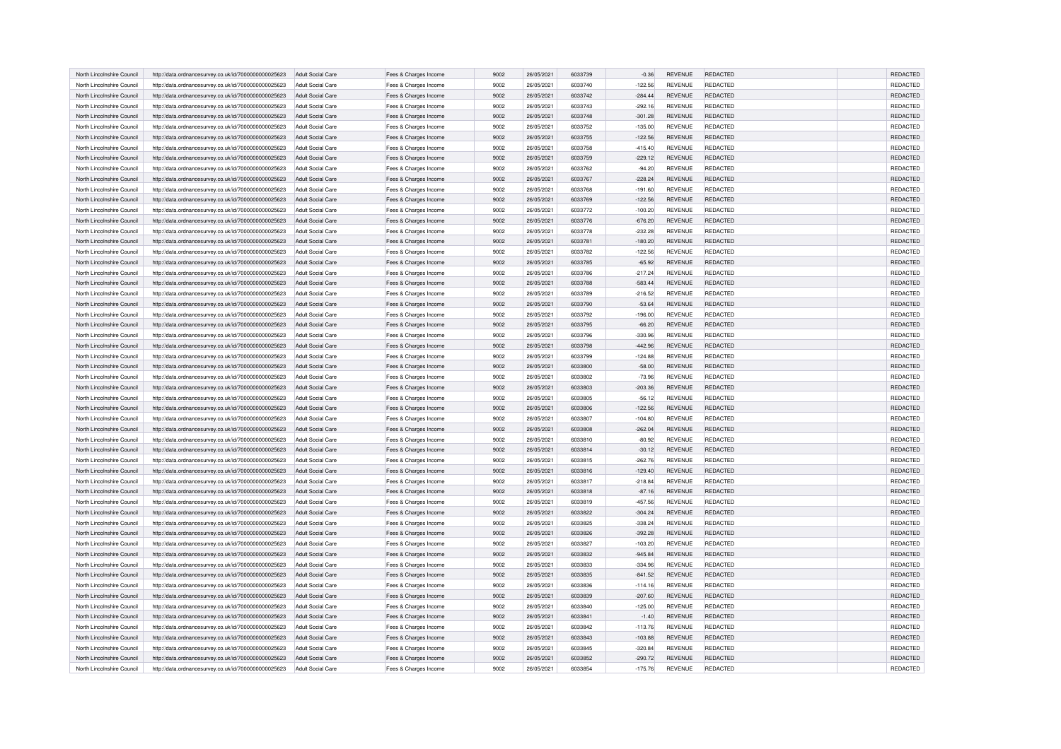| North Lincolnshire Council | http://data.ordnancesurvey.co.uk/id/7000000000025623 | Adult Social Care | Fees & Charges Income | 9002 | 26/05/2021 | 6033739 | -0.36 | REVENUE | REDACTED | | REDACTED |
|---|---|---|---|---|---|---|---|---|---|---|---|
| North Lincolnshire Council | http://data.ordnancesurvey.co.uk/id/7000000000025623 | Adult Social Care | Fees & Charges Income | 9002 | 26/05/2021 | 6033740 | -122.56 | REVENUE | REDACTED | | REDACTED |
| North Lincolnshire Council | http://data.ordnancesurvey.co.uk/id/7000000000025623 | Adult Social Care | Fees & Charges Income | 9002 | 26/05/2021 | 6033742 | -284.44 | REVENUE | REDACTED | | REDACTED |
| North Lincolnshire Council | http://data.ordnancesurvey.co.uk/id/7000000000025623 | Adult Social Care | Fees & Charges Income | 9002 | 26/05/2021 | 6033743 | -292.16 | REVENUE | REDACTED | | REDACTED |
| North Lincolnshire Council | http://data.ordnancesurvey.co.uk/id/7000000000025623 | Adult Social Care | Fees & Charges Income | 9002 | 26/05/2021 | 6033748 | -301.28 | REVENUE | REDACTED | | REDACTED |
| North Lincolnshire Council | http://data.ordnancesurvey.co.uk/id/7000000000025623 | Adult Social Care | Fees & Charges Income | 9002 | 26/05/2021 | 6033752 | -135.00 | REVENUE | REDACTED | | REDACTED |
| North Lincolnshire Council | http://data.ordnancesurvey.co.uk/id/7000000000025623 | Adult Social Care | Fees & Charges Income | 9002 | 26/05/2021 | 6033755 | -122.56 | REVENUE | REDACTED | | REDACTED |
| North Lincolnshire Council | http://data.ordnancesurvey.co.uk/id/7000000000025623 | Adult Social Care | Fees & Charges Income | 9002 | 26/05/2021 | 6033758 | -415.40 | REVENUE | REDACTED | | REDACTED |
| North Lincolnshire Council | http://data.ordnancesurvey.co.uk/id/7000000000025623 | Adult Social Care | Fees & Charges Income | 9002 | 26/05/2021 | 6033759 | -229.12 | REVENUE | REDACTED | | REDACTED |
| North Lincolnshire Council | http://data.ordnancesurvey.co.uk/id/7000000000025623 | Adult Social Care | Fees & Charges Income | 9002 | 26/05/2021 | 6033762 | -94.20 | REVENUE | REDACTED | | REDACTED |
| North Lincolnshire Council | http://data.ordnancesurvey.co.uk/id/7000000000025623 | Adult Social Care | Fees & Charges Income | 9002 | 26/05/2021 | 6033767 | -228.24 | REVENUE | REDACTED | | REDACTED |
| North Lincolnshire Council | http://data.ordnancesurvey.co.uk/id/7000000000025623 | Adult Social Care | Fees & Charges Income | 9002 | 26/05/2021 | 6033768 | -191.60 | REVENUE | REDACTED | | REDACTED |
| North Lincolnshire Council | http://data.ordnancesurvey.co.uk/id/7000000000025623 | Adult Social Care | Fees & Charges Income | 9002 | 26/05/2021 | 6033769 | -122.56 | REVENUE | REDACTED | | REDACTED |
| North Lincolnshire Council | http://data.ordnancesurvey.co.uk/id/7000000000025623 | Adult Social Care | Fees & Charges Income | 9002 | 26/05/2021 | 6033772 | -100.20 | REVENUE | REDACTED | | REDACTED |
| North Lincolnshire Council | http://data.ordnancesurvey.co.uk/id/7000000000025623 | Adult Social Care | Fees & Charges Income | 9002 | 26/05/2021 | 6033776 | -676.20 | REVENUE | REDACTED | | REDACTED |
| North Lincolnshire Council | http://data.ordnancesurvey.co.uk/id/7000000000025623 | Adult Social Care | Fees & Charges Income | 9002 | 26/05/2021 | 6033778 | -232.28 | REVENUE | REDACTED | | REDACTED |
| North Lincolnshire Council | http://data.ordnancesurvey.co.uk/id/7000000000025623 | Adult Social Care | Fees & Charges Income | 9002 | 26/05/2021 | 6033781 | -180.20 | REVENUE | REDACTED | | REDACTED |
| North Lincolnshire Council | http://data.ordnancesurvey.co.uk/id/7000000000025623 | Adult Social Care | Fees & Charges Income | 9002 | 26/05/2021 | 6033782 | -122.56 | REVENUE | REDACTED | | REDACTED |
| North Lincolnshire Council | http://data.ordnancesurvey.co.uk/id/7000000000025623 | Adult Social Care | Fees & Charges Income | 9002 | 26/05/2021 | 6033785 | -65.92 | REVENUE | REDACTED | | REDACTED |
| North Lincolnshire Council | http://data.ordnancesurvey.co.uk/id/7000000000025623 | Adult Social Care | Fees & Charges Income | 9002 | 26/05/2021 | 6033786 | -217.24 | REVENUE | REDACTED | | REDACTED |
| North Lincolnshire Council | http://data.ordnancesurvey.co.uk/id/7000000000025623 | Adult Social Care | Fees & Charges Income | 9002 | 26/05/2021 | 6033788 | -583.44 | REVENUE | REDACTED | | REDACTED |
| North Lincolnshire Council | http://data.ordnancesurvey.co.uk/id/7000000000025623 | Adult Social Care | Fees & Charges Income | 9002 | 26/05/2021 | 6033789 | -216.52 | REVENUE | REDACTED | | REDACTED |
| North Lincolnshire Council | http://data.ordnancesurvey.co.uk/id/7000000000025623 | Adult Social Care | Fees & Charges Income | 9002 | 26/05/2021 | 6033790 | -53.64 | REVENUE | REDACTED | | REDACTED |
| North Lincolnshire Council | http://data.ordnancesurvey.co.uk/id/7000000000025623 | Adult Social Care | Fees & Charges Income | 9002 | 26/05/2021 | 6033792 | -196.00 | REVENUE | REDACTED | | REDACTED |
| North Lincolnshire Council | http://data.ordnancesurvey.co.uk/id/7000000000025623 | Adult Social Care | Fees & Charges Income | 9002 | 26/05/2021 | 6033795 | -66.20 | REVENUE | REDACTED | | REDACTED |
| North Lincolnshire Council | http://data.ordnancesurvey.co.uk/id/7000000000025623 | Adult Social Care | Fees & Charges Income | 9002 | 26/05/2021 | 6033796 | -330.96 | REVENUE | REDACTED | | REDACTED |
| North Lincolnshire Council | http://data.ordnancesurvey.co.uk/id/7000000000025623 | Adult Social Care | Fees & Charges Income | 9002 | 26/05/2021 | 6033798 | -442.96 | REVENUE | REDACTED | | REDACTED |
| North Lincolnshire Council | http://data.ordnancesurvey.co.uk/id/7000000000025623 | Adult Social Care | Fees & Charges Income | 9002 | 26/05/2021 | 6033799 | -124.88 | REVENUE | REDACTED | | REDACTED |
| North Lincolnshire Council | http://data.ordnancesurvey.co.uk/id/7000000000025623 | Adult Social Care | Fees & Charges Income | 9002 | 26/05/2021 | 6033800 | -58.00 | REVENUE | REDACTED | | REDACTED |
| North Lincolnshire Council | http://data.ordnancesurvey.co.uk/id/7000000000025623 | Adult Social Care | Fees & Charges Income | 9002 | 26/05/2021 | 6033802 | -73.96 | REVENUE | REDACTED | | REDACTED |
| North Lincolnshire Council | http://data.ordnancesurvey.co.uk/id/7000000000025623 | Adult Social Care | Fees & Charges Income | 9002 | 26/05/2021 | 6033803 | -203.36 | REVENUE | REDACTED | | REDACTED |
| North Lincolnshire Council | http://data.ordnancesurvey.co.uk/id/7000000000025623 | Adult Social Care | Fees & Charges Income | 9002 | 26/05/2021 | 6033805 | -56.12 | REVENUE | REDACTED | | REDACTED |
| North Lincolnshire Council | http://data.ordnancesurvey.co.uk/id/7000000000025623 | Adult Social Care | Fees & Charges Income | 9002 | 26/05/2021 | 6033806 | -122.56 | REVENUE | REDACTED | | REDACTED |
| North Lincolnshire Council | http://data.ordnancesurvey.co.uk/id/7000000000025623 | Adult Social Care | Fees & Charges Income | 9002 | 26/05/2021 | 6033807 | -104.80 | REVENUE | REDACTED | | REDACTED |
| North Lincolnshire Council | http://data.ordnancesurvey.co.uk/id/7000000000025623 | Adult Social Care | Fees & Charges Income | 9002 | 26/05/2021 | 6033808 | -262.04 | REVENUE | REDACTED | | REDACTED |
| North Lincolnshire Council | http://data.ordnancesurvey.co.uk/id/7000000000025623 | Adult Social Care | Fees & Charges Income | 9002 | 26/05/2021 | 6033810 | -80.92 | REVENUE | REDACTED | | REDACTED |
| North Lincolnshire Council | http://data.ordnancesurvey.co.uk/id/7000000000025623 | Adult Social Care | Fees & Charges Income | 9002 | 26/05/2021 | 6033814 | -30.12 | REVENUE | REDACTED | | REDACTED |
| North Lincolnshire Council | http://data.ordnancesurvey.co.uk/id/7000000000025623 | Adult Social Care | Fees & Charges Income | 9002 | 26/05/2021 | 6033815 | -262.76 | REVENUE | REDACTED | | REDACTED |
| North Lincolnshire Council | http://data.ordnancesurvey.co.uk/id/7000000000025623 | Adult Social Care | Fees & Charges Income | 9002 | 26/05/2021 | 6033816 | -129.40 | REVENUE | REDACTED | | REDACTED |
| North Lincolnshire Council | http://data.ordnancesurvey.co.uk/id/7000000000025623 | Adult Social Care | Fees & Charges Income | 9002 | 26/05/2021 | 6033817 | -218.84 | REVENUE | REDACTED | | REDACTED |
| North Lincolnshire Council | http://data.ordnancesurvey.co.uk/id/7000000000025623 | Adult Social Care | Fees & Charges Income | 9002 | 26/05/2021 | 6033818 | -87.16 | REVENUE | REDACTED | | REDACTED |
| North Lincolnshire Council | http://data.ordnancesurvey.co.uk/id/7000000000025623 | Adult Social Care | Fees & Charges Income | 9002 | 26/05/2021 | 6033819 | -457.56 | REVENUE | REDACTED | | REDACTED |
| North Lincolnshire Council | http://data.ordnancesurvey.co.uk/id/7000000000025623 | Adult Social Care | Fees & Charges Income | 9002 | 26/05/2021 | 6033822 | -304.24 | REVENUE | REDACTED | | REDACTED |
| North Lincolnshire Council | http://data.ordnancesurvey.co.uk/id/7000000000025623 | Adult Social Care | Fees & Charges Income | 9002 | 26/05/2021 | 6033825 | -338.24 | REVENUE | REDACTED | | REDACTED |
| North Lincolnshire Council | http://data.ordnancesurvey.co.uk/id/7000000000025623 | Adult Social Care | Fees & Charges Income | 9002 | 26/05/2021 | 6033826 | -392.28 | REVENUE | REDACTED | | REDACTED |
| North Lincolnshire Council | http://data.ordnancesurvey.co.uk/id/7000000000025623 | Adult Social Care | Fees & Charges Income | 9002 | 26/05/2021 | 6033827 | -103.20 | REVENUE | REDACTED | | REDACTED |
| North Lincolnshire Council | http://data.ordnancesurvey.co.uk/id/7000000000025623 | Adult Social Care | Fees & Charges Income | 9002 | 26/05/2021 | 6033832 | -945.84 | REVENUE | REDACTED | | REDACTED |
| North Lincolnshire Council | http://data.ordnancesurvey.co.uk/id/7000000000025623 | Adult Social Care | Fees & Charges Income | 9002 | 26/05/2021 | 6033833 | -334.96 | REVENUE | REDACTED | | REDACTED |
| North Lincolnshire Council | http://data.ordnancesurvey.co.uk/id/7000000000025623 | Adult Social Care | Fees & Charges Income | 9002 | 26/05/2021 | 6033835 | -841.52 | REVENUE | REDACTED | | REDACTED |
| North Lincolnshire Council | http://data.ordnancesurvey.co.uk/id/7000000000025623 | Adult Social Care | Fees & Charges Income | 9002 | 26/05/2021 | 6033836 | -114.16 | REVENUE | REDACTED | | REDACTED |
| North Lincolnshire Council | http://data.ordnancesurvey.co.uk/id/7000000000025623 | Adult Social Care | Fees & Charges Income | 9002 | 26/05/2021 | 6033839 | -207.60 | REVENUE | REDACTED | | REDACTED |
| North Lincolnshire Council | http://data.ordnancesurvey.co.uk/id/7000000000025623 | Adult Social Care | Fees & Charges Income | 9002 | 26/05/2021 | 6033840 | -125.00 | REVENUE | REDACTED | | REDACTED |
| North Lincolnshire Council | http://data.ordnancesurvey.co.uk/id/7000000000025623 | Adult Social Care | Fees & Charges Income | 9002 | 26/05/2021 | 6033841 | -1.40 | REVENUE | REDACTED | | REDACTED |
| North Lincolnshire Council | http://data.ordnancesurvey.co.uk/id/7000000000025623 | Adult Social Care | Fees & Charges Income | 9002 | 26/05/2021 | 6033842 | -113.76 | REVENUE | REDACTED | | REDACTED |
| North Lincolnshire Council | http://data.ordnancesurvey.co.uk/id/7000000000025623 | Adult Social Care | Fees & Charges Income | 9002 | 26/05/2021 | 6033843 | -103.88 | REVENUE | REDACTED | | REDACTED |
| North Lincolnshire Council | http://data.ordnancesurvey.co.uk/id/7000000000025623 | Adult Social Care | Fees & Charges Income | 9002 | 26/05/2021 | 6033845 | -320.84 | REVENUE | REDACTED | | REDACTED |
| North Lincolnshire Council | http://data.ordnancesurvey.co.uk/id/7000000000025623 | Adult Social Care | Fees & Charges Income | 9002 | 26/05/2021 | 6033852 | -290.72 | REVENUE | REDACTED | | REDACTED |
| North Lincolnshire Council | http://data.ordnancesurvey.co.uk/id/7000000000025623 | Adult Social Care | Fees & Charges Income | 9002 | 26/05/2021 | 6033854 | -175.76 | REVENUE | REDACTED | | REDACTED |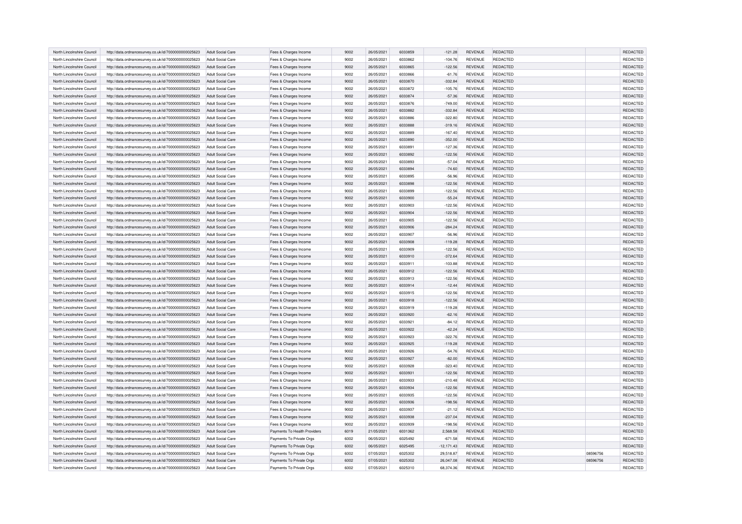| North Lincolnshire Council | http://data.ordnancesurvey.co.uk/id/7000000000025623 | Adult Social Care | Fees & Charges Income | 9002 | 26/05/2021 | 6033859 | -121.28 | REVENUE | REDACTED | | REDACTED |
|---|---|---|---|---|---|---|---|---|---|---|---|
| North Lincolnshire Council | http://data.ordnancesurvey.co.uk/id/7000000000025623 | Adult Social Care | Fees & Charges Income | 9002 | 26/05/2021 | 6033862 | -104.76 | REVENUE | REDACTED | | REDACTED |
| North Lincolnshire Council | http://data.ordnancesurvey.co.uk/id/7000000000025623 | Adult Social Care | Fees & Charges Income | 9002 | 26/05/2021 | 6033865 | -122.56 | REVENUE | REDACTED | | REDACTED |
| North Lincolnshire Council | http://data.ordnancesurvey.co.uk/id/7000000000025623 | Adult Social Care | Fees & Charges Income | 9002 | 26/05/2021 | 6033866 | -61.76 | REVENUE | REDACTED | | REDACTED |
| North Lincolnshire Council | http://data.ordnancesurvey.co.uk/id/7000000000025623 | Adult Social Care | Fees & Charges Income | 9002 | 26/05/2021 | 6033870 | -332.84 | REVENUE | REDACTED | | REDACTED |
| North Lincolnshire Council | http://data.ordnancesurvey.co.uk/id/7000000000025623 | Adult Social Care | Fees & Charges Income | 9002 | 26/05/2021 | 6033872 | -105.76 | REVENUE | REDACTED | | REDACTED |
| North Lincolnshire Council | http://data.ordnancesurvey.co.uk/id/7000000000025623 | Adult Social Care | Fees & Charges Income | 9002 | 26/05/2021 | 6033874 | -57.36 | REVENUE | REDACTED | | REDACTED |
| North Lincolnshire Council | http://data.ordnancesurvey.co.uk/id/7000000000025623 | Adult Social Care | Fees & Charges Income | 9002 | 26/05/2021 | 6033876 | -749.00 | REVENUE | REDACTED | | REDACTED |
| North Lincolnshire Council | http://data.ordnancesurvey.co.uk/id/7000000000025623 | Adult Social Care | Fees & Charges Income | 9002 | 26/05/2021 | 6033882 | -332.84 | REVENUE | REDACTED | | REDACTED |
| North Lincolnshire Council | http://data.ordnancesurvey.co.uk/id/7000000000025623 | Adult Social Care | Fees & Charges Income | 9002 | 26/05/2021 | 6033886 | -322.80 | REVENUE | REDACTED | | REDACTED |
| North Lincolnshire Council | http://data.ordnancesurvey.co.uk/id/7000000000025623 | Adult Social Care | Fees & Charges Income | 9002 | 26/05/2021 | 6033888 | -319.16 | REVENUE | REDACTED | | REDACTED |
| North Lincolnshire Council | http://data.ordnancesurvey.co.uk/id/7000000000025623 | Adult Social Care | Fees & Charges Income | 9002 | 26/05/2021 | 6033889 | -167.40 | REVENUE | REDACTED | | REDACTED |
| North Lincolnshire Council | http://data.ordnancesurvey.co.uk/id/7000000000025623 | Adult Social Care | Fees & Charges Income | 9002 | 26/05/2021 | 6033890 | -352.00 | REVENUE | REDACTED | | REDACTED |
| North Lincolnshire Council | http://data.ordnancesurvey.co.uk/id/7000000000025623 | Adult Social Care | Fees & Charges Income | 9002 | 26/05/2021 | 6033891 | -127.36 | REVENUE | REDACTED | | REDACTED |
| North Lincolnshire Council | http://data.ordnancesurvey.co.uk/id/7000000000025623 | Adult Social Care | Fees & Charges Income | 9002 | 26/05/2021 | 6033892 | -122.56 | REVENUE | REDACTED | | REDACTED |
| North Lincolnshire Council | http://data.ordnancesurvey.co.uk/id/7000000000025623 | Adult Social Care | Fees & Charges Income | 9002 | 26/05/2021 | 6033893 | -57.04 | REVENUE | REDACTED | | REDACTED |
| North Lincolnshire Council | http://data.ordnancesurvey.co.uk/id/7000000000025623 | Adult Social Care | Fees & Charges Income | 9002 | 26/05/2021 | 6033894 | -74.60 | REVENUE | REDACTED | | REDACTED |
| North Lincolnshire Council | http://data.ordnancesurvey.co.uk/id/7000000000025623 | Adult Social Care | Fees & Charges Income | 9002 | 26/05/2021 | 6033895 | -56.96 | REVENUE | REDACTED | | REDACTED |
| North Lincolnshire Council | http://data.ordnancesurvey.co.uk/id/7000000000025623 | Adult Social Care | Fees & Charges Income | 9002 | 26/05/2021 | 6033898 | -122.56 | REVENUE | REDACTED | | REDACTED |
| North Lincolnshire Council | http://data.ordnancesurvey.co.uk/id/7000000000025623 | Adult Social Care | Fees & Charges Income | 9002 | 26/05/2021 | 6033899 | -122.56 | REVENUE | REDACTED | | REDACTED |
| North Lincolnshire Council | http://data.ordnancesurvey.co.uk/id/7000000000025623 | Adult Social Care | Fees & Charges Income | 9002 | 26/05/2021 | 6033900 | -55.24 | REVENUE | REDACTED | | REDACTED |
| North Lincolnshire Council | http://data.ordnancesurvey.co.uk/id/7000000000025623 | Adult Social Care | Fees & Charges Income | 9002 | 26/05/2021 | 6033903 | -122.56 | REVENUE | REDACTED | | REDACTED |
| North Lincolnshire Council | http://data.ordnancesurvey.co.uk/id/7000000000025623 | Adult Social Care | Fees & Charges Income | 9002 | 26/05/2021 | 6033904 | -122.56 | REVENUE | REDACTED | | REDACTED |
| North Lincolnshire Council | http://data.ordnancesurvey.co.uk/id/7000000000025623 | Adult Social Care | Fees & Charges Income | 9002 | 26/05/2021 | 6033905 | -122.56 | REVENUE | REDACTED | | REDACTED |
| North Lincolnshire Council | http://data.ordnancesurvey.co.uk/id/7000000000025623 | Adult Social Care | Fees & Charges Income | 9002 | 26/05/2021 | 6033906 | -284.24 | REVENUE | REDACTED | | REDACTED |
| North Lincolnshire Council | http://data.ordnancesurvey.co.uk/id/7000000000025623 | Adult Social Care | Fees & Charges Income | 9002 | 26/05/2021 | 6033907 | -56.96 | REVENUE | REDACTED | | REDACTED |
| North Lincolnshire Council | http://data.ordnancesurvey.co.uk/id/7000000000025623 | Adult Social Care | Fees & Charges Income | 9002 | 26/05/2021 | 6033908 | -119.28 | REVENUE | REDACTED | | REDACTED |
| North Lincolnshire Council | http://data.ordnancesurvey.co.uk/id/7000000000025623 | Adult Social Care | Fees & Charges Income | 9002 | 26/05/2021 | 6033909 | -122.56 | REVENUE | REDACTED | | REDACTED |
| North Lincolnshire Council | http://data.ordnancesurvey.co.uk/id/7000000000025623 | Adult Social Care | Fees & Charges Income | 9002 | 26/05/2021 | 6033910 | -372.64 | REVENUE | REDACTED | | REDACTED |
| North Lincolnshire Council | http://data.ordnancesurvey.co.uk/id/7000000000025623 | Adult Social Care | Fees & Charges Income | 9002 | 26/05/2021 | 6033911 | -103.88 | REVENUE | REDACTED | | REDACTED |
| North Lincolnshire Council | http://data.ordnancesurvey.co.uk/id/7000000000025623 | Adult Social Care | Fees & Charges Income | 9002 | 26/05/2021 | 6033912 | -122.56 | REVENUE | REDACTED | | REDACTED |
| North Lincolnshire Council | http://data.ordnancesurvey.co.uk/id/7000000000025623 | Adult Social Care | Fees & Charges Income | 9002 | 26/05/2021 | 6033913 | -122.56 | REVENUE | REDACTED | | REDACTED |
| North Lincolnshire Council | http://data.ordnancesurvey.co.uk/id/7000000000025623 | Adult Social Care | Fees & Charges Income | 9002 | 26/05/2021 | 6033914 | -12.44 | REVENUE | REDACTED | | REDACTED |
| North Lincolnshire Council | http://data.ordnancesurvey.co.uk/id/7000000000025623 | Adult Social Care | Fees & Charges Income | 9002 | 26/05/2021 | 6033915 | -122.56 | REVENUE | REDACTED | | REDACTED |
| North Lincolnshire Council | http://data.ordnancesurvey.co.uk/id/7000000000025623 | Adult Social Care | Fees & Charges Income | 9002 | 26/05/2021 | 6033918 | -122.56 | REVENUE | REDACTED | | REDACTED |
| North Lincolnshire Council | http://data.ordnancesurvey.co.uk/id/7000000000025623 | Adult Social Care | Fees & Charges Income | 9002 | 26/05/2021 | 6033919 | -119.28 | REVENUE | REDACTED | | REDACTED |
| North Lincolnshire Council | http://data.ordnancesurvey.co.uk/id/7000000000025623 | Adult Social Care | Fees & Charges Income | 9002 | 26/05/2021 | 6033920 | -62.16 | REVENUE | REDACTED | | REDACTED |
| North Lincolnshire Council | http://data.ordnancesurvey.co.uk/id/7000000000025623 | Adult Social Care | Fees & Charges Income | 9002 | 26/05/2021 | 6033921 | -84.12 | REVENUE | REDACTED | | REDACTED |
| North Lincolnshire Council | http://data.ordnancesurvey.co.uk/id/7000000000025623 | Adult Social Care | Fees & Charges Income | 9002 | 26/05/2021 | 6033922 | -42.24 | REVENUE | REDACTED | | REDACTED |
| North Lincolnshire Council | http://data.ordnancesurvey.co.uk/id/7000000000025623 | Adult Social Care | Fees & Charges Income | 9002 | 26/05/2021 | 6033923 | -322.76 | REVENUE | REDACTED | | REDACTED |
| North Lincolnshire Council | http://data.ordnancesurvey.co.uk/id/7000000000025623 | Adult Social Care | Fees & Charges Income | 9002 | 26/05/2021 | 6033925 | -119.28 | REVENUE | REDACTED | | REDACTED |
| North Lincolnshire Council | http://data.ordnancesurvey.co.uk/id/7000000000025623 | Adult Social Care | Fees & Charges Income | 9002 | 26/05/2021 | 6033926 | -54.76 | REVENUE | REDACTED | | REDACTED |
| North Lincolnshire Council | http://data.ordnancesurvey.co.uk/id/7000000000025623 | Adult Social Care | Fees & Charges Income | 9002 | 26/05/2021 | 6033927 | -82.00 | REVENUE | REDACTED | | REDACTED |
| North Lincolnshire Council | http://data.ordnancesurvey.co.uk/id/7000000000025623 | Adult Social Care | Fees & Charges Income | 9002 | 26/05/2021 | 6033928 | -323.40 | REVENUE | REDACTED | | REDACTED |
| North Lincolnshire Council | http://data.ordnancesurvey.co.uk/id/7000000000025623 | Adult Social Care | Fees & Charges Income | 9002 | 26/05/2021 | 6033931 | -122.56 | REVENUE | REDACTED | | REDACTED |
| North Lincolnshire Council | http://data.ordnancesurvey.co.uk/id/7000000000025623 | Adult Social Care | Fees & Charges Income | 9002 | 26/05/2021 | 6033933 | -210.48 | REVENUE | REDACTED | | REDACTED |
| North Lincolnshire Council | http://data.ordnancesurvey.co.uk/id/7000000000025623 | Adult Social Care | Fees & Charges Income | 9002 | 26/05/2021 | 6033934 | -122.56 | REVENUE | REDACTED | | REDACTED |
| North Lincolnshire Council | http://data.ordnancesurvey.co.uk/id/7000000000025623 | Adult Social Care | Fees & Charges Income | 9002 | 26/05/2021 | 6033935 | -122.56 | REVENUE | REDACTED | | REDACTED |
| North Lincolnshire Council | http://data.ordnancesurvey.co.uk/id/7000000000025623 | Adult Social Care | Fees & Charges Income | 9002 | 26/05/2021 | 6033936 | -198.56 | REVENUE | REDACTED | | REDACTED |
| North Lincolnshire Council | http://data.ordnancesurvey.co.uk/id/7000000000025623 | Adult Social Care | Fees & Charges Income | 9002 | 26/05/2021 | 6033937 | -21.12 | REVENUE | REDACTED | | REDACTED |
| North Lincolnshire Council | http://data.ordnancesurvey.co.uk/id/7000000000025623 | Adult Social Care | Fees & Charges Income | 9002 | 26/05/2021 | 6033938 | -237.04 | REVENUE | REDACTED | | REDACTED |
| North Lincolnshire Council | http://data.ordnancesurvey.co.uk/id/7000000000025623 | Adult Social Care | Fees & Charges Income | 9002 | 26/05/2021 | 6033939 | -198.56 | REVENUE | REDACTED | | REDACTED |
| North Lincolnshire Council | http://data.ordnancesurvey.co.uk/id/7000000000025623 | Adult Social Care | Payments To Health Providers | 6019 | 21/05/2021 | 6031362 | 2,568.58 | REVENUE | REDACTED | | REDACTED |
| North Lincolnshire Council | http://data.ordnancesurvey.co.uk/id/7000000000025623 | Adult Social Care | Payments To Private Orgs | 6002 | 06/05/2021 | 6025492 | -671.58 | REVENUE | REDACTED | | REDACTED |
| North Lincolnshire Council | http://data.ordnancesurvey.co.uk/id/7000000000025623 | Adult Social Care | Payments To Private Orgs | 6002 | 06/05/2021 | 6025495 | -12,171.43 | REVENUE | REDACTED | | REDACTED |
| North Lincolnshire Council | http://data.ordnancesurvey.co.uk/id/7000000000025623 | Adult Social Care | Payments To Private Orgs | 6002 | 07/05/2021 | 6025302 | 29,518.87 | REVENUE | REDACTED | 08596756 | REDACTED |
| North Lincolnshire Council | http://data.ordnancesurvey.co.uk/id/7000000000025623 | Adult Social Care | Payments To Private Orgs | 6002 | 07/05/2021 | 6025302 | 26,047.08 | REVENUE | REDACTED | 08596756 | REDACTED |
| North Lincolnshire Council | http://data.ordnancesurvey.co.uk/id/7000000000025623 | Adult Social Care | Payments To Private Orgs | 6002 | 07/05/2021 | 6025310 | 68,374.36 | REVENUE | REDACTED | | REDACTED |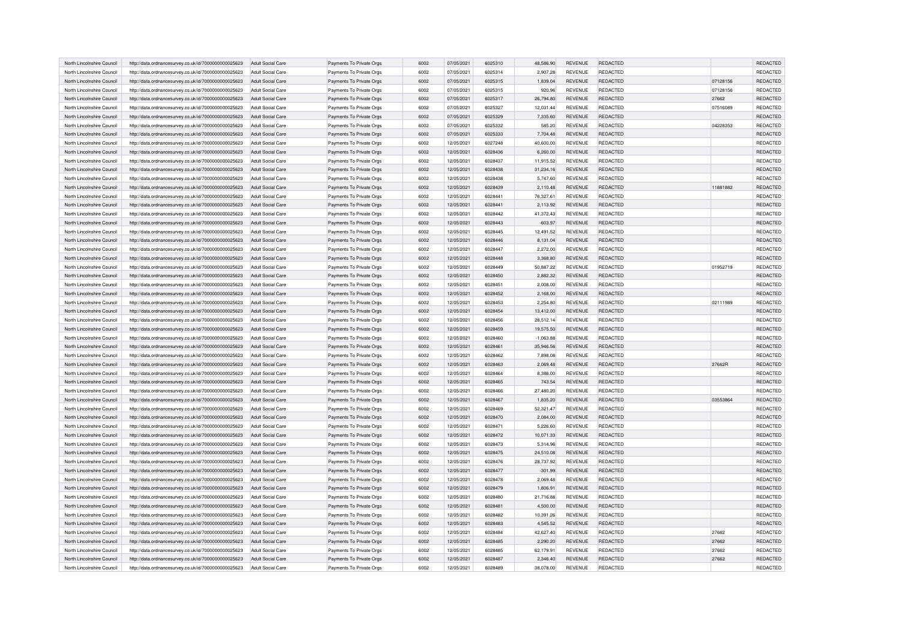| | | | | | | | | | | | |
|---|---|---|---|---|---|---|---|---|---|---|---|
| North Lincolnshire Council | http://data.ordnancesurvey.co.uk/id/7000000000025623 | Adult Social Care | Payments To Private Orgs | 6002 | 07/05/2021 | 6025310 | 48,586.90 | REVENUE | REDACTED | | REDACTED |
| North Lincolnshire Council | http://data.ordnancesurvey.co.uk/id/7000000000025623 | Adult Social Care | Payments To Private Orgs | 6002 | 07/05/2021 | 6025314 | 2,907.28 | REVENUE | REDACTED | | REDACTED |
| North Lincolnshire Council | http://data.ordnancesurvey.co.uk/id/7000000000025623 | Adult Social Care | Payments To Private Orgs | 6002 | 07/05/2021 | 6025315 | 1,839.04 | REVENUE | REDACTED | 07128156 | REDACTED |
| North Lincolnshire Council | http://data.ordnancesurvey.co.uk/id/7000000000025623 | Adult Social Care | Payments To Private Orgs | 6002 | 07/05/2021 | 6025315 | 920.96 | REVENUE | REDACTED | 07128156 | REDACTED |
| North Lincolnshire Council | http://data.ordnancesurvey.co.uk/id/7000000000025623 | Adult Social Care | Payments To Private Orgs | 6002 | 07/05/2021 | 6025317 | 26,794.80 | REVENUE | REDACTED | 27662 | REDACTED |
| North Lincolnshire Council | http://data.ordnancesurvey.co.uk/id/7000000000025623 | Adult Social Care | Payments To Private Orgs | 6002 | 07/05/2021 | 6025327 | 12,031.44 | REVENUE | REDACTED | 07516089 | REDACTED |
| North Lincolnshire Council | http://data.ordnancesurvey.co.uk/id/7000000000025623 | Adult Social Care | Payments To Private Orgs | 6002 | 07/05/2021 | 6025329 | 7,335.60 | REVENUE | REDACTED | | REDACTED |
| North Lincolnshire Council | http://data.ordnancesurvey.co.uk/id/7000000000025623 | Adult Social Care | Payments To Private Orgs | 6002 | 07/05/2021 | 6025332 | 585.20 | REVENUE | REDACTED | 04228353 | REDACTED |
| North Lincolnshire Council | http://data.ordnancesurvey.co.uk/id/7000000000025623 | Adult Social Care | Payments To Private Orgs | 6002 | 07/05/2021 | 6025333 | 7,704.48 | REVENUE | REDACTED | | REDACTED |
| North Lincolnshire Council | http://data.ordnancesurvey.co.uk/id/7000000000025623 | Adult Social Care | Payments To Private Orgs | 6002 | 12/05/2021 | 6027248 | 40,600.00 | REVENUE | REDACTED | | REDACTED |
| North Lincolnshire Council | http://data.ordnancesurvey.co.uk/id/7000000000025623 | Adult Social Care | Payments To Private Orgs | 6002 | 12/05/2021 | 6028436 | 6,260.00 | REVENUE | REDACTED | | REDACTED |
| North Lincolnshire Council | http://data.ordnancesurvey.co.uk/id/7000000000025623 | Adult Social Care | Payments To Private Orgs | 6002 | 12/05/2021 | 6028437 | 11,915.52 | REVENUE | REDACTED | | REDACTED |
| North Lincolnshire Council | http://data.ordnancesurvey.co.uk/id/7000000000025623 | Adult Social Care | Payments To Private Orgs | 6002 | 12/05/2021 | 6028438 | 31,234.16 | REVENUE | REDACTED | | REDACTED |
| North Lincolnshire Council | http://data.ordnancesurvey.co.uk/id/7000000000025623 | Adult Social Care | Payments To Private Orgs | 6002 | 12/05/2021 | 6028438 | 5,747.60 | REVENUE | REDACTED | | REDACTED |
| North Lincolnshire Council | http://data.ordnancesurvey.co.uk/id/7000000000025623 | Adult Social Care | Payments To Private Orgs | 6002 | 12/05/2021 | 6028439 | 2,110.48 | REVENUE | REDACTED | 11881882 | REDACTED |
| North Lincolnshire Council | http://data.ordnancesurvey.co.uk/id/7000000000025623 | Adult Social Care | Payments To Private Orgs | 6002 | 12/05/2021 | 6028441 | 76,327.61 | REVENUE | REDACTED | | REDACTED |
| North Lincolnshire Council | http://data.ordnancesurvey.co.uk/id/7000000000025623 | Adult Social Care | Payments To Private Orgs | 6002 | 12/05/2021 | 6028441 | 2,113.92 | REVENUE | REDACTED | | REDACTED |
| North Lincolnshire Council | http://data.ordnancesurvey.co.uk/id/7000000000025623 | Adult Social Care | Payments To Private Orgs | 6002 | 12/05/2021 | 6028442 | 41,372.43 | REVENUE | REDACTED | | REDACTED |
| North Lincolnshire Council | http://data.ordnancesurvey.co.uk/id/7000000000025623 | Adult Social Care | Payments To Private Orgs | 6002 | 12/05/2021 | 6028443 | -603.97 | REVENUE | REDACTED | | REDACTED |
| North Lincolnshire Council | http://data.ordnancesurvey.co.uk/id/7000000000025623 | Adult Social Care | Payments To Private Orgs | 6002 | 12/05/2021 | 6028445 | 12,491.52 | REVENUE | REDACTED | | REDACTED |
| North Lincolnshire Council | http://data.ordnancesurvey.co.uk/id/7000000000025623 | Adult Social Care | Payments To Private Orgs | 6002 | 12/05/2021 | 6028446 | 8,131.04 | REVENUE | REDACTED | | REDACTED |
| North Lincolnshire Council | http://data.ordnancesurvey.co.uk/id/7000000000025623 | Adult Social Care | Payments To Private Orgs | 6002 | 12/05/2021 | 6028447 | 2,272.00 | REVENUE | REDACTED | | REDACTED |
| North Lincolnshire Council | http://data.ordnancesurvey.co.uk/id/7000000000025623 | Adult Social Care | Payments To Private Orgs | 6002 | 12/05/2021 | 6028448 | 3,368.80 | REVENUE | REDACTED | | REDACTED |
| North Lincolnshire Council | http://data.ordnancesurvey.co.uk/id/7000000000025623 | Adult Social Care | Payments To Private Orgs | 6002 | 12/05/2021 | 6028449 | 50,887.22 | REVENUE | REDACTED | 01952719 | REDACTED |
| North Lincolnshire Council | http://data.ordnancesurvey.co.uk/id/7000000000025623 | Adult Social Care | Payments To Private Orgs | 6002 | 12/05/2021 | 6028450 | 2,882.32 | REVENUE | REDACTED | | REDACTED |
| North Lincolnshire Council | http://data.ordnancesurvey.co.uk/id/7000000000025623 | Adult Social Care | Payments To Private Orgs | 6002 | 12/05/2021 | 6028451 | 2,008.00 | REVENUE | REDACTED | | REDACTED |
| North Lincolnshire Council | http://data.ordnancesurvey.co.uk/id/7000000000025623 | Adult Social Care | Payments To Private Orgs | 6002 | 12/05/2021 | 6028452 | 2,168.00 | REVENUE | REDACTED | | REDACTED |
| North Lincolnshire Council | http://data.ordnancesurvey.co.uk/id/7000000000025623 | Adult Social Care | Payments To Private Orgs | 6002 | 12/05/2021 | 6028453 | 2,254.80 | REVENUE | REDACTED | 02111989 | REDACTED |
| North Lincolnshire Council | http://data.ordnancesurvey.co.uk/id/7000000000025623 | Adult Social Care | Payments To Private Orgs | 6002 | 12/05/2021 | 6028454 | 13,412.00 | REVENUE | REDACTED | | REDACTED |
| North Lincolnshire Council | http://data.ordnancesurvey.co.uk/id/7000000000025623 | Adult Social Care | Payments To Private Orgs | 6002 | 12/05/2021 | 6028456 | 28,512.14 | REVENUE | REDACTED | | REDACTED |
| North Lincolnshire Council | http://data.ordnancesurvey.co.uk/id/7000000000025623 | Adult Social Care | Payments To Private Orgs | 6002 | 12/05/2021 | 6028459 | 19,575.50 | REVENUE | REDACTED | | REDACTED |
| North Lincolnshire Council | http://data.ordnancesurvey.co.uk/id/7000000000025623 | Adult Social Care | Payments To Private Orgs | 6002 | 12/05/2021 | 6028460 | -1,063.88 | REVENUE | REDACTED | | REDACTED |
| North Lincolnshire Council | http://data.ordnancesurvey.co.uk/id/7000000000025623 | Adult Social Care | Payments To Private Orgs | 6002 | 12/05/2021 | 6028461 | 35,946.56 | REVENUE | REDACTED | | REDACTED |
| North Lincolnshire Council | http://data.ordnancesurvey.co.uk/id/7000000000025623 | Adult Social Care | Payments To Private Orgs | 6002 | 12/05/2021 | 6028462 | 7,898.08 | REVENUE | REDACTED | | REDACTED |
| North Lincolnshire Council | http://data.ordnancesurvey.co.uk/id/7000000000025623 | Adult Social Care | Payments To Private Orgs | 6002 | 12/05/2021 | 6028463 | 2,069.48 | REVENUE | REDACTED | 27662R | REDACTED |
| North Lincolnshire Council | http://data.ordnancesurvey.co.uk/id/7000000000025623 | Adult Social Care | Payments To Private Orgs | 6002 | 12/05/2021 | 6028464 | 8,386.00 | REVENUE | REDACTED | | REDACTED |
| North Lincolnshire Council | http://data.ordnancesurvey.co.uk/id/7000000000025623 | Adult Social Care | Payments To Private Orgs | 6002 | 12/05/2021 | 6028465 | 743.54 | REVENUE | REDACTED | | REDACTED |
| North Lincolnshire Council | http://data.ordnancesurvey.co.uk/id/7000000000025623 | Adult Social Care | Payments To Private Orgs | 6002 | 12/05/2021 | 6028466 | 27,480.20 | REVENUE | REDACTED | | REDACTED |
| North Lincolnshire Council | http://data.ordnancesurvey.co.uk/id/7000000000025623 | Adult Social Care | Payments To Private Orgs | 6002 | 12/05/2021 | 6028467 | 1,835.20 | REVENUE | REDACTED | 03553864 | REDACTED |
| North Lincolnshire Council | http://data.ordnancesurvey.co.uk/id/7000000000025623 | Adult Social Care | Payments To Private Orgs | 6002 | 12/05/2021 | 6028469 | 52,321.47 | REVENUE | REDACTED | | REDACTED |
| North Lincolnshire Council | http://data.ordnancesurvey.co.uk/id/7000000000025623 | Adult Social Care | Payments To Private Orgs | 6002 | 12/05/2021 | 6028470 | 2,084.00 | REVENUE | REDACTED | | REDACTED |
| North Lincolnshire Council | http://data.ordnancesurvey.co.uk/id/7000000000025623 | Adult Social Care | Payments To Private Orgs | 6002 | 12/05/2021 | 6028471 | 5,226.60 | REVENUE | REDACTED | | REDACTED |
| North Lincolnshire Council | http://data.ordnancesurvey.co.uk/id/7000000000025623 | Adult Social Care | Payments To Private Orgs | 6002 | 12/05/2021 | 6028472 | 10,071.33 | REVENUE | REDACTED | | REDACTED |
| North Lincolnshire Council | http://data.ordnancesurvey.co.uk/id/7000000000025623 | Adult Social Care | Payments To Private Orgs | 6002 | 12/05/2021 | 6028473 | 5,314.96 | REVENUE | REDACTED | | REDACTED |
| North Lincolnshire Council | http://data.ordnancesurvey.co.uk/id/7000000000025623 | Adult Social Care | Payments To Private Orgs | 6002 | 12/05/2021 | 6028475 | 24,510.08 | REVENUE | REDACTED | | REDACTED |
| North Lincolnshire Council | http://data.ordnancesurvey.co.uk/id/7000000000025623 | Adult Social Care | Payments To Private Orgs | 6002 | 12/05/2021 | 6028476 | 28,737.92 | REVENUE | REDACTED | | REDACTED |
| North Lincolnshire Council | http://data.ordnancesurvey.co.uk/id/7000000000025623 | Adult Social Care | Payments To Private Orgs | 6002 | 12/05/2021 | 6028477 | -301.99 | REVENUE | REDACTED | | REDACTED |
| North Lincolnshire Council | http://data.ordnancesurvey.co.uk/id/7000000000025623 | Adult Social Care | Payments To Private Orgs | 6002 | 12/05/2021 | 6028478 | 2,069.48 | REVENUE | REDACTED | | REDACTED |
| North Lincolnshire Council | http://data.ordnancesurvey.co.uk/id/7000000000025623 | Adult Social Care | Payments To Private Orgs | 6002 | 12/05/2021 | 6028479 | 1,806.91 | REVENUE | REDACTED | | REDACTED |
| North Lincolnshire Council | http://data.ordnancesurvey.co.uk/id/7000000000025623 | Adult Social Care | Payments To Private Orgs | 6002 | 12/05/2021 | 6028480 | 21,716.88 | REVENUE | REDACTED | | REDACTED |
| North Lincolnshire Council | http://data.ordnancesurvey.co.uk/id/7000000000025623 | Adult Social Care | Payments To Private Orgs | 6002 | 12/05/2021 | 6028481 | 4,500.00 | REVENUE | REDACTED | | REDACTED |
| North Lincolnshire Council | http://data.ordnancesurvey.co.uk/id/7000000000025623 | Adult Social Care | Payments To Private Orgs | 6002 | 12/05/2021 | 6028482 | 10,391.26 | REVENUE | REDACTED | | REDACTED |
| North Lincolnshire Council | http://data.ordnancesurvey.co.uk/id/7000000000025623 | Adult Social Care | Payments To Private Orgs | 6002 | 12/05/2021 | 6028483 | 4,545.52 | REVENUE | REDACTED | | REDACTED |
| North Lincolnshire Council | http://data.ordnancesurvey.co.uk/id/7000000000025623 | Adult Social Care | Payments To Private Orgs | 6002 | 12/05/2021 | 6028484 | 42,627.40 | REVENUE | REDACTED | 27662 | REDACTED |
| North Lincolnshire Council | http://data.ordnancesurvey.co.uk/id/7000000000025623 | Adult Social Care | Payments To Private Orgs | 6002 | 12/05/2021 | 6028485 | 2,290.20 | REVENUE | REDACTED | 27662 | REDACTED |
| North Lincolnshire Council | http://data.ordnancesurvey.co.uk/id/7000000000025623 | Adult Social Care | Payments To Private Orgs | 6002 | 12/05/2021 | 6028485 | 62,179.91 | REVENUE | REDACTED | 27662 | REDACTED |
| North Lincolnshire Council | http://data.ordnancesurvey.co.uk/id/7000000000025623 | Adult Social Care | Payments To Private Orgs | 6002 | 12/05/2021 | 6028487 | 2,346.40 | REVENUE | REDACTED | 27662 | REDACTED |
| North Lincolnshire Council | http://data.ordnancesurvey.co.uk/id/7000000000025623 | Adult Social Care | Payments To Private Orgs | 6002 | 12/05/2021 | 6028489 | 38,078.00 | REVENUE | REDACTED | | REDACTED |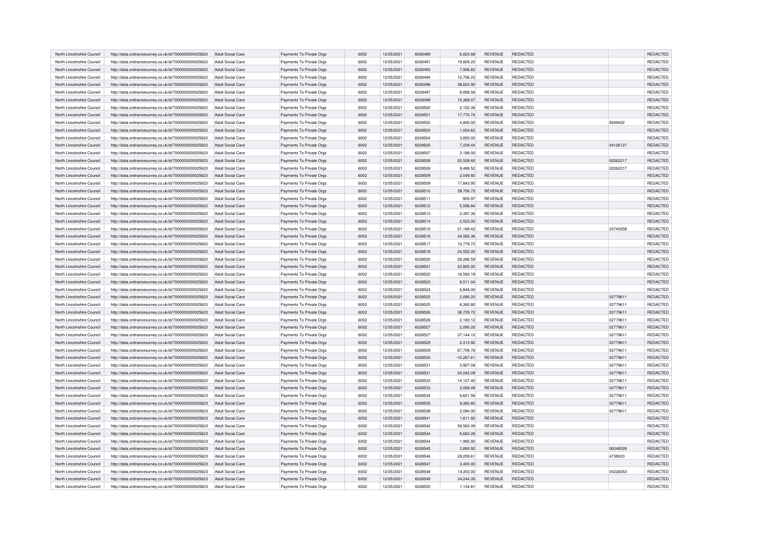| North Lincolnshire Council | http://data.ordnancesurvey.co.uk/id/7000000000025623 | Adult Social Care | Payments To Private Orgs | 6002 | 12/05/2021 | 6028489 | 6,823.68 | REVENUE | REDACTED | | REDACTED |
|---|---|---|---|---|---|---|---|---|---|---|---|
| North Lincolnshire Council | http://data.ordnancesurvey.co.uk/id/7000000000025623 | Adult Social Care | Payments To Private Orgs | 6002 | 12/05/2021 | 6028491 | 19,859.20 | REVENUE | REDACTED | | REDACTED |
| North Lincolnshire Council | http://data.ordnancesurvey.co.uk/id/7000000000025623 | Adult Social Care | Payments To Private Orgs | 6002 | 12/05/2021 | 6028493 | 7,906.83 | REVENUE | REDACTED | | REDACTED |
| North Lincolnshire Council | http://data.ordnancesurvey.co.uk/id/7000000000025623 | Adult Social Care | Payments To Private Orgs | 6002 | 12/05/2021 | 6028494 | 12,756.22 | REVENUE | REDACTED | | REDACTED |
| North Lincolnshire Council | http://data.ordnancesurvey.co.uk/id/7000000000025623 | Adult Social Care | Payments To Private Orgs | 6002 | 12/05/2021 | 6028496 | 38,603.90 | REVENUE | REDACTED | | REDACTED |
| North Lincolnshire Council | http://data.ordnancesurvey.co.uk/id/7000000000025623 | Adult Social Care | Payments To Private Orgs | 6002 | 12/05/2021 | 6028497 | 8,858.58 | REVENUE | REDACTED | | REDACTED |
| North Lincolnshire Council | http://data.ordnancesurvey.co.uk/id/7000000000025623 | Adult Social Care | Payments To Private Orgs | 6002 | 12/05/2021 | 6028498 | 15,369.07 | REVENUE | REDACTED | | REDACTED |
| North Lincolnshire Council | http://data.ordnancesurvey.co.uk/id/7000000000025623 | Adult Social Care | Payments To Private Orgs | 6002 | 12/05/2021 | 6028500 | 2,152.36 | REVENUE | REDACTED | | REDACTED |
| North Lincolnshire Council | http://data.ordnancesurvey.co.uk/id/7000000000025623 | Adult Social Care | Payments To Private Orgs | 6002 | 12/05/2021 | 6028501 | 17,770.74 | REVENUE | REDACTED | | REDACTED |
| North Lincolnshire Council | http://data.ordnancesurvey.co.uk/id/7000000000025623 | Adult Social Care | Payments To Private Orgs | 6002 | 12/05/2021 | 6028502 | 4,800.00 | REVENUE | REDACTED | 5049402 | REDACTED |
| North Lincolnshire Council | http://data.ordnancesurvey.co.uk/id/7000000000025623 | Adult Social Care | Payments To Private Orgs | 6002 | 12/05/2021 | 6028503 | 1,054.62 | REVENUE | REDACTED | | REDACTED |
| North Lincolnshire Council | http://data.ordnancesurvey.co.uk/id/7000000000025623 | Adult Social Care | Payments To Private Orgs | 6002 | 12/05/2021 | 6028504 | 3,850.00 | REVENUE | REDACTED | | REDACTED |
| North Lincolnshire Council | http://data.ordnancesurvey.co.uk/id/7000000000025623 | Adult Social Care | Payments To Private Orgs | 6002 | 12/05/2021 | 6028505 | 7,229.44 | REVENUE | REDACTED | 04126127 | REDACTED |
| North Lincolnshire Council | http://data.ordnancesurvey.co.uk/id/7000000000025623 | Adult Social Care | Payments To Private Orgs | 6002 | 12/05/2021 | 6028507 | 3,188.00 | REVENUE | REDACTED | | REDACTED |
| North Lincolnshire Council | http://data.ordnancesurvey.co.uk/id/7000000000025623 | Adult Social Care | Payments To Private Orgs | 6002 | 12/05/2021 | 6028508 | 20,508.60 | REVENUE | REDACTED | 02262217 | REDACTED |
| North Lincolnshire Council | http://data.ordnancesurvey.co.uk/id/7000000000025623 | Adult Social Care | Payments To Private Orgs | 6002 | 12/05/2021 | 6028508 | 9,486.52 | REVENUE | REDACTED | 02262217 | REDACTED |
| North Lincolnshire Council | http://data.ordnancesurvey.co.uk/id/7000000000025623 | Adult Social Care | Payments To Private Orgs | 6002 | 12/05/2021 | 6028509 | 2,049.92 | REVENUE | REDACTED | | REDACTED |
| North Lincolnshire Council | http://data.ordnancesurvey.co.uk/id/7000000000025623 | Adult Social Care | Payments To Private Orgs | 6002 | 12/05/2021 | 6028509 | 17,843.95 | REVENUE | REDACTED | | REDACTED |
| North Lincolnshire Council | http://data.ordnancesurvey.co.uk/id/7000000000025623 | Adult Social Care | Payments To Private Orgs | 6002 | 12/05/2021 | 6028510 | 39,706.75 | REVENUE | REDACTED | | REDACTED |
| North Lincolnshire Council | http://data.ordnancesurvey.co.uk/id/7000000000025623 | Adult Social Care | Payments To Private Orgs | 6002 | 12/05/2021 | 6028511 | -905.97 | REVENUE | REDACTED | | REDACTED |
| North Lincolnshire Council | http://data.ordnancesurvey.co.uk/id/7000000000025623 | Adult Social Care | Payments To Private Orgs | 6002 | 12/05/2021 | 6028512 | 5,596.84 | REVENUE | REDACTED | | REDACTED |
| North Lincolnshire Council | http://data.ordnancesurvey.co.uk/id/7000000000025623 | Adult Social Care | Payments To Private Orgs | 6002 | 12/05/2021 | 6028513 | 2,397.36 | REVENUE | REDACTED | | REDACTED |
| North Lincolnshire Council | http://data.ordnancesurvey.co.uk/id/7000000000025623 | Adult Social Care | Payments To Private Orgs | 6002 | 12/05/2021 | 6028514 | 2,523.00 | REVENUE | REDACTED | | REDACTED |
| North Lincolnshire Council | http://data.ordnancesurvey.co.uk/id/7000000000025623 | Adult Social Care | Payments To Private Orgs | 6002 | 12/05/2021 | 6028515 | 21,189.42 | REVENUE | REDACTED | 03745258 | REDACTED |
| North Lincolnshire Council | http://data.ordnancesurvey.co.uk/id/7000000000025623 | Adult Social Care | Payments To Private Orgs | 6002 | 12/05/2021 | 6028516 | 34,585.36 | REVENUE | REDACTED | | REDACTED |
| North Lincolnshire Council | http://data.ordnancesurvey.co.uk/id/7000000000025623 | Adult Social Care | Payments To Private Orgs | 6002 | 12/05/2021 | 6028517 | 10,779.72 | REVENUE | REDACTED | | REDACTED |
| North Lincolnshire Council | http://data.ordnancesurvey.co.uk/id/7000000000025623 | Adult Social Care | Payments To Private Orgs | 6002 | 12/05/2021 | 6028518 | 24,555.00 | REVENUE | REDACTED | | REDACTED |
| North Lincolnshire Council | http://data.ordnancesurvey.co.uk/id/7000000000025623 | Adult Social Care | Payments To Private Orgs | 6002 | 12/05/2021 | 6028520 | 28,286.59 | REVENUE | REDACTED | | REDACTED |
| North Lincolnshire Council | http://data.ordnancesurvey.co.uk/id/7000000000025623 | Adult Social Care | Payments To Private Orgs | 6002 | 12/05/2021 | 6028521 | 23,825.00 | REVENUE | REDACTED | | REDACTED |
| North Lincolnshire Council | http://data.ordnancesurvey.co.uk/id/7000000000025623 | Adult Social Care | Payments To Private Orgs | 6002 | 12/05/2021 | 6028522 | 16,593.19 | REVENUE | REDACTED | | REDACTED |
| North Lincolnshire Council | http://data.ordnancesurvey.co.uk/id/7000000000025623 | Adult Social Care | Payments To Private Orgs | 6002 | 12/05/2021 | 6028523 | 8,511.04 | REVENUE | REDACTED | | REDACTED |
| North Lincolnshire Council | http://data.ordnancesurvey.co.uk/id/7000000000025623 | Adult Social Care | Payments To Private Orgs | 6002 | 12/05/2021 | 6028524 | 6,848.00 | REVENUE | REDACTED | | REDACTED |
| North Lincolnshire Council | http://data.ordnancesurvey.co.uk/id/7000000000025623 | Adult Social Care | Payments To Private Orgs | 6002 | 12/05/2021 | 6028525 | 2,090.20 | REVENUE | REDACTED | 02779611 | REDACTED |
| North Lincolnshire Council | http://data.ordnancesurvey.co.uk/id/7000000000025623 | Adult Social Care | Payments To Private Orgs | 6002 | 12/05/2021 | 6028525 | 8,360.80 | REVENUE | REDACTED | 02779611 | REDACTED |
| North Lincolnshire Council | http://data.ordnancesurvey.co.uk/id/7000000000025623 | Adult Social Care | Payments To Private Orgs | 6002 | 12/05/2021 | 6028526 | 38,729.72 | REVENUE | REDACTED | 02779611 | REDACTED |
| North Lincolnshire Council | http://data.ordnancesurvey.co.uk/id/7000000000025623 | Adult Social Care | Payments To Private Orgs | 6002 | 12/05/2021 | 6028526 | 2,183.12 | REVENUE | REDACTED | 02779611 | REDACTED |
| North Lincolnshire Council | http://data.ordnancesurvey.co.uk/id/7000000000025623 | Adult Social Care | Payments To Private Orgs | 6002 | 12/05/2021 | 6028527 | 2,090.20 | REVENUE | REDACTED | 02779611 | REDACTED |
| North Lincolnshire Council | http://data.ordnancesurvey.co.uk/id/7000000000025623 | Adult Social Care | Payments To Private Orgs | 6002 | 12/05/2021 | 6028527 | 37,144.12 | REVENUE | REDACTED | 02779611 | REDACTED |
| North Lincolnshire Council | http://data.ordnancesurvey.co.uk/id/7000000000025623 | Adult Social Care | Payments To Private Orgs | 6002 | 12/05/2021 | 6028529 | 2,313.92 | REVENUE | REDACTED | 02779611 | REDACTED |
| North Lincolnshire Council | http://data.ordnancesurvey.co.uk/id/7000000000025623 | Adult Social Care | Payments To Private Orgs | 6002 | 12/05/2021 | 6028529 | 67,708.76 | REVENUE | REDACTED | 02779611 | REDACTED |
| North Lincolnshire Council | http://data.ordnancesurvey.co.uk/id/7000000000025623 | Adult Social Care | Payments To Private Orgs | 6002 | 12/05/2021 | 6028530 | -10,267.61 | REVENUE | REDACTED | 02779611 | REDACTED |
| North Lincolnshire Council | http://data.ordnancesurvey.co.uk/id/7000000000025623 | Adult Social Care | Payments To Private Orgs | 6002 | 12/05/2021 | 6028531 | 3,907.08 | REVENUE | REDACTED | 02779611 | REDACTED |
| North Lincolnshire Council | http://data.ordnancesurvey.co.uk/id/7000000000025623 | Adult Social Care | Payments To Private Orgs | 6002 | 12/05/2021 | 6028531 | 24,042.09 | REVENUE | REDACTED | 02779611 | REDACTED |
| North Lincolnshire Council | http://data.ordnancesurvey.co.uk/id/7000000000025623 | Adult Social Care | Payments To Private Orgs | 6002 | 12/05/2021 | 6028533 | 14,127.40 | REVENUE | REDACTED | 02779611 | REDACTED |
| North Lincolnshire Council | http://data.ordnancesurvey.co.uk/id/7000000000025623 | Adult Social Care | Payments To Private Orgs | 6002 | 12/05/2021 | 6028533 | 2,069.48 | REVENUE | REDACTED | 02779611 | REDACTED |
| North Lincolnshire Council | http://data.ordnancesurvey.co.uk/id/7000000000025623 | Adult Social Care | Payments To Private Orgs | 6002 | 12/05/2021 | 6028534 | 6,651.56 | REVENUE | REDACTED | 02779611 | REDACTED |
| North Lincolnshire Council | http://data.ordnancesurvey.co.uk/id/7000000000025623 | Adult Social Care | Payments To Private Orgs | 6002 | 12/05/2021 | 6028535 | 8,360.80 | REVENUE | REDACTED | 02779611 | REDACTED |
| North Lincolnshire Council | http://data.ordnancesurvey.co.uk/id/7000000000025623 | Adult Social Care | Payments To Private Orgs | 6002 | 12/05/2021 | 6028538 | 2,084.00 | REVENUE | REDACTED | 02779611 | REDACTED |
| North Lincolnshire Council | http://data.ordnancesurvey.co.uk/id/7000000000025623 | Adult Social Care | Payments To Private Orgs | 6002 | 12/05/2021 | 6028541 | 1,611.92 | REVENUE | REDACTED | | REDACTED |
| North Lincolnshire Council | http://data.ordnancesurvey.co.uk/id/7000000000025623 | Adult Social Care | Payments To Private Orgs | 6002 | 12/05/2021 | 6028542 | 56,560.39 | REVENUE | REDACTED | | REDACTED |
| North Lincolnshire Council | http://data.ordnancesurvey.co.uk/id/7000000000025623 | Adult Social Care | Payments To Private Orgs | 6002 | 12/05/2021 | 6028544 | 6,683.28 | REVENUE | REDACTED | | REDACTED |
| North Lincolnshire Council | http://data.ordnancesurvey.co.uk/id/7000000000025623 | Adult Social Care | Payments To Private Orgs | 6002 | 12/05/2021 | 6028544 | 1,985.92 | REVENUE | REDACTED | | REDACTED |
| North Lincolnshire Council | http://data.ordnancesurvey.co.uk/id/7000000000025623 | Adult Social Care | Payments To Private Orgs | 6002 | 12/05/2021 | 6028545 | 2,893.92 | REVENUE | REDACTED | 06048328 | REDACTED |
| North Lincolnshire Council | http://data.ordnancesurvey.co.uk/id/7000000000025623 | Adult Social Care | Payments To Private Orgs | 6002 | 12/05/2021 | 6028546 | 28,259.61 | REVENUE | REDACTED | 4738023 | REDACTED |
| North Lincolnshire Council | http://data.ordnancesurvey.co.uk/id/7000000000025623 | Adult Social Care | Payments To Private Orgs | 6002 | 12/05/2021 | 6028547 | 3,400.00 | REVENUE | REDACTED | | REDACTED |
| North Lincolnshire Council | http://data.ordnancesurvey.co.uk/id/7000000000025623 | Adult Social Care | Payments To Private Orgs | 6002 | 12/05/2021 | 6028548 | 14,353.00 | REVENUE | REDACTED | 04228353 | REDACTED |
| North Lincolnshire Council | http://data.ordnancesurvey.co.uk/id/7000000000025623 | Adult Social Care | Payments To Private Orgs | 6002 | 12/05/2021 | 6028549 | 34,244.35 | REVENUE | REDACTED | | REDACTED |
| North Lincolnshire Council | http://data.ordnancesurvey.co.uk/id/7000000000025623 | Adult Social Care | Payments To Private Orgs | 6002 | 12/05/2021 | 6028550 | 1,134.81 | REVENUE | REDACTED | | REDACTED |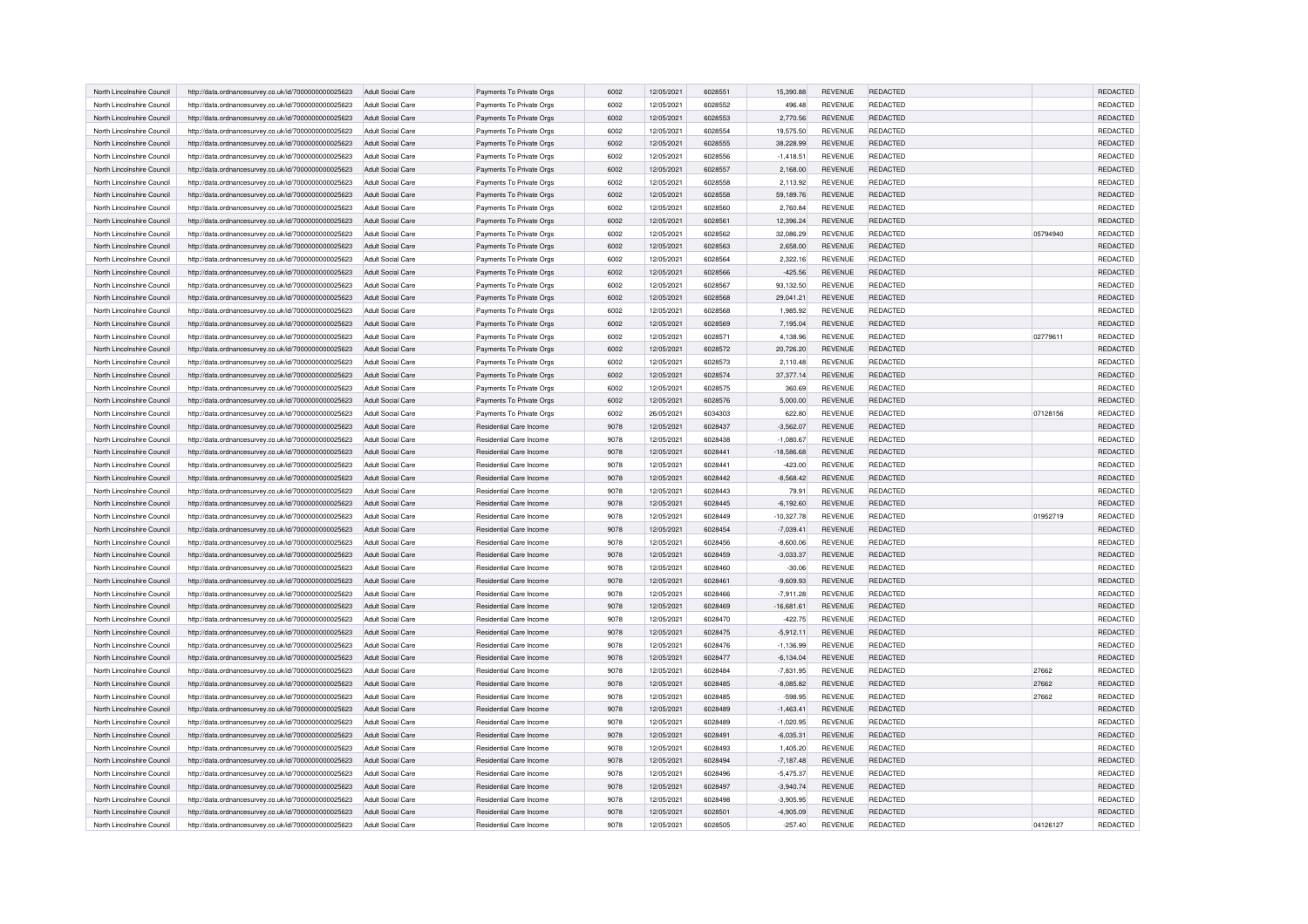| North Lincolnshire Council | http://data.ordnancesurvey.co.uk/id/7000000000025623 | Adult Social Care | Payments To Private Orgs | 6002 | 12/05/2021 | 6028551 | 15,390.88 | REVENUE | REDACTED | | REDACTED |
|---|---|---|---|---|---|---|---|---|---|---|---|
| North Lincolnshire Council | http://data.ordnancesurvey.co.uk/id/7000000000025623 | Adult Social Care | Payments To Private Orgs | 6002 | 12/05/2021 | 6028552 | 496.48 | REVENUE | REDACTED | | REDACTED |
| North Lincolnshire Council | http://data.ordnancesurvey.co.uk/id/7000000000025623 | Adult Social Care | Payments To Private Orgs | 6002 | 12/05/2021 | 6028553 | 2,770.56 | REVENUE | REDACTED | | REDACTED |
| North Lincolnshire Council | http://data.ordnancesurvey.co.uk/id/7000000000025623 | Adult Social Care | Payments To Private Orgs | 6002 | 12/05/2021 | 6028554 | 19,575.50 | REVENUE | REDACTED | | REDACTED |
| North Lincolnshire Council | http://data.ordnancesurvey.co.uk/id/7000000000025623 | Adult Social Care | Payments To Private Orgs | 6002 | 12/05/2021 | 6028555 | 38,228.99 | REVENUE | REDACTED | | REDACTED |
| North Lincolnshire Council | http://data.ordnancesurvey.co.uk/id/7000000000025623 | Adult Social Care | Payments To Private Orgs | 6002 | 12/05/2021 | 6028556 | -1,418.51 | REVENUE | REDACTED | | REDACTED |
| North Lincolnshire Council | http://data.ordnancesurvey.co.uk/id/7000000000025623 | Adult Social Care | Payments To Private Orgs | 6002 | 12/05/2021 | 6028557 | 2,168.00 | REVENUE | REDACTED | | REDACTED |
| North Lincolnshire Council | http://data.ordnancesurvey.co.uk/id/7000000000025623 | Adult Social Care | Payments To Private Orgs | 6002 | 12/05/2021 | 6028558 | 2,113.92 | REVENUE | REDACTED | | REDACTED |
| North Lincolnshire Council | http://data.ordnancesurvey.co.uk/id/7000000000025623 | Adult Social Care | Payments To Private Orgs | 6002 | 12/05/2021 | 6028558 | 59,189.76 | REVENUE | REDACTED | | REDACTED |
| North Lincolnshire Council | http://data.ordnancesurvey.co.uk/id/7000000000025623 | Adult Social Care | Payments To Private Orgs | 6002 | 12/05/2021 | 6028560 | 2,760.84 | REVENUE | REDACTED | | REDACTED |
| North Lincolnshire Council | http://data.ordnancesurvey.co.uk/id/7000000000025623 | Adult Social Care | Payments To Private Orgs | 6002 | 12/05/2021 | 6028561 | 12,396.24 | REVENUE | REDACTED | | REDACTED |
| North Lincolnshire Council | http://data.ordnancesurvey.co.uk/id/7000000000025623 | Adult Social Care | Payments To Private Orgs | 6002 | 12/05/2021 | 6028562 | 32,086.29 | REVENUE | REDACTED | 05794940 | REDACTED |
| North Lincolnshire Council | http://data.ordnancesurvey.co.uk/id/7000000000025623 | Adult Social Care | Payments To Private Orgs | 6002 | 12/05/2021 | 6028563 | 2,658.00 | REVENUE | REDACTED | | REDACTED |
| North Lincolnshire Council | http://data.ordnancesurvey.co.uk/id/7000000000025623 | Adult Social Care | Payments To Private Orgs | 6002 | 12/05/2021 | 6028564 | 2,322.16 | REVENUE | REDACTED | | REDACTED |
| North Lincolnshire Council | http://data.ordnancesurvey.co.uk/id/7000000000025623 | Adult Social Care | Payments To Private Orgs | 6002 | 12/05/2021 | 6028566 | -425.56 | REVENUE | REDACTED | | REDACTED |
| North Lincolnshire Council | http://data.ordnancesurvey.co.uk/id/7000000000025623 | Adult Social Care | Payments To Private Orgs | 6002 | 12/05/2021 | 6028567 | 93,132.50 | REVENUE | REDACTED | | REDACTED |
| North Lincolnshire Council | http://data.ordnancesurvey.co.uk/id/7000000000025623 | Adult Social Care | Payments To Private Orgs | 6002 | 12/05/2021 | 6028568 | 29,041.21 | REVENUE | REDACTED | | REDACTED |
| North Lincolnshire Council | http://data.ordnancesurvey.co.uk/id/7000000000025623 | Adult Social Care | Payments To Private Orgs | 6002 | 12/05/2021 | 6028568 | 1,985.92 | REVENUE | REDACTED | | REDACTED |
| North Lincolnshire Council | http://data.ordnancesurvey.co.uk/id/7000000000025623 | Adult Social Care | Payments To Private Orgs | 6002 | 12/05/2021 | 6028569 | 7,195.04 | REVENUE | REDACTED | | REDACTED |
| North Lincolnshire Council | http://data.ordnancesurvey.co.uk/id/7000000000025623 | Adult Social Care | Payments To Private Orgs | 6002 | 12/05/2021 | 6028571 | 4,138.96 | REVENUE | REDACTED | 02779611 | REDACTED |
| North Lincolnshire Council | http://data.ordnancesurvey.co.uk/id/7000000000025623 | Adult Social Care | Payments To Private Orgs | 6002 | 12/05/2021 | 6028572 | 20,726.20 | REVENUE | REDACTED | | REDACTED |
| North Lincolnshire Council | http://data.ordnancesurvey.co.uk/id/7000000000025623 | Adult Social Care | Payments To Private Orgs | 6002 | 12/05/2021 | 6028573 | 2,110.48 | REVENUE | REDACTED | | REDACTED |
| North Lincolnshire Council | http://data.ordnancesurvey.co.uk/id/7000000000025623 | Adult Social Care | Payments To Private Orgs | 6002 | 12/05/2021 | 6028574 | 37,377.14 | REVENUE | REDACTED | | REDACTED |
| North Lincolnshire Council | http://data.ordnancesurvey.co.uk/id/7000000000025623 | Adult Social Care | Payments To Private Orgs | 6002 | 12/05/2021 | 6028575 | 360.69 | REVENUE | REDACTED | | REDACTED |
| North Lincolnshire Council | http://data.ordnancesurvey.co.uk/id/7000000000025623 | Adult Social Care | Payments To Private Orgs | 6002 | 12/05/2021 | 6028576 | 5,000.00 | REVENUE | REDACTED | | REDACTED |
| North Lincolnshire Council | http://data.ordnancesurvey.co.uk/id/7000000000025623 | Adult Social Care | Payments To Private Orgs | 6002 | 26/05/2021 | 6034303 | 622.80 | REVENUE | REDACTED | 07128156 | REDACTED |
| North Lincolnshire Council | http://data.ordnancesurvey.co.uk/id/7000000000025623 | Adult Social Care | Residential Care Income | 9078 | 12/05/2021 | 6028437 | -3,562.07 | REVENUE | REDACTED | | REDACTED |
| North Lincolnshire Council | http://data.ordnancesurvey.co.uk/id/7000000000025623 | Adult Social Care | Residential Care Income | 9078 | 12/05/2021 | 6028438 | -1,080.67 | REVENUE | REDACTED | | REDACTED |
| North Lincolnshire Council | http://data.ordnancesurvey.co.uk/id/7000000000025623 | Adult Social Care | Residential Care Income | 9078 | 12/05/2021 | 6028441 | -18,586.68 | REVENUE | REDACTED | | REDACTED |
| North Lincolnshire Council | http://data.ordnancesurvey.co.uk/id/7000000000025623 | Adult Social Care | Residential Care Income | 9078 | 12/05/2021 | 6028441 | -423.00 | REVENUE | REDACTED | | REDACTED |
| North Lincolnshire Council | http://data.ordnancesurvey.co.uk/id/7000000000025623 | Adult Social Care | Residential Care Income | 9078 | 12/05/2021 | 6028442 | -8,568.42 | REVENUE | REDACTED | | REDACTED |
| North Lincolnshire Council | http://data.ordnancesurvey.co.uk/id/7000000000025623 | Adult Social Care | Residential Care Income | 9078 | 12/05/2021 | 6028443 | 79.91 | REVENUE | REDACTED | | REDACTED |
| North Lincolnshire Council | http://data.ordnancesurvey.co.uk/id/7000000000025623 | Adult Social Care | Residential Care Income | 9078 | 12/05/2021 | 6028445 | -6,192.60 | REVENUE | REDACTED | | REDACTED |
| North Lincolnshire Council | http://data.ordnancesurvey.co.uk/id/7000000000025623 | Adult Social Care | Residential Care Income | 9078 | 12/05/2021 | 6028449 | -10,327.78 | REVENUE | REDACTED | 01952719 | REDACTED |
| North Lincolnshire Council | http://data.ordnancesurvey.co.uk/id/7000000000025623 | Adult Social Care | Residential Care Income | 9078 | 12/05/2021 | 6028454 | -7,039.41 | REVENUE | REDACTED | | REDACTED |
| North Lincolnshire Council | http://data.ordnancesurvey.co.uk/id/7000000000025623 | Adult Social Care | Residential Care Income | 9078 | 12/05/2021 | 6028456 | -8,600.06 | REVENUE | REDACTED | | REDACTED |
| North Lincolnshire Council | http://data.ordnancesurvey.co.uk/id/7000000000025623 | Adult Social Care | Residential Care Income | 9078 | 12/05/2021 | 6028459 | -3,033.37 | REVENUE | REDACTED | | REDACTED |
| North Lincolnshire Council | http://data.ordnancesurvey.co.uk/id/7000000000025623 | Adult Social Care | Residential Care Income | 9078 | 12/05/2021 | 6028460 | -30.06 | REVENUE | REDACTED | | REDACTED |
| North Lincolnshire Council | http://data.ordnancesurvey.co.uk/id/7000000000025623 | Adult Social Care | Residential Care Income | 9078 | 12/05/2021 | 6028461 | -9,609.93 | REVENUE | REDACTED | | REDACTED |
| North Lincolnshire Council | http://data.ordnancesurvey.co.uk/id/7000000000025623 | Adult Social Care | Residential Care Income | 9078 | 12/05/2021 | 6028466 | -7,911.28 | REVENUE | REDACTED | | REDACTED |
| North Lincolnshire Council | http://data.ordnancesurvey.co.uk/id/7000000000025623 | Adult Social Care | Residential Care Income | 9078 | 12/05/2021 | 6028469 | -16,681.61 | REVENUE | REDACTED | | REDACTED |
| North Lincolnshire Council | http://data.ordnancesurvey.co.uk/id/7000000000025623 | Adult Social Care | Residential Care Income | 9078 | 12/05/2021 | 6028470 | -422.75 | REVENUE | REDACTED | | REDACTED |
| North Lincolnshire Council | http://data.ordnancesurvey.co.uk/id/7000000000025623 | Adult Social Care | Residential Care Income | 9078 | 12/05/2021 | 6028475 | -5,912.11 | REVENUE | REDACTED | | REDACTED |
| North Lincolnshire Council | http://data.ordnancesurvey.co.uk/id/7000000000025623 | Adult Social Care | Residential Care Income | 9078 | 12/05/2021 | 6028476 | -1,136.99 | REVENUE | REDACTED | | REDACTED |
| North Lincolnshire Council | http://data.ordnancesurvey.co.uk/id/7000000000025623 | Adult Social Care | Residential Care Income | 9078 | 12/05/2021 | 6028477 | -6,134.04 | REVENUE | REDACTED | | REDACTED |
| North Lincolnshire Council | http://data.ordnancesurvey.co.uk/id/7000000000025623 | Adult Social Care | Residential Care Income | 9078 | 12/05/2021 | 6028484 | -7,831.95 | REVENUE | REDACTED | 27662 | REDACTED |
| North Lincolnshire Council | http://data.ordnancesurvey.co.uk/id/7000000000025623 | Adult Social Care | Residential Care Income | 9078 | 12/05/2021 | 6028485 | -8,085.82 | REVENUE | REDACTED | 27662 | REDACTED |
| North Lincolnshire Council | http://data.ordnancesurvey.co.uk/id/7000000000025623 | Adult Social Care | Residential Care Income | 9078 | 12/05/2021 | 6028485 | -598.95 | REVENUE | REDACTED | 27662 | REDACTED |
| North Lincolnshire Council | http://data.ordnancesurvey.co.uk/id/7000000000025623 | Adult Social Care | Residential Care Income | 9078 | 12/05/2021 | 6028489 | -1,463.41 | REVENUE | REDACTED | | REDACTED |
| North Lincolnshire Council | http://data.ordnancesurvey.co.uk/id/7000000000025623 | Adult Social Care | Residential Care Income | 9078 | 12/05/2021 | 6028489 | -1,020.95 | REVENUE | REDACTED | | REDACTED |
| North Lincolnshire Council | http://data.ordnancesurvey.co.uk/id/7000000000025623 | Adult Social Care | Residential Care Income | 9078 | 12/05/2021 | 6028491 | -6,035.31 | REVENUE | REDACTED | | REDACTED |
| North Lincolnshire Council | http://data.ordnancesurvey.co.uk/id/7000000000025623 | Adult Social Care | Residential Care Income | 9078 | 12/05/2021 | 6028493 | 1,405.20 | REVENUE | REDACTED | | REDACTED |
| North Lincolnshire Council | http://data.ordnancesurvey.co.uk/id/7000000000025623 | Adult Social Care | Residential Care Income | 9078 | 12/05/2021 | 6028494 | -7,187.48 | REVENUE | REDACTED | | REDACTED |
| North Lincolnshire Council | http://data.ordnancesurvey.co.uk/id/7000000000025623 | Adult Social Care | Residential Care Income | 9078 | 12/05/2021 | 6028496 | -5,475.37 | REVENUE | REDACTED | | REDACTED |
| North Lincolnshire Council | http://data.ordnancesurvey.co.uk/id/7000000000025623 | Adult Social Care | Residential Care Income | 9078 | 12/05/2021 | 6028497 | -3,940.74 | REVENUE | REDACTED | | REDACTED |
| North Lincolnshire Council | http://data.ordnancesurvey.co.uk/id/7000000000025623 | Adult Social Care | Residential Care Income | 9078 | 12/05/2021 | 6028498 | -3,905.95 | REVENUE | REDACTED | | REDACTED |
| North Lincolnshire Council | http://data.ordnancesurvey.co.uk/id/7000000000025623 | Adult Social Care | Residential Care Income | 9078 | 12/05/2021 | 6028501 | -4,905.09 | REVENUE | REDACTED | | REDACTED |
| North Lincolnshire Council | http://data.ordnancesurvey.co.uk/id/7000000000025623 | Adult Social Care | Residential Care Income | 9078 | 12/05/2021 | 6028505 | -257.40 | REVENUE | REDACTED | 04126127 | REDACTED |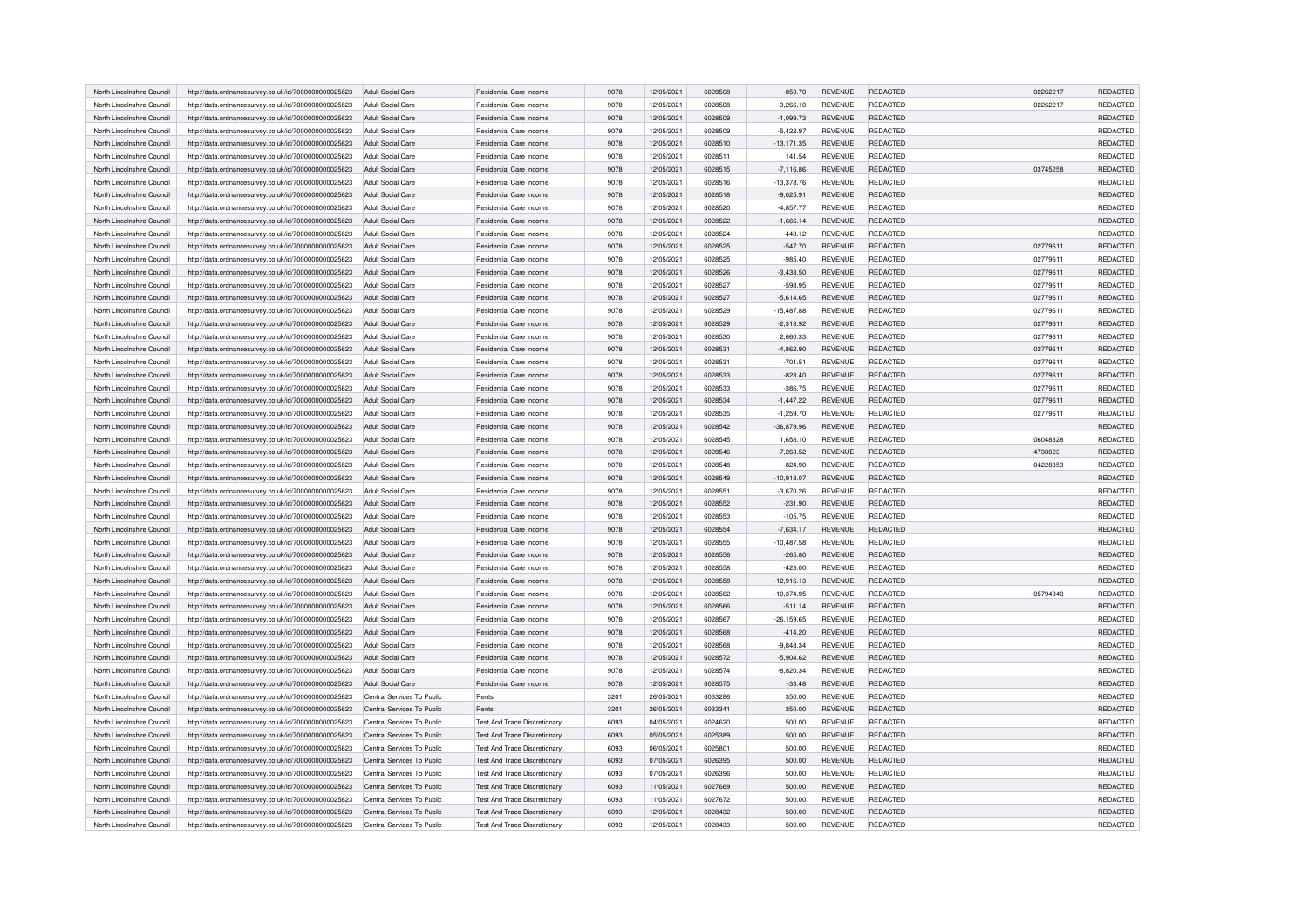| North Lincolnshire Council | http://data.ordnancesurvey.co.uk/id/7000000000025623 | Adult Social Care | Residential Care Income | 9078 | 12/05/2021 | 6028508 | -859.70 | REVENUE | REDACTED | 02262217 | REDACTED |
|---|---|---|---|---|---|---|---|---|---|---|---|
| North Lincolnshire Council | http://data.ordnancesurvey.co.uk/id/7000000000025623 | Adult Social Care | Residential Care Income | 9078 | 12/05/2021 | 6028508 | -3,266.10 | REVENUE | REDACTED | 02262217 | REDACTED |
| North Lincolnshire Council | http://data.ordnancesurvey.co.uk/id/7000000000025623 | Adult Social Care | Residential Care Income | 9078 | 12/05/2021 | 6028509 | -1,099.73 | REVENUE | REDACTED | | REDACTED |
| North Lincolnshire Council | http://data.ordnancesurvey.co.uk/id/7000000000025623 | Adult Social Care | Residential Care Income | 9078 | 12/05/2021 | 6028509 | -5,422.97 | REVENUE | REDACTED | | REDACTED |
| North Lincolnshire Council | http://data.ordnancesurvey.co.uk/id/7000000000025623 | Adult Social Care | Residential Care Income | 9078 | 12/05/2021 | 6028510 | -13,171.35 | REVENUE | REDACTED | | REDACTED |
| North Lincolnshire Council | http://data.ordnancesurvey.co.uk/id/7000000000025623 | Adult Social Care | Residential Care Income | 9078 | 12/05/2021 | 6028511 | 141.54 | REVENUE | REDACTED | | REDACTED |
| North Lincolnshire Council | http://data.ordnancesurvey.co.uk/id/7000000000025623 | Adult Social Care | Residential Care Income | 9078 | 12/05/2021 | 6028515 | -7,116.86 | REVENUE | REDACTED | 03745258 | REDACTED |
| North Lincolnshire Council | http://data.ordnancesurvey.co.uk/id/7000000000025623 | Adult Social Care | Residential Care Income | 9078 | 12/05/2021 | 6028516 | -13,378.76 | REVENUE | REDACTED | | REDACTED |
| North Lincolnshire Council | http://data.ordnancesurvey.co.uk/id/7000000000025623 | Adult Social Care | Residential Care Income | 9078 | 12/05/2021 | 6028518 | -9,025.91 | REVENUE | REDACTED | | REDACTED |
| North Lincolnshire Council | http://data.ordnancesurvey.co.uk/id/7000000000025623 | Adult Social Care | Residential Care Income | 9078 | 12/05/2021 | 6028520 | -4,857.77 | REVENUE | REDACTED | | REDACTED |
| North Lincolnshire Council | http://data.ordnancesurvey.co.uk/id/7000000000025623 | Adult Social Care | Residential Care Income | 9078 | 12/05/2021 | 6028522 | -1,666.14 | REVENUE | REDACTED | | REDACTED |
| North Lincolnshire Council | http://data.ordnancesurvey.co.uk/id/7000000000025623 | Adult Social Care | Residential Care Income | 9078 | 12/05/2021 | 6028524 | -443.12 | REVENUE | REDACTED | | REDACTED |
| North Lincolnshire Council | http://data.ordnancesurvey.co.uk/id/7000000000025623 | Adult Social Care | Residential Care Income | 9078 | 12/05/2021 | 6028525 | -547.70 | REVENUE | REDACTED | 02779611 | REDACTED |
| North Lincolnshire Council | http://data.ordnancesurvey.co.uk/id/7000000000025623 | Adult Social Care | Residential Care Income | 9078 | 12/05/2021 | 6028525 | -985.40 | REVENUE | REDACTED | 02779611 | REDACTED |
| North Lincolnshire Council | http://data.ordnancesurvey.co.uk/id/7000000000025623 | Adult Social Care | Residential Care Income | 9078 | 12/05/2021 | 6028526 | -3,438.50 | REVENUE | REDACTED | 02779611 | REDACTED |
| North Lincolnshire Council | http://data.ordnancesurvey.co.uk/id/7000000000025623 | Adult Social Care | Residential Care Income | 9078 | 12/05/2021 | 6028527 | -598.95 | REVENUE | REDACTED | 02779611 | REDACTED |
| North Lincolnshire Council | http://data.ordnancesurvey.co.uk/id/7000000000025623 | Adult Social Care | Residential Care Income | 9078 | 12/05/2021 | 6028527 | -5,614.65 | REVENUE | REDACTED | 02779611 | REDACTED |
| North Lincolnshire Council | http://data.ordnancesurvey.co.uk/id/7000000000025623 | Adult Social Care | Residential Care Income | 9078 | 12/05/2021 | 6028529 | -15,487.88 | REVENUE | REDACTED | 02779611 | REDACTED |
| North Lincolnshire Council | http://data.ordnancesurvey.co.uk/id/7000000000025623 | Adult Social Care | Residential Care Income | 9078 | 12/05/2021 | 6028529 | -2,313.92 | REVENUE | REDACTED | 02779611 | REDACTED |
| North Lincolnshire Council | http://data.ordnancesurvey.co.uk/id/7000000000025623 | Adult Social Care | Residential Care Income | 9078 | 12/05/2021 | 6028530 | 2,660.33 | REVENUE | REDACTED | 02779611 | REDACTED |
| North Lincolnshire Council | http://data.ordnancesurvey.co.uk/id/7000000000025623 | Adult Social Care | Residential Care Income | 9078 | 12/05/2021 | 6028531 | -4,862.90 | REVENUE | REDACTED | 02779611 | REDACTED |
| North Lincolnshire Council | http://data.ordnancesurvey.co.uk/id/7000000000025623 | Adult Social Care | Residential Care Income | 9078 | 12/05/2021 | 6028531 | -701.51 | REVENUE | REDACTED | 02779611 | REDACTED |
| North Lincolnshire Council | http://data.ordnancesurvey.co.uk/id/7000000000025623 | Adult Social Care | Residential Care Income | 9078 | 12/05/2021 | 6028533 | -828.40 | REVENUE | REDACTED | 02779611 | REDACTED |
| North Lincolnshire Council | http://data.ordnancesurvey.co.uk/id/7000000000025623 | Adult Social Care | Residential Care Income | 9078 | 12/05/2021 | 6028533 | -386.75 | REVENUE | REDACTED | 02779611 | REDACTED |
| North Lincolnshire Council | http://data.ordnancesurvey.co.uk/id/7000000000025623 | Adult Social Care | Residential Care Income | 9078 | 12/05/2021 | 6028534 | -1,447.22 | REVENUE | REDACTED | 02779611 | REDACTED |
| North Lincolnshire Council | http://data.ordnancesurvey.co.uk/id/7000000000025623 | Adult Social Care | Residential Care Income | 9078 | 12/05/2021 | 6028535 | -1,259.70 | REVENUE | REDACTED | 02779611 | REDACTED |
| North Lincolnshire Council | http://data.ordnancesurvey.co.uk/id/7000000000025623 | Adult Social Care | Residential Care Income | 9078 | 12/05/2021 | 6028542 | -36,879.96 | REVENUE | REDACTED | | REDACTED |
| North Lincolnshire Council | http://data.ordnancesurvey.co.uk/id/7000000000025623 | Adult Social Care | Residential Care Income | 9078 | 12/05/2021 | 6028545 | 1,658.10 | REVENUE | REDACTED | 06048328 | REDACTED |
| North Lincolnshire Council | http://data.ordnancesurvey.co.uk/id/7000000000025623 | Adult Social Care | Residential Care Income | 9078 | 12/05/2021 | 6028546 | -7,263.52 | REVENUE | REDACTED | 4738023 | REDACTED |
| North Lincolnshire Council | http://data.ordnancesurvey.co.uk/id/7000000000025623 | Adult Social Care | Residential Care Income | 9078 | 12/05/2021 | 6028548 | -824.90 | REVENUE | REDACTED | 04228353 | REDACTED |
| North Lincolnshire Council | http://data.ordnancesurvey.co.uk/id/7000000000025623 | Adult Social Care | Residential Care Income | 9078 | 12/05/2021 | 6028549 | -10,918.07 | REVENUE | REDACTED | | REDACTED |
| North Lincolnshire Council | http://data.ordnancesurvey.co.uk/id/7000000000025623 | Adult Social Care | Residential Care Income | 9078 | 12/05/2021 | 6028551 | -3,670.26 | REVENUE | REDACTED | | REDACTED |
| North Lincolnshire Council | http://data.ordnancesurvey.co.uk/id/7000000000025623 | Adult Social Care | Residential Care Income | 9078 | 12/05/2021 | 6028552 | -231.90 | REVENUE | REDACTED | | REDACTED |
| North Lincolnshire Council | http://data.ordnancesurvey.co.uk/id/7000000000025623 | Adult Social Care | Residential Care Income | 9078 | 12/05/2021 | 6028553 | -105.75 | REVENUE | REDACTED | | REDACTED |
| North Lincolnshire Council | http://data.ordnancesurvey.co.uk/id/7000000000025623 | Adult Social Care | Residential Care Income | 9078 | 12/05/2021 | 6028554 | -7,634.17 | REVENUE | REDACTED | | REDACTED |
| North Lincolnshire Council | http://data.ordnancesurvey.co.uk/id/7000000000025623 | Adult Social Care | Residential Care Income | 9078 | 12/05/2021 | 6028555 | -10,487.58 | REVENUE | REDACTED | | REDACTED |
| North Lincolnshire Council | http://data.ordnancesurvey.co.uk/id/7000000000025623 | Adult Social Care | Residential Care Income | 9078 | 12/05/2021 | 6028556 | -265.80 | REVENUE | REDACTED | | REDACTED |
| North Lincolnshire Council | http://data.ordnancesurvey.co.uk/id/7000000000025623 | Adult Social Care | Residential Care Income | 9078 | 12/05/2021 | 6028558 | -423.00 | REVENUE | REDACTED | | REDACTED |
| North Lincolnshire Council | http://data.ordnancesurvey.co.uk/id/7000000000025623 | Adult Social Care | Residential Care Income | 9078 | 12/05/2021 | 6028558 | -12,916.13 | REVENUE | REDACTED | | REDACTED |
| North Lincolnshire Council | http://data.ordnancesurvey.co.uk/id/7000000000025623 | Adult Social Care | Residential Care Income | 9078 | 12/05/2021 | 6028562 | -10,374.95 | REVENUE | REDACTED | 05794940 | REDACTED |
| North Lincolnshire Council | http://data.ordnancesurvey.co.uk/id/7000000000025623 | Adult Social Care | Residential Care Income | 9078 | 12/05/2021 | 6028566 | -511.14 | REVENUE | REDACTED | | REDACTED |
| North Lincolnshire Council | http://data.ordnancesurvey.co.uk/id/7000000000025623 | Adult Social Care | Residential Care Income | 9078 | 12/05/2021 | 6028567 | -26,159.65 | REVENUE | REDACTED | | REDACTED |
| North Lincolnshire Council | http://data.ordnancesurvey.co.uk/id/7000000000025623 | Adult Social Care | Residential Care Income | 9078 | 12/05/2021 | 6028568 | -414.20 | REVENUE | REDACTED | | REDACTED |
| North Lincolnshire Council | http://data.ordnancesurvey.co.uk/id/7000000000025623 | Adult Social Care | Residential Care Income | 9078 | 12/05/2021 | 6028568 | -9,848.34 | REVENUE | REDACTED | | REDACTED |
| North Lincolnshire Council | http://data.ordnancesurvey.co.uk/id/7000000000025623 | Adult Social Care | Residential Care Income | 9078 | 12/05/2021 | 6028572 | -5,904.62 | REVENUE | REDACTED | | REDACTED |
| North Lincolnshire Council | http://data.ordnancesurvey.co.uk/id/7000000000025623 | Adult Social Care | Residential Care Income | 9078 | 12/05/2021 | 6028574 | -8,820.34 | REVENUE | REDACTED | | REDACTED |
| North Lincolnshire Council | http://data.ordnancesurvey.co.uk/id/7000000000025623 | Adult Social Care | Residential Care Income | 9078 | 12/05/2021 | 6028575 | -33.48 | REVENUE | REDACTED | | REDACTED |
| North Lincolnshire Council | http://data.ordnancesurvey.co.uk/id/7000000000025623 | Central Services To Public | Rents | 3201 | 26/05/2021 | 6033286 | 350.00 | REVENUE | REDACTED | | REDACTED |
| North Lincolnshire Council | http://data.ordnancesurvey.co.uk/id/7000000000025623 | Central Services To Public | Rents | 3201 | 26/05/2021 | 6033341 | 350.00 | REVENUE | REDACTED | | REDACTED |
| North Lincolnshire Council | http://data.ordnancesurvey.co.uk/id/7000000000025623 | Central Services To Public | Test And Trace Discretionary | 6093 | 04/05/2021 | 6024620 | 500.00 | REVENUE | REDACTED | | REDACTED |
| North Lincolnshire Council | http://data.ordnancesurvey.co.uk/id/7000000000025623 | Central Services To Public | Test And Trace Discretionary | 6093 | 05/05/2021 | 6025389 | 500.00 | REVENUE | REDACTED | | REDACTED |
| North Lincolnshire Council | http://data.ordnancesurvey.co.uk/id/7000000000025623 | Central Services To Public | Test And Trace Discretionary | 6093 | 06/05/2021 | 6025801 | 500.00 | REVENUE | REDACTED | | REDACTED |
| North Lincolnshire Council | http://data.ordnancesurvey.co.uk/id/7000000000025623 | Central Services To Public | Test And Trace Discretionary | 6093 | 07/05/2021 | 6026395 | 500.00 | REVENUE | REDACTED | | REDACTED |
| North Lincolnshire Council | http://data.ordnancesurvey.co.uk/id/7000000000025623 | Central Services To Public | Test And Trace Discretionary | 6093 | 07/05/2021 | 6026396 | 500.00 | REVENUE | REDACTED | | REDACTED |
| North Lincolnshire Council | http://data.ordnancesurvey.co.uk/id/7000000000025623 | Central Services To Public | Test And Trace Discretionary | 6093 | 11/05/2021 | 6027669 | 500.00 | REVENUE | REDACTED | | REDACTED |
| North Lincolnshire Council | http://data.ordnancesurvey.co.uk/id/7000000000025623 | Central Services To Public | Test And Trace Discretionary | 6093 | 11/05/2021 | 6027672 | 500.00 | REVENUE | REDACTED | | REDACTED |
| North Lincolnshire Council | http://data.ordnancesurvey.co.uk/id/7000000000025623 | Central Services To Public | Test And Trace Discretionary | 6093 | 12/05/2021 | 6028432 | 500.00 | REVENUE | REDACTED | | REDACTED |
| North Lincolnshire Council | http://data.ordnancesurvey.co.uk/id/7000000000025623 | Central Services To Public | Test And Trace Discretionary | 6093 | 12/05/2021 | 6028433 | 500.00 | REVENUE | REDACTED | | REDACTED |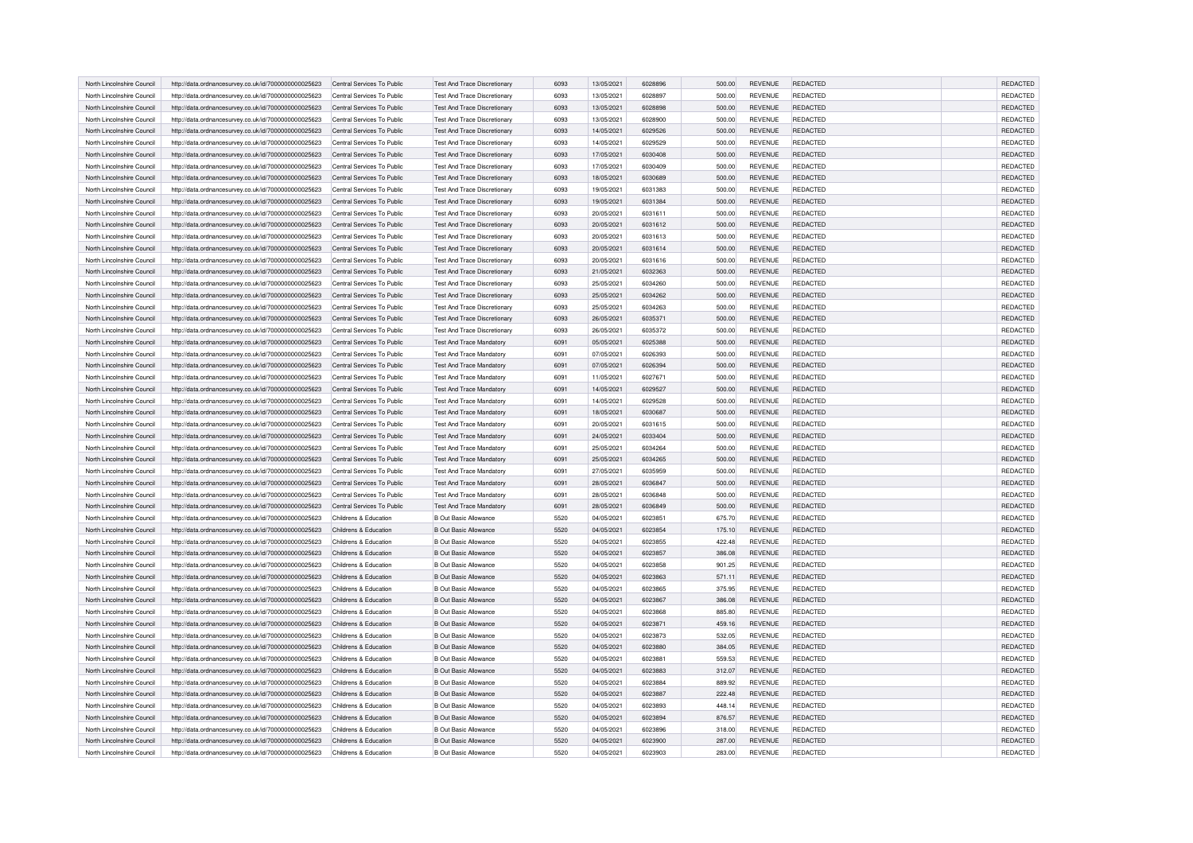| North Lincolnshire Council | http://data.ordnancesurvey.co.uk/id/7000000000025623 | Central Services To Public | Test And Trace Discretionary | 6093 | 13/05/2021 | 6028896 | 500.00 | REVENUE | REDACTED | | REDACTED |
|---|---|---|---|---|---|---|---|---|---|---|---|
| North Lincolnshire Council | http://data.ordnancesurvey.co.uk/id/7000000000025623 | Central Services To Public | Test And Trace Discretionary | 6093 | 13/05/2021 | 6028897 | 500.00 | REVENUE | REDACTED | | REDACTED |
| North Lincolnshire Council | http://data.ordnancesurvey.co.uk/id/7000000000025623 | Central Services To Public | Test And Trace Discretionary | 6093 | 13/05/2021 | 6028898 | 500.00 | REVENUE | REDACTED | | REDACTED |
| North Lincolnshire Council | http://data.ordnancesurvey.co.uk/id/7000000000025623 | Central Services To Public | Test And Trace Discretionary | 6093 | 13/05/2021 | 6028900 | 500.00 | REVENUE | REDACTED | | REDACTED |
| North Lincolnshire Council | http://data.ordnancesurvey.co.uk/id/7000000000025623 | Central Services To Public | Test And Trace Discretionary | 6093 | 14/05/2021 | 6029526 | 500.00 | REVENUE | REDACTED | | REDACTED |
| North Lincolnshire Council | http://data.ordnancesurvey.co.uk/id/7000000000025623 | Central Services To Public | Test And Trace Discretionary | 6093 | 14/05/2021 | 6029529 | 500.00 | REVENUE | REDACTED | | REDACTED |
| North Lincolnshire Council | http://data.ordnancesurvey.co.uk/id/7000000000025623 | Central Services To Public | Test And Trace Discretionary | 6093 | 17/05/2021 | 6030408 | 500.00 | REVENUE | REDACTED | | REDACTED |
| North Lincolnshire Council | http://data.ordnancesurvey.co.uk/id/7000000000025623 | Central Services To Public | Test And Trace Discretionary | 6093 | 17/05/2021 | 6030409 | 500.00 | REVENUE | REDACTED | | REDACTED |
| North Lincolnshire Council | http://data.ordnancesurvey.co.uk/id/7000000000025623 | Central Services To Public | Test And Trace Discretionary | 6093 | 18/05/2021 | 6030689 | 500.00 | REVENUE | REDACTED | | REDACTED |
| North Lincolnshire Council | http://data.ordnancesurvey.co.uk/id/7000000000025623 | Central Services To Public | Test And Trace Discretionary | 6093 | 19/05/2021 | 6031383 | 500.00 | REVENUE | REDACTED | | REDACTED |
| North Lincolnshire Council | http://data.ordnancesurvey.co.uk/id/7000000000025623 | Central Services To Public | Test And Trace Discretionary | 6093 | 19/05/2021 | 6031384 | 500.00 | REVENUE | REDACTED | | REDACTED |
| North Lincolnshire Council | http://data.ordnancesurvey.co.uk/id/7000000000025623 | Central Services To Public | Test And Trace Discretionary | 6093 | 20/05/2021 | 6031611 | 500.00 | REVENUE | REDACTED | | REDACTED |
| North Lincolnshire Council | http://data.ordnancesurvey.co.uk/id/7000000000025623 | Central Services To Public | Test And Trace Discretionary | 6093 | 20/05/2021 | 6031612 | 500.00 | REVENUE | REDACTED | | REDACTED |
| North Lincolnshire Council | http://data.ordnancesurvey.co.uk/id/7000000000025623 | Central Services To Public | Test And Trace Discretionary | 6093 | 20/05/2021 | 6031613 | 500.00 | REVENUE | REDACTED | | REDACTED |
| North Lincolnshire Council | http://data.ordnancesurvey.co.uk/id/7000000000025623 | Central Services To Public | Test And Trace Discretionary | 6093 | 20/05/2021 | 6031614 | 500.00 | REVENUE | REDACTED | | REDACTED |
| North Lincolnshire Council | http://data.ordnancesurvey.co.uk/id/7000000000025623 | Central Services To Public | Test And Trace Discretionary | 6093 | 20/05/2021 | 6031616 | 500.00 | REVENUE | REDACTED | | REDACTED |
| North Lincolnshire Council | http://data.ordnancesurvey.co.uk/id/7000000000025623 | Central Services To Public | Test And Trace Discretionary | 6093 | 21/05/2021 | 6032363 | 500.00 | REVENUE | REDACTED | | REDACTED |
| North Lincolnshire Council | http://data.ordnancesurvey.co.uk/id/7000000000025623 | Central Services To Public | Test And Trace Discretionary | 6093 | 25/05/2021 | 6034260 | 500.00 | REVENUE | REDACTED | | REDACTED |
| North Lincolnshire Council | http://data.ordnancesurvey.co.uk/id/7000000000025623 | Central Services To Public | Test And Trace Discretionary | 6093 | 25/05/2021 | 6034262 | 500.00 | REVENUE | REDACTED | | REDACTED |
| North Lincolnshire Council | http://data.ordnancesurvey.co.uk/id/7000000000025623 | Central Services To Public | Test And Trace Discretionary | 6093 | 25/05/2021 | 6034263 | 500.00 | REVENUE | REDACTED | | REDACTED |
| North Lincolnshire Council | http://data.ordnancesurvey.co.uk/id/7000000000025623 | Central Services To Public | Test And Trace Discretionary | 6093 | 26/05/2021 | 6035371 | 500.00 | REVENUE | REDACTED | | REDACTED |
| North Lincolnshire Council | http://data.ordnancesurvey.co.uk/id/7000000000025623 | Central Services To Public | Test And Trace Discretionary | 6093 | 26/05/2021 | 6035372 | 500.00 | REVENUE | REDACTED | | REDACTED |
| North Lincolnshire Council | http://data.ordnancesurvey.co.uk/id/7000000000025623 | Central Services To Public | Test And Trace Mandatory | 6091 | 05/05/2021 | 6025388 | 500.00 | REVENUE | REDACTED | | REDACTED |
| North Lincolnshire Council | http://data.ordnancesurvey.co.uk/id/7000000000025623 | Central Services To Public | Test And Trace Mandatory | 6091 | 07/05/2021 | 6026393 | 500.00 | REVENUE | REDACTED | | REDACTED |
| North Lincolnshire Council | http://data.ordnancesurvey.co.uk/id/7000000000025623 | Central Services To Public | Test And Trace Mandatory | 6091 | 07/05/2021 | 6026394 | 500.00 | REVENUE | REDACTED | | REDACTED |
| North Lincolnshire Council | http://data.ordnancesurvey.co.uk/id/7000000000025623 | Central Services To Public | Test And Trace Mandatory | 6091 | 11/05/2021 | 6027671 | 500.00 | REVENUE | REDACTED | | REDACTED |
| North Lincolnshire Council | http://data.ordnancesurvey.co.uk/id/7000000000025623 | Central Services To Public | Test And Trace Mandatory | 6091 | 14/05/2021 | 6029527 | 500.00 | REVENUE | REDACTED | | REDACTED |
| North Lincolnshire Council | http://data.ordnancesurvey.co.uk/id/7000000000025623 | Central Services To Public | Test And Trace Mandatory | 6091 | 14/05/2021 | 6029528 | 500.00 | REVENUE | REDACTED | | REDACTED |
| North Lincolnshire Council | http://data.ordnancesurvey.co.uk/id/7000000000025623 | Central Services To Public | Test And Trace Mandatory | 6091 | 18/05/2021 | 6030687 | 500.00 | REVENUE | REDACTED | | REDACTED |
| North Lincolnshire Council | http://data.ordnancesurvey.co.uk/id/7000000000025623 | Central Services To Public | Test And Trace Mandatory | 6091 | 20/05/2021 | 6031615 | 500.00 | REVENUE | REDACTED | | REDACTED |
| North Lincolnshire Council | http://data.ordnancesurvey.co.uk/id/7000000000025623 | Central Services To Public | Test And Trace Mandatory | 6091 | 24/05/2021 | 6033404 | 500.00 | REVENUE | REDACTED | | REDACTED |
| North Lincolnshire Council | http://data.ordnancesurvey.co.uk/id/7000000000025623 | Central Services To Public | Test And Trace Mandatory | 6091 | 25/05/2021 | 6034264 | 500.00 | REVENUE | REDACTED | | REDACTED |
| North Lincolnshire Council | http://data.ordnancesurvey.co.uk/id/7000000000025623 | Central Services To Public | Test And Trace Mandatory | 6091 | 25/05/2021 | 6034265 | 500.00 | REVENUE | REDACTED | | REDACTED |
| North Lincolnshire Council | http://data.ordnancesurvey.co.uk/id/7000000000025623 | Central Services To Public | Test And Trace Mandatory | 6091 | 27/05/2021 | 6035959 | 500.00 | REVENUE | REDACTED | | REDACTED |
| North Lincolnshire Council | http://data.ordnancesurvey.co.uk/id/7000000000025623 | Central Services To Public | Test And Trace Mandatory | 6091 | 28/05/2021 | 6036847 | 500.00 | REVENUE | REDACTED | | REDACTED |
| North Lincolnshire Council | http://data.ordnancesurvey.co.uk/id/7000000000025623 | Central Services To Public | Test And Trace Mandatory | 6091 | 28/05/2021 | 6036848 | 500.00 | REVENUE | REDACTED | | REDACTED |
| North Lincolnshire Council | http://data.ordnancesurvey.co.uk/id/7000000000025623 | Central Services To Public | Test And Trace Mandatory | 6091 | 28/05/2021 | 6036849 | 500.00 | REVENUE | REDACTED | | REDACTED |
| North Lincolnshire Council | http://data.ordnancesurvey.co.uk/id/7000000000025623 | Childrens & Education | B Out Basic Allowance | 5520 | 04/05/2021 | 6023851 | 675.70 | REVENUE | REDACTED | | REDACTED |
| North Lincolnshire Council | http://data.ordnancesurvey.co.uk/id/7000000000025623 | Childrens & Education | B Out Basic Allowance | 5520 | 04/05/2021 | 6023854 | 175.10 | REVENUE | REDACTED | | REDACTED |
| North Lincolnshire Council | http://data.ordnancesurvey.co.uk/id/7000000000025623 | Childrens & Education | B Out Basic Allowance | 5520 | 04/05/2021 | 6023855 | 422.48 | REVENUE | REDACTED | | REDACTED |
| North Lincolnshire Council | http://data.ordnancesurvey.co.uk/id/7000000000025623 | Childrens & Education | B Out Basic Allowance | 5520 | 04/05/2021 | 6023857 | 386.08 | REVENUE | REDACTED | | REDACTED |
| North Lincolnshire Council | http://data.ordnancesurvey.co.uk/id/7000000000025623 | Childrens & Education | B Out Basic Allowance | 5520 | 04/05/2021 | 6023858 | 901.25 | REVENUE | REDACTED | | REDACTED |
| North Lincolnshire Council | http://data.ordnancesurvey.co.uk/id/7000000000025623 | Childrens & Education | B Out Basic Allowance | 5520 | 04/05/2021 | 6023863 | 571.11 | REVENUE | REDACTED | | REDACTED |
| North Lincolnshire Council | http://data.ordnancesurvey.co.uk/id/7000000000025623 | Childrens & Education | B Out Basic Allowance | 5520 | 04/05/2021 | 6023865 | 375.95 | REVENUE | REDACTED | | REDACTED |
| North Lincolnshire Council | http://data.ordnancesurvey.co.uk/id/7000000000025623 | Childrens & Education | B Out Basic Allowance | 5520 | 04/05/2021 | 6023867 | 386.08 | REVENUE | REDACTED | | REDACTED |
| North Lincolnshire Council | http://data.ordnancesurvey.co.uk/id/7000000000025623 | Childrens & Education | B Out Basic Allowance | 5520 | 04/05/2021 | 6023868 | 885.80 | REVENUE | REDACTED | | REDACTED |
| North Lincolnshire Council | http://data.ordnancesurvey.co.uk/id/7000000000025623 | Childrens & Education | B Out Basic Allowance | 5520 | 04/05/2021 | 6023871 | 459.16 | REVENUE | REDACTED | | REDACTED |
| North Lincolnshire Council | http://data.ordnancesurvey.co.uk/id/7000000000025623 | Childrens & Education | B Out Basic Allowance | 5520 | 04/05/2021 | 6023873 | 532.05 | REVENUE | REDACTED | | REDACTED |
| North Lincolnshire Council | http://data.ordnancesurvey.co.uk/id/7000000000025623 | Childrens & Education | B Out Basic Allowance | 5520 | 04/05/2021 | 6023880 | 384.05 | REVENUE | REDACTED | | REDACTED |
| North Lincolnshire Council | http://data.ordnancesurvey.co.uk/id/7000000000025623 | Childrens & Education | B Out Basic Allowance | 5520 | 04/05/2021 | 6023881 | 559.53 | REVENUE | REDACTED | | REDACTED |
| North Lincolnshire Council | http://data.ordnancesurvey.co.uk/id/7000000000025623 | Childrens & Education | B Out Basic Allowance | 5520 | 04/05/2021 | 6023883 | 312.07 | REVENUE | REDACTED | | REDACTED |
| North Lincolnshire Council | http://data.ordnancesurvey.co.uk/id/7000000000025623 | Childrens & Education | B Out Basic Allowance | 5520 | 04/05/2021 | 6023884 | 889.92 | REVENUE | REDACTED | | REDACTED |
| North Lincolnshire Council | http://data.ordnancesurvey.co.uk/id/7000000000025623 | Childrens & Education | B Out Basic Allowance | 5520 | 04/05/2021 | 6023887 | 222.48 | REVENUE | REDACTED | | REDACTED |
| North Lincolnshire Council | http://data.ordnancesurvey.co.uk/id/7000000000025623 | Childrens & Education | B Out Basic Allowance | 5520 | 04/05/2021 | 6023893 | 448.14 | REVENUE | REDACTED | | REDACTED |
| North Lincolnshire Council | http://data.ordnancesurvey.co.uk/id/7000000000025623 | Childrens & Education | B Out Basic Allowance | 5520 | 04/05/2021 | 6023894 | 876.57 | REVENUE | REDACTED | | REDACTED |
| North Lincolnshire Council | http://data.ordnancesurvey.co.uk/id/7000000000025623 | Childrens & Education | B Out Basic Allowance | 5520 | 04/05/2021 | 6023896 | 318.00 | REVENUE | REDACTED | | REDACTED |
| North Lincolnshire Council | http://data.ordnancesurvey.co.uk/id/7000000000025623 | Childrens & Education | B Out Basic Allowance | 5520 | 04/05/2021 | 6023900 | 287.00 | REVENUE | REDACTED | | REDACTED |
| North Lincolnshire Council | http://data.ordnancesurvey.co.uk/id/7000000000025623 | Childrens & Education | B Out Basic Allowance | 5520 | 04/05/2021 | 6023903 | 283.00 | REVENUE | REDACTED | | REDACTED |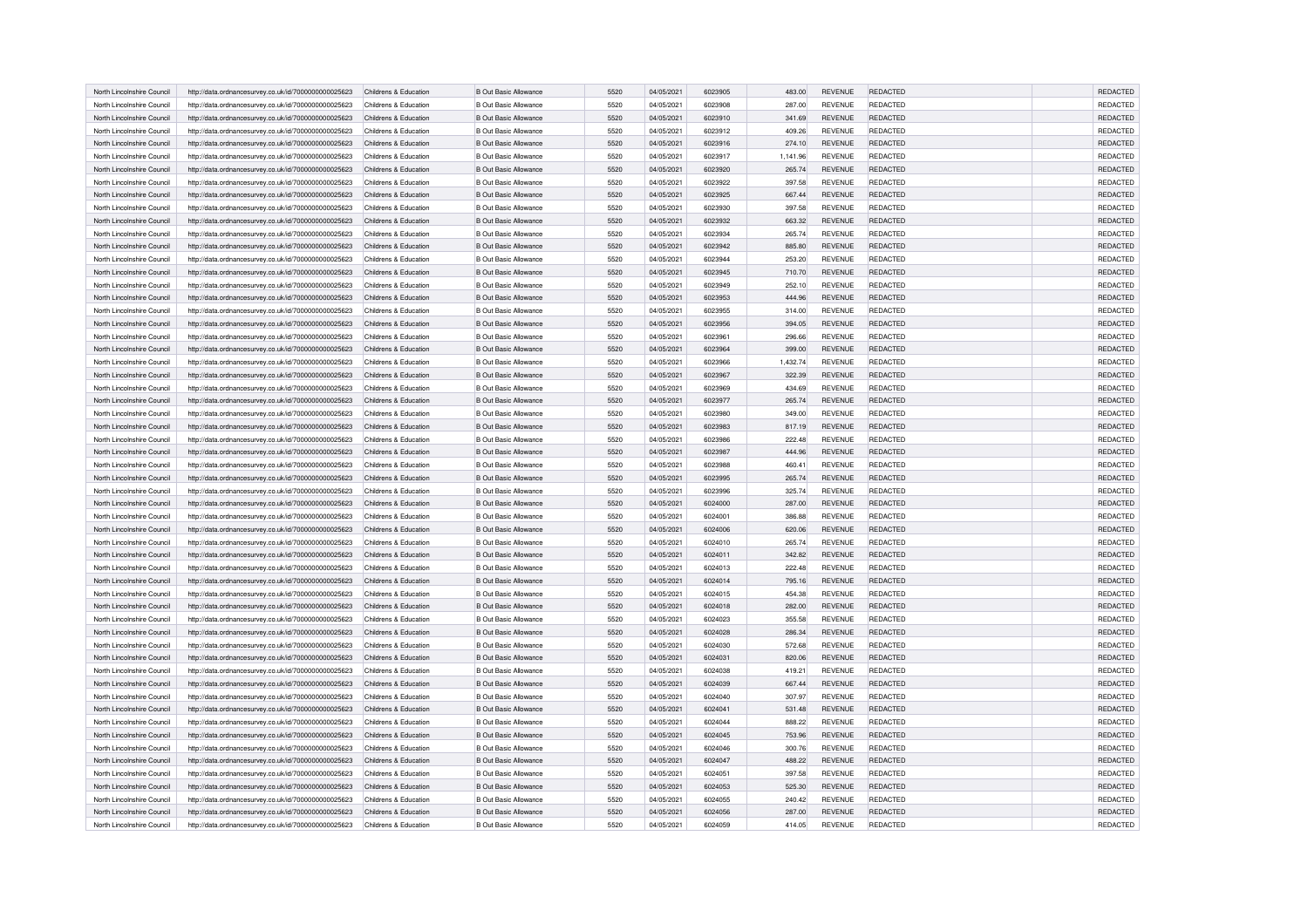| | | | | | | | | | | | |
|---|---|---|---|---|---|---|---|---|---|---|---|
| North Lincolnshire Council | http://data.ordnancesurvey.co.uk/id/7000000000025623 | Childrens & Education | B Out Basic Allowance | 5520 | 04/05/2021 | 6023905 | 483.00 | REVENUE | REDACTED | | REDACTED |
| North Lincolnshire Council | http://data.ordnancesurvey.co.uk/id/7000000000025623 | Childrens & Education | B Out Basic Allowance | 5520 | 04/05/2021 | 6023908 | 287.00 | REVENUE | REDACTED | | REDACTED |
| North Lincolnshire Council | http://data.ordnancesurvey.co.uk/id/7000000000025623 | Childrens & Education | B Out Basic Allowance | 5520 | 04/05/2021 | 6023910 | 341.69 | REVENUE | REDACTED | | REDACTED |
| North Lincolnshire Council | http://data.ordnancesurvey.co.uk/id/7000000000025623 | Childrens & Education | B Out Basic Allowance | 5520 | 04/05/2021 | 6023912 | 409.26 | REVENUE | REDACTED | | REDACTED |
| North Lincolnshire Council | http://data.ordnancesurvey.co.uk/id/7000000000025623 | Childrens & Education | B Out Basic Allowance | 5520 | 04/05/2021 | 6023916 | 274.10 | REVENUE | REDACTED | | REDACTED |
| North Lincolnshire Council | http://data.ordnancesurvey.co.uk/id/7000000000025623 | Childrens & Education | B Out Basic Allowance | 5520 | 04/05/2021 | 6023917 | 1,141.96 | REVENUE | REDACTED | | REDACTED |
| North Lincolnshire Council | http://data.ordnancesurvey.co.uk/id/7000000000025623 | Childrens & Education | B Out Basic Allowance | 5520 | 04/05/2021 | 6023920 | 265.74 | REVENUE | REDACTED | | REDACTED |
| North Lincolnshire Council | http://data.ordnancesurvey.co.uk/id/7000000000025623 | Childrens & Education | B Out Basic Allowance | 5520 | 04/05/2021 | 6023922 | 397.58 | REVENUE | REDACTED | | REDACTED |
| North Lincolnshire Council | http://data.ordnancesurvey.co.uk/id/7000000000025623 | Childrens & Education | B Out Basic Allowance | 5520 | 04/05/2021 | 6023925 | 667.44 | REVENUE | REDACTED | | REDACTED |
| North Lincolnshire Council | http://data.ordnancesurvey.co.uk/id/7000000000025623 | Childrens & Education | B Out Basic Allowance | 5520 | 04/05/2021 | 6023930 | 397.58 | REVENUE | REDACTED | | REDACTED |
| North Lincolnshire Council | http://data.ordnancesurvey.co.uk/id/7000000000025623 | Childrens & Education | B Out Basic Allowance | 5520 | 04/05/2021 | 6023932 | 663.32 | REVENUE | REDACTED | | REDACTED |
| North Lincolnshire Council | http://data.ordnancesurvey.co.uk/id/7000000000025623 | Childrens & Education | B Out Basic Allowance | 5520 | 04/05/2021 | 6023934 | 265.74 | REVENUE | REDACTED | | REDACTED |
| North Lincolnshire Council | http://data.ordnancesurvey.co.uk/id/7000000000025623 | Childrens & Education | B Out Basic Allowance | 5520 | 04/05/2021 | 6023942 | 885.80 | REVENUE | REDACTED | | REDACTED |
| North Lincolnshire Council | http://data.ordnancesurvey.co.uk/id/7000000000025623 | Childrens & Education | B Out Basic Allowance | 5520 | 04/05/2021 | 6023944 | 253.20 | REVENUE | REDACTED | | REDACTED |
| North Lincolnshire Council | http://data.ordnancesurvey.co.uk/id/7000000000025623 | Childrens & Education | B Out Basic Allowance | 5520 | 04/05/2021 | 6023945 | 710.70 | REVENUE | REDACTED | | REDACTED |
| North Lincolnshire Council | http://data.ordnancesurvey.co.uk/id/7000000000025623 | Childrens & Education | B Out Basic Allowance | 5520 | 04/05/2021 | 6023949 | 252.10 | REVENUE | REDACTED | | REDACTED |
| North Lincolnshire Council | http://data.ordnancesurvey.co.uk/id/7000000000025623 | Childrens & Education | B Out Basic Allowance | 5520 | 04/05/2021 | 6023953 | 444.96 | REVENUE | REDACTED | | REDACTED |
| North Lincolnshire Council | http://data.ordnancesurvey.co.uk/id/7000000000025623 | Childrens & Education | B Out Basic Allowance | 5520 | 04/05/2021 | 6023955 | 314.00 | REVENUE | REDACTED | | REDACTED |
| North Lincolnshire Council | http://data.ordnancesurvey.co.uk/id/7000000000025623 | Childrens & Education | B Out Basic Allowance | 5520 | 04/05/2021 | 6023956 | 394.05 | REVENUE | REDACTED | | REDACTED |
| North Lincolnshire Council | http://data.ordnancesurvey.co.uk/id/7000000000025623 | Childrens & Education | B Out Basic Allowance | 5520 | 04/05/2021 | 6023961 | 296.66 | REVENUE | REDACTED | | REDACTED |
| North Lincolnshire Council | http://data.ordnancesurvey.co.uk/id/7000000000025623 | Childrens & Education | B Out Basic Allowance | 5520 | 04/05/2021 | 6023964 | 399.00 | REVENUE | REDACTED | | REDACTED |
| North Lincolnshire Council | http://data.ordnancesurvey.co.uk/id/7000000000025623 | Childrens & Education | B Out Basic Allowance | 5520 | 04/05/2021 | 6023966 | 1,432.74 | REVENUE | REDACTED | | REDACTED |
| North Lincolnshire Council | http://data.ordnancesurvey.co.uk/id/7000000000025623 | Childrens & Education | B Out Basic Allowance | 5520 | 04/05/2021 | 6023967 | 322.39 | REVENUE | REDACTED | | REDACTED |
| North Lincolnshire Council | http://data.ordnancesurvey.co.uk/id/7000000000025623 | Childrens & Education | B Out Basic Allowance | 5520 | 04/05/2021 | 6023969 | 434.69 | REVENUE | REDACTED | | REDACTED |
| North Lincolnshire Council | http://data.ordnancesurvey.co.uk/id/7000000000025623 | Childrens & Education | B Out Basic Allowance | 5520 | 04/05/2021 | 6023977 | 265.74 | REVENUE | REDACTED | | REDACTED |
| North Lincolnshire Council | http://data.ordnancesurvey.co.uk/id/7000000000025623 | Childrens & Education | B Out Basic Allowance | 5520 | 04/05/2021 | 6023980 | 349.00 | REVENUE | REDACTED | | REDACTED |
| North Lincolnshire Council | http://data.ordnancesurvey.co.uk/id/7000000000025623 | Childrens & Education | B Out Basic Allowance | 5520 | 04/05/2021 | 6023983 | 817.19 | REVENUE | REDACTED | | REDACTED |
| North Lincolnshire Council | http://data.ordnancesurvey.co.uk/id/7000000000025623 | Childrens & Education | B Out Basic Allowance | 5520 | 04/05/2021 | 6023986 | 222.48 | REVENUE | REDACTED | | REDACTED |
| North Lincolnshire Council | http://data.ordnancesurvey.co.uk/id/7000000000025623 | Childrens & Education | B Out Basic Allowance | 5520 | 04/05/2021 | 6023987 | 444.96 | REVENUE | REDACTED | | REDACTED |
| North Lincolnshire Council | http://data.ordnancesurvey.co.uk/id/7000000000025623 | Childrens & Education | B Out Basic Allowance | 5520 | 04/05/2021 | 6023988 | 460.41 | REVENUE | REDACTED | | REDACTED |
| North Lincolnshire Council | http://data.ordnancesurvey.co.uk/id/7000000000025623 | Childrens & Education | B Out Basic Allowance | 5520 | 04/05/2021 | 6023995 | 265.74 | REVENUE | REDACTED | | REDACTED |
| North Lincolnshire Council | http://data.ordnancesurvey.co.uk/id/7000000000025623 | Childrens & Education | B Out Basic Allowance | 5520 | 04/05/2021 | 6023996 | 325.74 | REVENUE | REDACTED | | REDACTED |
| North Lincolnshire Council | http://data.ordnancesurvey.co.uk/id/7000000000025623 | Childrens & Education | B Out Basic Allowance | 5520 | 04/05/2021 | 6024000 | 287.00 | REVENUE | REDACTED | | REDACTED |
| North Lincolnshire Council | http://data.ordnancesurvey.co.uk/id/7000000000025623 | Childrens & Education | B Out Basic Allowance | 5520 | 04/05/2021 | 6024001 | 386.88 | REVENUE | REDACTED | | REDACTED |
| North Lincolnshire Council | http://data.ordnancesurvey.co.uk/id/7000000000025623 | Childrens & Education | B Out Basic Allowance | 5520 | 04/05/2021 | 6024006 | 620.06 | REVENUE | REDACTED | | REDACTED |
| North Lincolnshire Council | http://data.ordnancesurvey.co.uk/id/7000000000025623 | Childrens & Education | B Out Basic Allowance | 5520 | 04/05/2021 | 6024010 | 265.74 | REVENUE | REDACTED | | REDACTED |
| North Lincolnshire Council | http://data.ordnancesurvey.co.uk/id/7000000000025623 | Childrens & Education | B Out Basic Allowance | 5520 | 04/05/2021 | 6024011 | 342.82 | REVENUE | REDACTED | | REDACTED |
| North Lincolnshire Council | http://data.ordnancesurvey.co.uk/id/7000000000025623 | Childrens & Education | B Out Basic Allowance | 5520 | 04/05/2021 | 6024013 | 222.48 | REVENUE | REDACTED | | REDACTED |
| North Lincolnshire Council | http://data.ordnancesurvey.co.uk/id/7000000000025623 | Childrens & Education | B Out Basic Allowance | 5520 | 04/05/2021 | 6024014 | 795.16 | REVENUE | REDACTED | | REDACTED |
| North Lincolnshire Council | http://data.ordnancesurvey.co.uk/id/7000000000025623 | Childrens & Education | B Out Basic Allowance | 5520 | 04/05/2021 | 6024015 | 454.38 | REVENUE | REDACTED | | REDACTED |
| North Lincolnshire Council | http://data.ordnancesurvey.co.uk/id/7000000000025623 | Childrens & Education | B Out Basic Allowance | 5520 | 04/05/2021 | 6024018 | 282.00 | REVENUE | REDACTED | | REDACTED |
| North Lincolnshire Council | http://data.ordnancesurvey.co.uk/id/7000000000025623 | Childrens & Education | B Out Basic Allowance | 5520 | 04/05/2021 | 6024023 | 355.58 | REVENUE | REDACTED | | REDACTED |
| North Lincolnshire Council | http://data.ordnancesurvey.co.uk/id/7000000000025623 | Childrens & Education | B Out Basic Allowance | 5520 | 04/05/2021 | 6024028 | 286.34 | REVENUE | REDACTED | | REDACTED |
| North Lincolnshire Council | http://data.ordnancesurvey.co.uk/id/7000000000025623 | Childrens & Education | B Out Basic Allowance | 5520 | 04/05/2021 | 6024030 | 572.68 | REVENUE | REDACTED | | REDACTED |
| North Lincolnshire Council | http://data.ordnancesurvey.co.uk/id/7000000000025623 | Childrens & Education | B Out Basic Allowance | 5520 | 04/05/2021 | 6024031 | 820.06 | REVENUE | REDACTED | | REDACTED |
| North Lincolnshire Council | http://data.ordnancesurvey.co.uk/id/7000000000025623 | Childrens & Education | B Out Basic Allowance | 5520 | 04/05/2021 | 6024038 | 419.21 | REVENUE | REDACTED | | REDACTED |
| North Lincolnshire Council | http://data.ordnancesurvey.co.uk/id/7000000000025623 | Childrens & Education | B Out Basic Allowance | 5520 | 04/05/2021 | 6024039 | 667.44 | REVENUE | REDACTED | | REDACTED |
| North Lincolnshire Council | http://data.ordnancesurvey.co.uk/id/7000000000025623 | Childrens & Education | B Out Basic Allowance | 5520 | 04/05/2021 | 6024040 | 307.97 | REVENUE | REDACTED | | REDACTED |
| North Lincolnshire Council | http://data.ordnancesurvey.co.uk/id/7000000000025623 | Childrens & Education | B Out Basic Allowance | 5520 | 04/05/2021 | 6024041 | 531.48 | REVENUE | REDACTED | | REDACTED |
| North Lincolnshire Council | http://data.ordnancesurvey.co.uk/id/7000000000025623 | Childrens & Education | B Out Basic Allowance | 5520 | 04/05/2021 | 6024044 | 888.22 | REVENUE | REDACTED | | REDACTED |
| North Lincolnshire Council | http://data.ordnancesurvey.co.uk/id/7000000000025623 | Childrens & Education | B Out Basic Allowance | 5520 | 04/05/2021 | 6024045 | 753.96 | REVENUE | REDACTED | | REDACTED |
| North Lincolnshire Council | http://data.ordnancesurvey.co.uk/id/7000000000025623 | Childrens & Education | B Out Basic Allowance | 5520 | 04/05/2021 | 6024046 | 300.76 | REVENUE | REDACTED | | REDACTED |
| North Lincolnshire Council | http://data.ordnancesurvey.co.uk/id/7000000000025623 | Childrens & Education | B Out Basic Allowance | 5520 | 04/05/2021 | 6024047 | 488.22 | REVENUE | REDACTED | | REDACTED |
| North Lincolnshire Council | http://data.ordnancesurvey.co.uk/id/7000000000025623 | Childrens & Education | B Out Basic Allowance | 5520 | 04/05/2021 | 6024051 | 397.58 | REVENUE | REDACTED | | REDACTED |
| North Lincolnshire Council | http://data.ordnancesurvey.co.uk/id/7000000000025623 | Childrens & Education | B Out Basic Allowance | 5520 | 04/05/2021 | 6024053 | 525.30 | REVENUE | REDACTED | | REDACTED |
| North Lincolnshire Council | http://data.ordnancesurvey.co.uk/id/7000000000025623 | Childrens & Education | B Out Basic Allowance | 5520 | 04/05/2021 | 6024055 | 240.42 | REVENUE | REDACTED | | REDACTED |
| North Lincolnshire Council | http://data.ordnancesurvey.co.uk/id/7000000000025623 | Childrens & Education | B Out Basic Allowance | 5520 | 04/05/2021 | 6024056 | 287.00 | REVENUE | REDACTED | | REDACTED |
| North Lincolnshire Council | http://data.ordnancesurvey.co.uk/id/7000000000025623 | Childrens & Education | B Out Basic Allowance | 5520 | 04/05/2021 | 6024059 | 414.05 | REVENUE | REDACTED | | REDACTED |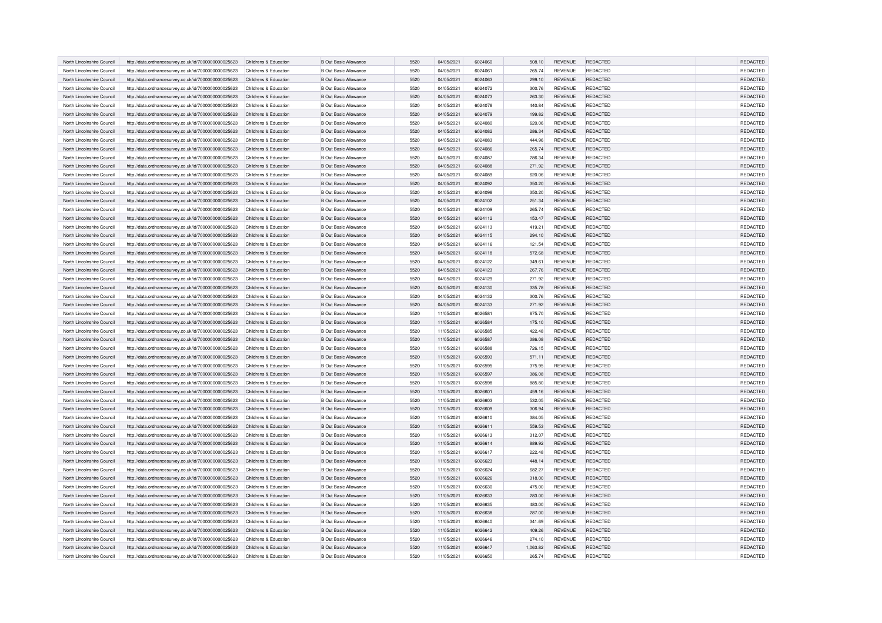| | | | | | | | | | | | |
|---|---|---|---|---|---|---|---|---|---|---|---|
| North Lincolnshire Council | http://data.ordnancesurvey.co.uk/id/7000000000025623 | Childrens & Education | B Out Basic Allowance | 5520 | 04/05/2021 | 6024060 | 508.10 | REVENUE | REDACTED | | REDACTED |
| North Lincolnshire Council | http://data.ordnancesurvey.co.uk/id/7000000000025623 | Childrens & Education | B Out Basic Allowance | 5520 | 04/05/2021 | 6024061 | 265.74 | REVENUE | REDACTED | | REDACTED |
| North Lincolnshire Council | http://data.ordnancesurvey.co.uk/id/7000000000025623 | Childrens & Education | B Out Basic Allowance | 5520 | 04/05/2021 | 6024063 | 299.10 | REVENUE | REDACTED | | REDACTED |
| North Lincolnshire Council | http://data.ordnancesurvey.co.uk/id/7000000000025623 | Childrens & Education | B Out Basic Allowance | 5520 | 04/05/2021 | 6024072 | 300.76 | REVENUE | REDACTED | | REDACTED |
| North Lincolnshire Council | http://data.ordnancesurvey.co.uk/id/7000000000025623 | Childrens & Education | B Out Basic Allowance | 5520 | 04/05/2021 | 6024073 | 263.30 | REVENUE | REDACTED | | REDACTED |
| North Lincolnshire Council | http://data.ordnancesurvey.co.uk/id/7000000000025623 | Childrens & Education | B Out Basic Allowance | 5520 | 04/05/2021 | 6024078 | 440.84 | REVENUE | REDACTED | | REDACTED |
| North Lincolnshire Council | http://data.ordnancesurvey.co.uk/id/7000000000025623 | Childrens & Education | B Out Basic Allowance | 5520 | 04/05/2021 | 6024079 | 199.82 | REVENUE | REDACTED | | REDACTED |
| North Lincolnshire Council | http://data.ordnancesurvey.co.uk/id/7000000000025623 | Childrens & Education | B Out Basic Allowance | 5520 | 04/05/2021 | 6024080 | 620.06 | REVENUE | REDACTED | | REDACTED |
| North Lincolnshire Council | http://data.ordnancesurvey.co.uk/id/7000000000025623 | Childrens & Education | B Out Basic Allowance | 5520 | 04/05/2021 | 6024082 | 286.34 | REVENUE | REDACTED | | REDACTED |
| North Lincolnshire Council | http://data.ordnancesurvey.co.uk/id/7000000000025623 | Childrens & Education | B Out Basic Allowance | 5520 | 04/05/2021 | 6024083 | 444.96 | REVENUE | REDACTED | | REDACTED |
| North Lincolnshire Council | http://data.ordnancesurvey.co.uk/id/7000000000025623 | Childrens & Education | B Out Basic Allowance | 5520 | 04/05/2021 | 6024086 | 265.74 | REVENUE | REDACTED | | REDACTED |
| North Lincolnshire Council | http://data.ordnancesurvey.co.uk/id/7000000000025623 | Childrens & Education | B Out Basic Allowance | 5520 | 04/05/2021 | 6024087 | 286.34 | REVENUE | REDACTED | | REDACTED |
| North Lincolnshire Council | http://data.ordnancesurvey.co.uk/id/7000000000025623 | Childrens & Education | B Out Basic Allowance | 5520 | 04/05/2021 | 6024088 | 271.92 | REVENUE | REDACTED | | REDACTED |
| North Lincolnshire Council | http://data.ordnancesurvey.co.uk/id/7000000000025623 | Childrens & Education | B Out Basic Allowance | 5520 | 04/05/2021 | 6024089 | 620.06 | REVENUE | REDACTED | | REDACTED |
| North Lincolnshire Council | http://data.ordnancesurvey.co.uk/id/7000000000025623 | Childrens & Education | B Out Basic Allowance | 5520 | 04/05/2021 | 6024092 | 350.20 | REVENUE | REDACTED | | REDACTED |
| North Lincolnshire Council | http://data.ordnancesurvey.co.uk/id/7000000000025623 | Childrens & Education | B Out Basic Allowance | 5520 | 04/05/2021 | 6024098 | 350.20 | REVENUE | REDACTED | | REDACTED |
| North Lincolnshire Council | http://data.ordnancesurvey.co.uk/id/7000000000025623 | Childrens & Education | B Out Basic Allowance | 5520 | 04/05/2021 | 6024102 | 251.34 | REVENUE | REDACTED | | REDACTED |
| North Lincolnshire Council | http://data.ordnancesurvey.co.uk/id/7000000000025623 | Childrens & Education | B Out Basic Allowance | 5520 | 04/05/2021 | 6024109 | 265.74 | REVENUE | REDACTED | | REDACTED |
| North Lincolnshire Council | http://data.ordnancesurvey.co.uk/id/7000000000025623 | Childrens & Education | B Out Basic Allowance | 5520 | 04/05/2021 | 6024112 | 153.47 | REVENUE | REDACTED | | REDACTED |
| North Lincolnshire Council | http://data.ordnancesurvey.co.uk/id/7000000000025623 | Childrens & Education | B Out Basic Allowance | 5520 | 04/05/2021 | 6024113 | 419.21 | REVENUE | REDACTED | | REDACTED |
| North Lincolnshire Council | http://data.ordnancesurvey.co.uk/id/7000000000025623 | Childrens & Education | B Out Basic Allowance | 5520 | 04/05/2021 | 6024115 | 294.10 | REVENUE | REDACTED | | REDACTED |
| North Lincolnshire Council | http://data.ordnancesurvey.co.uk/id/7000000000025623 | Childrens & Education | B Out Basic Allowance | 5520 | 04/05/2021 | 6024116 | 121.54 | REVENUE | REDACTED | | REDACTED |
| North Lincolnshire Council | http://data.ordnancesurvey.co.uk/id/7000000000025623 | Childrens & Education | B Out Basic Allowance | 5520 | 04/05/2021 | 6024118 | 572.68 | REVENUE | REDACTED | | REDACTED |
| North Lincolnshire Council | http://data.ordnancesurvey.co.uk/id/7000000000025623 | Childrens & Education | B Out Basic Allowance | 5520 | 04/05/2021 | 6024122 | 349.61 | REVENUE | REDACTED | | REDACTED |
| North Lincolnshire Council | http://data.ordnancesurvey.co.uk/id/7000000000025623 | Childrens & Education | B Out Basic Allowance | 5520 | 04/05/2021 | 6024123 | 267.76 | REVENUE | REDACTED | | REDACTED |
| North Lincolnshire Council | http://data.ordnancesurvey.co.uk/id/7000000000025623 | Childrens & Education | B Out Basic Allowance | 5520 | 04/05/2021 | 6024129 | 271.92 | REVENUE | REDACTED | | REDACTED |
| North Lincolnshire Council | http://data.ordnancesurvey.co.uk/id/7000000000025623 | Childrens & Education | B Out Basic Allowance | 5520 | 04/05/2021 | 6024130 | 335.78 | REVENUE | REDACTED | | REDACTED |
| North Lincolnshire Council | http://data.ordnancesurvey.co.uk/id/7000000000025623 | Childrens & Education | B Out Basic Allowance | 5520 | 04/05/2021 | 6024132 | 300.76 | REVENUE | REDACTED | | REDACTED |
| North Lincolnshire Council | http://data.ordnancesurvey.co.uk/id/7000000000025623 | Childrens & Education | B Out Basic Allowance | 5520 | 04/05/2021 | 6024133 | 271.92 | REVENUE | REDACTED | | REDACTED |
| North Lincolnshire Council | http://data.ordnancesurvey.co.uk/id/7000000000025623 | Childrens & Education | B Out Basic Allowance | 5520 | 11/05/2021 | 6026581 | 675.70 | REVENUE | REDACTED | | REDACTED |
| North Lincolnshire Council | http://data.ordnancesurvey.co.uk/id/7000000000025623 | Childrens & Education | B Out Basic Allowance | 5520 | 11/05/2021 | 6026584 | 175.10 | REVENUE | REDACTED | | REDACTED |
| North Lincolnshire Council | http://data.ordnancesurvey.co.uk/id/7000000000025623 | Childrens & Education | B Out Basic Allowance | 5520 | 11/05/2021 | 6026585 | 422.48 | REVENUE | REDACTED | | REDACTED |
| North Lincolnshire Council | http://data.ordnancesurvey.co.uk/id/7000000000025623 | Childrens & Education | B Out Basic Allowance | 5520 | 11/05/2021 | 6026587 | 386.08 | REVENUE | REDACTED | | REDACTED |
| North Lincolnshire Council | http://data.ordnancesurvey.co.uk/id/7000000000025623 | Childrens & Education | B Out Basic Allowance | 5520 | 11/05/2021 | 6026588 | 726.15 | REVENUE | REDACTED | | REDACTED |
| North Lincolnshire Council | http://data.ordnancesurvey.co.uk/id/7000000000025623 | Childrens & Education | B Out Basic Allowance | 5520 | 11/05/2021 | 6026593 | 571.11 | REVENUE | REDACTED | | REDACTED |
| North Lincolnshire Council | http://data.ordnancesurvey.co.uk/id/7000000000025623 | Childrens & Education | B Out Basic Allowance | 5520 | 11/05/2021 | 6026595 | 375.95 | REVENUE | REDACTED | | REDACTED |
| North Lincolnshire Council | http://data.ordnancesurvey.co.uk/id/7000000000025623 | Childrens & Education | B Out Basic Allowance | 5520 | 11/05/2021 | 6026597 | 386.08 | REVENUE | REDACTED | | REDACTED |
| North Lincolnshire Council | http://data.ordnancesurvey.co.uk/id/7000000000025623 | Childrens & Education | B Out Basic Allowance | 5520 | 11/05/2021 | 6026598 | 885.80 | REVENUE | REDACTED | | REDACTED |
| North Lincolnshire Council | http://data.ordnancesurvey.co.uk/id/7000000000025623 | Childrens & Education | B Out Basic Allowance | 5520 | 11/05/2021 | 6026601 | 459.16 | REVENUE | REDACTED | | REDACTED |
| North Lincolnshire Council | http://data.ordnancesurvey.co.uk/id/7000000000025623 | Childrens & Education | B Out Basic Allowance | 5520 | 11/05/2021 | 6026603 | 532.05 | REVENUE | REDACTED | | REDACTED |
| North Lincolnshire Council | http://data.ordnancesurvey.co.uk/id/7000000000025623 | Childrens & Education | B Out Basic Allowance | 5520 | 11/05/2021 | 6026609 | 306.94 | REVENUE | REDACTED | | REDACTED |
| North Lincolnshire Council | http://data.ordnancesurvey.co.uk/id/7000000000025623 | Childrens & Education | B Out Basic Allowance | 5520 | 11/05/2021 | 6026610 | 384.05 | REVENUE | REDACTED | | REDACTED |
| North Lincolnshire Council | http://data.ordnancesurvey.co.uk/id/7000000000025623 | Childrens & Education | B Out Basic Allowance | 5520 | 11/05/2021 | 6026611 | 559.53 | REVENUE | REDACTED | | REDACTED |
| North Lincolnshire Council | http://data.ordnancesurvey.co.uk/id/7000000000025623 | Childrens & Education | B Out Basic Allowance | 5520 | 11/05/2021 | 6026613 | 312.07 | REVENUE | REDACTED | | REDACTED |
| North Lincolnshire Council | http://data.ordnancesurvey.co.uk/id/7000000000025623 | Childrens & Education | B Out Basic Allowance | 5520 | 11/05/2021 | 6026614 | 889.92 | REVENUE | REDACTED | | REDACTED |
| North Lincolnshire Council | http://data.ordnancesurvey.co.uk/id/7000000000025623 | Childrens & Education | B Out Basic Allowance | 5520 | 11/05/2021 | 6026617 | 222.48 | REVENUE | REDACTED | | REDACTED |
| North Lincolnshire Council | http://data.ordnancesurvey.co.uk/id/7000000000025623 | Childrens & Education | B Out Basic Allowance | 5520 | 11/05/2021 | 6026623 | 448.14 | REVENUE | REDACTED | | REDACTED |
| North Lincolnshire Council | http://data.ordnancesurvey.co.uk/id/7000000000025623 | Childrens & Education | B Out Basic Allowance | 5520 | 11/05/2021 | 6026624 | 682.27 | REVENUE | REDACTED | | REDACTED |
| North Lincolnshire Council | http://data.ordnancesurvey.co.uk/id/7000000000025623 | Childrens & Education | B Out Basic Allowance | 5520 | 11/05/2021 | 6026626 | 318.00 | REVENUE | REDACTED | | REDACTED |
| North Lincolnshire Council | http://data.ordnancesurvey.co.uk/id/7000000000025623 | Childrens & Education | B Out Basic Allowance | 5520 | 11/05/2021 | 6026630 | 475.00 | REVENUE | REDACTED | | REDACTED |
| North Lincolnshire Council | http://data.ordnancesurvey.co.uk/id/7000000000025623 | Childrens & Education | B Out Basic Allowance | 5520 | 11/05/2021 | 6026633 | 283.00 | REVENUE | REDACTED | | REDACTED |
| North Lincolnshire Council | http://data.ordnancesurvey.co.uk/id/7000000000025623 | Childrens & Education | B Out Basic Allowance | 5520 | 11/05/2021 | 6026635 | 483.00 | REVENUE | REDACTED | | REDACTED |
| North Lincolnshire Council | http://data.ordnancesurvey.co.uk/id/7000000000025623 | Childrens & Education | B Out Basic Allowance | 5520 | 11/05/2021 | 6026638 | 287.00 | REVENUE | REDACTED | | REDACTED |
| North Lincolnshire Council | http://data.ordnancesurvey.co.uk/id/7000000000025623 | Childrens & Education | B Out Basic Allowance | 5520 | 11/05/2021 | 6026640 | 341.69 | REVENUE | REDACTED | | REDACTED |
| North Lincolnshire Council | http://data.ordnancesurvey.co.uk/id/7000000000025623 | Childrens & Education | B Out Basic Allowance | 5520 | 11/05/2021 | 6026642 | 409.26 | REVENUE | REDACTED | | REDACTED |
| North Lincolnshire Council | http://data.ordnancesurvey.co.uk/id/7000000000025623 | Childrens & Education | B Out Basic Allowance | 5520 | 11/05/2021 | 6026646 | 274.10 | REVENUE | REDACTED | | REDACTED |
| North Lincolnshire Council | http://data.ordnancesurvey.co.uk/id/7000000000025623 | Childrens & Education | B Out Basic Allowance | 5520 | 11/05/2021 | 6026647 | 1,063.82 | REVENUE | REDACTED | | REDACTED |
| North Lincolnshire Council | http://data.ordnancesurvey.co.uk/id/7000000000025623 | Childrens & Education | B Out Basic Allowance | 5520 | 11/05/2021 | 6026650 | 265.74 | REVENUE | REDACTED | | REDACTED |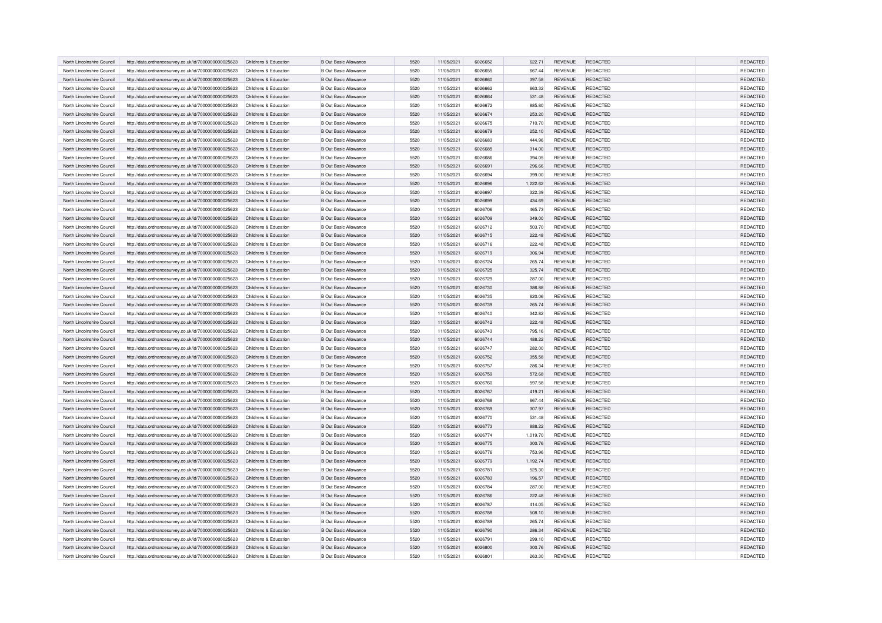| North Lincolnshire Council | http://data.ordnancesurvey.co.uk/id/7000000000025623 | Childrens & Education | B Out Basic Allowance | 5520 | 11/05/2021 | 6026652 | 622.71 | REVENUE | REDACTED | | REDACTED |
|---|---|---|---|---|---|---|---|---|---|---|---|
| North Lincolnshire Council | http://data.ordnancesurvey.co.uk/id/7000000000025623 | Childrens & Education | B Out Basic Allowance | 5520 | 11/05/2021 | 6026655 | 667.44 | REVENUE | REDACTED | | REDACTED |
| North Lincolnshire Council | http://data.ordnancesurvey.co.uk/id/7000000000025623 | Childrens & Education | B Out Basic Allowance | 5520 | 11/05/2021 | 6026660 | 397.58 | REVENUE | REDACTED | | REDACTED |
| North Lincolnshire Council | http://data.ordnancesurvey.co.uk/id/7000000000025623 | Childrens & Education | B Out Basic Allowance | 5520 | 11/05/2021 | 6026662 | 663.32 | REVENUE | REDACTED | | REDACTED |
| North Lincolnshire Council | http://data.ordnancesurvey.co.uk/id/7000000000025623 | Childrens & Education | B Out Basic Allowance | 5520 | 11/05/2021 | 6026664 | 531.48 | REVENUE | REDACTED | | REDACTED |
| North Lincolnshire Council | http://data.ordnancesurvey.co.uk/id/7000000000025623 | Childrens & Education | B Out Basic Allowance | 5520 | 11/05/2021 | 6026672 | 885.80 | REVENUE | REDACTED | | REDACTED |
| North Lincolnshire Council | http://data.ordnancesurvey.co.uk/id/7000000000025623 | Childrens & Education | B Out Basic Allowance | 5520 | 11/05/2021 | 6026674 | 253.20 | REVENUE | REDACTED | | REDACTED |
| North Lincolnshire Council | http://data.ordnancesurvey.co.uk/id/7000000000025623 | Childrens & Education | B Out Basic Allowance | 5520 | 11/05/2021 | 6026675 | 710.70 | REVENUE | REDACTED | | REDACTED |
| North Lincolnshire Council | http://data.ordnancesurvey.co.uk/id/7000000000025623 | Childrens & Education | B Out Basic Allowance | 5520 | 11/05/2021 | 6026679 | 252.10 | REVENUE | REDACTED | | REDACTED |
| North Lincolnshire Council | http://data.ordnancesurvey.co.uk/id/7000000000025623 | Childrens & Education | B Out Basic Allowance | 5520 | 11/05/2021 | 6026683 | 444.96 | REVENUE | REDACTED | | REDACTED |
| North Lincolnshire Council | http://data.ordnancesurvey.co.uk/id/7000000000025623 | Childrens & Education | B Out Basic Allowance | 5520 | 11/05/2021 | 6026685 | 314.00 | REVENUE | REDACTED | | REDACTED |
| North Lincolnshire Council | http://data.ordnancesurvey.co.uk/id/7000000000025623 | Childrens & Education | B Out Basic Allowance | 5520 | 11/05/2021 | 6026686 | 394.05 | REVENUE | REDACTED | | REDACTED |
| North Lincolnshire Council | http://data.ordnancesurvey.co.uk/id/7000000000025623 | Childrens & Education | B Out Basic Allowance | 5520 | 11/05/2021 | 6026691 | 296.66 | REVENUE | REDACTED | | REDACTED |
| North Lincolnshire Council | http://data.ordnancesurvey.co.uk/id/7000000000025623 | Childrens & Education | B Out Basic Allowance | 5520 | 11/05/2021 | 6026694 | 399.00 | REVENUE | REDACTED | | REDACTED |
| North Lincolnshire Council | http://data.ordnancesurvey.co.uk/id/7000000000025623 | Childrens & Education | B Out Basic Allowance | 5520 | 11/05/2021 | 6026696 | 1,222.62 | REVENUE | REDACTED | | REDACTED |
| North Lincolnshire Council | http://data.ordnancesurvey.co.uk/id/7000000000025623 | Childrens & Education | B Out Basic Allowance | 5520 | 11/05/2021 | 6026697 | 322.39 | REVENUE | REDACTED | | REDACTED |
| North Lincolnshire Council | http://data.ordnancesurvey.co.uk/id/7000000000025623 | Childrens & Education | B Out Basic Allowance | 5520 | 11/05/2021 | 6026699 | 434.69 | REVENUE | REDACTED | | REDACTED |
| North Lincolnshire Council | http://data.ordnancesurvey.co.uk/id/7000000000025623 | Childrens & Education | B Out Basic Allowance | 5520 | 11/05/2021 | 6026706 | 465.73 | REVENUE | REDACTED | | REDACTED |
| North Lincolnshire Council | http://data.ordnancesurvey.co.uk/id/7000000000025623 | Childrens & Education | B Out Basic Allowance | 5520 | 11/05/2021 | 6026709 | 349.00 | REVENUE | REDACTED | | REDACTED |
| North Lincolnshire Council | http://data.ordnancesurvey.co.uk/id/7000000000025623 | Childrens & Education | B Out Basic Allowance | 5520 | 11/05/2021 | 6026712 | 503.70 | REVENUE | REDACTED | | REDACTED |
| North Lincolnshire Council | http://data.ordnancesurvey.co.uk/id/7000000000025623 | Childrens & Education | B Out Basic Allowance | 5520 | 11/05/2021 | 6026715 | 222.48 | REVENUE | REDACTED | | REDACTED |
| North Lincolnshire Council | http://data.ordnancesurvey.co.uk/id/7000000000025623 | Childrens & Education | B Out Basic Allowance | 5520 | 11/05/2021 | 6026716 | 222.48 | REVENUE | REDACTED | | REDACTED |
| North Lincolnshire Council | http://data.ordnancesurvey.co.uk/id/7000000000025623 | Childrens & Education | B Out Basic Allowance | 5520 | 11/05/2021 | 6026719 | 306.94 | REVENUE | REDACTED | | REDACTED |
| North Lincolnshire Council | http://data.ordnancesurvey.co.uk/id/7000000000025623 | Childrens & Education | B Out Basic Allowance | 5520 | 11/05/2021 | 6026724 | 265.74 | REVENUE | REDACTED | | REDACTED |
| North Lincolnshire Council | http://data.ordnancesurvey.co.uk/id/7000000000025623 | Childrens & Education | B Out Basic Allowance | 5520 | 11/05/2021 | 6026725 | 325.74 | REVENUE | REDACTED | | REDACTED |
| North Lincolnshire Council | http://data.ordnancesurvey.co.uk/id/7000000000025623 | Childrens & Education | B Out Basic Allowance | 5520 | 11/05/2021 | 6026729 | 287.00 | REVENUE | REDACTED | | REDACTED |
| North Lincolnshire Council | http://data.ordnancesurvey.co.uk/id/7000000000025623 | Childrens & Education | B Out Basic Allowance | 5520 | 11/05/2021 | 6026730 | 386.88 | REVENUE | REDACTED | | REDACTED |
| North Lincolnshire Council | http://data.ordnancesurvey.co.uk/id/7000000000025623 | Childrens & Education | B Out Basic Allowance | 5520 | 11/05/2021 | 6026735 | 620.06 | REVENUE | REDACTED | | REDACTED |
| North Lincolnshire Council | http://data.ordnancesurvey.co.uk/id/7000000000025623 | Childrens & Education | B Out Basic Allowance | 5520 | 11/05/2021 | 6026739 | 265.74 | REVENUE | REDACTED | | REDACTED |
| North Lincolnshire Council | http://data.ordnancesurvey.co.uk/id/7000000000025623 | Childrens & Education | B Out Basic Allowance | 5520 | 11/05/2021 | 6026740 | 342.82 | REVENUE | REDACTED | | REDACTED |
| North Lincolnshire Council | http://data.ordnancesurvey.co.uk/id/7000000000025623 | Childrens & Education | B Out Basic Allowance | 5520 | 11/05/2021 | 6026742 | 222.48 | REVENUE | REDACTED | | REDACTED |
| North Lincolnshire Council | http://data.ordnancesurvey.co.uk/id/7000000000025623 | Childrens & Education | B Out Basic Allowance | 5520 | 11/05/2021 | 6026743 | 795.16 | REVENUE | REDACTED | | REDACTED |
| North Lincolnshire Council | http://data.ordnancesurvey.co.uk/id/7000000000025623 | Childrens & Education | B Out Basic Allowance | 5520 | 11/05/2021 | 6026744 | 488.22 | REVENUE | REDACTED | | REDACTED |
| North Lincolnshire Council | http://data.ordnancesurvey.co.uk/id/7000000000025623 | Childrens & Education | B Out Basic Allowance | 5520 | 11/05/2021 | 6026747 | 282.00 | REVENUE | REDACTED | | REDACTED |
| North Lincolnshire Council | http://data.ordnancesurvey.co.uk/id/7000000000025623 | Childrens & Education | B Out Basic Allowance | 5520 | 11/05/2021 | 6026752 | 355.58 | REVENUE | REDACTED | | REDACTED |
| North Lincolnshire Council | http://data.ordnancesurvey.co.uk/id/7000000000025623 | Childrens & Education | B Out Basic Allowance | 5520 | 11/05/2021 | 6026757 | 286.34 | REVENUE | REDACTED | | REDACTED |
| North Lincolnshire Council | http://data.ordnancesurvey.co.uk/id/7000000000025623 | Childrens & Education | B Out Basic Allowance | 5520 | 11/05/2021 | 6026759 | 572.68 | REVENUE | REDACTED | | REDACTED |
| North Lincolnshire Council | http://data.ordnancesurvey.co.uk/id/7000000000025623 | Childrens & Education | B Out Basic Allowance | 5520 | 11/05/2021 | 6026760 | 597.58 | REVENUE | REDACTED | | REDACTED |
| North Lincolnshire Council | http://data.ordnancesurvey.co.uk/id/7000000000025623 | Childrens & Education | B Out Basic Allowance | 5520 | 11/05/2021 | 6026767 | 419.21 | REVENUE | REDACTED | | REDACTED |
| North Lincolnshire Council | http://data.ordnancesurvey.co.uk/id/7000000000025623 | Childrens & Education | B Out Basic Allowance | 5520 | 11/05/2021 | 6026768 | 667.44 | REVENUE | REDACTED | | REDACTED |
| North Lincolnshire Council | http://data.ordnancesurvey.co.uk/id/7000000000025623 | Childrens & Education | B Out Basic Allowance | 5520 | 11/05/2021 | 6026769 | 307.97 | REVENUE | REDACTED | | REDACTED |
| North Lincolnshire Council | http://data.ordnancesurvey.co.uk/id/7000000000025623 | Childrens & Education | B Out Basic Allowance | 5520 | 11/05/2021 | 6026770 | 531.48 | REVENUE | REDACTED | | REDACTED |
| North Lincolnshire Council | http://data.ordnancesurvey.co.uk/id/7000000000025623 | Childrens & Education | B Out Basic Allowance | 5520 | 11/05/2021 | 6026773 | 888.22 | REVENUE | REDACTED | | REDACTED |
| North Lincolnshire Council | http://data.ordnancesurvey.co.uk/id/7000000000025623 | Childrens & Education | B Out Basic Allowance | 5520 | 11/05/2021 | 6026774 | 1,019.70 | REVENUE | REDACTED | | REDACTED |
| North Lincolnshire Council | http://data.ordnancesurvey.co.uk/id/7000000000025623 | Childrens & Education | B Out Basic Allowance | 5520 | 11/05/2021 | 6026775 | 300.76 | REVENUE | REDACTED | | REDACTED |
| North Lincolnshire Council | http://data.ordnancesurvey.co.uk/id/7000000000025623 | Childrens & Education | B Out Basic Allowance | 5520 | 11/05/2021 | 6026776 | 753.96 | REVENUE | REDACTED | | REDACTED |
| North Lincolnshire Council | http://data.ordnancesurvey.co.uk/id/7000000000025623 | Childrens & Education | B Out Basic Allowance | 5520 | 11/05/2021 | 6026779 | 1,192.74 | REVENUE | REDACTED | | REDACTED |
| North Lincolnshire Council | http://data.ordnancesurvey.co.uk/id/7000000000025623 | Childrens & Education | B Out Basic Allowance | 5520 | 11/05/2021 | 6026781 | 525.30 | REVENUE | REDACTED | | REDACTED |
| North Lincolnshire Council | http://data.ordnancesurvey.co.uk/id/7000000000025623 | Childrens & Education | B Out Basic Allowance | 5520 | 11/05/2021 | 6026783 | 196.57 | REVENUE | REDACTED | | REDACTED |
| North Lincolnshire Council | http://data.ordnancesurvey.co.uk/id/7000000000025623 | Childrens & Education | B Out Basic Allowance | 5520 | 11/05/2021 | 6026784 | 287.00 | REVENUE | REDACTED | | REDACTED |
| North Lincolnshire Council | http://data.ordnancesurvey.co.uk/id/7000000000025623 | Childrens & Education | B Out Basic Allowance | 5520 | 11/05/2021 | 6026786 | 222.48 | REVENUE | REDACTED | | REDACTED |
| North Lincolnshire Council | http://data.ordnancesurvey.co.uk/id/7000000000025623 | Childrens & Education | B Out Basic Allowance | 5520 | 11/05/2021 | 6026787 | 414.05 | REVENUE | REDACTED | | REDACTED |
| North Lincolnshire Council | http://data.ordnancesurvey.co.uk/id/7000000000025623 | Childrens & Education | B Out Basic Allowance | 5520 | 11/05/2021 | 6026788 | 508.10 | REVENUE | REDACTED | | REDACTED |
| North Lincolnshire Council | http://data.ordnancesurvey.co.uk/id/7000000000025623 | Childrens & Education | B Out Basic Allowance | 5520 | 11/05/2021 | 6026789 | 265.74 | REVENUE | REDACTED | | REDACTED |
| North Lincolnshire Council | http://data.ordnancesurvey.co.uk/id/7000000000025623 | Childrens & Education | B Out Basic Allowance | 5520 | 11/05/2021 | 6026790 | 286.34 | REVENUE | REDACTED | | REDACTED |
| North Lincolnshire Council | http://data.ordnancesurvey.co.uk/id/7000000000025623 | Childrens & Education | B Out Basic Allowance | 5520 | 11/05/2021 | 6026791 | 299.10 | REVENUE | REDACTED | | REDACTED |
| North Lincolnshire Council | http://data.ordnancesurvey.co.uk/id/7000000000025623 | Childrens & Education | B Out Basic Allowance | 5520 | 11/05/2021 | 6026800 | 300.76 | REVENUE | REDACTED | | REDACTED |
| North Lincolnshire Council | http://data.ordnancesurvey.co.uk/id/7000000000025623 | Childrens & Education | B Out Basic Allowance | 5520 | 11/05/2021 | 6026801 | 263.30 | REVENUE | REDACTED | | REDACTED |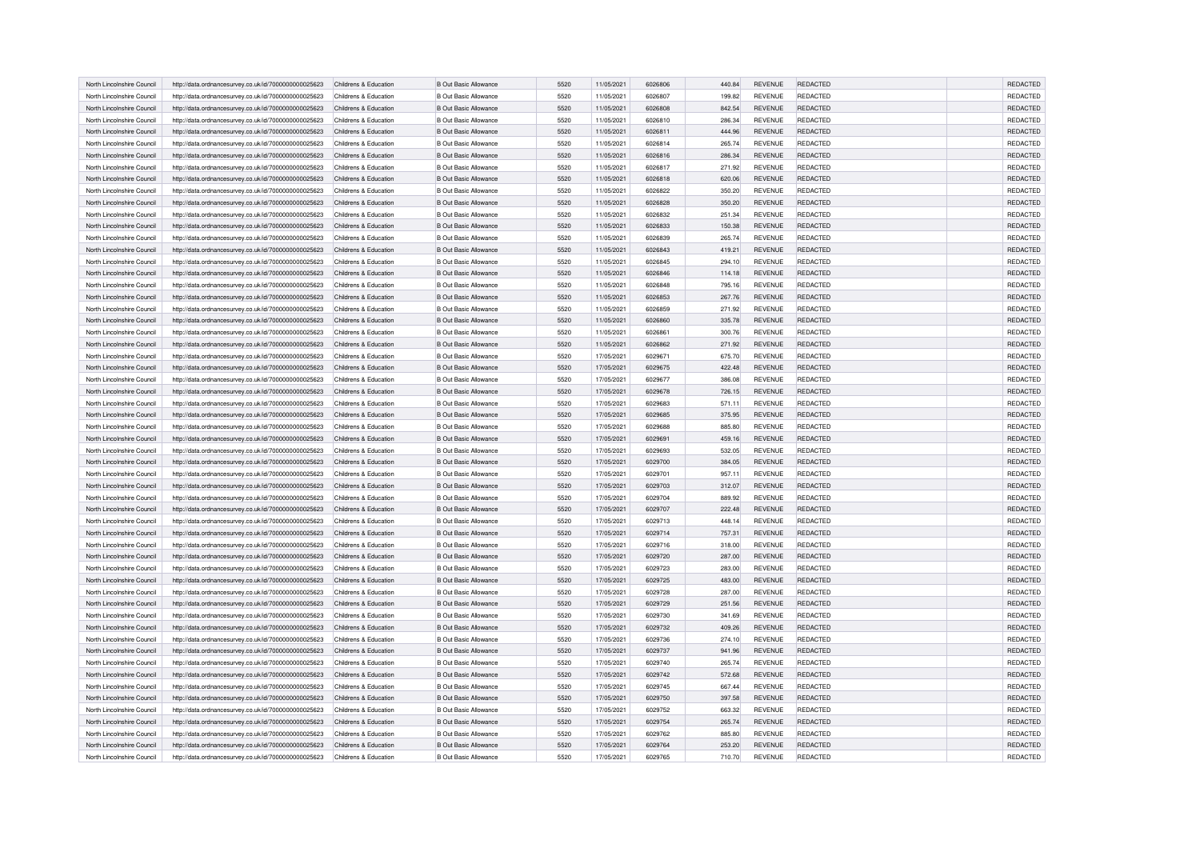| | | | | | | | | | | | |
|---|---|---|---|---|---|---|---|---|---|---|---|
| North Lincolnshire Council | http://data.ordnancesurvey.co.uk/id/7000000000025623 | Childrens & Education | B Out Basic Allowance | 5520 | 11/05/2021 | 6026806 | 440.84 | REVENUE | REDACTED | | REDACTED |
| North Lincolnshire Council | http://data.ordnancesurvey.co.uk/id/7000000000025623 | Childrens & Education | B Out Basic Allowance | 5520 | 11/05/2021 | 6026807 | 199.82 | REVENUE | REDACTED | | REDACTED |
| North Lincolnshire Council | http://data.ordnancesurvey.co.uk/id/7000000000025623 | Childrens & Education | B Out Basic Allowance | 5520 | 11/05/2021 | 6026808 | 842.54 | REVENUE | REDACTED | | REDACTED |
| North Lincolnshire Council | http://data.ordnancesurvey.co.uk/id/7000000000025623 | Childrens & Education | B Out Basic Allowance | 5520 | 11/05/2021 | 6026810 | 286.34 | REVENUE | REDACTED | | REDACTED |
| North Lincolnshire Council | http://data.ordnancesurvey.co.uk/id/7000000000025623 | Childrens & Education | B Out Basic Allowance | 5520 | 11/05/2021 | 6026811 | 444.96 | REVENUE | REDACTED | | REDACTED |
| North Lincolnshire Council | http://data.ordnancesurvey.co.uk/id/7000000000025623 | Childrens & Education | B Out Basic Allowance | 5520 | 11/05/2021 | 6026814 | 265.74 | REVENUE | REDACTED | | REDACTED |
| North Lincolnshire Council | http://data.ordnancesurvey.co.uk/id/7000000000025623 | Childrens & Education | B Out Basic Allowance | 5520 | 11/05/2021 | 6026816 | 286.34 | REVENUE | REDACTED | | REDACTED |
| North Lincolnshire Council | http://data.ordnancesurvey.co.uk/id/7000000000025623 | Childrens & Education | B Out Basic Allowance | 5520 | 11/05/2021 | 6026817 | 271.92 | REVENUE | REDACTED | | REDACTED |
| North Lincolnshire Council | http://data.ordnancesurvey.co.uk/id/7000000000025623 | Childrens & Education | B Out Basic Allowance | 5520 | 11/05/2021 | 6026818 | 620.06 | REVENUE | REDACTED | | REDACTED |
| North Lincolnshire Council | http://data.ordnancesurvey.co.uk/id/7000000000025623 | Childrens & Education | B Out Basic Allowance | 5520 | 11/05/2021 | 6026822 | 350.20 | REVENUE | REDACTED | | REDACTED |
| North Lincolnshire Council | http://data.ordnancesurvey.co.uk/id/7000000000025623 | Childrens & Education | B Out Basic Allowance | 5520 | 11/05/2021 | 6026828 | 350.20 | REVENUE | REDACTED | | REDACTED |
| North Lincolnshire Council | http://data.ordnancesurvey.co.uk/id/7000000000025623 | Childrens & Education | B Out Basic Allowance | 5520 | 11/05/2021 | 6026832 | 251.34 | REVENUE | REDACTED | | REDACTED |
| North Lincolnshire Council | http://data.ordnancesurvey.co.uk/id/7000000000025623 | Childrens & Education | B Out Basic Allowance | 5520 | 11/05/2021 | 6026833 | 150.38 | REVENUE | REDACTED | | REDACTED |
| North Lincolnshire Council | http://data.ordnancesurvey.co.uk/id/7000000000025623 | Childrens & Education | B Out Basic Allowance | 5520 | 11/05/2021 | 6026839 | 265.74 | REVENUE | REDACTED | | REDACTED |
| North Lincolnshire Council | http://data.ordnancesurvey.co.uk/id/7000000000025623 | Childrens & Education | B Out Basic Allowance | 5520 | 11/05/2021 | 6026843 | 419.21 | REVENUE | REDACTED | | REDACTED |
| North Lincolnshire Council | http://data.ordnancesurvey.co.uk/id/7000000000025623 | Childrens & Education | B Out Basic Allowance | 5520 | 11/05/2021 | 6026845 | 294.10 | REVENUE | REDACTED | | REDACTED |
| North Lincolnshire Council | http://data.ordnancesurvey.co.uk/id/7000000000025623 | Childrens & Education | B Out Basic Allowance | 5520 | 11/05/2021 | 6026846 | 114.18 | REVENUE | REDACTED | | REDACTED |
| North Lincolnshire Council | http://data.ordnancesurvey.co.uk/id/7000000000025623 | Childrens & Education | B Out Basic Allowance | 5520 | 11/05/2021 | 6026848 | 795.16 | REVENUE | REDACTED | | REDACTED |
| North Lincolnshire Council | http://data.ordnancesurvey.co.uk/id/7000000000025623 | Childrens & Education | B Out Basic Allowance | 5520 | 11/05/2021 | 6026853 | 267.76 | REVENUE | REDACTED | | REDACTED |
| North Lincolnshire Council | http://data.ordnancesurvey.co.uk/id/7000000000025623 | Childrens & Education | B Out Basic Allowance | 5520 | 11/05/2021 | 6026859 | 271.92 | REVENUE | REDACTED | | REDACTED |
| North Lincolnshire Council | http://data.ordnancesurvey.co.uk/id/7000000000025623 | Childrens & Education | B Out Basic Allowance | 5520 | 11/05/2021 | 6026860 | 335.78 | REVENUE | REDACTED | | REDACTED |
| North Lincolnshire Council | http://data.ordnancesurvey.co.uk/id/7000000000025623 | Childrens & Education | B Out Basic Allowance | 5520 | 11/05/2021 | 6026861 | 300.76 | REVENUE | REDACTED | | REDACTED |
| North Lincolnshire Council | http://data.ordnancesurvey.co.uk/id/7000000000025623 | Childrens & Education | B Out Basic Allowance | 5520 | 11/05/2021 | 6026862 | 271.92 | REVENUE | REDACTED | | REDACTED |
| North Lincolnshire Council | http://data.ordnancesurvey.co.uk/id/7000000000025623 | Childrens & Education | B Out Basic Allowance | 5520 | 17/05/2021 | 6029671 | 675.70 | REVENUE | REDACTED | | REDACTED |
| North Lincolnshire Council | http://data.ordnancesurvey.co.uk/id/7000000000025623 | Childrens & Education | B Out Basic Allowance | 5520 | 17/05/2021 | 6029675 | 422.48 | REVENUE | REDACTED | | REDACTED |
| North Lincolnshire Council | http://data.ordnancesurvey.co.uk/id/7000000000025623 | Childrens & Education | B Out Basic Allowance | 5520 | 17/05/2021 | 6029677 | 386.08 | REVENUE | REDACTED | | REDACTED |
| North Lincolnshire Council | http://data.ordnancesurvey.co.uk/id/7000000000025623 | Childrens & Education | B Out Basic Allowance | 5520 | 17/05/2021 | 6029678 | 726.15 | REVENUE | REDACTED | | REDACTED |
| North Lincolnshire Council | http://data.ordnancesurvey.co.uk/id/7000000000025623 | Childrens & Education | B Out Basic Allowance | 5520 | 17/05/2021 | 6029683 | 571.11 | REVENUE | REDACTED | | REDACTED |
| North Lincolnshire Council | http://data.ordnancesurvey.co.uk/id/7000000000025623 | Childrens & Education | B Out Basic Allowance | 5520 | 17/05/2021 | 6029685 | 375.95 | REVENUE | REDACTED | | REDACTED |
| North Lincolnshire Council | http://data.ordnancesurvey.co.uk/id/7000000000025623 | Childrens & Education | B Out Basic Allowance | 5520 | 17/05/2021 | 6029688 | 885.80 | REVENUE | REDACTED | | REDACTED |
| North Lincolnshire Council | http://data.ordnancesurvey.co.uk/id/7000000000025623 | Childrens & Education | B Out Basic Allowance | 5520 | 17/05/2021 | 6029691 | 459.16 | REVENUE | REDACTED | | REDACTED |
| North Lincolnshire Council | http://data.ordnancesurvey.co.uk/id/7000000000025623 | Childrens & Education | B Out Basic Allowance | 5520 | 17/05/2021 | 6029693 | 532.05 | REVENUE | REDACTED | | REDACTED |
| North Lincolnshire Council | http://data.ordnancesurvey.co.uk/id/7000000000025623 | Childrens & Education | B Out Basic Allowance | 5520 | 17/05/2021 | 6029700 | 384.05 | REVENUE | REDACTED | | REDACTED |
| North Lincolnshire Council | http://data.ordnancesurvey.co.uk/id/7000000000025623 | Childrens & Education | B Out Basic Allowance | 5520 | 17/05/2021 | 6029701 | 957.11 | REVENUE | REDACTED | | REDACTED |
| North Lincolnshire Council | http://data.ordnancesurvey.co.uk/id/7000000000025623 | Childrens & Education | B Out Basic Allowance | 5520 | 17/05/2021 | 6029703 | 312.07 | REVENUE | REDACTED | | REDACTED |
| North Lincolnshire Council | http://data.ordnancesurvey.co.uk/id/7000000000025623 | Childrens & Education | B Out Basic Allowance | 5520 | 17/05/2021 | 6029704 | 889.92 | REVENUE | REDACTED | | REDACTED |
| North Lincolnshire Council | http://data.ordnancesurvey.co.uk/id/7000000000025623 | Childrens & Education | B Out Basic Allowance | 5520 | 17/05/2021 | 6029707 | 222.48 | REVENUE | REDACTED | | REDACTED |
| North Lincolnshire Council | http://data.ordnancesurvey.co.uk/id/7000000000025623 | Childrens & Education | B Out Basic Allowance | 5520 | 17/05/2021 | 6029713 | 448.14 | REVENUE | REDACTED | | REDACTED |
| North Lincolnshire Council | http://data.ordnancesurvey.co.uk/id/7000000000025623 | Childrens & Education | B Out Basic Allowance | 5520 | 17/05/2021 | 6029714 | 757.31 | REVENUE | REDACTED | | REDACTED |
| North Lincolnshire Council | http://data.ordnancesurvey.co.uk/id/7000000000025623 | Childrens & Education | B Out Basic Allowance | 5520 | 17/05/2021 | 6029716 | 318.00 | REVENUE | REDACTED | | REDACTED |
| North Lincolnshire Council | http://data.ordnancesurvey.co.uk/id/7000000000025623 | Childrens & Education | B Out Basic Allowance | 5520 | 17/05/2021 | 6029720 | 287.00 | REVENUE | REDACTED | | REDACTED |
| North Lincolnshire Council | http://data.ordnancesurvey.co.uk/id/7000000000025623 | Childrens & Education | B Out Basic Allowance | 5520 | 17/05/2021 | 6029723 | 283.00 | REVENUE | REDACTED | | REDACTED |
| North Lincolnshire Council | http://data.ordnancesurvey.co.uk/id/7000000000025623 | Childrens & Education | B Out Basic Allowance | 5520 | 17/05/2021 | 6029725 | 483.00 | REVENUE | REDACTED | | REDACTED |
| North Lincolnshire Council | http://data.ordnancesurvey.co.uk/id/7000000000025623 | Childrens & Education | B Out Basic Allowance | 5520 | 17/05/2021 | 6029728 | 287.00 | REVENUE | REDACTED | | REDACTED |
| North Lincolnshire Council | http://data.ordnancesurvey.co.uk/id/7000000000025623 | Childrens & Education | B Out Basic Allowance | 5520 | 17/05/2021 | 6029729 | 251.56 | REVENUE | REDACTED | | REDACTED |
| North Lincolnshire Council | http://data.ordnancesurvey.co.uk/id/7000000000025623 | Childrens & Education | B Out Basic Allowance | 5520 | 17/05/2021 | 6029730 | 341.69 | REVENUE | REDACTED | | REDACTED |
| North Lincolnshire Council | http://data.ordnancesurvey.co.uk/id/7000000000025623 | Childrens & Education | B Out Basic Allowance | 5520 | 17/05/2021 | 6029732 | 409.26 | REVENUE | REDACTED | | REDACTED |
| North Lincolnshire Council | http://data.ordnancesurvey.co.uk/id/7000000000025623 | Childrens & Education | B Out Basic Allowance | 5520 | 17/05/2021 | 6029736 | 274.10 | REVENUE | REDACTED | | REDACTED |
| North Lincolnshire Council | http://data.ordnancesurvey.co.uk/id/7000000000025623 | Childrens & Education | B Out Basic Allowance | 5520 | 17/05/2021 | 6029737 | 941.96 | REVENUE | REDACTED | | REDACTED |
| North Lincolnshire Council | http://data.ordnancesurvey.co.uk/id/7000000000025623 | Childrens & Education | B Out Basic Allowance | 5520 | 17/05/2021 | 6029740 | 265.74 | REVENUE | REDACTED | | REDACTED |
| North Lincolnshire Council | http://data.ordnancesurvey.co.uk/id/7000000000025623 | Childrens & Education | B Out Basic Allowance | 5520 | 17/05/2021 | 6029742 | 572.68 | REVENUE | REDACTED | | REDACTED |
| North Lincolnshire Council | http://data.ordnancesurvey.co.uk/id/7000000000025623 | Childrens & Education | B Out Basic Allowance | 5520 | 17/05/2021 | 6029745 | 667.44 | REVENUE | REDACTED | | REDACTED |
| North Lincolnshire Council | http://data.ordnancesurvey.co.uk/id/7000000000025623 | Childrens & Education | B Out Basic Allowance | 5520 | 17/05/2021 | 6029750 | 397.58 | REVENUE | REDACTED | | REDACTED |
| North Lincolnshire Council | http://data.ordnancesurvey.co.uk/id/7000000000025623 | Childrens & Education | B Out Basic Allowance | 5520 | 17/05/2021 | 6029752 | 663.32 | REVENUE | REDACTED | | REDACTED |
| North Lincolnshire Council | http://data.ordnancesurvey.co.uk/id/7000000000025623 | Childrens & Education | B Out Basic Allowance | 5520 | 17/05/2021 | 6029754 | 265.74 | REVENUE | REDACTED | | REDACTED |
| North Lincolnshire Council | http://data.ordnancesurvey.co.uk/id/7000000000025623 | Childrens & Education | B Out Basic Allowance | 5520 | 17/05/2021 | 6029762 | 885.80 | REVENUE | REDACTED | | REDACTED |
| North Lincolnshire Council | http://data.ordnancesurvey.co.uk/id/7000000000025623 | Childrens & Education | B Out Basic Allowance | 5520 | 17/05/2021 | 6029764 | 253.20 | REVENUE | REDACTED | | REDACTED |
| North Lincolnshire Council | http://data.ordnancesurvey.co.uk/id/7000000000025623 | Childrens & Education | B Out Basic Allowance | 5520 | 17/05/2021 | 6029765 | 710.70 | REVENUE | REDACTED | | REDACTED |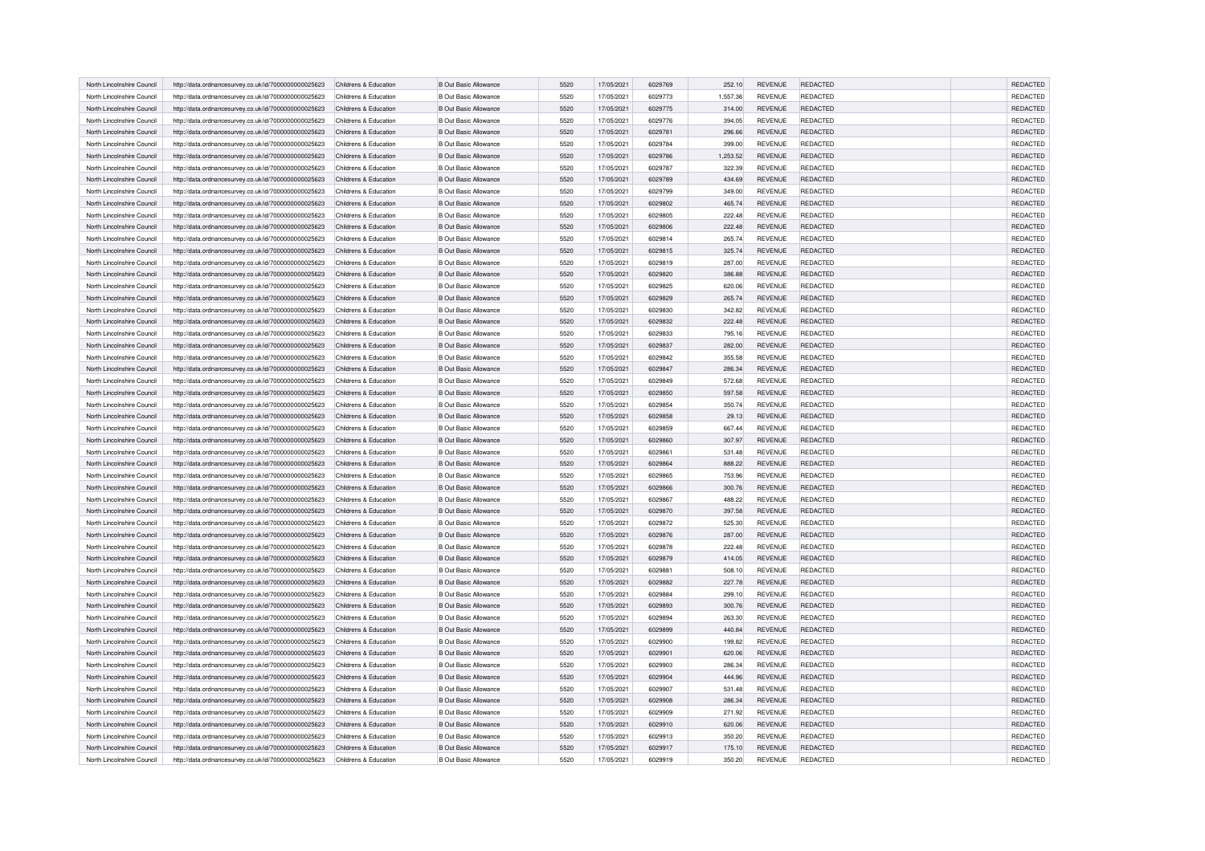| North Lincolnshire Council | http://data.ordnancesurvey.co.uk/id/7000000000025623 | Childrens & Education | B Out Basic Allowance | 5520 | 17/05/2021 | 6029769 | 252.10 | REVENUE | REDACTED | | REDACTED |
|---|---|---|---|---|---|---|---|---|---|---|---|
| North Lincolnshire Council | http://data.ordnancesurvey.co.uk/id/7000000000025623 | Childrens & Education | B Out Basic Allowance | 5520 | 17/05/2021 | 6029773 | 1,557.36 | REVENUE | REDACTED | | REDACTED |
| North Lincolnshire Council | http://data.ordnancesurvey.co.uk/id/7000000000025623 | Childrens & Education | B Out Basic Allowance | 5520 | 17/05/2021 | 6029775 | 314.00 | REVENUE | REDACTED | | REDACTED |
| North Lincolnshire Council | http://data.ordnancesurvey.co.uk/id/7000000000025623 | Childrens & Education | B Out Basic Allowance | 5520 | 17/05/2021 | 6029776 | 394.05 | REVENUE | REDACTED | | REDACTED |
| North Lincolnshire Council | http://data.ordnancesurvey.co.uk/id/7000000000025623 | Childrens & Education | B Out Basic Allowance | 5520 | 17/05/2021 | 6029781 | 296.66 | REVENUE | REDACTED | | REDACTED |
| North Lincolnshire Council | http://data.ordnancesurvey.co.uk/id/7000000000025623 | Childrens & Education | B Out Basic Allowance | 5520 | 17/05/2021 | 6029784 | 399.00 | REVENUE | REDACTED | | REDACTED |
| North Lincolnshire Council | http://data.ordnancesurvey.co.uk/id/7000000000025623 | Childrens & Education | B Out Basic Allowance | 5520 | 17/05/2021 | 6029786 | 1,253.52 | REVENUE | REDACTED | | REDACTED |
| North Lincolnshire Council | http://data.ordnancesurvey.co.uk/id/7000000000025623 | Childrens & Education | B Out Basic Allowance | 5520 | 17/05/2021 | 6029787 | 322.39 | REVENUE | REDACTED | | REDACTED |
| North Lincolnshire Council | http://data.ordnancesurvey.co.uk/id/7000000000025623 | Childrens & Education | B Out Basic Allowance | 5520 | 17/05/2021 | 6029789 | 434.69 | REVENUE | REDACTED | | REDACTED |
| North Lincolnshire Council | http://data.ordnancesurvey.co.uk/id/7000000000025623 | Childrens & Education | B Out Basic Allowance | 5520 | 17/05/2021 | 6029799 | 349.00 | REVENUE | REDACTED | | REDACTED |
| North Lincolnshire Council | http://data.ordnancesurvey.co.uk/id/7000000000025623 | Childrens & Education | B Out Basic Allowance | 5520 | 17/05/2021 | 6029802 | 465.74 | REVENUE | REDACTED | | REDACTED |
| North Lincolnshire Council | http://data.ordnancesurvey.co.uk/id/7000000000025623 | Childrens & Education | B Out Basic Allowance | 5520 | 17/05/2021 | 6029805 | 222.48 | REVENUE | REDACTED | | REDACTED |
| North Lincolnshire Council | http://data.ordnancesurvey.co.uk/id/7000000000025623 | Childrens & Education | B Out Basic Allowance | 5520 | 17/05/2021 | 6029806 | 222.48 | REVENUE | REDACTED | | REDACTED |
| North Lincolnshire Council | http://data.ordnancesurvey.co.uk/id/7000000000025623 | Childrens & Education | B Out Basic Allowance | 5520 | 17/05/2021 | 6029814 | 265.74 | REVENUE | REDACTED | | REDACTED |
| North Lincolnshire Council | http://data.ordnancesurvey.co.uk/id/7000000000025623 | Childrens & Education | B Out Basic Allowance | 5520 | 17/05/2021 | 6029815 | 325.74 | REVENUE | REDACTED | | REDACTED |
| North Lincolnshire Council | http://data.ordnancesurvey.co.uk/id/7000000000025623 | Childrens & Education | B Out Basic Allowance | 5520 | 17/05/2021 | 6029819 | 287.00 | REVENUE | REDACTED | | REDACTED |
| North Lincolnshire Council | http://data.ordnancesurvey.co.uk/id/7000000000025623 | Childrens & Education | B Out Basic Allowance | 5520 | 17/05/2021 | 6029820 | 386.88 | REVENUE | REDACTED | | REDACTED |
| North Lincolnshire Council | http://data.ordnancesurvey.co.uk/id/7000000000025623 | Childrens & Education | B Out Basic Allowance | 5520 | 17/05/2021 | 6029825 | 620.06 | REVENUE | REDACTED | | REDACTED |
| North Lincolnshire Council | http://data.ordnancesurvey.co.uk/id/7000000000025623 | Childrens & Education | B Out Basic Allowance | 5520 | 17/05/2021 | 6029829 | 265.74 | REVENUE | REDACTED | | REDACTED |
| North Lincolnshire Council | http://data.ordnancesurvey.co.uk/id/7000000000025623 | Childrens & Education | B Out Basic Allowance | 5520 | 17/05/2021 | 6029830 | 342.82 | REVENUE | REDACTED | | REDACTED |
| North Lincolnshire Council | http://data.ordnancesurvey.co.uk/id/7000000000025623 | Childrens & Education | B Out Basic Allowance | 5520 | 17/05/2021 | 6029832 | 222.48 | REVENUE | REDACTED | | REDACTED |
| North Lincolnshire Council | http://data.ordnancesurvey.co.uk/id/7000000000025623 | Childrens & Education | B Out Basic Allowance | 5520 | 17/05/2021 | 6029833 | 795.16 | REVENUE | REDACTED | | REDACTED |
| North Lincolnshire Council | http://data.ordnancesurvey.co.uk/id/7000000000025623 | Childrens & Education | B Out Basic Allowance | 5520 | 17/05/2021 | 6029837 | 282.00 | REVENUE | REDACTED | | REDACTED |
| North Lincolnshire Council | http://data.ordnancesurvey.co.uk/id/7000000000025623 | Childrens & Education | B Out Basic Allowance | 5520 | 17/05/2021 | 6029842 | 355.58 | REVENUE | REDACTED | | REDACTED |
| North Lincolnshire Council | http://data.ordnancesurvey.co.uk/id/7000000000025623 | Childrens & Education | B Out Basic Allowance | 5520 | 17/05/2021 | 6029847 | 286.34 | REVENUE | REDACTED | | REDACTED |
| North Lincolnshire Council | http://data.ordnancesurvey.co.uk/id/7000000000025623 | Childrens & Education | B Out Basic Allowance | 5520 | 17/05/2021 | 6029849 | 572.68 | REVENUE | REDACTED | | REDACTED |
| North Lincolnshire Council | http://data.ordnancesurvey.co.uk/id/7000000000025623 | Childrens & Education | B Out Basic Allowance | 5520 | 17/05/2021 | 6029850 | 597.58 | REVENUE | REDACTED | | REDACTED |
| North Lincolnshire Council | http://data.ordnancesurvey.co.uk/id/7000000000025623 | Childrens & Education | B Out Basic Allowance | 5520 | 17/05/2021 | 6029854 | 350.74 | REVENUE | REDACTED | | REDACTED |
| North Lincolnshire Council | http://data.ordnancesurvey.co.uk/id/7000000000025623 | Childrens & Education | B Out Basic Allowance | 5520 | 17/05/2021 | 6029858 | 29.13 | REVENUE | REDACTED | | REDACTED |
| North Lincolnshire Council | http://data.ordnancesurvey.co.uk/id/7000000000025623 | Childrens & Education | B Out Basic Allowance | 5520 | 17/05/2021 | 6029859 | 667.44 | REVENUE | REDACTED | | REDACTED |
| North Lincolnshire Council | http://data.ordnancesurvey.co.uk/id/7000000000025623 | Childrens & Education | B Out Basic Allowance | 5520 | 17/05/2021 | 6029860 | 307.97 | REVENUE | REDACTED | | REDACTED |
| North Lincolnshire Council | http://data.ordnancesurvey.co.uk/id/7000000000025623 | Childrens & Education | B Out Basic Allowance | 5520 | 17/05/2021 | 6029861 | 531.48 | REVENUE | REDACTED | | REDACTED |
| North Lincolnshire Council | http://data.ordnancesurvey.co.uk/id/7000000000025623 | Childrens & Education | B Out Basic Allowance | 5520 | 17/05/2021 | 6029864 | 888.22 | REVENUE | REDACTED | | REDACTED |
| North Lincolnshire Council | http://data.ordnancesurvey.co.uk/id/7000000000025623 | Childrens & Education | B Out Basic Allowance | 5520 | 17/05/2021 | 6029865 | 753.96 | REVENUE | REDACTED | | REDACTED |
| North Lincolnshire Council | http://data.ordnancesurvey.co.uk/id/7000000000025623 | Childrens & Education | B Out Basic Allowance | 5520 | 17/05/2021 | 6029866 | 300.76 | REVENUE | REDACTED | | REDACTED |
| North Lincolnshire Council | http://data.ordnancesurvey.co.uk/id/7000000000025623 | Childrens & Education | B Out Basic Allowance | 5520 | 17/05/2021 | 6029867 | 488.22 | REVENUE | REDACTED | | REDACTED |
| North Lincolnshire Council | http://data.ordnancesurvey.co.uk/id/7000000000025623 | Childrens & Education | B Out Basic Allowance | 5520 | 17/05/2021 | 6029870 | 397.58 | REVENUE | REDACTED | | REDACTED |
| North Lincolnshire Council | http://data.ordnancesurvey.co.uk/id/7000000000025623 | Childrens & Education | B Out Basic Allowance | 5520 | 17/05/2021 | 6029872 | 525.30 | REVENUE | REDACTED | | REDACTED |
| North Lincolnshire Council | http://data.ordnancesurvey.co.uk/id/7000000000025623 | Childrens & Education | B Out Basic Allowance | 5520 | 17/05/2021 | 6029876 | 287.00 | REVENUE | REDACTED | | REDACTED |
| North Lincolnshire Council | http://data.ordnancesurvey.co.uk/id/7000000000025623 | Childrens & Education | B Out Basic Allowance | 5520 | 17/05/2021 | 6029878 | 222.48 | REVENUE | REDACTED | | REDACTED |
| North Lincolnshire Council | http://data.ordnancesurvey.co.uk/id/7000000000025623 | Childrens & Education | B Out Basic Allowance | 5520 | 17/05/2021 | 6029879 | 414.05 | REVENUE | REDACTED | | REDACTED |
| North Lincolnshire Council | http://data.ordnancesurvey.co.uk/id/7000000000025623 | Childrens & Education | B Out Basic Allowance | 5520 | 17/05/2021 | 6029881 | 508.10 | REVENUE | REDACTED | | REDACTED |
| North Lincolnshire Council | http://data.ordnancesurvey.co.uk/id/7000000000025623 | Childrens & Education | B Out Basic Allowance | 5520 | 17/05/2021 | 6029882 | 227.78 | REVENUE | REDACTED | | REDACTED |
| North Lincolnshire Council | http://data.ordnancesurvey.co.uk/id/7000000000025623 | Childrens & Education | B Out Basic Allowance | 5520 | 17/05/2021 | 6029884 | 299.10 | REVENUE | REDACTED | | REDACTED |
| North Lincolnshire Council | http://data.ordnancesurvey.co.uk/id/7000000000025623 | Childrens & Education | B Out Basic Allowance | 5520 | 17/05/2021 | 6029893 | 300.76 | REVENUE | REDACTED | | REDACTED |
| North Lincolnshire Council | http://data.ordnancesurvey.co.uk/id/7000000000025623 | Childrens & Education | B Out Basic Allowance | 5520 | 17/05/2021 | 6029894 | 263.30 | REVENUE | REDACTED | | REDACTED |
| North Lincolnshire Council | http://data.ordnancesurvey.co.uk/id/7000000000025623 | Childrens & Education | B Out Basic Allowance | 5520 | 17/05/2021 | 6029899 | 440.84 | REVENUE | REDACTED | | REDACTED |
| North Lincolnshire Council | http://data.ordnancesurvey.co.uk/id/7000000000025623 | Childrens & Education | B Out Basic Allowance | 5520 | 17/05/2021 | 6029900 | 199.82 | REVENUE | REDACTED | | REDACTED |
| North Lincolnshire Council | http://data.ordnancesurvey.co.uk/id/7000000000025623 | Childrens & Education | B Out Basic Allowance | 5520 | 17/05/2021 | 6029901 | 620.06 | REVENUE | REDACTED | | REDACTED |
| North Lincolnshire Council | http://data.ordnancesurvey.co.uk/id/7000000000025623 | Childrens & Education | B Out Basic Allowance | 5520 | 17/05/2021 | 6029903 | 286.34 | REVENUE | REDACTED | | REDACTED |
| North Lincolnshire Council | http://data.ordnancesurvey.co.uk/id/7000000000025623 | Childrens & Education | B Out Basic Allowance | 5520 | 17/05/2021 | 6029904 | 444.96 | REVENUE | REDACTED | | REDACTED |
| North Lincolnshire Council | http://data.ordnancesurvey.co.uk/id/7000000000025623 | Childrens & Education | B Out Basic Allowance | 5520 | 17/05/2021 | 6029907 | 531.48 | REVENUE | REDACTED | | REDACTED |
| North Lincolnshire Council | http://data.ordnancesurvey.co.uk/id/7000000000025623 | Childrens & Education | B Out Basic Allowance | 5520 | 17/05/2021 | 6029908 | 286.34 | REVENUE | REDACTED | | REDACTED |
| North Lincolnshire Council | http://data.ordnancesurvey.co.uk/id/7000000000025623 | Childrens & Education | B Out Basic Allowance | 5520 | 17/05/2021 | 6029909 | 271.92 | REVENUE | REDACTED | | REDACTED |
| North Lincolnshire Council | http://data.ordnancesurvey.co.uk/id/7000000000025623 | Childrens & Education | B Out Basic Allowance | 5520 | 17/05/2021 | 6029910 | 620.06 | REVENUE | REDACTED | | REDACTED |
| North Lincolnshire Council | http://data.ordnancesurvey.co.uk/id/7000000000025623 | Childrens & Education | B Out Basic Allowance | 5520 | 17/05/2021 | 6029913 | 350.20 | REVENUE | REDACTED | | REDACTED |
| North Lincolnshire Council | http://data.ordnancesurvey.co.uk/id/7000000000025623 | Childrens & Education | B Out Basic Allowance | 5520 | 17/05/2021 | 6029917 | 175.10 | REVENUE | REDACTED | | REDACTED |
| North Lincolnshire Council | http://data.ordnancesurvey.co.uk/id/7000000000025623 | Childrens & Education | B Out Basic Allowance | 5520 | 17/05/2021 | 6029919 | 350.20 | REVENUE | REDACTED | | REDACTED |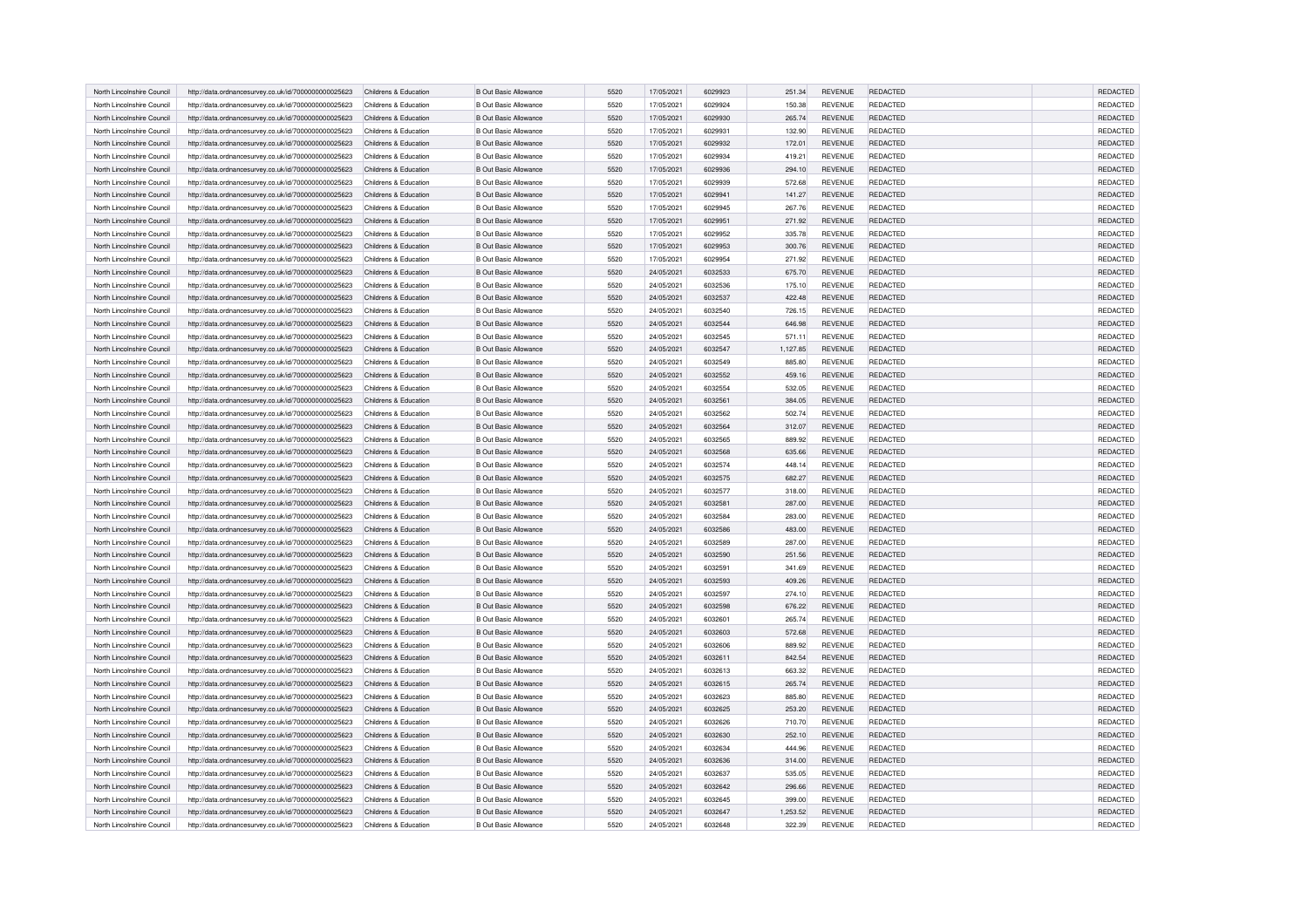| | | | | | | | | | | | |
|---|---|---|---|---|---|---|---|---|---|---|---|
| North Lincolnshire Council | http://data.ordnancesurvey.co.uk/id/7000000000025623 | Childrens & Education | B Out Basic Allowance | 5520 | 17/05/2021 | 6029923 | 251.34 | REVENUE | REDACTED | | REDACTED |
| North Lincolnshire Council | http://data.ordnancesurvey.co.uk/id/7000000000025623 | Childrens & Education | B Out Basic Allowance | 5520 | 17/05/2021 | 6029924 | 150.38 | REVENUE | REDACTED | | REDACTED |
| North Lincolnshire Council | http://data.ordnancesurvey.co.uk/id/7000000000025623 | Childrens & Education | B Out Basic Allowance | 5520 | 17/05/2021 | 6029930 | 265.74 | REVENUE | REDACTED | | REDACTED |
| North Lincolnshire Council | http://data.ordnancesurvey.co.uk/id/7000000000025623 | Childrens & Education | B Out Basic Allowance | 5520 | 17/05/2021 | 6029931 | 132.90 | REVENUE | REDACTED | | REDACTED |
| North Lincolnshire Council | http://data.ordnancesurvey.co.uk/id/7000000000025623 | Childrens & Education | B Out Basic Allowance | 5520 | 17/05/2021 | 6029932 | 172.01 | REVENUE | REDACTED | | REDACTED |
| North Lincolnshire Council | http://data.ordnancesurvey.co.uk/id/7000000000025623 | Childrens & Education | B Out Basic Allowance | 5520 | 17/05/2021 | 6029934 | 419.21 | REVENUE | REDACTED | | REDACTED |
| North Lincolnshire Council | http://data.ordnancesurvey.co.uk/id/7000000000025623 | Childrens & Education | B Out Basic Allowance | 5520 | 17/05/2021 | 6029936 | 294.10 | REVENUE | REDACTED | | REDACTED |
| North Lincolnshire Council | http://data.ordnancesurvey.co.uk/id/7000000000025623 | Childrens & Education | B Out Basic Allowance | 5520 | 17/05/2021 | 6029939 | 572.68 | REVENUE | REDACTED | | REDACTED |
| North Lincolnshire Council | http://data.ordnancesurvey.co.uk/id/7000000000025623 | Childrens & Education | B Out Basic Allowance | 5520 | 17/05/2021 | 6029941 | 141.27 | REVENUE | REDACTED | | REDACTED |
| North Lincolnshire Council | http://data.ordnancesurvey.co.uk/id/7000000000025623 | Childrens & Education | B Out Basic Allowance | 5520 | 17/05/2021 | 6029945 | 267.76 | REVENUE | REDACTED | | REDACTED |
| North Lincolnshire Council | http://data.ordnancesurvey.co.uk/id/7000000000025623 | Childrens & Education | B Out Basic Allowance | 5520 | 17/05/2021 | 6029951 | 271.92 | REVENUE | REDACTED | | REDACTED |
| North Lincolnshire Council | http://data.ordnancesurvey.co.uk/id/7000000000025623 | Childrens & Education | B Out Basic Allowance | 5520 | 17/05/2021 | 6029952 | 335.78 | REVENUE | REDACTED | | REDACTED |
| North Lincolnshire Council | http://data.ordnancesurvey.co.uk/id/7000000000025623 | Childrens & Education | B Out Basic Allowance | 5520 | 17/05/2021 | 6029953 | 300.76 | REVENUE | REDACTED | | REDACTED |
| North Lincolnshire Council | http://data.ordnancesurvey.co.uk/id/7000000000025623 | Childrens & Education | B Out Basic Allowance | 5520 | 17/05/2021 | 6029954 | 271.92 | REVENUE | REDACTED | | REDACTED |
| North Lincolnshire Council | http://data.ordnancesurvey.co.uk/id/7000000000025623 | Childrens & Education | B Out Basic Allowance | 5520 | 24/05/2021 | 6032533 | 675.70 | REVENUE | REDACTED | | REDACTED |
| North Lincolnshire Council | http://data.ordnancesurvey.co.uk/id/7000000000025623 | Childrens & Education | B Out Basic Allowance | 5520 | 24/05/2021 | 6032536 | 175.10 | REVENUE | REDACTED | | REDACTED |
| North Lincolnshire Council | http://data.ordnancesurvey.co.uk/id/7000000000025623 | Childrens & Education | B Out Basic Allowance | 5520 | 24/05/2021 | 6032537 | 422.48 | REVENUE | REDACTED | | REDACTED |
| North Lincolnshire Council | http://data.ordnancesurvey.co.uk/id/7000000000025623 | Childrens & Education | B Out Basic Allowance | 5520 | 24/05/2021 | 6032540 | 726.15 | REVENUE | REDACTED | | REDACTED |
| North Lincolnshire Council | http://data.ordnancesurvey.co.uk/id/7000000000025623 | Childrens & Education | B Out Basic Allowance | 5520 | 24/05/2021 | 6032544 | 646.98 | REVENUE | REDACTED | | REDACTED |
| North Lincolnshire Council | http://data.ordnancesurvey.co.uk/id/7000000000025623 | Childrens & Education | B Out Basic Allowance | 5520 | 24/05/2021 | 6032545 | 571.11 | REVENUE | REDACTED | | REDACTED |
| North Lincolnshire Council | http://data.ordnancesurvey.co.uk/id/7000000000025623 | Childrens & Education | B Out Basic Allowance | 5520 | 24/05/2021 | 6032547 | 1,127.85 | REVENUE | REDACTED | | REDACTED |
| North Lincolnshire Council | http://data.ordnancesurvey.co.uk/id/7000000000025623 | Childrens & Education | B Out Basic Allowance | 5520 | 24/05/2021 | 6032549 | 885.80 | REVENUE | REDACTED | | REDACTED |
| North Lincolnshire Council | http://data.ordnancesurvey.co.uk/id/7000000000025623 | Childrens & Education | B Out Basic Allowance | 5520 | 24/05/2021 | 6032552 | 459.16 | REVENUE | REDACTED | | REDACTED |
| North Lincolnshire Council | http://data.ordnancesurvey.co.uk/id/7000000000025623 | Childrens & Education | B Out Basic Allowance | 5520 | 24/05/2021 | 6032554 | 532.05 | REVENUE | REDACTED | | REDACTED |
| North Lincolnshire Council | http://data.ordnancesurvey.co.uk/id/7000000000025623 | Childrens & Education | B Out Basic Allowance | 5520 | 24/05/2021 | 6032561 | 384.05 | REVENUE | REDACTED | | REDACTED |
| North Lincolnshire Council | http://data.ordnancesurvey.co.uk/id/7000000000025623 | Childrens & Education | B Out Basic Allowance | 5520 | 24/05/2021 | 6032562 | 502.74 | REVENUE | REDACTED | | REDACTED |
| North Lincolnshire Council | http://data.ordnancesurvey.co.uk/id/7000000000025623 | Childrens & Education | B Out Basic Allowance | 5520 | 24/05/2021 | 6032564 | 312.07 | REVENUE | REDACTED | | REDACTED |
| North Lincolnshire Council | http://data.ordnancesurvey.co.uk/id/7000000000025623 | Childrens & Education | B Out Basic Allowance | 5520 | 24/05/2021 | 6032565 | 889.92 | REVENUE | REDACTED | | REDACTED |
| North Lincolnshire Council | http://data.ordnancesurvey.co.uk/id/7000000000025623 | Childrens & Education | B Out Basic Allowance | 5520 | 24/05/2021 | 6032568 | 635.66 | REVENUE | REDACTED | | REDACTED |
| North Lincolnshire Council | http://data.ordnancesurvey.co.uk/id/7000000000025623 | Childrens & Education | B Out Basic Allowance | 5520 | 24/05/2021 | 6032574 | 448.14 | REVENUE | REDACTED | | REDACTED |
| North Lincolnshire Council | http://data.ordnancesurvey.co.uk/id/7000000000025623 | Childrens & Education | B Out Basic Allowance | 5520 | 24/05/2021 | 6032575 | 682.27 | REVENUE | REDACTED | | REDACTED |
| North Lincolnshire Council | http://data.ordnancesurvey.co.uk/id/7000000000025623 | Childrens & Education | B Out Basic Allowance | 5520 | 24/05/2021 | 6032577 | 318.00 | REVENUE | REDACTED | | REDACTED |
| North Lincolnshire Council | http://data.ordnancesurvey.co.uk/id/7000000000025623 | Childrens & Education | B Out Basic Allowance | 5520 | 24/05/2021 | 6032581 | 287.00 | REVENUE | REDACTED | | REDACTED |
| North Lincolnshire Council | http://data.ordnancesurvey.co.uk/id/7000000000025623 | Childrens & Education | B Out Basic Allowance | 5520 | 24/05/2021 | 6032584 | 283.00 | REVENUE | REDACTED | | REDACTED |
| North Lincolnshire Council | http://data.ordnancesurvey.co.uk/id/7000000000025623 | Childrens & Education | B Out Basic Allowance | 5520 | 24/05/2021 | 6032586 | 483.00 | REVENUE | REDACTED | | REDACTED |
| North Lincolnshire Council | http://data.ordnancesurvey.co.uk/id/7000000000025623 | Childrens & Education | B Out Basic Allowance | 5520 | 24/05/2021 | 6032589 | 287.00 | REVENUE | REDACTED | | REDACTED |
| North Lincolnshire Council | http://data.ordnancesurvey.co.uk/id/7000000000025623 | Childrens & Education | B Out Basic Allowance | 5520 | 24/05/2021 | 6032590 | 251.56 | REVENUE | REDACTED | | REDACTED |
| North Lincolnshire Council | http://data.ordnancesurvey.co.uk/id/7000000000025623 | Childrens & Education | B Out Basic Allowance | 5520 | 24/05/2021 | 6032591 | 341.69 | REVENUE | REDACTED | | REDACTED |
| North Lincolnshire Council | http://data.ordnancesurvey.co.uk/id/7000000000025623 | Childrens & Education | B Out Basic Allowance | 5520 | 24/05/2021 | 6032593 | 409.26 | REVENUE | REDACTED | | REDACTED |
| North Lincolnshire Council | http://data.ordnancesurvey.co.uk/id/7000000000025623 | Childrens & Education | B Out Basic Allowance | 5520 | 24/05/2021 | 6032597 | 274.10 | REVENUE | REDACTED | | REDACTED |
| North Lincolnshire Council | http://data.ordnancesurvey.co.uk/id/7000000000025623 | Childrens & Education | B Out Basic Allowance | 5520 | 24/05/2021 | 6032598 | 676.22 | REVENUE | REDACTED | | REDACTED |
| North Lincolnshire Council | http://data.ordnancesurvey.co.uk/id/7000000000025623 | Childrens & Education | B Out Basic Allowance | 5520 | 24/05/2021 | 6032601 | 265.74 | REVENUE | REDACTED | | REDACTED |
| North Lincolnshire Council | http://data.ordnancesurvey.co.uk/id/7000000000025623 | Childrens & Education | B Out Basic Allowance | 5520 | 24/05/2021 | 6032603 | 572.68 | REVENUE | REDACTED | | REDACTED |
| North Lincolnshire Council | http://data.ordnancesurvey.co.uk/id/7000000000025623 | Childrens & Education | B Out Basic Allowance | 5520 | 24/05/2021 | 6032606 | 889.92 | REVENUE | REDACTED | | REDACTED |
| North Lincolnshire Council | http://data.ordnancesurvey.co.uk/id/7000000000025623 | Childrens & Education | B Out Basic Allowance | 5520 | 24/05/2021 | 6032611 | 842.54 | REVENUE | REDACTED | | REDACTED |
| North Lincolnshire Council | http://data.ordnancesurvey.co.uk/id/7000000000025623 | Childrens & Education | B Out Basic Allowance | 5520 | 24/05/2021 | 6032613 | 663.32 | REVENUE | REDACTED | | REDACTED |
| North Lincolnshire Council | http://data.ordnancesurvey.co.uk/id/7000000000025623 | Childrens & Education | B Out Basic Allowance | 5520 | 24/05/2021 | 6032615 | 265.74 | REVENUE | REDACTED | | REDACTED |
| North Lincolnshire Council | http://data.ordnancesurvey.co.uk/id/7000000000025623 | Childrens & Education | B Out Basic Allowance | 5520 | 24/05/2021 | 6032623 | 885.80 | REVENUE | REDACTED | | REDACTED |
| North Lincolnshire Council | http://data.ordnancesurvey.co.uk/id/7000000000025623 | Childrens & Education | B Out Basic Allowance | 5520 | 24/05/2021 | 6032625 | 253.20 | REVENUE | REDACTED | | REDACTED |
| North Lincolnshire Council | http://data.ordnancesurvey.co.uk/id/7000000000025623 | Childrens & Education | B Out Basic Allowance | 5520 | 24/05/2021 | 6032626 | 710.70 | REVENUE | REDACTED | | REDACTED |
| North Lincolnshire Council | http://data.ordnancesurvey.co.uk/id/7000000000025623 | Childrens & Education | B Out Basic Allowance | 5520 | 24/05/2021 | 6032630 | 252.10 | REVENUE | REDACTED | | REDACTED |
| North Lincolnshire Council | http://data.ordnancesurvey.co.uk/id/7000000000025623 | Childrens & Education | B Out Basic Allowance | 5520 | 24/05/2021 | 6032634 | 444.96 | REVENUE | REDACTED | | REDACTED |
| North Lincolnshire Council | http://data.ordnancesurvey.co.uk/id/7000000000025623 | Childrens & Education | B Out Basic Allowance | 5520 | 24/05/2021 | 6032636 | 314.00 | REVENUE | REDACTED | | REDACTED |
| North Lincolnshire Council | http://data.ordnancesurvey.co.uk/id/7000000000025623 | Childrens & Education | B Out Basic Allowance | 5520 | 24/05/2021 | 6032637 | 535.05 | REVENUE | REDACTED | | REDACTED |
| North Lincolnshire Council | http://data.ordnancesurvey.co.uk/id/7000000000025623 | Childrens & Education | B Out Basic Allowance | 5520 | 24/05/2021 | 6032642 | 296.66 | REVENUE | REDACTED | | REDACTED |
| North Lincolnshire Council | http://data.ordnancesurvey.co.uk/id/7000000000025623 | Childrens & Education | B Out Basic Allowance | 5520 | 24/05/2021 | 6032645 | 399.00 | REVENUE | REDACTED | | REDACTED |
| North Lincolnshire Council | http://data.ordnancesurvey.co.uk/id/7000000000025623 | Childrens & Education | B Out Basic Allowance | 5520 | 24/05/2021 | 6032647 | 1,253.52 | REVENUE | REDACTED | | REDACTED |
| North Lincolnshire Council | http://data.ordnancesurvey.co.uk/id/7000000000025623 | Childrens & Education | B Out Basic Allowance | 5520 | 24/05/2021 | 6032648 | 322.39 | REVENUE | REDACTED | | REDACTED |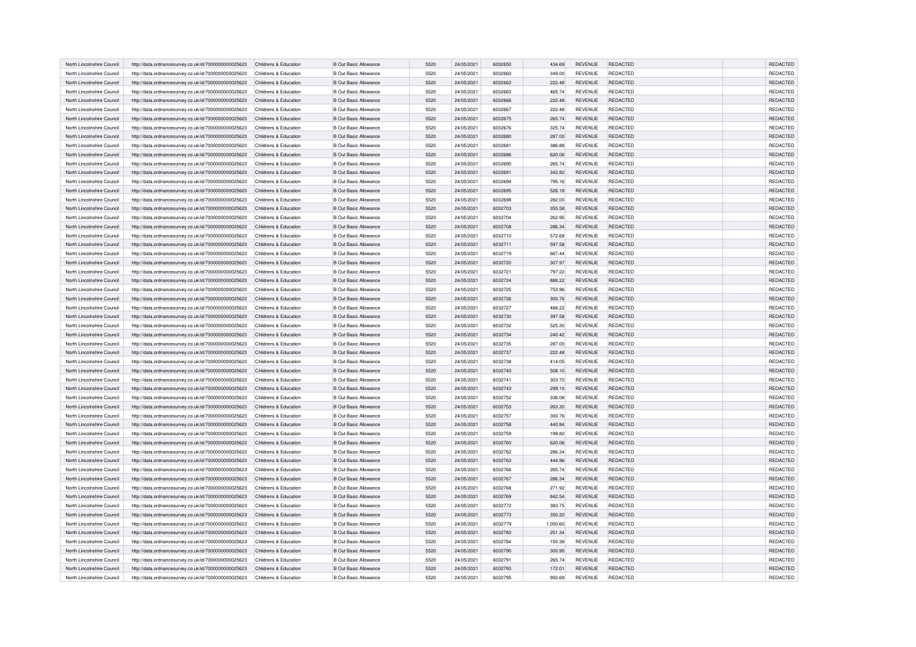| | | | | | | | | | | | |
|---|---|---|---|---|---|---|---|---|---|---|---|
| North Lincolnshire Council | http://data.ordnancesurvey.co.uk/id/7000000000025623 | Childrens & Education | B Out Basic Allowance | 5520 | 24/05/2021 | 6032650 | 434.69 | REVENUE | REDACTED | | REDACTED |
| North Lincolnshire Council | http://data.ordnancesurvey.co.uk/id/7000000000025623 | Childrens & Education | B Out Basic Allowance | 5520 | 24/05/2021 | 6032660 | 349.00 | REVENUE | REDACTED | | REDACTED |
| North Lincolnshire Council | http://data.ordnancesurvey.co.uk/id/7000000000025623 | Childrens & Education | B Out Basic Allowance | 5520 | 24/05/2021 | 6032662 | 222.48 | REVENUE | REDACTED | | REDACTED |
| North Lincolnshire Council | http://data.ordnancesurvey.co.uk/id/7000000000025623 | Childrens & Education | B Out Basic Allowance | 5520 | 24/05/2021 | 6032663 | 465.74 | REVENUE | REDACTED | | REDACTED |
| North Lincolnshire Council | http://data.ordnancesurvey.co.uk/id/7000000000025623 | Childrens & Education | B Out Basic Allowance | 5520 | 24/05/2021 | 6032666 | 222.48 | REVENUE | REDACTED | | REDACTED |
| North Lincolnshire Council | http://data.ordnancesurvey.co.uk/id/7000000000025623 | Childrens & Education | B Out Basic Allowance | 5520 | 24/05/2021 | 6032667 | 222.48 | REVENUE | REDACTED | | REDACTED |
| North Lincolnshire Council | http://data.ordnancesurvey.co.uk/id/7000000000025623 | Childrens & Education | B Out Basic Allowance | 5520 | 24/05/2021 | 6032675 | 265.74 | REVENUE | REDACTED | | REDACTED |
| North Lincolnshire Council | http://data.ordnancesurvey.co.uk/id/7000000000025623 | Childrens & Education | B Out Basic Allowance | 5520 | 24/05/2021 | 6032676 | 325.74 | REVENUE | REDACTED | | REDACTED |
| North Lincolnshire Council | http://data.ordnancesurvey.co.uk/id/7000000000025623 | Childrens & Education | B Out Basic Allowance | 5520 | 24/05/2021 | 6032680 | 287.00 | REVENUE | REDACTED | | REDACTED |
| North Lincolnshire Council | http://data.ordnancesurvey.co.uk/id/7000000000025623 | Childrens & Education | B Out Basic Allowance | 5520 | 24/05/2021 | 6032681 | 386.88 | REVENUE | REDACTED | | REDACTED |
| North Lincolnshire Council | http://data.ordnancesurvey.co.uk/id/7000000000025623 | Childrens & Education | B Out Basic Allowance | 5520 | 24/05/2021 | 6032686 | 620.06 | REVENUE | REDACTED | | REDACTED |
| North Lincolnshire Council | http://data.ordnancesurvey.co.uk/id/7000000000025623 | Childrens & Education | B Out Basic Allowance | 5520 | 24/05/2021 | 6032690 | 265.74 | REVENUE | REDACTED | | REDACTED |
| North Lincolnshire Council | http://data.ordnancesurvey.co.uk/id/7000000000025623 | Childrens & Education | B Out Basic Allowance | 5520 | 24/05/2021 | 6032691 | 342.82 | REVENUE | REDACTED | | REDACTED |
| North Lincolnshire Council | http://data.ordnancesurvey.co.uk/id/7000000000025623 | Childrens & Education | B Out Basic Allowance | 5520 | 24/05/2021 | 6032694 | 795.16 | REVENUE | REDACTED | | REDACTED |
| North Lincolnshire Council | http://data.ordnancesurvey.co.uk/id/7000000000025623 | Childrens & Education | B Out Basic Allowance | 5520 | 24/05/2021 | 6032695 | 526.18 | REVENUE | REDACTED | | REDACTED |
| North Lincolnshire Council | http://data.ordnancesurvey.co.uk/id/7000000000025623 | Childrens & Education | B Out Basic Allowance | 5520 | 24/05/2021 | 6032698 | 282.00 | REVENUE | REDACTED | | REDACTED |
| North Lincolnshire Council | http://data.ordnancesurvey.co.uk/id/7000000000025623 | Childrens & Education | B Out Basic Allowance | 5520 | 24/05/2021 | 6032703 | 355.58 | REVENUE | REDACTED | | REDACTED |
| North Lincolnshire Council | http://data.ordnancesurvey.co.uk/id/7000000000025623 | Childrens & Education | B Out Basic Allowance | 5520 | 24/05/2021 | 6032704 | 262.95 | REVENUE | REDACTED | | REDACTED |
| North Lincolnshire Council | http://data.ordnancesurvey.co.uk/id/7000000000025623 | Childrens & Education | B Out Basic Allowance | 5520 | 24/05/2021 | 6032708 | 286.34 | REVENUE | REDACTED | | REDACTED |
| North Lincolnshire Council | http://data.ordnancesurvey.co.uk/id/7000000000025623 | Childrens & Education | B Out Basic Allowance | 5520 | 24/05/2021 | 6032710 | 572.68 | REVENUE | REDACTED | | REDACTED |
| North Lincolnshire Council | http://data.ordnancesurvey.co.uk/id/7000000000025623 | Childrens & Education | B Out Basic Allowance | 5520 | 24/05/2021 | 6032711 | 597.58 | REVENUE | REDACTED | | REDACTED |
| North Lincolnshire Council | http://data.ordnancesurvey.co.uk/id/7000000000025623 | Childrens & Education | B Out Basic Allowance | 5520 | 24/05/2021 | 6032719 | 667.44 | REVENUE | REDACTED | | REDACTED |
| North Lincolnshire Council | http://data.ordnancesurvey.co.uk/id/7000000000025623 | Childrens & Education | B Out Basic Allowance | 5520 | 24/05/2021 | 6032720 | 307.97 | REVENUE | REDACTED | | REDACTED |
| North Lincolnshire Council | http://data.ordnancesurvey.co.uk/id/7000000000025623 | Childrens & Education | B Out Basic Allowance | 5520 | 24/05/2021 | 6032721 | 797.22 | REVENUE | REDACTED | | REDACTED |
| North Lincolnshire Council | http://data.ordnancesurvey.co.uk/id/7000000000025623 | Childrens & Education | B Out Basic Allowance | 5520 | 24/05/2021 | 6032724 | 888.22 | REVENUE | REDACTED | | REDACTED |
| North Lincolnshire Council | http://data.ordnancesurvey.co.uk/id/7000000000025623 | Childrens & Education | B Out Basic Allowance | 5520 | 24/05/2021 | 6032725 | 753.96 | REVENUE | REDACTED | | REDACTED |
| North Lincolnshire Council | http://data.ordnancesurvey.co.uk/id/7000000000025623 | Childrens & Education | B Out Basic Allowance | 5520 | 24/05/2021 | 6032726 | 300.76 | REVENUE | REDACTED | | REDACTED |
| North Lincolnshire Council | http://data.ordnancesurvey.co.uk/id/7000000000025623 | Childrens & Education | B Out Basic Allowance | 5520 | 24/05/2021 | 6032727 | 488.22 | REVENUE | REDACTED | | REDACTED |
| North Lincolnshire Council | http://data.ordnancesurvey.co.uk/id/7000000000025623 | Childrens & Education | B Out Basic Allowance | 5520 | 24/05/2021 | 6032730 | 397.58 | REVENUE | REDACTED | | REDACTED |
| North Lincolnshire Council | http://data.ordnancesurvey.co.uk/id/7000000000025623 | Childrens & Education | B Out Basic Allowance | 5520 | 24/05/2021 | 6032732 | 525.30 | REVENUE | REDACTED | | REDACTED |
| North Lincolnshire Council | http://data.ordnancesurvey.co.uk/id/7000000000025623 | Childrens & Education | B Out Basic Allowance | 5520 | 24/05/2021 | 6032734 | 240.42 | REVENUE | REDACTED | | REDACTED |
| North Lincolnshire Council | http://data.ordnancesurvey.co.uk/id/7000000000025623 | Childrens & Education | B Out Basic Allowance | 5520 | 24/05/2021 | 6032735 | 287.00 | REVENUE | REDACTED | | REDACTED |
| North Lincolnshire Council | http://data.ordnancesurvey.co.uk/id/7000000000025623 | Childrens & Education | B Out Basic Allowance | 5520 | 24/05/2021 | 6032737 | 222.48 | REVENUE | REDACTED | | REDACTED |
| North Lincolnshire Council | http://data.ordnancesurvey.co.uk/id/7000000000025623 | Childrens & Education | B Out Basic Allowance | 5520 | 24/05/2021 | 6032738 | 414.05 | REVENUE | REDACTED | | REDACTED |
| North Lincolnshire Council | http://data.ordnancesurvey.co.uk/id/7000000000025623 | Childrens & Education | B Out Basic Allowance | 5520 | 24/05/2021 | 6032740 | 508.10 | REVENUE | REDACTED | | REDACTED |
| North Lincolnshire Council | http://data.ordnancesurvey.co.uk/id/7000000000025623 | Childrens & Education | B Out Basic Allowance | 5520 | 24/05/2021 | 6032741 | 303.70 | REVENUE | REDACTED | | REDACTED |
| North Lincolnshire Council | http://data.ordnancesurvey.co.uk/id/7000000000025623 | Childrens & Education | B Out Basic Allowance | 5520 | 24/05/2021 | 6032743 | 299.10 | REVENUE | REDACTED | | REDACTED |
| North Lincolnshire Council | http://data.ordnancesurvey.co.uk/id/7000000000025623 | Childrens & Education | B Out Basic Allowance | 5520 | 24/05/2021 | 6032752 | 336.08 | REVENUE | REDACTED | | REDACTED |
| North Lincolnshire Council | http://data.ordnancesurvey.co.uk/id/7000000000025623 | Childrens & Education | B Out Basic Allowance | 5520 | 24/05/2021 | 6032753 | 263.30 | REVENUE | REDACTED | | REDACTED |
| North Lincolnshire Council | http://data.ordnancesurvey.co.uk/id/7000000000025623 | Childrens & Education | B Out Basic Allowance | 5520 | 24/05/2021 | 6032757 | 300.76 | REVENUE | REDACTED | | REDACTED |
| North Lincolnshire Council | http://data.ordnancesurvey.co.uk/id/7000000000025623 | Childrens & Education | B Out Basic Allowance | 5520 | 24/05/2021 | 6032758 | 440.84 | REVENUE | REDACTED | | REDACTED |
| North Lincolnshire Council | http://data.ordnancesurvey.co.uk/id/7000000000025623 | Childrens & Education | B Out Basic Allowance | 5520 | 24/05/2021 | 6032759 | 199.82 | REVENUE | REDACTED | | REDACTED |
| North Lincolnshire Council | http://data.ordnancesurvey.co.uk/id/7000000000025623 | Childrens & Education | B Out Basic Allowance | 5520 | 24/05/2021 | 6032760 | 620.06 | REVENUE | REDACTED | | REDACTED |
| North Lincolnshire Council | http://data.ordnancesurvey.co.uk/id/7000000000025623 | Childrens & Education | B Out Basic Allowance | 5520 | 24/05/2021 | 6032762 | 286.34 | REVENUE | REDACTED | | REDACTED |
| North Lincolnshire Council | http://data.ordnancesurvey.co.uk/id/7000000000025623 | Childrens & Education | B Out Basic Allowance | 5520 | 24/05/2021 | 6032763 | 444.96 | REVENUE | REDACTED | | REDACTED |
| North Lincolnshire Council | http://data.ordnancesurvey.co.uk/id/7000000000025623 | Childrens & Education | B Out Basic Allowance | 5520 | 24/05/2021 | 6032766 | 265.74 | REVENUE | REDACTED | | REDACTED |
| North Lincolnshire Council | http://data.ordnancesurvey.co.uk/id/7000000000025623 | Childrens & Education | B Out Basic Allowance | 5520 | 24/05/2021 | 6032767 | 286.34 | REVENUE | REDACTED | | REDACTED |
| North Lincolnshire Council | http://data.ordnancesurvey.co.uk/id/7000000000025623 | Childrens & Education | B Out Basic Allowance | 5520 | 24/05/2021 | 6032768 | 271.92 | REVENUE | REDACTED | | REDACTED |
| North Lincolnshire Council | http://data.ordnancesurvey.co.uk/id/7000000000025623 | Childrens & Education | B Out Basic Allowance | 5520 | 24/05/2021 | 6032769 | 842.54 | REVENUE | REDACTED | | REDACTED |
| North Lincolnshire Council | http://data.ordnancesurvey.co.uk/id/7000000000025623 | Childrens & Education | B Out Basic Allowance | 5520 | 24/05/2021 | 6032772 | 383.75 | REVENUE | REDACTED | | REDACTED |
| North Lincolnshire Council | http://data.ordnancesurvey.co.uk/id/7000000000025623 | Childrens & Education | B Out Basic Allowance | 5520 | 24/05/2021 | 6032773 | 350.20 | REVENUE | REDACTED | | REDACTED |
| North Lincolnshire Council | http://data.ordnancesurvey.co.uk/id/7000000000025623 | Childrens & Education | B Out Basic Allowance | 5520 | 24/05/2021 | 6032779 | 1,050.60 | REVENUE | REDACTED | | REDACTED |
| North Lincolnshire Council | http://data.ordnancesurvey.co.uk/id/7000000000025623 | Childrens & Education | B Out Basic Allowance | 5520 | 24/05/2021 | 6032783 | 251.34 | REVENUE | REDACTED | | REDACTED |
| North Lincolnshire Council | http://data.ordnancesurvey.co.uk/id/7000000000025623 | Childrens & Education | B Out Basic Allowance | 5520 | 24/05/2021 | 6032784 | 150.38 | REVENUE | REDACTED | | REDACTED |
| North Lincolnshire Council | http://data.ordnancesurvey.co.uk/id/7000000000025623 | Childrens & Education | B Out Basic Allowance | 5520 | 24/05/2021 | 6032790 | 300.95 | REVENUE | REDACTED | | REDACTED |
| North Lincolnshire Council | http://data.ordnancesurvey.co.uk/id/7000000000025623 | Childrens & Education | B Out Basic Allowance | 5520 | 24/05/2021 | 6032791 | 265.74 | REVENUE | REDACTED | | REDACTED |
| North Lincolnshire Council | http://data.ordnancesurvey.co.uk/id/7000000000025623 | Childrens & Education | B Out Basic Allowance | 5520 | 24/05/2021 | 6032793 | 172.01 | REVENUE | REDACTED | | REDACTED |
| North Lincolnshire Council | http://data.ordnancesurvey.co.uk/id/7000000000025623 | Childrens & Education | B Out Basic Allowance | 5520 | 24/05/2021 | 6032795 | 950.69 | REVENUE | REDACTED | | REDACTED |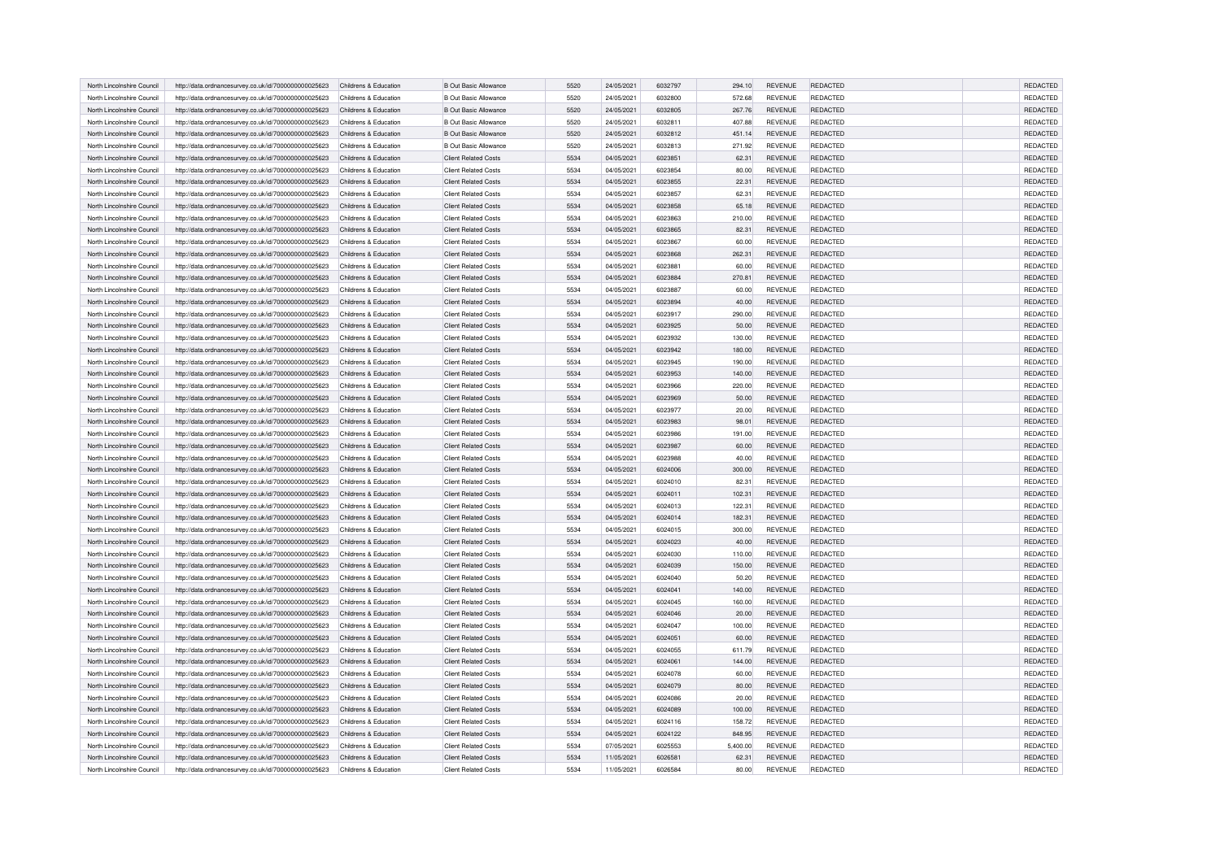| | | | | | | | | | | | |
|---|---|---|---|---|---|---|---|---|---|---|---|
| North Lincolnshire Council | http://data.ordnancesurvey.co.uk/id/7000000000025623 | Childrens & Education | B Out Basic Allowance | 5520 | 24/05/2021 | 6032797 | 294.10 | REVENUE | REDACTED | | REDACTED |
| North Lincolnshire Council | http://data.ordnancesurvey.co.uk/id/7000000000025623 | Childrens & Education | B Out Basic Allowance | 5520 | 24/05/2021 | 6032800 | 572.68 | REVENUE | REDACTED | | REDACTED |
| North Lincolnshire Council | http://data.ordnancesurvey.co.uk/id/7000000000025623 | Childrens & Education | B Out Basic Allowance | 5520 | 24/05/2021 | 6032805 | 267.76 | REVENUE | REDACTED | | REDACTED |
| North Lincolnshire Council | http://data.ordnancesurvey.co.uk/id/7000000000025623 | Childrens & Education | B Out Basic Allowance | 5520 | 24/05/2021 | 6032811 | 407.88 | REVENUE | REDACTED | | REDACTED |
| North Lincolnshire Council | http://data.ordnancesurvey.co.uk/id/7000000000025623 | Childrens & Education | B Out Basic Allowance | 5520 | 24/05/2021 | 6032812 | 451.14 | REVENUE | REDACTED | | REDACTED |
| North Lincolnshire Council | http://data.ordnancesurvey.co.uk/id/7000000000025623 | Childrens & Education | B Out Basic Allowance | 5520 | 24/05/2021 | 6032813 | 271.92 | REVENUE | REDACTED | | REDACTED |
| North Lincolnshire Council | http://data.ordnancesurvey.co.uk/id/7000000000025623 | Childrens & Education | Client Related Costs | 5534 | 04/05/2021 | 6023851 | 62.31 | REVENUE | REDACTED | | REDACTED |
| North Lincolnshire Council | http://data.ordnancesurvey.co.uk/id/7000000000025623 | Childrens & Education | Client Related Costs | 5534 | 04/05/2021 | 6023854 | 80.00 | REVENUE | REDACTED | | REDACTED |
| North Lincolnshire Council | http://data.ordnancesurvey.co.uk/id/7000000000025623 | Childrens & Education | Client Related Costs | 5534 | 04/05/2021 | 6023855 | 22.31 | REVENUE | REDACTED | | REDACTED |
| North Lincolnshire Council | http://data.ordnancesurvey.co.uk/id/7000000000025623 | Childrens & Education | Client Related Costs | 5534 | 04/05/2021 | 6023857 | 62.31 | REVENUE | REDACTED | | REDACTED |
| North Lincolnshire Council | http://data.ordnancesurvey.co.uk/id/7000000000025623 | Childrens & Education | Client Related Costs | 5534 | 04/05/2021 | 6023858 | 65.18 | REVENUE | REDACTED | | REDACTED |
| North Lincolnshire Council | http://data.ordnancesurvey.co.uk/id/7000000000025623 | Childrens & Education | Client Related Costs | 5534 | 04/05/2021 | 6023863 | 210.00 | REVENUE | REDACTED | | REDACTED |
| North Lincolnshire Council | http://data.ordnancesurvey.co.uk/id/7000000000025623 | Childrens & Education | Client Related Costs | 5534 | 04/05/2021 | 6023865 | 82.31 | REVENUE | REDACTED | | REDACTED |
| North Lincolnshire Council | http://data.ordnancesurvey.co.uk/id/7000000000025623 | Childrens & Education | Client Related Costs | 5534 | 04/05/2021 | 6023867 | 60.00 | REVENUE | REDACTED | | REDACTED |
| North Lincolnshire Council | http://data.ordnancesurvey.co.uk/id/7000000000025623 | Childrens & Education | Client Related Costs | 5534 | 04/05/2021 | 6023868 | 262.31 | REVENUE | REDACTED | | REDACTED |
| North Lincolnshire Council | http://data.ordnancesurvey.co.uk/id/7000000000025623 | Childrens & Education | Client Related Costs | 5534 | 04/05/2021 | 6023881 | 60.00 | REVENUE | REDACTED | | REDACTED |
| North Lincolnshire Council | http://data.ordnancesurvey.co.uk/id/7000000000025623 | Childrens & Education | Client Related Costs | 5534 | 04/05/2021 | 6023884 | 270.81 | REVENUE | REDACTED | | REDACTED |
| North Lincolnshire Council | http://data.ordnancesurvey.co.uk/id/7000000000025623 | Childrens & Education | Client Related Costs | 5534 | 04/05/2021 | 6023887 | 60.00 | REVENUE | REDACTED | | REDACTED |
| North Lincolnshire Council | http://data.ordnancesurvey.co.uk/id/7000000000025623 | Childrens & Education | Client Related Costs | 5534 | 04/05/2021 | 6023894 | 40.00 | REVENUE | REDACTED | | REDACTED |
| North Lincolnshire Council | http://data.ordnancesurvey.co.uk/id/7000000000025623 | Childrens & Education | Client Related Costs | 5534 | 04/05/2021 | 6023917 | 290.00 | REVENUE | REDACTED | | REDACTED |
| North Lincolnshire Council | http://data.ordnancesurvey.co.uk/id/7000000000025623 | Childrens & Education | Client Related Costs | 5534 | 04/05/2021 | 6023925 | 50.00 | REVENUE | REDACTED | | REDACTED |
| North Lincolnshire Council | http://data.ordnancesurvey.co.uk/id/7000000000025623 | Childrens & Education | Client Related Costs | 5534 | 04/05/2021 | 6023932 | 130.00 | REVENUE | REDACTED | | REDACTED |
| North Lincolnshire Council | http://data.ordnancesurvey.co.uk/id/7000000000025623 | Childrens & Education | Client Related Costs | 5534 | 04/05/2021 | 6023942 | 180.00 | REVENUE | REDACTED | | REDACTED |
| North Lincolnshire Council | http://data.ordnancesurvey.co.uk/id/7000000000025623 | Childrens & Education | Client Related Costs | 5534 | 04/05/2021 | 6023945 | 190.00 | REVENUE | REDACTED | | REDACTED |
| North Lincolnshire Council | http://data.ordnancesurvey.co.uk/id/7000000000025623 | Childrens & Education | Client Related Costs | 5534 | 04/05/2021 | 6023953 | 140.00 | REVENUE | REDACTED | | REDACTED |
| North Lincolnshire Council | http://data.ordnancesurvey.co.uk/id/7000000000025623 | Childrens & Education | Client Related Costs | 5534 | 04/05/2021 | 6023966 | 220.00 | REVENUE | REDACTED | | REDACTED |
| North Lincolnshire Council | http://data.ordnancesurvey.co.uk/id/7000000000025623 | Childrens & Education | Client Related Costs | 5534 | 04/05/2021 | 6023969 | 50.00 | REVENUE | REDACTED | | REDACTED |
| North Lincolnshire Council | http://data.ordnancesurvey.co.uk/id/7000000000025623 | Childrens & Education | Client Related Costs | 5534 | 04/05/2021 | 6023977 | 20.00 | REVENUE | REDACTED | | REDACTED |
| North Lincolnshire Council | http://data.ordnancesurvey.co.uk/id/7000000000025623 | Childrens & Education | Client Related Costs | 5534 | 04/05/2021 | 6023983 | 98.01 | REVENUE | REDACTED | | REDACTED |
| North Lincolnshire Council | http://data.ordnancesurvey.co.uk/id/7000000000025623 | Childrens & Education | Client Related Costs | 5534 | 04/05/2021 | 6023986 | 191.00 | REVENUE | REDACTED | | REDACTED |
| North Lincolnshire Council | http://data.ordnancesurvey.co.uk/id/7000000000025623 | Childrens & Education | Client Related Costs | 5534 | 04/05/2021 | 6023987 | 60.00 | REVENUE | REDACTED | | REDACTED |
| North Lincolnshire Council | http://data.ordnancesurvey.co.uk/id/7000000000025623 | Childrens & Education | Client Related Costs | 5534 | 04/05/2021 | 6023988 | 40.00 | REVENUE | REDACTED | | REDACTED |
| North Lincolnshire Council | http://data.ordnancesurvey.co.uk/id/7000000000025623 | Childrens & Education | Client Related Costs | 5534 | 04/05/2021 | 6024006 | 300.00 | REVENUE | REDACTED | | REDACTED |
| North Lincolnshire Council | http://data.ordnancesurvey.co.uk/id/7000000000025623 | Childrens & Education | Client Related Costs | 5534 | 04/05/2021 | 6024010 | 82.31 | REVENUE | REDACTED | | REDACTED |
| North Lincolnshire Council | http://data.ordnancesurvey.co.uk/id/7000000000025623 | Childrens & Education | Client Related Costs | 5534 | 04/05/2021 | 6024011 | 102.31 | REVENUE | REDACTED | | REDACTED |
| North Lincolnshire Council | http://data.ordnancesurvey.co.uk/id/7000000000025623 | Childrens & Education | Client Related Costs | 5534 | 04/05/2021 | 6024013 | 122.31 | REVENUE | REDACTED | | REDACTED |
| North Lincolnshire Council | http://data.ordnancesurvey.co.uk/id/7000000000025623 | Childrens & Education | Client Related Costs | 5534 | 04/05/2021 | 6024014 | 182.31 | REVENUE | REDACTED | | REDACTED |
| North Lincolnshire Council | http://data.ordnancesurvey.co.uk/id/7000000000025623 | Childrens & Education | Client Related Costs | 5534 | 04/05/2021 | 6024015 | 300.00 | REVENUE | REDACTED | | REDACTED |
| North Lincolnshire Council | http://data.ordnancesurvey.co.uk/id/7000000000025623 | Childrens & Education | Client Related Costs | 5534 | 04/05/2021 | 6024023 | 40.00 | REVENUE | REDACTED | | REDACTED |
| North Lincolnshire Council | http://data.ordnancesurvey.co.uk/id/7000000000025623 | Childrens & Education | Client Related Costs | 5534 | 04/05/2021 | 6024030 | 110.00 | REVENUE | REDACTED | | REDACTED |
| North Lincolnshire Council | http://data.ordnancesurvey.co.uk/id/7000000000025623 | Childrens & Education | Client Related Costs | 5534 | 04/05/2021 | 6024039 | 150.00 | REVENUE | REDACTED | | REDACTED |
| North Lincolnshire Council | http://data.ordnancesurvey.co.uk/id/7000000000025623 | Childrens & Education | Client Related Costs | 5534 | 04/05/2021 | 6024040 | 50.20 | REVENUE | REDACTED | | REDACTED |
| North Lincolnshire Council | http://data.ordnancesurvey.co.uk/id/7000000000025623 | Childrens & Education | Client Related Costs | 5534 | 04/05/2021 | 6024041 | 140.00 | REVENUE | REDACTED | | REDACTED |
| North Lincolnshire Council | http://data.ordnancesurvey.co.uk/id/7000000000025623 | Childrens & Education | Client Related Costs | 5534 | 04/05/2021 | 6024045 | 160.00 | REVENUE | REDACTED | | REDACTED |
| North Lincolnshire Council | http://data.ordnancesurvey.co.uk/id/7000000000025623 | Childrens & Education | Client Related Costs | 5534 | 04/05/2021 | 6024046 | 20.00 | REVENUE | REDACTED | | REDACTED |
| North Lincolnshire Council | http://data.ordnancesurvey.co.uk/id/7000000000025623 | Childrens & Education | Client Related Costs | 5534 | 04/05/2021 | 6024047 | 100.00 | REVENUE | REDACTED | | REDACTED |
| North Lincolnshire Council | http://data.ordnancesurvey.co.uk/id/7000000000025623 | Childrens & Education | Client Related Costs | 5534 | 04/05/2021 | 6024051 | 60.00 | REVENUE | REDACTED | | REDACTED |
| North Lincolnshire Council | http://data.ordnancesurvey.co.uk/id/7000000000025623 | Childrens & Education | Client Related Costs | 5534 | 04/05/2021 | 6024055 | 611.79 | REVENUE | REDACTED | | REDACTED |
| North Lincolnshire Council | http://data.ordnancesurvey.co.uk/id/7000000000025623 | Childrens & Education | Client Related Costs | 5534 | 04/05/2021 | 6024061 | 144.00 | REVENUE | REDACTED | | REDACTED |
| North Lincolnshire Council | http://data.ordnancesurvey.co.uk/id/7000000000025623 | Childrens & Education | Client Related Costs | 5534 | 04/05/2021 | 6024078 | 60.00 | REVENUE | REDACTED | | REDACTED |
| North Lincolnshire Council | http://data.ordnancesurvey.co.uk/id/7000000000025623 | Childrens & Education | Client Related Costs | 5534 | 04/05/2021 | 6024079 | 80.00 | REVENUE | REDACTED | | REDACTED |
| North Lincolnshire Council | http://data.ordnancesurvey.co.uk/id/7000000000025623 | Childrens & Education | Client Related Costs | 5534 | 04/05/2021 | 6024086 | 20.00 | REVENUE | REDACTED | | REDACTED |
| North Lincolnshire Council | http://data.ordnancesurvey.co.uk/id/7000000000025623 | Childrens & Education | Client Related Costs | 5534 | 04/05/2021 | 6024089 | 100.00 | REVENUE | REDACTED | | REDACTED |
| North Lincolnshire Council | http://data.ordnancesurvey.co.uk/id/7000000000025623 | Childrens & Education | Client Related Costs | 5534 | 04/05/2021 | 6024116 | 158.72 | REVENUE | REDACTED | | REDACTED |
| North Lincolnshire Council | http://data.ordnancesurvey.co.uk/id/7000000000025623 | Childrens & Education | Client Related Costs | 5534 | 04/05/2021 | 6024122 | 848.95 | REVENUE | REDACTED | | REDACTED |
| North Lincolnshire Council | http://data.ordnancesurvey.co.uk/id/7000000000025623 | Childrens & Education | Client Related Costs | 5534 | 07/05/2021 | 6025553 | 5,400.00 | REVENUE | REDACTED | | REDACTED |
| North Lincolnshire Council | http://data.ordnancesurvey.co.uk/id/7000000000025623 | Childrens & Education | Client Related Costs | 5534 | 11/05/2021 | 6026581 | 62.31 | REVENUE | REDACTED | | REDACTED |
| North Lincolnshire Council | http://data.ordnancesurvey.co.uk/id/7000000000025623 | Childrens & Education | Client Related Costs | 5534 | 11/05/2021 | 6026584 | 80.00 | REVENUE | REDACTED | | REDACTED |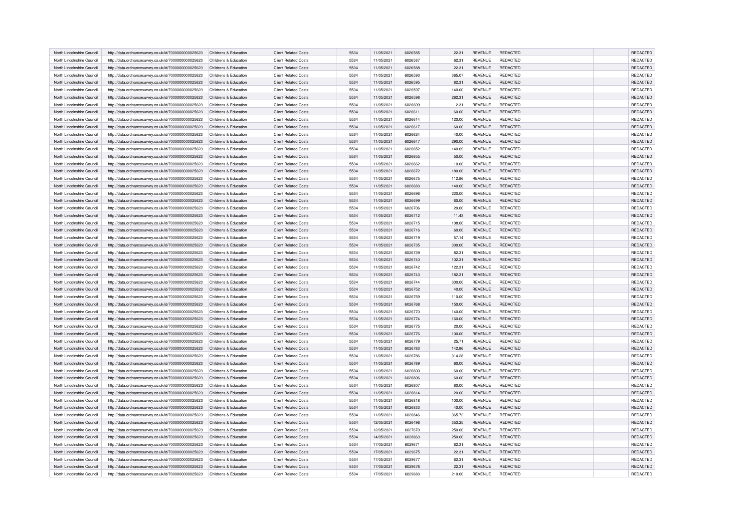| North Lincolnshire Council | http://data.ordnancesurvey.co.uk/id/7000000000025623 | Childrens & Education | Client Related Costs | 5534 | 11/05/2021 | 6026585 | 22.31 | REVENUE | REDACTED | | REDACTED |
|---|---|---|---|---|---|---|---|---|---|---|---|
| North Lincolnshire Council | http://data.ordnancesurvey.co.uk/id/7000000000025623 | Childrens & Education | Client Related Costs | 5534 | 11/05/2021 | 6026587 | 62.31 | REVENUE | REDACTED | | REDACTED |
| North Lincolnshire Council | http://data.ordnancesurvey.co.uk/id/7000000000025623 | Childrens & Education | Client Related Costs | 5534 | 11/05/2021 | 6026588 | 22.31 | REVENUE | REDACTED | | REDACTED |
| North Lincolnshire Council | http://data.ordnancesurvey.co.uk/id/7000000000025623 | Childrens & Education | Client Related Costs | 5534 | 11/05/2021 | 6026593 | 365.07 | REVENUE | REDACTED | | REDACTED |
| North Lincolnshire Council | http://data.ordnancesurvey.co.uk/id/7000000000025623 | Childrens & Education | Client Related Costs | 5534 | 11/05/2021 | 6026595 | 82.31 | REVENUE | REDACTED | | REDACTED |
| North Lincolnshire Council | http://data.ordnancesurvey.co.uk/id/7000000000025623 | Childrens & Education | Client Related Costs | 5534 | 11/05/2021 | 6026597 | 140.00 | REVENUE | REDACTED | | REDACTED |
| North Lincolnshire Council | http://data.ordnancesurvey.co.uk/id/7000000000025623 | Childrens & Education | Client Related Costs | 5534 | 11/05/2021 | 6026598 | 262.31 | REVENUE | REDACTED | | REDACTED |
| North Lincolnshire Council | http://data.ordnancesurvey.co.uk/id/7000000000025623 | Childrens & Education | Client Related Costs | 5534 | 11/05/2021 | 6026609 | 2.31 | REVENUE | REDACTED | | REDACTED |
| North Lincolnshire Council | http://data.ordnancesurvey.co.uk/id/7000000000025623 | Childrens & Education | Client Related Costs | 5534 | 11/05/2021 | 6026611 | 60.00 | REVENUE | REDACTED | | REDACTED |
| North Lincolnshire Council | http://data.ordnancesurvey.co.uk/id/7000000000025623 | Childrens & Education | Client Related Costs | 5534 | 11/05/2021 | 6026614 | 120.00 | REVENUE | REDACTED | | REDACTED |
| North Lincolnshire Council | http://data.ordnancesurvey.co.uk/id/7000000000025623 | Childrens & Education | Client Related Costs | 5534 | 11/05/2021 | 6026617 | 60.00 | REVENUE | REDACTED | | REDACTED |
| North Lincolnshire Council | http://data.ordnancesurvey.co.uk/id/7000000000025623 | Childrens & Education | Client Related Costs | 5534 | 11/05/2021 | 6026624 | 40.00 | REVENUE | REDACTED | | REDACTED |
| North Lincolnshire Council | http://data.ordnancesurvey.co.uk/id/7000000000025623 | Childrens & Education | Client Related Costs | 5534 | 11/05/2021 | 6026647 | 290.00 | REVENUE | REDACTED | | REDACTED |
| North Lincolnshire Council | http://data.ordnancesurvey.co.uk/id/7000000000025623 | Childrens & Education | Client Related Costs | 5534 | 11/05/2021 | 6026652 | 140.09 | REVENUE | REDACTED | | REDACTED |
| North Lincolnshire Council | http://data.ordnancesurvey.co.uk/id/7000000000025623 | Childrens & Education | Client Related Costs | 5534 | 11/05/2021 | 6026655 | 50.00 | REVENUE | REDACTED | | REDACTED |
| North Lincolnshire Council | http://data.ordnancesurvey.co.uk/id/7000000000025623 | Childrens & Education | Client Related Costs | 5534 | 11/05/2021 | 6026662 | 10.00 | REVENUE | REDACTED | | REDACTED |
| North Lincolnshire Council | http://data.ordnancesurvey.co.uk/id/7000000000025623 | Childrens & Education | Client Related Costs | 5534 | 11/05/2021 | 6026672 | 180.00 | REVENUE | REDACTED | | REDACTED |
| North Lincolnshire Council | http://data.ordnancesurvey.co.uk/id/7000000000025623 | Childrens & Education | Client Related Costs | 5534 | 11/05/2021 | 6026675 | 112.86 | REVENUE | REDACTED | | REDACTED |
| North Lincolnshire Council | http://data.ordnancesurvey.co.uk/id/7000000000025623 | Childrens & Education | Client Related Costs | 5534 | 11/05/2021 | 6026683 | 140.00 | REVENUE | REDACTED | | REDACTED |
| North Lincolnshire Council | http://data.ordnancesurvey.co.uk/id/7000000000025623 | Childrens & Education | Client Related Costs | 5534 | 11/05/2021 | 6026696 | 220.00 | REVENUE | REDACTED | | REDACTED |
| North Lincolnshire Council | http://data.ordnancesurvey.co.uk/id/7000000000025623 | Childrens & Education | Client Related Costs | 5534 | 11/05/2021 | 6026699 | 60.00 | REVENUE | REDACTED | | REDACTED |
| North Lincolnshire Council | http://data.ordnancesurvey.co.uk/id/7000000000025623 | Childrens & Education | Client Related Costs | 5534 | 11/05/2021 | 6026706 | 20.00 | REVENUE | REDACTED | | REDACTED |
| North Lincolnshire Council | http://data.ordnancesurvey.co.uk/id/7000000000025623 | Childrens & Education | Client Related Costs | 5534 | 11/05/2021 | 6026712 | 11.43 | REVENUE | REDACTED | | REDACTED |
| North Lincolnshire Council | http://data.ordnancesurvey.co.uk/id/7000000000025623 | Childrens & Education | Client Related Costs | 5534 | 11/05/2021 | 6026715 | 108.00 | REVENUE | REDACTED | | REDACTED |
| North Lincolnshire Council | http://data.ordnancesurvey.co.uk/id/7000000000025623 | Childrens & Education | Client Related Costs | 5534 | 11/05/2021 | 6026716 | 60.00 | REVENUE | REDACTED | | REDACTED |
| North Lincolnshire Council | http://data.ordnancesurvey.co.uk/id/7000000000025623 | Childrens & Education | Client Related Costs | 5534 | 11/05/2021 | 6026719 | 57.14 | REVENUE | REDACTED | | REDACTED |
| North Lincolnshire Council | http://data.ordnancesurvey.co.uk/id/7000000000025623 | Childrens & Education | Client Related Costs | 5534 | 11/05/2021 | 6026735 | 300.00 | REVENUE | REDACTED | | REDACTED |
| North Lincolnshire Council | http://data.ordnancesurvey.co.uk/id/7000000000025623 | Childrens & Education | Client Related Costs | 5534 | 11/05/2021 | 6026739 | 82.31 | REVENUE | REDACTED | | REDACTED |
| North Lincolnshire Council | http://data.ordnancesurvey.co.uk/id/7000000000025623 | Childrens & Education | Client Related Costs | 5534 | 11/05/2021 | 6026740 | 102.31 | REVENUE | REDACTED | | REDACTED |
| North Lincolnshire Council | http://data.ordnancesurvey.co.uk/id/7000000000025623 | Childrens & Education | Client Related Costs | 5534 | 11/05/2021 | 6026742 | 122.31 | REVENUE | REDACTED | | REDACTED |
| North Lincolnshire Council | http://data.ordnancesurvey.co.uk/id/7000000000025623 | Childrens & Education | Client Related Costs | 5534 | 11/05/2021 | 6026743 | 182.31 | REVENUE | REDACTED | | REDACTED |
| North Lincolnshire Council | http://data.ordnancesurvey.co.uk/id/7000000000025623 | Childrens & Education | Client Related Costs | 5534 | 11/05/2021 | 6026744 | 300.00 | REVENUE | REDACTED | | REDACTED |
| North Lincolnshire Council | http://data.ordnancesurvey.co.uk/id/7000000000025623 | Childrens & Education | Client Related Costs | 5534 | 11/05/2021 | 6026752 | 40.00 | REVENUE | REDACTED | | REDACTED |
| North Lincolnshire Council | http://data.ordnancesurvey.co.uk/id/7000000000025623 | Childrens & Education | Client Related Costs | 5534 | 11/05/2021 | 6026759 | 110.00 | REVENUE | REDACTED | | REDACTED |
| North Lincolnshire Council | http://data.ordnancesurvey.co.uk/id/7000000000025623 | Childrens & Education | Client Related Costs | 5534 | 11/05/2021 | 6026768 | 150.00 | REVENUE | REDACTED | | REDACTED |
| North Lincolnshire Council | http://data.ordnancesurvey.co.uk/id/7000000000025623 | Childrens & Education | Client Related Costs | 5534 | 11/05/2021 | 6026770 | 140.00 | REVENUE | REDACTED | | REDACTED |
| North Lincolnshire Council | http://data.ordnancesurvey.co.uk/id/7000000000025623 | Childrens & Education | Client Related Costs | 5534 | 11/05/2021 | 6026774 | 160.00 | REVENUE | REDACTED | | REDACTED |
| North Lincolnshire Council | http://data.ordnancesurvey.co.uk/id/7000000000025623 | Childrens & Education | Client Related Costs | 5534 | 11/05/2021 | 6026775 | 20.00 | REVENUE | REDACTED | | REDACTED |
| North Lincolnshire Council | http://data.ordnancesurvey.co.uk/id/7000000000025623 | Childrens & Education | Client Related Costs | 5534 | 11/05/2021 | 6026776 | 100.00 | REVENUE | REDACTED | | REDACTED |
| North Lincolnshire Council | http://data.ordnancesurvey.co.uk/id/7000000000025623 | Childrens & Education | Client Related Costs | 5534 | 11/05/2021 | 6026779 | 25.71 | REVENUE | REDACTED | | REDACTED |
| North Lincolnshire Council | http://data.ordnancesurvey.co.uk/id/7000000000025623 | Childrens & Education | Client Related Costs | 5534 | 11/05/2021 | 6026783 | 142.86 | REVENUE | REDACTED | | REDACTED |
| North Lincolnshire Council | http://data.ordnancesurvey.co.uk/id/7000000000025623 | Childrens & Education | Client Related Costs | 5534 | 11/05/2021 | 6026786 | 314.28 | REVENUE | REDACTED | | REDACTED |
| North Lincolnshire Council | http://data.ordnancesurvey.co.uk/id/7000000000025623 | Childrens & Education | Client Related Costs | 5534 | 11/05/2021 | 6026789 | 60.00 | REVENUE | REDACTED | | REDACTED |
| North Lincolnshire Council | http://data.ordnancesurvey.co.uk/id/7000000000025623 | Childrens & Education | Client Related Costs | 5534 | 11/05/2021 | 6026800 | 60.00 | REVENUE | REDACTED | | REDACTED |
| North Lincolnshire Council | http://data.ordnancesurvey.co.uk/id/7000000000025623 | Childrens & Education | Client Related Costs | 5534 | 11/05/2021 | 6026806 | 60.00 | REVENUE | REDACTED | | REDACTED |
| North Lincolnshire Council | http://data.ordnancesurvey.co.uk/id/7000000000025623 | Childrens & Education | Client Related Costs | 5534 | 11/05/2021 | 6026807 | 80.00 | REVENUE | REDACTED | | REDACTED |
| North Lincolnshire Council | http://data.ordnancesurvey.co.uk/id/7000000000025623 | Childrens & Education | Client Related Costs | 5534 | 11/05/2021 | 6026814 | 20.00 | REVENUE | REDACTED | | REDACTED |
| North Lincolnshire Council | http://data.ordnancesurvey.co.uk/id/7000000000025623 | Childrens & Education | Client Related Costs | 5534 | 11/05/2021 | 6026818 | 100.00 | REVENUE | REDACTED | | REDACTED |
| North Lincolnshire Council | http://data.ordnancesurvey.co.uk/id/7000000000025623 | Childrens & Education | Client Related Costs | 5534 | 11/05/2021 | 6026833 | 40.00 | REVENUE | REDACTED | | REDACTED |
| North Lincolnshire Council | http://data.ordnancesurvey.co.uk/id/7000000000025623 | Childrens & Education | Client Related Costs | 5534 | 11/05/2021 | 6026846 | 365.72 | REVENUE | REDACTED | | REDACTED |
| North Lincolnshire Council | http://data.ordnancesurvey.co.uk/id/7000000000025623 | Childrens & Education | Client Related Costs | 5534 | 12/05/2021 | 6026496 | 353.25 | REVENUE | REDACTED | | REDACTED |
| North Lincolnshire Council | http://data.ordnancesurvey.co.uk/id/7000000000025623 | Childrens & Education | Client Related Costs | 5534 | 12/05/2021 | 6027670 | 250.00 | REVENUE | REDACTED | | REDACTED |
| North Lincolnshire Council | http://data.ordnancesurvey.co.uk/id/7000000000025623 | Childrens & Education | Client Related Costs | 5534 | 14/05/2021 | 6028863 | 250.00 | REVENUE | REDACTED | | REDACTED |
| North Lincolnshire Council | http://data.ordnancesurvey.co.uk/id/7000000000025623 | Childrens & Education | Client Related Costs | 5534 | 17/05/2021 | 6029671 | 62.31 | REVENUE | REDACTED | | REDACTED |
| North Lincolnshire Council | http://data.ordnancesurvey.co.uk/id/7000000000025623 | Childrens & Education | Client Related Costs | 5534 | 17/05/2021 | 6029675 | 22.31 | REVENUE | REDACTED | | REDACTED |
| North Lincolnshire Council | http://data.ordnancesurvey.co.uk/id/7000000000025623 | Childrens & Education | Client Related Costs | 5534 | 17/05/2021 | 6029677 | 62.31 | REVENUE | REDACTED | | REDACTED |
| North Lincolnshire Council | http://data.ordnancesurvey.co.uk/id/7000000000025623 | Childrens & Education | Client Related Costs | 5534 | 17/05/2021 | 6029678 | 22.31 | REVENUE | REDACTED | | REDACTED |
| North Lincolnshire Council | http://data.ordnancesurvey.co.uk/id/7000000000025623 | Childrens & Education | Client Related Costs | 5534 | 17/05/2021 | 6029683 | 210.00 | REVENUE | REDACTED | | REDACTED |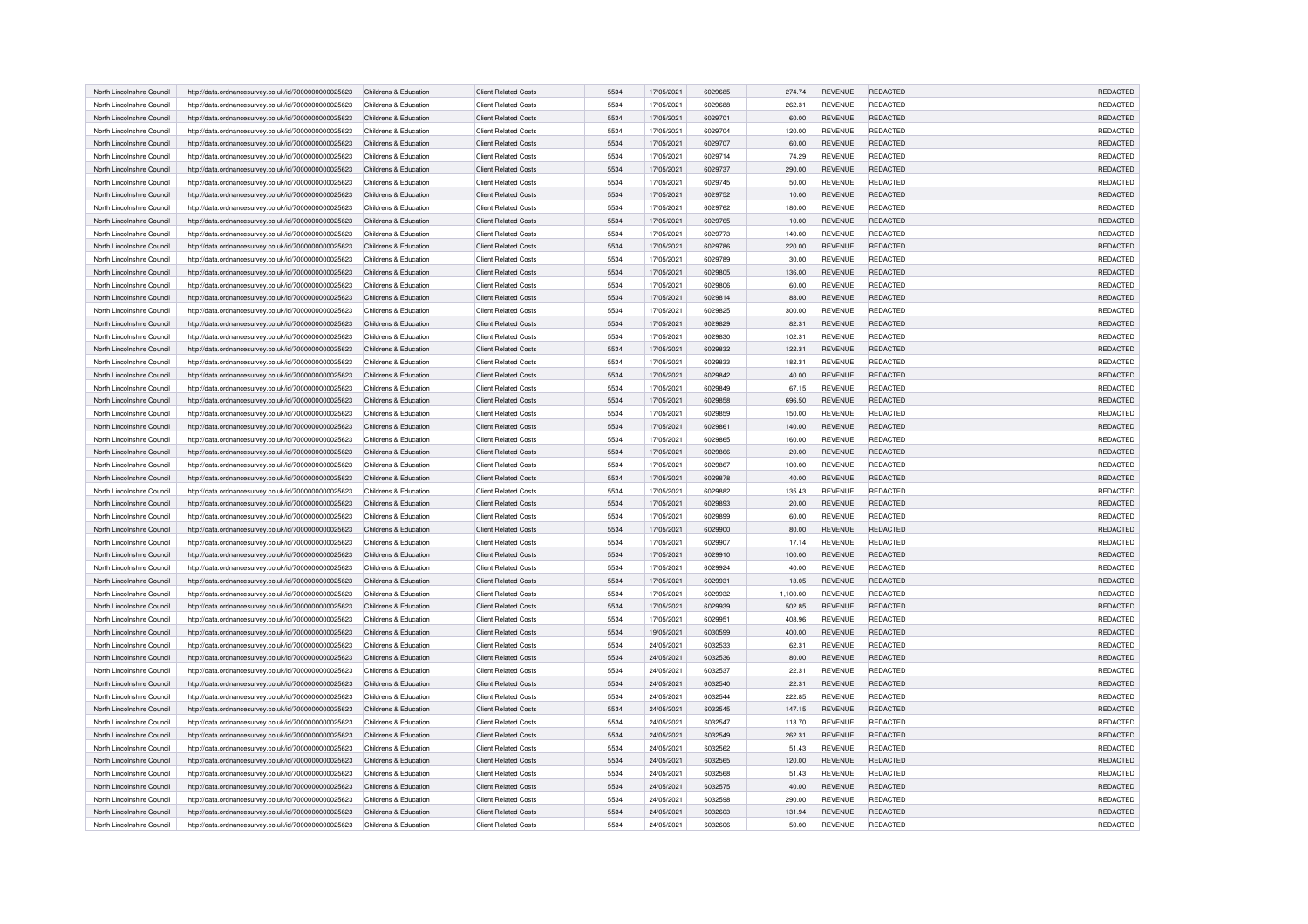| North Lincolnshire Council | http://data.ordnancesurvey.co.uk/id/7000000000025623 | Childrens & Education | Client Related Costs | 5534 | 17/05/2021 | 6029685 | 274.74 | REVENUE | REDACTED | | REDACTED |
|---|---|---|---|---|---|---|---|---|---|---|---|
| North Lincolnshire Council | http://data.ordnancesurvey.co.uk/id/7000000000025623 | Childrens & Education | Client Related Costs | 5534 | 17/05/2021 | 6029688 | 262.31 | REVENUE | REDACTED | | REDACTED |
| North Lincolnshire Council | http://data.ordnancesurvey.co.uk/id/7000000000025623 | Childrens & Education | Client Related Costs | 5534 | 17/05/2021 | 6029701 | 60.00 | REVENUE | REDACTED | | REDACTED |
| North Lincolnshire Council | http://data.ordnancesurvey.co.uk/id/7000000000025623 | Childrens & Education | Client Related Costs | 5534 | 17/05/2021 | 6029704 | 120.00 | REVENUE | REDACTED | | REDACTED |
| North Lincolnshire Council | http://data.ordnancesurvey.co.uk/id/7000000000025623 | Childrens & Education | Client Related Costs | 5534 | 17/05/2021 | 6029707 | 60.00 | REVENUE | REDACTED | | REDACTED |
| North Lincolnshire Council | http://data.ordnancesurvey.co.uk/id/7000000000025623 | Childrens & Education | Client Related Costs | 5534 | 17/05/2021 | 6029714 | 74.29 | REVENUE | REDACTED | | REDACTED |
| North Lincolnshire Council | http://data.ordnancesurvey.co.uk/id/7000000000025623 | Childrens & Education | Client Related Costs | 5534 | 17/05/2021 | 6029737 | 290.00 | REVENUE | REDACTED | | REDACTED |
| North Lincolnshire Council | http://data.ordnancesurvey.co.uk/id/7000000000025623 | Childrens & Education | Client Related Costs | 5534 | 17/05/2021 | 6029745 | 50.00 | REVENUE | REDACTED | | REDACTED |
| North Lincolnshire Council | http://data.ordnancesurvey.co.uk/id/7000000000025623 | Childrens & Education | Client Related Costs | 5534 | 17/05/2021 | 6029752 | 10.00 | REVENUE | REDACTED | | REDACTED |
| North Lincolnshire Council | http://data.ordnancesurvey.co.uk/id/7000000000025623 | Childrens & Education | Client Related Costs | 5534 | 17/05/2021 | 6029762 | 180.00 | REVENUE | REDACTED | | REDACTED |
| North Lincolnshire Council | http://data.ordnancesurvey.co.uk/id/7000000000025623 | Childrens & Education | Client Related Costs | 5534 | 17/05/2021 | 6029765 | 10.00 | REVENUE | REDACTED | | REDACTED |
| North Lincolnshire Council | http://data.ordnancesurvey.co.uk/id/7000000000025623 | Childrens & Education | Client Related Costs | 5534 | 17/05/2021 | 6029773 | 140.00 | REVENUE | REDACTED | | REDACTED |
| North Lincolnshire Council | http://data.ordnancesurvey.co.uk/id/7000000000025623 | Childrens & Education | Client Related Costs | 5534 | 17/05/2021 | 6029786 | 220.00 | REVENUE | REDACTED | | REDACTED |
| North Lincolnshire Council | http://data.ordnancesurvey.co.uk/id/7000000000025623 | Childrens & Education | Client Related Costs | 5534 | 17/05/2021 | 6029789 | 30.00 | REVENUE | REDACTED | | REDACTED |
| North Lincolnshire Council | http://data.ordnancesurvey.co.uk/id/7000000000025623 | Childrens & Education | Client Related Costs | 5534 | 17/05/2021 | 6029805 | 136.00 | REVENUE | REDACTED | | REDACTED |
| North Lincolnshire Council | http://data.ordnancesurvey.co.uk/id/7000000000025623 | Childrens & Education | Client Related Costs | 5534 | 17/05/2021 | 6029806 | 60.00 | REVENUE | REDACTED | | REDACTED |
| North Lincolnshire Council | http://data.ordnancesurvey.co.uk/id/7000000000025623 | Childrens & Education | Client Related Costs | 5534 | 17/05/2021 | 6029814 | 88.00 | REVENUE | REDACTED | | REDACTED |
| North Lincolnshire Council | http://data.ordnancesurvey.co.uk/id/7000000000025623 | Childrens & Education | Client Related Costs | 5534 | 17/05/2021 | 6029825 | 300.00 | REVENUE | REDACTED | | REDACTED |
| North Lincolnshire Council | http://data.ordnancesurvey.co.uk/id/7000000000025623 | Childrens & Education | Client Related Costs | 5534 | 17/05/2021 | 6029829 | 82.31 | REVENUE | REDACTED | | REDACTED |
| North Lincolnshire Council | http://data.ordnancesurvey.co.uk/id/7000000000025623 | Childrens & Education | Client Related Costs | 5534 | 17/05/2021 | 6029830 | 102.31 | REVENUE | REDACTED | | REDACTED |
| North Lincolnshire Council | http://data.ordnancesurvey.co.uk/id/7000000000025623 | Childrens & Education | Client Related Costs | 5534 | 17/05/2021 | 6029832 | 122.31 | REVENUE | REDACTED | | REDACTED |
| North Lincolnshire Council | http://data.ordnancesurvey.co.uk/id/7000000000025623 | Childrens & Education | Client Related Costs | 5534 | 17/05/2021 | 6029833 | 182.31 | REVENUE | REDACTED | | REDACTED |
| North Lincolnshire Council | http://data.ordnancesurvey.co.uk/id/7000000000025623 | Childrens & Education | Client Related Costs | 5534 | 17/05/2021 | 6029842 | 40.00 | REVENUE | REDACTED | | REDACTED |
| North Lincolnshire Council | http://data.ordnancesurvey.co.uk/id/7000000000025623 | Childrens & Education | Client Related Costs | 5534 | 17/05/2021 | 6029849 | 67.15 | REVENUE | REDACTED | | REDACTED |
| North Lincolnshire Council | http://data.ordnancesurvey.co.uk/id/7000000000025623 | Childrens & Education | Client Related Costs | 5534 | 17/05/2021 | 6029858 | 696.50 | REVENUE | REDACTED | | REDACTED |
| North Lincolnshire Council | http://data.ordnancesurvey.co.uk/id/7000000000025623 | Childrens & Education | Client Related Costs | 5534 | 17/05/2021 | 6029859 | 150.00 | REVENUE | REDACTED | | REDACTED |
| North Lincolnshire Council | http://data.ordnancesurvey.co.uk/id/7000000000025623 | Childrens & Education | Client Related Costs | 5534 | 17/05/2021 | 6029861 | 140.00 | REVENUE | REDACTED | | REDACTED |
| North Lincolnshire Council | http://data.ordnancesurvey.co.uk/id/7000000000025623 | Childrens & Education | Client Related Costs | 5534 | 17/05/2021 | 6029865 | 160.00 | REVENUE | REDACTED | | REDACTED |
| North Lincolnshire Council | http://data.ordnancesurvey.co.uk/id/7000000000025623 | Childrens & Education | Client Related Costs | 5534 | 17/05/2021 | 6029866 | 20.00 | REVENUE | REDACTED | | REDACTED |
| North Lincolnshire Council | http://data.ordnancesurvey.co.uk/id/7000000000025623 | Childrens & Education | Client Related Costs | 5534 | 17/05/2021 | 6029867 | 100.00 | REVENUE | REDACTED | | REDACTED |
| North Lincolnshire Council | http://data.ordnancesurvey.co.uk/id/7000000000025623 | Childrens & Education | Client Related Costs | 5534 | 17/05/2021 | 6029878 | 40.00 | REVENUE | REDACTED | | REDACTED |
| North Lincolnshire Council | http://data.ordnancesurvey.co.uk/id/7000000000025623 | Childrens & Education | Client Related Costs | 5534 | 17/05/2021 | 6029882 | 135.43 | REVENUE | REDACTED | | REDACTED |
| North Lincolnshire Council | http://data.ordnancesurvey.co.uk/id/7000000000025623 | Childrens & Education | Client Related Costs | 5534 | 17/05/2021 | 6029893 | 20.00 | REVENUE | REDACTED | | REDACTED |
| North Lincolnshire Council | http://data.ordnancesurvey.co.uk/id/7000000000025623 | Childrens & Education | Client Related Costs | 5534 | 17/05/2021 | 6029899 | 60.00 | REVENUE | REDACTED | | REDACTED |
| North Lincolnshire Council | http://data.ordnancesurvey.co.uk/id/7000000000025623 | Childrens & Education | Client Related Costs | 5534 | 17/05/2021 | 6029900 | 80.00 | REVENUE | REDACTED | | REDACTED |
| North Lincolnshire Council | http://data.ordnancesurvey.co.uk/id/7000000000025623 | Childrens & Education | Client Related Costs | 5534 | 17/05/2021 | 6029907 | 17.14 | REVENUE | REDACTED | | REDACTED |
| North Lincolnshire Council | http://data.ordnancesurvey.co.uk/id/7000000000025623 | Childrens & Education | Client Related Costs | 5534 | 17/05/2021 | 6029910 | 100.00 | REVENUE | REDACTED | | REDACTED |
| North Lincolnshire Council | http://data.ordnancesurvey.co.uk/id/7000000000025623 | Childrens & Education | Client Related Costs | 5534 | 17/05/2021 | 6029924 | 40.00 | REVENUE | REDACTED | | REDACTED |
| North Lincolnshire Council | http://data.ordnancesurvey.co.uk/id/7000000000025623 | Childrens & Education | Client Related Costs | 5534 | 17/05/2021 | 6029931 | 13.05 | REVENUE | REDACTED | | REDACTED |
| North Lincolnshire Council | http://data.ordnancesurvey.co.uk/id/7000000000025623 | Childrens & Education | Client Related Costs | 5534 | 17/05/2021 | 6029932 | 1,100.00 | REVENUE | REDACTED | | REDACTED |
| North Lincolnshire Council | http://data.ordnancesurvey.co.uk/id/7000000000025623 | Childrens & Education | Client Related Costs | 5534 | 17/05/2021 | 6029939 | 502.85 | REVENUE | REDACTED | | REDACTED |
| North Lincolnshire Council | http://data.ordnancesurvey.co.uk/id/7000000000025623 | Childrens & Education | Client Related Costs | 5534 | 17/05/2021 | 6029951 | 408.96 | REVENUE | REDACTED | | REDACTED |
| North Lincolnshire Council | http://data.ordnancesurvey.co.uk/id/7000000000025623 | Childrens & Education | Client Related Costs | 5534 | 19/05/2021 | 6030599 | 400.00 | REVENUE | REDACTED | | REDACTED |
| North Lincolnshire Council | http://data.ordnancesurvey.co.uk/id/7000000000025623 | Childrens & Education | Client Related Costs | 5534 | 24/05/2021 | 6032533 | 62.31 | REVENUE | REDACTED | | REDACTED |
| North Lincolnshire Council | http://data.ordnancesurvey.co.uk/id/7000000000025623 | Childrens & Education | Client Related Costs | 5534 | 24/05/2021 | 6032536 | 80.00 | REVENUE | REDACTED | | REDACTED |
| North Lincolnshire Council | http://data.ordnancesurvey.co.uk/id/7000000000025623 | Childrens & Education | Client Related Costs | 5534 | 24/05/2021 | 6032537 | 22.31 | REVENUE | REDACTED | | REDACTED |
| North Lincolnshire Council | http://data.ordnancesurvey.co.uk/id/7000000000025623 | Childrens & Education | Client Related Costs | 5534 | 24/05/2021 | 6032540 | 22.31 | REVENUE | REDACTED | | REDACTED |
| North Lincolnshire Council | http://data.ordnancesurvey.co.uk/id/7000000000025623 | Childrens & Education | Client Related Costs | 5534 | 24/05/2021 | 6032544 | 222.85 | REVENUE | REDACTED | | REDACTED |
| North Lincolnshire Council | http://data.ordnancesurvey.co.uk/id/7000000000025623 | Childrens & Education | Client Related Costs | 5534 | 24/05/2021 | 6032545 | 147.15 | REVENUE | REDACTED | | REDACTED |
| North Lincolnshire Council | http://data.ordnancesurvey.co.uk/id/7000000000025623 | Childrens & Education | Client Related Costs | 5534 | 24/05/2021 | 6032547 | 113.70 | REVENUE | REDACTED | | REDACTED |
| North Lincolnshire Council | http://data.ordnancesurvey.co.uk/id/7000000000025623 | Childrens & Education | Client Related Costs | 5534 | 24/05/2021 | 6032549 | 262.31 | REVENUE | REDACTED | | REDACTED |
| North Lincolnshire Council | http://data.ordnancesurvey.co.uk/id/7000000000025623 | Childrens & Education | Client Related Costs | 5534 | 24/05/2021 | 6032562 | 51.43 | REVENUE | REDACTED | | REDACTED |
| North Lincolnshire Council | http://data.ordnancesurvey.co.uk/id/7000000000025623 | Childrens & Education | Client Related Costs | 5534 | 24/05/2021 | 6032565 | 120.00 | REVENUE | REDACTED | | REDACTED |
| North Lincolnshire Council | http://data.ordnancesurvey.co.uk/id/7000000000025623 | Childrens & Education | Client Related Costs | 5534 | 24/05/2021 | 6032568 | 51.43 | REVENUE | REDACTED | | REDACTED |
| North Lincolnshire Council | http://data.ordnancesurvey.co.uk/id/7000000000025623 | Childrens & Education | Client Related Costs | 5534 | 24/05/2021 | 6032575 | 40.00 | REVENUE | REDACTED | | REDACTED |
| North Lincolnshire Council | http://data.ordnancesurvey.co.uk/id/7000000000025623 | Childrens & Education | Client Related Costs | 5534 | 24/05/2021 | 6032598 | 290.00 | REVENUE | REDACTED | | REDACTED |
| North Lincolnshire Council | http://data.ordnancesurvey.co.uk/id/7000000000025623 | Childrens & Education | Client Related Costs | 5534 | 24/05/2021 | 6032603 | 131.94 | REVENUE | REDACTED | | REDACTED |
| North Lincolnshire Council | http://data.ordnancesurvey.co.uk/id/7000000000025623 | Childrens & Education | Client Related Costs | 5534 | 24/05/2021 | 6032606 | 50.00 | REVENUE | REDACTED | | REDACTED |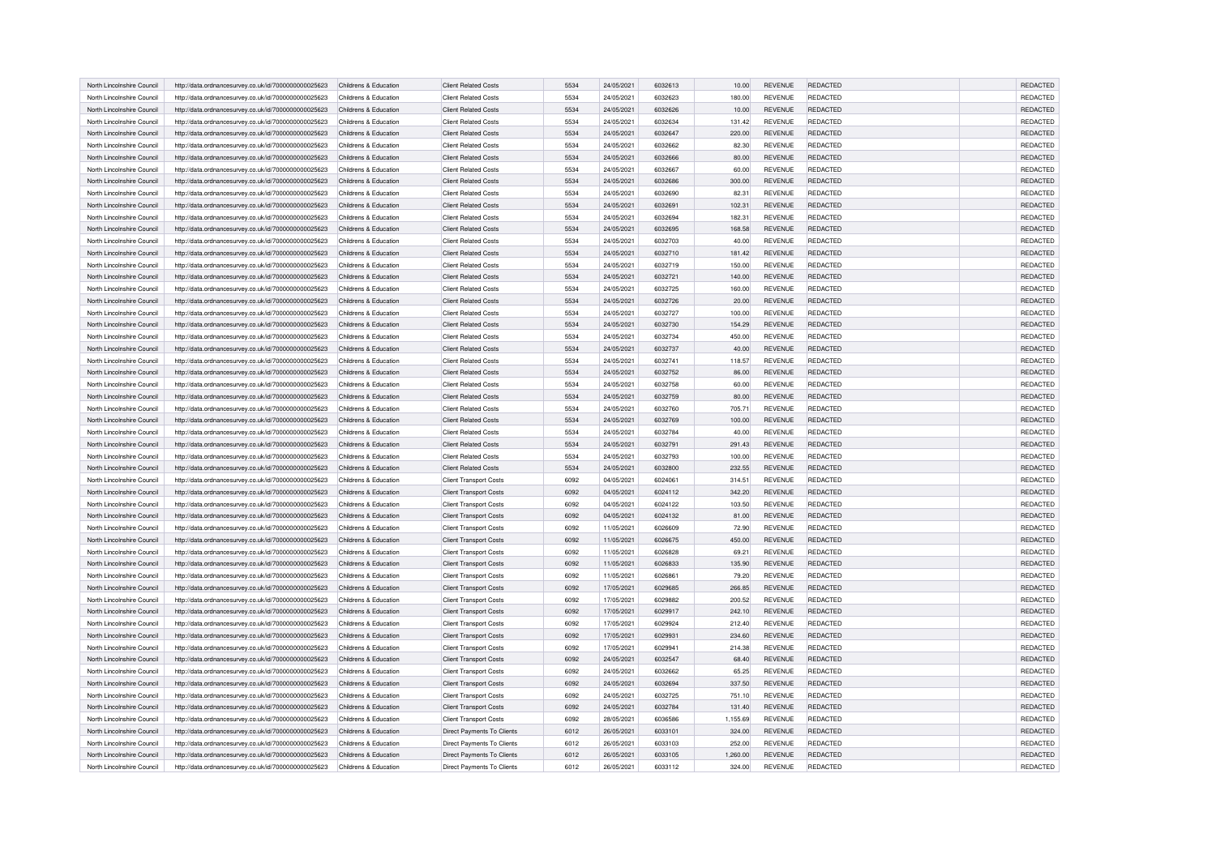| North Lincolnshire Council | http://data.ordnancesurvey.co.uk/id/7000000000025623 | Childrens & Education | Client Related Costs | 5534 | 24/05/2021 | 6032613 | 10.00 | REVENUE | REDACTED | | REDACTED |
|---|---|---|---|---|---|---|---|---|---|---|---|
| North Lincolnshire Council | http://data.ordnancesurvey.co.uk/id/7000000000025623 | Childrens & Education | Client Related Costs | 5534 | 24/05/2021 | 6032623 | 180.00 | REVENUE | REDACTED | | REDACTED |
| North Lincolnshire Council | http://data.ordnancesurvey.co.uk/id/7000000000025623 | Childrens & Education | Client Related Costs | 5534 | 24/05/2021 | 6032626 | 10.00 | REVENUE | REDACTED | | REDACTED |
| North Lincolnshire Council | http://data.ordnancesurvey.co.uk/id/7000000000025623 | Childrens & Education | Client Related Costs | 5534 | 24/05/2021 | 6032634 | 131.42 | REVENUE | REDACTED | | REDACTED |
| North Lincolnshire Council | http://data.ordnancesurvey.co.uk/id/7000000000025623 | Childrens & Education | Client Related Costs | 5534 | 24/05/2021 | 6032647 | 220.00 | REVENUE | REDACTED | | REDACTED |
| North Lincolnshire Council | http://data.ordnancesurvey.co.uk/id/7000000000025623 | Childrens & Education | Client Related Costs | 5534 | 24/05/2021 | 6032662 | 82.30 | REVENUE | REDACTED | | REDACTED |
| North Lincolnshire Council | http://data.ordnancesurvey.co.uk/id/7000000000025623 | Childrens & Education | Client Related Costs | 5534 | 24/05/2021 | 6032666 | 80.00 | REVENUE | REDACTED | | REDACTED |
| North Lincolnshire Council | http://data.ordnancesurvey.co.uk/id/7000000000025623 | Childrens & Education | Client Related Costs | 5534 | 24/05/2021 | 6032667 | 60.00 | REVENUE | REDACTED | | REDACTED |
| North Lincolnshire Council | http://data.ordnancesurvey.co.uk/id/7000000000025623 | Childrens & Education | Client Related Costs | 5534 | 24/05/2021 | 6032686 | 300.00 | REVENUE | REDACTED | | REDACTED |
| North Lincolnshire Council | http://data.ordnancesurvey.co.uk/id/7000000000025623 | Childrens & Education | Client Related Costs | 5534 | 24/05/2021 | 6032690 | 82.31 | REVENUE | REDACTED | | REDACTED |
| North Lincolnshire Council | http://data.ordnancesurvey.co.uk/id/7000000000025623 | Childrens & Education | Client Related Costs | 5534 | 24/05/2021 | 6032691 | 102.31 | REVENUE | REDACTED | | REDACTED |
| North Lincolnshire Council | http://data.ordnancesurvey.co.uk/id/7000000000025623 | Childrens & Education | Client Related Costs | 5534 | 24/05/2021 | 6032694 | 182.31 | REVENUE | REDACTED | | REDACTED |
| North Lincolnshire Council | http://data.ordnancesurvey.co.uk/id/7000000000025623 | Childrens & Education | Client Related Costs | 5534 | 24/05/2021 | 6032695 | 168.58 | REVENUE | REDACTED | | REDACTED |
| North Lincolnshire Council | http://data.ordnancesurvey.co.uk/id/7000000000025623 | Childrens & Education | Client Related Costs | 5534 | 24/05/2021 | 6032703 | 40.00 | REVENUE | REDACTED | | REDACTED |
| North Lincolnshire Council | http://data.ordnancesurvey.co.uk/id/7000000000025623 | Childrens & Education | Client Related Costs | 5534 | 24/05/2021 | 6032710 | 181.42 | REVENUE | REDACTED | | REDACTED |
| North Lincolnshire Council | http://data.ordnancesurvey.co.uk/id/7000000000025623 | Childrens & Education | Client Related Costs | 5534 | 24/05/2021 | 6032719 | 150.00 | REVENUE | REDACTED | | REDACTED |
| North Lincolnshire Council | http://data.ordnancesurvey.co.uk/id/7000000000025623 | Childrens & Education | Client Related Costs | 5534 | 24/05/2021 | 6032721 | 140.00 | REVENUE | REDACTED | | REDACTED |
| North Lincolnshire Council | http://data.ordnancesurvey.co.uk/id/7000000000025623 | Childrens & Education | Client Related Costs | 5534 | 24/05/2021 | 6032725 | 160.00 | REVENUE | REDACTED | | REDACTED |
| North Lincolnshire Council | http://data.ordnancesurvey.co.uk/id/7000000000025623 | Childrens & Education | Client Related Costs | 5534 | 24/05/2021 | 6032726 | 20.00 | REVENUE | REDACTED | | REDACTED |
| North Lincolnshire Council | http://data.ordnancesurvey.co.uk/id/7000000000025623 | Childrens & Education | Client Related Costs | 5534 | 24/05/2021 | 6032727 | 100.00 | REVENUE | REDACTED | | REDACTED |
| North Lincolnshire Council | http://data.ordnancesurvey.co.uk/id/7000000000025623 | Childrens & Education | Client Related Costs | 5534 | 24/05/2021 | 6032730 | 154.29 | REVENUE | REDACTED | | REDACTED |
| North Lincolnshire Council | http://data.ordnancesurvey.co.uk/id/7000000000025623 | Childrens & Education | Client Related Costs | 5534 | 24/05/2021 | 6032734 | 450.00 | REVENUE | REDACTED | | REDACTED |
| North Lincolnshire Council | http://data.ordnancesurvey.co.uk/id/7000000000025623 | Childrens & Education | Client Related Costs | 5534 | 24/05/2021 | 6032737 | 40.00 | REVENUE | REDACTED | | REDACTED |
| North Lincolnshire Council | http://data.ordnancesurvey.co.uk/id/7000000000025623 | Childrens & Education | Client Related Costs | 5534 | 24/05/2021 | 6032741 | 118.57 | REVENUE | REDACTED | | REDACTED |
| North Lincolnshire Council | http://data.ordnancesurvey.co.uk/id/7000000000025623 | Childrens & Education | Client Related Costs | 5534 | 24/05/2021 | 6032752 | 86.00 | REVENUE | REDACTED | | REDACTED |
| North Lincolnshire Council | http://data.ordnancesurvey.co.uk/id/7000000000025623 | Childrens & Education | Client Related Costs | 5534 | 24/05/2021 | 6032758 | 60.00 | REVENUE | REDACTED | | REDACTED |
| North Lincolnshire Council | http://data.ordnancesurvey.co.uk/id/7000000000025623 | Childrens & Education | Client Related Costs | 5534 | 24/05/2021 | 6032759 | 80.00 | REVENUE | REDACTED | | REDACTED |
| North Lincolnshire Council | http://data.ordnancesurvey.co.uk/id/7000000000025623 | Childrens & Education | Client Related Costs | 5534 | 24/05/2021 | 6032760 | 705.71 | REVENUE | REDACTED | | REDACTED |
| North Lincolnshire Council | http://data.ordnancesurvey.co.uk/id/7000000000025623 | Childrens & Education | Client Related Costs | 5534 | 24/05/2021 | 6032769 | 100.00 | REVENUE | REDACTED | | REDACTED |
| North Lincolnshire Council | http://data.ordnancesurvey.co.uk/id/7000000000025623 | Childrens & Education | Client Related Costs | 5534 | 24/05/2021 | 6032784 | 40.00 | REVENUE | REDACTED | | REDACTED |
| North Lincolnshire Council | http://data.ordnancesurvey.co.uk/id/7000000000025623 | Childrens & Education | Client Related Costs | 5534 | 24/05/2021 | 6032791 | 291.43 | REVENUE | REDACTED | | REDACTED |
| North Lincolnshire Council | http://data.ordnancesurvey.co.uk/id/7000000000025623 | Childrens & Education | Client Related Costs | 5534 | 24/05/2021 | 6032793 | 100.00 | REVENUE | REDACTED | | REDACTED |
| North Lincolnshire Council | http://data.ordnancesurvey.co.uk/id/7000000000025623 | Childrens & Education | Client Related Costs | 5534 | 24/05/2021 | 6032800 | 232.55 | REVENUE | REDACTED | | REDACTED |
| North Lincolnshire Council | http://data.ordnancesurvey.co.uk/id/7000000000025623 | Childrens & Education | Client Transport Costs | 6092 | 04/05/2021 | 6024061 | 314.51 | REVENUE | REDACTED | | REDACTED |
| North Lincolnshire Council | http://data.ordnancesurvey.co.uk/id/7000000000025623 | Childrens & Education | Client Transport Costs | 6092 | 04/05/2021 | 6024112 | 342.20 | REVENUE | REDACTED | | REDACTED |
| North Lincolnshire Council | http://data.ordnancesurvey.co.uk/id/7000000000025623 | Childrens & Education | Client Transport Costs | 6092 | 04/05/2021 | 6024122 | 103.50 | REVENUE | REDACTED | | REDACTED |
| North Lincolnshire Council | http://data.ordnancesurvey.co.uk/id/7000000000025623 | Childrens & Education | Client Transport Costs | 6092 | 04/05/2021 | 6024132 | 81.00 | REVENUE | REDACTED | | REDACTED |
| North Lincolnshire Council | http://data.ordnancesurvey.co.uk/id/7000000000025623 | Childrens & Education | Client Transport Costs | 6092 | 11/05/2021 | 6026609 | 72.90 | REVENUE | REDACTED | | REDACTED |
| North Lincolnshire Council | http://data.ordnancesurvey.co.uk/id/7000000000025623 | Childrens & Education | Client Transport Costs | 6092 | 11/05/2021 | 6026675 | 450.00 | REVENUE | REDACTED | | REDACTED |
| North Lincolnshire Council | http://data.ordnancesurvey.co.uk/id/7000000000025623 | Childrens & Education | Client Transport Costs | 6092 | 11/05/2021 | 6026828 | 69.21 | REVENUE | REDACTED | | REDACTED |
| North Lincolnshire Council | http://data.ordnancesurvey.co.uk/id/7000000000025623 | Childrens & Education | Client Transport Costs | 6092 | 11/05/2021 | 6026833 | 135.90 | REVENUE | REDACTED | | REDACTED |
| North Lincolnshire Council | http://data.ordnancesurvey.co.uk/id/7000000000025623 | Childrens & Education | Client Transport Costs | 6092 | 11/05/2021 | 6026861 | 79.20 | REVENUE | REDACTED | | REDACTED |
| North Lincolnshire Council | http://data.ordnancesurvey.co.uk/id/7000000000025623 | Childrens & Education | Client Transport Costs | 6092 | 17/05/2021 | 6029685 | 266.85 | REVENUE | REDACTED | | REDACTED |
| North Lincolnshire Council | http://data.ordnancesurvey.co.uk/id/7000000000025623 | Childrens & Education | Client Transport Costs | 6092 | 17/05/2021 | 6029882 | 200.52 | REVENUE | REDACTED | | REDACTED |
| North Lincolnshire Council | http://data.ordnancesurvey.co.uk/id/7000000000025623 | Childrens & Education | Client Transport Costs | 6092 | 17/05/2021 | 6029917 | 242.10 | REVENUE | REDACTED | | REDACTED |
| North Lincolnshire Council | http://data.ordnancesurvey.co.uk/id/7000000000025623 | Childrens & Education | Client Transport Costs | 6092 | 17/05/2021 | 6029924 | 212.40 | REVENUE | REDACTED | | REDACTED |
| North Lincolnshire Council | http://data.ordnancesurvey.co.uk/id/7000000000025623 | Childrens & Education | Client Transport Costs | 6092 | 17/05/2021 | 6029931 | 234.60 | REVENUE | REDACTED | | REDACTED |
| North Lincolnshire Council | http://data.ordnancesurvey.co.uk/id/7000000000025623 | Childrens & Education | Client Transport Costs | 6092 | 17/05/2021 | 6029941 | 214.38 | REVENUE | REDACTED | | REDACTED |
| North Lincolnshire Council | http://data.ordnancesurvey.co.uk/id/7000000000025623 | Childrens & Education | Client Transport Costs | 6092 | 24/05/2021 | 6032547 | 68.40 | REVENUE | REDACTED | | REDACTED |
| North Lincolnshire Council | http://data.ordnancesurvey.co.uk/id/7000000000025623 | Childrens & Education | Client Transport Costs | 6092 | 24/05/2021 | 6032662 | 65.25 | REVENUE | REDACTED | | REDACTED |
| North Lincolnshire Council | http://data.ordnancesurvey.co.uk/id/7000000000025623 | Childrens & Education | Client Transport Costs | 6092 | 24/05/2021 | 6032694 | 337.50 | REVENUE | REDACTED | | REDACTED |
| North Lincolnshire Council | http://data.ordnancesurvey.co.uk/id/7000000000025623 | Childrens & Education | Client Transport Costs | 6092 | 24/05/2021 | 6032725 | 751.10 | REVENUE | REDACTED | | REDACTED |
| North Lincolnshire Council | http://data.ordnancesurvey.co.uk/id/7000000000025623 | Childrens & Education | Client Transport Costs | 6092 | 24/05/2021 | 6032784 | 131.40 | REVENUE | REDACTED | | REDACTED |
| North Lincolnshire Council | http://data.ordnancesurvey.co.uk/id/7000000000025623 | Childrens & Education | Client Transport Costs | 6092 | 28/05/2021 | 6036586 | 1,155.69 | REVENUE | REDACTED | | REDACTED |
| North Lincolnshire Council | http://data.ordnancesurvey.co.uk/id/7000000000025623 | Childrens & Education | Direct Payments To Clients | 6012 | 26/05/2021 | 6033101 | 324.00 | REVENUE | REDACTED | | REDACTED |
| North Lincolnshire Council | http://data.ordnancesurvey.co.uk/id/7000000000025623 | Childrens & Education | Direct Payments To Clients | 6012 | 26/05/2021 | 6033103 | 252.00 | REVENUE | REDACTED | | REDACTED |
| North Lincolnshire Council | http://data.ordnancesurvey.co.uk/id/7000000000025623 | Childrens & Education | Direct Payments To Clients | 6012 | 26/05/2021 | 6033105 | 1,260.00 | REVENUE | REDACTED | | REDACTED |
| North Lincolnshire Council | http://data.ordnancesurvey.co.uk/id/7000000000025623 | Childrens & Education | Direct Payments To Clients | 6012 | 26/05/2021 | 6033112 | 324.00 | REVENUE | REDACTED | | REDACTED |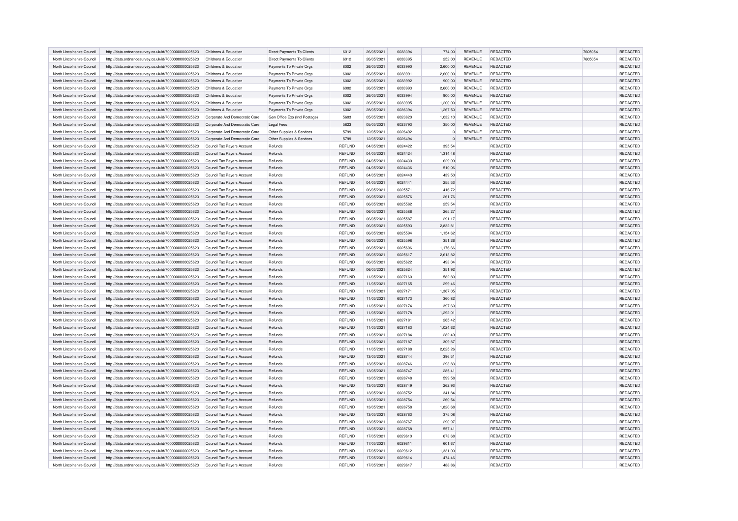| North Lincolnshire Council | http://data.ordnancesurvey.co.uk/id/7000000000025623 | Childrens & Education | Direct Payments To Clients | 6012 | 26/05/2021 | 6033394 | 774.00 | REVENUE | REDACTED | 7605054 | REDACTED |
|---|---|---|---|---|---|---|---|---|---|---|---|
| North Lincolnshire Council | http://data.ordnancesurvey.co.uk/id/7000000000025623 | Childrens & Education | Direct Payments To Clients | 6012 | 26/05/2021 | 6033395 | 252.00 | REVENUE | REDACTED | 7605054 | REDACTED |
| North Lincolnshire Council | http://data.ordnancesurvey.co.uk/id/7000000000025623 | Childrens & Education | Payments To Private Orgs | 6002 | 26/05/2021 | 6033990 | 2,600.00 | REVENUE | REDACTED | | REDACTED |
| North Lincolnshire Council | http://data.ordnancesurvey.co.uk/id/7000000000025623 | Childrens & Education | Payments To Private Orgs | 6002 | 26/05/2021 | 6033991 | 2,600.00 | REVENUE | REDACTED | | REDACTED |
| North Lincolnshire Council | http://data.ordnancesurvey.co.uk/id/7000000000025623 | Childrens & Education | Payments To Private Orgs | 6002 | 26/05/2021 | 6033992 | 900.00 | REVENUE | REDACTED | | REDACTED |
| North Lincolnshire Council | http://data.ordnancesurvey.co.uk/id/7000000000025623 | Childrens & Education | Payments To Private Orgs | 6002 | 26/05/2021 | 6033993 | 2,600.00 | REVENUE | REDACTED | | REDACTED |
| North Lincolnshire Council | http://data.ordnancesurvey.co.uk/id/7000000000025623 | Childrens & Education | Payments To Private Orgs | 6002 | 26/05/2021 | 6033994 | 900.00 | REVENUE | REDACTED | | REDACTED |
| North Lincolnshire Council | http://data.ordnancesurvey.co.uk/id/7000000000025623 | Childrens & Education | Payments To Private Orgs | 6002 | 26/05/2021 | 6033995 | 1,200.00 | REVENUE | REDACTED | | REDACTED |
| North Lincolnshire Council | http://data.ordnancesurvey.co.uk/id/7000000000025623 | Childrens & Education | Payments To Private Orgs | 6002 | 28/05/2021 | 6036394 | 1,267.50 | REVENUE | REDACTED | | REDACTED |
| North Lincolnshire Council | http://data.ordnancesurvey.co.uk/id/7000000000025623 | Corporate And Democratic Core | Gen Office Exp (Incl Postage) | 5603 | 05/05/2021 | 6023820 | 1,032.10 | REVENUE | REDACTED | | REDACTED |
| North Lincolnshire Council | http://data.ordnancesurvey.co.uk/id/7000000000025623 | Corporate And Democratic Core | Legal Fees | 5823 | 05/05/2021 | 6023793 | 350.00 | REVENUE | REDACTED | | REDACTED |
| North Lincolnshire Council | http://data.ordnancesurvey.co.uk/id/7000000000025623 | Corporate And Democratic Core | Other Supplies & Services | 5799 | 12/05/2021 | 6026492 | 0 | REVENUE | REDACTED | | REDACTED |
| North Lincolnshire Council | http://data.ordnancesurvey.co.uk/id/7000000000025623 | Corporate And Democratic Core | Other Supplies & Services | 5799 | 12/05/2021 | 6026494 | 0 | REVENUE | REDACTED | | REDACTED |
| North Lincolnshire Council | http://data.ordnancesurvey.co.uk/id/7000000000025623 | Council Tax Payers Account | Refunds | REFUND | 04/05/2021 | 6024422 | 395.54 | | REDACTED | | REDACTED |
| North Lincolnshire Council | http://data.ordnancesurvey.co.uk/id/7000000000025623 | Council Tax Payers Account | Refunds | REFUND | 04/05/2021 | 6024424 | 1,314.48 | | REDACTED | | REDACTED |
| North Lincolnshire Council | http://data.ordnancesurvey.co.uk/id/7000000000025623 | Council Tax Payers Account | Refunds | REFUND | 04/05/2021 | 6024430 | 629.09 | | REDACTED | | REDACTED |
| North Lincolnshire Council | http://data.ordnancesurvey.co.uk/id/7000000000025623 | Council Tax Payers Account | Refunds | REFUND | 04/05/2021 | 6024436 | 510.06 | | REDACTED | | REDACTED |
| North Lincolnshire Council | http://data.ordnancesurvey.co.uk/id/7000000000025623 | Council Tax Payers Account | Refunds | REFUND | 04/05/2021 | 6024440 | 439.50 | | REDACTED | | REDACTED |
| North Lincolnshire Council | http://data.ordnancesurvey.co.uk/id/7000000000025623 | Council Tax Payers Account | Refunds | REFUND | 04/05/2021 | 6024441 | 255.53 | | REDACTED | | REDACTED |
| North Lincolnshire Council | http://data.ordnancesurvey.co.uk/id/7000000000025623 | Council Tax Payers Account | Refunds | REFUND | 06/05/2021 | 6025571 | 416.72 | | REDACTED | | REDACTED |
| North Lincolnshire Council | http://data.ordnancesurvey.co.uk/id/7000000000025623 | Council Tax Payers Account | Refunds | REFUND | 06/05/2021 | 6025576 | 261.76 | | REDACTED | | REDACTED |
| North Lincolnshire Council | http://data.ordnancesurvey.co.uk/id/7000000000025623 | Council Tax Payers Account | Refunds | REFUND | 06/05/2021 | 6025582 | 259.54 | | REDACTED | | REDACTED |
| North Lincolnshire Council | http://data.ordnancesurvey.co.uk/id/7000000000025623 | Council Tax Payers Account | Refunds | REFUND | 06/05/2021 | 6025586 | 265.27 | | REDACTED | | REDACTED |
| North Lincolnshire Council | http://data.ordnancesurvey.co.uk/id/7000000000025623 | Council Tax Payers Account | Refunds | REFUND | 06/05/2021 | 6025587 | 291.17 | | REDACTED | | REDACTED |
| North Lincolnshire Council | http://data.ordnancesurvey.co.uk/id/7000000000025623 | Council Tax Payers Account | Refunds | REFUND | 06/05/2021 | 6025593 | 2,832.81 | | REDACTED | | REDACTED |
| North Lincolnshire Council | http://data.ordnancesurvey.co.uk/id/7000000000025623 | Council Tax Payers Account | Refunds | REFUND | 06/05/2021 | 6025594 | 1,154.62 | | REDACTED | | REDACTED |
| North Lincolnshire Council | http://data.ordnancesurvey.co.uk/id/7000000000025623 | Council Tax Payers Account | Refunds | REFUND | 06/05/2021 | 6025598 | 351.26 | | REDACTED | | REDACTED |
| North Lincolnshire Council | http://data.ordnancesurvey.co.uk/id/7000000000025623 | Council Tax Payers Account | Refunds | REFUND | 06/05/2021 | 6025606 | 1,176.66 | | REDACTED | | REDACTED |
| North Lincolnshire Council | http://data.ordnancesurvey.co.uk/id/7000000000025623 | Council Tax Payers Account | Refunds | REFUND | 06/05/2021 | 6025617 | 2,613.82 | | REDACTED | | REDACTED |
| North Lincolnshire Council | http://data.ordnancesurvey.co.uk/id/7000000000025623 | Council Tax Payers Account | Refunds | REFUND | 06/05/2021 | 6025622 | 493.04 | | REDACTED | | REDACTED |
| North Lincolnshire Council | http://data.ordnancesurvey.co.uk/id/7000000000025623 | Council Tax Payers Account | Refunds | REFUND | 06/05/2021 | 6025624 | 351.92 | | REDACTED | | REDACTED |
| North Lincolnshire Council | http://data.ordnancesurvey.co.uk/id/7000000000025623 | Council Tax Payers Account | Refunds | REFUND | 11/05/2021 | 6027160 | 582.80 | | REDACTED | | REDACTED |
| North Lincolnshire Council | http://data.ordnancesurvey.co.uk/id/7000000000025623 | Council Tax Payers Account | Refunds | REFUND | 11/05/2021 | 6027165 | 299.46 | | REDACTED | | REDACTED |
| North Lincolnshire Council | http://data.ordnancesurvey.co.uk/id/7000000000025623 | Council Tax Payers Account | Refunds | REFUND | 11/05/2021 | 6027171 | 1,367.05 | | REDACTED | | REDACTED |
| North Lincolnshire Council | http://data.ordnancesurvey.co.uk/id/7000000000025623 | Council Tax Payers Account | Refunds | REFUND | 11/05/2021 | 6027173 | 360.82 | | REDACTED | | REDACTED |
| North Lincolnshire Council | http://data.ordnancesurvey.co.uk/id/7000000000025623 | Council Tax Payers Account | Refunds | REFUND | 11/05/2021 | 6027174 | 397.60 | | REDACTED | | REDACTED |
| North Lincolnshire Council | http://data.ordnancesurvey.co.uk/id/7000000000025623 | Council Tax Payers Account | Refunds | REFUND | 11/05/2021 | 6027178 | 1,292.01 | | REDACTED | | REDACTED |
| North Lincolnshire Council | http://data.ordnancesurvey.co.uk/id/7000000000025623 | Council Tax Payers Account | Refunds | REFUND | 11/05/2021 | 6027181 | 265.42 | | REDACTED | | REDACTED |
| North Lincolnshire Council | http://data.ordnancesurvey.co.uk/id/7000000000025623 | Council Tax Payers Account | Refunds | REFUND | 11/05/2021 | 6027183 | 1,024.62 | | REDACTED | | REDACTED |
| North Lincolnshire Council | http://data.ordnancesurvey.co.uk/id/7000000000025623 | Council Tax Payers Account | Refunds | REFUND | 11/05/2021 | 6027184 | 282.49 | | REDACTED | | REDACTED |
| North Lincolnshire Council | http://data.ordnancesurvey.co.uk/id/7000000000025623 | Council Tax Payers Account | Refunds | REFUND | 11/05/2021 | 6027187 | 309.87 | | REDACTED | | REDACTED |
| North Lincolnshire Council | http://data.ordnancesurvey.co.uk/id/7000000000025623 | Council Tax Payers Account | Refunds | REFUND | 11/05/2021 | 6027188 | 2,025.26 | | REDACTED | | REDACTED |
| North Lincolnshire Council | http://data.ordnancesurvey.co.uk/id/7000000000025623 | Council Tax Payers Account | Refunds | REFUND | 13/05/2021 | 6028744 | 396.51 | | REDACTED | | REDACTED |
| North Lincolnshire Council | http://data.ordnancesurvey.co.uk/id/7000000000025623 | Council Tax Payers Account | Refunds | REFUND | 13/05/2021 | 6028746 | 293.83 | | REDACTED | | REDACTED |
| North Lincolnshire Council | http://data.ordnancesurvey.co.uk/id/7000000000025623 | Council Tax Payers Account | Refunds | REFUND | 13/05/2021 | 6028747 | 285.41 | | REDACTED | | REDACTED |
| North Lincolnshire Council | http://data.ordnancesurvey.co.uk/id/7000000000025623 | Council Tax Payers Account | Refunds | REFUND | 13/05/2021 | 6028748 | 599.58 | | REDACTED | | REDACTED |
| North Lincolnshire Council | http://data.ordnancesurvey.co.uk/id/7000000000025623 | Council Tax Payers Account | Refunds | REFUND | 13/05/2021 | 6028749 | 262.93 | | REDACTED | | REDACTED |
| North Lincolnshire Council | http://data.ordnancesurvey.co.uk/id/7000000000025623 | Council Tax Payers Account | Refunds | REFUND | 13/05/2021 | 6028752 | 341.84 | | REDACTED | | REDACTED |
| North Lincolnshire Council | http://data.ordnancesurvey.co.uk/id/7000000000025623 | Council Tax Payers Account | Refunds | REFUND | 13/05/2021 | 6028754 | 260.54 | | REDACTED | | REDACTED |
| North Lincolnshire Council | http://data.ordnancesurvey.co.uk/id/7000000000025623 | Council Tax Payers Account | Refunds | REFUND | 13/05/2021 | 6028758 | 1,820.68 | | REDACTED | | REDACTED |
| North Lincolnshire Council | http://data.ordnancesurvey.co.uk/id/7000000000025623 | Council Tax Payers Account | Refunds | REFUND | 13/05/2021 | 6028763 | 375.08 | | REDACTED | | REDACTED |
| North Lincolnshire Council | http://data.ordnancesurvey.co.uk/id/7000000000025623 | Council Tax Payers Account | Refunds | REFUND | 13/05/2021 | 6028767 | 290.97 | | REDACTED | | REDACTED |
| North Lincolnshire Council | http://data.ordnancesurvey.co.uk/id/7000000000025623 | Council Tax Payers Account | Refunds | REFUND | 13/05/2021 | 6028768 | 557.41 | | REDACTED | | REDACTED |
| North Lincolnshire Council | http://data.ordnancesurvey.co.uk/id/7000000000025623 | Council Tax Payers Account | Refunds | REFUND | 17/05/2021 | 6029610 | 673.68 | | REDACTED | | REDACTED |
| North Lincolnshire Council | http://data.ordnancesurvey.co.uk/id/7000000000025623 | Council Tax Payers Account | Refunds | REFUND | 17/05/2021 | 6029611 | 601.67 | | REDACTED | | REDACTED |
| North Lincolnshire Council | http://data.ordnancesurvey.co.uk/id/7000000000025623 | Council Tax Payers Account | Refunds | REFUND | 17/05/2021 | 6029612 | 1,331.00 | | REDACTED | | REDACTED |
| North Lincolnshire Council | http://data.ordnancesurvey.co.uk/id/7000000000025623 | Council Tax Payers Account | Refunds | REFUND | 17/05/2021 | 6029614 | 474.46 | | REDACTED | | REDACTED |
| North Lincolnshire Council | http://data.ordnancesurvey.co.uk/id/7000000000025623 | Council Tax Payers Account | Refunds | REFUND | 17/05/2021 | 6029617 | 488.86 | | REDACTED | | REDACTED |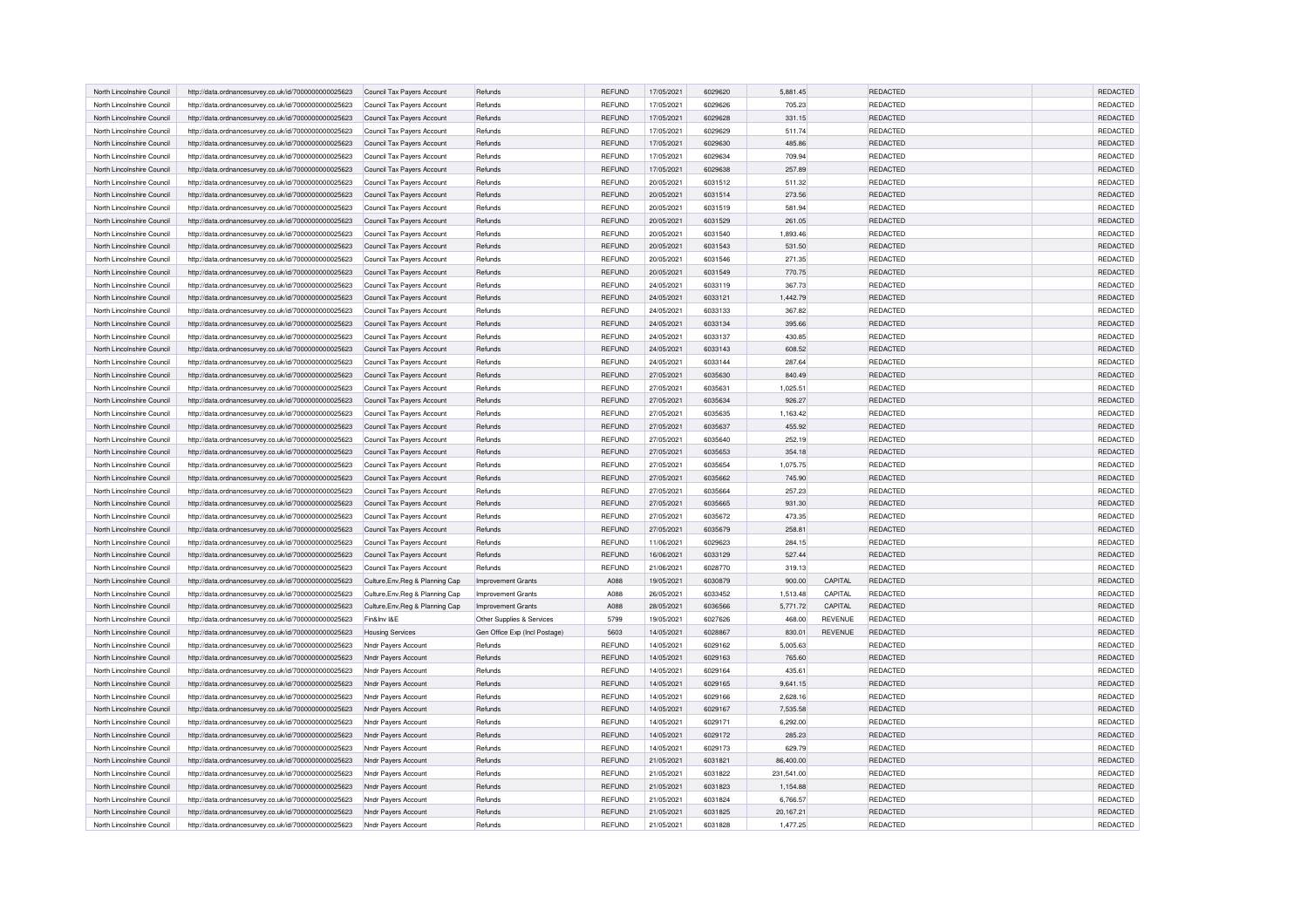| North Lincolnshire Council | http://data.ordnancesurvey.co.uk/id/7000000000025623 | Council Tax Payers Account | Refunds | REFUND | 17/05/2021 | 6029620 | 5,881.45 | | REDACTED | | REDACTED |
|---|---|---|---|---|---|---|---|---|---|---|---|
| North Lincolnshire Council | http://data.ordnancesurvey.co.uk/id/7000000000025623 | Council Tax Payers Account | Refunds | REFUND | 17/05/2021 | 6029626 | 705.23 | | REDACTED | | REDACTED |
| North Lincolnshire Council | http://data.ordnancesurvey.co.uk/id/7000000000025623 | Council Tax Payers Account | Refunds | REFUND | 17/05/2021 | 6029628 | 331.15 | | REDACTED | | REDACTED |
| North Lincolnshire Council | http://data.ordnancesurvey.co.uk/id/7000000000025623 | Council Tax Payers Account | Refunds | REFUND | 17/05/2021 | 6029629 | 511.74 | | REDACTED | | REDACTED |
| North Lincolnshire Council | http://data.ordnancesurvey.co.uk/id/7000000000025623 | Council Tax Payers Account | Refunds | REFUND | 17/05/2021 | 6029630 | 485.86 | | REDACTED | | REDACTED |
| North Lincolnshire Council | http://data.ordnancesurvey.co.uk/id/7000000000025623 | Council Tax Payers Account | Refunds | REFUND | 17/05/2021 | 6029634 | 709.94 | | REDACTED | | REDACTED |
| North Lincolnshire Council | http://data.ordnancesurvey.co.uk/id/7000000000025623 | Council Tax Payers Account | Refunds | REFUND | 17/05/2021 | 6029638 | 257.89 | | REDACTED | | REDACTED |
| North Lincolnshire Council | http://data.ordnancesurvey.co.uk/id/7000000000025623 | Council Tax Payers Account | Refunds | REFUND | 20/05/2021 | 6031512 | 511.32 | | REDACTED | | REDACTED |
| North Lincolnshire Council | http://data.ordnancesurvey.co.uk/id/7000000000025623 | Council Tax Payers Account | Refunds | REFUND | 20/05/2021 | 6031514 | 273.56 | | REDACTED | | REDACTED |
| North Lincolnshire Council | http://data.ordnancesurvey.co.uk/id/7000000000025623 | Council Tax Payers Account | Refunds | REFUND | 20/05/2021 | 6031519 | 581.94 | | REDACTED | | REDACTED |
| North Lincolnshire Council | http://data.ordnancesurvey.co.uk/id/7000000000025623 | Council Tax Payers Account | Refunds | REFUND | 20/05/2021 | 6031529 | 261.05 | | REDACTED | | REDACTED |
| North Lincolnshire Council | http://data.ordnancesurvey.co.uk/id/7000000000025623 | Council Tax Payers Account | Refunds | REFUND | 20/05/2021 | 6031540 | 1,893.46 | | REDACTED | | REDACTED |
| North Lincolnshire Council | http://data.ordnancesurvey.co.uk/id/7000000000025623 | Council Tax Payers Account | Refunds | REFUND | 20/05/2021 | 6031543 | 531.50 | | REDACTED | | REDACTED |
| North Lincolnshire Council | http://data.ordnancesurvey.co.uk/id/7000000000025623 | Council Tax Payers Account | Refunds | REFUND | 20/05/2021 | 6031546 | 271.35 | | REDACTED | | REDACTED |
| North Lincolnshire Council | http://data.ordnancesurvey.co.uk/id/7000000000025623 | Council Tax Payers Account | Refunds | REFUND | 20/05/2021 | 6031549 | 770.75 | | REDACTED | | REDACTED |
| North Lincolnshire Council | http://data.ordnancesurvey.co.uk/id/7000000000025623 | Council Tax Payers Account | Refunds | REFUND | 24/05/2021 | 6033119 | 367.73 | | REDACTED | | REDACTED |
| North Lincolnshire Council | http://data.ordnancesurvey.co.uk/id/7000000000025623 | Council Tax Payers Account | Refunds | REFUND | 24/05/2021 | 6033121 | 1,442.79 | | REDACTED | | REDACTED |
| North Lincolnshire Council | http://data.ordnancesurvey.co.uk/id/7000000000025623 | Council Tax Payers Account | Refunds | REFUND | 24/05/2021 | 6033133 | 367.82 | | REDACTED | | REDACTED |
| North Lincolnshire Council | http://data.ordnancesurvey.co.uk/id/7000000000025623 | Council Tax Payers Account | Refunds | REFUND | 24/05/2021 | 6033134 | 395.66 | | REDACTED | | REDACTED |
| North Lincolnshire Council | http://data.ordnancesurvey.co.uk/id/7000000000025623 | Council Tax Payers Account | Refunds | REFUND | 24/05/2021 | 6033137 | 430.85 | | REDACTED | | REDACTED |
| North Lincolnshire Council | http://data.ordnancesurvey.co.uk/id/7000000000025623 | Council Tax Payers Account | Refunds | REFUND | 24/05/2021 | 6033143 | 608.52 | | REDACTED | | REDACTED |
| North Lincolnshire Council | http://data.ordnancesurvey.co.uk/id/7000000000025623 | Council Tax Payers Account | Refunds | REFUND | 24/05/2021 | 6033144 | 287.64 | | REDACTED | | REDACTED |
| North Lincolnshire Council | http://data.ordnancesurvey.co.uk/id/7000000000025623 | Council Tax Payers Account | Refunds | REFUND | 27/05/2021 | 6035630 | 840.49 | | REDACTED | | REDACTED |
| North Lincolnshire Council | http://data.ordnancesurvey.co.uk/id/7000000000025623 | Council Tax Payers Account | Refunds | REFUND | 27/05/2021 | 6035631 | 1,025.51 | | REDACTED | | REDACTED |
| North Lincolnshire Council | http://data.ordnancesurvey.co.uk/id/7000000000025623 | Council Tax Payers Account | Refunds | REFUND | 27/05/2021 | 6035634 | 926.27 | | REDACTED | | REDACTED |
| North Lincolnshire Council | http://data.ordnancesurvey.co.uk/id/7000000000025623 | Council Tax Payers Account | Refunds | REFUND | 27/05/2021 | 6035635 | 1,163.42 | | REDACTED | | REDACTED |
| North Lincolnshire Council | http://data.ordnancesurvey.co.uk/id/7000000000025623 | Council Tax Payers Account | Refunds | REFUND | 27/05/2021 | 6035637 | 455.92 | | REDACTED | | REDACTED |
| North Lincolnshire Council | http://data.ordnancesurvey.co.uk/id/7000000000025623 | Council Tax Payers Account | Refunds | REFUND | 27/05/2021 | 6035640 | 252.19 | | REDACTED | | REDACTED |
| North Lincolnshire Council | http://data.ordnancesurvey.co.uk/id/7000000000025623 | Council Tax Payers Account | Refunds | REFUND | 27/05/2021 | 6035653 | 354.18 | | REDACTED | | REDACTED |
| North Lincolnshire Council | http://data.ordnancesurvey.co.uk/id/7000000000025623 | Council Tax Payers Account | Refunds | REFUND | 27/05/2021 | 6035654 | 1,075.75 | | REDACTED | | REDACTED |
| North Lincolnshire Council | http://data.ordnancesurvey.co.uk/id/7000000000025623 | Council Tax Payers Account | Refunds | REFUND | 27/05/2021 | 6035662 | 745.90 | | REDACTED | | REDACTED |
| North Lincolnshire Council | http://data.ordnancesurvey.co.uk/id/7000000000025623 | Council Tax Payers Account | Refunds | REFUND | 27/05/2021 | 6035664 | 257.23 | | REDACTED | | REDACTED |
| North Lincolnshire Council | http://data.ordnancesurvey.co.uk/id/7000000000025623 | Council Tax Payers Account | Refunds | REFUND | 27/05/2021 | 6035665 | 931.30 | | REDACTED | | REDACTED |
| North Lincolnshire Council | http://data.ordnancesurvey.co.uk/id/7000000000025623 | Council Tax Payers Account | Refunds | REFUND | 27/05/2021 | 6035672 | 473.35 | | REDACTED | | REDACTED |
| North Lincolnshire Council | http://data.ordnancesurvey.co.uk/id/7000000000025623 | Council Tax Payers Account | Refunds | REFUND | 27/05/2021 | 6035679 | 258.81 | | REDACTED | | REDACTED |
| North Lincolnshire Council | http://data.ordnancesurvey.co.uk/id/7000000000025623 | Council Tax Payers Account | Refunds | REFUND | 11/06/2021 | 6029623 | 284.15 | | REDACTED | | REDACTED |
| North Lincolnshire Council | http://data.ordnancesurvey.co.uk/id/7000000000025623 | Council Tax Payers Account | Refunds | REFUND | 16/06/2021 | 6033129 | 527.44 | | REDACTED | | REDACTED |
| North Lincolnshire Council | http://data.ordnancesurvey.co.uk/id/7000000000025623 | Council Tax Payers Account | Refunds | REFUND | 21/06/2021 | 6028770 | 319.13 | | REDACTED | | REDACTED |
| North Lincolnshire Council | http://data.ordnancesurvey.co.uk/id/7000000000025623 | Culture,Env,Reg & Planning Cap | Improvement Grants | A088 | 19/05/2021 | 6030879 | 900.00 | CAPITAL | REDACTED | | REDACTED |
| North Lincolnshire Council | http://data.ordnancesurvey.co.uk/id/7000000000025623 | Culture,Env,Reg & Planning Cap | Improvement Grants | A088 | 26/05/2021 | 6033452 | 1,513.48 | CAPITAL | REDACTED | | REDACTED |
| North Lincolnshire Council | http://data.ordnancesurvey.co.uk/id/7000000000025623 | Culture,Env,Reg & Planning Cap | Improvement Grants | A088 | 28/05/2021 | 6036566 | 5,771.72 | CAPITAL | REDACTED | | REDACTED |
| North Lincolnshire Council | http://data.ordnancesurvey.co.uk/id/7000000000025623 | Fin&Inv I&E | Other Supplies & Services | 5799 | 19/05/2021 | 6027626 | 468.00 | REVENUE | REDACTED | | REDACTED |
| North Lincolnshire Council | http://data.ordnancesurvey.co.uk/id/7000000000025623 | Housing Services | Gen Office Exp (Incl Postage) | 5603 | 14/05/2021 | 6028867 | 830.01 | REVENUE | REDACTED | | REDACTED |
| North Lincolnshire Council | http://data.ordnancesurvey.co.uk/id/7000000000025623 | Nndr Payers Account | Refunds | REFUND | 14/05/2021 | 6029162 | 5,005.63 | | REDACTED | | REDACTED |
| North Lincolnshire Council | http://data.ordnancesurvey.co.uk/id/7000000000025623 | Nndr Payers Account | Refunds | REFUND | 14/05/2021 | 6029163 | 765.60 | | REDACTED | | REDACTED |
| North Lincolnshire Council | http://data.ordnancesurvey.co.uk/id/7000000000025623 | Nndr Payers Account | Refunds | REFUND | 14/05/2021 | 6029164 | 435.61 | | REDACTED | | REDACTED |
| North Lincolnshire Council | http://data.ordnancesurvey.co.uk/id/7000000000025623 | Nndr Payers Account | Refunds | REFUND | 14/05/2021 | 6029165 | 9,641.15 | | REDACTED | | REDACTED |
| North Lincolnshire Council | http://data.ordnancesurvey.co.uk/id/7000000000025623 | Nndr Payers Account | Refunds | REFUND | 14/05/2021 | 6029166 | 2,628.16 | | REDACTED | | REDACTED |
| North Lincolnshire Council | http://data.ordnancesurvey.co.uk/id/7000000000025623 | Nndr Payers Account | Refunds | REFUND | 14/05/2021 | 6029167 | 7,535.58 | | REDACTED | | REDACTED |
| North Lincolnshire Council | http://data.ordnancesurvey.co.uk/id/7000000000025623 | Nndr Payers Account | Refunds | REFUND | 14/05/2021 | 6029171 | 6,292.00 | | REDACTED | | REDACTED |
| North Lincolnshire Council | http://data.ordnancesurvey.co.uk/id/7000000000025623 | Nndr Payers Account | Refunds | REFUND | 14/05/2021 | 6029172 | 285.23 | | REDACTED | | REDACTED |
| North Lincolnshire Council | http://data.ordnancesurvey.co.uk/id/7000000000025623 | Nndr Payers Account | Refunds | REFUND | 14/05/2021 | 6029173 | 629.79 | | REDACTED | | REDACTED |
| North Lincolnshire Council | http://data.ordnancesurvey.co.uk/id/7000000000025623 | Nndr Payers Account | Refunds | REFUND | 21/05/2021 | 6031821 | 86,400.00 | | REDACTED | | REDACTED |
| North Lincolnshire Council | http://data.ordnancesurvey.co.uk/id/7000000000025623 | Nndr Payers Account | Refunds | REFUND | 21/05/2021 | 6031822 | 231,541.00 | | REDACTED | | REDACTED |
| North Lincolnshire Council | http://data.ordnancesurvey.co.uk/id/7000000000025623 | Nndr Payers Account | Refunds | REFUND | 21/05/2021 | 6031823 | 1,154.88 | | REDACTED | | REDACTED |
| North Lincolnshire Council | http://data.ordnancesurvey.co.uk/id/7000000000025623 | Nndr Payers Account | Refunds | REFUND | 21/05/2021 | 6031824 | 6,766.57 | | REDACTED | | REDACTED |
| North Lincolnshire Council | http://data.ordnancesurvey.co.uk/id/7000000000025623 | Nndr Payers Account | Refunds | REFUND | 21/05/2021 | 6031825 | 20,167.21 | | REDACTED | | REDACTED |
| North Lincolnshire Council | http://data.ordnancesurvey.co.uk/id/7000000000025623 | Nndr Payers Account | Refunds | REFUND | 21/05/2021 | 6031828 | 1,477.25 | | REDACTED | | REDACTED |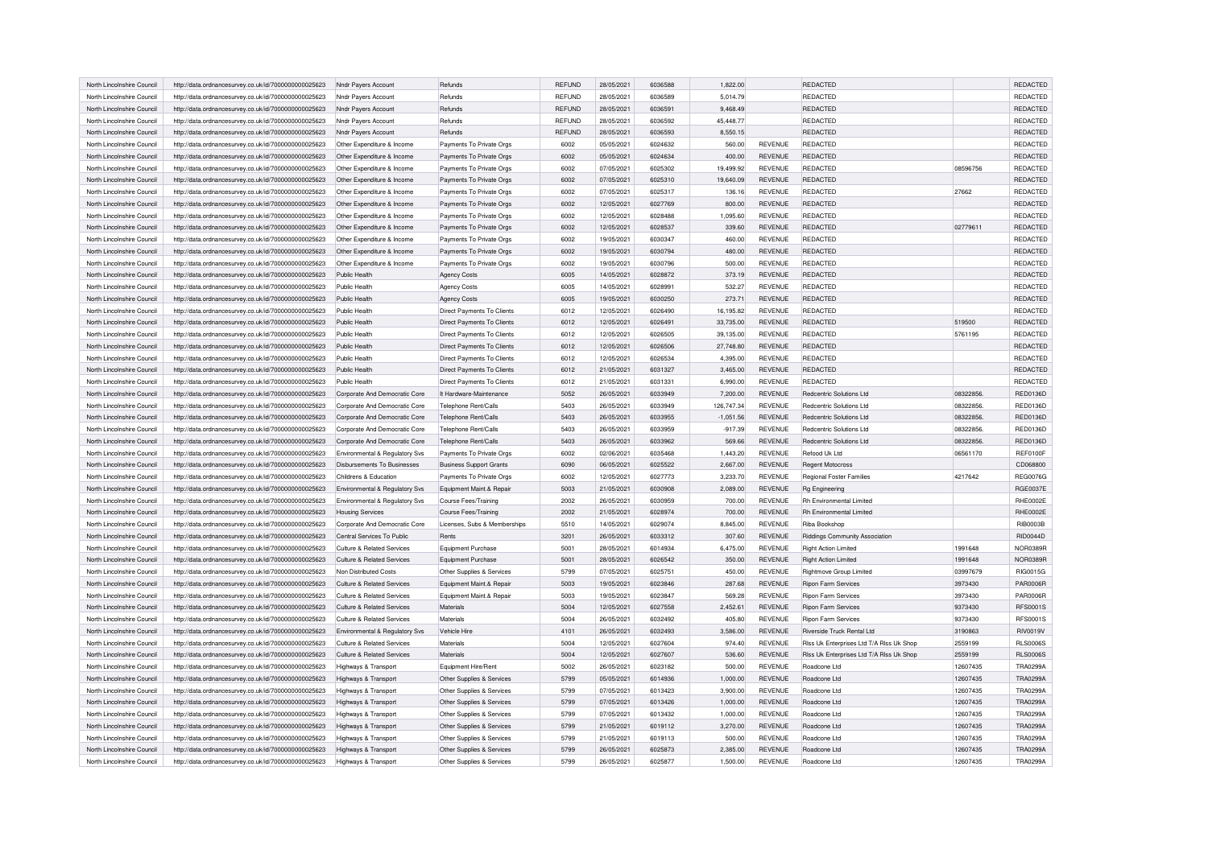| North Lincolnshire Council | http://data.ordnancesurvey.co.uk/id/7000000000025623 | Nndr Payers Account | Refunds | REFUND | 28/05/2021 | 6036588 | 1,822.00 | | REDACTED | | REDACTED |
|---|---|---|---|---|---|---|---|---|---|---|---|
| North Lincolnshire Council | http://data.ordnancesurvey.co.uk/id/7000000000025623 | Nndr Payers Account | Refunds | REFUND | 28/05/2021 | 6036589 | 5,014.79 | | REDACTED | | REDACTED |
| North Lincolnshire Council | http://data.ordnancesurvey.co.uk/id/7000000000025623 | Nndr Payers Account | Refunds | REFUND | 28/05/2021 | 6036591 | 9,468.49 | | REDACTED | | REDACTED |
| North Lincolnshire Council | http://data.ordnancesurvey.co.uk/id/7000000000025623 | Nndr Payers Account | Refunds | REFUND | 28/05/2021 | 6036592 | 45,448.77 | | REDACTED | | REDACTED |
| North Lincolnshire Council | http://data.ordnancesurvey.co.uk/id/7000000000025623 | Nndr Payers Account | Refunds | REFUND | 28/05/2021 | 6036593 | 8,550.15 | | REDACTED | | REDACTED |
| North Lincolnshire Council | http://data.ordnancesurvey.co.uk/id/7000000000025623 | Other Expenditure & Income | Payments To Private Orgs | 6002 | 05/05/2021 | 6024632 | 560.00 | REVENUE | REDACTED | | REDACTED |
| North Lincolnshire Council | http://data.ordnancesurvey.co.uk/id/7000000000025623 | Other Expenditure & Income | Payments To Private Orgs | 6002 | 05/05/2021 | 6024634 | 400.00 | REVENUE | REDACTED | | REDACTED |
| North Lincolnshire Council | http://data.ordnancesurvey.co.uk/id/7000000000025623 | Other Expenditure & Income | Payments To Private Orgs | 6002 | 07/05/2021 | 6025302 | 19,499.92 | REVENUE | REDACTED | 08596756 | REDACTED |
| North Lincolnshire Council | http://data.ordnancesurvey.co.uk/id/7000000000025623 | Other Expenditure & Income | Payments To Private Orgs | 6002 | 07/05/2021 | 6025310 | 19,640.09 | REVENUE | REDACTED | | REDACTED |
| North Lincolnshire Council | http://data.ordnancesurvey.co.uk/id/7000000000025623 | Other Expenditure & Income | Payments To Private Orgs | 6002 | 07/05/2021 | 6025317 | 136.16 | REVENUE | REDACTED | 27662 | REDACTED |
| North Lincolnshire Council | http://data.ordnancesurvey.co.uk/id/7000000000025623 | Other Expenditure & Income | Payments To Private Orgs | 6002 | 12/05/2021 | 6027769 | 800.00 | REVENUE | REDACTED | | REDACTED |
| North Lincolnshire Council | http://data.ordnancesurvey.co.uk/id/7000000000025623 | Other Expenditure & Income | Payments To Private Orgs | 6002 | 12/05/2021 | 6028488 | 1,095.60 | REVENUE | REDACTED | | REDACTED |
| North Lincolnshire Council | http://data.ordnancesurvey.co.uk/id/7000000000025623 | Other Expenditure & Income | Payments To Private Orgs | 6002 | 12/05/2021 | 6028537 | 339.60 | REVENUE | REDACTED | 02779611 | REDACTED |
| North Lincolnshire Council | http://data.ordnancesurvey.co.uk/id/7000000000025623 | Other Expenditure & Income | Payments To Private Orgs | 6002 | 19/05/2021 | 6030347 | 460.00 | REVENUE | REDACTED | | REDACTED |
| North Lincolnshire Council | http://data.ordnancesurvey.co.uk/id/7000000000025623 | Other Expenditure & Income | Payments To Private Orgs | 6002 | 19/05/2021 | 6030794 | 480.00 | REVENUE | REDACTED | | REDACTED |
| North Lincolnshire Council | http://data.ordnancesurvey.co.uk/id/7000000000025623 | Other Expenditure & Income | Payments To Private Orgs | 6002 | 19/05/2021 | 6030796 | 500.00 | REVENUE | REDACTED | | REDACTED |
| North Lincolnshire Council | http://data.ordnancesurvey.co.uk/id/7000000000025623 | Public Health | Agency Costs | 6005 | 14/05/2021 | 6028872 | 373.19 | REVENUE | REDACTED | | REDACTED |
| North Lincolnshire Council | http://data.ordnancesurvey.co.uk/id/7000000000025623 | Public Health | Agency Costs | 6005 | 14/05/2021 | 6028991 | 532.27 | REVENUE | REDACTED | | REDACTED |
| North Lincolnshire Council | http://data.ordnancesurvey.co.uk/id/7000000000025623 | Public Health | Agency Costs | 6005 | 19/05/2021 | 6030250 | 273.71 | REVENUE | REDACTED | | REDACTED |
| North Lincolnshire Council | http://data.ordnancesurvey.co.uk/id/7000000000025623 | Public Health | Direct Payments To Clients | 6012 | 12/05/2021 | 6026490 | 16,195.82 | REVENUE | REDACTED | | REDACTED |
| North Lincolnshire Council | http://data.ordnancesurvey.co.uk/id/7000000000025623 | Public Health | Direct Payments To Clients | 6012 | 12/05/2021 | 6026491 | 33,735.00 | REVENUE | REDACTED | 519500 | REDACTED |
| North Lincolnshire Council | http://data.ordnancesurvey.co.uk/id/7000000000025623 | Public Health | Direct Payments To Clients | 6012 | 12/05/2021 | 6026505 | 39,135.00 | REVENUE | REDACTED | 5761195 | REDACTED |
| North Lincolnshire Council | http://data.ordnancesurvey.co.uk/id/7000000000025623 | Public Health | Direct Payments To Clients | 6012 | 12/05/2021 | 6026506 | 27,748.80 | REVENUE | REDACTED | | REDACTED |
| North Lincolnshire Council | http://data.ordnancesurvey.co.uk/id/7000000000025623 | Public Health | Direct Payments To Clients | 6012 | 12/05/2021 | 6026534 | 4,395.00 | REVENUE | REDACTED | | REDACTED |
| North Lincolnshire Council | http://data.ordnancesurvey.co.uk/id/7000000000025623 | Public Health | Direct Payments To Clients | 6012 | 21/05/2021 | 6031327 | 3,465.00 | REVENUE | REDACTED | | REDACTED |
| North Lincolnshire Council | http://data.ordnancesurvey.co.uk/id/7000000000025623 | Public Health | Direct Payments To Clients | 6012 | 21/05/2021 | 6031331 | 6,990.00 | REVENUE | REDACTED | | REDACTED |
| North Lincolnshire Council | http://data.ordnancesurvey.co.uk/id/7000000000025623 | Corporate And Democratic Core | It Hardware-Maintenance | 5052 | 26/05/2021 | 6033949 | 7,200.00 | REVENUE | Redcentric Solutions Ltd | 08322856. | RED0136D |
| North Lincolnshire Council | http://data.ordnancesurvey.co.uk/id/7000000000025623 | Corporate And Democratic Core | Telephone Rent/Calls | 5403 | 26/05/2021 | 6033949 | 126,747.34 | REVENUE | Redcentric Solutions Ltd | 08322856. | RED0136D |
| North Lincolnshire Council | http://data.ordnancesurvey.co.uk/id/7000000000025623 | Corporate And Democratic Core | Telephone Rent/Calls | 5403 | 26/05/2021 | 6033955 | -1,051.56 | REVENUE | Redcentric Solutions Ltd | 08322856. | RED0136D |
| North Lincolnshire Council | http://data.ordnancesurvey.co.uk/id/7000000000025623 | Corporate And Democratic Core | Telephone Rent/Calls | 5403 | 26/05/2021 | 6033959 | -917.39 | REVENUE | Redcentric Solutions Ltd | 08322856. | RED0136D |
| North Lincolnshire Council | http://data.ordnancesurvey.co.uk/id/7000000000025623 | Corporate And Democratic Core | Telephone Rent/Calls | 5403 | 26/05/2021 | 6033962 | 569.66 | REVENUE | Redcentric Solutions Ltd | 08322856. | RED0136D |
| North Lincolnshire Council | http://data.ordnancesurvey.co.uk/id/7000000000025623 | Environmental & Regulatory Svs | Payments To Private Orgs | 6002 | 02/06/2021 | 6035468 | 1,443.20 | REVENUE | Refood Uk Ltd | 06561170 | REF0100F |
| North Lincolnshire Council | http://data.ordnancesurvey.co.uk/id/7000000000025623 | Disbursements To Businesses | Business Support Grants | 6090 | 06/05/2021 | 6025522 | 2,667.00 | REVENUE | Regent Motocross | | CD068800 |
| North Lincolnshire Council | http://data.ordnancesurvey.co.uk/id/7000000000025623 | Childrens & Education | Payments To Private Orgs | 6002 | 12/05/2021 | 6027773 | 3,233.70 | REVENUE | Regional Foster Families | 4217642 | REG0076G |
| North Lincolnshire Council | http://data.ordnancesurvey.co.uk/id/7000000000025623 | Environmental & Regulatory Svs | Equipment Maint.& Repair | 5003 | 21/05/2021 | 6030908 | 2,089.00 | REVENUE | Rg Engineering | | RGE0037E |
| North Lincolnshire Council | http://data.ordnancesurvey.co.uk/id/7000000000025623 | Environmental & Regulatory Svs | Course Fees/Training | 2002 | 26/05/2021 | 6030959 | 700.00 | REVENUE | Rh Environmental Limited | | RHE0002E |
| North Lincolnshire Council | http://data.ordnancesurvey.co.uk/id/7000000000025623 | Housing Services | Course Fees/Training | 2002 | 21/05/2021 | 6028974 | 700.00 | REVENUE | Rh Environmental Limited | | RHE0002E |
| North Lincolnshire Council | http://data.ordnancesurvey.co.uk/id/7000000000025623 | Corporate And Democratic Core | Licenses, Subs & Memberships | 5510 | 14/05/2021 | 6029074 | 8,845.00 | REVENUE | Riba Bookshop | | RIB0003B |
| North Lincolnshire Council | http://data.ordnancesurvey.co.uk/id/7000000000025623 | Central Services To Public | Rents | 3201 | 26/05/2021 | 6033312 | 307.60 | REVENUE | Riddings Community Association | | RID0044D |
| North Lincolnshire Council | http://data.ordnancesurvey.co.uk/id/7000000000025623 | Culture & Related Services | Equipment Purchase | 5001 | 28/05/2021 | 6014934 | 6,475.00 | REVENUE | Right Action Limited | 1991648 | NOR0389R |
| North Lincolnshire Council | http://data.ordnancesurvey.co.uk/id/7000000000025623 | Culture & Related Services | Equipment Purchase | 5001 | 28/05/2021 | 6026542 | 350.00 | REVENUE | Right Action Limited | 1991648 | NOR0389R |
| North Lincolnshire Council | http://data.ordnancesurvey.co.uk/id/7000000000025623 | Non Distributed Costs | Other Supplies & Services | 5799 | 07/05/2021 | 6025751 | 450.00 | REVENUE | Rightmove Group Limited | 03997679 | RIG0015G |
| North Lincolnshire Council | http://data.ordnancesurvey.co.uk/id/7000000000025623 | Culture & Related Services | Equipment Maint.& Repair | 5003 | 19/05/2021 | 6023846 | 287.68 | REVENUE | Ripon Farm Services | 3973430 | PAR0006R |
| North Lincolnshire Council | http://data.ordnancesurvey.co.uk/id/7000000000025623 | Culture & Related Services | Equipment Maint.& Repair | 5003 | 19/05/2021 | 6023847 | 569.28 | REVENUE | Ripon Farm Services | 3973430 | PAR0006R |
| North Lincolnshire Council | http://data.ordnancesurvey.co.uk/id/7000000000025623 | Culture & Related Services | Materials | 5004 | 12/05/2021 | 6027558 | 2,452.61 | REVENUE | Ripon Farm Services | 9373430 | RFS0001S |
| North Lincolnshire Council | http://data.ordnancesurvey.co.uk/id/7000000000025623 | Culture & Related Services | Materials | 5004 | 26/05/2021 | 6032492 | 405.80 | REVENUE | Ripon Farm Services | 9373430 | RFS0001S |
| North Lincolnshire Council | http://data.ordnancesurvey.co.uk/id/7000000000025623 | Environmental & Regulatory Svs | Vehicle Hire | 4101 | 26/05/2021 | 6032493 | 3,586.00 | REVENUE | Riverside Truck Rental Ltd | 3190863 | RIV0019V |
| North Lincolnshire Council | http://data.ordnancesurvey.co.uk/id/7000000000025623 | Culture & Related Services | Materials | 5004 | 12/05/2021 | 6027604 | 974.40 | REVENUE | Rlss Uk Enterprises Ltd T/A Rlss Uk Shop | 2559199 | RLS0006S |
| North Lincolnshire Council | http://data.ordnancesurvey.co.uk/id/7000000000025623 | Culture & Related Services | Materials | 5004 | 12/05/2021 | 6027607 | 536.60 | REVENUE | Rlss Uk Enterprises Ltd T/A Rlss Uk Shop | 2559199 | RLS0006S |
| North Lincolnshire Council | http://data.ordnancesurvey.co.uk/id/7000000000025623 | Highways & Transport | Equipment Hire/Rent | 5002 | 26/05/2021 | 6023182 | 500.00 | REVENUE | Roadcone Ltd | 12607435 | TRA0299A |
| North Lincolnshire Council | http://data.ordnancesurvey.co.uk/id/7000000000025623 | Highways & Transport | Other Supplies & Services | 5799 | 05/05/2021 | 6014936 | 1,000.00 | REVENUE | Roadcone Ltd | 12607435 | TRA0299A |
| North Lincolnshire Council | http://data.ordnancesurvey.co.uk/id/7000000000025623 | Highways & Transport | Other Supplies & Services | 5799 | 07/05/2021 | 6013423 | 3,900.00 | REVENUE | Roadcone Ltd | 12607435 | TRA0299A |
| North Lincolnshire Council | http://data.ordnancesurvey.co.uk/id/7000000000025623 | Highways & Transport | Other Supplies & Services | 5799 | 07/05/2021 | 6013426 | 1,000.00 | REVENUE | Roadcone Ltd | 12607435 | TRA0299A |
| North Lincolnshire Council | http://data.ordnancesurvey.co.uk/id/7000000000025623 | Highways & Transport | Other Supplies & Services | 5799 | 07/05/2021 | 6013432 | 1,000.00 | REVENUE | Roadcone Ltd | 12607435 | TRA0299A |
| North Lincolnshire Council | http://data.ordnancesurvey.co.uk/id/7000000000025623 | Highways & Transport | Other Supplies & Services | 5799 | 21/05/2021 | 6019112 | 3,270.00 | REVENUE | Roadcone Ltd | 12607435 | TRA0299A |
| North Lincolnshire Council | http://data.ordnancesurvey.co.uk/id/7000000000025623 | Highways & Transport | Other Supplies & Services | 5799 | 21/05/2021 | 6019113 | 500.00 | REVENUE | Roadcone Ltd | 12607435 | TRA0299A |
| North Lincolnshire Council | http://data.ordnancesurvey.co.uk/id/7000000000025623 | Highways & Transport | Other Supplies & Services | 5799 | 26/05/2021 | 6025873 | 2,385.00 | REVENUE | Roadcone Ltd | 12607435 | TRA0299A |
| North Lincolnshire Council | http://data.ordnancesurvey.co.uk/id/7000000000025623 | Highways & Transport | Other Supplies & Services | 5799 | 26/05/2021 | 6025877 | 1,500.00 | REVENUE | Roadcone Ltd | 12607435 | TRA0299A |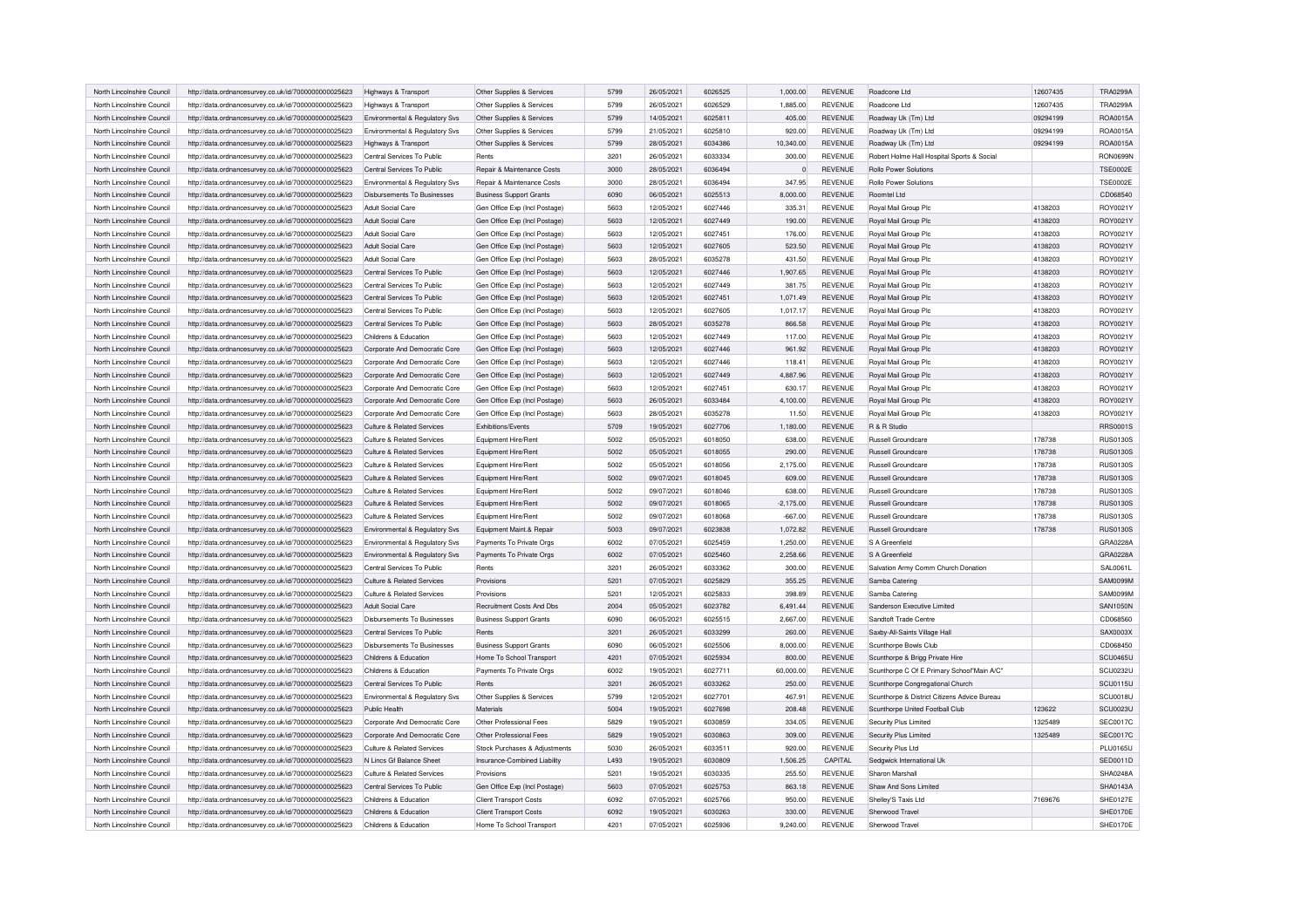| North Lincolnshire Council | http://data.ordnancesurvey.co.uk/id/7000000000025623 | Highways & Transport | Other Supplies & Services | 5799 | 26/05/2021 | 6026525 | 1,000.00 | REVENUE | Roadcone Ltd | 12607435 | TRA0299A |
|---|---|---|---|---|---|---|---|---|---|---|---|
| North Lincolnshire Council | http://data.ordnancesurvey.co.uk/id/7000000000025623 | Highways & Transport | Other Supplies & Services | 5799 | 26/05/2021 | 6026529 | 1,885.00 | REVENUE | Roadcone Ltd | 12607435 | TRA0299A |
| North Lincolnshire Council | http://data.ordnancesurvey.co.uk/id/7000000000025623 | Environmental & Regulatory Svs | Other Supplies & Services | 5799 | 14/05/2021 | 6025811 | 405.00 | REVENUE | Roadway Uk (Tm) Ltd | 09294199 | ROA0015A |
| North Lincolnshire Council | http://data.ordnancesurvey.co.uk/id/7000000000025623 | Environmental & Regulatory Svs | Other Supplies & Services | 5799 | 21/05/2021 | 6025810 | 920.00 | REVENUE | Roadway Uk (Tm) Ltd | 09294199 | ROA0015A |
| North Lincolnshire Council | http://data.ordnancesurvey.co.uk/id/7000000000025623 | Highways & Transport | Other Supplies & Services | 5799 | 28/05/2021 | 6034386 | 10,340.00 | REVENUE | Roadway Uk (Tm) Ltd | 09294199 | ROA0015A |
| North Lincolnshire Council | http://data.ordnancesurvey.co.uk/id/7000000000025623 | Central Services To Public | Rents | 3201 | 26/05/2021 | 6033334 | 300.00 | REVENUE | Robert Holme Hall Hospital Sports & Social | | RON0699N |
| North Lincolnshire Council | http://data.ordnancesurvey.co.uk/id/7000000000025623 | Central Services To Public | Repair & Maintenance Costs | 3000 | 28/05/2021 | 6036494 | 0 | REVENUE | Rollo Power Solutions | | TSE0002E |
| North Lincolnshire Council | http://data.ordnancesurvey.co.uk/id/7000000000025623 | Environmental & Regulatory Svs | Repair & Maintenance Costs | 3000 | 28/05/2021 | 6036494 | 347.95 | REVENUE | Rollo Power Solutions | | TSE0002E |
| North Lincolnshire Council | http://data.ordnancesurvey.co.uk/id/7000000000025623 | Disbursements To Businesses | Business Support Grants | 6090 | 06/05/2021 | 6025513 | 8,000.00 | REVENUE | Roomtel Ltd | | CD068540 |
| North Lincolnshire Council | http://data.ordnancesurvey.co.uk/id/7000000000025623 | Adult Social Care | Gen Office Exp (Incl Postage) | 5603 | 12/05/2021 | 6027446 | 335.31 | REVENUE | Royal Mail Group Plc | 4138203 | ROY0021Y |
| North Lincolnshire Council | http://data.ordnancesurvey.co.uk/id/7000000000025623 | Adult Social Care | Gen Office Exp (Incl Postage) | 5603 | 12/05/2021 | 6027449 | 190.00 | REVENUE | Royal Mail Group Plc | 4138203 | ROY0021Y |
| North Lincolnshire Council | http://data.ordnancesurvey.co.uk/id/7000000000025623 | Adult Social Care | Gen Office Exp (Incl Postage) | 5603 | 12/05/2021 | 6027451 | 176.00 | REVENUE | Royal Mail Group Plc | 4138203 | ROY0021Y |
| North Lincolnshire Council | http://data.ordnancesurvey.co.uk/id/7000000000025623 | Adult Social Care | Gen Office Exp (Incl Postage) | 5603 | 12/05/2021 | 6027605 | 523.50 | REVENUE | Royal Mail Group Plc | 4138203 | ROY0021Y |
| North Lincolnshire Council | http://data.ordnancesurvey.co.uk/id/7000000000025623 | Adult Social Care | Gen Office Exp (Incl Postage) | 5603 | 28/05/2021 | 6035278 | 431.50 | REVENUE | Royal Mail Group Plc | 4138203 | ROY0021Y |
| North Lincolnshire Council | http://data.ordnancesurvey.co.uk/id/7000000000025623 | Central Services To Public | Gen Office Exp (Incl Postage) | 5603 | 12/05/2021 | 6027446 | 1,907.65 | REVENUE | Royal Mail Group Plc | 4138203 | ROY0021Y |
| North Lincolnshire Council | http://data.ordnancesurvey.co.uk/id/7000000000025623 | Central Services To Public | Gen Office Exp (Incl Postage) | 5603 | 12/05/2021 | 6027449 | 381.75 | REVENUE | Royal Mail Group Plc | 4138203 | ROY0021Y |
| North Lincolnshire Council | http://data.ordnancesurvey.co.uk/id/7000000000025623 | Central Services To Public | Gen Office Exp (Incl Postage) | 5603 | 12/05/2021 | 6027451 | 1,071.49 | REVENUE | Royal Mail Group Plc | 4138203 | ROY0021Y |
| North Lincolnshire Council | http://data.ordnancesurvey.co.uk/id/7000000000025623 | Central Services To Public | Gen Office Exp (Incl Postage) | 5603 | 12/05/2021 | 6027605 | 1,017.17 | REVENUE | Royal Mail Group Plc | 4138203 | ROY0021Y |
| North Lincolnshire Council | http://data.ordnancesurvey.co.uk/id/7000000000025623 | Central Services To Public | Gen Office Exp (Incl Postage) | 5603 | 28/05/2021 | 6035278 | 866.58 | REVENUE | Royal Mail Group Plc | 4138203 | ROY0021Y |
| North Lincolnshire Council | http://data.ordnancesurvey.co.uk/id/7000000000025623 | Childrens & Education | Gen Office Exp (Incl Postage) | 5603 | 12/05/2021 | 6027449 | 117.00 | REVENUE | Royal Mail Group Plc | 4138203 | ROY0021Y |
| North Lincolnshire Council | http://data.ordnancesurvey.co.uk/id/7000000000025623 | Corporate And Democratic Core | Gen Office Exp (Incl Postage) | 5603 | 12/05/2021 | 6027446 | 961.92 | REVENUE | Royal Mail Group Plc | 4138203 | ROY0021Y |
| North Lincolnshire Council | http://data.ordnancesurvey.co.uk/id/7000000000025623 | Corporate And Democratic Core | Gen Office Exp (Incl Postage) | 5603 | 12/05/2021 | 6027446 | 118.41 | REVENUE | Royal Mail Group Plc | 4138203 | ROY0021Y |
| North Lincolnshire Council | http://data.ordnancesurvey.co.uk/id/7000000000025623 | Corporate And Democratic Core | Gen Office Exp (Incl Postage) | 5603 | 12/05/2021 | 6027449 | 4,887.96 | REVENUE | Royal Mail Group Plc | 4138203 | ROY0021Y |
| North Lincolnshire Council | http://data.ordnancesurvey.co.uk/id/7000000000025623 | Corporate And Democratic Core | Gen Office Exp (Incl Postage) | 5603 | 12/05/2021 | 6027451 | 630.17 | REVENUE | Royal Mail Group Plc | 4138203 | ROY0021Y |
| North Lincolnshire Council | http://data.ordnancesurvey.co.uk/id/7000000000025623 | Corporate And Democratic Core | Gen Office Exp (Incl Postage) | 5603 | 26/05/2021 | 6033484 | 4,100.00 | REVENUE | Royal Mail Group Plc | 4138203 | ROY0021Y |
| North Lincolnshire Council | http://data.ordnancesurvey.co.uk/id/7000000000025623 | Corporate And Democratic Core | Gen Office Exp (Incl Postage) | 5603 | 28/05/2021 | 6035278 | 11.50 | REVENUE | Royal Mail Group Plc | 4138203 | ROY0021Y |
| North Lincolnshire Council | http://data.ordnancesurvey.co.uk/id/7000000000025623 | Culture & Related Services | Exhibitions/Events | 5709 | 19/05/2021 | 6027706 | 1,180.00 | REVENUE | R & R Studio | | RRS0001S |
| North Lincolnshire Council | http://data.ordnancesurvey.co.uk/id/7000000000025623 | Culture & Related Services | Equipment Hire/Rent | 5002 | 05/05/2021 | 6018050 | 638.00 | REVENUE | Russell Groundcare | 178738 | RUS0130S |
| North Lincolnshire Council | http://data.ordnancesurvey.co.uk/id/7000000000025623 | Culture & Related Services | Equipment Hire/Rent | 5002 | 05/05/2021 | 6018055 | 290.00 | REVENUE | Russell Groundcare | 178738 | RUS0130S |
| North Lincolnshire Council | http://data.ordnancesurvey.co.uk/id/7000000000025623 | Culture & Related Services | Equipment Hire/Rent | 5002 | 05/05/2021 | 6018056 | 2,175.00 | REVENUE | Russell Groundcare | 178738 | RUS0130S |
| North Lincolnshire Council | http://data.ordnancesurvey.co.uk/id/7000000000025623 | Culture & Related Services | Equipment Hire/Rent | 5002 | 09/07/2021 | 6018045 | 609.00 | REVENUE | Russell Groundcare | 178738 | RUS0130S |
| North Lincolnshire Council | http://data.ordnancesurvey.co.uk/id/7000000000025623 | Culture & Related Services | Equipment Hire/Rent | 5002 | 09/07/2021 | 6018046 | 638.00 | REVENUE | Russell Groundcare | 178738 | RUS0130S |
| North Lincolnshire Council | http://data.ordnancesurvey.co.uk/id/7000000000025623 | Culture & Related Services | Equipment Hire/Rent | 5002 | 09/07/2021 | 6018065 | -2,175.00 | REVENUE | Russell Groundcare | 178738 | RUS0130S |
| North Lincolnshire Council | http://data.ordnancesurvey.co.uk/id/7000000000025623 | Culture & Related Services | Equipment Hire/Rent | 5002 | 09/07/2021 | 6018068 | -667.00 | REVENUE | Russell Groundcare | 178738 | RUS0130S |
| North Lincolnshire Council | http://data.ordnancesurvey.co.uk/id/7000000000025623 | Environmental & Regulatory Svs | Equipment Maint.& Repair | 5003 | 09/07/2021 | 6023838 | 1,072.82 | REVENUE | Russell Groundcare | 178738 | RUS0130S |
| North Lincolnshire Council | http://data.ordnancesurvey.co.uk/id/7000000000025623 | Environmental & Regulatory Svs | Payments To Private Orgs | 6002 | 07/05/2021 | 6025459 | 1,250.00 | REVENUE | S A Greenfield | | GRA0228A |
| North Lincolnshire Council | http://data.ordnancesurvey.co.uk/id/7000000000025623 | Environmental & Regulatory Svs | Payments To Private Orgs | 6002 | 07/05/2021 | 6025460 | 2,258.66 | REVENUE | S A Greenfield | | GRA0228A |
| North Lincolnshire Council | http://data.ordnancesurvey.co.uk/id/7000000000025623 | Central Services To Public | Rents | 3201 | 26/05/2021 | 6033362 | 300.00 | REVENUE | Salvation Army Comm Church Donation | | SAL0061L |
| North Lincolnshire Council | http://data.ordnancesurvey.co.uk/id/7000000000025623 | Culture & Related Services | Provisions | 5201 | 07/05/2021 | 6025829 | 355.25 | REVENUE | Samba Catering | | SAM0099M |
| North Lincolnshire Council | http://data.ordnancesurvey.co.uk/id/7000000000025623 | Culture & Related Services | Provisions | 5201 | 12/05/2021 | 6025833 | 398.89 | REVENUE | Samba Catering | | SAM0099M |
| North Lincolnshire Council | http://data.ordnancesurvey.co.uk/id/7000000000025623 | Adult Social Care | Recruitment Costs And Dbs | 2004 | 05/05/2021 | 6023782 | 6,491.44 | REVENUE | Sanderson Executive Limited | | SAN1050N |
| North Lincolnshire Council | http://data.ordnancesurvey.co.uk/id/7000000000025623 | Disbursements To Businesses | Business Support Grants | 6090 | 06/05/2021 | 6025515 | 2,667.00 | REVENUE | Sandtoft Trade Centre | | CD068560 |
| North Lincolnshire Council | http://data.ordnancesurvey.co.uk/id/7000000000025623 | Central Services To Public | Rents | 3201 | 26/05/2021 | 6033299 | 260.00 | REVENUE | Saxby-All-Saints Village Hall | | SAX0003X |
| North Lincolnshire Council | http://data.ordnancesurvey.co.uk/id/7000000000025623 | Disbursements To Businesses | Business Support Grants | 6090 | 06/05/2021 | 6025506 | 8,000.00 | REVENUE | Scunthorpe Bowls Club | | CD068450 |
| North Lincolnshire Council | http://data.ordnancesurvey.co.uk/id/7000000000025623 | Childrens & Education | Home To School Transport | 4201 | 07/05/2021 | 6025934 | 800.00 | REVENUE | Scunthorpe & Brigg Private Hire | | SCU0465U |
| North Lincolnshire Council | http://data.ordnancesurvey.co.uk/id/7000000000025623 | Childrens & Education | Payments To Private Orgs | 6002 | 19/05/2021 | 6027711 | 60,000.00 | REVENUE | Scunthorpe C Of E Primary School"Main A/C" | | SCU0232U |
| North Lincolnshire Council | http://data.ordnancesurvey.co.uk/id/7000000000025623 | Central Services To Public | Rents | 3201 | 26/05/2021 | 6033262 | 250.00 | REVENUE | Scunthorpe Congregational Church | | SCU0115U |
| North Lincolnshire Council | http://data.ordnancesurvey.co.uk/id/7000000000025623 | Environmental & Regulatory Svs | Other Supplies & Services | 5799 | 12/05/2021 | 6027701 | 467.91 | REVENUE | Scunthorpe & District Citizens Advice Bureau | | SCU0018U |
| North Lincolnshire Council | http://data.ordnancesurvey.co.uk/id/7000000000025623 | Public Health | Materials | 5004 | 19/05/2021 | 6027698 | 208.48 | REVENUE | Scunthorpe United Football Club | 123622 | SCU0023U |
| North Lincolnshire Council | http://data.ordnancesurvey.co.uk/id/7000000000025623 | Corporate And Democratic Core | Other Professional Fees | 5829 | 19/05/2021 | 6030859 | 334.05 | REVENUE | Security Plus Limited | 1325489 | SEC0017C |
| North Lincolnshire Council | http://data.ordnancesurvey.co.uk/id/7000000000025623 | Corporate And Democratic Core | Other Professional Fees | 5829 | 19/05/2021 | 6030863 | 309.00 | REVENUE | Security Plus Limited | 1325489 | SEC0017C |
| North Lincolnshire Council | http://data.ordnancesurvey.co.uk/id/7000000000025623 | Culture & Related Services | Stock Purchases & Adjustments | 5030 | 26/05/2021 | 6033511 | 920.00 | REVENUE | Security Plus Ltd | | PLU0165U |
| North Lincolnshire Council | http://data.ordnancesurvey.co.uk/id/7000000000025623 | N Lincs Gf Balance Sheet | Insurance-Combined Liability | L493 | 19/05/2021 | 6030809 | 1,506.25 | CAPITAL | Sedgwick International Uk | | SED0011D |
| North Lincolnshire Council | http://data.ordnancesurvey.co.uk/id/7000000000025623 | Culture & Related Services | Provisions | 5201 | 19/05/2021 | 6030335 | 255.50 | REVENUE | Sharon Marshall | | SHA0248A |
| North Lincolnshire Council | http://data.ordnancesurvey.co.uk/id/7000000000025623 | Central Services To Public | Gen Office Exp (Incl Postage) | 5603 | 07/05/2021 | 6025753 | 863.18 | REVENUE | Shaw And Sons Limited | | SHA0143A |
| North Lincolnshire Council | http://data.ordnancesurvey.co.uk/id/7000000000025623 | Childrens & Education | Client Transport Costs | 6092 | 07/05/2021 | 6025766 | 950.00 | REVENUE | Shelley'S Taxis Ltd | 7169676 | SHE0127E |
| North Lincolnshire Council | http://data.ordnancesurvey.co.uk/id/7000000000025623 | Childrens & Education | Client Transport Costs | 6092 | 19/05/2021 | 6030263 | 330.00 | REVENUE | Sherwood Travel | | SHE0170E |
| North Lincolnshire Council | http://data.ordnancesurvey.co.uk/id/7000000000025623 | Childrens & Education | Home To School Transport | 4201 | 07/05/2021 | 6025936 | 9,240.00 | REVENUE | Sherwood Travel | | SHE0170E |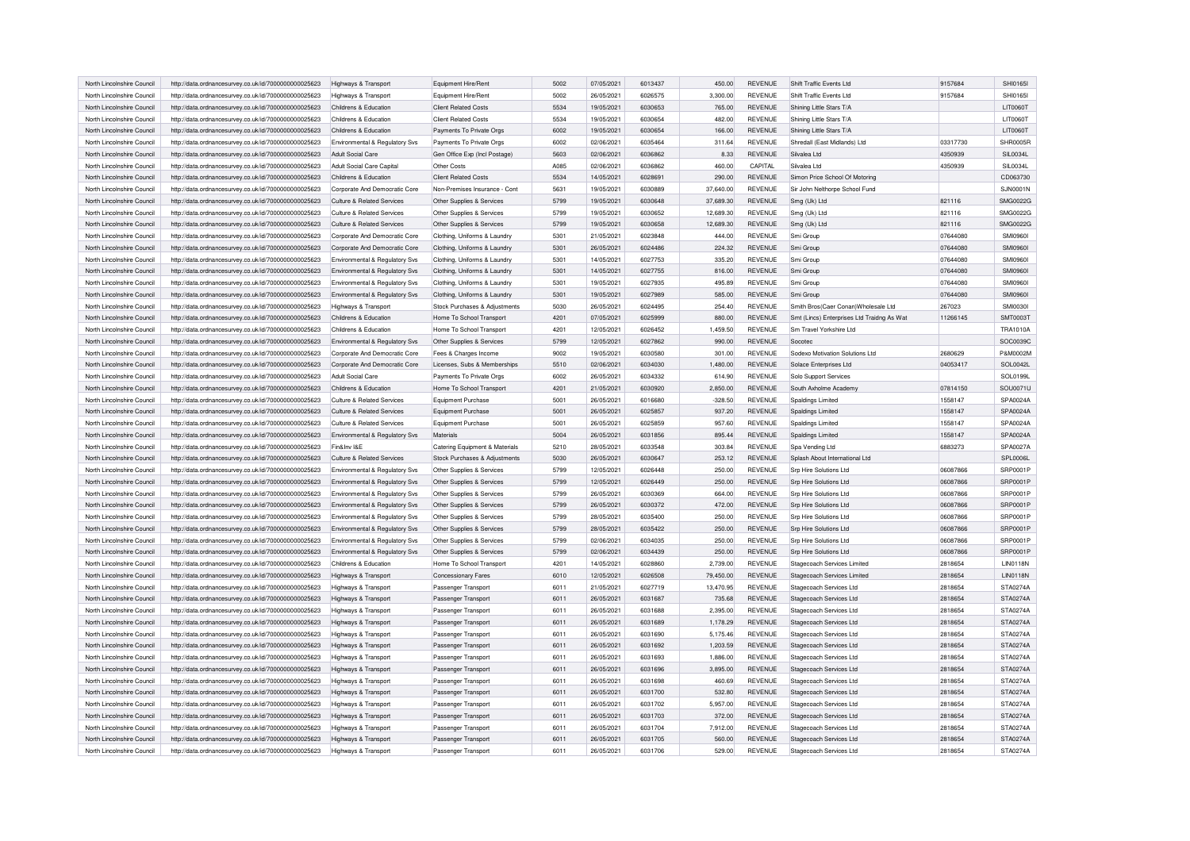| North Lincolnshire Council | http://data.ordnancesurvey.co.uk/id/7000000000025623 | Highways & Transport | Equipment Hire/Rent | 5002 | 07/05/2021 | 6013437 | 450.00 | REVENUE | Shift Traffic Events Ltd | 9157684 | SHI0165I |
|---|---|---|---|---|---|---|---|---|---|---|---|
| North Lincolnshire Council | http://data.ordnancesurvey.co.uk/id/7000000000025623 | Highways & Transport | Equipment Hire/Rent | 5002 | 26/05/2021 | 6026575 | 3,300.00 | REVENUE | Shift Traffic Events Ltd | 9157684 | SHI0165I |
| North Lincolnshire Council | http://data.ordnancesurvey.co.uk/id/7000000000025623 | Childrens & Education | Client Related Costs | 5534 | 19/05/2021 | 6030653 | 765.00 | REVENUE | Shining Little Stars T/A | | LIT0060T |
| North Lincolnshire Council | http://data.ordnancesurvey.co.uk/id/7000000000025623 | Childrens & Education | Client Related Costs | 5534 | 19/05/2021 | 6030654 | 482.00 | REVENUE | Shining Little Stars T/A | | LIT0060T |
| North Lincolnshire Council | http://data.ordnancesurvey.co.uk/id/7000000000025623 | Childrens & Education | Payments To Private Orgs | 6002 | 19/05/2021 | 6030654 | 166.00 | REVENUE | Shining Little Stars T/A | | LIT0060T |
| North Lincolnshire Council | http://data.ordnancesurvey.co.uk/id/7000000000025623 | Environmental & Regulatory Svs | Payments To Private Orgs | 6002 | 02/06/2021 | 6035464 | 311.64 | REVENUE | Shredall (East Midlands) Ltd | 03317730 | SHR0005R |
| North Lincolnshire Council | http://data.ordnancesurvey.co.uk/id/7000000000025623 | Adult Social Care | Gen Office Exp (Incl Postage) | 5603 | 02/06/2021 | 6036862 | 8.33 | REVENUE | Silvalea Ltd | 4350939 | SIL0034L |
| North Lincolnshire Council | http://data.ordnancesurvey.co.uk/id/7000000000025623 | Adult Social Care Capital | Other Costs | A085 | 02/06/2021 | 6036862 | 460.00 | CAPITAL | Silvalea Ltd | 4350939 | SIL0034L |
| North Lincolnshire Council | http://data.ordnancesurvey.co.uk/id/7000000000025623 | Childrens & Education | Client Related Costs | 5534 | 14/05/2021 | 6028691 | 290.00 | REVENUE | Simon Price School Of Motoring | | CD063730 |
| North Lincolnshire Council | http://data.ordnancesurvey.co.uk/id/7000000000025623 | Corporate And Democratic Core | Non-Premises Insurance - Cont | 5631 | 19/05/2021 | 6030889 | 37,640.00 | REVENUE | Sir John Nelthorpe School Fund | | SJN0001N |
| North Lincolnshire Council | http://data.ordnancesurvey.co.uk/id/7000000000025623 | Culture & Related Services | Other Supplies & Services | 5799 | 19/05/2021 | 6030648 | 37,689.30 | REVENUE | Smg (Uk) Ltd | 821116 | SMG0022G |
| North Lincolnshire Council | http://data.ordnancesurvey.co.uk/id/7000000000025623 | Culture & Related Services | Other Supplies & Services | 5799 | 19/05/2021 | 6030652 | 12,689.30 | REVENUE | Smg (Uk) Ltd | 821116 | SMG0022G |
| North Lincolnshire Council | http://data.ordnancesurvey.co.uk/id/7000000000025623 | Culture & Related Services | Other Supplies & Services | 5799 | 19/05/2021 | 6030658 | 12,689.30 | REVENUE | Smg (Uk) Ltd | 821116 | SMG0022G |
| North Lincolnshire Council | http://data.ordnancesurvey.co.uk/id/7000000000025623 | Corporate And Democratic Core | Clothing, Uniforms & Laundry | 5301 | 21/05/2021 | 6023848 | 444.00 | REVENUE | Smi Group | 07644080 | SMI0960I |
| North Lincolnshire Council | http://data.ordnancesurvey.co.uk/id/7000000000025623 | Corporate And Democratic Core | Clothing, Uniforms & Laundry | 5301 | 26/05/2021 | 6024486 | 224.32 | REVENUE | Smi Group | 07644080 | SMI0960I |
| North Lincolnshire Council | http://data.ordnancesurvey.co.uk/id/7000000000025623 | Environmental & Regulatory Svs | Clothing, Uniforms & Laundry | 5301 | 14/05/2021 | 6027753 | 335.20 | REVENUE | Smi Group | 07644080 | SMI0960I |
| North Lincolnshire Council | http://data.ordnancesurvey.co.uk/id/7000000000025623 | Environmental & Regulatory Svs | Clothing, Uniforms & Laundry | 5301 | 14/05/2021 | 6027755 | 816.00 | REVENUE | Smi Group | 07644080 | SMI0960I |
| North Lincolnshire Council | http://data.ordnancesurvey.co.uk/id/7000000000025623 | Environmental & Regulatory Svs | Clothing, Uniforms & Laundry | 5301 | 19/05/2021 | 6027935 | 495.89 | REVENUE | Smi Group | 07644080 | SMI0960I |
| North Lincolnshire Council | http://data.ordnancesurvey.co.uk/id/7000000000025623 | Environmental & Regulatory Svs | Clothing, Uniforms & Laundry | 5301 | 19/05/2021 | 6027989 | 585.00 | REVENUE | Smi Group | 07644080 | SMI0960I |
| North Lincolnshire Council | http://data.ordnancesurvey.co.uk/id/7000000000025623 | Highways & Transport | Stock Purchases & Adjustments | 5030 | 26/05/2021 | 6024495 | 254.40 | REVENUE | Smith Bros(Caer Conan)Wholesale Ltd | 267023 | SMI0030I |
| North Lincolnshire Council | http://data.ordnancesurvey.co.uk/id/7000000000025623 | Childrens & Education | Home To School Transport | 4201 | 07/05/2021 | 6025999 | 880.00 | REVENUE | Smt (Lincs) Enterprises Ltd Traidng As Wat | 11266145 | SMT0003T |
| North Lincolnshire Council | http://data.ordnancesurvey.co.uk/id/7000000000025623 | Childrens & Education | Home To School Transport | 4201 | 12/05/2021 | 6026452 | 1,459.50 | REVENUE | Sm Travel Yorkshire Ltd | | TRA1010A |
| North Lincolnshire Council | http://data.ordnancesurvey.co.uk/id/7000000000025623 | Environmental & Regulatory Svs | Other Supplies & Services | 5799 | 12/05/2021 | 6027862 | 990.00 | REVENUE | Socotec | | SOC0039C |
| North Lincolnshire Council | http://data.ordnancesurvey.co.uk/id/7000000000025623 | Corporate And Democratic Core | Fees & Charges Income | 9002 | 19/05/2021 | 6030580 | 301.00 | REVENUE | Sodexo Motivation Solutions Ltd | 2680629 | P&M0002M |
| North Lincolnshire Council | http://data.ordnancesurvey.co.uk/id/7000000000025623 | Corporate And Democratic Core | Licenses, Subs & Memberships | 5510 | 02/06/2021 | 6034030 | 1,480.00 | REVENUE | Solace Enterprises Ltd | 04053417 | SOL0042L |
| North Lincolnshire Council | http://data.ordnancesurvey.co.uk/id/7000000000025623 | Adult Social Care | Payments To Private Orgs | 6002 | 26/05/2021 | 6034332 | 614.90 | REVENUE | Solo Support Services | | SOL0199L |
| North Lincolnshire Council | http://data.ordnancesurvey.co.uk/id/7000000000025623 | Childrens & Education | Home To School Transport | 4201 | 21/05/2021 | 6030920 | 2,850.00 | REVENUE | South Axholme Academy | 07814150 | SOU0071U |
| North Lincolnshire Council | http://data.ordnancesurvey.co.uk/id/7000000000025623 | Culture & Related Services | Equipment Purchase | 5001 | 26/05/2021 | 6016680 | -328.50 | REVENUE | Spaldings Limited | 1558147 | SPA0024A |
| North Lincolnshire Council | http://data.ordnancesurvey.co.uk/id/7000000000025623 | Culture & Related Services | Equipment Purchase | 5001 | 26/05/2021 | 6025857 | 937.20 | REVENUE | Spaldings Limited | 1558147 | SPA0024A |
| North Lincolnshire Council | http://data.ordnancesurvey.co.uk/id/7000000000025623 | Culture & Related Services | Equipment Purchase | 5001 | 26/05/2021 | 6025859 | 957.60 | REVENUE | Spaldings Limited | 1558147 | SPA0024A |
| North Lincolnshire Council | http://data.ordnancesurvey.co.uk/id/7000000000025623 | Environmental & Regulatory Svs | Materials | 5004 | 26/05/2021 | 6031856 | 895.44 | REVENUE | Spaldings Limited | 1558147 | SPA0024A |
| North Lincolnshire Council | http://data.ordnancesurvey.co.uk/id/7000000000025623 | Fin&Inv I&E | Catering Equipment & Materials | 5210 | 28/05/2021 | 6033548 | 303.84 | REVENUE | Spa Vending Ltd | 6883273 | SPA0027A |
| North Lincolnshire Council | http://data.ordnancesurvey.co.uk/id/7000000000025623 | Culture & Related Services | Stock Purchases & Adjustments | 5030 | 26/05/2021 | 6030647 | 253.12 | REVENUE | Splash About International Ltd | | SPL0006L |
| North Lincolnshire Council | http://data.ordnancesurvey.co.uk/id/7000000000025623 | Environmental & Regulatory Svs | Other Supplies & Services | 5799 | 12/05/2021 | 6026448 | 250.00 | REVENUE | Srp Hire Solutions Ltd | 06087866 | SRP0001P |
| North Lincolnshire Council | http://data.ordnancesurvey.co.uk/id/7000000000025623 | Environmental & Regulatory Svs | Other Supplies & Services | 5799 | 12/05/2021 | 6026449 | 250.00 | REVENUE | Srp Hire Solutions Ltd | 06087866 | SRP0001P |
| North Lincolnshire Council | http://data.ordnancesurvey.co.uk/id/7000000000025623 | Environmental & Regulatory Svs | Other Supplies & Services | 5799 | 26/05/2021 | 6030369 | 664.00 | REVENUE | Srp Hire Solutions Ltd | 06087866 | SRP0001P |
| North Lincolnshire Council | http://data.ordnancesurvey.co.uk/id/7000000000025623 | Environmental & Regulatory Svs | Other Supplies & Services | 5799 | 26/05/2021 | 6030372 | 472.00 | REVENUE | Srp Hire Solutions Ltd | 06087866 | SRP0001P |
| North Lincolnshire Council | http://data.ordnancesurvey.co.uk/id/7000000000025623 | Environmental & Regulatory Svs | Other Supplies & Services | 5799 | 28/05/2021 | 6035400 | 250.00 | REVENUE | Srp Hire Solutions Ltd | 06087866 | SRP0001P |
| North Lincolnshire Council | http://data.ordnancesurvey.co.uk/id/7000000000025623 | Environmental & Regulatory Svs | Other Supplies & Services | 5799 | 28/05/2021 | 6035422 | 250.00 | REVENUE | Srp Hire Solutions Ltd | 06087866 | SRP0001P |
| North Lincolnshire Council | http://data.ordnancesurvey.co.uk/id/7000000000025623 | Environmental & Regulatory Svs | Other Supplies & Services | 5799 | 02/06/2021 | 6034035 | 250.00 | REVENUE | Srp Hire Solutions Ltd | 06087866 | SRP0001P |
| North Lincolnshire Council | http://data.ordnancesurvey.co.uk/id/7000000000025623 | Environmental & Regulatory Svs | Other Supplies & Services | 5799 | 02/06/2021 | 6034439 | 250.00 | REVENUE | Srp Hire Solutions Ltd | 06087866 | SRP0001P |
| North Lincolnshire Council | http://data.ordnancesurvey.co.uk/id/7000000000025623 | Childrens & Education | Home To School Transport | 4201 | 14/05/2021 | 6028860 | 2,739.00 | REVENUE | Stagecoach Services Limited | 2818654 | LIN0118N |
| North Lincolnshire Council | http://data.ordnancesurvey.co.uk/id/7000000000025623 | Highways & Transport | Concessionary Fares | 6010 | 12/05/2021 | 6026508 | 79,450.00 | REVENUE | Stagecoach Services Limited | 2818654 | LIN0118N |
| North Lincolnshire Council | http://data.ordnancesurvey.co.uk/id/7000000000025623 | Highways & Transport | Passenger Transport | 6011 | 21/05/2021 | 6027719 | 13,470.95 | REVENUE | Stagecoach Services Ltd | 2818654 | STA0274A |
| North Lincolnshire Council | http://data.ordnancesurvey.co.uk/id/7000000000025623 | Highways & Transport | Passenger Transport | 6011 | 26/05/2021 | 6031687 | 735.68 | REVENUE | Stagecoach Services Ltd | 2818654 | STA0274A |
| North Lincolnshire Council | http://data.ordnancesurvey.co.uk/id/7000000000025623 | Highways & Transport | Passenger Transport | 6011 | 26/05/2021 | 6031688 | 2,395.00 | REVENUE | Stagecoach Services Ltd | 2818654 | STA0274A |
| North Lincolnshire Council | http://data.ordnancesurvey.co.uk/id/7000000000025623 | Highways & Transport | Passenger Transport | 6011 | 26/05/2021 | 6031689 | 1,178.29 | REVENUE | Stagecoach Services Ltd | 2818654 | STA0274A |
| North Lincolnshire Council | http://data.ordnancesurvey.co.uk/id/7000000000025623 | Highways & Transport | Passenger Transport | 6011 | 26/05/2021 | 6031690 | 5,175.46 | REVENUE | Stagecoach Services Ltd | 2818654 | STA0274A |
| North Lincolnshire Council | http://data.ordnancesurvey.co.uk/id/7000000000025623 | Highways & Transport | Passenger Transport | 6011 | 26/05/2021 | 6031692 | 1,203.59 | REVENUE | Stagecoach Services Ltd | 2818654 | STA0274A |
| North Lincolnshire Council | http://data.ordnancesurvey.co.uk/id/7000000000025623 | Highways & Transport | Passenger Transport | 6011 | 26/05/2021 | 6031693 | 1,886.00 | REVENUE | Stagecoach Services Ltd | 2818654 | STA0274A |
| North Lincolnshire Council | http://data.ordnancesurvey.co.uk/id/7000000000025623 | Highways & Transport | Passenger Transport | 6011 | 26/05/2021 | 6031696 | 3,895.00 | REVENUE | Stagecoach Services Ltd | 2818654 | STA0274A |
| North Lincolnshire Council | http://data.ordnancesurvey.co.uk/id/7000000000025623 | Highways & Transport | Passenger Transport | 6011 | 26/05/2021 | 6031698 | 460.69 | REVENUE | Stagecoach Services Ltd | 2818654 | STA0274A |
| North Lincolnshire Council | http://data.ordnancesurvey.co.uk/id/7000000000025623 | Highways & Transport | Passenger Transport | 6011 | 26/05/2021 | 6031700 | 532.80 | REVENUE | Stagecoach Services Ltd | 2818654 | STA0274A |
| North Lincolnshire Council | http://data.ordnancesurvey.co.uk/id/7000000000025623 | Highways & Transport | Passenger Transport | 6011 | 26/05/2021 | 6031702 | 5,957.00 | REVENUE | Stagecoach Services Ltd | 2818654 | STA0274A |
| North Lincolnshire Council | http://data.ordnancesurvey.co.uk/id/7000000000025623 | Highways & Transport | Passenger Transport | 6011 | 26/05/2021 | 6031703 | 372.00 | REVENUE | Stagecoach Services Ltd | 2818654 | STA0274A |
| North Lincolnshire Council | http://data.ordnancesurvey.co.uk/id/7000000000025623 | Highways & Transport | Passenger Transport | 6011 | 26/05/2021 | 6031704 | 7,912.00 | REVENUE | Stagecoach Services Ltd | 2818654 | STA0274A |
| North Lincolnshire Council | http://data.ordnancesurvey.co.uk/id/7000000000025623 | Highways & Transport | Passenger Transport | 6011 | 26/05/2021 | 6031705 | 560.00 | REVENUE | Stagecoach Services Ltd | 2818654 | STA0274A |
| North Lincolnshire Council | http://data.ordnancesurvey.co.uk/id/7000000000025623 | Highways & Transport | Passenger Transport | 6011 | 26/05/2021 | 6031706 | 529.00 | REVENUE | Stagecoach Services Ltd | 2818654 | STA0274A |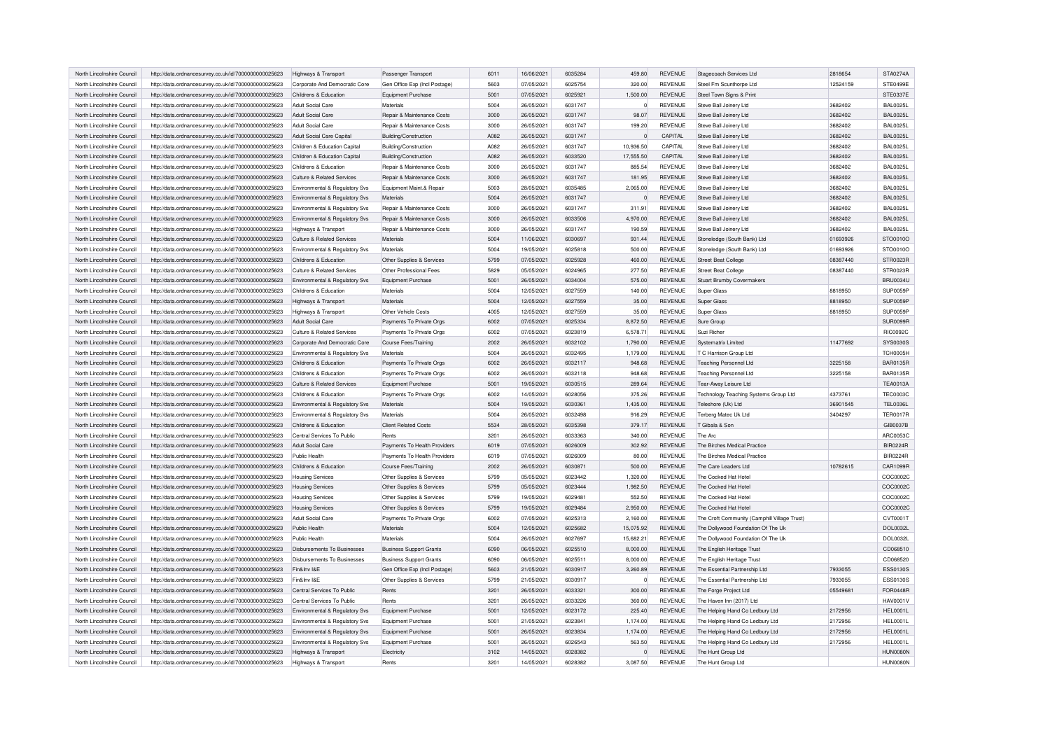| North Lincolnshire Council | http://data.ordnancesurvey.co.uk/id/7000000000025623 | Highways & Transport | Passenger Transport | 6011 | 16/06/2021 | 6035284 | 459.80 | REVENUE | Stagecoach Services Ltd | 2818654 | STA0274A |
|---|---|---|---|---|---|---|---|---|---|---|---|
| North Lincolnshire Council | http://data.ordnancesurvey.co.uk/id/7000000000025623 | Corporate And Democratic Core | Gen Office Exp (Incl Postage) | 5603 | 07/05/2021 | 6025754 | 320.00 | REVENUE | Steel Fm Scunthorpe Ltd | 12524159 | STE0499E |
| North Lincolnshire Council | http://data.ordnancesurvey.co.uk/id/7000000000025623 | Childrens & Education | Equipment Purchase | 5001 | 07/05/2021 | 6025921 | 1,500.00 | REVENUE | Steel Town Signs & Print | | STE0337E |
| North Lincolnshire Council | http://data.ordnancesurvey.co.uk/id/7000000000025623 | Adult Social Care | Materials | 5004 | 26/05/2021 | 6031747 | 0 | REVENUE | Steve Ball Joinery Ltd | 3682402 | BAL0025L |
| North Lincolnshire Council | http://data.ordnancesurvey.co.uk/id/7000000000025623 | Adult Social Care | Repair & Maintenance Costs | 3000 | 26/05/2021 | 6031747 | 98.07 | REVENUE | Steve Ball Joinery Ltd | 3682402 | BAL0025L |
| North Lincolnshire Council | http://data.ordnancesurvey.co.uk/id/7000000000025623 | Adult Social Care | Repair & Maintenance Costs | 3000 | 26/05/2021 | 6031747 | 199.20 | REVENUE | Steve Ball Joinery Ltd | 3682402 | BAL0025L |
| North Lincolnshire Council | http://data.ordnancesurvey.co.uk/id/7000000000025623 | Adult Social Care Capital | Building/Construction | A082 | 26/05/2021 | 6031747 | 0 | CAPITAL | Steve Ball Joinery Ltd | 3682402 | BAL0025L |
| North Lincolnshire Council | http://data.ordnancesurvey.co.uk/id/7000000000025623 | Children & Education Capital | Building/Construction | A082 | 26/05/2021 | 6031747 | 10,936.50 | CAPITAL | Steve Ball Joinery Ltd | 3682402 | BAL0025L |
| North Lincolnshire Council | http://data.ordnancesurvey.co.uk/id/7000000000025623 | Children & Education Capital | Building/Construction | A082 | 26/05/2021 | 6033520 | 17,555.50 | CAPITAL | Steve Ball Joinery Ltd | 3682402 | BAL0025L |
| North Lincolnshire Council | http://data.ordnancesurvey.co.uk/id/7000000000025623 | Childrens & Education | Repair & Maintenance Costs | 3000 | 26/05/2021 | 6031747 | 885.54 | REVENUE | Steve Ball Joinery Ltd | 3682402 | BAL0025L |
| North Lincolnshire Council | http://data.ordnancesurvey.co.uk/id/7000000000025623 | Culture & Related Services | Repair & Maintenance Costs | 3000 | 26/05/2021 | 6031747 | 181.95 | REVENUE | Steve Ball Joinery Ltd | 3682402 | BAL0025L |
| North Lincolnshire Council | http://data.ordnancesurvey.co.uk/id/7000000000025623 | Environmental & Regulatory Svs | Equipment Maint.& Repair | 5003 | 28/05/2021 | 6035485 | 2,065.00 | REVENUE | Steve Ball Joinery Ltd | 3682402 | BAL0025L |
| North Lincolnshire Council | http://data.ordnancesurvey.co.uk/id/7000000000025623 | Environmental & Regulatory Svs | Materials | 5004 | 26/05/2021 | 6031747 | 0 | REVENUE | Steve Ball Joinery Ltd | 3682402 | BAL0025L |
| North Lincolnshire Council | http://data.ordnancesurvey.co.uk/id/7000000000025623 | Environmental & Regulatory Svs | Repair & Maintenance Costs | 3000 | 26/05/2021 | 6031747 | 311.91 | REVENUE | Steve Ball Joinery Ltd | 3682402 | BAL0025L |
| North Lincolnshire Council | http://data.ordnancesurvey.co.uk/id/7000000000025623 | Environmental & Regulatory Svs | Repair & Maintenance Costs | 3000 | 26/05/2021 | 6033506 | 4,970.00 | REVENUE | Steve Ball Joinery Ltd | 3682402 | BAL0025L |
| North Lincolnshire Council | http://data.ordnancesurvey.co.uk/id/7000000000025623 | Highways & Transport | Repair & Maintenance Costs | 3000 | 26/05/2021 | 6031747 | 190.59 | REVENUE | Steve Ball Joinery Ltd | 3682402 | BAL0025L |
| North Lincolnshire Council | http://data.ordnancesurvey.co.uk/id/7000000000025623 | Culture & Related Services | Materials | 5004 | 11/06/2021 | 6030697 | 931.44 | REVENUE | Stoneledge (South Bank) Ltd | 01693926 | STO0010O |
| North Lincolnshire Council | http://data.ordnancesurvey.co.uk/id/7000000000025623 | Environmental & Regulatory Svs | Materials | 5004 | 19/05/2021 | 6025818 | 500.00 | REVENUE | Stoneledge (South Bank) Ltd | 01693926 | STO0010O |
| North Lincolnshire Council | http://data.ordnancesurvey.co.uk/id/7000000000025623 | Childrens & Education | Other Supplies & Services | 5799 | 07/05/2021 | 6025928 | 460.00 | REVENUE | Street Beat College | 08387440 | STR0023R |
| North Lincolnshire Council | http://data.ordnancesurvey.co.uk/id/7000000000025623 | Culture & Related Services | Other Professional Fees | 5829 | 05/05/2021 | 6024965 | 277.50 | REVENUE | Street Beat College | 08387440 | STR0023R |
| North Lincolnshire Council | http://data.ordnancesurvey.co.uk/id/7000000000025623 | Environmental & Regulatory Svs | Equipment Purchase | 5001 | 26/05/2021 | 6034004 | 575.00 | REVENUE | Stuart Brumby Covermakers | | BRU0034U |
| North Lincolnshire Council | http://data.ordnancesurvey.co.uk/id/7000000000025623 | Childrens & Education | Materials | 5004 | 12/05/2021 | 6027559 | 140.00 | REVENUE | Super Glass | 8818950 | SUP0059P |
| North Lincolnshire Council | http://data.ordnancesurvey.co.uk/id/7000000000025623 | Highways & Transport | Materials | 5004 | 12/05/2021 | 6027559 | 35.00 | REVENUE | Super Glass | 8818950 | SUP0059P |
| North Lincolnshire Council | http://data.ordnancesurvey.co.uk/id/7000000000025623 | Highways & Transport | Other Vehicle Costs | 4005 | 12/05/2021 | 6027559 | 35.00 | REVENUE | Super Glass | 8818950 | SUP0059P |
| North Lincolnshire Council | http://data.ordnancesurvey.co.uk/id/7000000000025623 | Adult Social Care | Payments To Private Orgs | 6002 | 07/05/2021 | 6025334 | 8,872.50 | REVENUE | Sure Group | | SUR0099R |
| North Lincolnshire Council | http://data.ordnancesurvey.co.uk/id/7000000000025623 | Culture & Related Services | Payments To Private Orgs | 6002 | 07/05/2021 | 6023819 | 6,578.71 | REVENUE | Suzi Richer | | RIC0092C |
| North Lincolnshire Council | http://data.ordnancesurvey.co.uk/id/7000000000025623 | Corporate And Democratic Core | Course Fees/Training | 2002 | 26/05/2021 | 6032102 | 1,790.00 | REVENUE | Systematrix Limited | 11477692 | SYS0030S |
| North Lincolnshire Council | http://data.ordnancesurvey.co.uk/id/7000000000025623 | Environmental & Regulatory Svs | Materials | 5004 | 26/05/2021 | 6032495 | 1,179.00 | REVENUE | T C Harrison Group Ltd | | TCH0005H |
| North Lincolnshire Council | http://data.ordnancesurvey.co.uk/id/7000000000025623 | Childrens & Education | Payments To Private Orgs | 6002 | 26/05/2021 | 6032117 | 948.68 | REVENUE | Teaching Personnel Ltd | 3225158 | BAR0135R |
| North Lincolnshire Council | http://data.ordnancesurvey.co.uk/id/7000000000025623 | Childrens & Education | Payments To Private Orgs | 6002 | 26/05/2021 | 6032118 | 948.68 | REVENUE | Teaching Personnel Ltd | 3225158 | BAR0135R |
| North Lincolnshire Council | http://data.ordnancesurvey.co.uk/id/7000000000025623 | Culture & Related Services | Equipment Purchase | 5001 | 19/05/2021 | 6030515 | 289.64 | REVENUE | Tear-Away Leisure Ltd | | TEA0013A |
| North Lincolnshire Council | http://data.ordnancesurvey.co.uk/id/7000000000025623 | Childrens & Education | Payments To Private Orgs | 6002 | 14/05/2021 | 6028056 | 375.26 | REVENUE | Technology Teaching Systems Group Ltd | 4373761 | TEC0003C |
| North Lincolnshire Council | http://data.ordnancesurvey.co.uk/id/7000000000025623 | Environmental & Regulatory Svs | Materials | 5004 | 19/05/2021 | 6030361 | 1,435.00 | REVENUE | Teleshore (Uk) Ltd | 36901545 | TEL0036L |
| North Lincolnshire Council | http://data.ordnancesurvey.co.uk/id/7000000000025623 | Environmental & Regulatory Svs | Materials | 5004 | 26/05/2021 | 6032498 | 916.29 | REVENUE | Terberg Matec Uk Ltd | 3404297 | TER0017R |
| North Lincolnshire Council | http://data.ordnancesurvey.co.uk/id/7000000000025623 | Childrens & Education | Client Related Costs | 5534 | 28/05/2021 | 6035398 | 379.17 | REVENUE | T Gibala & Son | | GIB0037B |
| North Lincolnshire Council | http://data.ordnancesurvey.co.uk/id/7000000000025623 | Central Services To Public | Rents | 3201 | 26/05/2021 | 6033363 | 340.00 | REVENUE | The Arc | | ARC0053C |
| North Lincolnshire Council | http://data.ordnancesurvey.co.uk/id/7000000000025623 | Adult Social Care | Payments To Health Providers | 6019 | 07/05/2021 | 6026009 | 302.92 | REVENUE | The Birches Medical Practice | | BIR0224R |
| North Lincolnshire Council | http://data.ordnancesurvey.co.uk/id/7000000000025623 | Public Health | Payments To Health Providers | 6019 | 07/05/2021 | 6026009 | 80.00 | REVENUE | The Birches Medical Practice | | BIR0224R |
| North Lincolnshire Council | http://data.ordnancesurvey.co.uk/id/7000000000025623 | Childrens & Education | Course Fees/Training | 2002 | 26/05/2021 | 6030871 | 500.00 | REVENUE | The Care Leaders Ltd | 10782615 | CAR1099R |
| North Lincolnshire Council | http://data.ordnancesurvey.co.uk/id/7000000000025623 | Housing Services | Other Supplies & Services | 5799 | 05/05/2021 | 6023442 | 1,320.00 | REVENUE | The Cocked Hat Hotel | | COC0002C |
| North Lincolnshire Council | http://data.ordnancesurvey.co.uk/id/7000000000025623 | Housing Services | Other Supplies & Services | 5799 | 05/05/2021 | 6023444 | 1,982.50 | REVENUE | The Cocked Hat Hotel | | COC0002C |
| North Lincolnshire Council | http://data.ordnancesurvey.co.uk/id/7000000000025623 | Housing Services | Other Supplies & Services | 5799 | 19/05/2021 | 6029481 | 552.50 | REVENUE | The Cocked Hat Hotel | | COC0002C |
| North Lincolnshire Council | http://data.ordnancesurvey.co.uk/id/7000000000025623 | Housing Services | Other Supplies & Services | 5799 | 19/05/2021 | 6029484 | 2,950.00 | REVENUE | The Cocked Hat Hotel | | COC0002C |
| North Lincolnshire Council | http://data.ordnancesurvey.co.uk/id/7000000000025623 | Adult Social Care | Payments To Private Orgs | 6002 | 07/05/2021 | 6025313 | 2,160.00 | REVENUE | The Croft Community (Camphill Village Trust) | | CVT0001T |
| North Lincolnshire Council | http://data.ordnancesurvey.co.uk/id/7000000000025623 | Public Health | Materials | 5004 | 12/05/2021 | 6025682 | 15,075.92 | REVENUE | The Dollywood Foundation Of The Uk | | DOL0032L |
| North Lincolnshire Council | http://data.ordnancesurvey.co.uk/id/7000000000025623 | Public Health | Materials | 5004 | 26/05/2021 | 6027697 | 15,682.21 | REVENUE | The Dollywood Foundation Of The Uk | | DOL0032L |
| North Lincolnshire Council | http://data.ordnancesurvey.co.uk/id/7000000000025623 | Disbursements To Businesses | Business Support Grants | 6090 | 06/05/2021 | 6025510 | 8,000.00 | REVENUE | The English Heritage Trust | | CD068510 |
| North Lincolnshire Council | http://data.ordnancesurvey.co.uk/id/7000000000025623 | Disbursements To Businesses | Business Support Grants | 6090 | 06/05/2021 | 6025511 | 8,000.00 | REVENUE | The English Heritage Trust | | CD068520 |
| North Lincolnshire Council | http://data.ordnancesurvey.co.uk/id/7000000000025623 | Fin&Inv I&E | Gen Office Exp (Incl Postage) | 5603 | 21/05/2021 | 6030917 | 3,260.89 | REVENUE | The Essential Partnership Ltd | 7933055 | ESS0130S |
| North Lincolnshire Council | http://data.ordnancesurvey.co.uk/id/7000000000025623 | Fin&Inv I&E | Other Supplies & Services | 5799 | 21/05/2021 | 6030917 | 0 | REVENUE | The Essential Partnership Ltd | 7933055 | ESS0130S |
| North Lincolnshire Council | http://data.ordnancesurvey.co.uk/id/7000000000025623 | Central Services To Public | Rents | 3201 | 26/05/2021 | 6033321 | 300.00 | REVENUE | The Forge Project Ltd | 05549681 | FOR0448R |
| North Lincolnshire Council | http://data.ordnancesurvey.co.uk/id/7000000000025623 | Central Services To Public | Rents | 3201 | 26/05/2021 | 6033226 | 360.00 | REVENUE | The Haven Inn (2017) Ltd | | HAV0001V |
| North Lincolnshire Council | http://data.ordnancesurvey.co.uk/id/7000000000025623 | Environmental & Regulatory Svs | Equipment Purchase | 5001 | 12/05/2021 | 6023172 | 225.40 | REVENUE | The Helping Hand Co Ledbury Ltd | 2172956 | HEL0001L |
| North Lincolnshire Council | http://data.ordnancesurvey.co.uk/id/7000000000025623 | Environmental & Regulatory Svs | Equipment Purchase | 5001 | 21/05/2021 | 6023841 | 1,174.00 | REVENUE | The Helping Hand Co Ledbury Ltd | 2172956 | HEL0001L |
| North Lincolnshire Council | http://data.ordnancesurvey.co.uk/id/7000000000025623 | Environmental & Regulatory Svs | Equipment Purchase | 5001 | 26/05/2021 | 6023834 | 1,174.00 | REVENUE | The Helping Hand Co Ledbury Ltd | 2172956 | HEL0001L |
| North Lincolnshire Council | http://data.ordnancesurvey.co.uk/id/7000000000025623 | Environmental & Regulatory Svs | Equipment Purchase | 5001 | 26/05/2021 | 6026543 | 563.50 | REVENUE | The Helping Hand Co Ledbury Ltd | 2172956 | HEL0001L |
| North Lincolnshire Council | http://data.ordnancesurvey.co.uk/id/7000000000025623 | Highways & Transport | Electricity | 3102 | 14/05/2021 | 6028382 | 0 | REVENUE | The Hunt Group Ltd | | HUN0080N |
| North Lincolnshire Council | http://data.ordnancesurvey.co.uk/id/7000000000025623 | Highways & Transport | Rents | 3201 | 14/05/2021 | 6028382 | 3,087.50 | REVENUE | The Hunt Group Ltd | | HUN0080N |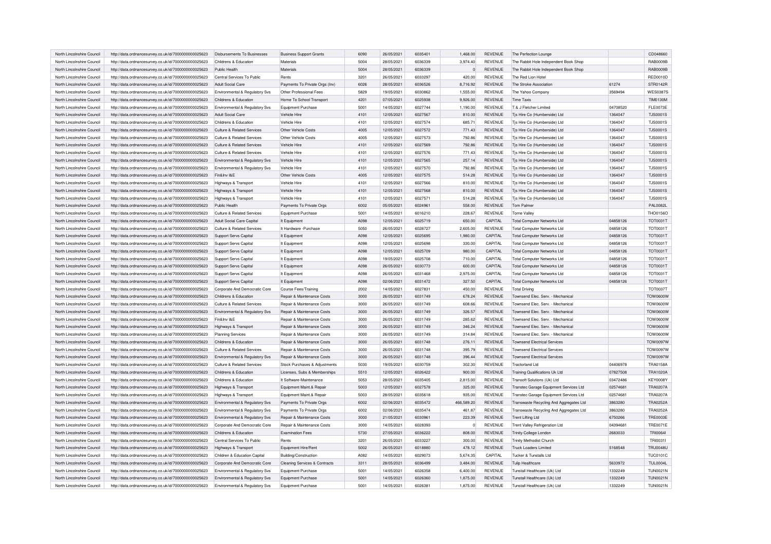| North Lincolnshire Council | http://data.ordnancesurvey.co.uk/id/7000000000025623 | Disbursements To Businesses | Business Support Grants | 6090 | 26/05/2021 | 6035401 | 1,468.00 | REVENUE | The Perfection Lounge | | CD048660 |
|---|---|---|---|---|---|---|---|---|---|---|---|
| North Lincolnshire Council | http://data.ordnancesurvey.co.uk/id/7000000000025623 | Childrens & Education | Materials | 5004 | 28/05/2021 | 6036339 | 3,974.40 | REVENUE | The Rabbit Hole Independent Book Shop | | RAB0009B |
| North Lincolnshire Council | http://data.ordnancesurvey.co.uk/id/7000000000025623 | Public Health | Materials | 5004 | 28/05/2021 | 6036339 | 0 | REVENUE | The Rabbit Hole Independent Book Shop | | RAB0009B |
| North Lincolnshire Council | http://data.ordnancesurvey.co.uk/id/7000000000025623 | Central Services To Public | Rents | 3201 | 26/05/2021 | 6033297 | 420.00 | REVENUE | The Red Lion Hotel | | RED0010D |
| North Lincolnshire Council | http://data.ordnancesurvey.co.uk/id/7000000000025623 | Adult Social Care | Payments To Private Orgs (Inv) | 6026 | 28/05/2021 | 6036526 | 8,716.92 | REVENUE | The Stroke Association | 61274 | STR0142R |
| North Lincolnshire Council | http://data.ordnancesurvey.co.uk/id/7000000000025623 | Environmental & Regulatory Svs | Other Professional Fees | 5829 | 19/05/2021 | 6030862 | 1,555.00 | REVENUE | The Yahoo Company | 3569494 | WES0387S |
| North Lincolnshire Council | http://data.ordnancesurvey.co.uk/id/7000000000025623 | Childrens & Education | Home To School Transport | 4201 | 07/05/2021 | 6025938 | 9,926.00 | REVENUE | Time Taxis | | TIM0130M |
| North Lincolnshire Council | http://data.ordnancesurvey.co.uk/id/7000000000025623 | Environmental & Regulatory Svs | Equipment Purchase | 5001 | 14/05/2021 | 6027744 | 1,190.00 | REVENUE | T & J Fletcher Limited | 04708520 | FLE0073E |
| North Lincolnshire Council | http://data.ordnancesurvey.co.uk/id/7000000000025623 | Adult Social Care | Vehicle Hire | 4101 | 12/05/2021 | 6027567 | 810.00 | REVENUE | Tjs Hire Co (Humberside) Ltd | 1364047 | TJS0001S |
| North Lincolnshire Council | http://data.ordnancesurvey.co.uk/id/7000000000025623 | Childrens & Education | Vehicle Hire | 4101 | 12/05/2021 | 6027574 | 685.71 | REVENUE | Tjs Hire Co (Humberside) Ltd | 1364047 | TJS0001S |
| North Lincolnshire Council | http://data.ordnancesurvey.co.uk/id/7000000000025623 | Culture & Related Services | Other Vehicle Costs | 4005 | 12/05/2021 | 6027572 | 771.43 | REVENUE | Tjs Hire Co (Humberside) Ltd | 1364047 | TJS0001S |
| North Lincolnshire Council | http://data.ordnancesurvey.co.uk/id/7000000000025623 | Culture & Related Services | Other Vehicle Costs | 4005 | 12/05/2021 | 6027573 | 792.86 | REVENUE | Tjs Hire Co (Humberside) Ltd | 1364047 | TJS0001S |
| North Lincolnshire Council | http://data.ordnancesurvey.co.uk/id/7000000000025623 | Culture & Related Services | Vehicle Hire | 4101 | 12/05/2021 | 6027569 | 792.86 | REVENUE | Tjs Hire Co (Humberside) Ltd | 1364047 | TJS0001S |
| North Lincolnshire Council | http://data.ordnancesurvey.co.uk/id/7000000000025623 | Culture & Related Services | Vehicle Hire | 4101 | 12/05/2021 | 6027576 | 771.43 | REVENUE | Tjs Hire Co (Humberside) Ltd | 1364047 | TJS0001S |
| North Lincolnshire Council | http://data.ordnancesurvey.co.uk/id/7000000000025623 | Environmental & Regulatory Svs | Vehicle Hire | 4101 | 12/05/2021 | 6027565 | 257.14 | REVENUE | Tjs Hire Co (Humberside) Ltd | 1364047 | TJS0001S |
| North Lincolnshire Council | http://data.ordnancesurvey.co.uk/id/7000000000025623 | Environmental & Regulatory Svs | Vehicle Hire | 4101 | 12/05/2021 | 6027570 | 792.86 | REVENUE | Tjs Hire Co (Humberside) Ltd | 1364047 | TJS0001S |
| North Lincolnshire Council | http://data.ordnancesurvey.co.uk/id/7000000000025623 | Fin&Inv I&E | Other Vehicle Costs | 4005 | 12/05/2021 | 6027575 | 514.28 | REVENUE | Tjs Hire Co (Humberside) Ltd | 1364047 | TJS0001S |
| North Lincolnshire Council | http://data.ordnancesurvey.co.uk/id/7000000000025623 | Highways & Transport | Vehicle Hire | 4101 | 12/05/2021 | 6027566 | 810.00 | REVENUE | Tjs Hire Co (Humberside) Ltd | 1364047 | TJS0001S |
| North Lincolnshire Council | http://data.ordnancesurvey.co.uk/id/7000000000025623 | Highways & Transport | Vehicle Hire | 4101 | 12/05/2021 | 6027568 | 810.00 | REVENUE | Tjs Hire Co (Humberside) Ltd | 1364047 | TJS0001S |
| North Lincolnshire Council | http://data.ordnancesurvey.co.uk/id/7000000000025623 | Highways & Transport | Vehicle Hire | 4101 | 12/05/2021 | 6027571 | 514.28 | REVENUE | Tjs Hire Co (Humberside) Ltd | 1364047 | TJS0001S |
| North Lincolnshire Council | http://data.ordnancesurvey.co.uk/id/7000000000025623 | Public Health | Payments To Private Orgs | 6002 | 05/05/2021 | 6024961 | 558.00 | REVENUE | Tom Palmer | | PAL0082L |
| North Lincolnshire Council | http://data.ordnancesurvey.co.uk/id/7000000000025623 | Culture & Related Services | Equipment Purchase | 5001 | 14/05/2021 | 6016210 | 228.67 | REVENUE | Torne Valley | | THO0156O |
| North Lincolnshire Council | http://data.ordnancesurvey.co.uk/id/7000000000025623 | Adult Social Care Capital | It Equipment | A098 | 12/05/2021 | 6025719 | 650.00 | CAPITAL | Total Computer Networks Ltd | 04858126 | TOT0031T |
| North Lincolnshire Council | http://data.ordnancesurvey.co.uk/id/7000000000025623 | Culture & Related Services | It Hardware -Purchase | 5050 | 26/05/2021 | 6028727 | 2,605.00 | REVENUE | Total Computer Networks Ltd | 04858126 | TOT0031T |
| North Lincolnshire Council | http://data.ordnancesurvey.co.uk/id/7000000000025623 | Support Servs Capital | It Equipment | A098 | 12/05/2021 | 6025695 | 1,980.00 | CAPITAL | Total Computer Networks Ltd | 04858126 | TOT0031T |
| North Lincolnshire Council | http://data.ordnancesurvey.co.uk/id/7000000000025623 | Support Servs Capital | It Equipment | A098 | 12/05/2021 | 6025698 | 330.00 | CAPITAL | Total Computer Networks Ltd | 04858126 | TOT0031T |
| North Lincolnshire Council | http://data.ordnancesurvey.co.uk/id/7000000000025623 | Support Servs Capital | It Equipment | A098 | 12/05/2021 | 6025709 | 980.00 | CAPITAL | Total Computer Networks Ltd | 04858126 | TOT0031T |
| North Lincolnshire Council | http://data.ordnancesurvey.co.uk/id/7000000000025623 | Support Servs Capital | It Equipment | A098 | 19/05/2021 | 6025708 | 710.00 | CAPITAL | Total Computer Networks Ltd | 04858126 | TOT0031T |
| North Lincolnshire Council | http://data.ordnancesurvey.co.uk/id/7000000000025623 | Support Servs Capital | It Equipment | A098 | 26/05/2021 | 6030773 | 600.00 | CAPITAL | Total Computer Networks Ltd | 04858126 | TOT0031T |
| North Lincolnshire Council | http://data.ordnancesurvey.co.uk/id/7000000000025623 | Support Servs Capital | It Equipment | A098 | 26/05/2021 | 6031468 | 2,975.00 | CAPITAL | Total Computer Networks Ltd | 04858126 | TOT0031T |
| North Lincolnshire Council | http://data.ordnancesurvey.co.uk/id/7000000000025623 | Support Servs Capital | It Equipment | A098 | 02/06/2021 | 6031472 | 327.50 | CAPITAL | Total Computer Networks Ltd | 04858126 | TOT0031T |
| North Lincolnshire Council | http://data.ordnancesurvey.co.uk/id/7000000000025623 | Corporate And Democratic Core | Course Fees/Training | 2002 | 14/05/2021 | 6027831 | 450.00 | REVENUE | Total Driving | | TOT0037T |
| North Lincolnshire Council | http://data.ordnancesurvey.co.uk/id/7000000000025623 | Childrens & Education | Repair & Maintenance Costs | 3000 | 26/05/2021 | 6031749 | 678.24 | REVENUE | Townsend Elec. Serv. - Mechanical | | TOW0600W |
| North Lincolnshire Council | http://data.ordnancesurvey.co.uk/id/7000000000025623 | Culture & Related Services | Repair & Maintenance Costs | 3000 | 26/05/2021 | 6031749 | 608.66 | REVENUE | Townsend Elec. Serv. - Mechanical | | TOW0600W |
| North Lincolnshire Council | http://data.ordnancesurvey.co.uk/id/7000000000025623 | Environmental & Regulatory Svs | Repair & Maintenance Costs | 3000 | 26/05/2021 | 6031749 | 326.57 | REVENUE | Townsend Elec. Serv. - Mechanical | | TOW0600W |
| North Lincolnshire Council | http://data.ordnancesurvey.co.uk/id/7000000000025623 | Fin&Inv I&E | Repair & Maintenance Costs | 3000 | 26/05/2021 | 6031749 | 285.62 | REVENUE | Townsend Elec. Serv. - Mechanical | | TOW0600W |
| North Lincolnshire Council | http://data.ordnancesurvey.co.uk/id/7000000000025623 | Highways & Transport | Repair & Maintenance Costs | 3000 | 26/05/2021 | 6031749 | 346.24 | REVENUE | Townsend Elec. Serv. - Mechanical | | TOW0600W |
| North Lincolnshire Council | http://data.ordnancesurvey.co.uk/id/7000000000025623 | Planning Services | Repair & Maintenance Costs | 3000 | 26/05/2021 | 6031749 | 314.84 | REVENUE | Townsend Elec. Serv. - Mechanical | | TOW0600W |
| North Lincolnshire Council | http://data.ordnancesurvey.co.uk/id/7000000000025623 | Childrens & Education | Repair & Maintenance Costs | 3000 | 26/05/2021 | 6031748 | 276.11 | REVENUE | Townsend Electrical Services | | TOW0097W |
| North Lincolnshire Council | http://data.ordnancesurvey.co.uk/id/7000000000025623 | Culture & Related Services | Repair & Maintenance Costs | 3000 | 26/05/2021 | 6031748 | 395.79 | REVENUE | Townsend Electrical Services | | TOW0097W |
| North Lincolnshire Council | http://data.ordnancesurvey.co.uk/id/7000000000025623 | Environmental & Regulatory Svs | Repair & Maintenance Costs | 3000 | 26/05/2021 | 6031748 | 396.44 | REVENUE | Townsend Electrical Services | | TOW0097W |
| North Lincolnshire Council | http://data.ordnancesurvey.co.uk/id/7000000000025623 | Culture & Related Services | Stock Purchases & Adjustments | 5030 | 19/05/2021 | 6030759 | 302.30 | REVENUE | Tractorland Ltd | 04406978 | TRA0158A |
| North Lincolnshire Council | http://data.ordnancesurvey.co.uk/id/7000000000025623 | Childrens & Education | Licenses, Subs & Memberships | 5510 | 12/05/2021 | 6026422 | 900.00 | REVENUE | Training Qualifications Uk Ltd | 07827508 | TRA1020A |
| North Lincolnshire Council | http://data.ordnancesurvey.co.uk/id/7000000000025623 | Childrens & Education | It Software-Maintenance | 5053 | 28/05/2021 | 6035405 | 2,815.00 | REVENUE | Transoft Solutions (Uk) Ltd | 03472486 | KEY0008Y |
| North Lincolnshire Council | http://data.ordnancesurvey.co.uk/id/7000000000025623 | Highways & Transport | Equipment Maint.& Repair | 5003 | 12/05/2021 | 6027578 | 325.00 | REVENUE | Transtec Garage Equipment Services Ltd | 02574681 | TRA0207A |
| North Lincolnshire Council | http://data.ordnancesurvey.co.uk/id/7000000000025623 | Highways & Transport | Equipment Maint.& Repair | 5003 | 28/05/2021 | 6035618 | 935.00 | REVENUE | Transtec Garage Equipment Services Ltd | 02574681 | TRA0207A |
| North Lincolnshire Council | http://data.ordnancesurvey.co.uk/id/7000000000025623 | Environmental & Regulatory Svs | Payments To Private Orgs | 6002 | 02/06/2021 | 6035472 | 466,589.20 | REVENUE | Transwaste Recycling And Aggregates Ltd | 3863280 | TRA0252A |
| North Lincolnshire Council | http://data.ordnancesurvey.co.uk/id/7000000000025623 | Environmental & Regulatory Svs | Payments To Private Orgs | 6002 | 02/06/2021 | 6035474 | 461.87 | REVENUE | Transwaste Recycling And Aggregates Ltd | 3863280 | TRA0252A |
| North Lincolnshire Council | http://data.ordnancesurvey.co.uk/id/7000000000025623 | Environmental & Regulatory Svs | Repair & Maintenance Costs | 3000 | 21/05/2021 | 6030961 | 223.39 | REVENUE | Trent Lifting Ltd | 6750266 | TRE0003E |
| North Lincolnshire Council | http://data.ordnancesurvey.co.uk/id/7000000000025623 | Corporate And Democratic Core | Repair & Maintenance Costs | 3000 | 14/05/2021 | 6028393 | 0 | REVENUE | Trent Valley Refrigeration Ltd | 04394681 | TRE0071E |
| North Lincolnshire Council | http://data.ordnancesurvey.co.uk/id/7000000000025623 | Childrens & Education | Examination Fees | 5730 | 27/05/2021 | 6036222 | 808.00 | REVENUE | Trinity College London | 2683033 | TRI0064I |
| North Lincolnshire Council | http://data.ordnancesurvey.co.uk/id/7000000000025623 | Central Services To Public | Rents | 3201 | 26/05/2021 | 6033227 | 300.00 | REVENUE | Trinity Methodist Church | | TRI0031I |
| North Lincolnshire Council | http://data.ordnancesurvey.co.uk/id/7000000000025623 | Highways & Transport | Equipment Hire/Rent | 5002 | 26/05/2021 | 6018880 | 478.12 | REVENUE | Truck Loaders Limited | 5168548 | TRU0048U |
| North Lincolnshire Council | http://data.ordnancesurvey.co.uk/id/7000000000025623 | Children & Education Capital | Building/Construction | A082 | 14/05/2021 | 6029073 | 5,674.35 | CAPITAL | Tucker & Tunstalls Ltd | | TUC0101C |
| North Lincolnshire Council | http://data.ordnancesurvey.co.uk/id/7000000000025623 | Corporate And Democratic Core | Cleaning Services & Contracts | 3311 | 28/05/2021 | 6036499 | 3,484.00 | REVENUE | Tulip Healthcare | 5633972 | TUL0004L |
| North Lincolnshire Council | http://data.ordnancesurvey.co.uk/id/7000000000025623 | Environmental & Regulatory Svs | Equipment Purchase | 5001 | 14/05/2021 | 6026358 | 6,400.00 | REVENUE | Tunstall Healthcare (Uk) Ltd | 1332249 | TUN0021N |
| North Lincolnshire Council | http://data.ordnancesurvey.co.uk/id/7000000000025623 | Environmental & Regulatory Svs | Equipment Purchase | 5001 | 14/05/2021 | 6026360 | 1,875.00 | REVENUE | Tunstall Healthcare (Uk) Ltd | 1332249 | TUN0021N |
| North Lincolnshire Council | http://data.ordnancesurvey.co.uk/id/7000000000025623 | Environmental & Regulatory Svs | Equipment Purchase | 5001 | 14/05/2021 | 6026381 | 1,875.00 | REVENUE | Tunstall Healthcare (Uk) Ltd | 1332249 | TUN0021N |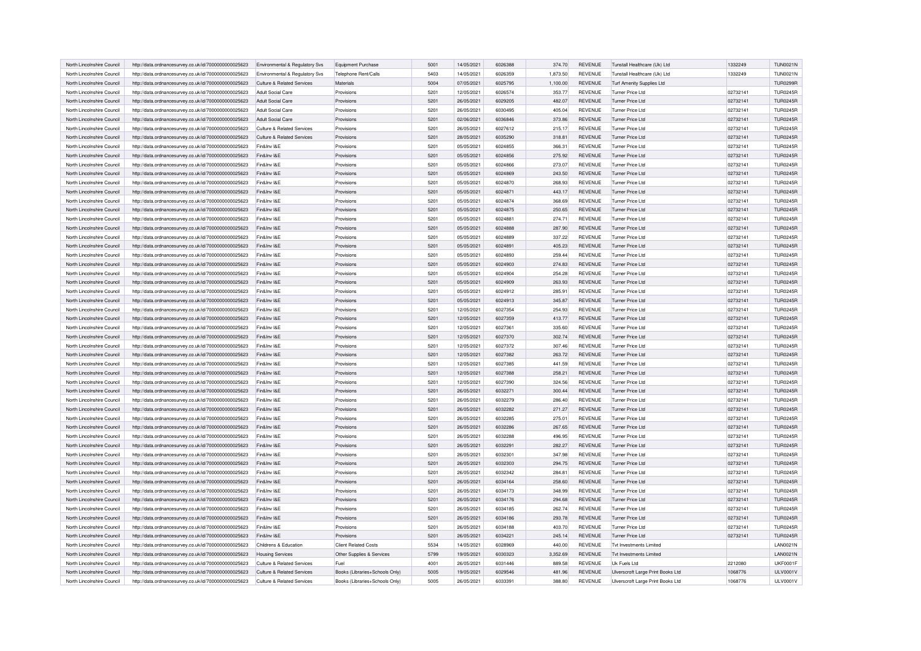| North Lincolnshire Council | http://data.ordnancesurvey.co.uk/id/7000000000025623 | Environmental & Regulatory Svs | Equipment Purchase | 5001 | 14/05/2021 | 6026388 | 374.70 | REVENUE | Tunstall Healthcare (Uk) Ltd | 1332249 | TUN0021N |
|---|---|---|---|---|---|---|---|---|---|---|---|
| North Lincolnshire Council | http://data.ordnancesurvey.co.uk/id/7000000000025623 | Environmental & Regulatory Svs | Telephone Rent/Calls | 5403 | 14/05/2021 | 6026359 | 1,873.50 | REVENUE | Tunstall Healthcare (Uk) Ltd | 1332249 | TUN0021N |
| North Lincolnshire Council | http://data.ordnancesurvey.co.uk/id/7000000000025623 | Culture & Related Services | Materials | 5004 | 07/05/2021 | 6025795 | 1,100.00 | REVENUE | Turf Amenity Supplies Ltd | | TUR0299R |
| North Lincolnshire Council | http://data.ordnancesurvey.co.uk/id/7000000000025623 | Adult Social Care | Provisions | 5201 | 12/05/2021 | 6026574 | 353.77 | REVENUE | Turner Price Ltd | 02732141 | TUR0245R |
| North Lincolnshire Council | http://data.ordnancesurvey.co.uk/id/7000000000025623 | Adult Social Care | Provisions | 5201 | 26/05/2021 | 6029205 | 482.07 | REVENUE | Turner Price Ltd | 02732141 | TUR0245R |
| North Lincolnshire Council | http://data.ordnancesurvey.co.uk/id/7000000000025623 | Adult Social Care | Provisions | 5201 | 26/05/2021 | 6030495 | 405.04 | REVENUE | Turner Price Ltd | 02732141 | TUR0245R |
| North Lincolnshire Council | http://data.ordnancesurvey.co.uk/id/7000000000025623 | Adult Social Care | Provisions | 5201 | 02/06/2021 | 6036846 | 373.86 | REVENUE | Turner Price Ltd | 02732141 | TUR0245R |
| North Lincolnshire Council | http://data.ordnancesurvey.co.uk/id/7000000000025623 | Culture & Related Services | Provisions | 5201 | 26/05/2021 | 6027612 | 215.17 | REVENUE | Turner Price Ltd | 02732141 | TUR0245R |
| North Lincolnshire Council | http://data.ordnancesurvey.co.uk/id/7000000000025623 | Culture & Related Services | Provisions | 5201 | 28/05/2021 | 6035290 | 318.81 | REVENUE | Turner Price Ltd | 02732141 | TUR0245R |
| North Lincolnshire Council | http://data.ordnancesurvey.co.uk/id/7000000000025623 | Fin&Inv I&E | Provisions | 5201 | 05/05/2021 | 6024855 | 366.31 | REVENUE | Turner Price Ltd | 02732141 | TUR0245R |
| North Lincolnshire Council | http://data.ordnancesurvey.co.uk/id/7000000000025623 | Fin&Inv I&E | Provisions | 5201 | 05/05/2021 | 6024856 | 275.92 | REVENUE | Turner Price Ltd | 02732141 | TUR0245R |
| North Lincolnshire Council | http://data.ordnancesurvey.co.uk/id/7000000000025623 | Fin&Inv I&E | Provisions | 5201 | 05/05/2021 | 6024866 | 273.07 | REVENUE | Turner Price Ltd | 02732141 | TUR0245R |
| North Lincolnshire Council | http://data.ordnancesurvey.co.uk/id/7000000000025623 | Fin&Inv I&E | Provisions | 5201 | 05/05/2021 | 6024869 | 243.50 | REVENUE | Turner Price Ltd | 02732141 | TUR0245R |
| North Lincolnshire Council | http://data.ordnancesurvey.co.uk/id/7000000000025623 | Fin&Inv I&E | Provisions | 5201 | 05/05/2021 | 6024870 | 268.93 | REVENUE | Turner Price Ltd | 02732141 | TUR0245R |
| North Lincolnshire Council | http://data.ordnancesurvey.co.uk/id/7000000000025623 | Fin&Inv I&E | Provisions | 5201 | 05/05/2021 | 6024871 | 443.17 | REVENUE | Turner Price Ltd | 02732141 | TUR0245R |
| North Lincolnshire Council | http://data.ordnancesurvey.co.uk/id/7000000000025623 | Fin&Inv I&E | Provisions | 5201 | 05/05/2021 | 6024874 | 368.69 | REVENUE | Turner Price Ltd | 02732141 | TUR0245R |
| North Lincolnshire Council | http://data.ordnancesurvey.co.uk/id/7000000000025623 | Fin&Inv I&E | Provisions | 5201 | 05/05/2021 | 6024875 | 250.65 | REVENUE | Turner Price Ltd | 02732141 | TUR0245R |
| North Lincolnshire Council | http://data.ordnancesurvey.co.uk/id/7000000000025623 | Fin&Inv I&E | Provisions | 5201 | 05/05/2021 | 6024881 | 274.71 | REVENUE | Turner Price Ltd | 02732141 | TUR0245R |
| North Lincolnshire Council | http://data.ordnancesurvey.co.uk/id/7000000000025623 | Fin&Inv I&E | Provisions | 5201 | 05/05/2021 | 6024888 | 287.90 | REVENUE | Turner Price Ltd | 02732141 | TUR0245R |
| North Lincolnshire Council | http://data.ordnancesurvey.co.uk/id/7000000000025623 | Fin&Inv I&E | Provisions | 5201 | 05/05/2021 | 6024889 | 337.22 | REVENUE | Turner Price Ltd | 02732141 | TUR0245R |
| North Lincolnshire Council | http://data.ordnancesurvey.co.uk/id/7000000000025623 | Fin&Inv I&E | Provisions | 5201 | 05/05/2021 | 6024891 | 405.23 | REVENUE | Turner Price Ltd | 02732141 | TUR0245R |
| North Lincolnshire Council | http://data.ordnancesurvey.co.uk/id/7000000000025623 | Fin&Inv I&E | Provisions | 5201 | 05/05/2021 | 6024893 | 259.44 | REVENUE | Turner Price Ltd | 02732141 | TUR0245R |
| North Lincolnshire Council | http://data.ordnancesurvey.co.uk/id/7000000000025623 | Fin&Inv I&E | Provisions | 5201 | 05/05/2021 | 6024903 | 274.83 | REVENUE | Turner Price Ltd | 02732141 | TUR0245R |
| North Lincolnshire Council | http://data.ordnancesurvey.co.uk/id/7000000000025623 | Fin&Inv I&E | Provisions | 5201 | 05/05/2021 | 6024904 | 254.28 | REVENUE | Turner Price Ltd | 02732141 | TUR0245R |
| North Lincolnshire Council | http://data.ordnancesurvey.co.uk/id/7000000000025623 | Fin&Inv I&E | Provisions | 5201 | 05/05/2021 | 6024909 | 263.93 | REVENUE | Turner Price Ltd | 02732141 | TUR0245R |
| North Lincolnshire Council | http://data.ordnancesurvey.co.uk/id/7000000000025623 | Fin&Inv I&E | Provisions | 5201 | 05/05/2021 | 6024912 | 285.91 | REVENUE | Turner Price Ltd | 02732141 | TUR0245R |
| North Lincolnshire Council | http://data.ordnancesurvey.co.uk/id/7000000000025623 | Fin&Inv I&E | Provisions | 5201 | 05/05/2021 | 6024913 | 345.87 | REVENUE | Turner Price Ltd | 02732141 | TUR0245R |
| North Lincolnshire Council | http://data.ordnancesurvey.co.uk/id/7000000000025623 | Fin&Inv I&E | Provisions | 5201 | 12/05/2021 | 6027354 | 254.93 | REVENUE | Turner Price Ltd | 02732141 | TUR0245R |
| North Lincolnshire Council | http://data.ordnancesurvey.co.uk/id/7000000000025623 | Fin&Inv I&E | Provisions | 5201 | 12/05/2021 | 6027359 | 413.77 | REVENUE | Turner Price Ltd | 02732141 | TUR0245R |
| North Lincolnshire Council | http://data.ordnancesurvey.co.uk/id/7000000000025623 | Fin&Inv I&E | Provisions | 5201 | 12/05/2021 | 6027361 | 335.60 | REVENUE | Turner Price Ltd | 02732141 | TUR0245R |
| North Lincolnshire Council | http://data.ordnancesurvey.co.uk/id/7000000000025623 | Fin&Inv I&E | Provisions | 5201 | 12/05/2021 | 6027370 | 302.74 | REVENUE | Turner Price Ltd | 02732141 | TUR0245R |
| North Lincolnshire Council | http://data.ordnancesurvey.co.uk/id/7000000000025623 | Fin&Inv I&E | Provisions | 5201 | 12/05/2021 | 6027372 | 307.46 | REVENUE | Turner Price Ltd | 02732141 | TUR0245R |
| North Lincolnshire Council | http://data.ordnancesurvey.co.uk/id/7000000000025623 | Fin&Inv I&E | Provisions | 5201 | 12/05/2021 | 6027382 | 263.72 | REVENUE | Turner Price Ltd | 02732141 | TUR0245R |
| North Lincolnshire Council | http://data.ordnancesurvey.co.uk/id/7000000000025623 | Fin&Inv I&E | Provisions | 5201 | 12/05/2021 | 6027385 | 441.59 | REVENUE | Turner Price Ltd | 02732141 | TUR0245R |
| North Lincolnshire Council | http://data.ordnancesurvey.co.uk/id/7000000000025623 | Fin&Inv I&E | Provisions | 5201 | 12/05/2021 | 6027388 | 258.21 | REVENUE | Turner Price Ltd | 02732141 | TUR0245R |
| North Lincolnshire Council | http://data.ordnancesurvey.co.uk/id/7000000000025623 | Fin&Inv I&E | Provisions | 5201 | 12/05/2021 | 6027390 | 324.56 | REVENUE | Turner Price Ltd | 02732141 | TUR0245R |
| North Lincolnshire Council | http://data.ordnancesurvey.co.uk/id/7000000000025623 | Fin&Inv I&E | Provisions | 5201 | 26/05/2021 | 6032271 | 300.44 | REVENUE | Turner Price Ltd | 02732141 | TUR0245R |
| North Lincolnshire Council | http://data.ordnancesurvey.co.uk/id/7000000000025623 | Fin&Inv I&E | Provisions | 5201 | 26/05/2021 | 6032279 | 286.40 | REVENUE | Turner Price Ltd | 02732141 | TUR0245R |
| North Lincolnshire Council | http://data.ordnancesurvey.co.uk/id/7000000000025623 | Fin&Inv I&E | Provisions | 5201 | 26/05/2021 | 6032282 | 271.27 | REVENUE | Turner Price Ltd | 02732141 | TUR0245R |
| North Lincolnshire Council | http://data.ordnancesurvey.co.uk/id/7000000000025623 | Fin&Inv I&E | Provisions | 5201 | 26/05/2021 | 6032285 | 275.01 | REVENUE | Turner Price Ltd | 02732141 | TUR0245R |
| North Lincolnshire Council | http://data.ordnancesurvey.co.uk/id/7000000000025623 | Fin&Inv I&E | Provisions | 5201 | 26/05/2021 | 6032286 | 267.65 | REVENUE | Turner Price Ltd | 02732141 | TUR0245R |
| North Lincolnshire Council | http://data.ordnancesurvey.co.uk/id/7000000000025623 | Fin&Inv I&E | Provisions | 5201 | 26/05/2021 | 6032288 | 496.95 | REVENUE | Turner Price Ltd | 02732141 | TUR0245R |
| North Lincolnshire Council | http://data.ordnancesurvey.co.uk/id/7000000000025623 | Fin&Inv I&E | Provisions | 5201 | 26/05/2021 | 6032291 | 282.27 | REVENUE | Turner Price Ltd | 02732141 | TUR0245R |
| North Lincolnshire Council | http://data.ordnancesurvey.co.uk/id/7000000000025623 | Fin&Inv I&E | Provisions | 5201 | 26/05/2021 | 6032301 | 347.98 | REVENUE | Turner Price Ltd | 02732141 | TUR0245R |
| North Lincolnshire Council | http://data.ordnancesurvey.co.uk/id/7000000000025623 | Fin&Inv I&E | Provisions | 5201 | 26/05/2021 | 6032303 | 294.75 | REVENUE | Turner Price Ltd | 02732141 | TUR0245R |
| North Lincolnshire Council | http://data.ordnancesurvey.co.uk/id/7000000000025623 | Fin&Inv I&E | Provisions | 5201 | 26/05/2021 | 6032342 | 284.81 | REVENUE | Turner Price Ltd | 02732141 | TUR0245R |
| North Lincolnshire Council | http://data.ordnancesurvey.co.uk/id/7000000000025623 | Fin&Inv I&E | Provisions | 5201 | 26/05/2021 | 6034164 | 258.60 | REVENUE | Turner Price Ltd | 02732141 | TUR0245R |
| North Lincolnshire Council | http://data.ordnancesurvey.co.uk/id/7000000000025623 | Fin&Inv I&E | Provisions | 5201 | 26/05/2021 | 6034173 | 348.99 | REVENUE | Turner Price Ltd | 02732141 | TUR0245R |
| North Lincolnshire Council | http://data.ordnancesurvey.co.uk/id/7000000000025623 | Fin&Inv I&E | Provisions | 5201 | 26/05/2021 | 6034176 | 294.68 | REVENUE | Turner Price Ltd | 02732141 | TUR0245R |
| North Lincolnshire Council | http://data.ordnancesurvey.co.uk/id/7000000000025623 | Fin&Inv I&E | Provisions | 5201 | 26/05/2021 | 6034185 | 262.74 | REVENUE | Turner Price Ltd | 02732141 | TUR0245R |
| North Lincolnshire Council | http://data.ordnancesurvey.co.uk/id/7000000000025623 | Fin&Inv I&E | Provisions | 5201 | 26/05/2021 | 6034186 | 293.78 | REVENUE | Turner Price Ltd | 02732141 | TUR0245R |
| North Lincolnshire Council | http://data.ordnancesurvey.co.uk/id/7000000000025623 | Fin&Inv I&E | Provisions | 5201 | 26/05/2021 | 6034188 | 403.70 | REVENUE | Turner Price Ltd | 02732141 | TUR0245R |
| North Lincolnshire Council | http://data.ordnancesurvey.co.uk/id/7000000000025623 | Fin&Inv I&E | Provisions | 5201 | 26/05/2021 | 6034221 | 245.14 | REVENUE | Turner Price Ltd | 02732141 | TUR0245R |
| North Lincolnshire Council | http://data.ordnancesurvey.co.uk/id/7000000000025623 | Childrens & Education | Client Related Costs | 5534 | 14/05/2021 | 6028969 | 440.00 | REVENUE | Tvt Investments Limited | | LAN0021N |
| North Lincolnshire Council | http://data.ordnancesurvey.co.uk/id/7000000000025623 | Housing Services | Other Supplies & Services | 5799 | 19/05/2021 | 6030323 | 3,352.69 | REVENUE | Tvt Investments Limited | | LAN0021N |
| North Lincolnshire Council | http://data.ordnancesurvey.co.uk/id/7000000000025623 | Culture & Related Services | Fuel | 4001 | 26/05/2021 | 6031446 | 889.58 | REVENUE | Uk Fuels Ltd | 2212080 | UKF0001F |
| North Lincolnshire Council | http://data.ordnancesurvey.co.uk/id/7000000000025623 | Culture & Related Services | Books (Libraries+Schools Only) | 5005 | 19/05/2021 | 6029546 | 481.96 | REVENUE | Ulverscroft Large Print Books Ltd | 1068776 | ULV0001V |
| North Lincolnshire Council | http://data.ordnancesurvey.co.uk/id/7000000000025623 | Culture & Related Services | Books (Libraries+Schools Only) | 5005 | 26/05/2021 | 6033391 | 388.80 | REVENUE | Ulverscroft Large Print Books Ltd | 1068776 | ULV0001V |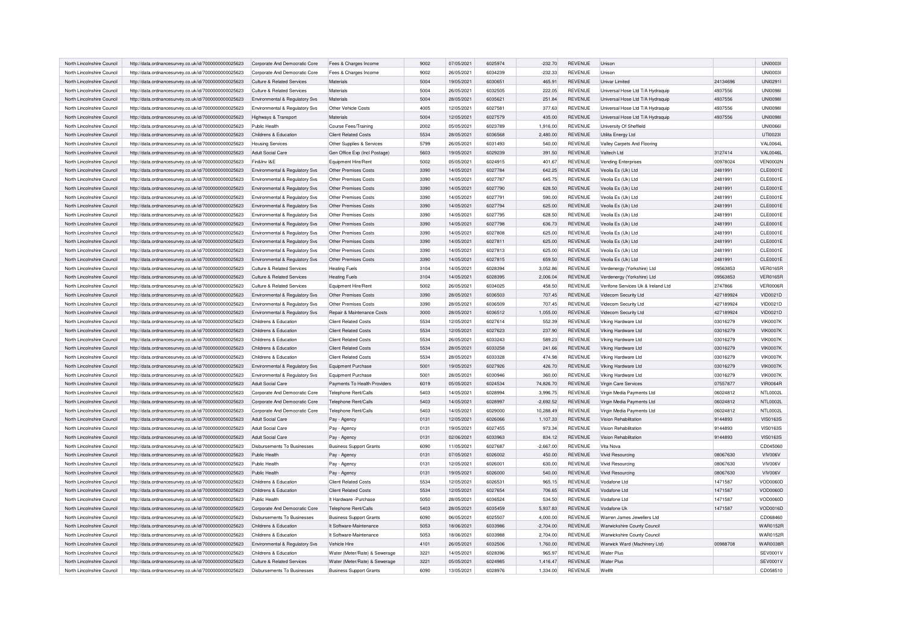| North Lincolnshire Council | http://data.ordnancesurvey.co.uk/id/7000000000025623 | Corporate And Democratic Core | Fees & Charges Income | 9002 | 07/05/2021 | 6025974 | -232.70 | REVENUE | Unison | | UNI0003I |
|---|---|---|---|---|---|---|---|---|---|---|---|
| North Lincolnshire Council | http://data.ordnancesurvey.co.uk/id/7000000000025623 | Corporate And Democratic Core | Fees & Charges Income | 9002 | 26/05/2021 | 6034239 | -232.33 | REVENUE | Unison | | UNI0003I |
| North Lincolnshire Council | http://data.ordnancesurvey.co.uk/id/7000000000025623 | Culture & Related Services | Materials | 5004 | 19/05/2021 | 6030651 | 465.91 | REVENUE | Univar Limited | 24134696 | UNI0291I |
| North Lincolnshire Council | http://data.ordnancesurvey.co.uk/id/7000000000025623 | Culture & Related Services | Materials | 5004 | 26/05/2021 | 6032505 | 222.05 | REVENUE | Universal Hose Ltd T/A Hydraquip | 4937556 | UNI0098I |
| North Lincolnshire Council | http://data.ordnancesurvey.co.uk/id/7000000000025623 | Environmental & Regulatory Svs | Materials | 5004 | 28/05/2021 | 6035621 | 251.84 | REVENUE | Universal Hose Ltd T/A Hydraquip | 4937556 | UNI0098I |
| North Lincolnshire Council | http://data.ordnancesurvey.co.uk/id/7000000000025623 | Environmental & Regulatory Svs | Other Vehicle Costs | 4005 | 12/05/2021 | 6027581 | 377.63 | REVENUE | Universal Hose Ltd T/A Hydraquip | 4937556 | UNI0098I |
| North Lincolnshire Council | http://data.ordnancesurvey.co.uk/id/7000000000025623 | Highways & Transport | Materials | 5004 | 12/05/2021 | 6027579 | 435.00 | REVENUE | Universal Hose Ltd T/A Hydraquip | 4937556 | UNI0098I |
| North Lincolnshire Council | http://data.ordnancesurvey.co.uk/id/7000000000025623 | Public Health | Course Fees/Training | 2002 | 05/05/2021 | 6023789 | 1,916.00 | REVENUE | University Of Sheffield | | UNI0066I |
| North Lincolnshire Council | http://data.ordnancesurvey.co.uk/id/7000000000025623 | Childrens & Education | Client Related Costs | 5534 | 28/05/2021 | 6036568 | 2,480.00 | REVENUE | Utilita Energy Ltd | | UTI0023I |
| North Lincolnshire Council | http://data.ordnancesurvey.co.uk/id/7000000000025623 | Housing Services | Other Supplies & Services | 5799 | 26/05/2021 | 6031493 | 540.00 | REVENUE | Valley Carpets And Flooring | | VAL0064L |
| North Lincolnshire Council | http://data.ordnancesurvey.co.uk/id/7000000000025623 | Adult Social Care | Gen Office Exp (Incl Postage) | 5603 | 19/05/2021 | 6029239 | 391.50 | REVENUE | Valtech Ltd | 3127414 | VAL0046L |
| North Lincolnshire Council | http://data.ordnancesurvey.co.uk/id/7000000000025623 | Fin&Inv I&E | Equipment Hire/Rent | 5002 | 05/05/2021 | 6024915 | 401.67 | REVENUE | Vending Enterprises | 00978024 | VEN0002N |
| North Lincolnshire Council | http://data.ordnancesurvey.co.uk/id/7000000000025623 | Environmental & Regulatory Svs | Other Premises Costs | 3390 | 14/05/2021 | 6027784 | 642.25 | REVENUE | Veolia Es (Uk) Ltd | 2481991 | CLE0001E |
| North Lincolnshire Council | http://data.ordnancesurvey.co.uk/id/7000000000025623 | Environmental & Regulatory Svs | Other Premises Costs | 3390 | 14/05/2021 | 6027787 | 645.75 | REVENUE | Veolia Es (Uk) Ltd | 2481991 | CLE0001E |
| North Lincolnshire Council | http://data.ordnancesurvey.co.uk/id/7000000000025623 | Environmental & Regulatory Svs | Other Premises Costs | 3390 | 14/05/2021 | 6027790 | 628.50 | REVENUE | Veolia Es (Uk) Ltd | 2481991 | CLE0001E |
| North Lincolnshire Council | http://data.ordnancesurvey.co.uk/id/7000000000025623 | Environmental & Regulatory Svs | Other Premises Costs | 3390 | 14/05/2021 | 6027791 | 590.00 | REVENUE | Veolia Es (Uk) Ltd | 2481991 | CLE0001E |
| North Lincolnshire Council | http://data.ordnancesurvey.co.uk/id/7000000000025623 | Environmental & Regulatory Svs | Other Premises Costs | 3390 | 14/05/2021 | 6027794 | 625.00 | REVENUE | Veolia Es (Uk) Ltd | 2481991 | CLE0001E |
| North Lincolnshire Council | http://data.ordnancesurvey.co.uk/id/7000000000025623 | Environmental & Regulatory Svs | Other Premises Costs | 3390 | 14/05/2021 | 6027795 | 628.50 | REVENUE | Veolia Es (Uk) Ltd | 2481991 | CLE0001E |
| North Lincolnshire Council | http://data.ordnancesurvey.co.uk/id/7000000000025623 | Environmental & Regulatory Svs | Other Premises Costs | 3390 | 14/05/2021 | 6027798 | 636.73 | REVENUE | Veolia Es (Uk) Ltd | 2481991 | CLE0001E |
| North Lincolnshire Council | http://data.ordnancesurvey.co.uk/id/7000000000025623 | Environmental & Regulatory Svs | Other Premises Costs | 3390 | 14/05/2021 | 6027808 | 625.00 | REVENUE | Veolia Es (Uk) Ltd | 2481991 | CLE0001E |
| North Lincolnshire Council | http://data.ordnancesurvey.co.uk/id/7000000000025623 | Environmental & Regulatory Svs | Other Premises Costs | 3390 | 14/05/2021 | 6027811 | 625.00 | REVENUE | Veolia Es (Uk) Ltd | 2481991 | CLE0001E |
| North Lincolnshire Council | http://data.ordnancesurvey.co.uk/id/7000000000025623 | Environmental & Regulatory Svs | Other Premises Costs | 3390 | 14/05/2021 | 6027813 | 625.00 | REVENUE | Veolia Es (Uk) Ltd | 2481991 | CLE0001E |
| North Lincolnshire Council | http://data.ordnancesurvey.co.uk/id/7000000000025623 | Environmental & Regulatory Svs | Other Premises Costs | 3390 | 14/05/2021 | 6027815 | 659.50 | REVENUE | Veolia Es (Uk) Ltd | 2481991 | CLE0001E |
| North Lincolnshire Council | http://data.ordnancesurvey.co.uk/id/7000000000025623 | Culture & Related Services | Heating Fuels | 3104 | 14/05/2021 | 6028394 | 3,052.86 | REVENUE | Verdenergy (Yorkshire) Ltd | 09563853 | VER0165R |
| North Lincolnshire Council | http://data.ordnancesurvey.co.uk/id/7000000000025623 | Culture & Related Services | Heating Fuels | 3104 | 14/05/2021 | 6028395 | 2,006.04 | REVENUE | Verdenergy (Yorkshire) Ltd | 09563853 | VER0165R |
| North Lincolnshire Council | http://data.ordnancesurvey.co.uk/id/7000000000025623 | Culture & Related Services | Equipment Hire/Rent | 5002 | 26/05/2021 | 6034025 | 458.50 | REVENUE | Verifone Services Uk & Ireland Ltd | 2747866 | VER0006R |
| North Lincolnshire Council | http://data.ordnancesurvey.co.uk/id/7000000000025623 | Environmental & Regulatory Svs | Other Premises Costs | 3390 | 28/05/2021 | 6036503 | 707.45 | REVENUE | Videcom Security Ltd | 427189924 | VID0021D |
| North Lincolnshire Council | http://data.ordnancesurvey.co.uk/id/7000000000025623 | Environmental & Regulatory Svs | Other Premises Costs | 3390 | 28/05/2021 | 6036509 | 707.45 | REVENUE | Videcom Security Ltd | 427189924 | VID0021D |
| North Lincolnshire Council | http://data.ordnancesurvey.co.uk/id/7000000000025623 | Environmental & Regulatory Svs | Repair & Maintenance Costs | 3000 | 28/05/2021 | 6036512 | 1,055.00 | REVENUE | Videcom Security Ltd | 427189924 | VID0021D |
| North Lincolnshire Council | http://data.ordnancesurvey.co.uk/id/7000000000025623 | Childrens & Education | Client Related Costs | 5534 | 12/05/2021 | 6027614 | 552.39 | REVENUE | Viking Hardware Ltd | 03016279 | VIK0007K |
| North Lincolnshire Council | http://data.ordnancesurvey.co.uk/id/7000000000025623 | Childrens & Education | Client Related Costs | 5534 | 12/05/2021 | 6027623 | 237.90 | REVENUE | Viking Hardware Ltd | 03016279 | VIK0007K |
| North Lincolnshire Council | http://data.ordnancesurvey.co.uk/id/7000000000025623 | Childrens & Education | Client Related Costs | 5534 | 26/05/2021 | 6033243 | 589.23 | REVENUE | Viking Hardware Ltd | 03016279 | VIK0007K |
| North Lincolnshire Council | http://data.ordnancesurvey.co.uk/id/7000000000025623 | Childrens & Education | Client Related Costs | 5534 | 28/05/2021 | 6033258 | 241.66 | REVENUE | Viking Hardware Ltd | 03016279 | VIK0007K |
| North Lincolnshire Council | http://data.ordnancesurvey.co.uk/id/7000000000025623 | Childrens & Education | Client Related Costs | 5534 | 28/05/2021 | 6033328 | 474.98 | REVENUE | Viking Hardware Ltd | 03016279 | VIK0007K |
| North Lincolnshire Council | http://data.ordnancesurvey.co.uk/id/7000000000025623 | Environmental & Regulatory Svs | Equipment Purchase | 5001 | 19/05/2021 | 6027926 | 426.70 | REVENUE | Viking Hardware Ltd | 03016279 | VIK0007K |
| North Lincolnshire Council | http://data.ordnancesurvey.co.uk/id/7000000000025623 | Environmental & Regulatory Svs | Equipment Purchase | 5001 | 28/05/2021 | 6030946 | 360.00 | REVENUE | Viking Hardware Ltd | 03016279 | VIK0007K |
| North Lincolnshire Council | http://data.ordnancesurvey.co.uk/id/7000000000025623 | Adult Social Care | Payments To Health Providers | 6019 | 05/05/2021 | 6024534 | 74,826.70 | REVENUE | Virgin Care Services | 07557877 | VIR0064R |
| North Lincolnshire Council | http://data.ordnancesurvey.co.uk/id/7000000000025623 | Corporate And Democratic Core | Telephone Rent/Calls | 5403 | 14/05/2021 | 6028994 | 3,996.75 | REVENUE | Virgin Media Payments Ltd | 06024812 | NTL0002L |
| North Lincolnshire Council | http://data.ordnancesurvey.co.uk/id/7000000000025623 | Corporate And Democratic Core | Telephone Rent/Calls | 5403 | 14/05/2021 | 6028997 | -2,692.52 | REVENUE | Virgin Media Payments Ltd | 06024812 | NTL0002L |
| North Lincolnshire Council | http://data.ordnancesurvey.co.uk/id/7000000000025623 | Corporate And Democratic Core | Telephone Rent/Calls | 5403 | 14/05/2021 | 6029000 | 10,288.49 | REVENUE | Virgin Media Payments Ltd | 06024812 | NTL0002L |
| North Lincolnshire Council | http://data.ordnancesurvey.co.uk/id/7000000000025623 | Adult Social Care | Pay - Agency | 0131 | 12/05/2021 | 6026066 | 1,107.33 | REVENUE | Vision Rehabilitation | 9144893 | VIS0163S |
| North Lincolnshire Council | http://data.ordnancesurvey.co.uk/id/7000000000025623 | Adult Social Care | Pay - Agency | 0131 | 19/05/2021 | 6027455 | 973.34 | REVENUE | Vision Rehabilitation | 9144893 | VIS0163S |
| North Lincolnshire Council | http://data.ordnancesurvey.co.uk/id/7000000000025623 | Adult Social Care | Pay - Agency | 0131 | 02/06/2021 | 6033963 | 834.12 | REVENUE | Vision Rehabilitation | 9144893 | VIS0163S |
| North Lincolnshire Council | http://data.ordnancesurvey.co.uk/id/7000000000025623 | Disbursements To Businesses | Business Support Grants | 6090 | 11/05/2021 | 6027687 | -2,667.00 | REVENUE | Vita Nova | | CD045060 |
| North Lincolnshire Council | http://data.ordnancesurvey.co.uk/id/7000000000025623 | Public Health | Pay - Agency | 0131 | 07/05/2021 | 6026002 | 450.00 | REVENUE | Vivid Resourcing | 08067630 | VIV006V |
| North Lincolnshire Council | http://data.ordnancesurvey.co.uk/id/7000000000025623 | Public Health | Pay - Agency | 0131 | 12/05/2021 | 6026001 | 630.00 | REVENUE | Vivid Resourcing | 08067630 | VIV006V |
| North Lincolnshire Council | http://data.ordnancesurvey.co.uk/id/7000000000025623 | Public Health | Pay - Agency | 0131 | 19/05/2021 | 6026000 | 540.00 | REVENUE | Vivid Resourcing | 08067630 | VIV006V |
| North Lincolnshire Council | http://data.ordnancesurvey.co.uk/id/7000000000025623 | Childrens & Education | Client Related Costs | 5534 | 12/05/2021 | 6026531 | 965.15 | REVENUE | Vodafone Ltd | 1471587 | VOD0060D |
| North Lincolnshire Council | http://data.ordnancesurvey.co.uk/id/7000000000025623 | Childrens & Education | Client Related Costs | 5534 | 12/05/2021 | 6027654 | 706.65 | REVENUE | Vodafone Ltd | 1471587 | VOD0060D |
| North Lincolnshire Council | http://data.ordnancesurvey.co.uk/id/7000000000025623 | Public Health | It Hardware -Purchase | 5050 | 28/05/2021 | 6036524 | 534.50 | REVENUE | Vodafone Ltd | 1471587 | VOD0060D |
| North Lincolnshire Council | http://data.ordnancesurvey.co.uk/id/7000000000025623 | Corporate And Democratic Core | Telephone Rent/Calls | 5403 | 28/05/2021 | 6035459 | 5,937.83 | REVENUE | Vodafone Uk | 1471587 | VOD0016D |
| North Lincolnshire Council | http://data.ordnancesurvey.co.uk/id/7000000000025623 | Disbursements To Businesses | Business Support Grants | 6090 | 06/05/2021 | 6025507 | 4,000.00 | REVENUE | Warren James Jewellers Ltd | | CD068460 |
| North Lincolnshire Council | http://data.ordnancesurvey.co.uk/id/7000000000025623 | Childrens & Education | It Software-Maintenance | 5053 | 18/06/2021 | 6033986 | -2,704.00 | REVENUE | Warwickshire County Council | | WAR0152R |
| North Lincolnshire Council | http://data.ordnancesurvey.co.uk/id/7000000000025623 | Childrens & Education | It Software-Maintenance | 5053 | 18/06/2021 | 6033988 | 2,704.00 | REVENUE | Warwickshire County Council | | WAR0152R |
| North Lincolnshire Council | http://data.ordnancesurvey.co.uk/id/7000000000025623 | Environmental & Regulatory Svs | Vehicle Hire | 4101 | 26/05/2021 | 6032506 | 1,760.00 | REVENUE | Warwick Ward (Machinery Ltd) | 00988708 | WAR0038R |
| North Lincolnshire Council | http://data.ordnancesurvey.co.uk/id/7000000000025623 | Childrens & Education | Water (Meter/Rate) & Sewerage | 3221 | 14/05/2021 | 6028396 | 965.97 | REVENUE | Water Plus | | SEV0001V |
| North Lincolnshire Council | http://data.ordnancesurvey.co.uk/id/7000000000025623 | Culture & Related Services | Water (Meter/Rate) & Sewerage | 3221 | 05/05/2021 | 6024985 | 1,416.47 | REVENUE | Water Plus | | SEV0001V |
| North Lincolnshire Council | http://data.ordnancesurvey.co.uk/id/7000000000025623 | Disbursements To Businesses | Business Support Grants | 6090 | 13/05/2021 | 6028976 | 1,334.00 | REVENUE | Wellfit | | CD058510 |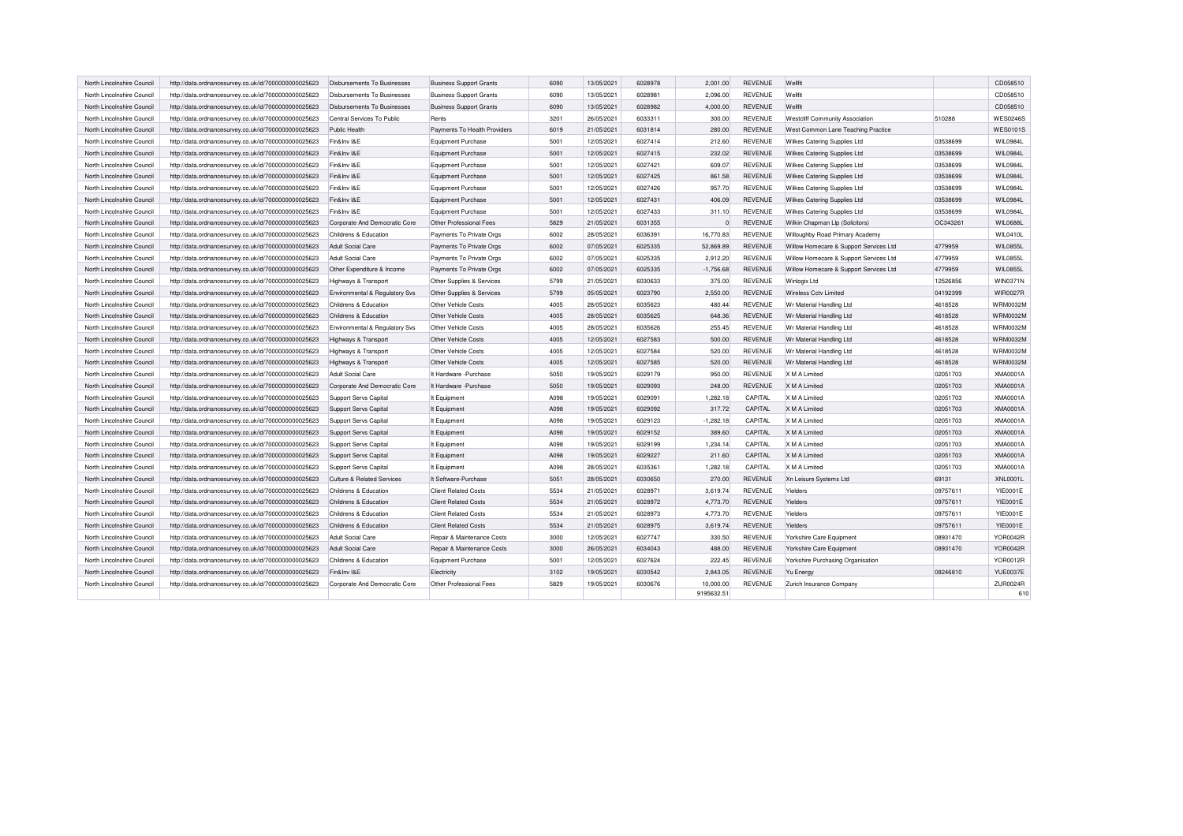| | | | | | | | | | | | | |
|---|---|---|---|---|---|---|---|---|---|---|---|---|
| North Lincolnshire Council | http://data.ordnancesurvey.co.uk/id/7000000000025623 | Disbursements To Businesses | Business Support Grants | 6090 | 13/05/2021 | 6028978 | 2,001.00 | REVENUE | Wellfit | | CD058510 |
| North Lincolnshire Council | http://data.ordnancesurvey.co.uk/id/7000000000025623 | Disbursements To Businesses | Business Support Grants | 6090 | 13/05/2021 | 6028981 | 2,096.00 | REVENUE | Wellfit | | CD058510 |
| North Lincolnshire Council | http://data.ordnancesurvey.co.uk/id/7000000000025623 | Disbursements To Businesses | Business Support Grants | 6090 | 13/05/2021 | 6028982 | 4,000.00 | REVENUE | Wellfit | | CD058510 |
| North Lincolnshire Council | http://data.ordnancesurvey.co.uk/id/7000000000025623 | Central Services To Public | Rents | 3201 | 26/05/2021 | 6033311 | 300.00 | REVENUE | Westcliff Community Association | 510288 | WES0246S |
| North Lincolnshire Council | http://data.ordnancesurvey.co.uk/id/7000000000025623 | Public Health | Payments To Health Providers | 6019 | 21/05/2021 | 6031814 | 280.00 | REVENUE | West Common Lane Teaching Practice | | WES0101S |
| North Lincolnshire Council | http://data.ordnancesurvey.co.uk/id/7000000000025623 | Fin&Inv I&E | Equipment Purchase | 5001 | 12/05/2021 | 6027414 | 212.60 | REVENUE | Wilkes Catering Supplies Ltd | 03538699 | WIL0984L |
| North Lincolnshire Council | http://data.ordnancesurvey.co.uk/id/7000000000025623 | Fin&Inv I&E | Equipment Purchase | 5001 | 12/05/2021 | 6027415 | 232.02 | REVENUE | Wilkes Catering Supplies Ltd | 03538699 | WIL0984L |
| North Lincolnshire Council | http://data.ordnancesurvey.co.uk/id/7000000000025623 | Fin&Inv I&E | Equipment Purchase | 5001 | 12/05/2021 | 6027421 | 609.07 | REVENUE | Wilkes Catering Supplies Ltd | 03538699 | WIL0984L |
| North Lincolnshire Council | http://data.ordnancesurvey.co.uk/id/7000000000025623 | Fin&Inv I&E | Equipment Purchase | 5001 | 12/05/2021 | 6027425 | 861.58 | REVENUE | Wilkes Catering Supplies Ltd | 03538699 | WIL0984L |
| North Lincolnshire Council | http://data.ordnancesurvey.co.uk/id/7000000000025623 | Fin&Inv I&E | Equipment Purchase | 5001 | 12/05/2021 | 6027426 | 957.70 | REVENUE | Wilkes Catering Supplies Ltd | 03538699 | WIL0984L |
| North Lincolnshire Council | http://data.ordnancesurvey.co.uk/id/7000000000025623 | Fin&Inv I&E | Equipment Purchase | 5001 | 12/05/2021 | 6027431 | 406.09 | REVENUE | Wilkes Catering Supplies Ltd | 03538699 | WIL0984L |
| North Lincolnshire Council | http://data.ordnancesurvey.co.uk/id/7000000000025623 | Fin&Inv I&E | Equipment Purchase | 5001 | 12/05/2021 | 6027433 | 311.10 | REVENUE | Wilkes Catering Supplies Ltd | 03538699 | WIL0984L |
| North Lincolnshire Council | http://data.ordnancesurvey.co.uk/id/7000000000025623 | Corporate And Democratic Core | Other Professional Fees | 5829 | 21/05/2021 | 6031355 | 0 | REVENUE | Wilkin Chapman Llp (Solicitors) | OC343261 | WIL0688L |
| North Lincolnshire Council | http://data.ordnancesurvey.co.uk/id/7000000000025623 | Childrens & Education | Payments To Private Orgs | 6002 | 28/05/2021 | 6036391 | 16,770.83 | REVENUE | Willoughby Road Primary Academy | | WIL0410L |
| North Lincolnshire Council | http://data.ordnancesurvey.co.uk/id/7000000000025623 | Adult Social Care | Payments To Private Orgs | 6002 | 07/05/2021 | 6025335 | 52,869.89 | REVENUE | Willow Homecare & Support Services Ltd | 4779959 | WIL0855L |
| North Lincolnshire Council | http://data.ordnancesurvey.co.uk/id/7000000000025623 | Adult Social Care | Payments To Private Orgs | 6002 | 07/05/2021 | 6025335 | 2,912.20 | REVENUE | Willow Homecare & Support Services Ltd | 4779959 | WIL0855L |
| North Lincolnshire Council | http://data.ordnancesurvey.co.uk/id/7000000000025623 | Other Expenditure & Income | Payments To Private Orgs | 6002 | 07/05/2021 | 6025335 | -1,756.68 | REVENUE | Willow Homecare & Support Services Ltd | 4779959 | WIL0855L |
| North Lincolnshire Council | http://data.ordnancesurvey.co.uk/id/7000000000025623 | Highways & Transport | Other Supplies & Services | 5799 | 21/05/2021 | 6030633 | 375.00 | REVENUE | Winlogix Ltd | 12526856 | WIN0371N |
| North Lincolnshire Council | http://data.ordnancesurvey.co.uk/id/7000000000025623 | Environmental & Regulatory Svs | Other Supplies & Services | 5799 | 05/05/2021 | 6023790 | 2,550.00 | REVENUE | Wireless Cctv Limited | 04192399 | WIR0027R |
| North Lincolnshire Council | http://data.ordnancesurvey.co.uk/id/7000000000025623 | Childrens & Education | Other Vehicle Costs | 4005 | 28/05/2021 | 6035623 | 480.44 | REVENUE | Wr Material Handling Ltd | 4618528 | WRM0032M |
| North Lincolnshire Council | http://data.ordnancesurvey.co.uk/id/7000000000025623 | Childrens & Education | Other Vehicle Costs | 4005 | 28/05/2021 | 6035625 | 648.36 | REVENUE | Wr Material Handling Ltd | 4618528 | WRM0032M |
| North Lincolnshire Council | http://data.ordnancesurvey.co.uk/id/7000000000025623 | Environmental & Regulatory Svs | Other Vehicle Costs | 4005 | 28/05/2021 | 6035626 | 255.45 | REVENUE | Wr Material Handling Ltd | 4618528 | WRM0032M |
| North Lincolnshire Council | http://data.ordnancesurvey.co.uk/id/7000000000025623 | Highways & Transport | Other Vehicle Costs | 4005 | 12/05/2021 | 6027583 | 500.00 | REVENUE | Wr Material Handling Ltd | 4618528 | WRM0032M |
| North Lincolnshire Council | http://data.ordnancesurvey.co.uk/id/7000000000025623 | Highways & Transport | Other Vehicle Costs | 4005 | 12/05/2021 | 6027584 | 520.00 | REVENUE | Wr Material Handling Ltd | 4618528 | WRM0032M |
| North Lincolnshire Council | http://data.ordnancesurvey.co.uk/id/7000000000025623 | Highways & Transport | Other Vehicle Costs | 4005 | 12/05/2021 | 6027585 | 520.00 | REVENUE | Wr Material Handling Ltd | 4618528 | WRM0032M |
| North Lincolnshire Council | http://data.ordnancesurvey.co.uk/id/7000000000025623 | Adult Social Care | It Hardware -Purchase | 5050 | 19/05/2021 | 6029179 | 950.00 | REVENUE | X M A Limited | 02051703 | XMA0001A |
| North Lincolnshire Council | http://data.ordnancesurvey.co.uk/id/7000000000025623 | Corporate And Democratic Core | It Hardware -Purchase | 5050 | 19/05/2021 | 6029093 | 248.00 | REVENUE | X M A Limited | 02051703 | XMA0001A |
| North Lincolnshire Council | http://data.ordnancesurvey.co.uk/id/7000000000025623 | Support Servs Capital | It Equipment | A098 | 19/05/2021 | 6029091 | 1,282.18 | CAPITAL | X M A Limited | 02051703 | XMA0001A |
| North Lincolnshire Council | http://data.ordnancesurvey.co.uk/id/7000000000025623 | Support Servs Capital | It Equipment | A098 | 19/05/2021 | 6029092 | 317.72 | CAPITAL | X M A Limited | 02051703 | XMA0001A |
| North Lincolnshire Council | http://data.ordnancesurvey.co.uk/id/7000000000025623 | Support Servs Capital | It Equipment | A098 | 19/05/2021 | 6029123 | -1,282.18 | CAPITAL | X M A Limited | 02051703 | XMA0001A |
| North Lincolnshire Council | http://data.ordnancesurvey.co.uk/id/7000000000025623 | Support Servs Capital | It Equipment | A098 | 19/05/2021 | 6029152 | 389.60 | CAPITAL | X M A Limited | 02051703 | XMA0001A |
| North Lincolnshire Council | http://data.ordnancesurvey.co.uk/id/7000000000025623 | Support Servs Capital | It Equipment | A098 | 19/05/2021 | 6029199 | 1,234.14 | CAPITAL | X M A Limited | 02051703 | XMA0001A |
| North Lincolnshire Council | http://data.ordnancesurvey.co.uk/id/7000000000025623 | Support Servs Capital | It Equipment | A098 | 19/05/2021 | 6029227 | 211.60 | CAPITAL | X M A Limited | 02051703 | XMA0001A |
| North Lincolnshire Council | http://data.ordnancesurvey.co.uk/id/7000000000025623 | Support Servs Capital | It Equipment | A098 | 28/05/2021 | 6035361 | 1,282.18 | CAPITAL | X M A Limited | 02051703 | XMA0001A |
| North Lincolnshire Council | http://data.ordnancesurvey.co.uk/id/7000000000025623 | Culture & Related Services | It Software-Purchase | 5051 | 28/05/2021 | 6030650 | 270.00 | REVENUE | Xn Leisure Systems Ltd | 69131 | XNL0001L |
| North Lincolnshire Council | http://data.ordnancesurvey.co.uk/id/7000000000025623 | Childrens & Education | Client Related Costs | 5534 | 21/05/2021 | 6028971 | 3,619.74 | REVENUE | Yielders | 09757611 | YIE0001E |
| North Lincolnshire Council | http://data.ordnancesurvey.co.uk/id/7000000000025623 | Childrens & Education | Client Related Costs | 5534 | 21/05/2021 | 6028972 | 4,773.70 | REVENUE | Yielders | 09757611 | YIE0001E |
| North Lincolnshire Council | http://data.ordnancesurvey.co.uk/id/7000000000025623 | Childrens & Education | Client Related Costs | 5534 | 21/05/2021 | 6028973 | 4,773.70 | REVENUE | Yielders | 09757611 | YIE0001E |
| North Lincolnshire Council | http://data.ordnancesurvey.co.uk/id/7000000000025623 | Childrens & Education | Client Related Costs | 5534 | 21/05/2021 | 6028975 | 3,619.74 | REVENUE | Yielders | 09757611 | YIE0001E |
| North Lincolnshire Council | http://data.ordnancesurvey.co.uk/id/7000000000025623 | Adult Social Care | Repair & Maintenance Costs | 3000 | 12/05/2021 | 6027747 | 330.50 | REVENUE | Yorkshire Care Equipment | 08931470 | YOR0042R |
| North Lincolnshire Council | http://data.ordnancesurvey.co.uk/id/7000000000025623 | Adult Social Care | Repair & Maintenance Costs | 3000 | 26/05/2021 | 6034043 | 488.00 | REVENUE | Yorkshire Care Equipment | 08931470 | YOR0042R |
| North Lincolnshire Council | http://data.ordnancesurvey.co.uk/id/7000000000025623 | Childrens & Education | Equipment Purchase | 5001 | 12/05/2021 | 6027624 | 222.45 | REVENUE | Yorkshire Purchasing Organisation | | YOR0012R |
| North Lincolnshire Council | http://data.ordnancesurvey.co.uk/id/7000000000025623 | Fin&Inv I&E | Electricity | 3102 | 19/05/2021 | 6030542 | 2,843.05 | REVENUE | Yu Energy | 08246810 | YUE0037E |
| North Lincolnshire Council | http://data.ordnancesurvey.co.uk/id/7000000000025623 | Corporate And Democratic Core | Other Professional Fees | 5829 | 19/05/2021 | 6030676 | 10,000.00 | REVENUE | Zurich Insurance Company | | ZUR0024R |
| | | | | | | | 9195632.51 | | | | 610 |